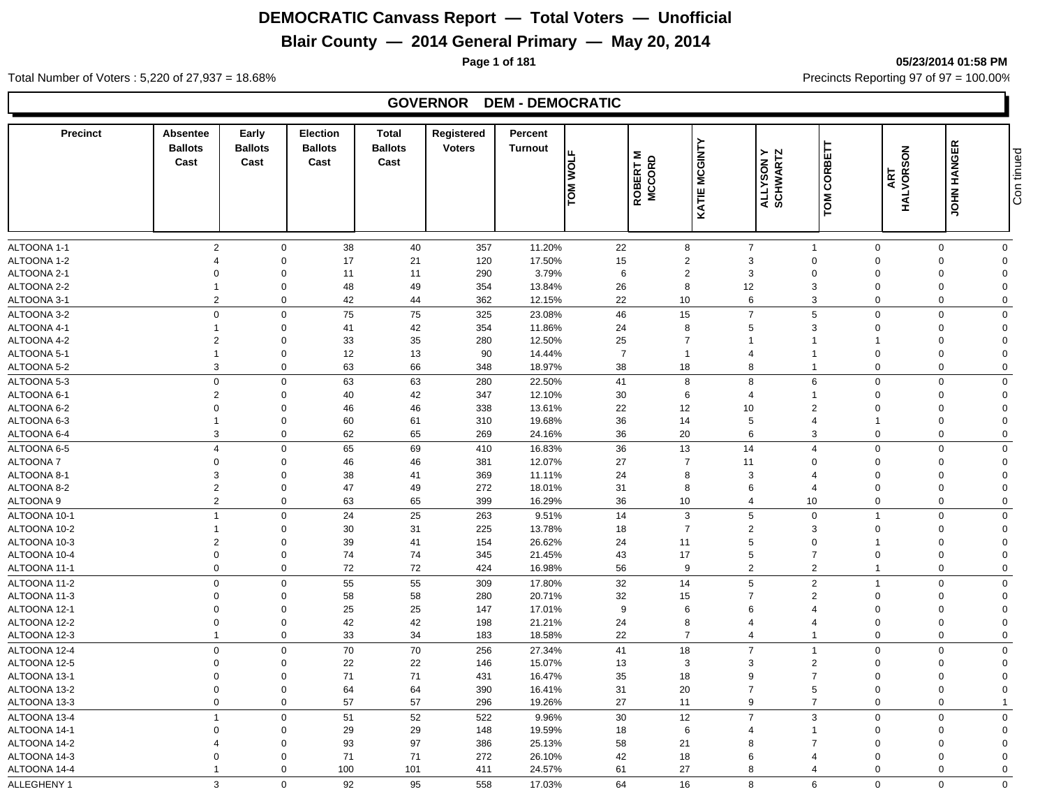# DEMOCRATIC Canvass Report — Total Voters — Unofficial

## Blair County — 2014 General Primary — May 20, 2014

05/23/2014 01:58 PM

Total Number of Voters : 5,220 of 27,937 = 18.68%

Precincts Reporting 97 of 97 = 100.00%

### GOVERNOR DEM - DEMOCRATIC

| Precinct | Absentee Ballots Cast | Early Ballots Cast | Election Ballots Cast | Total Ballots Cast | Registered Voters | Percent Turnout | TOM WOLF | ROBERT M MCCORD | KATIE MCGINTY | ALLYSON Y SCHWARTZ | TOM CORBETT | ART HALVORSON | JOHN HANGER | Continued |
|---|---|---|---|---|---|---|---|---|---|---|---|---|---|---|
| ALTOONA 1-1 | 2 | 0 | 38 | 40 | 357 | 11.20% | 22 | 8 | 7 | 1 | 0 | 0 | 0 | |
| ALTOONA 1-2 | 4 | 0 | 17 | 21 | 120 | 17.50% | 15 | 2 | 3 | 0 | 0 | 0 | 0 | |
| ALTOONA 2-1 | 0 | 0 | 11 | 11 | 290 | 3.79% | 6 | 2 | 3 | 0 | 0 | 0 | 0 | |
| ALTOONA 2-2 | 1 | 0 | 48 | 49 | 354 | 13.84% | 26 | 8 | 12 | 3 | 0 | 0 | 0 | |
| ALTOONA 3-1 | 2 | 0 | 42 | 44 | 362 | 12.15% | 22 | 10 | 6 | 3 | 0 | 0 | 0 | |
| ALTOONA 3-2 | 0 | 0 | 75 | 75 | 325 | 23.08% | 46 | 15 | 7 | 5 | 0 | 0 | 0 | |
| ALTOONA 4-1 | 1 | 0 | 41 | 42 | 354 | 11.86% | 24 | 8 | 5 | 3 | 0 | 0 | 0 | |
| ALTOONA 4-2 | 2 | 0 | 33 | 35 | 280 | 12.50% | 25 | 7 | 1 | 1 | 1 | 0 | 0 | |
| ALTOONA 5-1 | 1 | 0 | 12 | 13 | 90 | 14.44% | 7 | 1 | 4 | 1 | 0 | 0 | 0 | |
| ALTOONA 5-2 | 3 | 0 | 63 | 66 | 348 | 18.97% | 38 | 18 | 8 | 1 | 0 | 0 | 0 | |
| ALTOONA 5-3 | 0 | 0 | 63 | 63 | 280 | 22.50% | 41 | 8 | 8 | 6 | 0 | 0 | 0 | |
| ALTOONA 6-1 | 2 | 0 | 40 | 42 | 347 | 12.10% | 30 | 6 | 4 | 1 | 0 | 0 | 0 | |
| ALTOONA 6-2 | 0 | 0 | 46 | 46 | 338 | 13.61% | 22 | 12 | 10 | 2 | 0 | 0 | 0 | |
| ALTOONA 6-3 | 1 | 0 | 60 | 61 | 310 | 19.68% | 36 | 14 | 5 | 4 | 1 | 0 | 0 | |
| ALTOONA 6-4 | 3 | 0 | 62 | 65 | 269 | 24.16% | 36 | 20 | 6 | 3 | 0 | 0 | 0 | |
| ALTOONA 6-5 | 4 | 0 | 65 | 69 | 410 | 16.83% | 36 | 13 | 14 | 4 | 0 | 0 | 0 | |
| ALTOONA 7 | 0 | 0 | 46 | 46 | 381 | 12.07% | 27 | 7 | 11 | 0 | 0 | 0 | 0 | |
| ALTOONA 8-1 | 3 | 0 | 38 | 41 | 369 | 11.11% | 24 | 8 | 3 | 4 | 0 | 0 | 0 | |
| ALTOONA 8-2 | 2 | 0 | 47 | 49 | 272 | 18.01% | 31 | 8 | 6 | 4 | 0 | 0 | 0 | |
| ALTOONA 9 | 2 | 0 | 63 | 65 | 399 | 16.29% | 36 | 10 | 4 | 10 | 0 | 0 | 0 | |
| ALTOONA 10-1 | 1 | 0 | 24 | 25 | 263 | 9.51% | 14 | 3 | 5 | 0 | 1 | 0 | 0 | |
| ALTOONA 10-2 | 1 | 0 | 30 | 31 | 225 | 13.78% | 18 | 7 | 2 | 3 | 0 | 0 | 0 | |
| ALTOONA 10-3 | 2 | 0 | 39 | 41 | 154 | 26.62% | 24 | 11 | 5 | 0 | 1 | 0 | 0 | |
| ALTOONA 10-4 | 0 | 0 | 74 | 74 | 345 | 21.45% | 43 | 17 | 5 | 7 | 0 | 0 | 0 | |
| ALTOONA 11-1 | 0 | 0 | 72 | 72 | 424 | 16.98% | 56 | 9 | 2 | 2 | 1 | 0 | 0 | |
| ALTOONA 11-2 | 0 | 0 | 55 | 55 | 309 | 17.80% | 32 | 14 | 5 | 2 | 1 | 0 | 0 | |
| ALTOONA 11-3 | 0 | 0 | 58 | 58 | 280 | 20.71% | 32 | 15 | 7 | 2 | 0 | 0 | 0 | |
| ALTOONA 12-1 | 0 | 0 | 25 | 25 | 147 | 17.01% | 9 | 6 | 6 | 4 | 0 | 0 | 0 | |
| ALTOONA 12-2 | 0 | 0 | 42 | 42 | 198 | 21.21% | 24 | 8 | 4 | 4 | 0 | 0 | 0 | |
| ALTOONA 12-3 | 1 | 0 | 33 | 34 | 183 | 18.58% | 22 | 7 | 4 | 1 | 0 | 0 | 0 | |
| ALTOONA 12-4 | 0 | 0 | 70 | 70 | 256 | 27.34% | 41 | 18 | 7 | 1 | 0 | 0 | 0 | |
| ALTOONA 12-5 | 0 | 0 | 22 | 22 | 146 | 15.07% | 13 | 3 | 3 | 2 | 0 | 0 | 0 | |
| ALTOONA 13-1 | 0 | 0 | 71 | 71 | 431 | 16.47% | 35 | 18 | 9 | 7 | 0 | 0 | 0 | |
| ALTOONA 13-2 | 0 | 0 | 64 | 64 | 390 | 16.41% | 31 | 20 | 7 | 5 | 0 | 0 | 0 | |
| ALTOONA 13-3 | 0 | 0 | 57 | 57 | 296 | 19.26% | 27 | 11 | 9 | 7 | 0 | 0 | 1 | |
| ALTOONA 13-4 | 1 | 0 | 51 | 52 | 522 | 9.96% | 30 | 12 | 7 | 3 | 0 | 0 | 0 | |
| ALTOONA 14-1 | 0 | 0 | 29 | 29 | 148 | 19.59% | 18 | 6 | 4 | 1 | 0 | 0 | 0 | |
| ALTOONA 14-2 | 4 | 0 | 93 | 97 | 386 | 25.13% | 58 | 21 | 8 | 7 | 0 | 0 | 0 | |
| ALTOONA 14-3 | 0 | 0 | 71 | 71 | 272 | 26.10% | 42 | 18 | 6 | 4 | 0 | 0 | 0 | |
| ALTOONA 14-4 | 1 | 0 | 100 | 101 | 411 | 24.57% | 61 | 27 | 8 | 4 | 0 | 0 | 0 | |
| ALLEGHENY 1 | 3 | 0 | 92 | 95 | 558 | 17.03% | 64 | 16 | 8 | 6 | 0 | 0 | 0 | |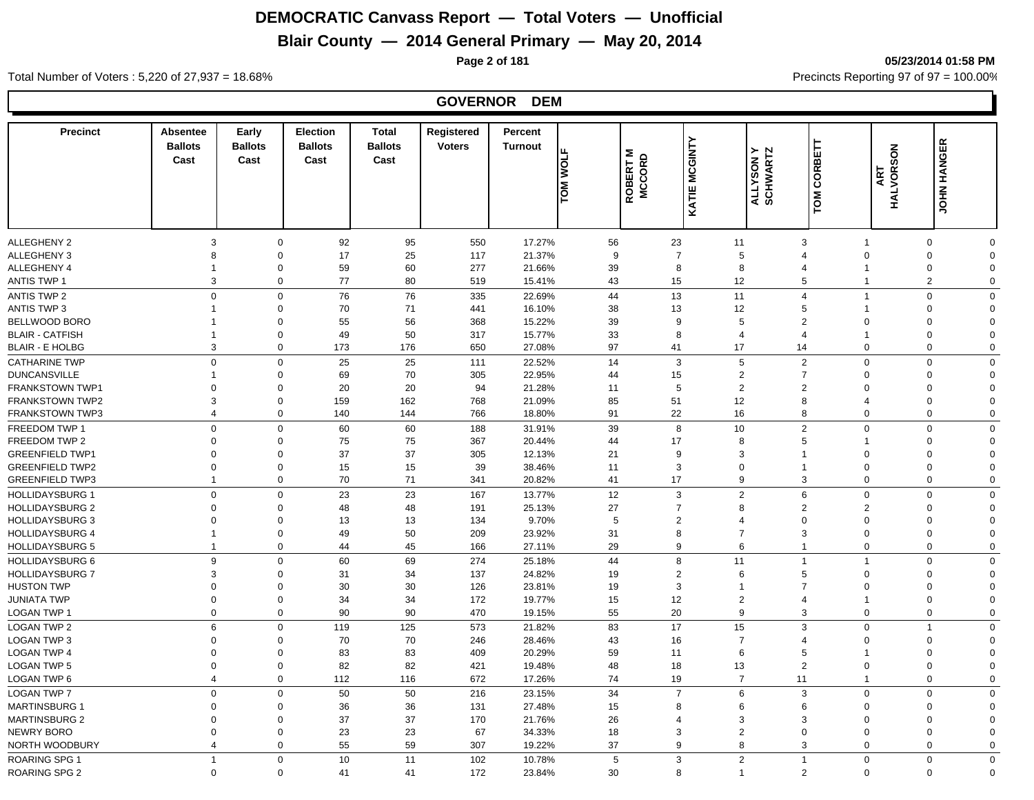# DEMOCRATIC Canvass Report — Total Voters — Unofficial

## Blair County — 2014 General Primary — May 20, 2014

05/23/2014 01:58 PM

Total Number of Voters : 5,220 of 27,937 = 18.68%

Precincts Reporting 97 of 97 = 100.00%

### GOVERNOR DEM

| Precinct | Absentee Ballots Cast | Early Ballots Cast | Election Ballots Cast | Total Ballots Cast | Registered Voters | Percent Turnout | TOM WOLF | ROBERT M MCCORD | KATIE MCGINTY | ALLYSON Y SCHWARTZ | TOM CORBETT | ART HALVORSON | JOHN HANGER |
|---|---|---|---|---|---|---|---|---|---|---|---|---|---|
| ALLEGHENY 2 | 3 | 0 | 92 | 95 | 550 | 17.27% | 56 | 23 | 11 | 3 | 1 | 0 | 0 |
| ALLEGHENY 3 | 8 | 0 | 17 | 25 | 117 | 21.37% | 9 | 7 | 5 | 4 | 0 | 0 | 0 |
| ALLEGHENY 4 | 1 | 0 | 59 | 60 | 277 | 21.66% | 39 | 8 | 8 | 4 | 1 | 0 | 0 |
| ANTIS TWP 1 | 3 | 0 | 77 | 80 | 519 | 15.41% | 43 | 15 | 12 | 5 | 1 | 2 | 0 |
| ANTIS TWP 2 | 0 | 0 | 76 | 76 | 335 | 22.69% | 44 | 13 | 11 | 4 | 1 | 0 | 0 |
| ANTIS TWP 3 | 1 | 0 | 70 | 71 | 441 | 16.10% | 38 | 13 | 12 | 5 | 1 | 0 | 0 |
| BELLWOOD BORO | 1 | 0 | 55 | 56 | 368 | 15.22% | 39 | 9 | 5 | 2 | 0 | 0 | 0 |
| BLAIR - CATFISH | 1 | 0 | 49 | 50 | 317 | 15.77% | 33 | 8 | 4 | 4 | 1 | 0 | 0 |
| BLAIR - E HOLBG | 3 | 0 | 173 | 176 | 650 | 27.08% | 97 | 41 | 17 | 14 | 0 | 0 | 0 |
| CATHARINE TWP | 0 | 0 | 25 | 25 | 111 | 22.52% | 14 | 3 | 5 | 2 | 0 | 0 | 0 |
| DUNCANSVILLE | 1 | 0 | 69 | 70 | 305 | 22.95% | 44 | 15 | 2 | 7 | 0 | 0 | 0 |
| FRANKSTOWN TWP1 | 0 | 0 | 20 | 20 | 94 | 21.28% | 11 | 5 | 2 | 2 | 0 | 0 | 0 |
| FRANKSTOWN TWP2 | 3 | 0 | 159 | 162 | 768 | 21.09% | 85 | 51 | 12 | 8 | 4 | 0 | 0 |
| FRANKSTOWN TWP3 | 4 | 0 | 140 | 144 | 766 | 18.80% | 91 | 22 | 16 | 8 | 0 | 0 | 0 |
| FREEDOM TWP 1 | 0 | 0 | 60 | 60 | 188 | 31.91% | 39 | 8 | 10 | 2 | 0 | 0 | 0 |
| FREEDOM TWP 2 | 0 | 0 | 75 | 75 | 367 | 20.44% | 44 | 17 | 8 | 5 | 1 | 0 | 0 |
| GREENFIELD TWP1 | 0 | 0 | 37 | 37 | 305 | 12.13% | 21 | 9 | 3 | 1 | 0 | 0 | 0 |
| GREENFIELD TWP2 | 0 | 0 | 15 | 15 | 39 | 38.46% | 11 | 3 | 0 | 1 | 0 | 0 | 0 |
| GREENFIELD TWP3 | 1 | 0 | 70 | 71 | 341 | 20.82% | 41 | 17 | 9 | 3 | 0 | 0 | 0 |
| HOLLIDAYSBURG 1 | 0 | 0 | 23 | 23 | 167 | 13.77% | 12 | 3 | 2 | 6 | 0 | 0 | 0 |
| HOLLIDAYSBURG 2 | 0 | 0 | 48 | 48 | 191 | 25.13% | 27 | 7 | 8 | 2 | 2 | 0 | 0 |
| HOLLIDAYSBURG 3 | 0 | 0 | 13 | 13 | 134 | 9.70% | 5 | 2 | 4 | 0 | 0 | 0 | 0 |
| HOLLIDAYSBURG 4 | 1 | 0 | 49 | 50 | 209 | 23.92% | 31 | 8 | 7 | 3 | 0 | 0 | 0 |
| HOLLIDAYSBURG 5 | 1 | 0 | 44 | 45 | 166 | 27.11% | 29 | 9 | 6 | 1 | 0 | 0 | 0 |
| HOLLIDAYSBURG 6 | 9 | 0 | 60 | 69 | 274 | 25.18% | 44 | 8 | 11 | 1 | 1 | 0 | 0 |
| HOLLIDAYSBURG 7 | 3 | 0 | 31 | 34 | 137 | 24.82% | 19 | 2 | 6 | 5 | 0 | 0 | 0 |
| HUSTON TWP | 0 | 0 | 30 | 30 | 126 | 23.81% | 19 | 3 | 1 | 7 | 0 | 0 | 0 |
| JUNIATA TWP | 0 | 0 | 34 | 34 | 172 | 19.77% | 15 | 12 | 2 | 4 | 1 | 0 | 0 |
| LOGAN TWP 1 | 0 | 0 | 90 | 90 | 470 | 19.15% | 55 | 20 | 9 | 3 | 0 | 0 | 0 |
| LOGAN TWP 2 | 6 | 0 | 119 | 125 | 573 | 21.82% | 83 | 17 | 15 | 3 | 0 | 1 | 0 |
| LOGAN TWP 3 | 0 | 0 | 70 | 70 | 246 | 28.46% | 43 | 16 | 7 | 4 | 0 | 0 | 0 |
| LOGAN TWP 4 | 0 | 0 | 83 | 83 | 409 | 20.29% | 59 | 11 | 6 | 5 | 1 | 0 | 0 |
| LOGAN TWP 5 | 0 | 0 | 82 | 82 | 421 | 19.48% | 48 | 18 | 13 | 2 | 0 | 0 | 0 |
| LOGAN TWP 6 | 4 | 0 | 112 | 116 | 672 | 17.26% | 74 | 19 | 7 | 11 | 1 | 0 | 0 |
| LOGAN TWP 7 | 0 | 0 | 50 | 50 | 216 | 23.15% | 34 | 7 | 6 | 3 | 0 | 0 | 0 |
| MARTINSBURG 1 | 0 | 0 | 36 | 36 | 131 | 27.48% | 15 | 8 | 6 | 6 | 0 | 0 | 0 |
| MARTINSBURG 2 | 0 | 0 | 37 | 37 | 170 | 21.76% | 26 | 4 | 3 | 3 | 0 | 0 | 0 |
| NEWRY BORO | 0 | 0 | 23 | 23 | 67 | 34.33% | 18 | 3 | 2 | 0 | 0 | 0 | 0 |
| NORTH WOODBURY | 4 | 0 | 55 | 59 | 307 | 19.22% | 37 | 9 | 8 | 3 | 0 | 0 | 0 |
| ROARING SPG 1 | 1 | 0 | 10 | 11 | 102 | 10.78% | 5 | 3 | 2 | 1 | 0 | 0 | 0 |
| ROARING SPG 2 | 0 | 0 | 41 | 41 | 172 | 23.84% | 30 | 8 | 1 | 2 | 0 | 0 | 0 |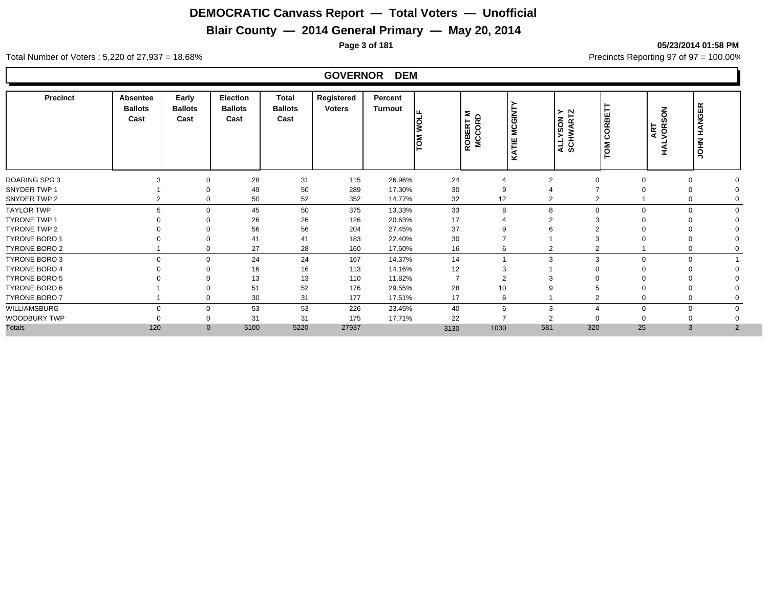# DEMOCRATIC Canvass Report — Total Voters — Unofficial

## Blair County — 2014 General Primary — May 20, 2014

05/23/2014 01:58 PM

Total Number of Voters : 5,220 of 27,937 = 18.68%

Precincts Reporting 97 of 97 = 100.00%

### GOVERNOR DEM

| Precinct | Absentee Ballots Cast | Early Ballots Cast | Election Ballots Cast | Total Ballots Cast | Registered Voters | Percent Turnout | TOM WOLF | ROBERT M MCCORD | KATIE MCGINTY | ALLYSON Y SCHWARTZ | TOM CORBETT | ART HALVORSON | JOHN HANGER |
|---|---|---|---|---|---|---|---|---|---|---|---|---|---|
| ROARING SPG 3 | 3 | 0 | 28 | 31 | 115 | 26.96% | 24 | 4 | 2 | 0 | 0 | 0 | 0 |
| SNYDER TWP 1 | 1 | 0 | 49 | 50 | 289 | 17.30% | 30 | 9 | 4 | 7 | 0 | 0 | 0 |
| SNYDER TWP 2 | 2 | 0 | 50 | 52 | 352 | 14.77% | 32 | 12 | 2 | 2 | 1 | 0 | 0 |
| TAYLOR TWP | 5 | 0 | 45 | 50 | 375 | 13.33% | 33 | 8 | 8 | 0 | 0 | 0 | 0 |
| TYRONE TWP 1 | 0 | 0 | 26 | 26 | 126 | 20.63% | 17 | 4 | 2 | 3 | 0 | 0 | 0 |
| TYRONE TWP 2 | 0 | 0 | 56 | 56 | 204 | 27.45% | 37 | 9 | 6 | 2 | 0 | 0 | 0 |
| TYRONE BORO 1 | 0 | 0 | 41 | 41 | 183 | 22.40% | 30 | 7 | 1 | 3 | 0 | 0 | 0 |
| TYRONE BORO 2 | 1 | 0 | 27 | 28 | 160 | 17.50% | 16 | 6 | 2 | 2 | 1 | 0 | 0 |
| TYRONE BORO 3 | 0 | 0 | 24 | 24 | 167 | 14.37% | 14 | 1 | 3 | 3 | 0 | 0 | 1 |
| TYRONE BORO 4 | 0 | 0 | 16 | 16 | 113 | 14.16% | 12 | 3 | 1 | 0 | 0 | 0 | 0 |
| TYRONE BORO 5 | 0 | 0 | 13 | 13 | 110 | 11.82% | 7 | 2 | 3 | 0 | 0 | 0 | 0 |
| TYRONE BORO 6 | 1 | 0 | 51 | 52 | 176 | 29.55% | 28 | 10 | 9 | 5 | 0 | 0 | 0 |
| TYRONE BORO 7 | 1 | 0 | 30 | 31 | 177 | 17.51% | 17 | 6 | 1 | 2 | 0 | 0 | 0 |
| WILLIAMSBURG | 0 | 0 | 53 | 53 | 226 | 23.45% | 40 | 6 | 3 | 4 | 0 | 0 | 0 |
| WOODBURY TWP | 0 | 0 | 31 | 31 | 175 | 17.71% | 22 | 7 | 2 | 0 | 0 | 0 | 0 |
| Totals | 120 | 0 | 5100 | 5220 | 27937 | | 3130 | 1030 | 581 | 320 | 25 | 3 | 2 |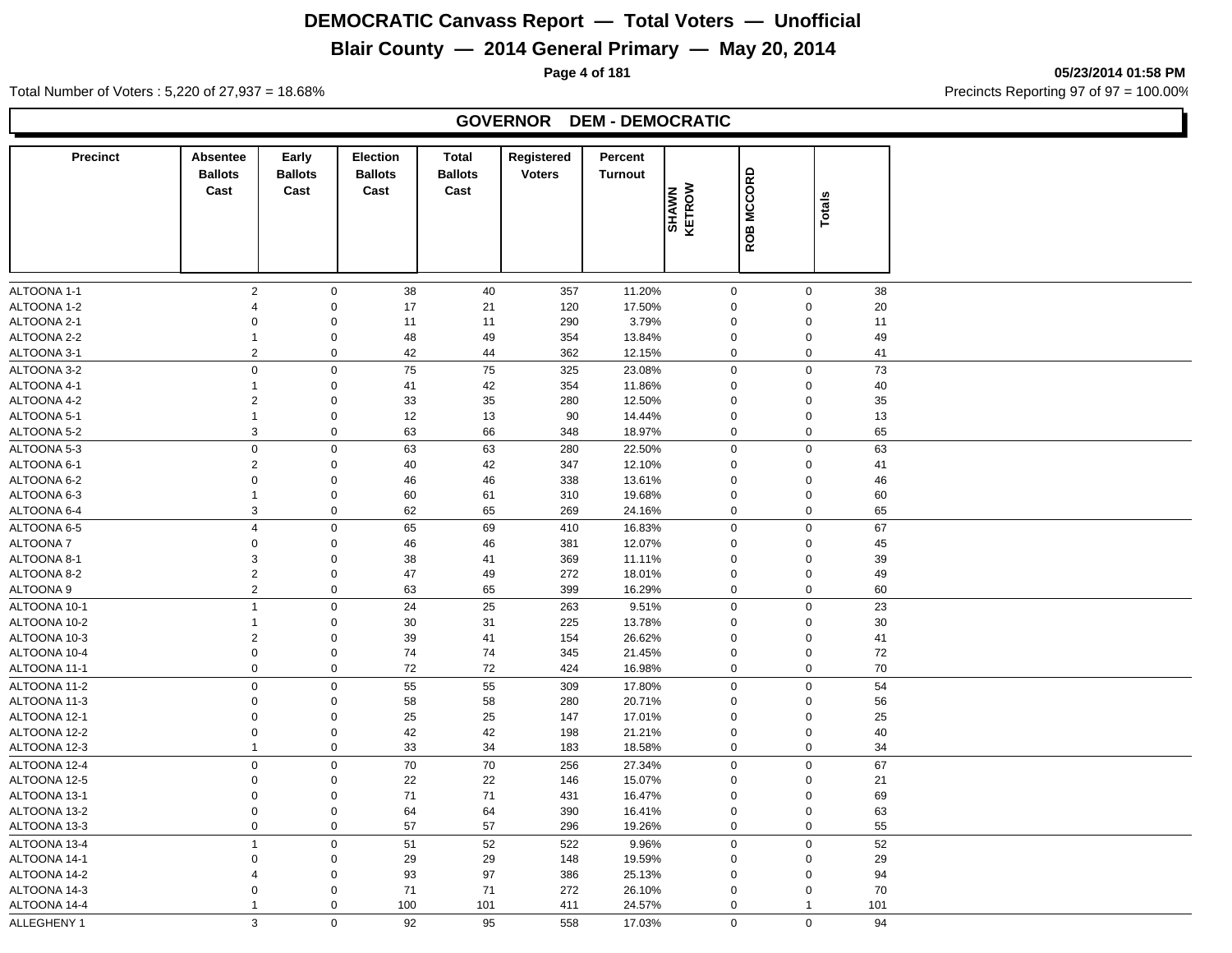# DEMOCRATIC Canvass Report — Total Voters — Unofficial

## Blair County — 2014 General Primary — May 20, 2014

05/23/2014 01:58 PM

Total Number of Voters : 5,220 of 27,937 = 18.68%

Precincts Reporting 97 of 97 = 100.00%

### GOVERNOR DEM - DEMOCRATIC

| Precinct | Absentee Ballots Cast | Early Ballots Cast | Election Ballots Cast | Total Ballots Cast | Registered Voters | Percent Turnout | SHAWN KETROW | ROB MCCORD | Totals |
|---|---|---|---|---|---|---|---|---|---|
| ALTOONA 1-1 | 2 | 0 | 38 | 40 | 357 | 11.20% | 0 | 0 | 38 |
| ALTOONA 1-2 | 4 | 0 | 17 | 21 | 120 | 17.50% | 0 | 0 | 20 |
| ALTOONA 2-1 | 0 | 0 | 11 | 11 | 290 | 3.79% | 0 | 0 | 11 |
| ALTOONA 2-2 | 1 | 0 | 48 | 49 | 354 | 13.84% | 0 | 0 | 49 |
| ALTOONA 3-1 | 2 | 0 | 42 | 44 | 362 | 12.15% | 0 | 0 | 41 |
| ALTOONA 3-2 | 0 | 0 | 75 | 75 | 325 | 23.08% | 0 | 0 | 73 |
| ALTOONA 4-1 | 1 | 0 | 41 | 42 | 354 | 11.86% | 0 | 0 | 40 |
| ALTOONA 4-2 | 2 | 0 | 33 | 35 | 280 | 12.50% | 0 | 0 | 35 |
| ALTOONA 5-1 | 1 | 0 | 12 | 13 | 90 | 14.44% | 0 | 0 | 13 |
| ALTOONA 5-2 | 3 | 0 | 63 | 66 | 348 | 18.97% | 0 | 0 | 65 |
| ALTOONA 5-3 | 0 | 0 | 63 | 63 | 280 | 22.50% | 0 | 0 | 63 |
| ALTOONA 6-1 | 2 | 0 | 40 | 42 | 347 | 12.10% | 0 | 0 | 41 |
| ALTOONA 6-2 | 0 | 0 | 46 | 46 | 338 | 13.61% | 0 | 0 | 46 |
| ALTOONA 6-3 | 1 | 0 | 60 | 61 | 310 | 19.68% | 0 | 0 | 60 |
| ALTOONA 6-4 | 3 | 0 | 62 | 65 | 269 | 24.16% | 0 | 0 | 65 |
| ALTOONA 6-5 | 4 | 0 | 65 | 69 | 410 | 16.83% | 0 | 0 | 67 |
| ALTOONA 7 | 0 | 0 | 46 | 46 | 381 | 12.07% | 0 | 0 | 45 |
| ALTOONA 8-1 | 3 | 0 | 38 | 41 | 369 | 11.11% | 0 | 0 | 39 |
| ALTOONA 8-2 | 2 | 0 | 47 | 49 | 272 | 18.01% | 0 | 0 | 49 |
| ALTOONA 9 | 2 | 0 | 63 | 65 | 399 | 16.29% | 0 | 0 | 60 |
| ALTOONA 10-1 | 1 | 0 | 24 | 25 | 263 | 9.51% | 0 | 0 | 23 |
| ALTOONA 10-2 | 1 | 0 | 30 | 31 | 225 | 13.78% | 0 | 0 | 30 |
| ALTOONA 10-3 | 2 | 0 | 39 | 41 | 154 | 26.62% | 0 | 0 | 41 |
| ALTOONA 10-4 | 0 | 0 | 74 | 74 | 345 | 21.45% | 0 | 0 | 72 |
| ALTOONA 11-1 | 0 | 0 | 72 | 72 | 424 | 16.98% | 0 | 0 | 70 |
| ALTOONA 11-2 | 0 | 0 | 55 | 55 | 309 | 17.80% | 0 | 0 | 54 |
| ALTOONA 11-3 | 0 | 0 | 58 | 58 | 280 | 20.71% | 0 | 0 | 56 |
| ALTOONA 12-1 | 0 | 0 | 25 | 25 | 147 | 17.01% | 0 | 0 | 25 |
| ALTOONA 12-2 | 0 | 0 | 42 | 42 | 198 | 21.21% | 0 | 0 | 40 |
| ALTOONA 12-3 | 1 | 0 | 33 | 34 | 183 | 18.58% | 0 | 0 | 34 |
| ALTOONA 12-4 | 0 | 0 | 70 | 70 | 256 | 27.34% | 0 | 0 | 67 |
| ALTOONA 12-5 | 0 | 0 | 22 | 22 | 146 | 15.07% | 0 | 0 | 21 |
| ALTOONA 13-1 | 0 | 0 | 71 | 71 | 431 | 16.47% | 0 | 0 | 69 |
| ALTOONA 13-2 | 0 | 0 | 64 | 64 | 390 | 16.41% | 0 | 0 | 63 |
| ALTOONA 13-3 | 0 | 0 | 57 | 57 | 296 | 19.26% | 0 | 0 | 55 |
| ALTOONA 13-4 | 1 | 0 | 51 | 52 | 522 | 9.96% | 0 | 0 | 52 |
| ALTOONA 14-1 | 0 | 0 | 29 | 29 | 148 | 19.59% | 0 | 0 | 29 |
| ALTOONA 14-2 | 4 | 0 | 93 | 97 | 386 | 25.13% | 0 | 0 | 94 |
| ALTOONA 14-3 | 0 | 0 | 71 | 71 | 272 | 26.10% | 0 | 0 | 70 |
| ALTOONA 14-4 | 1 | 0 | 100 | 101 | 411 | 24.57% | 0 | 1 | 101 |
| ALLEGHENY 1 | 3 | 0 | 92 | 95 | 558 | 17.03% | 0 | 0 | 94 |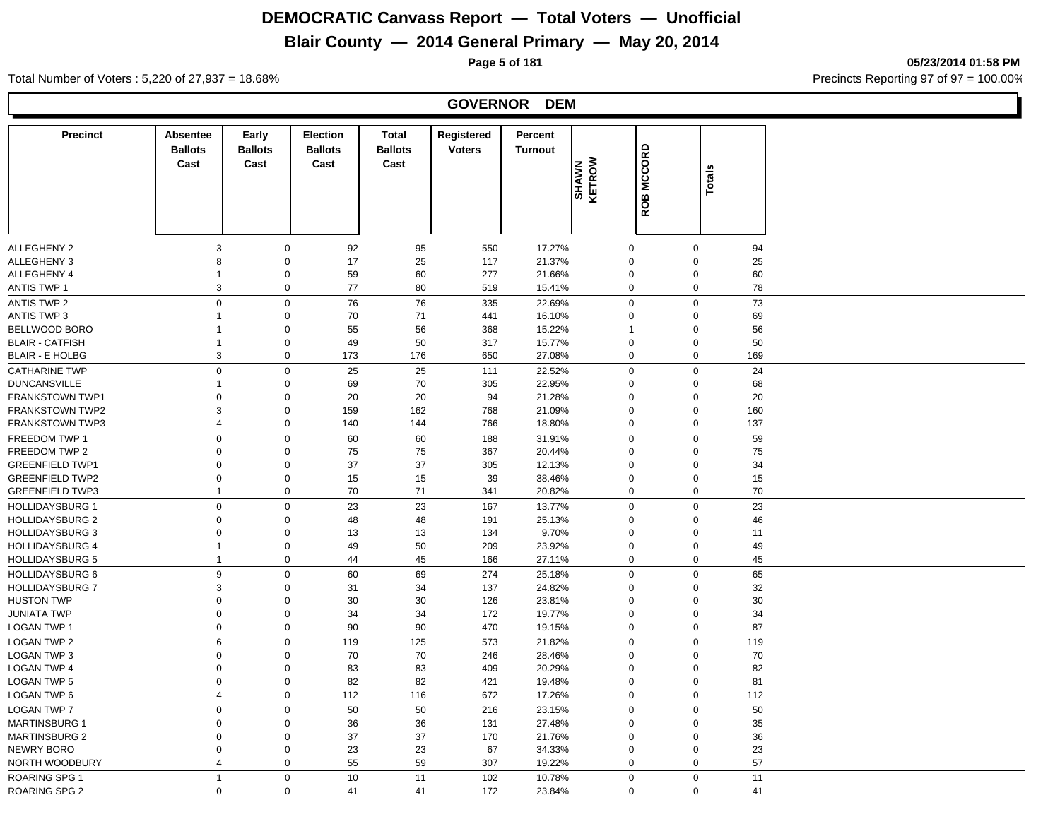# DEMOCRATIC Canvass Report — Total Voters — Unofficial

## Blair County — 2014 General Primary — May 20, 2014

05/23/2014 01:58 PM

Total Number of Voters : 5,220 of 27,937 = 18.68%

Precincts Reporting 97 of 97 = 100.00%

### GOVERNOR DEM

| Precinct | Absentee Ballots Cast | Early Ballots Cast | Election Ballots Cast | Total Ballots Cast | Registered Voters | Percent Turnout | SHAWN KETROW | ROB MCCORD | Totals |
|---|---|---|---|---|---|---|---|---|---|
| ALLEGHENY 2 | 3 | 0 | 92 | 95 | 550 | 17.27% | 0 | 0 | 94 |
| ALLEGHENY 3 | 8 | 0 | 17 | 25 | 117 | 21.37% | 0 | 0 | 25 |
| ALLEGHENY 4 | 1 | 0 | 59 | 60 | 277 | 21.66% | 0 | 0 | 60 |
| ANTIS TWP 1 | 3 | 0 | 77 | 80 | 519 | 15.41% | 0 | 0 | 78 |
| ANTIS TWP 2 | 0 | 0 | 76 | 76 | 335 | 22.69% | 0 | 0 | 73 |
| ANTIS TWP 3 | 1 | 0 | 70 | 71 | 441 | 16.10% | 0 | 0 | 69 |
| BELLWOOD BORO | 1 | 0 | 55 | 56 | 368 | 15.22% | 1 | 0 | 56 |
| BLAIR - CATFISH | 1 | 0 | 49 | 50 | 317 | 15.77% | 0 | 0 | 50 |
| BLAIR - E HOLBG | 3 | 0 | 173 | 176 | 650 | 27.08% | 0 | 0 | 169 |
| CATHARINE TWP | 0 | 0 | 25 | 25 | 111 | 22.52% | 0 | 0 | 24 |
| DUNCANSVILLE | 1 | 0 | 69 | 70 | 305 | 22.95% | 0 | 0 | 68 |
| FRANKSTOWN TWP1 | 0 | 0 | 20 | 20 | 94 | 21.28% | 0 | 0 | 20 |
| FRANKSTOWN TWP2 | 3 | 0 | 159 | 162 | 768 | 21.09% | 0 | 0 | 160 |
| FRANKSTOWN TWP3 | 4 | 0 | 140 | 144 | 766 | 18.80% | 0 | 0 | 137 |
| FREEDOM TWP 1 | 0 | 0 | 60 | 60 | 188 | 31.91% | 0 | 0 | 59 |
| FREEDOM TWP 2 | 0 | 0 | 75 | 75 | 367 | 20.44% | 0 | 0 | 75 |
| GREENFIELD TWP1 | 0 | 0 | 37 | 37 | 305 | 12.13% | 0 | 0 | 34 |
| GREENFIELD TWP2 | 0 | 0 | 15 | 15 | 39 | 38.46% | 0 | 0 | 15 |
| GREENFIELD TWP3 | 1 | 0 | 70 | 71 | 341 | 20.82% | 0 | 0 | 70 |
| HOLLIDAYSBURG 1 | 0 | 0 | 23 | 23 | 167 | 13.77% | 0 | 0 | 23 |
| HOLLIDAYSBURG 2 | 0 | 0 | 48 | 48 | 191 | 25.13% | 0 | 0 | 46 |
| HOLLIDAYSBURG 3 | 0 | 0 | 13 | 13 | 134 | 9.70% | 0 | 0 | 11 |
| HOLLIDAYSBURG 4 | 1 | 0 | 49 | 50 | 209 | 23.92% | 0 | 0 | 49 |
| HOLLIDAYSBURG 5 | 1 | 0 | 44 | 45 | 166 | 27.11% | 0 | 0 | 45 |
| HOLLIDAYSBURG 6 | 9 | 0 | 60 | 69 | 274 | 25.18% | 0 | 0 | 65 |
| HOLLIDAYSBURG 7 | 3 | 0 | 31 | 34 | 137 | 24.82% | 0 | 0 | 32 |
| HUSTON TWP | 0 | 0 | 30 | 30 | 126 | 23.81% | 0 | 0 | 30 |
| JUNIATA TWP | 0 | 0 | 34 | 34 | 172 | 19.77% | 0 | 0 | 34 |
| LOGAN TWP 1 | 0 | 0 | 90 | 90 | 470 | 19.15% | 0 | 0 | 87 |
| LOGAN TWP 2 | 6 | 0 | 119 | 125 | 573 | 21.82% | 0 | 0 | 119 |
| LOGAN TWP 3 | 0 | 0 | 70 | 70 | 246 | 28.46% | 0 | 0 | 70 |
| LOGAN TWP 4 | 0 | 0 | 83 | 83 | 409 | 20.29% | 0 | 0 | 82 |
| LOGAN TWP 5 | 0 | 0 | 82 | 82 | 421 | 19.48% | 0 | 0 | 81 |
| LOGAN TWP 6 | 4 | 0 | 112 | 116 | 672 | 17.26% | 0 | 0 | 112 |
| LOGAN TWP 7 | 0 | 0 | 50 | 50 | 216 | 23.15% | 0 | 0 | 50 |
| MARTINSBURG 1 | 0 | 0 | 36 | 36 | 131 | 27.48% | 0 | 0 | 35 |
| MARTINSBURG 2 | 0 | 0 | 37 | 37 | 170 | 21.76% | 0 | 0 | 36 |
| NEWRY BORO | 0 | 0 | 23 | 23 | 67 | 34.33% | 0 | 0 | 23 |
| NORTH WOODBURY | 4 | 0 | 55 | 59 | 307 | 19.22% | 0 | 0 | 57 |
| ROARING SPG 1 | 1 | 0 | 10 | 11 | 102 | 10.78% | 0 | 0 | 11 |
| ROARING SPG 2 | 0 | 0 | 41 | 41 | 172 | 23.84% | 0 | 0 | 41 |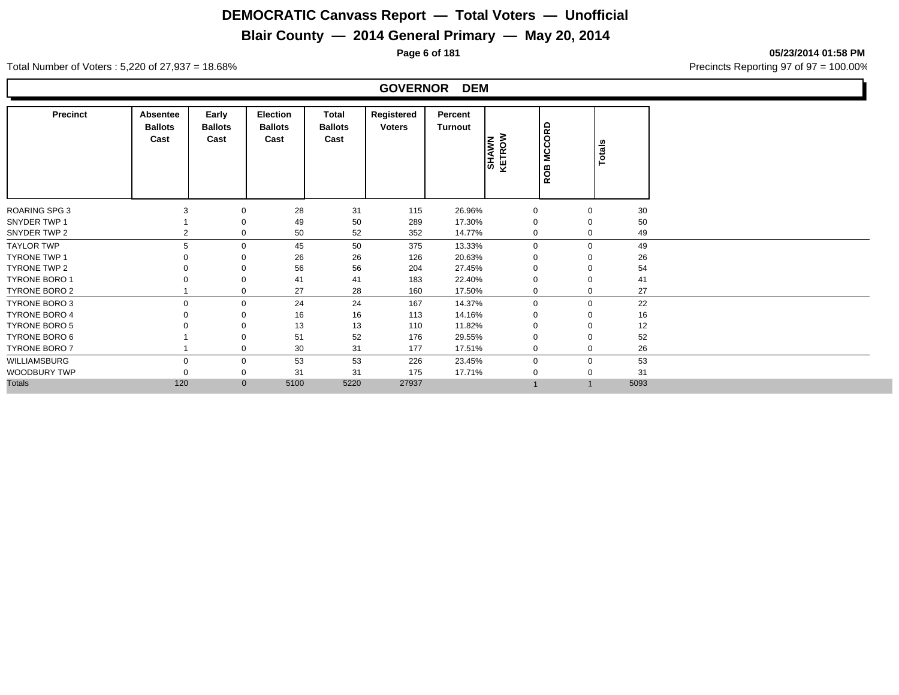# DEMOCRATIC Canvass Report — Total Voters — Unofficial

## Blair County — 2014 General Primary — May 20, 2014

05/23/2014 01:58 PM

Total Number of Voters : 5,220 of 27,937 = 18.68%

Precincts Reporting 97 of 97 = 100.00%

### GOVERNOR DEM

| Precinct | Absentee Ballots Cast | Early Ballots Cast | Election Ballots Cast | Total Ballots Cast | Registered Voters | Percent Turnout | SHAWN KETROW | ROB MCCORD | Totals |
|---|---|---|---|---|---|---|---|---|---|
| ROARING SPG 3 | 3 | 0 | 28 | 31 | 115 | 26.96% | 0 | 0 | 30 |
| SNYDER TWP 1 | 1 | 0 | 49 | 50 | 289 | 17.30% | 0 | 0 | 50 |
| SNYDER TWP 2 | 2 | 0 | 50 | 52 | 352 | 14.77% | 0 | 0 | 49 |
| TAYLOR TWP | 5 | 0 | 45 | 50 | 375 | 13.33% | 0 | 0 | 49 |
| TYRONE TWP 1 | 0 | 0 | 26 | 26 | 126 | 20.63% | 0 | 0 | 26 |
| TYRONE TWP 2 | 0 | 0 | 56 | 56 | 204 | 27.45% | 0 | 0 | 54 |
| TYRONE BORO 1 | 0 | 0 | 41 | 41 | 183 | 22.40% | 0 | 0 | 41 |
| TYRONE BORO 2 | 1 | 0 | 27 | 28 | 160 | 17.50% | 0 | 0 | 27 |
| TYRONE BORO 3 | 0 | 0 | 24 | 24 | 167 | 14.37% | 0 | 0 | 22 |
| TYRONE BORO 4 | 0 | 0 | 16 | 16 | 113 | 14.16% | 0 | 0 | 16 |
| TYRONE BORO 5 | 0 | 0 | 13 | 13 | 110 | 11.82% | 0 | 0 | 12 |
| TYRONE BORO 6 | 1 | 0 | 51 | 52 | 176 | 29.55% | 0 | 0 | 52 |
| TYRONE BORO 7 | 1 | 0 | 30 | 31 | 177 | 17.51% | 0 | 0 | 26 |
| WILLIAMSBURG | 0 | 0 | 53 | 53 | 226 | 23.45% | 0 | 0 | 53 |
| WOODBURY TWP | 0 | 0 | 31 | 31 | 175 | 17.71% | 0 | 0 | 31 |
| Totals | 120 | 0 | 5100 | 5220 | 27937 | | 1 | 1 | 5093 |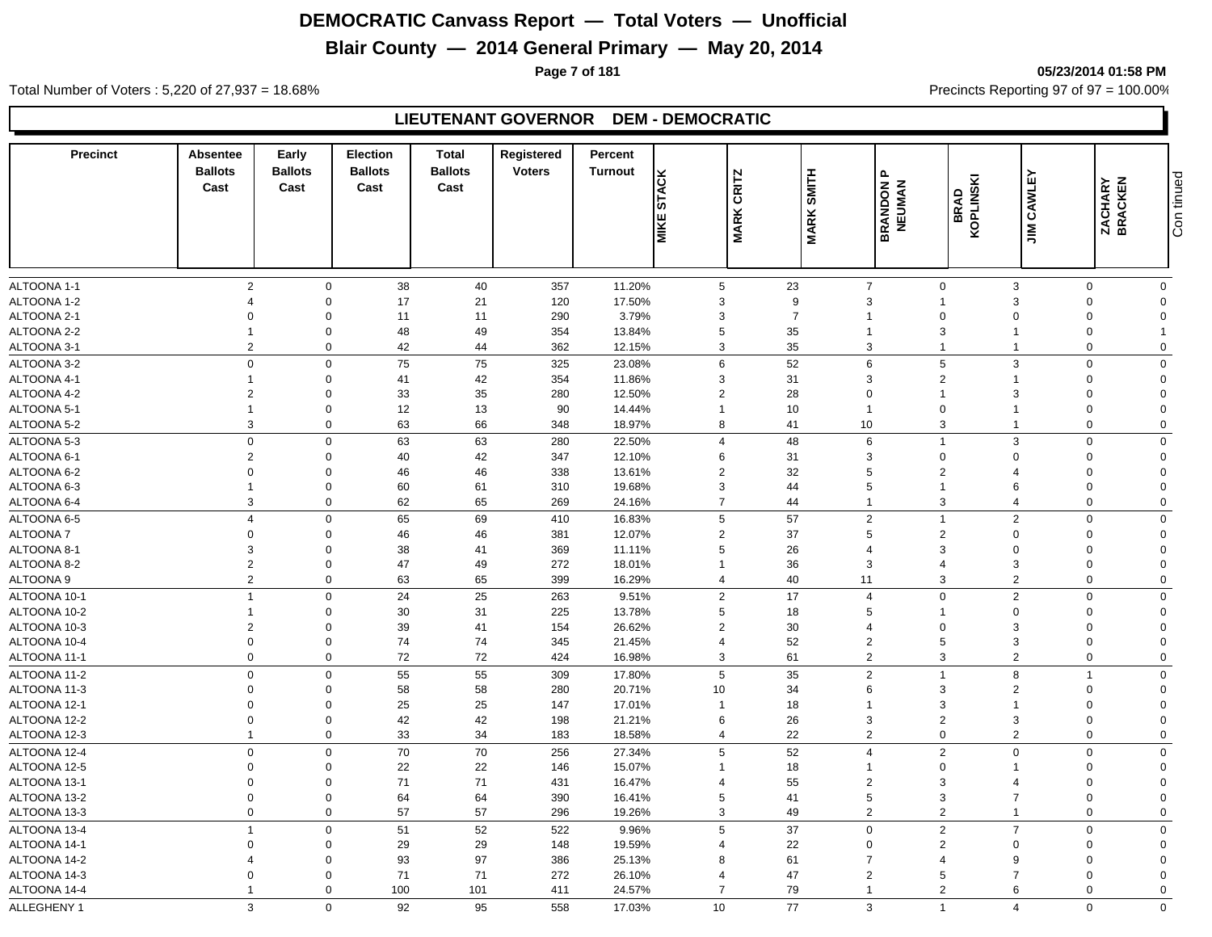# DEMOCRATIC Canvass Report — Total Voters — Unofficial

## Blair County — 2014 General Primary — May 20, 2014

05/23/2014 01:58 PM

Total Number of Voters : 5,220 of 27,937 = 18.68%

Precincts Reporting 97 of 97 = 100.00%

### LIEUTENANT GOVERNOR DEM - DEMOCRATIC

| Precinct | Absentee Ballots Cast | Early Ballots Cast | Election Ballots Cast | Total Ballots Cast | Registered Voters | Percent Turnout | MIKE STACK | MARK CRITZ | MARK SMITH | BRANDON P NEUMAN | BRAD KOPLINSKI | JIM CAWLEY | ZACHARY BRACKEN | Continued |
|---|---|---|---|---|---|---|---|---|---|---|---|---|---|---|
| ALTOONA 1-1 | 2 | 0 | 38 | 40 | 357 | 11.20% | 5 | 23 | 7 | 0 | 3 | 0 | 0 | |
| ALTOONA 1-2 | 4 | 0 | 17 | 21 | 120 | 17.50% | 3 | 9 | 3 | 1 | 3 | 0 | 0 | |
| ALTOONA 2-1 | 0 | 0 | 11 | 11 | 290 | 3.79% | 3 | 7 | 1 | 0 | 0 | 0 | 0 | |
| ALTOONA 2-2 | 1 | 0 | 48 | 49 | 354 | 13.84% | 5 | 35 | 1 | 3 | 1 | 0 | 1 | |
| ALTOONA 3-1 | 2 | 0 | 42 | 44 | 362 | 12.15% | 3 | 35 | 3 | 1 | 1 | 0 | 0 | |
| ALTOONA 3-2 | 0 | 0 | 75 | 75 | 325 | 23.08% | 6 | 52 | 6 | 5 | 3 | 0 | 0 | |
| ALTOONA 4-1 | 1 | 0 | 41 | 42 | 354 | 11.86% | 3 | 31 | 3 | 2 | 1 | 0 | 0 | |
| ALTOONA 4-2 | 2 | 0 | 33 | 35 | 280 | 12.50% | 2 | 28 | 0 | 1 | 3 | 0 | 0 | |
| ALTOONA 5-1 | 1 | 0 | 12 | 13 | 90 | 14.44% | 1 | 10 | 1 | 0 | 1 | 0 | 0 | |
| ALTOONA 5-2 | 3 | 0 | 63 | 66 | 348 | 18.97% | 8 | 41 | 10 | 3 | 1 | 0 | 0 | |
| ALTOONA 5-3 | 0 | 0 | 63 | 63 | 280 | 22.50% | 4 | 48 | 6 | 1 | 3 | 0 | 0 | |
| ALTOONA 6-1 | 2 | 0 | 40 | 42 | 347 | 12.10% | 6 | 31 | 3 | 0 | 0 | 0 | 0 | |
| ALTOONA 6-2 | 0 | 0 | 46 | 46 | 338 | 13.61% | 2 | 32 | 5 | 2 | 4 | 0 | 0 | |
| ALTOONA 6-3 | 1 | 0 | 60 | 61 | 310 | 19.68% | 3 | 44 | 5 | 1 | 6 | 0 | 0 | |
| ALTOONA 6-4 | 3 | 0 | 62 | 65 | 269 | 24.16% | 7 | 44 | 1 | 3 | 4 | 0 | 0 | |
| ALTOONA 6-5 | 4 | 0 | 65 | 69 | 410 | 16.83% | 5 | 57 | 2 | 1 | 2 | 0 | 0 | |
| ALTOONA 7 | 0 | 0 | 46 | 46 | 381 | 12.07% | 2 | 37 | 5 | 2 | 0 | 0 | 0 | |
| ALTOONA 8-1 | 3 | 0 | 38 | 41 | 369 | 11.11% | 5 | 26 | 4 | 3 | 0 | 0 | 0 | |
| ALTOONA 8-2 | 2 | 0 | 47 | 49 | 272 | 18.01% | 1 | 36 | 3 | 4 | 3 | 0 | 0 | |
| ALTOONA 9 | 2 | 0 | 63 | 65 | 399 | 16.29% | 4 | 40 | 11 | 3 | 2 | 0 | 0 | |
| ALTOONA 10-1 | 1 | 0 | 24 | 25 | 263 | 9.51% | 2 | 17 | 4 | 0 | 2 | 0 | 0 | |
| ALTOONA 10-2 | 1 | 0 | 30 | 31 | 225 | 13.78% | 5 | 18 | 5 | 1 | 0 | 0 | 0 | |
| ALTOONA 10-3 | 2 | 0 | 39 | 41 | 154 | 26.62% | 2 | 30 | 4 | 0 | 3 | 0 | 0 | |
| ALTOONA 10-4 | 0 | 0 | 74 | 74 | 345 | 21.45% | 4 | 52 | 2 | 5 | 3 | 0 | 0 | |
| ALTOONA 11-1 | 0 | 0 | 72 | 72 | 424 | 16.98% | 3 | 61 | 2 | 3 | 2 | 0 | 0 | |
| ALTOONA 11-2 | 0 | 0 | 55 | 55 | 309 | 17.80% | 5 | 35 | 2 | 1 | 8 | 1 | 0 | |
| ALTOONA 11-3 | 0 | 0 | 58 | 58 | 280 | 20.71% | 10 | 34 | 6 | 3 | 2 | 0 | 0 | |
| ALTOONA 12-1 | 0 | 0 | 25 | 25 | 147 | 17.01% | 1 | 18 | 1 | 3 | 1 | 0 | 0 | |
| ALTOONA 12-2 | 0 | 0 | 42 | 42 | 198 | 21.21% | 6 | 26 | 3 | 2 | 3 | 0 | 0 | |
| ALTOONA 12-3 | 1 | 0 | 33 | 34 | 183 | 18.58% | 4 | 22 | 2 | 0 | 2 | 0 | 0 | |
| ALTOONA 12-4 | 0 | 0 | 70 | 70 | 256 | 27.34% | 5 | 52 | 4 | 2 | 0 | 0 | 0 | |
| ALTOONA 12-5 | 0 | 0 | 22 | 22 | 146 | 15.07% | 1 | 18 | 1 | 0 | 1 | 0 | 0 | |
| ALTOONA 13-1 | 0 | 0 | 71 | 71 | 431 | 16.47% | 4 | 55 | 2 | 3 | 4 | 0 | 0 | |
| ALTOONA 13-2 | 0 | 0 | 64 | 64 | 390 | 16.41% | 5 | 41 | 5 | 3 | 7 | 0 | 0 | |
| ALTOONA 13-3 | 0 | 0 | 57 | 57 | 296 | 19.26% | 3 | 49 | 2 | 2 | 1 | 0 | 0 | |
| ALTOONA 13-4 | 1 | 0 | 51 | 52 | 522 | 9.96% | 5 | 37 | 0 | 2 | 7 | 0 | 0 | |
| ALTOONA 14-1 | 0 | 0 | 29 | 29 | 148 | 19.59% | 4 | 22 | 0 | 2 | 0 | 0 | 0 | |
| ALTOONA 14-2 | 4 | 0 | 93 | 97 | 386 | 25.13% | 8 | 61 | 7 | 4 | 9 | 0 | 0 | |
| ALTOONA 14-3 | 0 | 0 | 71 | 71 | 272 | 26.10% | 4 | 47 | 2 | 5 | 7 | 0 | 0 | |
| ALTOONA 14-4 | 1 | 0 | 100 | 101 | 411 | 24.57% | 7 | 79 | 1 | 2 | 6 | 0 | 0 | |
| ALLEGHENY 1 | 3 | 0 | 92 | 95 | 558 | 17.03% | 10 | 77 | 3 | 1 | 4 | 0 | 0 | |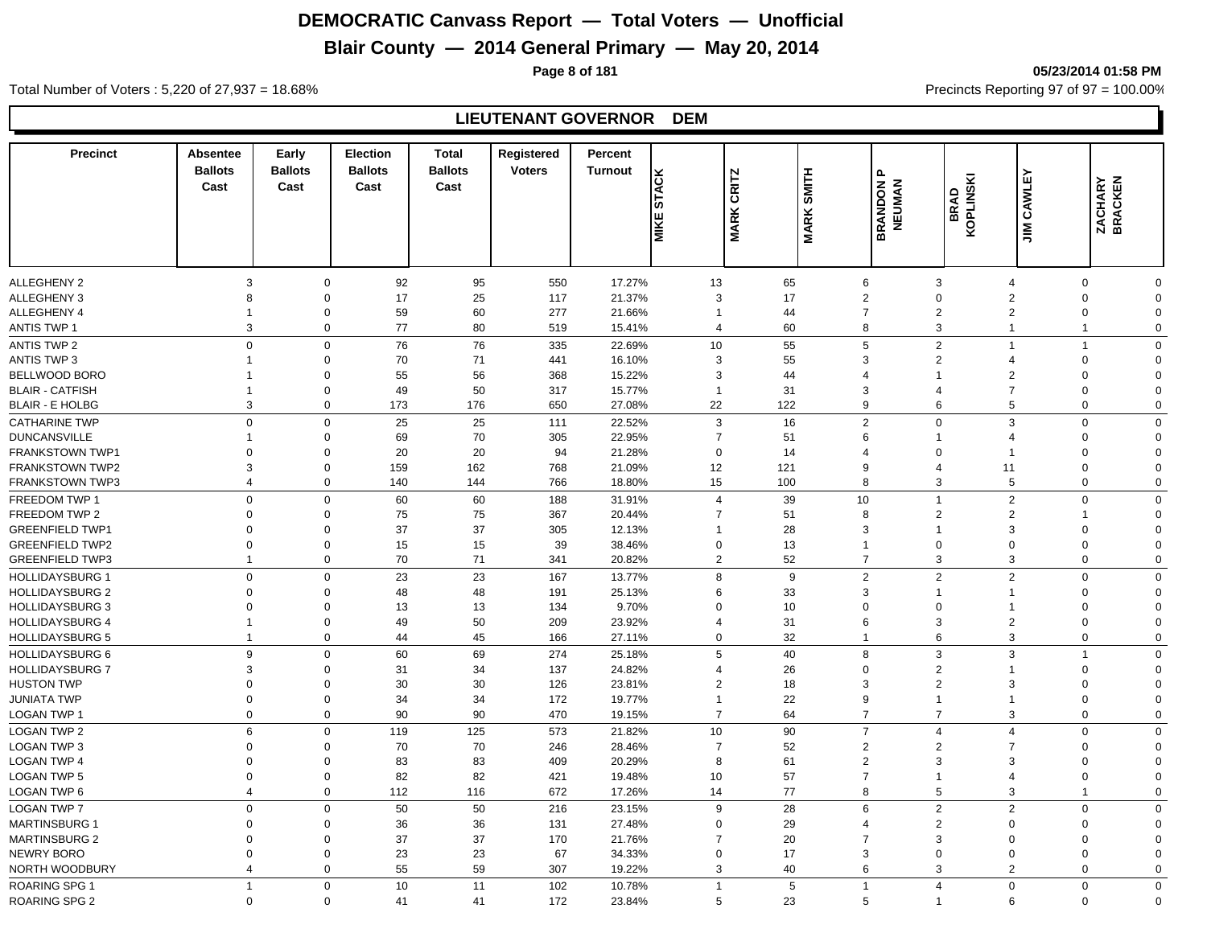# DEMOCRATIC Canvass Report — Total Voters — Unofficial

## Blair County — 2014 General Primary — May 20, 2014

05/23/2014 01:58 PM

Total Number of Voters : 5,220 of 27,937 = 18.68%

Precincts Reporting 97 of 97 = 100.00%

### LIEUTENANT GOVERNOR DEM

| Precinct | Absentee Ballots Cast | Early Ballots Cast | Election Ballots Cast | Total Ballots Cast | Registered Voters | Percent Turnout | MIKE STACK | MARK CRITZ | MARK SMITH | BRANDON P NEUMAN | BRAD KOPLINSKI | JIM CAWLEY | ZACHARY BRACKEN |
|---|---|---|---|---|---|---|---|---|---|---|---|---|---|
| ALLEGHENY 2 | 3 | 0 | 92 | 95 | 550 | 17.27% | 13 | 65 | 6 | 3 | 4 | 0 | 0 |
| ALLEGHENY 3 | 8 | 0 | 17 | 25 | 117 | 21.37% | 3 | 17 | 2 | 0 | 2 | 0 | 0 |
| ALLEGHENY 4 | 1 | 0 | 59 | 60 | 277 | 21.66% | 1 | 44 | 7 | 2 | 2 | 0 | 0 |
| ANTIS TWP 1 | 3 | 0 | 77 | 80 | 519 | 15.41% | 4 | 60 | 8 | 3 | 1 | 1 | 0 |
| ANTIS TWP 2 | 0 | 0 | 76 | 76 | 335 | 22.69% | 10 | 55 | 5 | 2 | 1 | 1 | 0 |
| ANTIS TWP 3 | 1 | 0 | 70 | 71 | 441 | 16.10% | 3 | 55 | 3 | 2 | 4 | 0 | 0 |
| BELLWOOD BORO | 1 | 0 | 55 | 56 | 368 | 15.22% | 3 | 44 | 4 | 1 | 2 | 0 | 0 |
| BLAIR - CATFISH | 1 | 0 | 49 | 50 | 317 | 15.77% | 1 | 31 | 3 | 4 | 7 | 0 | 0 |
| BLAIR - E HOLBG | 3 | 0 | 173 | 176 | 650 | 27.08% | 22 | 122 | 9 | 6 | 5 | 0 | 0 |
| CATHARINE TWP | 0 | 0 | 25 | 25 | 111 | 22.52% | 3 | 16 | 2 | 0 | 3 | 0 | 0 |
| DUNCANSVILLE | 1 | 0 | 69 | 70 | 305 | 22.95% | 7 | 51 | 6 | 1 | 4 | 0 | 0 |
| FRANKSTOWN TWP1 | 0 | 0 | 20 | 20 | 94 | 21.28% | 0 | 14 | 4 | 0 | 1 | 0 | 0 |
| FRANKSTOWN TWP2 | 3 | 0 | 159 | 162 | 768 | 21.09% | 12 | 121 | 9 | 4 | 11 | 0 | 0 |
| FRANKSTOWN TWP3 | 4 | 0 | 140 | 144 | 766 | 18.80% | 15 | 100 | 8 | 3 | 5 | 0 | 0 |
| FREEDOM TWP 1 | 0 | 0 | 60 | 60 | 188 | 31.91% | 4 | 39 | 10 | 1 | 2 | 0 | 0 |
| FREEDOM TWP 2 | 0 | 0 | 75 | 75 | 367 | 20.44% | 7 | 51 | 8 | 2 | 2 | 1 | 0 |
| GREENFIELD TWP1 | 0 | 0 | 37 | 37 | 305 | 12.13% | 1 | 28 | 3 | 1 | 3 | 0 | 0 |
| GREENFIELD TWP2 | 0 | 0 | 15 | 15 | 39 | 38.46% | 0 | 13 | 1 | 0 | 0 | 0 | 0 |
| GREENFIELD TWP3 | 1 | 0 | 70 | 71 | 341 | 20.82% | 2 | 52 | 7 | 3 | 3 | 0 | 0 |
| HOLLIDAYSBURG 1 | 0 | 0 | 23 | 23 | 167 | 13.77% | 8 | 9 | 2 | 2 | 2 | 0 | 0 |
| HOLLIDAYSBURG 2 | 0 | 0 | 48 | 48 | 191 | 25.13% | 6 | 33 | 3 | 1 | 1 | 0 | 0 |
| HOLLIDAYSBURG 3 | 0 | 0 | 13 | 13 | 134 | 9.70% | 0 | 10 | 0 | 0 | 1 | 0 | 0 |
| HOLLIDAYSBURG 4 | 1 | 0 | 49 | 50 | 209 | 23.92% | 4 | 31 | 6 | 3 | 2 | 0 | 0 |
| HOLLIDAYSBURG 5 | 1 | 0 | 44 | 45 | 166 | 27.11% | 0 | 32 | 1 | 6 | 3 | 0 | 0 |
| HOLLIDAYSBURG 6 | 9 | 0 | 60 | 69 | 274 | 25.18% | 5 | 40 | 8 | 3 | 3 | 1 | 0 |
| HOLLIDAYSBURG 7 | 3 | 0 | 31 | 34 | 137 | 24.82% | 4 | 26 | 0 | 2 | 1 | 0 | 0 |
| HUSTON TWP | 0 | 0 | 30 | 30 | 126 | 23.81% | 2 | 18 | 3 | 2 | 3 | 0 | 0 |
| JUNIATA TWP | 0 | 0 | 34 | 34 | 172 | 19.77% | 1 | 22 | 9 | 1 | 1 | 0 | 0 |
| LOGAN TWP 1 | 0 | 0 | 90 | 90 | 470 | 19.15% | 7 | 64 | 7 | 7 | 3 | 0 | 0 |
| LOGAN TWP 2 | 6 | 0 | 119 | 125 | 573 | 21.82% | 10 | 90 | 7 | 4 | 4 | 0 | 0 |
| LOGAN TWP 3 | 0 | 0 | 70 | 70 | 246 | 28.46% | 7 | 52 | 2 | 2 | 7 | 0 | 0 |
| LOGAN TWP 4 | 0 | 0 | 83 | 83 | 409 | 20.29% | 8 | 61 | 2 | 3 | 3 | 0 | 0 |
| LOGAN TWP 5 | 0 | 0 | 82 | 82 | 421 | 19.48% | 10 | 57 | 7 | 1 | 4 | 0 | 0 |
| LOGAN TWP 6 | 4 | 0 | 112 | 116 | 672 | 17.26% | 14 | 77 | 8 | 5 | 3 | 1 | 0 |
| LOGAN TWP 7 | 0 | 0 | 50 | 50 | 216 | 23.15% | 9 | 28 | 6 | 2 | 2 | 0 | 0 |
| MARTINSBURG 1 | 0 | 0 | 36 | 36 | 131 | 27.48% | 0 | 29 | 4 | 2 | 0 | 0 | 0 |
| MARTINSBURG 2 | 0 | 0 | 37 | 37 | 170 | 21.76% | 7 | 20 | 7 | 3 | 0 | 0 | 0 |
| NEWRY BORO | 0 | 0 | 23 | 23 | 67 | 34.33% | 0 | 17 | 3 | 0 | 0 | 0 | 0 |
| NORTH WOODBURY | 4 | 0 | 55 | 59 | 307 | 19.22% | 3 | 40 | 6 | 3 | 2 | 0 | 0 |
| ROARING SPG 1 | 1 | 0 | 10 | 11 | 102 | 10.78% | 1 | 5 | 1 | 4 | 0 | 0 | 0 |
| ROARING SPG 2 | 0 | 0 | 41 | 41 | 172 | 23.84% | 5 | 23 | 5 | 1 | 6 | 0 | 0 |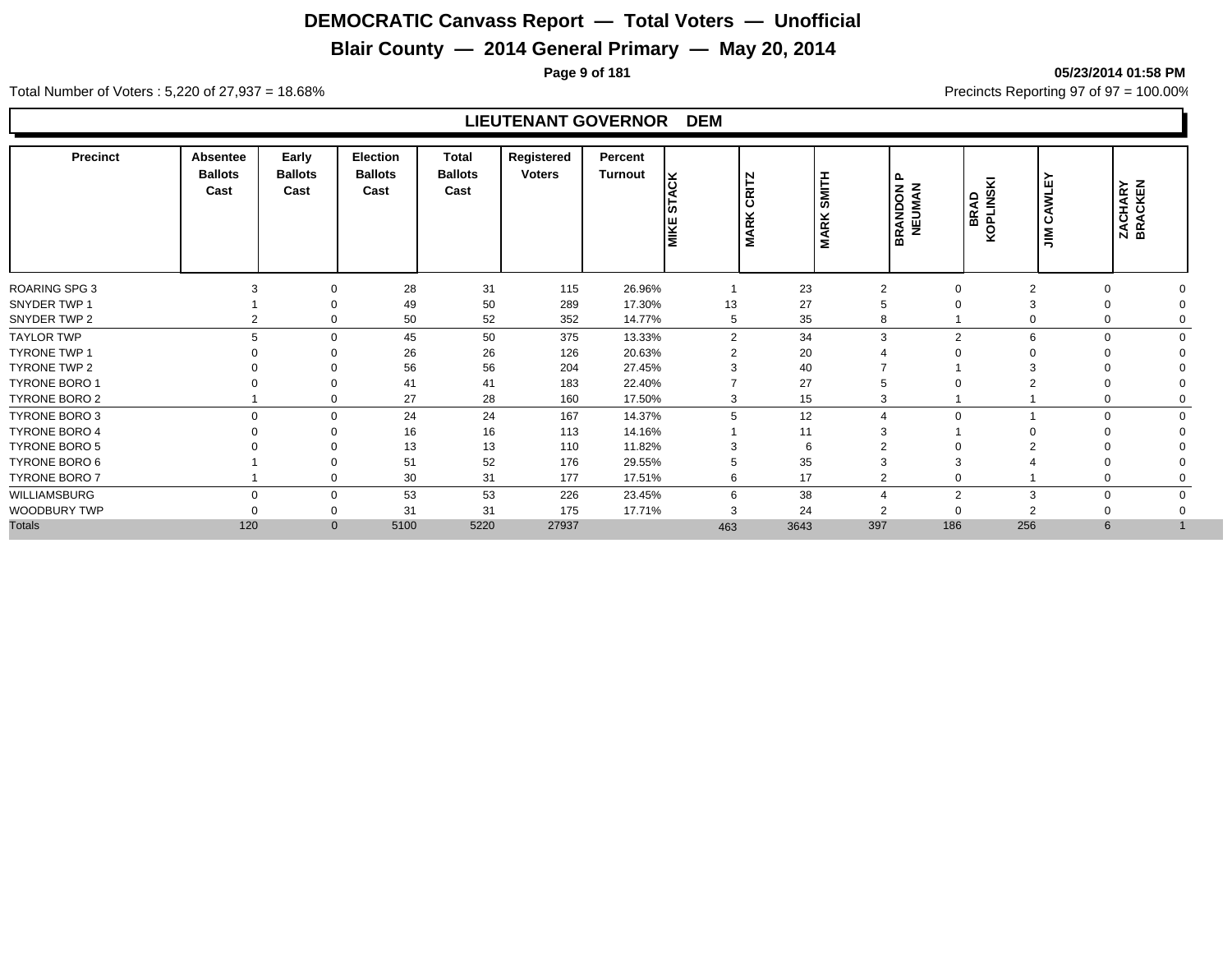# DEMOCRATIC Canvass Report — Total Voters — Unofficial

## Blair County — 2014 General Primary — May 20, 2014

05/23/2014 01:58 PM

Total Number of Voters : 5,220 of 27,937 = 18.68%

Precincts Reporting 97 of 97 = 100.00%

### LIEUTENANT GOVERNOR DEM

| Precinct | Absentee Ballots Cast | Early Ballots Cast | Election Ballots Cast | Total Ballots Cast | Registered Voters | Percent Turnout | MIKE STACK | MARK CRITZ | MARK SMITH | BRANDON P NEUMAN | BRAD KOPLINSKI | JIM CAWLEY | ZACHARY BRACKEN |
|---|---|---|---|---|---|---|---|---|---|---|---|---|---|
| ROARING SPG 3 | 3 | 0 | 28 | 31 | 115 | 26.96% | 1 | 23 | 2 | 0 | 2 | 0 | 0 |
| SNYDER TWP 1 | 1 | 0 | 49 | 50 | 289 | 17.30% | 13 | 27 | 5 | 0 | 3 | 0 | 0 |
| SNYDER TWP 2 | 2 | 0 | 50 | 52 | 352 | 14.77% | 5 | 35 | 8 | 1 | 0 | 0 | 0 |
| TAYLOR TWP | 5 | 0 | 45 | 50 | 375 | 13.33% | 2 | 34 | 3 | 2 | 6 | 0 | 0 |
| TYRONE TWP 1 | 0 | 0 | 26 | 26 | 126 | 20.63% | 2 | 20 | 4 | 0 | 0 | 0 | 0 |
| TYRONE TWP 2 | 0 | 0 | 56 | 56 | 204 | 27.45% | 3 | 40 | 7 | 1 | 3 | 0 | 0 |
| TYRONE BORO 1 | 0 | 0 | 41 | 41 | 183 | 22.40% | 7 | 27 | 5 | 0 | 2 | 0 | 0 |
| TYRONE BORO 2 | 1 | 0 | 27 | 28 | 160 | 17.50% | 3 | 15 | 3 | 1 | 1 | 0 | 0 |
| TYRONE BORO 3 | 0 | 0 | 24 | 24 | 167 | 14.37% | 5 | 12 | 4 | 0 | 1 | 0 | 0 |
| TYRONE BORO 4 | 0 | 0 | 16 | 16 | 113 | 14.16% | 1 | 11 | 3 | 1 | 0 | 0 | 0 |
| TYRONE BORO 5 | 0 | 0 | 13 | 13 | 110 | 11.82% | 3 | 6 | 2 | 0 | 2 | 0 | 0 |
| TYRONE BORO 6 | 1 | 0 | 51 | 52 | 176 | 29.55% | 5 | 35 | 3 | 3 | 4 | 0 | 0 |
| TYRONE BORO 7 | 1 | 0 | 30 | 31 | 177 | 17.51% | 6 | 17 | 2 | 0 | 1 | 0 | 0 |
| WILLIAMSBURG | 0 | 0 | 53 | 53 | 226 | 23.45% | 6 | 38 | 4 | 2 | 3 | 0 | 0 |
| WOODBURY TWP | 0 | 0 | 31 | 31 | 175 | 17.71% | 3 | 24 | 2 | 0 | 2 | 0 | 0 |
| Totals | 120 | 0 | 5100 | 5220 | 27937 | | 463 | 3643 | 397 | 186 | 256 | 6 | 1 |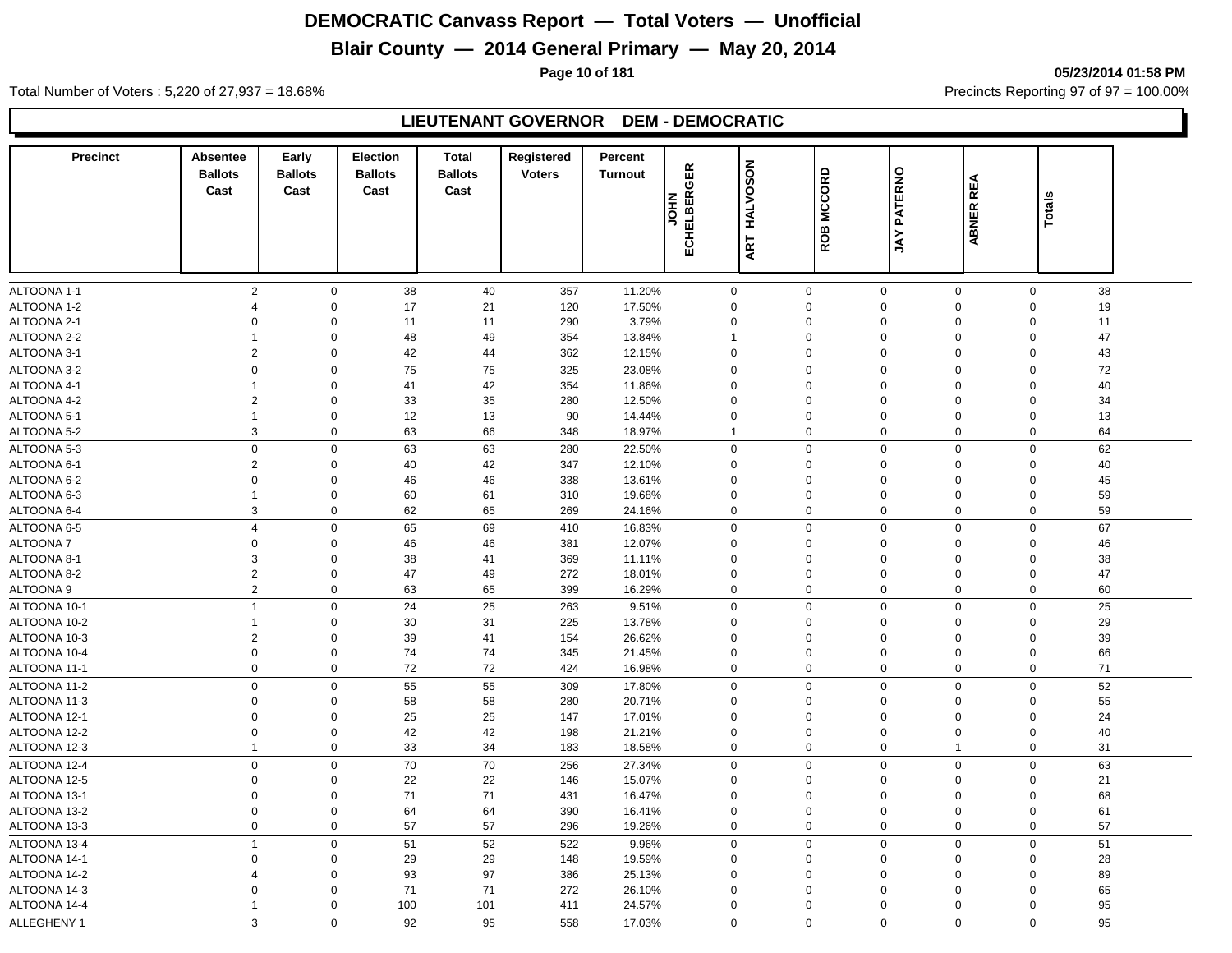# DEMOCRATIC Canvass Report — Total Voters — Unofficial

## Blair County — 2014 General Primary — May 20, 2014

05/23/2014 01:58 PM

Total Number of Voters : 5,220 of 27,937 = 18.68%

Precincts Reporting 97 of 97 = 100.00%

### LIEUTENANT GOVERNOR DEM - DEMOCRATIC

| Precinct | Absentee Ballots Cast | Early Ballots Cast | Election Ballots Cast | Total Ballots Cast | Registered Voters | Percent Turnout | JOHN ECHELBERGER | ART HALVOSON | ROB MCCORD | JAY PATERNO | ABNER REA | Totals |
|---|---|---|---|---|---|---|---|---|---|---|---|---|
| ALTOONA 1-1 | 2 | 0 | 38 | 40 | 357 | 11.20% | 0 | 0 | 0 | 0 | 0 | 38 |
| ALTOONA 1-2 | 4 | 0 | 17 | 21 | 120 | 17.50% | 0 | 0 | 0 | 0 | 0 | 19 |
| ALTOONA 2-1 | 0 | 0 | 11 | 11 | 290 | 3.79% | 0 | 0 | 0 | 0 | 0 | 11 |
| ALTOONA 2-2 | 1 | 0 | 48 | 49 | 354 | 13.84% | 1 | 0 | 0 | 0 | 0 | 47 |
| ALTOONA 3-1 | 2 | 0 | 42 | 44 | 362 | 12.15% | 0 | 0 | 0 | 0 | 0 | 43 |
| ALTOONA 3-2 | 0 | 0 | 75 | 75 | 325 | 23.08% | 0 | 0 | 0 | 0 | 0 | 72 |
| ALTOONA 4-1 | 1 | 0 | 41 | 42 | 354 | 11.86% | 0 | 0 | 0 | 0 | 0 | 40 |
| ALTOONA 4-2 | 2 | 0 | 33 | 35 | 280 | 12.50% | 0 | 0 | 0 | 0 | 0 | 34 |
| ALTOONA 5-1 | 1 | 0 | 12 | 13 | 90 | 14.44% | 0 | 0 | 0 | 0 | 0 | 13 |
| ALTOONA 5-2 | 3 | 0 | 63 | 66 | 348 | 18.97% | 1 | 0 | 0 | 0 | 0 | 64 |
| ALTOONA 5-3 | 0 | 0 | 63 | 63 | 280 | 22.50% | 0 | 0 | 0 | 0 | 0 | 62 |
| ALTOONA 6-1 | 2 | 0 | 40 | 42 | 347 | 12.10% | 0 | 0 | 0 | 0 | 0 | 40 |
| ALTOONA 6-2 | 0 | 0 | 46 | 46 | 338 | 13.61% | 0 | 0 | 0 | 0 | 0 | 45 |
| ALTOONA 6-3 | 1 | 0 | 60 | 61 | 310 | 19.68% | 0 | 0 | 0 | 0 | 0 | 59 |
| ALTOONA 6-4 | 3 | 0 | 62 | 65 | 269 | 24.16% | 0 | 0 | 0 | 0 | 0 | 59 |
| ALTOONA 6-5 | 4 | 0 | 65 | 69 | 410 | 16.83% | 0 | 0 | 0 | 0 | 0 | 67 |
| ALTOONA 7 | 0 | 0 | 46 | 46 | 381 | 12.07% | 0 | 0 | 0 | 0 | 0 | 46 |
| ALTOONA 8-1 | 3 | 0 | 38 | 41 | 369 | 11.11% | 0 | 0 | 0 | 0 | 0 | 38 |
| ALTOONA 8-2 | 2 | 0 | 47 | 49 | 272 | 18.01% | 0 | 0 | 0 | 0 | 0 | 47 |
| ALTOONA 9 | 2 | 0 | 63 | 65 | 399 | 16.29% | 0 | 0 | 0 | 0 | 0 | 60 |
| ALTOONA 10-1 | 1 | 0 | 24 | 25 | 263 | 9.51% | 0 | 0 | 0 | 0 | 0 | 25 |
| ALTOONA 10-2 | 1 | 0 | 30 | 31 | 225 | 13.78% | 0 | 0 | 0 | 0 | 0 | 29 |
| ALTOONA 10-3 | 2 | 0 | 39 | 41 | 154 | 26.62% | 0 | 0 | 0 | 0 | 0 | 39 |
| ALTOONA 10-4 | 0 | 0 | 74 | 74 | 345 | 21.45% | 0 | 0 | 0 | 0 | 0 | 66 |
| ALTOONA 11-1 | 0 | 0 | 72 | 72 | 424 | 16.98% | 0 | 0 | 0 | 0 | 0 | 71 |
| ALTOONA 11-2 | 0 | 0 | 55 | 55 | 309 | 17.80% | 0 | 0 | 0 | 0 | 0 | 52 |
| ALTOONA 11-3 | 0 | 0 | 58 | 58 | 280 | 20.71% | 0 | 0 | 0 | 0 | 0 | 55 |
| ALTOONA 12-1 | 0 | 0 | 25 | 25 | 147 | 17.01% | 0 | 0 | 0 | 0 | 0 | 24 |
| ALTOONA 12-2 | 0 | 0 | 42 | 42 | 198 | 21.21% | 0 | 0 | 0 | 0 | 0 | 40 |
| ALTOONA 12-3 | 1 | 0 | 33 | 34 | 183 | 18.58% | 0 | 0 | 0 | 1 | 0 | 31 |
| ALTOONA 12-4 | 0 | 0 | 70 | 70 | 256 | 27.34% | 0 | 0 | 0 | 0 | 0 | 63 |
| ALTOONA 12-5 | 0 | 0 | 22 | 22 | 146 | 15.07% | 0 | 0 | 0 | 0 | 0 | 21 |
| ALTOONA 13-1 | 0 | 0 | 71 | 71 | 431 | 16.47% | 0 | 0 | 0 | 0 | 0 | 68 |
| ALTOONA 13-2 | 0 | 0 | 64 | 64 | 390 | 16.41% | 0 | 0 | 0 | 0 | 0 | 61 |
| ALTOONA 13-3 | 0 | 0 | 57 | 57 | 296 | 19.26% | 0 | 0 | 0 | 0 | 0 | 57 |
| ALTOONA 13-4 | 1 | 0 | 51 | 52 | 522 | 9.96% | 0 | 0 | 0 | 0 | 0 | 51 |
| ALTOONA 14-1 | 0 | 0 | 29 | 29 | 148 | 19.59% | 0 | 0 | 0 | 0 | 0 | 28 |
| ALTOONA 14-2 | 4 | 0 | 93 | 97 | 386 | 25.13% | 0 | 0 | 0 | 0 | 0 | 89 |
| ALTOONA 14-3 | 0 | 0 | 71 | 71 | 272 | 26.10% | 0 | 0 | 0 | 0 | 0 | 65 |
| ALTOONA 14-4 | 1 | 0 | 100 | 101 | 411 | 24.57% | 0 | 0 | 0 | 0 | 0 | 95 |
| ALLEGHENY 1 | 3 | 0 | 92 | 95 | 558 | 17.03% | 0 | 0 | 0 | 0 | 0 | 95 |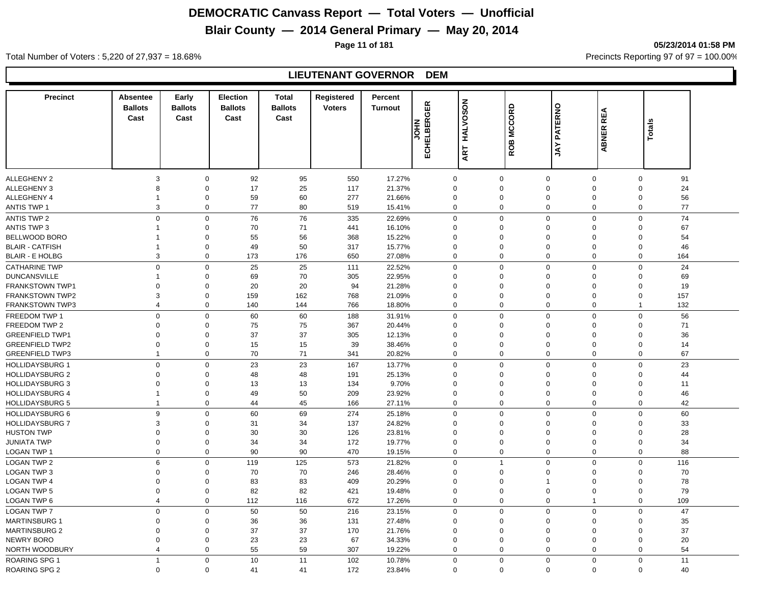# DEMOCRATIC Canvass Report — Total Voters — Unofficial

## Blair County — 2014 General Primary — May 20, 2014

05/23/2014 01:58 PM

Total Number of Voters : 5,220 of 27,937 = 18.68%

Precincts Reporting 97 of 97 = 100.00%

### LIEUTENANT GOVERNOR DEM

| Precinct | Absentee Ballots Cast | Early Ballots Cast | Election Ballots Cast | Total Ballots Cast | Registered Voters | Percent Turnout | JOHN ECHELBERGER | ART HALVOSON | ROB MCCORD | JAY PATERNO | ABNER REA | Totals |
|---|---|---|---|---|---|---|---|---|---|---|---|---|
| ALLEGHENY 2 | 3 | 0 | 92 | 95 | 550 | 17.27% | 0 | 0 | 0 | 0 | 0 | 91 |
| ALLEGHENY 3 | 8 | 0 | 17 | 25 | 117 | 21.37% | 0 | 0 | 0 | 0 | 0 | 24 |
| ALLEGHENY 4 | 1 | 0 | 59 | 60 | 277 | 21.66% | 0 | 0 | 0 | 0 | 0 | 56 |
| ANTIS TWP 1 | 3 | 0 | 77 | 80 | 519 | 15.41% | 0 | 0 | 0 | 0 | 0 | 77 |
| ANTIS TWP 2 | 0 | 0 | 76 | 76 | 335 | 22.69% | 0 | 0 | 0 | 0 | 0 | 74 |
| ANTIS TWP 3 | 1 | 0 | 70 | 71 | 441 | 16.10% | 0 | 0 | 0 | 0 | 0 | 67 |
| BELLWOOD BORO | 1 | 0 | 55 | 56 | 368 | 15.22% | 0 | 0 | 0 | 0 | 0 | 54 |
| BLAIR - CATFISH | 1 | 0 | 49 | 50 | 317 | 15.77% | 0 | 0 | 0 | 0 | 0 | 46 |
| BLAIR - E HOLBG | 3 | 0 | 173 | 176 | 650 | 27.08% | 0 | 0 | 0 | 0 | 0 | 164 |
| CATHARINE TWP | 0 | 0 | 25 | 25 | 111 | 22.52% | 0 | 0 | 0 | 0 | 0 | 24 |
| DUNCANSVILLE | 1 | 0 | 69 | 70 | 305 | 22.95% | 0 | 0 | 0 | 0 | 0 | 69 |
| FRANKSTOWN TWP1 | 0 | 0 | 20 | 20 | 94 | 21.28% | 0 | 0 | 0 | 0 | 0 | 19 |
| FRANKSTOWN TWP2 | 3 | 0 | 159 | 162 | 768 | 21.09% | 0 | 0 | 0 | 0 | 0 | 157 |
| FRANKSTOWN TWP3 | 4 | 0 | 140 | 144 | 766 | 18.80% | 0 | 0 | 0 | 0 | 1 | 132 |
| FREEDOM TWP 1 | 0 | 0 | 60 | 60 | 188 | 31.91% | 0 | 0 | 0 | 0 | 0 | 56 |
| FREEDOM TWP 2 | 0 | 0 | 75 | 75 | 367 | 20.44% | 0 | 0 | 0 | 0 | 0 | 71 |
| GREENFIELD TWP1 | 0 | 0 | 37 | 37 | 305 | 12.13% | 0 | 0 | 0 | 0 | 0 | 36 |
| GREENFIELD TWP2 | 0 | 0 | 15 | 15 | 39 | 38.46% | 0 | 0 | 0 | 0 | 0 | 14 |
| GREENFIELD TWP3 | 1 | 0 | 70 | 71 | 341 | 20.82% | 0 | 0 | 0 | 0 | 0 | 67 |
| HOLLIDAYSBURG 1 | 0 | 0 | 23 | 23 | 167 | 13.77% | 0 | 0 | 0 | 0 | 0 | 23 |
| HOLLIDAYSBURG 2 | 0 | 0 | 48 | 48 | 191 | 25.13% | 0 | 0 | 0 | 0 | 0 | 44 |
| HOLLIDAYSBURG 3 | 0 | 0 | 13 | 13 | 134 | 9.70% | 0 | 0 | 0 | 0 | 0 | 11 |
| HOLLIDAYSBURG 4 | 1 | 0 | 49 | 50 | 209 | 23.92% | 0 | 0 | 0 | 0 | 0 | 46 |
| HOLLIDAYSBURG 5 | 1 | 0 | 44 | 45 | 166 | 27.11% | 0 | 0 | 0 | 0 | 0 | 42 |
| HOLLIDAYSBURG 6 | 9 | 0 | 60 | 69 | 274 | 25.18% | 0 | 0 | 0 | 0 | 0 | 60 |
| HOLLIDAYSBURG 7 | 3 | 0 | 31 | 34 | 137 | 24.82% | 0 | 0 | 0 | 0 | 0 | 33 |
| HUSTON TWP | 0 | 0 | 30 | 30 | 126 | 23.81% | 0 | 0 | 0 | 0 | 0 | 28 |
| JUNIATA TWP | 0 | 0 | 34 | 34 | 172 | 19.77% | 0 | 0 | 0 | 0 | 0 | 34 |
| LOGAN TWP 1 | 0 | 0 | 90 | 90 | 470 | 19.15% | 0 | 0 | 0 | 0 | 0 | 88 |
| LOGAN TWP 2 | 6 | 0 | 119 | 125 | 573 | 21.82% | 0 | 1 | 0 | 0 | 0 | 116 |
| LOGAN TWP 3 | 0 | 0 | 70 | 70 | 246 | 28.46% | 0 | 0 | 0 | 0 | 0 | 70 |
| LOGAN TWP 4 | 0 | 0 | 83 | 83 | 409 | 20.29% | 0 | 0 | 1 | 0 | 0 | 78 |
| LOGAN TWP 5 | 0 | 0 | 82 | 82 | 421 | 19.48% | 0 | 0 | 0 | 0 | 0 | 79 |
| LOGAN TWP 6 | 4 | 0 | 112 | 116 | 672 | 17.26% | 0 | 0 | 0 | 1 | 0 | 109 |
| LOGAN TWP 7 | 0 | 0 | 50 | 50 | 216 | 23.15% | 0 | 0 | 0 | 0 | 0 | 47 |
| MARTINSBURG 1 | 0 | 0 | 36 | 36 | 131 | 27.48% | 0 | 0 | 0 | 0 | 0 | 35 |
| MARTINSBURG 2 | 0 | 0 | 37 | 37 | 170 | 21.76% | 0 | 0 | 0 | 0 | 0 | 37 |
| NEWRY BORO | 0 | 0 | 23 | 23 | 67 | 34.33% | 0 | 0 | 0 | 0 | 0 | 20 |
| NORTH WOODBURY | 4 | 0 | 55 | 59 | 307 | 19.22% | 0 | 0 | 0 | 0 | 0 | 54 |
| ROARING SPG 1 | 1 | 0 | 10 | 11 | 102 | 10.78% | 0 | 0 | 0 | 0 | 0 | 11 |
| ROARING SPG 2 | 0 | 0 | 41 | 41 | 172 | 23.84% | 0 | 0 | 0 | 0 | 0 | 40 |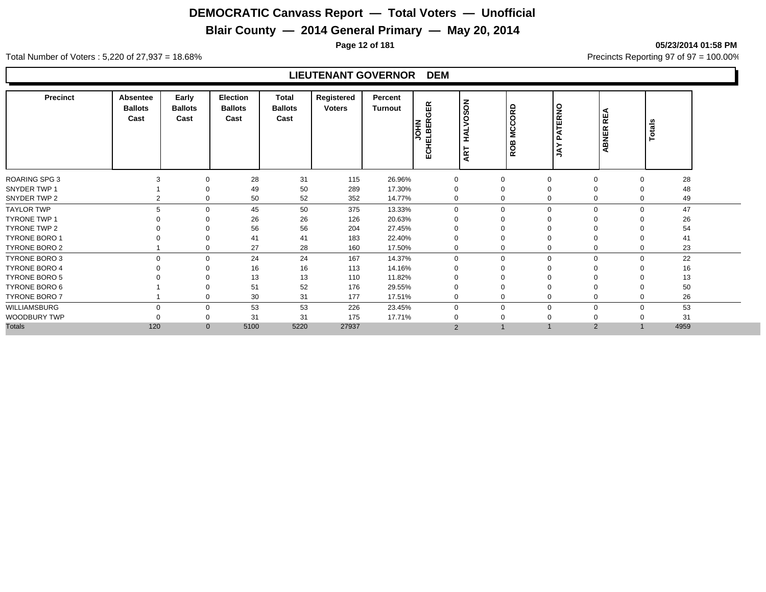# DEMOCRATIC Canvass Report — Total Voters — Unofficial

## Blair County — 2014 General Primary — May 20, 2014

**05/23/2014 01:58 PM**

Total Number of Voters : 5,220 of 27,937 = 18.68%

Precincts Reporting 97 of 97 = 100.00%

### LIEUTENANT GOVERNOR DEM

| Precinct | Absentee Ballots Cast | Early Ballots Cast | Election Ballots Cast | Total Ballots Cast | Registered Voters | Percent Turnout | JOHN ECHELBERGER | ART HALVOSON | ROB MCCORD | JAY PATERNO | ABNER REA | Totals |
|---|---|---|---|---|---|---|---|---|---|---|---|---|
| ROARING SPG 3 | 3 | 0 | 28 | 31 | 115 | 26.96% | 0 | 0 | 0 | 0 | 0 | 28 |
| SNYDER TWP 1 | 1 | 0 | 49 | 50 | 289 | 17.30% | 0 | 0 | 0 | 0 | 0 | 48 |
| SNYDER TWP 2 | 2 | 0 | 50 | 52 | 352 | 14.77% | 0 | 0 | 0 | 0 | 0 | 49 |
| TAYLOR TWP | 5 | 0 | 45 | 50 | 375 | 13.33% | 0 | 0 | 0 | 0 | 0 | 47 |
| TYRONE TWP 1 | 0 | 0 | 26 | 26 | 126 | 20.63% | 0 | 0 | 0 | 0 | 0 | 26 |
| TYRONE TWP 2 | 0 | 0 | 56 | 56 | 204 | 27.45% | 0 | 0 | 0 | 0 | 0 | 54 |
| TYRONE BORO 1 | 0 | 0 | 41 | 41 | 183 | 22.40% | 0 | 0 | 0 | 0 | 0 | 41 |
| TYRONE BORO 2 | 1 | 0 | 27 | 28 | 160 | 17.50% | 0 | 0 | 0 | 0 | 0 | 23 |
| TYRONE BORO 3 | 0 | 0 | 24 | 24 | 167 | 14.37% | 0 | 0 | 0 | 0 | 0 | 22 |
| TYRONE BORO 4 | 0 | 0 | 16 | 16 | 113 | 14.16% | 0 | 0 | 0 | 0 | 0 | 16 |
| TYRONE BORO 5 | 0 | 0 | 13 | 13 | 110 | 11.82% | 0 | 0 | 0 | 0 | 0 | 13 |
| TYRONE BORO 6 | 1 | 0 | 51 | 52 | 176 | 29.55% | 0 | 0 | 0 | 0 | 0 | 50 |
| TYRONE BORO 7 | 1 | 0 | 30 | 31 | 177 | 17.51% | 0 | 0 | 0 | 0 | 0 | 26 |
| WILLIAMSBURG | 0 | 0 | 53 | 53 | 226 | 23.45% | 0 | 0 | 0 | 0 | 0 | 53 |
| WOODBURY TWP | 0 | 0 | 31 | 31 | 175 | 17.71% | 0 | 0 | 0 | 0 | 0 | 31 |
| Totals | 120 | 0 | 5100 | 5220 | 27937 | | 2 | 1 | 1 | 2 | 1 | 4959 |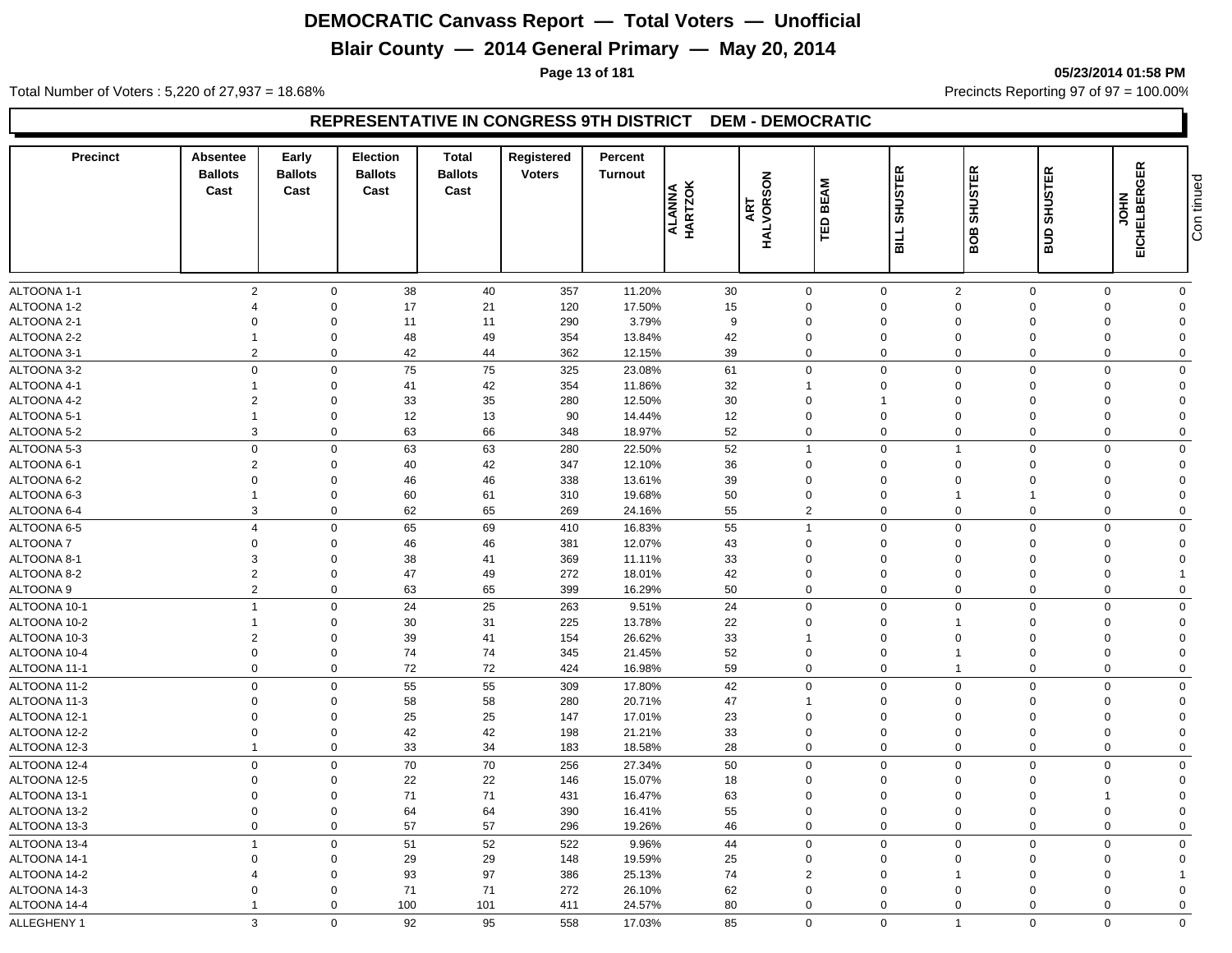# DEMOCRATIC Canvass Report — Total Voters — Unofficial

## Blair County — 2014 General Primary — May 20, 2014

05/23/2014 01:58 PM

Total Number of Voters : 5,220 of 27,937 = 18.68%

Precincts Reporting 97 of 97 = 100.00%

### REPRESENTATIVE IN CONGRESS 9TH DISTRICT DEM - DEMOCRATIC

| Precinct | Absentee Ballots Cast | Early Ballots Cast | Election Ballots Cast | Total Ballots Cast | Registered Voters | Percent Turnout | ALANNA HARTZOK | ART HALVORSON | TED BEAM | BILL SHUSTER | BOB SHUSTER | BUD SHUSTER | JOHN EICHELBERGER |
|---|---|---|---|---|---|---|---|---|---|---|---|---|---|
| ALTOONA 1-1 | 2 | 0 | 38 | 40 | 357 | 11.20% | 30 | 0 | 0 | 2 | 0 | 0 | 0 |
| ALTOONA 1-2 | 4 | 0 | 17 | 21 | 120 | 17.50% | 15 | 0 | 0 | 0 | 0 | 0 | 0 |
| ALTOONA 2-1 | 0 | 0 | 11 | 11 | 290 | 3.79% | 9 | 0 | 0 | 0 | 0 | 0 | 0 |
| ALTOONA 2-2 | 1 | 0 | 48 | 49 | 354 | 13.84% | 42 | 0 | 0 | 0 | 0 | 0 | 0 |
| ALTOONA 3-1 | 2 | 0 | 42 | 44 | 362 | 12.15% | 39 | 0 | 0 | 0 | 0 | 0 | 0 |
| ALTOONA 3-2 | 0 | 0 | 75 | 75 | 325 | 23.08% | 61 | 0 | 0 | 0 | 0 | 0 | 0 |
| ALTOONA 4-1 | 1 | 0 | 41 | 42 | 354 | 11.86% | 32 | 1 | 0 | 0 | 0 | 0 | 0 |
| ALTOONA 4-2 | 2 | 0 | 33 | 35 | 280 | 12.50% | 30 | 0 | 1 | 0 | 0 | 0 | 0 |
| ALTOONA 5-1 | 1 | 0 | 12 | 13 | 90 | 14.44% | 12 | 0 | 0 | 0 | 0 | 0 | 0 |
| ALTOONA 5-2 | 3 | 0 | 63 | 66 | 348 | 18.97% | 52 | 0 | 0 | 0 | 0 | 0 | 0 |
| ALTOONA 5-3 | 0 | 0 | 63 | 63 | 280 | 22.50% | 52 | 1 | 0 | 1 | 0 | 0 | 0 |
| ALTOONA 6-1 | 2 | 0 | 40 | 42 | 347 | 12.10% | 36 | 0 | 0 | 0 | 0 | 0 | 0 |
| ALTOONA 6-2 | 0 | 0 | 46 | 46 | 338 | 13.61% | 39 | 0 | 0 | 0 | 0 | 0 | 0 |
| ALTOONA 6-3 | 1 | 0 | 60 | 61 | 310 | 19.68% | 50 | 0 | 0 | 1 | 1 | 0 | 0 |
| ALTOONA 6-4 | 3 | 0 | 62 | 65 | 269 | 24.16% | 55 | 2 | 0 | 0 | 0 | 0 | 0 |
| ALTOONA 6-5 | 4 | 0 | 65 | 69 | 410 | 16.83% | 55 | 1 | 0 | 0 | 0 | 0 | 0 |
| ALTOONA 7 | 0 | 0 | 46 | 46 | 381 | 12.07% | 43 | 0 | 0 | 0 | 0 | 0 | 0 |
| ALTOONA 8-1 | 3 | 0 | 38 | 41 | 369 | 11.11% | 33 | 0 | 0 | 0 | 0 | 0 | 0 |
| ALTOONA 8-2 | 2 | 0 | 47 | 49 | 272 | 18.01% | 42 | 0 | 0 | 0 | 0 | 0 | 1 |
| ALTOONA 9 | 2 | 0 | 63 | 65 | 399 | 16.29% | 50 | 0 | 0 | 0 | 0 | 0 | 0 |
| ALTOONA 10-1 | 1 | 0 | 24 | 25 | 263 | 9.51% | 24 | 0 | 0 | 0 | 0 | 0 | 0 |
| ALTOONA 10-2 | 1 | 0 | 30 | 31 | 225 | 13.78% | 22 | 0 | 0 | 1 | 0 | 0 | 0 |
| ALTOONA 10-3 | 2 | 0 | 39 | 41 | 154 | 26.62% | 33 | 1 | 0 | 0 | 0 | 0 | 0 |
| ALTOONA 10-4 | 0 | 0 | 74 | 74 | 345 | 21.45% | 52 | 0 | 0 | 1 | 0 | 0 | 0 |
| ALTOONA 11-1 | 0 | 0 | 72 | 72 | 424 | 16.98% | 59 | 0 | 0 | 1 | 0 | 0 | 0 |
| ALTOONA 11-2 | 0 | 0 | 55 | 55 | 309 | 17.80% | 42 | 0 | 0 | 0 | 0 | 0 | 0 |
| ALTOONA 11-3 | 0 | 0 | 58 | 58 | 280 | 20.71% | 47 | 1 | 0 | 0 | 0 | 0 | 0 |
| ALTOONA 12-1 | 0 | 0 | 25 | 25 | 147 | 17.01% | 23 | 0 | 0 | 0 | 0 | 0 | 0 |
| ALTOONA 12-2 | 0 | 0 | 42 | 42 | 198 | 21.21% | 33 | 0 | 0 | 0 | 0 | 0 | 0 |
| ALTOONA 12-3 | 1 | 0 | 33 | 34 | 183 | 18.58% | 28 | 0 | 0 | 0 | 0 | 0 | 0 |
| ALTOONA 12-4 | 0 | 0 | 70 | 70 | 256 | 27.34% | 50 | 0 | 0 | 0 | 0 | 0 | 0 |
| ALTOONA 12-5 | 0 | 0 | 22 | 22 | 146 | 15.07% | 18 | 0 | 0 | 0 | 0 | 0 | 0 |
| ALTOONA 13-1 | 0 | 0 | 71 | 71 | 431 | 16.47% | 63 | 0 | 0 | 0 | 0 | 1 | 0 |
| ALTOONA 13-2 | 0 | 0 | 64 | 64 | 390 | 16.41% | 55 | 0 | 0 | 0 | 0 | 0 | 0 |
| ALTOONA 13-3 | 0 | 0 | 57 | 57 | 296 | 19.26% | 46 | 0 | 0 | 0 | 0 | 0 | 0 |
| ALTOONA 13-4 | 1 | 0 | 51 | 52 | 522 | 9.96% | 44 | 0 | 0 | 0 | 0 | 0 | 0 |
| ALTOONA 14-1 | 0 | 0 | 29 | 29 | 148 | 19.59% | 25 | 0 | 0 | 0 | 0 | 0 | 0 |
| ALTOONA 14-2 | 4 | 0 | 93 | 97 | 386 | 25.13% | 74 | 2 | 0 | 1 | 0 | 0 | 1 |
| ALTOONA 14-3 | 0 | 0 | 71 | 71 | 272 | 26.10% | 62 | 0 | 0 | 0 | 0 | 0 | 0 |
| ALTOONA 14-4 | 1 | 0 | 100 | 101 | 411 | 24.57% | 80 | 0 | 0 | 0 | 0 | 0 | 0 |
| ALLEGHENY 1 | 3 | 0 | 92 | 95 | 558 | 17.03% | 85 | 0 | 0 | 1 | 0 | 0 | 0 |

Continued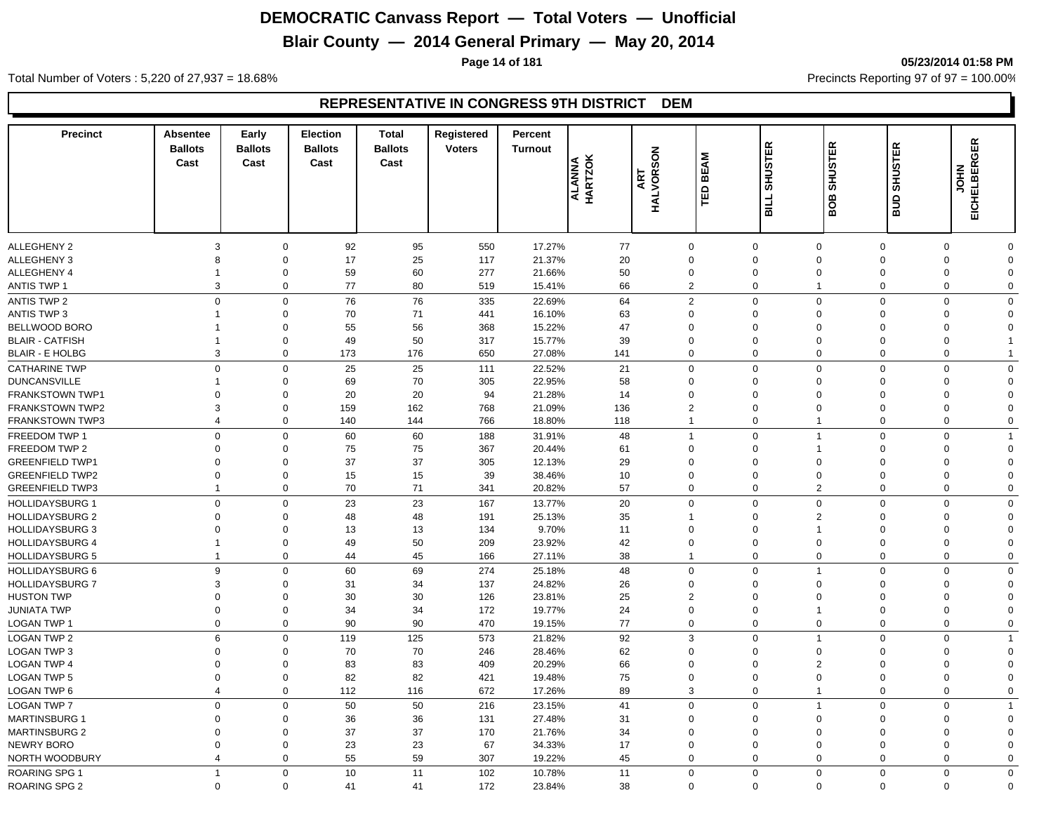# DEMOCRATIC Canvass Report — Total Voters — Unofficial

## Blair County — 2014 General Primary — May 20, 2014

05/23/2014 01:58 PM

Total Number of Voters : 5,220 of 27,937 = 18.68%

Precincts Reporting 97 of 97 = 100.00%

### REPRESENTATIVE IN CONGRESS 9TH DISTRICT DEM

| Precinct | Absentee Ballots Cast | Early Ballots Cast | Election Ballots Cast | Total Ballots Cast | Registered Voters | Percent Turnout | ALANNA HARTZOK | ART HALVORSON | TED BEAM | BILL SHUSTER | BOB SHUSTER | BUD SHUSTER | JOHN EICHELBERGER |
|---|---|---|---|---|---|---|---|---|---|---|---|---|---|
| ALLEGHENY 2 | 3 | 0 | 92 | 95 | 550 | 17.27% | 77 | 0 | 0 | 0 | 0 | 0 | 0 |
| ALLEGHENY 3 | 8 | 0 | 17 | 25 | 117 | 21.37% | 20 | 0 | 0 | 0 | 0 | 0 | 0 |
| ALLEGHENY 4 | 1 | 0 | 59 | 60 | 277 | 21.66% | 50 | 0 | 0 | 0 | 0 | 0 | 0 |
| ANTIS TWP 1 | 3 | 0 | 77 | 80 | 519 | 15.41% | 66 | 2 | 0 | 1 | 0 | 0 | 0 |
| ANTIS TWP 2 | 0 | 0 | 76 | 76 | 335 | 22.69% | 64 | 2 | 0 | 0 | 0 | 0 | 0 |
| ANTIS TWP 3 | 1 | 0 | 70 | 71 | 441 | 16.10% | 63 | 0 | 0 | 0 | 0 | 0 | 0 |
| BELLWOOD BORO | 1 | 0 | 55 | 56 | 368 | 15.22% | 47 | 0 | 0 | 0 | 0 | 0 | 0 |
| BLAIR - CATFISH | 1 | 0 | 49 | 50 | 317 | 15.77% | 39 | 0 | 0 | 0 | 0 | 0 | 1 |
| BLAIR - E HOLBG | 3 | 0 | 173 | 176 | 650 | 27.08% | 141 | 0 | 0 | 0 | 0 | 0 | 1 |
| CATHARINE TWP | 0 | 0 | 25 | 25 | 111 | 22.52% | 21 | 0 | 0 | 0 | 0 | 0 | 0 |
| DUNCANSVILLE | 1 | 0 | 69 | 70 | 305 | 22.95% | 58 | 0 | 0 | 0 | 0 | 0 | 0 |
| FRANKSTOWN TWP1 | 0 | 0 | 20 | 20 | 94 | 21.28% | 14 | 0 | 0 | 0 | 0 | 0 | 0 |
| FRANKSTOWN TWP2 | 3 | 0 | 159 | 162 | 768 | 21.09% | 136 | 2 | 0 | 0 | 0 | 0 | 0 |
| FRANKSTOWN TWP3 | 4 | 0 | 140 | 144 | 766 | 18.80% | 118 | 1 | 0 | 1 | 0 | 0 | 0 |
| FREEDOM TWP 1 | 0 | 0 | 60 | 60 | 188 | 31.91% | 48 | 1 | 0 | 1 | 0 | 0 | 1 |
| FREEDOM TWP 2 | 0 | 0 | 75 | 75 | 367 | 20.44% | 61 | 0 | 0 | 1 | 0 | 0 | 0 |
| GREENFIELD TWP1 | 0 | 0 | 37 | 37 | 305 | 12.13% | 29 | 0 | 0 | 0 | 0 | 0 | 0 |
| GREENFIELD TWP2 | 0 | 0 | 15 | 15 | 39 | 38.46% | 10 | 0 | 0 | 0 | 0 | 0 | 0 |
| GREENFIELD TWP3 | 1 | 0 | 70 | 71 | 341 | 20.82% | 57 | 0 | 0 | 2 | 0 | 0 | 0 |
| HOLLIDAYSBURG 1 | 0 | 0 | 23 | 23 | 167 | 13.77% | 20 | 0 | 0 | 0 | 0 | 0 | 0 |
| HOLLIDAYSBURG 2 | 0 | 0 | 48 | 48 | 191 | 25.13% | 35 | 1 | 0 | 2 | 0 | 0 | 0 |
| HOLLIDAYSBURG 3 | 0 | 0 | 13 | 13 | 134 | 9.70% | 11 | 0 | 0 | 1 | 0 | 0 | 0 |
| HOLLIDAYSBURG 4 | 1 | 0 | 49 | 50 | 209 | 23.92% | 42 | 0 | 0 | 0 | 0 | 0 | 0 |
| HOLLIDAYSBURG 5 | 1 | 0 | 44 | 45 | 166 | 27.11% | 38 | 1 | 0 | 0 | 0 | 0 | 0 |
| HOLLIDAYSBURG 6 | 9 | 0 | 60 | 69 | 274 | 25.18% | 48 | 0 | 0 | 1 | 0 | 0 | 0 |
| HOLLIDAYSBURG 7 | 3 | 0 | 31 | 34 | 137 | 24.82% | 26 | 0 | 0 | 0 | 0 | 0 | 0 |
| HUSTON TWP | 0 | 0 | 30 | 30 | 126 | 23.81% | 25 | 2 | 0 | 0 | 0 | 0 | 0 |
| JUNIATA TWP | 0 | 0 | 34 | 34 | 172 | 19.77% | 24 | 0 | 0 | 1 | 0 | 0 | 0 |
| LOGAN TWP 1 | 0 | 0 | 90 | 90 | 470 | 19.15% | 77 | 0 | 0 | 0 | 0 | 0 | 0 |
| LOGAN TWP 2 | 6 | 0 | 119 | 125 | 573 | 21.82% | 92 | 3 | 0 | 1 | 0 | 0 | 1 |
| LOGAN TWP 3 | 0 | 0 | 70 | 70 | 246 | 28.46% | 62 | 0 | 0 | 0 | 0 | 0 | 0 |
| LOGAN TWP 4 | 0 | 0 | 83 | 83 | 409 | 20.29% | 66 | 0 | 0 | 2 | 0 | 0 | 0 |
| LOGAN TWP 5 | 0 | 0 | 82 | 82 | 421 | 19.48% | 75 | 0 | 0 | 0 | 0 | 0 | 0 |
| LOGAN TWP 6 | 4 | 0 | 112 | 116 | 672 | 17.26% | 89 | 3 | 0 | 1 | 0 | 0 | 0 |
| LOGAN TWP 7 | 0 | 0 | 50 | 50 | 216 | 23.15% | 41 | 0 | 0 | 1 | 0 | 0 | 1 |
| MARTINSBURG 1 | 0 | 0 | 36 | 36 | 131 | 27.48% | 31 | 0 | 0 | 0 | 0 | 0 | 0 |
| MARTINSBURG 2 | 0 | 0 | 37 | 37 | 170 | 21.76% | 34 | 0 | 0 | 0 | 0 | 0 | 0 |
| NEWRY BORO | 0 | 0 | 23 | 23 | 67 | 34.33% | 17 | 0 | 0 | 0 | 0 | 0 | 0 |
| NORTH WOODBURY | 4 | 0 | 55 | 59 | 307 | 19.22% | 45 | 0 | 0 | 0 | 0 | 0 | 0 |
| ROARING SPG 1 | 1 | 0 | 10 | 11 | 102 | 10.78% | 11 | 0 | 0 | 0 | 0 | 0 | 0 |
| ROARING SPG 2 | 0 | 0 | 41 | 41 | 172 | 23.84% | 38 | 0 | 0 | 0 | 0 | 0 | 0 |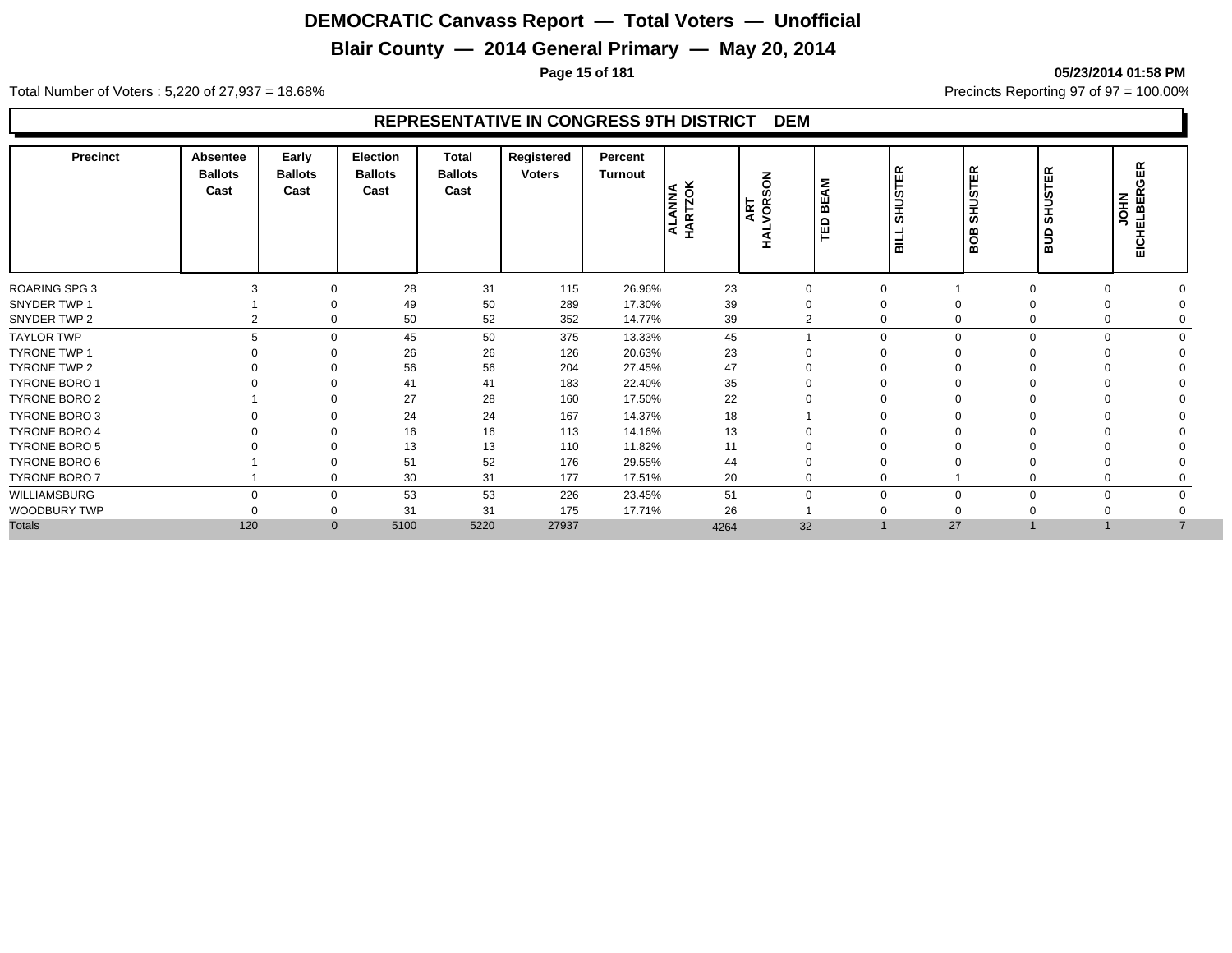# DEMOCRATIC Canvass Report — Total Voters — Unofficial

## Blair County — 2014 General Primary — May 20, 2014

05/23/2014 01:58 PM

Total Number of Voters : 5,220 of 27,937 = 18.68%

Precincts Reporting 97 of 97 = 100.00%

### REPRESENTATIVE IN CONGRESS 9TH DISTRICT DEM

| Precinct | Absentee Ballots Cast | Early Ballots Cast | Election Ballots Cast | Total Ballots Cast | Registered Voters | Percent Turnout | ALANNA HARTZOK | ART HALVORSON | TED BEAM | BILL SHUSTER | BOB SHUSTER | BUD SHUSTER | JOHN EICHELBERGER |
|---|---|---|---|---|---|---|---|---|---|---|---|---|---|
| ROARING SPG 3 | 3 | 0 | 28 | 31 | 115 | 26.96% | 23 | 0 | 0 | 1 | 0 | 0 | 0 |
| SNYDER TWP 1 | 1 | 0 | 49 | 50 | 289 | 17.30% | 39 | 0 | 0 | 0 | 0 | 0 | 0 |
| SNYDER TWP 2 | 2 | 0 | 50 | 52 | 352 | 14.77% | 39 | 2 | 0 | 0 | 0 | 0 | 0 |
| TAYLOR TWP | 5 | 0 | 45 | 50 | 375 | 13.33% | 45 | 1 | 0 | 0 | 0 | 0 | 0 |
| TYRONE TWP 1 | 0 | 0 | 26 | 26 | 126 | 20.63% | 23 | 0 | 0 | 0 | 0 | 0 | 0 |
| TYRONE TWP 2 | 0 | 0 | 56 | 56 | 204 | 27.45% | 47 | 0 | 0 | 0 | 0 | 0 | 0 |
| TYRONE BORO 1 | 0 | 0 | 41 | 41 | 183 | 22.40% | 35 | 0 | 0 | 0 | 0 | 0 | 0 |
| TYRONE BORO 2 | 1 | 0 | 27 | 28 | 160 | 17.50% | 22 | 0 | 0 | 0 | 0 | 0 | 0 |
| TYRONE BORO 3 | 0 | 0 | 24 | 24 | 167 | 14.37% | 18 | 1 | 0 | 0 | 0 | 0 | 0 |
| TYRONE BORO 4 | 0 | 0 | 16 | 16 | 113 | 14.16% | 13 | 0 | 0 | 0 | 0 | 0 | 0 |
| TYRONE BORO 5 | 0 | 0 | 13 | 13 | 110 | 11.82% | 11 | 0 | 0 | 0 | 0 | 0 | 0 |
| TYRONE BORO 6 | 1 | 0 | 51 | 52 | 176 | 29.55% | 44 | 0 | 0 | 0 | 0 | 0 | 0 |
| TYRONE BORO 7 | 1 | 0 | 30 | 31 | 177 | 17.51% | 20 | 0 | 0 | 1 | 0 | 0 | 0 |
| WILLIAMSBURG | 0 | 0 | 53 | 53 | 226 | 23.45% | 51 | 0 | 0 | 0 | 0 | 0 | 0 |
| WOODBURY TWP | 0 | 0 | 31 | 31 | 175 | 17.71% | 26 | 1 | 0 | 0 | 0 | 0 | 0 |
| Totals | 120 | 0 | 5100 | 5220 | 27937 | | 4264 | 32 | 1 | 27 | 1 | 1 | 7 |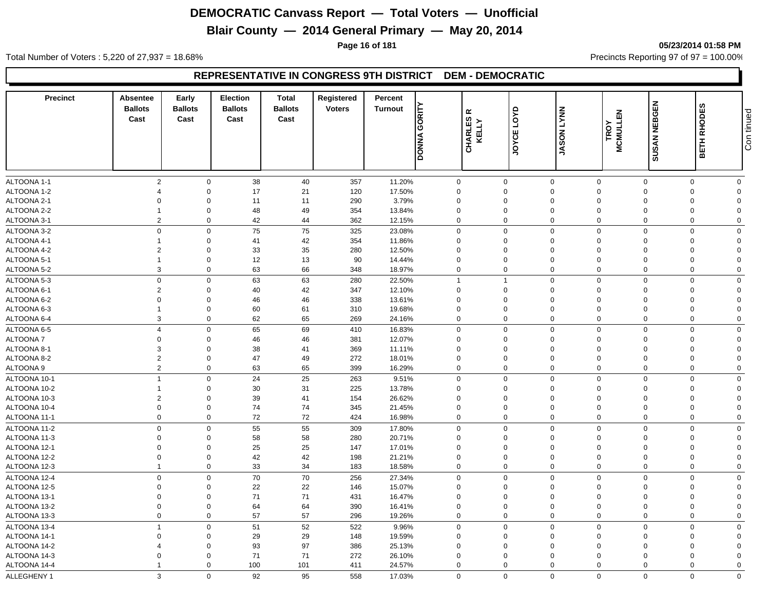# DEMOCRATIC Canvass Report — Total Voters — Unofficial

## Blair County — 2014 General Primary — May 20, 2014

05/23/2014 01:58 PM

Total Number of Voters : 5,220 of 27,937 = 18.68%

Precincts Reporting 97 of 97 = 100.00%

### REPRESENTATIVE IN CONGRESS 9TH DISTRICT DEM - DEMOCRATIC

| Precinct | Absentee Ballots Cast | Early Ballots Cast | Election Ballots Cast | Total Ballots Cast | Registered Voters | Percent Turnout | DONNA GORITY | CHARLES R KELLY | JOYCE LOYD | JASON LYNN | TROY MCMULLEN | SUSAN NEBGEN | BETH RHODES |
|---|---|---|---|---|---|---|---|---|---|---|---|---|---|
| ALTOONA 1-1 | 2 | 0 | 38 | 40 | 357 | 11.20% | 0 | 0 | 0 | 0 | 0 | 0 | 0 |
| ALTOONA 1-2 | 4 | 0 | 17 | 21 | 120 | 17.50% | 0 | 0 | 0 | 0 | 0 | 0 | 0 |
| ALTOONA 2-1 | 0 | 0 | 11 | 11 | 290 | 3.79% | 0 | 0 | 0 | 0 | 0 | 0 | 0 |
| ALTOONA 2-2 | 1 | 0 | 48 | 49 | 354 | 13.84% | 0 | 0 | 0 | 0 | 0 | 0 | 0 |
| ALTOONA 3-1 | 2 | 0 | 42 | 44 | 362 | 12.15% | 0 | 0 | 0 | 0 | 0 | 0 | 0 |
| ALTOONA 3-2 | 0 | 0 | 75 | 75 | 325 | 23.08% | 0 | 0 | 0 | 0 | 0 | 0 | 0 |
| ALTOONA 4-1 | 1 | 0 | 41 | 42 | 354 | 11.86% | 0 | 0 | 0 | 0 | 0 | 0 | 0 |
| ALTOONA 4-2 | 2 | 0 | 33 | 35 | 280 | 12.50% | 0 | 0 | 0 | 0 | 0 | 0 | 0 |
| ALTOONA 5-1 | 1 | 0 | 12 | 13 | 90 | 14.44% | 0 | 0 | 0 | 0 | 0 | 0 | 0 |
| ALTOONA 5-2 | 3 | 0 | 63 | 66 | 348 | 18.97% | 0 | 0 | 0 | 0 | 0 | 0 | 0 |
| ALTOONA 5-3 | 0 | 0 | 63 | 63 | 280 | 22.50% | 1 | 1 | 0 | 0 | 0 | 0 | 0 |
| ALTOONA 6-1 | 2 | 0 | 40 | 42 | 347 | 12.10% | 0 | 0 | 0 | 0 | 0 | 0 | 0 |
| ALTOONA 6-2 | 0 | 0 | 46 | 46 | 338 | 13.61% | 0 | 0 | 0 | 0 | 0 | 0 | 0 |
| ALTOONA 6-3 | 1 | 0 | 60 | 61 | 310 | 19.68% | 0 | 0 | 0 | 0 | 0 | 0 | 0 |
| ALTOONA 6-4 | 3 | 0 | 62 | 65 | 269 | 24.16% | 0 | 0 | 0 | 0 | 0 | 0 | 0 |
| ALTOONA 6-5 | 4 | 0 | 65 | 69 | 410 | 16.83% | 0 | 0 | 0 | 0 | 0 | 0 | 0 |
| ALTOONA 7 | 0 | 0 | 46 | 46 | 381 | 12.07% | 0 | 0 | 0 | 0 | 0 | 0 | 0 |
| ALTOONA 8-1 | 3 | 0 | 38 | 41 | 369 | 11.11% | 0 | 0 | 0 | 0 | 0 | 0 | 0 |
| ALTOONA 8-2 | 2 | 0 | 47 | 49 | 272 | 18.01% | 0 | 0 | 0 | 0 | 0 | 0 | 0 |
| ALTOONA 9 | 2 | 0 | 63 | 65 | 399 | 16.29% | 0 | 0 | 0 | 0 | 0 | 0 | 0 |
| ALTOONA 10-1 | 1 | 0 | 24 | 25 | 263 | 9.51% | 0 | 0 | 0 | 0 | 0 | 0 | 0 |
| ALTOONA 10-2 | 1 | 0 | 30 | 31 | 225 | 13.78% | 0 | 0 | 0 | 0 | 0 | 0 | 0 |
| ALTOONA 10-3 | 2 | 0 | 39 | 41 | 154 | 26.62% | 0 | 0 | 0 | 0 | 0 | 0 | 0 |
| ALTOONA 10-4 | 0 | 0 | 74 | 74 | 345 | 21.45% | 0 | 0 | 0 | 0 | 0 | 0 | 0 |
| ALTOONA 11-1 | 0 | 0 | 72 | 72 | 424 | 16.98% | 0 | 0 | 0 | 0 | 0 | 0 | 0 |
| ALTOONA 11-2 | 0 | 0 | 55 | 55 | 309 | 17.80% | 0 | 0 | 0 | 0 | 0 | 0 | 0 |
| ALTOONA 11-3 | 0 | 0 | 58 | 58 | 280 | 20.71% | 0 | 0 | 0 | 0 | 0 | 0 | 0 |
| ALTOONA 12-1 | 0 | 0 | 25 | 25 | 147 | 17.01% | 0 | 0 | 0 | 0 | 0 | 0 | 0 |
| ALTOONA 12-2 | 0 | 0 | 42 | 42 | 198 | 21.21% | 0 | 0 | 0 | 0 | 0 | 0 | 0 |
| ALTOONA 12-3 | 1 | 0 | 33 | 34 | 183 | 18.58% | 0 | 0 | 0 | 0 | 0 | 0 | 0 |
| ALTOONA 12-4 | 0 | 0 | 70 | 70 | 256 | 27.34% | 0 | 0 | 0 | 0 | 0 | 0 | 0 |
| ALTOONA 12-5 | 0 | 0 | 22 | 22 | 146 | 15.07% | 0 | 0 | 0 | 0 | 0 | 0 | 0 |
| ALTOONA 13-1 | 0 | 0 | 71 | 71 | 431 | 16.47% | 0 | 0 | 0 | 0 | 0 | 0 | 0 |
| ALTOONA 13-2 | 0 | 0 | 64 | 64 | 390 | 16.41% | 0 | 0 | 0 | 0 | 0 | 0 | 0 |
| ALTOONA 13-3 | 0 | 0 | 57 | 57 | 296 | 19.26% | 0 | 0 | 0 | 0 | 0 | 0 | 0 |
| ALTOONA 13-4 | 1 | 0 | 51 | 52 | 522 | 9.96% | 0 | 0 | 0 | 0 | 0 | 0 | 0 |
| ALTOONA 14-1 | 0 | 0 | 29 | 29 | 148 | 19.59% | 0 | 0 | 0 | 0 | 0 | 0 | 0 |
| ALTOONA 14-2 | 4 | 0 | 93 | 97 | 386 | 25.13% | 0 | 0 | 0 | 0 | 0 | 0 | 0 |
| ALTOONA 14-3 | 0 | 0 | 71 | 71 | 272 | 26.10% | 0 | 0 | 0 | 0 | 0 | 0 | 0 |
| ALTOONA 14-4 | 1 | 0 | 100 | 101 | 411 | 24.57% | 0 | 0 | 0 | 0 | 0 | 0 | 0 |
| ALLEGHENY 1 | 3 | 0 | 92 | 95 | 558 | 17.03% | 0 | 0 | 0 | 0 | 0 | 0 | 0 |

Continued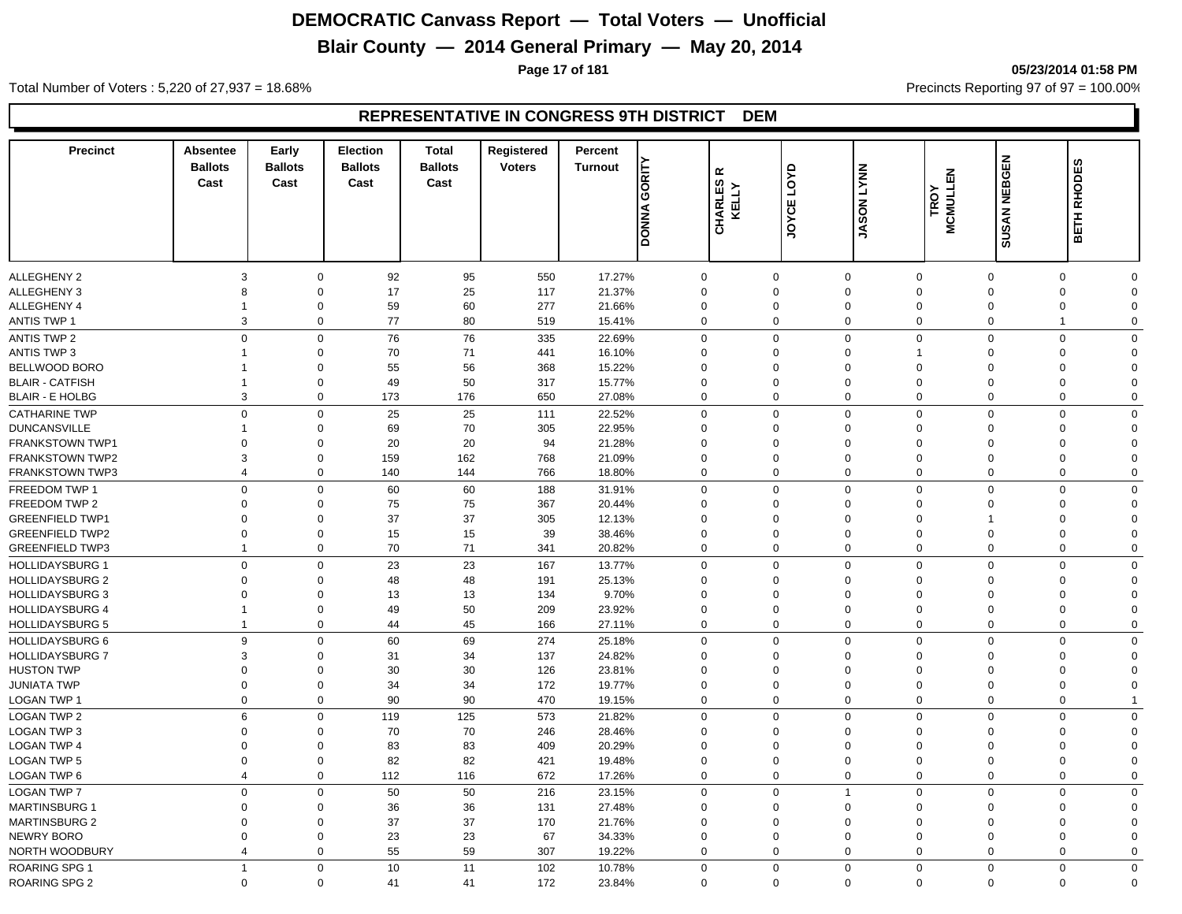# DEMOCRATIC Canvass Report — Total Voters — Unofficial

## Blair County — 2014 General Primary — May 20, 2014

05/23/2014 01:58 PM

Total Number of Voters : 5,220 of 27,937 = 18.68%

Precincts Reporting 97 of 97 = 100.00%

### REPRESENTATIVE IN CONGRESS 9TH DISTRICT DEM

| Precinct | Absentee Ballots Cast | Early Ballots Cast | Election Ballots Cast | Total Ballots Cast | Registered Voters | Percent Turnout | DONNA GORITY | CHARLES R KELLY | JOYCE LOYD | JASON LYNN | TROY MCMULLEN | SUSAN NEBGEN | BETH RHODES |
|---|---|---|---|---|---|---|---|---|---|---|---|---|---|
| ALLEGHENY 2 | 3 | 0 | 92 | 95 | 550 | 17.27% | 0 | 0 | 0 | 0 | 0 | 0 | 0 |
| ALLEGHENY 3 | 8 | 0 | 17 | 25 | 117 | 21.37% | 0 | 0 | 0 | 0 | 0 | 0 | 0 |
| ALLEGHENY 4 | 1 | 0 | 59 | 60 | 277 | 21.66% | 0 | 0 | 0 | 0 | 0 | 0 | 0 |
| ANTIS TWP 1 | 3 | 0 | 77 | 80 | 519 | 15.41% | 0 | 0 | 0 | 0 | 0 | 1 | 0 |
| ANTIS TWP 2 | 0 | 0 | 76 | 76 | 335 | 22.69% | 0 | 0 | 0 | 0 | 0 | 0 | 0 |
| ANTIS TWP 3 | 1 | 0 | 70 | 71 | 441 | 16.10% | 0 | 0 | 0 | 1 | 0 | 0 | 0 |
| BELLWOOD BORO | 1 | 0 | 55 | 56 | 368 | 15.22% | 0 | 0 | 0 | 0 | 0 | 0 | 0 |
| BLAIR - CATFISH | 1 | 0 | 49 | 50 | 317 | 15.77% | 0 | 0 | 0 | 0 | 0 | 0 | 0 |
| BLAIR - E HOLBG | 3 | 0 | 173 | 176 | 650 | 27.08% | 0 | 0 | 0 | 0 | 0 | 0 | 0 |
| CATHARINE TWP | 0 | 0 | 25 | 25 | 111 | 22.52% | 0 | 0 | 0 | 0 | 0 | 0 | 0 |
| DUNCANSVILLE | 1 | 0 | 69 | 70 | 305 | 22.95% | 0 | 0 | 0 | 0 | 0 | 0 | 0 |
| FRANKSTOWN TWP1 | 0 | 0 | 20 | 20 | 94 | 21.28% | 0 | 0 | 0 | 0 | 0 | 0 | 0 |
| FRANKSTOWN TWP2 | 3 | 0 | 159 | 162 | 768 | 21.09% | 0 | 0 | 0 | 0 | 0 | 0 | 0 |
| FRANKSTOWN TWP3 | 4 | 0 | 140 | 144 | 766 | 18.80% | 0 | 0 | 0 | 0 | 0 | 0 | 0 |
| FREEDOM TWP 1 | 0 | 0 | 60 | 60 | 188 | 31.91% | 0 | 0 | 0 | 0 | 0 | 0 | 0 |
| FREEDOM TWP 2 | 0 | 0 | 75 | 75 | 367 | 20.44% | 0 | 0 | 0 | 0 | 0 | 0 | 0 |
| GREENFIELD TWP1 | 0 | 0 | 37 | 37 | 305 | 12.13% | 0 | 0 | 0 | 0 | 1 | 0 | 0 |
| GREENFIELD TWP2 | 0 | 0 | 15 | 15 | 39 | 38.46% | 0 | 0 | 0 | 0 | 0 | 0 | 0 |
| GREENFIELD TWP3 | 1 | 0 | 70 | 71 | 341 | 20.82% | 0 | 0 | 0 | 0 | 0 | 0 | 0 |
| HOLLIDAYSBURG 1 | 0 | 0 | 23 | 23 | 167 | 13.77% | 0 | 0 | 0 | 0 | 0 | 0 | 0 |
| HOLLIDAYSBURG 2 | 0 | 0 | 48 | 48 | 191 | 25.13% | 0 | 0 | 0 | 0 | 0 | 0 | 0 |
| HOLLIDAYSBURG 3 | 0 | 0 | 13 | 13 | 134 | 9.70% | 0 | 0 | 0 | 0 | 0 | 0 | 0 |
| HOLLIDAYSBURG 4 | 1 | 0 | 49 | 50 | 209 | 23.92% | 0 | 0 | 0 | 0 | 0 | 0 | 0 |
| HOLLIDAYSBURG 5 | 1 | 0 | 44 | 45 | 166 | 27.11% | 0 | 0 | 0 | 0 | 0 | 0 | 0 |
| HOLLIDAYSBURG 6 | 9 | 0 | 60 | 69 | 274 | 25.18% | 0 | 0 | 0 | 0 | 0 | 0 | 0 |
| HOLLIDAYSBURG 7 | 3 | 0 | 31 | 34 | 137 | 24.82% | 0 | 0 | 0 | 0 | 0 | 0 | 0 |
| HUSTON TWP | 0 | 0 | 30 | 30 | 126 | 23.81% | 0 | 0 | 0 | 0 | 0 | 0 | 0 |
| JUNIATA TWP | 0 | 0 | 34 | 34 | 172 | 19.77% | 0 | 0 | 0 | 0 | 0 | 0 | 0 |
| LOGAN TWP 1 | 0 | 0 | 90 | 90 | 470 | 19.15% | 0 | 0 | 0 | 0 | 0 | 0 | 1 |
| LOGAN TWP 2 | 6 | 0 | 119 | 125 | 573 | 21.82% | 0 | 0 | 0 | 0 | 0 | 0 | 0 |
| LOGAN TWP 3 | 0 | 0 | 70 | 70 | 246 | 28.46% | 0 | 0 | 0 | 0 | 0 | 0 | 0 |
| LOGAN TWP 4 | 0 | 0 | 83 | 83 | 409 | 20.29% | 0 | 0 | 0 | 0 | 0 | 0 | 0 |
| LOGAN TWP 5 | 0 | 0 | 82 | 82 | 421 | 19.48% | 0 | 0 | 0 | 0 | 0 | 0 | 0 |
| LOGAN TWP 6 | 4 | 0 | 112 | 116 | 672 | 17.26% | 0 | 0 | 0 | 0 | 0 | 0 | 0 |
| LOGAN TWP 7 | 0 | 0 | 50 | 50 | 216 | 23.15% | 0 | 0 | 1 | 0 | 0 | 0 | 0 |
| MARTINSBURG 1 | 0 | 0 | 36 | 36 | 131 | 27.48% | 0 | 0 | 0 | 0 | 0 | 0 | 0 |
| MARTINSBURG 2 | 0 | 0 | 37 | 37 | 170 | 21.76% | 0 | 0 | 0 | 0 | 0 | 0 | 0 |
| NEWRY BORO | 0 | 0 | 23 | 23 | 67 | 34.33% | 0 | 0 | 0 | 0 | 0 | 0 | 0 |
| NORTH WOODBURY | 4 | 0 | 55 | 59 | 307 | 19.22% | 0 | 0 | 0 | 0 | 0 | 0 | 0 |
| ROARING SPG 1 | 1 | 0 | 10 | 11 | 102 | 10.78% | 0 | 0 | 0 | 0 | 0 | 0 | 0 |
| ROARING SPG 2 | 0 | 0 | 41 | 41 | 172 | 23.84% | 0 | 0 | 0 | 0 | 0 | 0 | 0 |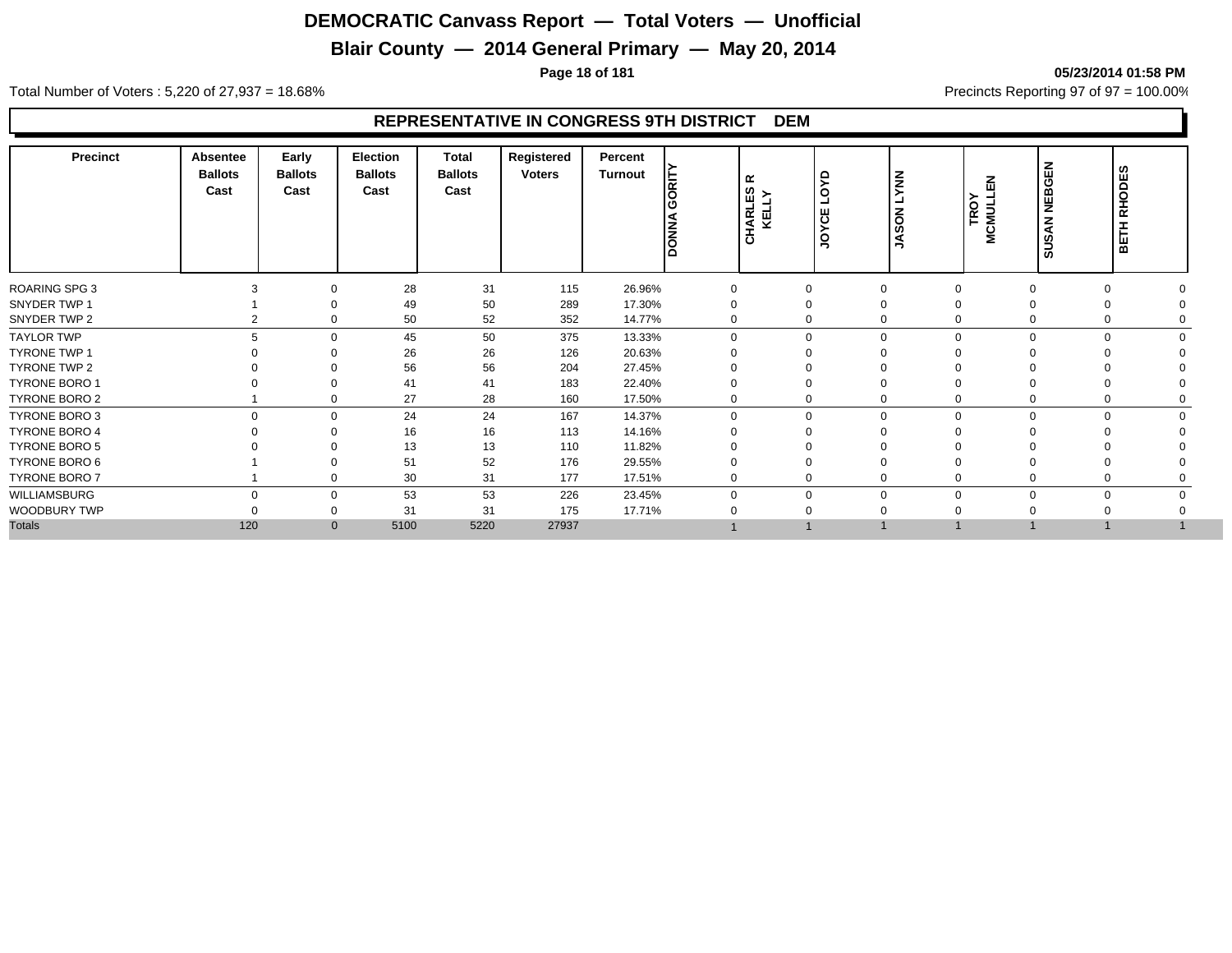# DEMOCRATIC Canvass Report — Total Voters — Unofficial

## Blair County — 2014 General Primary — May 20, 2014

05/23/2014 01:58 PM

Total Number of Voters : 5,220 of 27,937 = 18.68%

Precincts Reporting 97 of 97 = 100.00%

### REPRESENTATIVE IN CONGRESS 9TH DISTRICT DEM

| Precinct | Absentee Ballots Cast | Early Ballots Cast | Election Ballots Cast | Total Ballots Cast | Registered Voters | Percent Turnout | DONNA GORITY | CHARLES R KELLY | JOYCE LOYD | JASON LYNN | TROY MCMULLEN | SUSAN NEBGEN | BETH RHODES |
|---|---|---|---|---|---|---|---|---|---|---|---|---|---|
| ROARING SPG 3 | 3 | 0 | 28 | 31 | 115 | 26.96% | 0 | 0 | 0 | 0 | 0 | 0 | 0 |
| SNYDER TWP 1 | 1 | 0 | 49 | 50 | 289 | 17.30% | 0 | 0 | 0 | 0 | 0 | 0 | 0 |
| SNYDER TWP 2 | 2 | 0 | 50 | 52 | 352 | 14.77% | 0 | 0 | 0 | 0 | 0 | 0 | 0 |
| TAYLOR TWP | 5 | 0 | 45 | 50 | 375 | 13.33% | 0 | 0 | 0 | 0 | 0 | 0 | 0 |
| TYRONE TWP 1 | 0 | 0 | 26 | 26 | 126 | 20.63% | 0 | 0 | 0 | 0 | 0 | 0 | 0 |
| TYRONE TWP 2 | 0 | 0 | 56 | 56 | 204 | 27.45% | 0 | 0 | 0 | 0 | 0 | 0 | 0 |
| TYRONE BORO 1 | 0 | 0 | 41 | 41 | 183 | 22.40% | 0 | 0 | 0 | 0 | 0 | 0 | 0 |
| TYRONE BORO 2 | 1 | 0 | 27 | 28 | 160 | 17.50% | 0 | 0 | 0 | 0 | 0 | 0 | 0 |
| TYRONE BORO 3 | 0 | 0 | 24 | 24 | 167 | 14.37% | 0 | 0 | 0 | 0 | 0 | 0 | 0 |
| TYRONE BORO 4 | 0 | 0 | 16 | 16 | 113 | 14.16% | 0 | 0 | 0 | 0 | 0 | 0 | 0 |
| TYRONE BORO 5 | 0 | 0 | 13 | 13 | 110 | 11.82% | 0 | 0 | 0 | 0 | 0 | 0 | 0 |
| TYRONE BORO 6 | 1 | 0 | 51 | 52 | 176 | 29.55% | 0 | 0 | 0 | 0 | 0 | 0 | 0 |
| TYRONE BORO 7 | 1 | 0 | 30 | 31 | 177 | 17.51% | 0 | 0 | 0 | 0 | 0 | 0 | 0 |
| WILLIAMSBURG | 0 | 0 | 53 | 53 | 226 | 23.45% | 0 | 0 | 0 | 0 | 0 | 0 | 0 |
| WOODBURY TWP | 0 | 0 | 31 | 31 | 175 | 17.71% | 0 | 0 | 0 | 0 | 0 | 0 | 0 |
| Totals | 120 | 0 | 5100 | 5220 | 27937 | | 1 | 1 | 1 | 1 | 1 | 1 | 1 |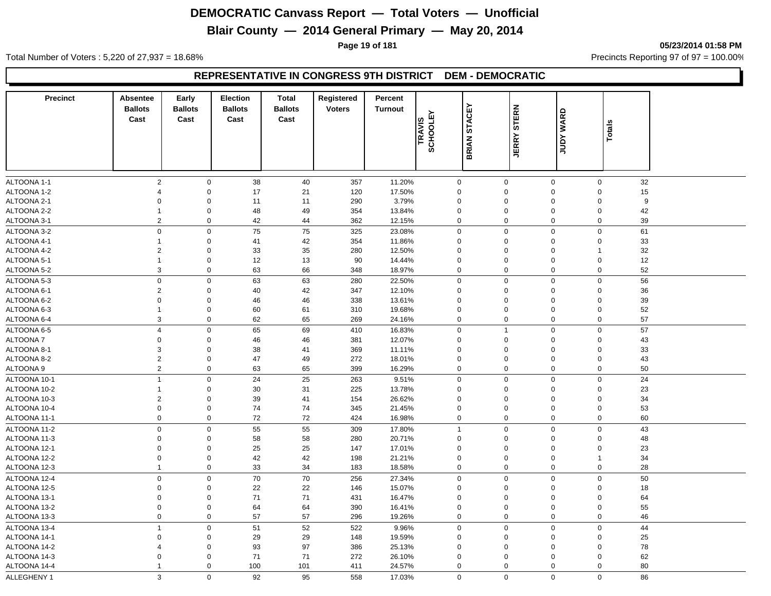# DEMOCRATIC Canvass Report — Total Voters — Unofficial

## Blair County — 2014 General Primary — May 20, 2014

05/23/2014 01:58 PM

Total Number of Voters : 5,220 of 27,937 = 18.68%

Precincts Reporting 97 of 97 = 100.00%

### REPRESENTATIVE IN CONGRESS 9TH DISTRICT DEM - DEMOCRATIC

| Precinct | Absentee Ballots Cast | Early Ballots Cast | Election Ballots Cast | Total Ballots Cast | Registered Voters | Percent Turnout | TRAVIS SCHOOLEY | BRIAN STACEY | JERRY STERN | JUDY WARD | Totals |
|---|---|---|---|---|---|---|---|---|---|---|---|
| ALTOONA 1-1 | 2 | 0 | 38 | 40 | 357 | 11.20% | 0 | 0 | 0 | 0 | 32 |
| ALTOONA 1-2 | 4 | 0 | 17 | 21 | 120 | 17.50% | 0 | 0 | 0 | 0 | 15 |
| ALTOONA 2-1 | 0 | 0 | 11 | 11 | 290 | 3.79% | 0 | 0 | 0 | 0 | 9 |
| ALTOONA 2-2 | 1 | 0 | 48 | 49 | 354 | 13.84% | 0 | 0 | 0 | 0 | 42 |
| ALTOONA 3-1 | 2 | 0 | 42 | 44 | 362 | 12.15% | 0 | 0 | 0 | 0 | 39 |
| ALTOONA 3-2 | 0 | 0 | 75 | 75 | 325 | 23.08% | 0 | 0 | 0 | 0 | 61 |
| ALTOONA 4-1 | 1 | 0 | 41 | 42 | 354 | 11.86% | 0 | 0 | 0 | 0 | 33 |
| ALTOONA 4-2 | 2 | 0 | 33 | 35 | 280 | 12.50% | 0 | 0 | 0 | 1 | 32 |
| ALTOONA 5-1 | 1 | 0 | 12 | 13 | 90 | 14.44% | 0 | 0 | 0 | 0 | 12 |
| ALTOONA 5-2 | 3 | 0 | 63 | 66 | 348 | 18.97% | 0 | 0 | 0 | 0 | 52 |
| ALTOONA 5-3 | 0 | 0 | 63 | 63 | 280 | 22.50% | 0 | 0 | 0 | 0 | 56 |
| ALTOONA 6-1 | 2 | 0 | 40 | 42 | 347 | 12.10% | 0 | 0 | 0 | 0 | 36 |
| ALTOONA 6-2 | 0 | 0 | 46 | 46 | 338 | 13.61% | 0 | 0 | 0 | 0 | 39 |
| ALTOONA 6-3 | 1 | 0 | 60 | 61 | 310 | 19.68% | 0 | 0 | 0 | 0 | 52 |
| ALTOONA 6-4 | 3 | 0 | 62 | 65 | 269 | 24.16% | 0 | 0 | 0 | 0 | 57 |
| ALTOONA 6-5 | 4 | 0 | 65 | 69 | 410 | 16.83% | 0 | 1 | 0 | 0 | 57 |
| ALTOONA 7 | 0 | 0 | 46 | 46 | 381 | 12.07% | 0 | 0 | 0 | 0 | 43 |
| ALTOONA 8-1 | 3 | 0 | 38 | 41 | 369 | 11.11% | 0 | 0 | 0 | 0 | 33 |
| ALTOONA 8-2 | 2 | 0 | 47 | 49 | 272 | 18.01% | 0 | 0 | 0 | 0 | 43 |
| ALTOONA 9 | 2 | 0 | 63 | 65 | 399 | 16.29% | 0 | 0 | 0 | 0 | 50 |
| ALTOONA 10-1 | 1 | 0 | 24 | 25 | 263 | 9.51% | 0 | 0 | 0 | 0 | 24 |
| ALTOONA 10-2 | 1 | 0 | 30 | 31 | 225 | 13.78% | 0 | 0 | 0 | 0 | 23 |
| ALTOONA 10-3 | 2 | 0 | 39 | 41 | 154 | 26.62% | 0 | 0 | 0 | 0 | 34 |
| ALTOONA 10-4 | 0 | 0 | 74 | 74 | 345 | 21.45% | 0 | 0 | 0 | 0 | 53 |
| ALTOONA 11-1 | 0 | 0 | 72 | 72 | 424 | 16.98% | 0 | 0 | 0 | 0 | 60 |
| ALTOONA 11-2 | 0 | 0 | 55 | 55 | 309 | 17.80% | 1 | 0 | 0 | 0 | 43 |
| ALTOONA 11-3 | 0 | 0 | 58 | 58 | 280 | 20.71% | 0 | 0 | 0 | 0 | 48 |
| ALTOONA 12-1 | 0 | 0 | 25 | 25 | 147 | 17.01% | 0 | 0 | 0 | 0 | 23 |
| ALTOONA 12-2 | 0 | 0 | 42 | 42 | 198 | 21.21% | 0 | 0 | 0 | 1 | 34 |
| ALTOONA 12-3 | 1 | 0 | 33 | 34 | 183 | 18.58% | 0 | 0 | 0 | 0 | 28 |
| ALTOONA 12-4 | 0 | 0 | 70 | 70 | 256 | 27.34% | 0 | 0 | 0 | 0 | 50 |
| ALTOONA 12-5 | 0 | 0 | 22 | 22 | 146 | 15.07% | 0 | 0 | 0 | 0 | 18 |
| ALTOONA 13-1 | 0 | 0 | 71 | 71 | 431 | 16.47% | 0 | 0 | 0 | 0 | 64 |
| ALTOONA 13-2 | 0 | 0 | 64 | 64 | 390 | 16.41% | 0 | 0 | 0 | 0 | 55 |
| ALTOONA 13-3 | 0 | 0 | 57 | 57 | 296 | 19.26% | 0 | 0 | 0 | 0 | 46 |
| ALTOONA 13-4 | 1 | 0 | 51 | 52 | 522 | 9.96% | 0 | 0 | 0 | 0 | 44 |
| ALTOONA 14-1 | 0 | 0 | 29 | 29 | 148 | 19.59% | 0 | 0 | 0 | 0 | 25 |
| ALTOONA 14-2 | 4 | 0 | 93 | 97 | 386 | 25.13% | 0 | 0 | 0 | 0 | 78 |
| ALTOONA 14-3 | 0 | 0 | 71 | 71 | 272 | 26.10% | 0 | 0 | 0 | 0 | 62 |
| ALTOONA 14-4 | 1 | 0 | 100 | 101 | 411 | 24.57% | 0 | 0 | 0 | 0 | 80 |
| ALLEGHENY 1 | 3 | 0 | 92 | 95 | 558 | 17.03% | 0 | 0 | 0 | 0 | 86 |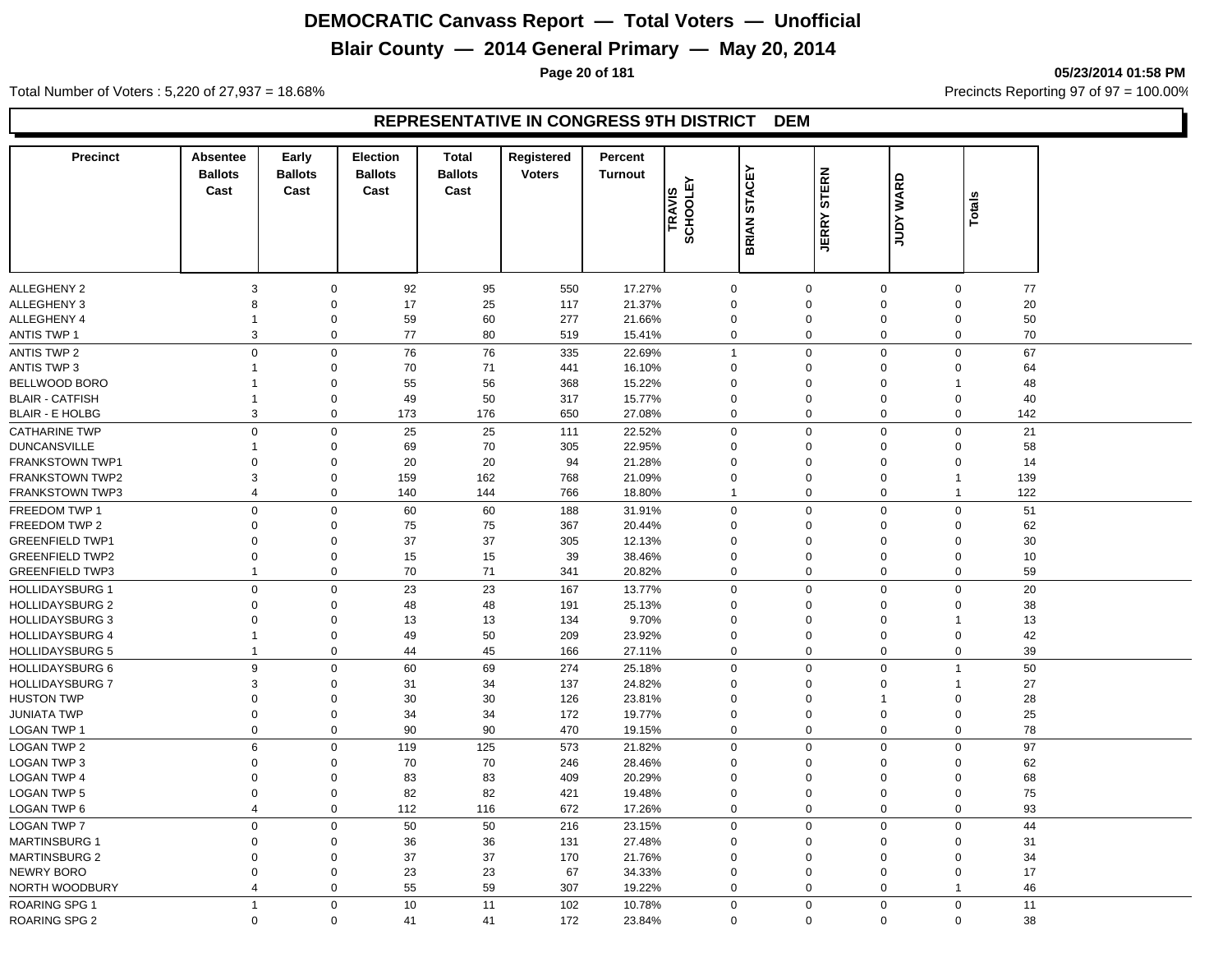# DEMOCRATIC Canvass Report — Total Voters — Unofficial

## Blair County — 2014 General Primary — May 20, 2014

05/23/2014 01:58 PM

Total Number of Voters : 5,220 of 27,937 = 18.68%

Precincts Reporting 97 of 97 = 100.00%

### REPRESENTATIVE IN CONGRESS 9TH DISTRICT DEM

| Precinct | Absentee Ballots Cast | Early Ballots Cast | Election Ballots Cast | Total Ballots Cast | Registered Voters | Percent Turnout | TRAVIS SCHOOLEY | BRIAN STACEY | JERRY STERN | JUDY WARD | Totals |
|---|---|---|---|---|---|---|---|---|---|---|---|
| ALLEGHENY 2 | 3 | 0 | 92 | 95 | 550 | 17.27% | 0 | 0 | 0 | 0 | 77 |
| ALLEGHENY 3 | 8 | 0 | 17 | 25 | 117 | 21.37% | 0 | 0 | 0 | 0 | 20 |
| ALLEGHENY 4 | 1 | 0 | 59 | 60 | 277 | 21.66% | 0 | 0 | 0 | 0 | 50 |
| ANTIS TWP 1 | 3 | 0 | 77 | 80 | 519 | 15.41% | 0 | 0 | 0 | 0 | 70 |
| ANTIS TWP 2 | 0 | 0 | 76 | 76 | 335 | 22.69% | 1 | 0 | 0 | 0 | 67 |
| ANTIS TWP 3 | 1 | 0 | 70 | 71 | 441 | 16.10% | 0 | 0 | 0 | 0 | 64 |
| BELLWOOD BORO | 1 | 0 | 55 | 56 | 368 | 15.22% | 0 | 0 | 0 | 1 | 48 |
| BLAIR - CATFISH | 1 | 0 | 49 | 50 | 317 | 15.77% | 0 | 0 | 0 | 0 | 40 |
| BLAIR - E HOLBG | 3 | 0 | 173 | 176 | 650 | 27.08% | 0 | 0 | 0 | 0 | 142 |
| CATHARINE TWP | 0 | 0 | 25 | 25 | 111 | 22.52% | 0 | 0 | 0 | 0 | 21 |
| DUNCANSVILLE | 1 | 0 | 69 | 70 | 305 | 22.95% | 0 | 0 | 0 | 0 | 58 |
| FRANKSTOWN TWP1 | 0 | 0 | 20 | 20 | 94 | 21.28% | 0 | 0 | 0 | 0 | 14 |
| FRANKSTOWN TWP2 | 3 | 0 | 159 | 162 | 768 | 21.09% | 0 | 0 | 0 | 1 | 139 |
| FRANKSTOWN TWP3 | 4 | 0 | 140 | 144 | 766 | 18.80% | 1 | 0 | 0 | 1 | 122 |
| FREEDOM TWP 1 | 0 | 0 | 60 | 60 | 188 | 31.91% | 0 | 0 | 0 | 0 | 51 |
| FREEDOM TWP 2 | 0 | 0 | 75 | 75 | 367 | 20.44% | 0 | 0 | 0 | 0 | 62 |
| GREENFIELD TWP1 | 0 | 0 | 37 | 37 | 305 | 12.13% | 0 | 0 | 0 | 0 | 30 |
| GREENFIELD TWP2 | 0 | 0 | 15 | 15 | 39 | 38.46% | 0 | 0 | 0 | 0 | 10 |
| GREENFIELD TWP3 | 1 | 0 | 70 | 71 | 341 | 20.82% | 0 | 0 | 0 | 0 | 59 |
| HOLLIDAYSBURG 1 | 0 | 0 | 23 | 23 | 167 | 13.77% | 0 | 0 | 0 | 0 | 20 |
| HOLLIDAYSBURG 2 | 0 | 0 | 48 | 48 | 191 | 25.13% | 0 | 0 | 0 | 0 | 38 |
| HOLLIDAYSBURG 3 | 0 | 0 | 13 | 13 | 134 | 9.70% | 0 | 0 | 0 | 1 | 13 |
| HOLLIDAYSBURG 4 | 1 | 0 | 49 | 50 | 209 | 23.92% | 0 | 0 | 0 | 0 | 42 |
| HOLLIDAYSBURG 5 | 1 | 0 | 44 | 45 | 166 | 27.11% | 0 | 0 | 0 | 0 | 39 |
| HOLLIDAYSBURG 6 | 9 | 0 | 60 | 69 | 274 | 25.18% | 0 | 0 | 0 | 1 | 50 |
| HOLLIDAYSBURG 7 | 3 | 0 | 31 | 34 | 137 | 24.82% | 0 | 0 | 0 | 1 | 27 |
| HUSTON TWP | 0 | 0 | 30 | 30 | 126 | 23.81% | 0 | 0 | 1 | 0 | 28 |
| JUNIATA TWP | 0 | 0 | 34 | 34 | 172 | 19.77% | 0 | 0 | 0 | 0 | 25 |
| LOGAN TWP 1 | 0 | 0 | 90 | 90 | 470 | 19.15% | 0 | 0 | 0 | 0 | 78 |
| LOGAN TWP 2 | 6 | 0 | 119 | 125 | 573 | 21.82% | 0 | 0 | 0 | 0 | 97 |
| LOGAN TWP 3 | 0 | 0 | 70 | 70 | 246 | 28.46% | 0 | 0 | 0 | 0 | 62 |
| LOGAN TWP 4 | 0 | 0 | 83 | 83 | 409 | 20.29% | 0 | 0 | 0 | 0 | 68 |
| LOGAN TWP 5 | 0 | 0 | 82 | 82 | 421 | 19.48% | 0 | 0 | 0 | 0 | 75 |
| LOGAN TWP 6 | 4 | 0 | 112 | 116 | 672 | 17.26% | 0 | 0 | 0 | 0 | 93 |
| LOGAN TWP 7 | 0 | 0 | 50 | 50 | 216 | 23.15% | 0 | 0 | 0 | 0 | 44 |
| MARTINSBURG 1 | 0 | 0 | 36 | 36 | 131 | 27.48% | 0 | 0 | 0 | 0 | 31 |
| MARTINSBURG 2 | 0 | 0 | 37 | 37 | 170 | 21.76% | 0 | 0 | 0 | 0 | 34 |
| NEWRY BORO | 0 | 0 | 23 | 23 | 67 | 34.33% | 0 | 0 | 0 | 0 | 17 |
| NORTH WOODBURY | 4 | 0 | 55 | 59 | 307 | 19.22% | 0 | 0 | 0 | 1 | 46 |
| ROARING SPG 1 | 1 | 0 | 10 | 11 | 102 | 10.78% | 0 | 0 | 0 | 0 | 11 |
| ROARING SPG 2 | 0 | 0 | 41 | 41 | 172 | 23.84% | 0 | 0 | 0 | 0 | 38 |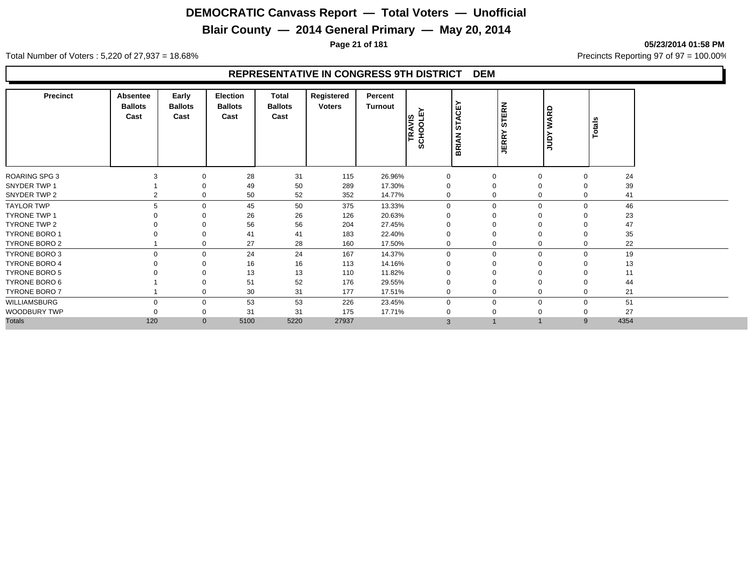# DEMOCRATIC Canvass Report — Total Voters — Unofficial

## Blair County — 2014 General Primary — May 20, 2014

05/23/2014 01:58 PM

Total Number of Voters : 5,220 of 27,937 = 18.68%

Precincts Reporting 97 of 97 = 100.00%

### REPRESENTATIVE IN CONGRESS 9TH DISTRICT DEM

| Precinct | Absentee Ballots Cast | Early Ballots Cast | Election Ballots Cast | Total Ballots Cast | Registered Voters | Percent Turnout | TRAVIS SCHOOLEY | BRIAN STACEY | JERRY STERN | JUDY WARD | Totals |
|---|---|---|---|---|---|---|---|---|---|---|---|
| ROARING SPG 3 | 3 | 0 | 28 | 31 | 115 | 26.96% | 0 | 0 | 0 | 0 | 24 |
| SNYDER TWP 1 | 1 | 0 | 49 | 50 | 289 | 17.30% | 0 | 0 | 0 | 0 | 39 |
| SNYDER TWP 2 | 2 | 0 | 50 | 52 | 352 | 14.77% | 0 | 0 | 0 | 0 | 41 |
| TAYLOR TWP | 5 | 0 | 45 | 50 | 375 | 13.33% | 0 | 0 | 0 | 0 | 46 |
| TYRONE TWP 1 | 0 | 0 | 26 | 26 | 126 | 20.63% | 0 | 0 | 0 | 0 | 23 |
| TYRONE TWP 2 | 0 | 0 | 56 | 56 | 204 | 27.45% | 0 | 0 | 0 | 0 | 47 |
| TYRONE BORO 1 | 0 | 0 | 41 | 41 | 183 | 22.40% | 0 | 0 | 0 | 0 | 35 |
| TYRONE BORO 2 | 1 | 0 | 27 | 28 | 160 | 17.50% | 0 | 0 | 0 | 0 | 22 |
| TYRONE BORO 3 | 0 | 0 | 24 | 24 | 167 | 14.37% | 0 | 0 | 0 | 0 | 19 |
| TYRONE BORO 4 | 0 | 0 | 16 | 16 | 113 | 14.16% | 0 | 0 | 0 | 0 | 13 |
| TYRONE BORO 5 | 0 | 0 | 13 | 13 | 110 | 11.82% | 0 | 0 | 0 | 0 | 11 |
| TYRONE BORO 6 | 1 | 0 | 51 | 52 | 176 | 29.55% | 0 | 0 | 0 | 0 | 44 |
| TYRONE BORO 7 | 1 | 0 | 30 | 31 | 177 | 17.51% | 0 | 0 | 0 | 0 | 21 |
| WILLIAMSBURG | 0 | 0 | 53 | 53 | 226 | 23.45% | 0 | 0 | 0 | 0 | 51 |
| WOODBURY TWP | 0 | 0 | 31 | 31 | 175 | 17.71% | 0 | 0 | 0 | 0 | 27 |
| Totals | 120 | 0 | 5100 | 5220 | 27937 | | 3 | 1 | 1 | 9 | 4354 |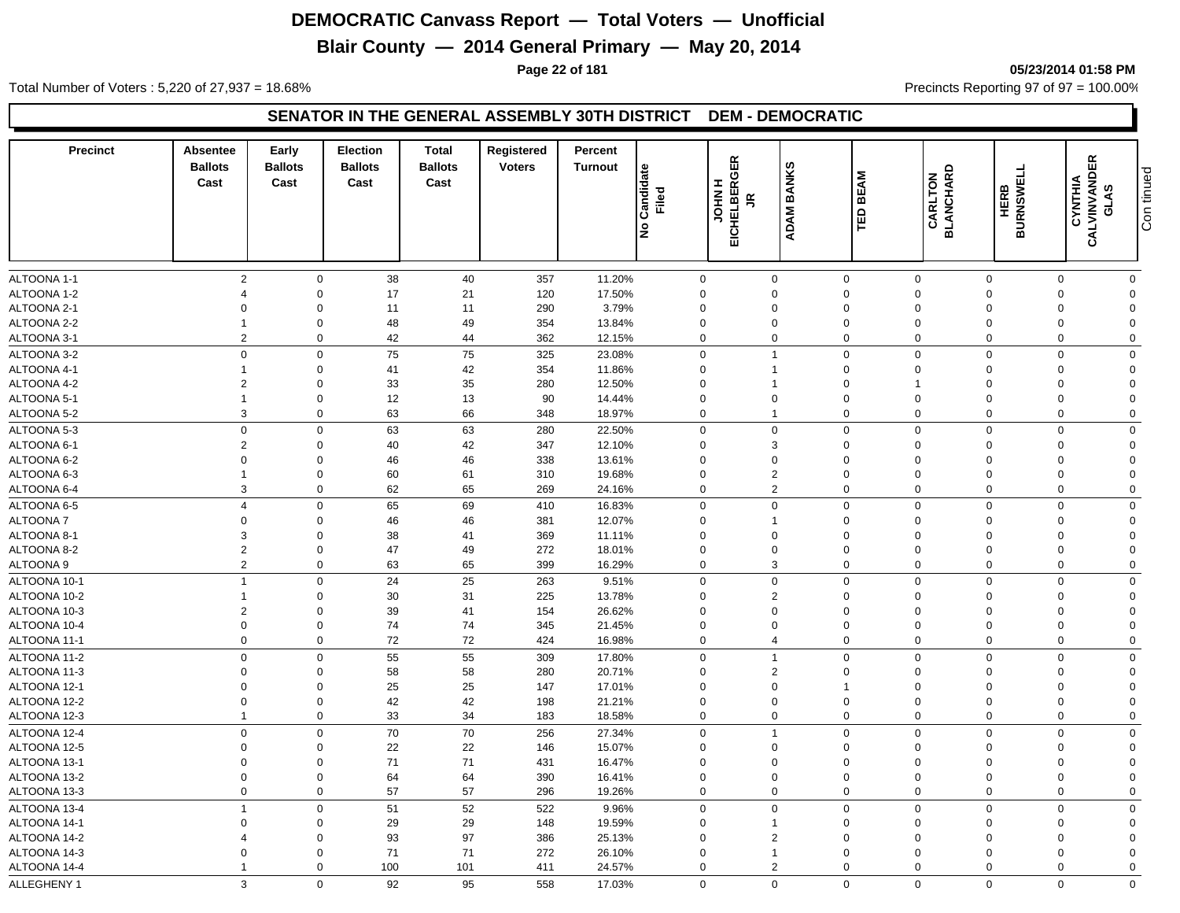# DEMOCRATIC Canvass Report — Total Voters — Unofficial

## Blair County — 2014 General Primary — May 20, 2014

05/23/2014 01:58 PM

Total Number of Voters : 5,220 of 27,937 = 18.68%

Precincts Reporting 97 of 97 = 100.00%

### SENATOR IN THE GENERAL ASSEMBLY 30TH DISTRICT DEM - DEMOCRATIC

| Precinct | Absentee Ballots Cast | Early Ballots Cast | Election Ballots Cast | Total Ballots Cast | Registered Voters | Percent Turnout | No Candidate Filed | JOHN H EICHELBERGER JR | ADAM BANKS | TED BEAM | CARLTON BLANCHARD | HERB BURNSWELL | CYNTHIA CALVINVANDER GLAS | Continued |
|---|---|---|---|---|---|---|---|---|---|---|---|---|---|---|
| ALTOONA 1-1 | 2 | 0 | 38 | 40 | 357 | 11.20% | 0 | 0 | 0 | 0 | 0 | 0 | 0 | |
| ALTOONA 1-2 | 4 | 0 | 17 | 21 | 120 | 17.50% | 0 | 0 | 0 | 0 | 0 | 0 | 0 | |
| ALTOONA 2-1 | 0 | 0 | 11 | 11 | 290 | 3.79% | 0 | 0 | 0 | 0 | 0 | 0 | 0 | |
| ALTOONA 2-2 | 1 | 0 | 48 | 49 | 354 | 13.84% | 0 | 0 | 0 | 0 | 0 | 0 | 0 | |
| ALTOONA 3-1 | 2 | 0 | 42 | 44 | 362 | 12.15% | 0 | 0 | 0 | 0 | 0 | 0 | 0 | |
| ALTOONA 3-2 | 0 | 0 | 75 | 75 | 325 | 23.08% | 0 | 1 | 0 | 0 | 0 | 0 | 0 | |
| ALTOONA 4-1 | 1 | 0 | 41 | 42 | 354 | 11.86% | 0 | 1 | 0 | 0 | 0 | 0 | 0 | |
| ALTOONA 4-2 | 2 | 0 | 33 | 35 | 280 | 12.50% | 0 | 1 | 0 | 1 | 0 | 0 | 0 | |
| ALTOONA 5-1 | 1 | 0 | 12 | 13 | 90 | 14.44% | 0 | 0 | 0 | 0 | 0 | 0 | 0 | |
| ALTOONA 5-2 | 3 | 0 | 63 | 66 | 348 | 18.97% | 0 | 1 | 0 | 0 | 0 | 0 | 0 | |
| ALTOONA 5-3 | 0 | 0 | 63 | 63 | 280 | 22.50% | 0 | 0 | 0 | 0 | 0 | 0 | 0 | |
| ALTOONA 6-1 | 2 | 0 | 40 | 42 | 347 | 12.10% | 0 | 3 | 0 | 0 | 0 | 0 | 0 | |
| ALTOONA 6-2 | 0 | 0 | 46 | 46 | 338 | 13.61% | 0 | 0 | 0 | 0 | 0 | 0 | 0 | |
| ALTOONA 6-3 | 1 | 0 | 60 | 61 | 310 | 19.68% | 0 | 2 | 0 | 0 | 0 | 0 | 0 | |
| ALTOONA 6-4 | 3 | 0 | 62 | 65 | 269 | 24.16% | 0 | 2 | 0 | 0 | 0 | 0 | 0 | |
| ALTOONA 6-5 | 4 | 0 | 65 | 69 | 410 | 16.83% | 0 | 0 | 0 | 0 | 0 | 0 | 0 | |
| ALTOONA 7 | 0 | 0 | 46 | 46 | 381 | 12.07% | 0 | 1 | 0 | 0 | 0 | 0 | 0 | |
| ALTOONA 8-1 | 3 | 0 | 38 | 41 | 369 | 11.11% | 0 | 0 | 0 | 0 | 0 | 0 | 0 | |
| ALTOONA 8-2 | 2 | 0 | 47 | 49 | 272 | 18.01% | 0 | 0 | 0 | 0 | 0 | 0 | 0 | |
| ALTOONA 9 | 2 | 0 | 63 | 65 | 399 | 16.29% | 0 | 3 | 0 | 0 | 0 | 0 | 0 | |
| ALTOONA 10-1 | 1 | 0 | 24 | 25 | 263 | 9.51% | 0 | 0 | 0 | 0 | 0 | 0 | 0 | |
| ALTOONA 10-2 | 1 | 0 | 30 | 31 | 225 | 13.78% | 0 | 2 | 0 | 0 | 0 | 0 | 0 | |
| ALTOONA 10-3 | 2 | 0 | 39 | 41 | 154 | 26.62% | 0 | 0 | 0 | 0 | 0 | 0 | 0 | |
| ALTOONA 10-4 | 0 | 0 | 74 | 74 | 345 | 21.45% | 0 | 0 | 0 | 0 | 0 | 0 | 0 | |
| ALTOONA 11-1 | 0 | 0 | 72 | 72 | 424 | 16.98% | 0 | 4 | 0 | 0 | 0 | 0 | 0 | |
| ALTOONA 11-2 | 0 | 0 | 55 | 55 | 309 | 17.80% | 0 | 1 | 0 | 0 | 0 | 0 | 0 | |
| ALTOONA 11-3 | 0 | 0 | 58 | 58 | 280 | 20.71% | 0 | 2 | 0 | 0 | 0 | 0 | 0 | |
| ALTOONA 12-1 | 0 | 0 | 25 | 25 | 147 | 17.01% | 0 | 0 | 1 | 0 | 0 | 0 | 0 | |
| ALTOONA 12-2 | 0 | 0 | 42 | 42 | 198 | 21.21% | 0 | 0 | 0 | 0 | 0 | 0 | 0 | |
| ALTOONA 12-3 | 1 | 0 | 33 | 34 | 183 | 18.58% | 0 | 0 | 0 | 0 | 0 | 0 | 0 | |
| ALTOONA 12-4 | 0 | 0 | 70 | 70 | 256 | 27.34% | 0 | 1 | 0 | 0 | 0 | 0 | 0 | |
| ALTOONA 12-5 | 0 | 0 | 22 | 22 | 146 | 15.07% | 0 | 0 | 0 | 0 | 0 | 0 | 0 | |
| ALTOONA 13-1 | 0 | 0 | 71 | 71 | 431 | 16.47% | 0 | 0 | 0 | 0 | 0 | 0 | 0 | |
| ALTOONA 13-2 | 0 | 0 | 64 | 64 | 390 | 16.41% | 0 | 0 | 0 | 0 | 0 | 0 | 0 | |
| ALTOONA 13-3 | 0 | 0 | 57 | 57 | 296 | 19.26% | 0 | 0 | 0 | 0 | 0 | 0 | 0 | |
| ALTOONA 13-4 | 1 | 0 | 51 | 52 | 522 | 9.96% | 0 | 0 | 0 | 0 | 0 | 0 | 0 | |
| ALTOONA 14-1 | 0 | 0 | 29 | 29 | 148 | 19.59% | 0 | 1 | 0 | 0 | 0 | 0 | 0 | |
| ALTOONA 14-2 | 4 | 0 | 93 | 97 | 386 | 25.13% | 0 | 2 | 0 | 0 | 0 | 0 | 0 | |
| ALTOONA 14-3 | 0 | 0 | 71 | 71 | 272 | 26.10% | 0 | 1 | 0 | 0 | 0 | 0 | 0 | |
| ALTOONA 14-4 | 1 | 0 | 100 | 101 | 411 | 24.57% | 0 | 2 | 0 | 0 | 0 | 0 | 0 | |
| ALLEGHENY 1 | 3 | 0 | 92 | 95 | 558 | 17.03% | 0 | 0 | 0 | 0 | 0 | 0 | 0 | |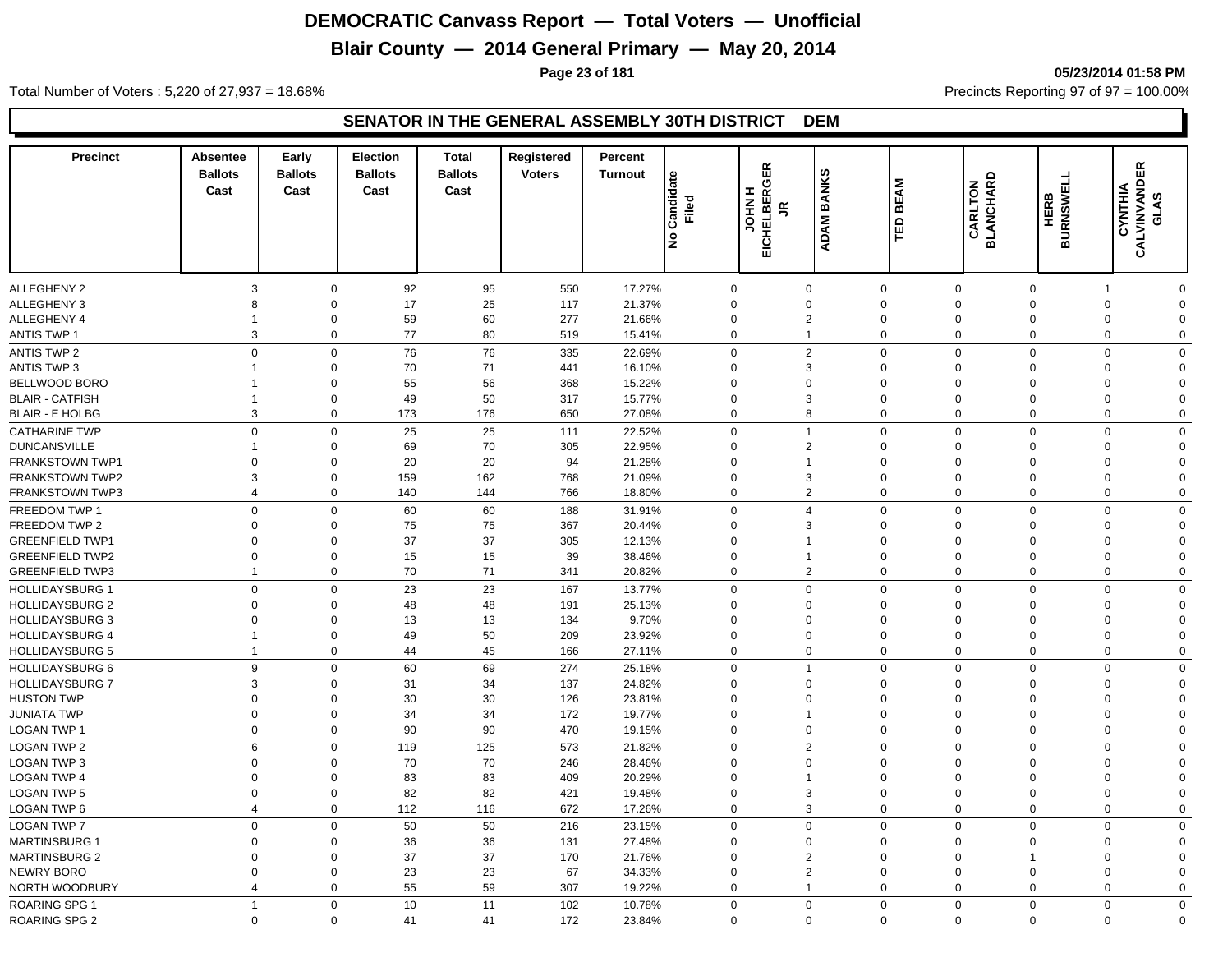# DEMOCRATIC Canvass Report — Total Voters — Unofficial

## Blair County — 2014 General Primary — May 20, 2014

05/23/2014 01:58 PM

Total Number of Voters : 5,220 of 27,937 = 18.68%

Precincts Reporting 97 of 97 = 100.00%

### SENATOR IN THE GENERAL ASSEMBLY 30TH DISTRICT DEM

| Precinct | Absentee Ballots Cast | Early Ballots Cast | Election Ballots Cast | Total Ballots Cast | Registered Voters | Percent Turnout | No Candidate Filed | JOHN H EICHELBERGER JR | ADAM BANKS | TED BEAM | CARLTON BLANCHARD | HERB BURNSWELL | CYNTHIA CALVINVANDER GLAS |
|---|---|---|---|---|---|---|---|---|---|---|---|---|---|
| ALLEGHENY 2 | 3 | 0 | 92 | 95 | 550 | 17.27% | 0 | 0 | 0 | 0 | 0 | 1 | 0 |
| ALLEGHENY 3 | 8 | 0 | 17 | 25 | 117 | 21.37% | 0 | 0 | 0 | 0 | 0 | 0 | 0 |
| ALLEGHENY 4 | 1 | 0 | 59 | 60 | 277 | 21.66% | 0 | 2 | 0 | 0 | 0 | 0 | 0 |
| ANTIS TWP 1 | 3 | 0 | 77 | 80 | 519 | 15.41% | 0 | 1 | 0 | 0 | 0 | 0 | 0 |
| ANTIS TWP 2 | 0 | 0 | 76 | 76 | 335 | 22.69% | 0 | 2 | 0 | 0 | 0 | 0 | 0 |
| ANTIS TWP 3 | 1 | 0 | 70 | 71 | 441 | 16.10% | 0 | 3 | 0 | 0 | 0 | 0 | 0 |
| BELLWOOD BORO | 1 | 0 | 55 | 56 | 368 | 15.22% | 0 | 0 | 0 | 0 | 0 | 0 | 0 |
| BLAIR - CATFISH | 1 | 0 | 49 | 50 | 317 | 15.77% | 0 | 3 | 0 | 0 | 0 | 0 | 0 |
| BLAIR - E HOLBG | 3 | 0 | 173 | 176 | 650 | 27.08% | 0 | 8 | 0 | 0 | 0 | 0 | 0 |
| CATHARINE TWP | 0 | 0 | 25 | 25 | 111 | 22.52% | 0 | 1 | 0 | 0 | 0 | 0 | 0 |
| DUNCANSVILLE | 1 | 0 | 69 | 70 | 305 | 22.95% | 0 | 2 | 0 | 0 | 0 | 0 | 0 |
| FRANKSTOWN TWP1 | 0 | 0 | 20 | 20 | 94 | 21.28% | 0 | 1 | 0 | 0 | 0 | 0 | 0 |
| FRANKSTOWN TWP2 | 3 | 0 | 159 | 162 | 768 | 21.09% | 0 | 3 | 0 | 0 | 0 | 0 | 0 |
| FRANKSTOWN TWP3 | 4 | 0 | 140 | 144 | 766 | 18.80% | 0 | 2 | 0 | 0 | 0 | 0 | 0 |
| FREEDOM TWP 1 | 0 | 0 | 60 | 60 | 188 | 31.91% | 0 | 4 | 0 | 0 | 0 | 0 | 0 |
| FREEDOM TWP 2 | 0 | 0 | 75 | 75 | 367 | 20.44% | 0 | 3 | 0 | 0 | 0 | 0 | 0 |
| GREENFIELD TWP1 | 0 | 0 | 37 | 37 | 305 | 12.13% | 0 | 1 | 0 | 0 | 0 | 0 | 0 |
| GREENFIELD TWP2 | 0 | 0 | 15 | 15 | 39 | 38.46% | 0 | 1 | 0 | 0 | 0 | 0 | 0 |
| GREENFIELD TWP3 | 1 | 0 | 70 | 71 | 341 | 20.82% | 0 | 2 | 0 | 0 | 0 | 0 | 0 |
| HOLLIDAYSBURG 1 | 0 | 0 | 23 | 23 | 167 | 13.77% | 0 | 0 | 0 | 0 | 0 | 0 | 0 |
| HOLLIDAYSBURG 2 | 0 | 0 | 48 | 48 | 191 | 25.13% | 0 | 0 | 0 | 0 | 0 | 0 | 0 |
| HOLLIDAYSBURG 3 | 0 | 0 | 13 | 13 | 134 | 9.70% | 0 | 0 | 0 | 0 | 0 | 0 | 0 |
| HOLLIDAYSBURG 4 | 1 | 0 | 49 | 50 | 209 | 23.92% | 0 | 0 | 0 | 0 | 0 | 0 | 0 |
| HOLLIDAYSBURG 5 | 1 | 0 | 44 | 45 | 166 | 27.11% | 0 | 0 | 0 | 0 | 0 | 0 | 0 |
| HOLLIDAYSBURG 6 | 9 | 0 | 60 | 69 | 274 | 25.18% | 0 | 1 | 0 | 0 | 0 | 0 | 0 |
| HOLLIDAYSBURG 7 | 3 | 0 | 31 | 34 | 137 | 24.82% | 0 | 0 | 0 | 0 | 0 | 0 | 0 |
| HUSTON TWP | 0 | 0 | 30 | 30 | 126 | 23.81% | 0 | 0 | 0 | 0 | 0 | 0 | 0 |
| JUNIATA TWP | 0 | 0 | 34 | 34 | 172 | 19.77% | 0 | 1 | 0 | 0 | 0 | 0 | 0 |
| LOGAN TWP 1 | 0 | 0 | 90 | 90 | 470 | 19.15% | 0 | 0 | 0 | 0 | 0 | 0 | 0 |
| LOGAN TWP 2 | 6 | 0 | 119 | 125 | 573 | 21.82% | 0 | 2 | 0 | 0 | 0 | 0 | 0 |
| LOGAN TWP 3 | 0 | 0 | 70 | 70 | 246 | 28.46% | 0 | 0 | 0 | 0 | 0 | 0 | 0 |
| LOGAN TWP 4 | 0 | 0 | 83 | 83 | 409 | 20.29% | 0 | 1 | 0 | 0 | 0 | 0 | 0 |
| LOGAN TWP 5 | 0 | 0 | 82 | 82 | 421 | 19.48% | 0 | 3 | 0 | 0 | 0 | 0 | 0 |
| LOGAN TWP 6 | 4 | 0 | 112 | 116 | 672 | 17.26% | 0 | 3 | 0 | 0 | 0 | 0 | 0 |
| LOGAN TWP 7 | 0 | 0 | 50 | 50 | 216 | 23.15% | 0 | 0 | 0 | 0 | 0 | 0 | 0 |
| MARTINSBURG 1 | 0 | 0 | 36 | 36 | 131 | 27.48% | 0 | 0 | 0 | 0 | 0 | 0 | 0 |
| MARTINSBURG 2 | 0 | 0 | 37 | 37 | 170 | 21.76% | 0 | 2 | 0 | 0 | 1 | 0 | 0 |
| NEWRY BORO | 0 | 0 | 23 | 23 | 67 | 34.33% | 0 | 2 | 0 | 0 | 0 | 0 | 0 |
| NORTH WOODBURY | 4 | 0 | 55 | 59 | 307 | 19.22% | 0 | 1 | 0 | 0 | 0 | 0 | 0 |
| ROARING SPG 1 | 1 | 0 | 10 | 11 | 102 | 10.78% | 0 | 0 | 0 | 0 | 0 | 0 | 0 |
| ROARING SPG 2 | 0 | 0 | 41 | 41 | 172 | 23.84% | 0 | 0 | 0 | 0 | 0 | 0 | 0 |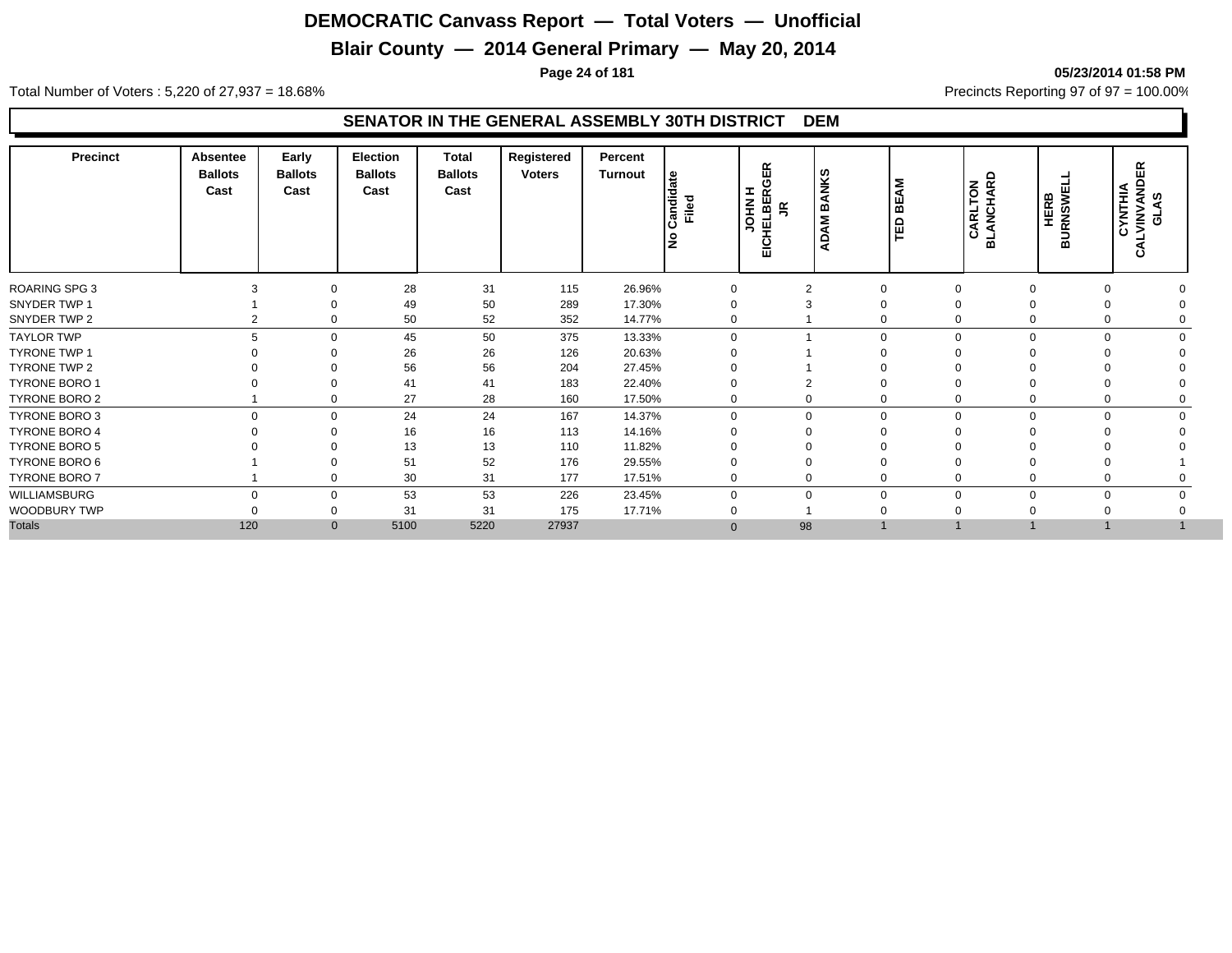# DEMOCRATIC Canvass Report — Total Voters — Unofficial

## Blair County — 2014 General Primary — May 20, 2014

05/23/2014 01:58 PM

Total Number of Voters : 5,220 of 27,937 = 18.68%

Precincts Reporting 97 of 97 = 100.00%

### SENATOR IN THE GENERAL ASSEMBLY 30TH DISTRICT DEM

| Precinct | Absentee Ballots Cast | Early Ballots Cast | Election Ballots Cast | Total Ballots Cast | Registered Voters | Percent Turnout | No Candidate Filed | JOHN H EICHELBERGER JR | ADAM BANKS | TED BEAM | CARLTON BLANCHARD | HERB BURNSWELL | CYNTHIA CALVINVANDER GLAS |
|---|---|---|---|---|---|---|---|---|---|---|---|---|---|
| ROARING SPG 3 | 3 | 0 | 28 | 31 | 115 | 26.96% | 0 | 2 | 0 | 0 | 0 | 0 | 0 |
| SNYDER TWP 1 | 1 | 0 | 49 | 50 | 289 | 17.30% | 0 | 3 | 0 | 0 | 0 | 0 | 0 |
| SNYDER TWP 2 | 2 | 0 | 50 | 52 | 352 | 14.77% | 0 | 1 | 0 | 0 | 0 | 0 | 0 |
| TAYLOR TWP | 5 | 0 | 45 | 50 | 375 | 13.33% | 0 | 1 | 0 | 0 | 0 | 0 | 0 |
| TYRONE TWP 1 | 0 | 0 | 26 | 26 | 126 | 20.63% | 0 | 1 | 0 | 0 | 0 | 0 | 0 |
| TYRONE TWP 2 | 0 | 0 | 56 | 56 | 204 | 27.45% | 0 | 1 | 0 | 0 | 0 | 0 | 0 |
| TYRONE BORO 1 | 0 | 0 | 41 | 41 | 183 | 22.40% | 0 | 2 | 0 | 0 | 0 | 0 | 0 |
| TYRONE BORO 2 | 1 | 0 | 27 | 28 | 160 | 17.50% | 0 | 0 | 0 | 0 | 0 | 0 | 0 |
| TYRONE BORO 3 | 0 | 0 | 24 | 24 | 167 | 14.37% | 0 | 0 | 0 | 0 | 0 | 0 | 0 |
| TYRONE BORO 4 | 0 | 0 | 16 | 16 | 113 | 14.16% | 0 | 0 | 0 | 0 | 0 | 0 | 0 |
| TYRONE BORO 5 | 0 | 0 | 13 | 13 | 110 | 11.82% | 0 | 0 | 0 | 0 | 0 | 0 | 0 |
| TYRONE BORO 6 | 1 | 0 | 51 | 52 | 176 | 29.55% | 0 | 0 | 0 | 0 | 0 | 0 | 1 |
| TYRONE BORO 7 | 1 | 0 | 30 | 31 | 177 | 17.51% | 0 | 0 | 0 | 0 | 0 | 0 | 0 |
| WILLIAMSBURG | 0 | 0 | 53 | 53 | 226 | 23.45% | 0 | 0 | 0 | 0 | 0 | 0 | 0 |
| WOODBURY TWP | 0 | 0 | 31 | 31 | 175 | 17.71% | 0 | 1 | 0 | 0 | 0 | 0 | 0 |
| Totals | 120 | 0 | 5100 | 5220 | 27937 | | 0 | 98 | 1 | 1 | 1 | 1 | 1 |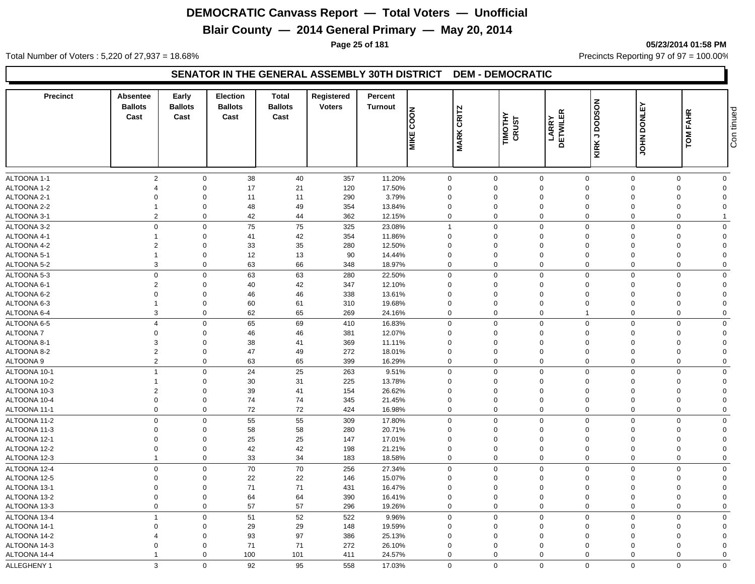# DEMOCRATIC Canvass Report — Total Voters — Unofficial

## Blair County — 2014 General Primary — May 20, 2014

05/23/2014 01:58 PM

Total Number of Voters : 5,220 of 27,937 = 18.68%

Precincts Reporting 97 of 97 = 100.00%

### SENATOR IN THE GENERAL ASSEMBLY 30TH DISTRICT DEM - DEMOCRATIC

| Precinct | Absentee Ballots Cast | Early Ballots Cast | Election Ballots Cast | Total Ballots Cast | Registered Voters | Percent Turnout | MIKE COON | MARK CRITZ | TIMOTHY CRUST | LARRY DETWILER | KIRK J DODSON | JOHN DONLEY | TOM FAHR |
|---|---|---|---|---|---|---|---|---|---|---|---|---|---|
| ALTOONA 1-1 | 2 | 0 | 38 | 40 | 357 | 11.20% | 0 | 0 | 0 | 0 | 0 | 0 | 0 |
| ALTOONA 1-2 | 4 | 0 | 17 | 21 | 120 | 17.50% | 0 | 0 | 0 | 0 | 0 | 0 | 0 |
| ALTOONA 2-1 | 0 | 0 | 11 | 11 | 290 | 3.79% | 0 | 0 | 0 | 0 | 0 | 0 | 0 |
| ALTOONA 2-2 | 1 | 0 | 48 | 49 | 354 | 13.84% | 0 | 0 | 0 | 0 | 0 | 0 | 0 |
| ALTOONA 3-1 | 2 | 0 | 42 | 44 | 362 | 12.15% | 0 | 0 | 0 | 0 | 0 | 0 | 1 |
| ALTOONA 3-2 | 0 | 0 | 75 | 75 | 325 | 23.08% | 1 | 0 | 0 | 0 | 0 | 0 | 0 |
| ALTOONA 4-1 | 1 | 0 | 41 | 42 | 354 | 11.86% | 0 | 0 | 0 | 0 | 0 | 0 | 0 |
| ALTOONA 4-2 | 2 | 0 | 33 | 35 | 280 | 12.50% | 0 | 0 | 0 | 0 | 0 | 0 | 0 |
| ALTOONA 5-1 | 1 | 0 | 12 | 13 | 90 | 14.44% | 0 | 0 | 0 | 0 | 0 | 0 | 0 |
| ALTOONA 5-2 | 3 | 0 | 63 | 66 | 348 | 18.97% | 0 | 0 | 0 | 0 | 0 | 0 | 0 |
| ALTOONA 5-3 | 0 | 0 | 63 | 63 | 280 | 22.50% | 0 | 0 | 0 | 0 | 0 | 0 | 0 |
| ALTOONA 6-1 | 2 | 0 | 40 | 42 | 347 | 12.10% | 0 | 0 | 0 | 0 | 0 | 0 | 0 |
| ALTOONA 6-2 | 0 | 0 | 46 | 46 | 338 | 13.61% | 0 | 0 | 0 | 0 | 0 | 0 | 0 |
| ALTOONA 6-3 | 1 | 0 | 60 | 61 | 310 | 19.68% | 0 | 0 | 0 | 0 | 0 | 0 | 0 |
| ALTOONA 6-4 | 3 | 0 | 62 | 65 | 269 | 24.16% | 0 | 0 | 0 | 1 | 0 | 0 | 0 |
| ALTOONA 6-5 | 4 | 0 | 65 | 69 | 410 | 16.83% | 0 | 0 | 0 | 0 | 0 | 0 | 0 |
| ALTOONA 7 | 0 | 0 | 46 | 46 | 381 | 12.07% | 0 | 0 | 0 | 0 | 0 | 0 | 0 |
| ALTOONA 8-1 | 3 | 0 | 38 | 41 | 369 | 11.11% | 0 | 0 | 0 | 0 | 0 | 0 | 0 |
| ALTOONA 8-2 | 2 | 0 | 47 | 49 | 272 | 18.01% | 0 | 0 | 0 | 0 | 0 | 0 | 0 |
| ALTOONA 9 | 2 | 0 | 63 | 65 | 399 | 16.29% | 0 | 0 | 0 | 0 | 0 | 0 | 0 |
| ALTOONA 10-1 | 1 | 0 | 24 | 25 | 263 | 9.51% | 0 | 0 | 0 | 0 | 0 | 0 | 0 |
| ALTOONA 10-2 | 1 | 0 | 30 | 31 | 225 | 13.78% | 0 | 0 | 0 | 0 | 0 | 0 | 0 |
| ALTOONA 10-3 | 2 | 0 | 39 | 41 | 154 | 26.62% | 0 | 0 | 0 | 0 | 0 | 0 | 0 |
| ALTOONA 10-4 | 0 | 0 | 74 | 74 | 345 | 21.45% | 0 | 0 | 0 | 0 | 0 | 0 | 0 |
| ALTOONA 11-1 | 0 | 0 | 72 | 72 | 424 | 16.98% | 0 | 0 | 0 | 0 | 0 | 0 | 0 |
| ALTOONA 11-2 | 0 | 0 | 55 | 55 | 309 | 17.80% | 0 | 0 | 0 | 0 | 0 | 0 | 0 |
| ALTOONA 11-3 | 0 | 0 | 58 | 58 | 280 | 20.71% | 0 | 0 | 0 | 0 | 0 | 0 | 0 |
| ALTOONA 12-1 | 0 | 0 | 25 | 25 | 147 | 17.01% | 0 | 0 | 0 | 0 | 0 | 0 | 0 |
| ALTOONA 12-2 | 0 | 0 | 42 | 42 | 198 | 21.21% | 0 | 0 | 0 | 0 | 0 | 0 | 0 |
| ALTOONA 12-3 | 1 | 0 | 33 | 34 | 183 | 18.58% | 0 | 0 | 0 | 0 | 0 | 0 | 0 |
| ALTOONA 12-4 | 0 | 0 | 70 | 70 | 256 | 27.34% | 0 | 0 | 0 | 0 | 0 | 0 | 0 |
| ALTOONA 12-5 | 0 | 0 | 22 | 22 | 146 | 15.07% | 0 | 0 | 0 | 0 | 0 | 0 | 0 |
| ALTOONA 13-1 | 0 | 0 | 71 | 71 | 431 | 16.47% | 0 | 0 | 0 | 0 | 0 | 0 | 0 |
| ALTOONA 13-2 | 0 | 0 | 64 | 64 | 390 | 16.41% | 0 | 0 | 0 | 0 | 0 | 0 | 0 |
| ALTOONA 13-3 | 0 | 0 | 57 | 57 | 296 | 19.26% | 0 | 0 | 0 | 0 | 0 | 0 | 0 |
| ALTOONA 13-4 | 1 | 0 | 51 | 52 | 522 | 9.96% | 0 | 0 | 0 | 0 | 0 | 0 | 0 |
| ALTOONA 14-1 | 0 | 0 | 29 | 29 | 148 | 19.59% | 0 | 0 | 0 | 0 | 0 | 0 | 0 |
| ALTOONA 14-2 | 4 | 0 | 93 | 97 | 386 | 25.13% | 0 | 0 | 0 | 0 | 0 | 0 | 0 |
| ALTOONA 14-3 | 0 | 0 | 71 | 71 | 272 | 26.10% | 0 | 0 | 0 | 0 | 0 | 0 | 0 |
| ALTOONA 14-4 | 1 | 0 | 100 | 101 | 411 | 24.57% | 0 | 0 | 0 | 0 | 0 | 0 | 0 |
| ALLEGHENY 1 | 3 | 0 | 92 | 95 | 558 | 17.03% | 0 | 0 | 0 | 0 | 0 | 0 | 0 |

Continued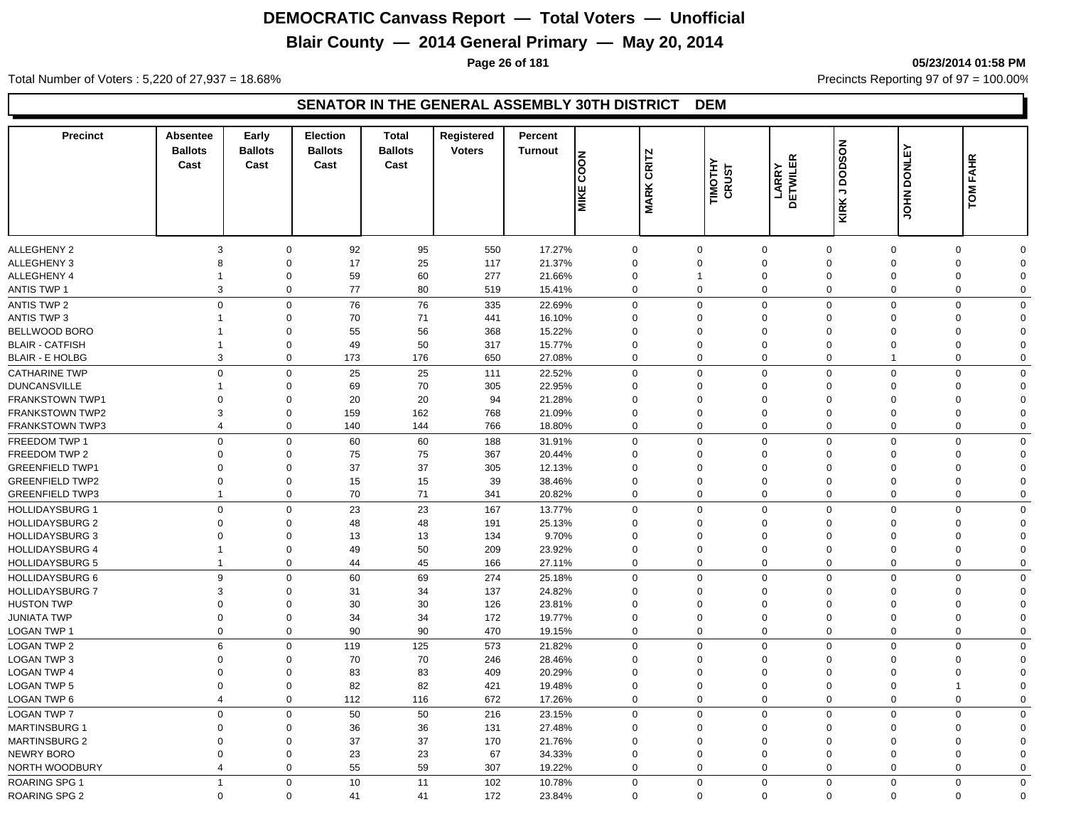# DEMOCRATIC Canvass Report — Total Voters — Unofficial

## Blair County — 2014 General Primary — May 20, 2014

05/23/2014 01:58 PM

Total Number of Voters : 5,220 of 27,937 = 18.68%

Precincts Reporting 97 of 97 = 100.00%

### SENATOR IN THE GENERAL ASSEMBLY 30TH DISTRICT DEM

| Precinct | Absentee Ballots Cast | Early Ballots Cast | Election Ballots Cast | Total Ballots Cast | Registered Voters | Percent Turnout | MIKE COON | MARK CRITZ | TIMOTHY CRUST | LARRY DETWILER | KIRK J DODSON | JOHN DONLEY | TOM FAHR |
|---|---|---|---|---|---|---|---|---|---|---|---|---|---|
| ALLEGHENY 2 | 3 | 0 | 92 | 95 | 550 | 17.27% | 0 | 0 | 0 | 0 | 0 | 0 | 0 |
| ALLEGHENY 3 | 8 | 0 | 17 | 25 | 117 | 21.37% | 0 | 0 | 0 | 0 | 0 | 0 | 0 |
| ALLEGHENY 4 | 1 | 0 | 59 | 60 | 277 | 21.66% | 0 | 1 | 0 | 0 | 0 | 0 | 0 |
| ANTIS TWP 1 | 3 | 0 | 77 | 80 | 519 | 15.41% | 0 | 0 | 0 | 0 | 0 | 0 | 0 |
| ANTIS TWP 2 | 0 | 0 | 76 | 76 | 335 | 22.69% | 0 | 0 | 0 | 0 | 0 | 0 | 0 |
| ANTIS TWP 3 | 1 | 0 | 70 | 71 | 441 | 16.10% | 0 | 0 | 0 | 0 | 0 | 0 | 0 |
| BELLWOOD BORO | 1 | 0 | 55 | 56 | 368 | 15.22% | 0 | 0 | 0 | 0 | 0 | 0 | 0 |
| BLAIR - CATFISH | 1 | 0 | 49 | 50 | 317 | 15.77% | 0 | 0 | 0 | 0 | 0 | 0 | 0 |
| BLAIR - E HOLBG | 3 | 0 | 173 | 176 | 650 | 27.08% | 0 | 0 | 0 | 0 | 1 | 0 | 0 |
| CATHARINE TWP | 0 | 0 | 25 | 25 | 111 | 22.52% | 0 | 0 | 0 | 0 | 0 | 0 | 0 |
| DUNCANSVILLE | 1 | 0 | 69 | 70 | 305 | 22.95% | 0 | 0 | 0 | 0 | 0 | 0 | 0 |
| FRANKSTOWN TWP1 | 0 | 0 | 20 | 20 | 94 | 21.28% | 0 | 0 | 0 | 0 | 0 | 0 | 0 |
| FRANKSTOWN TWP2 | 3 | 0 | 159 | 162 | 768 | 21.09% | 0 | 0 | 0 | 0 | 0 | 0 | 0 |
| FRANKSTOWN TWP3 | 4 | 0 | 140 | 144 | 766 | 18.80% | 0 | 0 | 0 | 0 | 0 | 0 | 0 |
| FREEDOM TWP 1 | 0 | 0 | 60 | 60 | 188 | 31.91% | 0 | 0 | 0 | 0 | 0 | 0 | 0 |
| FREEDOM TWP 2 | 0 | 0 | 75 | 75 | 367 | 20.44% | 0 | 0 | 0 | 0 | 0 | 0 | 0 |
| GREENFIELD TWP1 | 0 | 0 | 37 | 37 | 305 | 12.13% | 0 | 0 | 0 | 0 | 0 | 0 | 0 |
| GREENFIELD TWP2 | 0 | 0 | 15 | 15 | 39 | 38.46% | 0 | 0 | 0 | 0 | 0 | 0 | 0 |
| GREENFIELD TWP3 | 1 | 0 | 70 | 71 | 341 | 20.82% | 0 | 0 | 0 | 0 | 0 | 0 | 0 |
| HOLLIDAYSBURG 1 | 0 | 0 | 23 | 23 | 167 | 13.77% | 0 | 0 | 0 | 0 | 0 | 0 | 0 |
| HOLLIDAYSBURG 2 | 0 | 0 | 48 | 48 | 191 | 25.13% | 0 | 0 | 0 | 0 | 0 | 0 | 0 |
| HOLLIDAYSBURG 3 | 0 | 0 | 13 | 13 | 134 | 9.70% | 0 | 0 | 0 | 0 | 0 | 0 | 0 |
| HOLLIDAYSBURG 4 | 1 | 0 | 49 | 50 | 209 | 23.92% | 0 | 0 | 0 | 0 | 0 | 0 | 0 |
| HOLLIDAYSBURG 5 | 1 | 0 | 44 | 45 | 166 | 27.11% | 0 | 0 | 0 | 0 | 0 | 0 | 0 |
| HOLLIDAYSBURG 6 | 9 | 0 | 60 | 69 | 274 | 25.18% | 0 | 0 | 0 | 0 | 0 | 0 | 0 |
| HOLLIDAYSBURG 7 | 3 | 0 | 31 | 34 | 137 | 24.82% | 0 | 0 | 0 | 0 | 0 | 0 | 0 |
| HUSTON TWP | 0 | 0 | 30 | 30 | 126 | 23.81% | 0 | 0 | 0 | 0 | 0 | 0 | 0 |
| JUNIATA TWP | 0 | 0 | 34 | 34 | 172 | 19.77% | 0 | 0 | 0 | 0 | 0 | 0 | 0 |
| LOGAN TWP 1 | 0 | 0 | 90 | 90 | 470 | 19.15% | 0 | 0 | 0 | 0 | 0 | 0 | 0 |
| LOGAN TWP 2 | 6 | 0 | 119 | 125 | 573 | 21.82% | 0 | 0 | 0 | 0 | 0 | 0 | 0 |
| LOGAN TWP 3 | 0 | 0 | 70 | 70 | 246 | 28.46% | 0 | 0 | 0 | 0 | 0 | 0 | 0 |
| LOGAN TWP 4 | 0 | 0 | 83 | 83 | 409 | 20.29% | 0 | 0 | 0 | 0 | 0 | 0 | 0 |
| LOGAN TWP 5 | 0 | 0 | 82 | 82 | 421 | 19.48% | 0 | 0 | 0 | 0 | 0 | 1 | 0 |
| LOGAN TWP 6 | 4 | 0 | 112 | 116 | 672 | 17.26% | 0 | 0 | 0 | 0 | 0 | 0 | 0 |
| LOGAN TWP 7 | 0 | 0 | 50 | 50 | 216 | 23.15% | 0 | 0 | 0 | 0 | 0 | 0 | 0 |
| MARTINSBURG 1 | 0 | 0 | 36 | 36 | 131 | 27.48% | 0 | 0 | 0 | 0 | 0 | 0 | 0 |
| MARTINSBURG 2 | 0 | 0 | 37 | 37 | 170 | 21.76% | 0 | 0 | 0 | 0 | 0 | 0 | 0 |
| NEWRY BORO | 0 | 0 | 23 | 23 | 67 | 34.33% | 0 | 0 | 0 | 0 | 0 | 0 | 0 |
| NORTH WOODBURY | 4 | 0 | 55 | 59 | 307 | 19.22% | 0 | 0 | 0 | 0 | 0 | 0 | 0 |
| ROARING SPG 1 | 1 | 0 | 10 | 11 | 102 | 10.78% | 0 | 0 | 0 | 0 | 0 | 0 | 0 |
| ROARING SPG 2 | 0 | 0 | 41 | 41 | 172 | 23.84% | 0 | 0 | 0 | 0 | 0 | 0 | 0 |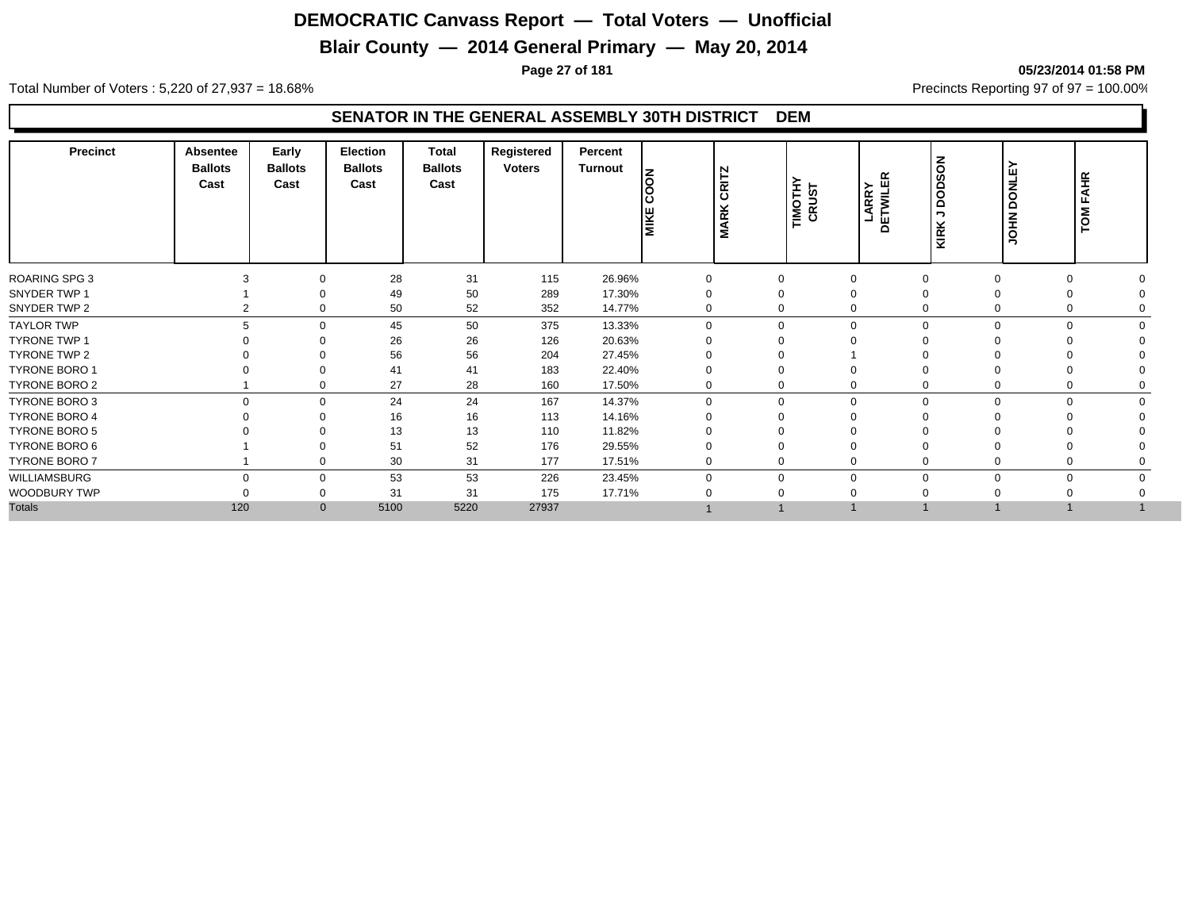# DEMOCRATIC Canvass Report — Total Voters — Unofficial

## Blair County — 2014 General Primary — May 20, 2014

05/23/2014 01:58 PM

Total Number of Voters : 5,220 of 27,937 = 18.68%

Precincts Reporting 97 of 97 = 100.00%

### SENATOR IN THE GENERAL ASSEMBLY 30TH DISTRICT DEM

| Precinct | Absentee Ballots Cast | Early Ballots Cast | Election Ballots Cast | Total Ballots Cast | Registered Voters | Percent Turnout | MIKE COON | MARK CRITZ | TIMOTHY CRUST | LARRY DETWILER | KIRK J DODSON | JOHN DONLEY | TOM FAHR |
|---|---|---|---|---|---|---|---|---|---|---|---|---|---|
| ROARING SPG 3 | 3 | 0 | 28 | 31 | 115 | 26.96% | 0 | 0 | 0 | 0 | 0 | 0 | 0 |
| SNYDER TWP 1 | 1 | 0 | 49 | 50 | 289 | 17.30% | 0 | 0 | 0 | 0 | 0 | 0 | 0 |
| SNYDER TWP 2 | 2 | 0 | 50 | 52 | 352 | 14.77% | 0 | 0 | 0 | 0 | 0 | 0 | 0 |
| TAYLOR TWP | 5 | 0 | 45 | 50 | 375 | 13.33% | 0 | 0 | 0 | 0 | 0 | 0 | 0 |
| TYRONE TWP 1 | 0 | 0 | 26 | 26 | 126 | 20.63% | 0 | 0 | 0 | 0 | 0 | 0 | 0 |
| TYRONE TWP 2 | 0 | 0 | 56 | 56 | 204 | 27.45% | 0 | 0 | 1 | 0 | 0 | 0 | 0 |
| TYRONE BORO 1 | 0 | 0 | 41 | 41 | 183 | 22.40% | 0 | 0 | 0 | 0 | 0 | 0 | 0 |
| TYRONE BORO 2 | 1 | 0 | 27 | 28 | 160 | 17.50% | 0 | 0 | 0 | 0 | 0 | 0 | 0 |
| TYRONE BORO 3 | 0 | 0 | 24 | 24 | 167 | 14.37% | 0 | 0 | 0 | 0 | 0 | 0 | 0 |
| TYRONE BORO 4 | 0 | 0 | 16 | 16 | 113 | 14.16% | 0 | 0 | 0 | 0 | 0 | 0 | 0 |
| TYRONE BORO 5 | 0 | 0 | 13 | 13 | 110 | 11.82% | 0 | 0 | 0 | 0 | 0 | 0 | 0 |
| TYRONE BORO 6 | 1 | 0 | 51 | 52 | 176 | 29.55% | 0 | 0 | 0 | 0 | 0 | 0 | 0 |
| TYRONE BORO 7 | 1 | 0 | 30 | 31 | 177 | 17.51% | 0 | 0 | 0 | 0 | 0 | 0 | 0 |
| WILLIAMSBURG | 0 | 0 | 53 | 53 | 226 | 23.45% | 0 | 0 | 0 | 0 | 0 | 0 | 0 |
| WOODBURY TWP | 0 | 0 | 31 | 31 | 175 | 17.71% | 0 | 0 | 0 | 0 | 0 | 0 | 0 |
| Totals | 120 | 0 | 5100 | 5220 | 27937 | | 1 | 1 | 1 | 1 | 1 | 1 | 1 |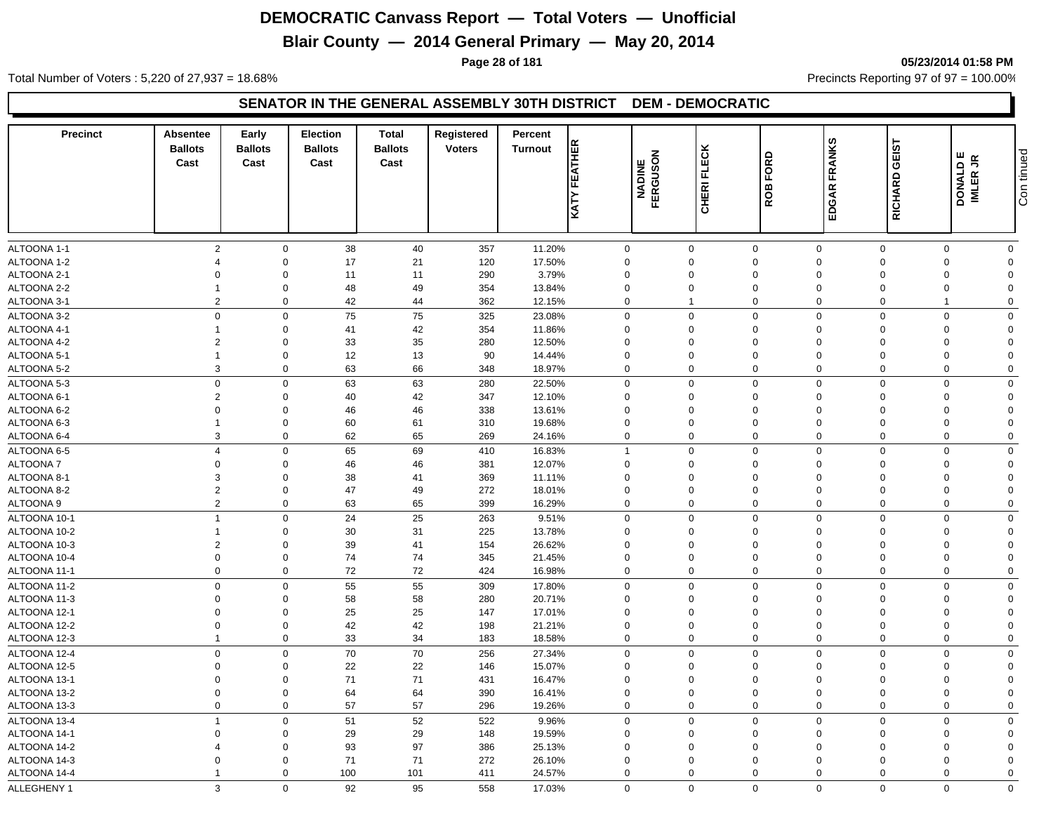# DEMOCRATIC Canvass Report — Total Voters — Unofficial

## Blair County — 2014 General Primary — May 20, 2014

05/23/2014 01:58 PM

Total Number of Voters : 5,220 of 27,937 = 18.68%

Precincts Reporting 97 of 97 = 100.00%

### SENATOR IN THE GENERAL ASSEMBLY 30TH DISTRICT DEM - DEMOCRATIC

| Precinct | Absentee Ballots Cast | Early Ballots Cast | Election Ballots Cast | Total Ballots Cast | Registered Voters | Percent Turnout | KATY FEATHER | NADINE FERGUSON | CHERI FLECK | ROB FORD | EDGAR FRANKS | RICHARD GEIST | DONALD E IMLER JR | Continued |
|---|---|---|---|---|---|---|---|---|---|---|---|---|---|---|
| ALTOONA 1-1 | 2 | 0 | 38 | 40 | 357 | 11.20% | 0 | 0 | 0 | 0 | 0 | 0 | 0 | |
| ALTOONA 1-2 | 4 | 0 | 17 | 21 | 120 | 17.50% | 0 | 0 | 0 | 0 | 0 | 0 | 0 | |
| ALTOONA 2-1 | 0 | 0 | 11 | 11 | 290 | 3.79% | 0 | 0 | 0 | 0 | 0 | 0 | 0 | |
| ALTOONA 2-2 | 1 | 0 | 48 | 49 | 354 | 13.84% | 0 | 0 | 0 | 0 | 0 | 0 | 0 | |
| ALTOONA 3-1 | 2 | 0 | 42 | 44 | 362 | 12.15% | 0 | 1 | 0 | 0 | 0 | 1 | 0 | |
| ALTOONA 3-2 | 0 | 0 | 75 | 75 | 325 | 23.08% | 0 | 0 | 0 | 0 | 0 | 0 | 0 | |
| ALTOONA 4-1 | 1 | 0 | 41 | 42 | 354 | 11.86% | 0 | 0 | 0 | 0 | 0 | 0 | 0 | |
| ALTOONA 4-2 | 2 | 0 | 33 | 35 | 280 | 12.50% | 0 | 0 | 0 | 0 | 0 | 0 | 0 | |
| ALTOONA 5-1 | 1 | 0 | 12 | 13 | 90 | 14.44% | 0 | 0 | 0 | 0 | 0 | 0 | 0 | |
| ALTOONA 5-2 | 3 | 0 | 63 | 66 | 348 | 18.97% | 0 | 0 | 0 | 0 | 0 | 0 | 0 | |
| ALTOONA 5-3 | 0 | 0 | 63 | 63 | 280 | 22.50% | 0 | 0 | 0 | 0 | 0 | 0 | 0 | |
| ALTOONA 6-1 | 2 | 0 | 40 | 42 | 347 | 12.10% | 0 | 0 | 0 | 0 | 0 | 0 | 0 | |
| ALTOONA 6-2 | 0 | 0 | 46 | 46 | 338 | 13.61% | 0 | 0 | 0 | 0 | 0 | 0 | 0 | |
| ALTOONA 6-3 | 1 | 0 | 60 | 61 | 310 | 19.68% | 0 | 0 | 0 | 0 | 0 | 0 | 0 | |
| ALTOONA 6-4 | 3 | 0 | 62 | 65 | 269 | 24.16% | 0 | 0 | 0 | 0 | 0 | 0 | 0 | |
| ALTOONA 6-5 | 4 | 0 | 65 | 69 | 410 | 16.83% | 1 | 0 | 0 | 0 | 0 | 0 | 0 | |
| ALTOONA 7 | 0 | 0 | 46 | 46 | 381 | 12.07% | 0 | 0 | 0 | 0 | 0 | 0 | 0 | |
| ALTOONA 8-1 | 3 | 0 | 38 | 41 | 369 | 11.11% | 0 | 0 | 0 | 0 | 0 | 0 | 0 | |
| ALTOONA 8-2 | 2 | 0 | 47 | 49 | 272 | 18.01% | 0 | 0 | 0 | 0 | 0 | 0 | 0 | |
| ALTOONA 9 | 2 | 0 | 63 | 65 | 399 | 16.29% | 0 | 0 | 0 | 0 | 0 | 0 | 0 | |
| ALTOONA 10-1 | 1 | 0 | 24 | 25 | 263 | 9.51% | 0 | 0 | 0 | 0 | 0 | 0 | 0 | |
| ALTOONA 10-2 | 1 | 0 | 30 | 31 | 225 | 13.78% | 0 | 0 | 0 | 0 | 0 | 0 | 0 | |
| ALTOONA 10-3 | 2 | 0 | 39 | 41 | 154 | 26.62% | 0 | 0 | 0 | 0 | 0 | 0 | 0 | |
| ALTOONA 10-4 | 0 | 0 | 74 | 74 | 345 | 21.45% | 0 | 0 | 0 | 0 | 0 | 0 | 0 | |
| ALTOONA 11-1 | 0 | 0 | 72 | 72 | 424 | 16.98% | 0 | 0 | 0 | 0 | 0 | 0 | 0 | |
| ALTOONA 11-2 | 0 | 0 | 55 | 55 | 309 | 17.80% | 0 | 0 | 0 | 0 | 0 | 0 | 0 | |
| ALTOONA 11-3 | 0 | 0 | 58 | 58 | 280 | 20.71% | 0 | 0 | 0 | 0 | 0 | 0 | 0 | |
| ALTOONA 12-1 | 0 | 0 | 25 | 25 | 147 | 17.01% | 0 | 0 | 0 | 0 | 0 | 0 | 0 | |
| ALTOONA 12-2 | 0 | 0 | 42 | 42 | 198 | 21.21% | 0 | 0 | 0 | 0 | 0 | 0 | 0 | |
| ALTOONA 12-3 | 1 | 0 | 33 | 34 | 183 | 18.58% | 0 | 0 | 0 | 0 | 0 | 0 | 0 | |
| ALTOONA 12-4 | 0 | 0 | 70 | 70 | 256 | 27.34% | 0 | 0 | 0 | 0 | 0 | 0 | 0 | |
| ALTOONA 12-5 | 0 | 0 | 22 | 22 | 146 | 15.07% | 0 | 0 | 0 | 0 | 0 | 0 | 0 | |
| ALTOONA 13-1 | 0 | 0 | 71 | 71 | 431 | 16.47% | 0 | 0 | 0 | 0 | 0 | 0 | 0 | |
| ALTOONA 13-2 | 0 | 0 | 64 | 64 | 390 | 16.41% | 0 | 0 | 0 | 0 | 0 | 0 | 0 | |
| ALTOONA 13-3 | 0 | 0 | 57 | 57 | 296 | 19.26% | 0 | 0 | 0 | 0 | 0 | 0 | 0 | |
| ALTOONA 13-4 | 1 | 0 | 51 | 52 | 522 | 9.96% | 0 | 0 | 0 | 0 | 0 | 0 | 0 | |
| ALTOONA 14-1 | 0 | 0 | 29 | 29 | 148 | 19.59% | 0 | 0 | 0 | 0 | 0 | 0 | 0 | |
| ALTOONA 14-2 | 4 | 0 | 93 | 97 | 386 | 25.13% | 0 | 0 | 0 | 0 | 0 | 0 | 0 | |
| ALTOONA 14-3 | 0 | 0 | 71 | 71 | 272 | 26.10% | 0 | 0 | 0 | 0 | 0 | 0 | 0 | |
| ALTOONA 14-4 | 1 | 0 | 100 | 101 | 411 | 24.57% | 0 | 0 | 0 | 0 | 0 | 0 | 0 | |
| ALLEGHENY 1 | 3 | 0 | 92 | 95 | 558 | 17.03% | 0 | 0 | 0 | 0 | 0 | 0 | 0 | |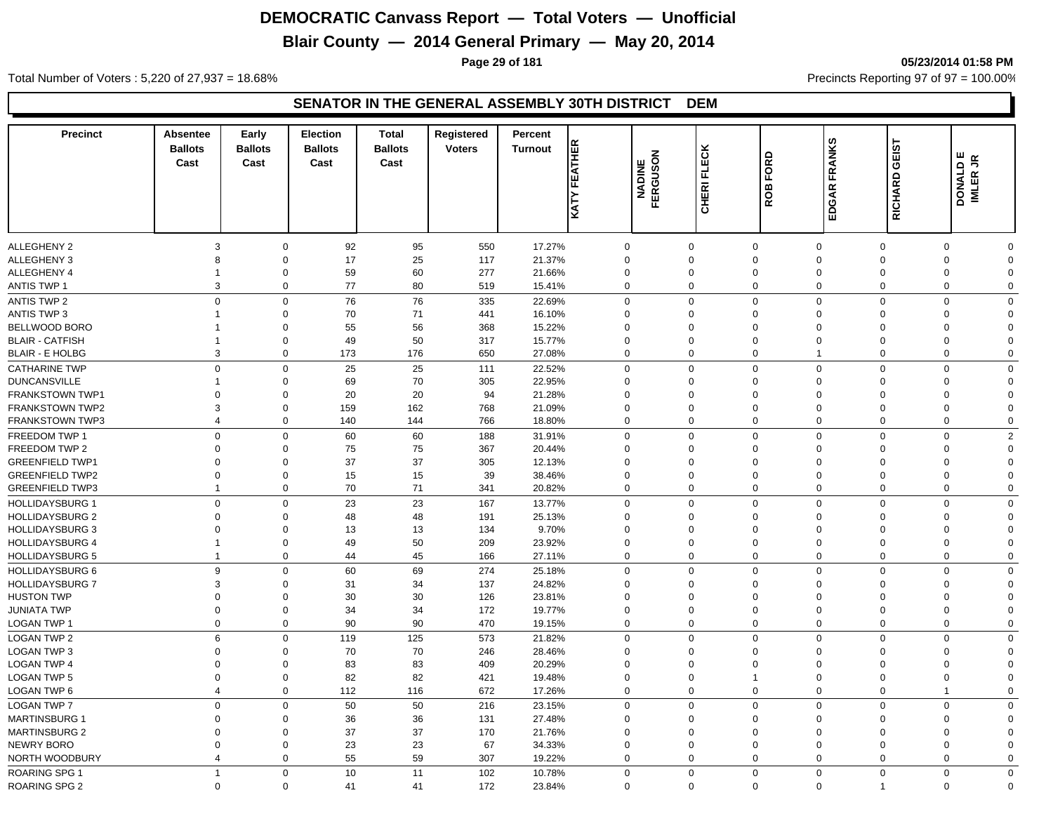# DEMOCRATIC Canvass Report — Total Voters — Unofficial

## Blair County — 2014 General Primary — May 20, 2014

05/23/2014 01:58 PM

Total Number of Voters : 5,220 of 27,937 = 18.68%

Precincts Reporting 97 of 97 = 100.00%

### SENATOR IN THE GENERAL ASSEMBLY 30TH DISTRICT DEM

| Precinct | Absentee Ballots Cast | Early Ballots Cast | Election Ballots Cast | Total Ballots Cast | Registered Voters | Percent Turnout | KATY FEATHER | NADINE FERGUSON | CHERI FLECK | ROB FORD | EDGAR FRANKS | RICHARD GEIST | DONALD E IMLER JR |
|---|---|---|---|---|---|---|---|---|---|---|---|---|---|
| ALLEGHENY 2 | 3 | 0 | 92 | 95 | 550 | 17.27% | 0 | 0 | 0 | 0 | 0 | 0 | 0 |
| ALLEGHENY 3 | 8 | 0 | 17 | 25 | 117 | 21.37% | 0 | 0 | 0 | 0 | 0 | 0 | 0 |
| ALLEGHENY 4 | 1 | 0 | 59 | 60 | 277 | 21.66% | 0 | 0 | 0 | 0 | 0 | 0 | 0 |
| ANTIS TWP 1 | 3 | 0 | 77 | 80 | 519 | 15.41% | 0 | 0 | 0 | 0 | 0 | 0 | 0 |
| ANTIS TWP 2 | 0 | 0 | 76 | 76 | 335 | 22.69% | 0 | 0 | 0 | 0 | 0 | 0 | 0 |
| ANTIS TWP 3 | 1 | 0 | 70 | 71 | 441 | 16.10% | 0 | 0 | 0 | 0 | 0 | 0 | 0 |
| BELLWOOD BORO | 1 | 0 | 55 | 56 | 368 | 15.22% | 0 | 0 | 0 | 0 | 0 | 0 | 0 |
| BLAIR - CATFISH | 1 | 0 | 49 | 50 | 317 | 15.77% | 0 | 0 | 0 | 0 | 0 | 0 | 0 |
| BLAIR - E HOLBG | 3 | 0 | 173 | 176 | 650 | 27.08% | 0 | 0 | 0 | 1 | 0 | 0 | 0 |
| CATHARINE TWP | 0 | 0 | 25 | 25 | 111 | 22.52% | 0 | 0 | 0 | 0 | 0 | 0 | 0 |
| DUNCANSVILLE | 1 | 0 | 69 | 70 | 305 | 22.95% | 0 | 0 | 0 | 0 | 0 | 0 | 0 |
| FRANKSTOWN TWP1 | 0 | 0 | 20 | 20 | 94 | 21.28% | 0 | 0 | 0 | 0 | 0 | 0 | 0 |
| FRANKSTOWN TWP2 | 3 | 0 | 159 | 162 | 768 | 21.09% | 0 | 0 | 0 | 0 | 0 | 0 | 0 |
| FRANKSTOWN TWP3 | 4 | 0 | 140 | 144 | 766 | 18.80% | 0 | 0 | 0 | 0 | 0 | 0 | 0 |
| FREEDOM TWP 1 | 0 | 0 | 60 | 60 | 188 | 31.91% | 0 | 0 | 0 | 0 | 0 | 0 | 2 |
| FREEDOM TWP 2 | 0 | 0 | 75 | 75 | 367 | 20.44% | 0 | 0 | 0 | 0 | 0 | 0 | 0 |
| GREENFIELD TWP1 | 0 | 0 | 37 | 37 | 305 | 12.13% | 0 | 0 | 0 | 0 | 0 | 0 | 0 |
| GREENFIELD TWP2 | 0 | 0 | 15 | 15 | 39 | 38.46% | 0 | 0 | 0 | 0 | 0 | 0 | 0 |
| GREENFIELD TWP3 | 1 | 0 | 70 | 71 | 341 | 20.82% | 0 | 0 | 0 | 0 | 0 | 0 | 0 |
| HOLLIDAYSBURG 1 | 0 | 0 | 23 | 23 | 167 | 13.77% | 0 | 0 | 0 | 0 | 0 | 0 | 0 |
| HOLLIDAYSBURG 2 | 0 | 0 | 48 | 48 | 191 | 25.13% | 0 | 0 | 0 | 0 | 0 | 0 | 0 |
| HOLLIDAYSBURG 3 | 0 | 0 | 13 | 13 | 134 | 9.70% | 0 | 0 | 0 | 0 | 0 | 0 | 0 |
| HOLLIDAYSBURG 4 | 1 | 0 | 49 | 50 | 209 | 23.92% | 0 | 0 | 0 | 0 | 0 | 0 | 0 |
| HOLLIDAYSBURG 5 | 1 | 0 | 44 | 45 | 166 | 27.11% | 0 | 0 | 0 | 0 | 0 | 0 | 0 |
| HOLLIDAYSBURG 6 | 9 | 0 | 60 | 69 | 274 | 25.18% | 0 | 0 | 0 | 0 | 0 | 0 | 0 |
| HOLLIDAYSBURG 7 | 3 | 0 | 31 | 34 | 137 | 24.82% | 0 | 0 | 0 | 0 | 0 | 0 | 0 |
| HUSTON TWP | 0 | 0 | 30 | 30 | 126 | 23.81% | 0 | 0 | 0 | 0 | 0 | 0 | 0 |
| JUNIATA TWP | 0 | 0 | 34 | 34 | 172 | 19.77% | 0 | 0 | 0 | 0 | 0 | 0 | 0 |
| LOGAN TWP 1 | 0 | 0 | 90 | 90 | 470 | 19.15% | 0 | 0 | 0 | 0 | 0 | 0 | 0 |
| LOGAN TWP 2 | 6 | 0 | 119 | 125 | 573 | 21.82% | 0 | 0 | 0 | 0 | 0 | 0 | 0 |
| LOGAN TWP 3 | 0 | 0 | 70 | 70 | 246 | 28.46% | 0 | 0 | 0 | 0 | 0 | 0 | 0 |
| LOGAN TWP 4 | 0 | 0 | 83 | 83 | 409 | 20.29% | 0 | 0 | 0 | 0 | 0 | 0 | 0 |
| LOGAN TWP 5 | 0 | 0 | 82 | 82 | 421 | 19.48% | 0 | 0 | 1 | 0 | 0 | 0 | 0 |
| LOGAN TWP 6 | 4 | 0 | 112 | 116 | 672 | 17.26% | 0 | 0 | 0 | 0 | 0 | 1 | 0 |
| LOGAN TWP 7 | 0 | 0 | 50 | 50 | 216 | 23.15% | 0 | 0 | 0 | 0 | 0 | 0 | 0 |
| MARTINSBURG 1 | 0 | 0 | 36 | 36 | 131 | 27.48% | 0 | 0 | 0 | 0 | 0 | 0 | 0 |
| MARTINSBURG 2 | 0 | 0 | 37 | 37 | 170 | 21.76% | 0 | 0 | 0 | 0 | 0 | 0 | 0 |
| NEWRY BORO | 0 | 0 | 23 | 23 | 67 | 34.33% | 0 | 0 | 0 | 0 | 0 | 0 | 0 |
| NORTH WOODBURY | 4 | 0 | 55 | 59 | 307 | 19.22% | 0 | 0 | 0 | 0 | 0 | 0 | 0 |
| ROARING SPG 1 | 1 | 0 | 10 | 11 | 102 | 10.78% | 0 | 0 | 0 | 0 | 0 | 0 | 0 |
| ROARING SPG 2 | 0 | 0 | 41 | 41 | 172 | 23.84% | 0 | 0 | 0 | 0 | 1 | 0 | 0 |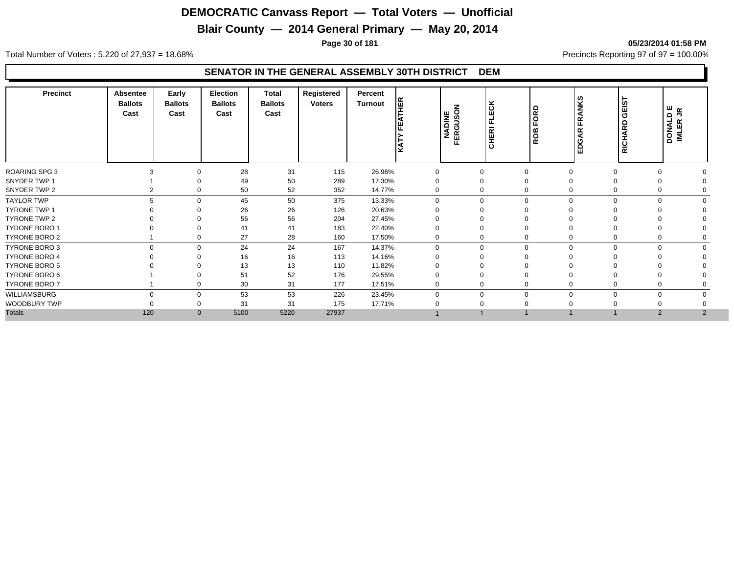# DEMOCRATIC Canvass Report — Total Voters — Unofficial

## Blair County — 2014 General Primary — May 20, 2014

05/23/2014 01:58 PM

Total Number of Voters : 5,220 of 27,937 = 18.68%

Precincts Reporting 97 of 97 = 100.00%

### SENATOR IN THE GENERAL ASSEMBLY 30TH DISTRICT DEM

| Precinct | Absentee Ballots Cast | Early Ballots Cast | Election Ballots Cast | Total Ballots Cast | Registered Voters | Percent Turnout | KATY FEATHER | NADINE FERGUSON | CHERI FLECK | ROB FORD | EDGAR FRANKS | RICHARD GEIST | DONALD E IMLER JR |
|---|---|---|---|---|---|---|---|---|---|---|---|---|---|
| ROARING SPG 3 | 3 | 0 | 28 | 31 | 115 | 26.96% | 0 | 0 | 0 | 0 | 0 | 0 | 0 |
| SNYDER TWP 1 | 1 | 0 | 49 | 50 | 289 | 17.30% | 0 | 0 | 0 | 0 | 0 | 0 | 0 |
| SNYDER TWP 2 | 2 | 0 | 50 | 52 | 352 | 14.77% | 0 | 0 | 0 | 0 | 0 | 0 | 0 |
| TAYLOR TWP | 5 | 0 | 45 | 50 | 375 | 13.33% | 0 | 0 | 0 | 0 | 0 | 0 | 0 |
| TYRONE TWP 1 | 0 | 0 | 26 | 26 | 126 | 20.63% | 0 | 0 | 0 | 0 | 0 | 0 | 0 |
| TYRONE TWP 2 | 0 | 0 | 56 | 56 | 204 | 27.45% | 0 | 0 | 0 | 0 | 0 | 0 | 0 |
| TYRONE BORO 1 | 0 | 0 | 41 | 41 | 183 | 22.40% | 0 | 0 | 0 | 0 | 0 | 0 | 0 |
| TYRONE BORO 2 | 1 | 0 | 27 | 28 | 160 | 17.50% | 0 | 0 | 0 | 0 | 0 | 0 | 0 |
| TYRONE BORO 3 | 0 | 0 | 24 | 24 | 167 | 14.37% | 0 | 0 | 0 | 0 | 0 | 0 | 0 |
| TYRONE BORO 4 | 0 | 0 | 16 | 16 | 113 | 14.16% | 0 | 0 | 0 | 0 | 0 | 0 | 0 |
| TYRONE BORO 5 | 0 | 0 | 13 | 13 | 110 | 11.82% | 0 | 0 | 0 | 0 | 0 | 0 | 0 |
| TYRONE BORO 6 | 1 | 0 | 51 | 52 | 176 | 29.55% | 0 | 0 | 0 | 0 | 0 | 0 | 0 |
| TYRONE BORO 7 | 1 | 0 | 30 | 31 | 177 | 17.51% | 0 | 0 | 0 | 0 | 0 | 0 | 0 |
| WILLIAMSBURG | 0 | 0 | 53 | 53 | 226 | 23.45% | 0 | 0 | 0 | 0 | 0 | 0 | 0 |
| WOODBURY TWP | 0 | 0 | 31 | 31 | 175 | 17.71% | 0 | 0 | 0 | 0 | 0 | 0 | 0 |
| Totals | 120 | 0 | 5100 | 5220 | 27937 | | 1 | 1 | 1 | 1 | 1 | 2 | 2 |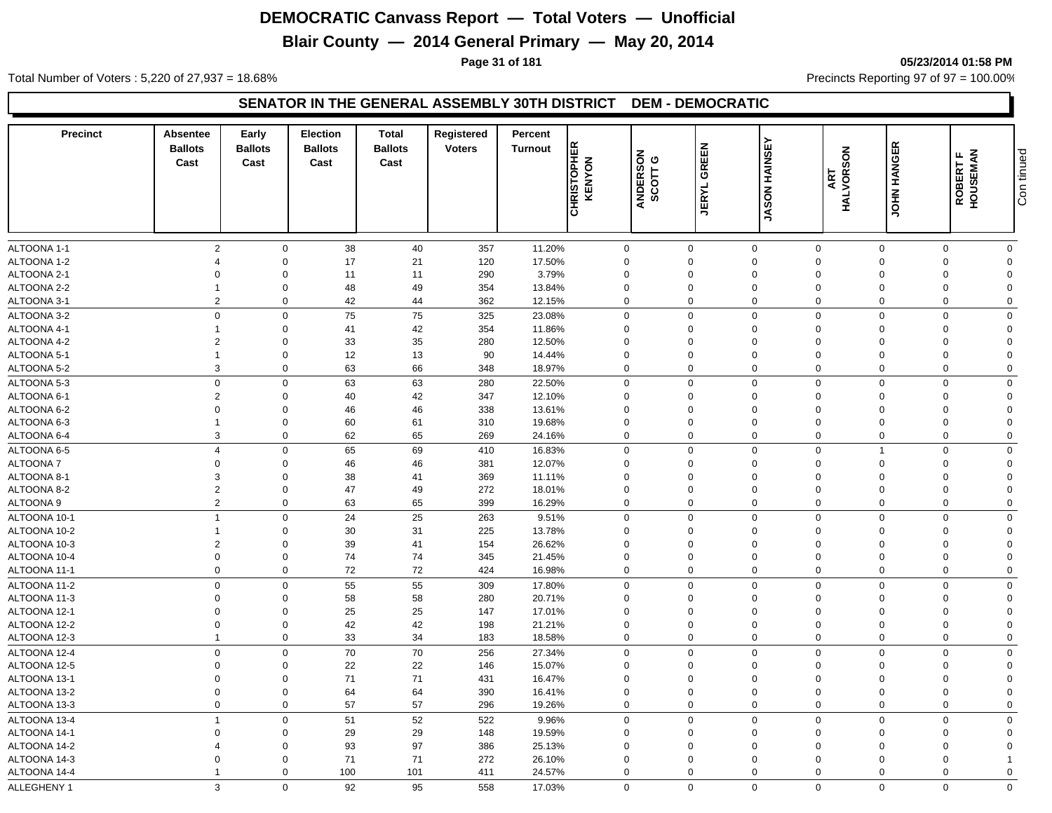# DEMOCRATIC Canvass Report — Total Voters — Unofficial

## Blair County — 2014 General Primary — May 20, 2014

05/23/2014 01:58 PM

Total Number of Voters : 5,220 of 27,937 = 18.68%

Precincts Reporting 97 of 97 = 100.00%

### SENATOR IN THE GENERAL ASSEMBLY 30TH DISTRICT DEM - DEMOCRATIC

| Precinct | Absentee Ballots Cast | Early Ballots Cast | Election Ballots Cast | Total Ballots Cast | Registered Voters | Percent Turnout | CHRISTOPHER KENYON | ANDERSON SCOTT G | JERYL GREEN | JASON HAINSEY | ART HALVORSON | JOHN HANGER | ROBERT F HOUSEMAN |
|---|---|---|---|---|---|---|---|---|---|---|---|---|---|
| ALTOONA 1-1 | 2 | 0 | 38 | 40 | 357 | 11.20% | 0 | 0 | 0 | 0 | 0 | 0 | 0 |
| ALTOONA 1-2 | 4 | 0 | 17 | 21 | 120 | 17.50% | 0 | 0 | 0 | 0 | 0 | 0 | 0 |
| ALTOONA 2-1 | 0 | 0 | 11 | 11 | 290 | 3.79% | 0 | 0 | 0 | 0 | 0 | 0 | 0 |
| ALTOONA 2-2 | 1 | 0 | 48 | 49 | 354 | 13.84% | 0 | 0 | 0 | 0 | 0 | 0 | 0 |
| ALTOONA 3-1 | 2 | 0 | 42 | 44 | 362 | 12.15% | 0 | 0 | 0 | 0 | 0 | 0 | 0 |
| ALTOONA 3-2 | 0 | 0 | 75 | 75 | 325 | 23.08% | 0 | 0 | 0 | 0 | 0 | 0 | 0 |
| ALTOONA 4-1 | 1 | 0 | 41 | 42 | 354 | 11.86% | 0 | 0 | 0 | 0 | 0 | 0 | 0 |
| ALTOONA 4-2 | 2 | 0 | 33 | 35 | 280 | 12.50% | 0 | 0 | 0 | 0 | 0 | 0 | 0 |
| ALTOONA 5-1 | 1 | 0 | 12 | 13 | 90 | 14.44% | 0 | 0 | 0 | 0 | 0 | 0 | 0 |
| ALTOONA 5-2 | 3 | 0 | 63 | 66 | 348 | 18.97% | 0 | 0 | 0 | 0 | 0 | 0 | 0 |
| ALTOONA 5-3 | 0 | 0 | 63 | 63 | 280 | 22.50% | 0 | 0 | 0 | 0 | 0 | 0 | 0 |
| ALTOONA 6-1 | 2 | 0 | 40 | 42 | 347 | 12.10% | 0 | 0 | 0 | 0 | 0 | 0 | 0 |
| ALTOONA 6-2 | 0 | 0 | 46 | 46 | 338 | 13.61% | 0 | 0 | 0 | 0 | 0 | 0 | 0 |
| ALTOONA 6-3 | 1 | 0 | 60 | 61 | 310 | 19.68% | 0 | 0 | 0 | 0 | 0 | 0 | 0 |
| ALTOONA 6-4 | 3 | 0 | 62 | 65 | 269 | 24.16% | 0 | 0 | 0 | 0 | 0 | 0 | 0 |
| ALTOONA 6-5 | 4 | 0 | 65 | 69 | 410 | 16.83% | 0 | 0 | 0 | 0 | 1 | 0 | 0 |
| ALTOONA 7 | 0 | 0 | 46 | 46 | 381 | 12.07% | 0 | 0 | 0 | 0 | 0 | 0 | 0 |
| ALTOONA 8-1 | 3 | 0 | 38 | 41 | 369 | 11.11% | 0 | 0 | 0 | 0 | 0 | 0 | 0 |
| ALTOONA 8-2 | 2 | 0 | 47 | 49 | 272 | 18.01% | 0 | 0 | 0 | 0 | 0 | 0 | 0 |
| ALTOONA 9 | 2 | 0 | 63 | 65 | 399 | 16.29% | 0 | 0 | 0 | 0 | 0 | 0 | 0 |
| ALTOONA 10-1 | 1 | 0 | 24 | 25 | 263 | 9.51% | 0 | 0 | 0 | 0 | 0 | 0 | 0 |
| ALTOONA 10-2 | 1 | 0 | 30 | 31 | 225 | 13.78% | 0 | 0 | 0 | 0 | 0 | 0 | 0 |
| ALTOONA 10-3 | 2 | 0 | 39 | 41 | 154 | 26.62% | 0 | 0 | 0 | 0 | 0 | 0 | 0 |
| ALTOONA 10-4 | 0 | 0 | 74 | 74 | 345 | 21.45% | 0 | 0 | 0 | 0 | 0 | 0 | 0 |
| ALTOONA 11-1 | 0 | 0 | 72 | 72 | 424 | 16.98% | 0 | 0 | 0 | 0 | 0 | 0 | 0 |
| ALTOONA 11-2 | 0 | 0 | 55 | 55 | 309 | 17.80% | 0 | 0 | 0 | 0 | 0 | 0 | 0 |
| ALTOONA 11-3 | 0 | 0 | 58 | 58 | 280 | 20.71% | 0 | 0 | 0 | 0 | 0 | 0 | 0 |
| ALTOONA 12-1 | 0 | 0 | 25 | 25 | 147 | 17.01% | 0 | 0 | 0 | 0 | 0 | 0 | 0 |
| ALTOONA 12-2 | 0 | 0 | 42 | 42 | 198 | 21.21% | 0 | 0 | 0 | 0 | 0 | 0 | 0 |
| ALTOONA 12-3 | 1 | 0 | 33 | 34 | 183 | 18.58% | 0 | 0 | 0 | 0 | 0 | 0 | 0 |
| ALTOONA 12-4 | 0 | 0 | 70 | 70 | 256 | 27.34% | 0 | 0 | 0 | 0 | 0 | 0 | 0 |
| ALTOONA 12-5 | 0 | 0 | 22 | 22 | 146 | 15.07% | 0 | 0 | 0 | 0 | 0 | 0 | 0 |
| ALTOONA 13-1 | 0 | 0 | 71 | 71 | 431 | 16.47% | 0 | 0 | 0 | 0 | 0 | 0 | 0 |
| ALTOONA 13-2 | 0 | 0 | 64 | 64 | 390 | 16.41% | 0 | 0 | 0 | 0 | 0 | 0 | 0 |
| ALTOONA 13-3 | 0 | 0 | 57 | 57 | 296 | 19.26% | 0 | 0 | 0 | 0 | 0 | 0 | 0 |
| ALTOONA 13-4 | 1 | 0 | 51 | 52 | 522 | 9.96% | 0 | 0 | 0 | 0 | 0 | 0 | 0 |
| ALTOONA 14-1 | 0 | 0 | 29 | 29 | 148 | 19.59% | 0 | 0 | 0 | 0 | 0 | 0 | 0 |
| ALTOONA 14-2 | 4 | 0 | 93 | 97 | 386 | 25.13% | 0 | 0 | 0 | 0 | 0 | 0 | 0 |
| ALTOONA 14-3 | 0 | 0 | 71 | 71 | 272 | 26.10% | 0 | 0 | 0 | 0 | 0 | 0 | 1 |
| ALTOONA 14-4 | 1 | 0 | 100 | 101 | 411 | 24.57% | 0 | 0 | 0 | 0 | 0 | 0 | 0 |
| ALLEGHENY 1 | 3 | 0 | 92 | 95 | 558 | 17.03% | 0 | 0 | 0 | 0 | 0 | 0 | 0 |

Continued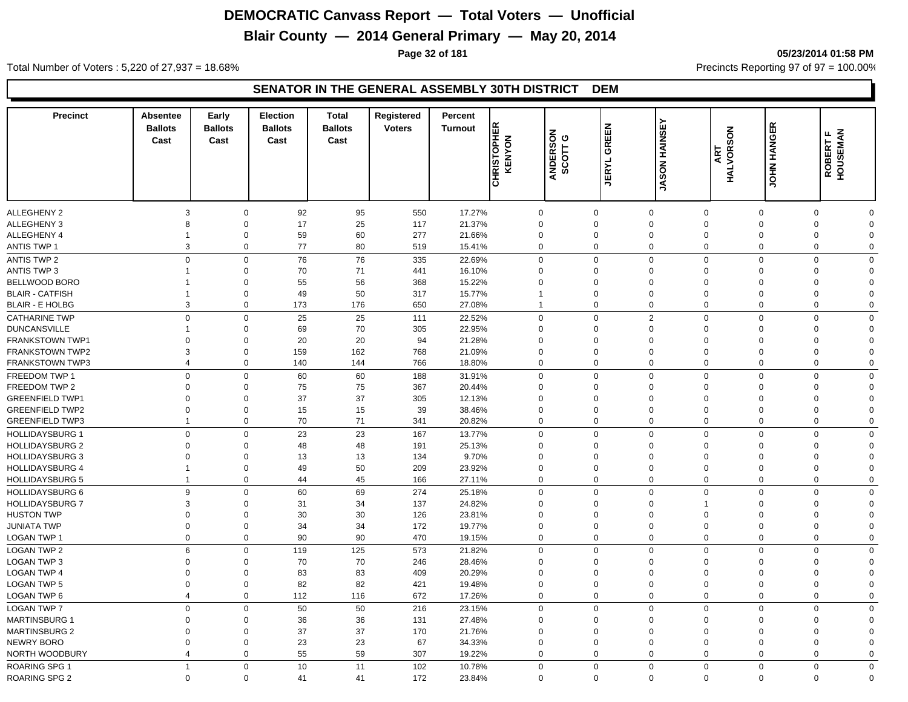# DEMOCRATIC Canvass Report — Total Voters — Unofficial

## Blair County — 2014 General Primary — May 20, 2014

05/23/2014 01:58 PM

Total Number of Voters : 5,220 of 27,937 = 18.68%

Precincts Reporting 97 of 97 = 100.00%

### SENATOR IN THE GENERAL ASSEMBLY 30TH DISTRICT DEM

| Precinct | Absentee Ballots Cast | Early Ballots Cast | Election Ballots Cast | Total Ballots Cast | Registered Voters | Percent Turnout | CHRISTOPHER KENYON | ANDERSON SCOTT G | JERYL GREEN | JASON HAINSEY | ART HALVORSON | JOHN HANGER | ROBERT F HOUSEMAN |
|---|---|---|---|---|---|---|---|---|---|---|---|---|---|
| ALLEGHENY 2 | 3 | 0 | 92 | 95 | 550 | 17.27% | 0 | 0 | 0 | 0 | 0 | 0 | 0 |
| ALLEGHENY 3 | 8 | 0 | 17 | 25 | 117 | 21.37% | 0 | 0 | 0 | 0 | 0 | 0 | 0 |
| ALLEGHENY 4 | 1 | 0 | 59 | 60 | 277 | 21.66% | 0 | 0 | 0 | 0 | 0 | 0 | 0 |
| ANTIS TWP 1 | 3 | 0 | 77 | 80 | 519 | 15.41% | 0 | 0 | 0 | 0 | 0 | 0 | 0 |
| ANTIS TWP 2 | 0 | 0 | 76 | 76 | 335 | 22.69% | 0 | 0 | 0 | 0 | 0 | 0 | 0 |
| ANTIS TWP 3 | 1 | 0 | 70 | 71 | 441 | 16.10% | 0 | 0 | 0 | 0 | 0 | 0 | 0 |
| BELLWOOD BORO | 1 | 0 | 55 | 56 | 368 | 15.22% | 0 | 0 | 0 | 0 | 0 | 0 | 0 |
| BLAIR - CATFISH | 1 | 0 | 49 | 50 | 317 | 15.77% | 1 | 0 | 0 | 0 | 0 | 0 | 0 |
| BLAIR - E HOLBG | 3 | 0 | 173 | 176 | 650 | 27.08% | 1 | 0 | 0 | 0 | 0 | 0 | 0 |
| CATHARINE TWP | 0 | 0 | 25 | 25 | 111 | 22.52% | 0 | 0 | 2 | 0 | 0 | 0 | 0 |
| DUNCANSVILLE | 1 | 0 | 69 | 70 | 305 | 22.95% | 0 | 0 | 0 | 0 | 0 | 0 | 0 |
| FRANKSTOWN TWP1 | 0 | 0 | 20 | 20 | 94 | 21.28% | 0 | 0 | 0 | 0 | 0 | 0 | 0 |
| FRANKSTOWN TWP2 | 3 | 0 | 159 | 162 | 768 | 21.09% | 0 | 0 | 0 | 0 | 0 | 0 | 0 |
| FRANKSTOWN TWP3 | 4 | 0 | 140 | 144 | 766 | 18.80% | 0 | 0 | 0 | 0 | 0 | 0 | 0 |
| FREEDOM TWP 1 | 0 | 0 | 60 | 60 | 188 | 31.91% | 0 | 0 | 0 | 0 | 0 | 0 | 0 |
| FREEDOM TWP 2 | 0 | 0 | 75 | 75 | 367 | 20.44% | 0 | 0 | 0 | 0 | 0 | 0 | 0 |
| GREENFIELD TWP1 | 0 | 0 | 37 | 37 | 305 | 12.13% | 0 | 0 | 0 | 0 | 0 | 0 | 0 |
| GREENFIELD TWP2 | 0 | 0 | 15 | 15 | 39 | 38.46% | 0 | 0 | 0 | 0 | 0 | 0 | 0 |
| GREENFIELD TWP3 | 1 | 0 | 70 | 71 | 341 | 20.82% | 0 | 0 | 0 | 0 | 0 | 0 | 0 |
| HOLLIDAYSBURG 1 | 0 | 0 | 23 | 23 | 167 | 13.77% | 0 | 0 | 0 | 0 | 0 | 0 | 0 |
| HOLLIDAYSBURG 2 | 0 | 0 | 48 | 48 | 191 | 25.13% | 0 | 0 | 0 | 0 | 0 | 0 | 0 |
| HOLLIDAYSBURG 3 | 0 | 0 | 13 | 13 | 134 | 9.70% | 0 | 0 | 0 | 0 | 0 | 0 | 0 |
| HOLLIDAYSBURG 4 | 1 | 0 | 49 | 50 | 209 | 23.92% | 0 | 0 | 0 | 0 | 0 | 0 | 0 |
| HOLLIDAYSBURG 5 | 1 | 0 | 44 | 45 | 166 | 27.11% | 0 | 0 | 0 | 0 | 0 | 0 | 0 |
| HOLLIDAYSBURG 6 | 9 | 0 | 60 | 69 | 274 | 25.18% | 0 | 0 | 0 | 0 | 0 | 0 | 0 |
| HOLLIDAYSBURG 7 | 3 | 0 | 31 | 34 | 137 | 24.82% | 0 | 0 | 0 | 1 | 0 | 0 | 0 |
| HUSTON TWP | 0 | 0 | 30 | 30 | 126 | 23.81% | 0 | 0 | 0 | 0 | 0 | 0 | 0 |
| JUNIATA TWP | 0 | 0 | 34 | 34 | 172 | 19.77% | 0 | 0 | 0 | 0 | 0 | 0 | 0 |
| LOGAN TWP 1 | 0 | 0 | 90 | 90 | 470 | 19.15% | 0 | 0 | 0 | 0 | 0 | 0 | 0 |
| LOGAN TWP 2 | 6 | 0 | 119 | 125 | 573 | 21.82% | 0 | 0 | 0 | 0 | 0 | 0 | 0 |
| LOGAN TWP 3 | 0 | 0 | 70 | 70 | 246 | 28.46% | 0 | 0 | 0 | 0 | 0 | 0 | 0 |
| LOGAN TWP 4 | 0 | 0 | 83 | 83 | 409 | 20.29% | 0 | 0 | 0 | 0 | 0 | 0 | 0 |
| LOGAN TWP 5 | 0 | 0 | 82 | 82 | 421 | 19.48% | 0 | 0 | 0 | 0 | 0 | 0 | 0 |
| LOGAN TWP 6 | 4 | 0 | 112 | 116 | 672 | 17.26% | 0 | 0 | 0 | 0 | 0 | 0 | 0 |
| LOGAN TWP 7 | 0 | 0 | 50 | 50 | 216 | 23.15% | 0 | 0 | 0 | 0 | 0 | 0 | 0 |
| MARTINSBURG 1 | 0 | 0 | 36 | 36 | 131 | 27.48% | 0 | 0 | 0 | 0 | 0 | 0 | 0 |
| MARTINSBURG 2 | 0 | 0 | 37 | 37 | 170 | 21.76% | 0 | 0 | 0 | 0 | 0 | 0 | 0 |
| NEWRY BORO | 0 | 0 | 23 | 23 | 67 | 34.33% | 0 | 0 | 0 | 0 | 0 | 0 | 0 |
| NORTH WOODBURY | 4 | 0 | 55 | 59 | 307 | 19.22% | 0 | 0 | 0 | 0 | 0 | 0 | 0 |
| ROARING SPG 1 | 1 | 0 | 10 | 11 | 102 | 10.78% | 0 | 0 | 0 | 0 | 0 | 0 | 0 |
| ROARING SPG 2 | 0 | 0 | 41 | 41 | 172 | 23.84% | 0 | 0 | 0 | 0 | 0 | 0 | 0 |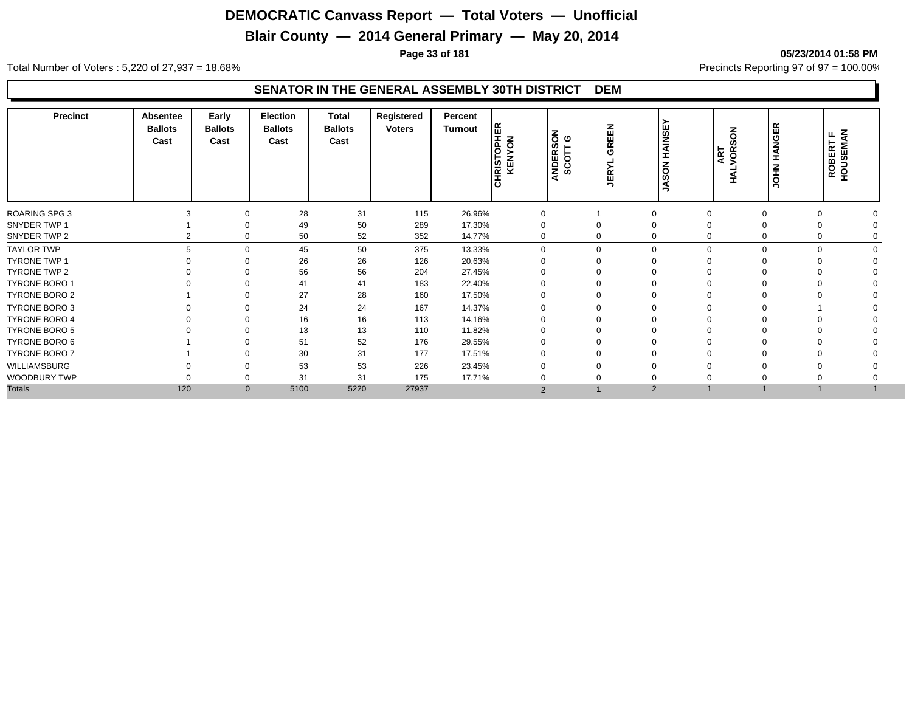# DEMOCRATIC Canvass Report — Total Voters — Unofficial

## Blair County — 2014 General Primary — May 20, 2014

05/23/2014 01:58 PM

Total Number of Voters : 5,220 of 27,937 = 18.68%

Precincts Reporting 97 of 97 = 100.00%

### SENATOR IN THE GENERAL ASSEMBLY 30TH DISTRICT DEM

| Precinct | Absentee Ballots Cast | Early Ballots Cast | Election Ballots Cast | Total Ballots Cast | Registered Voters | Percent Turnout | CHRISTOPHER KENYON | ANDERSON SCOTT G | JERYL GREEN | JASON HAINSEY | ART HALVORSON | JOHN HANGER | ROBERT F HOUSEMAN |
|---|---|---|---|---|---|---|---|---|---|---|---|---|---|
| ROARING SPG 3 | 3 | 0 | 28 | 31 | 115 | 26.96% | 0 | 1 | 0 | 0 | 0 | 0 | 0 |
| SNYDER TWP 1 | 1 | 0 | 49 | 50 | 289 | 17.30% | 0 | 0 | 0 | 0 | 0 | 0 | 0 |
| SNYDER TWP 2 | 2 | 0 | 50 | 52 | 352 | 14.77% | 0 | 0 | 0 | 0 | 0 | 0 | 0 |
| TAYLOR TWP | 5 | 0 | 45 | 50 | 375 | 13.33% | 0 | 0 | 0 | 0 | 0 | 0 | 0 |
| TYRONE TWP 1 | 0 | 0 | 26 | 26 | 126 | 20.63% | 0 | 0 | 0 | 0 | 0 | 0 | 0 |
| TYRONE TWP 2 | 0 | 0 | 56 | 56 | 204 | 27.45% | 0 | 0 | 0 | 0 | 0 | 0 | 0 |
| TYRONE BORO 1 | 0 | 0 | 41 | 41 | 183 | 22.40% | 0 | 0 | 0 | 0 | 0 | 0 | 0 |
| TYRONE BORO 2 | 1 | 0 | 27 | 28 | 160 | 17.50% | 0 | 0 | 0 | 0 | 0 | 0 | 0 |
| TYRONE BORO 3 | 0 | 0 | 24 | 24 | 167 | 14.37% | 0 | 0 | 0 | 0 | 0 | 1 | 0 |
| TYRONE BORO 4 | 0 | 0 | 16 | 16 | 113 | 14.16% | 0 | 0 | 0 | 0 | 0 | 0 | 0 |
| TYRONE BORO 5 | 0 | 0 | 13 | 13 | 110 | 11.82% | 0 | 0 | 0 | 0 | 0 | 0 | 0 |
| TYRONE BORO 6 | 1 | 0 | 51 | 52 | 176 | 29.55% | 0 | 0 | 0 | 0 | 0 | 0 | 0 |
| TYRONE BORO 7 | 1 | 0 | 30 | 31 | 177 | 17.51% | 0 | 0 | 0 | 0 | 0 | 0 | 0 |
| WILLIAMSBURG | 0 | 0 | 53 | 53 | 226 | 23.45% | 0 | 0 | 0 | 0 | 0 | 0 | 0 |
| WOODBURY TWP | 0 | 0 | 31 | 31 | 175 | 17.71% | 0 | 0 | 0 | 0 | 0 | 0 | 0 |
| Totals | 120 | 0 | 5100 | 5220 | 27937 | | 2 | 1 | 2 | 1 | 1 | 1 | 1 |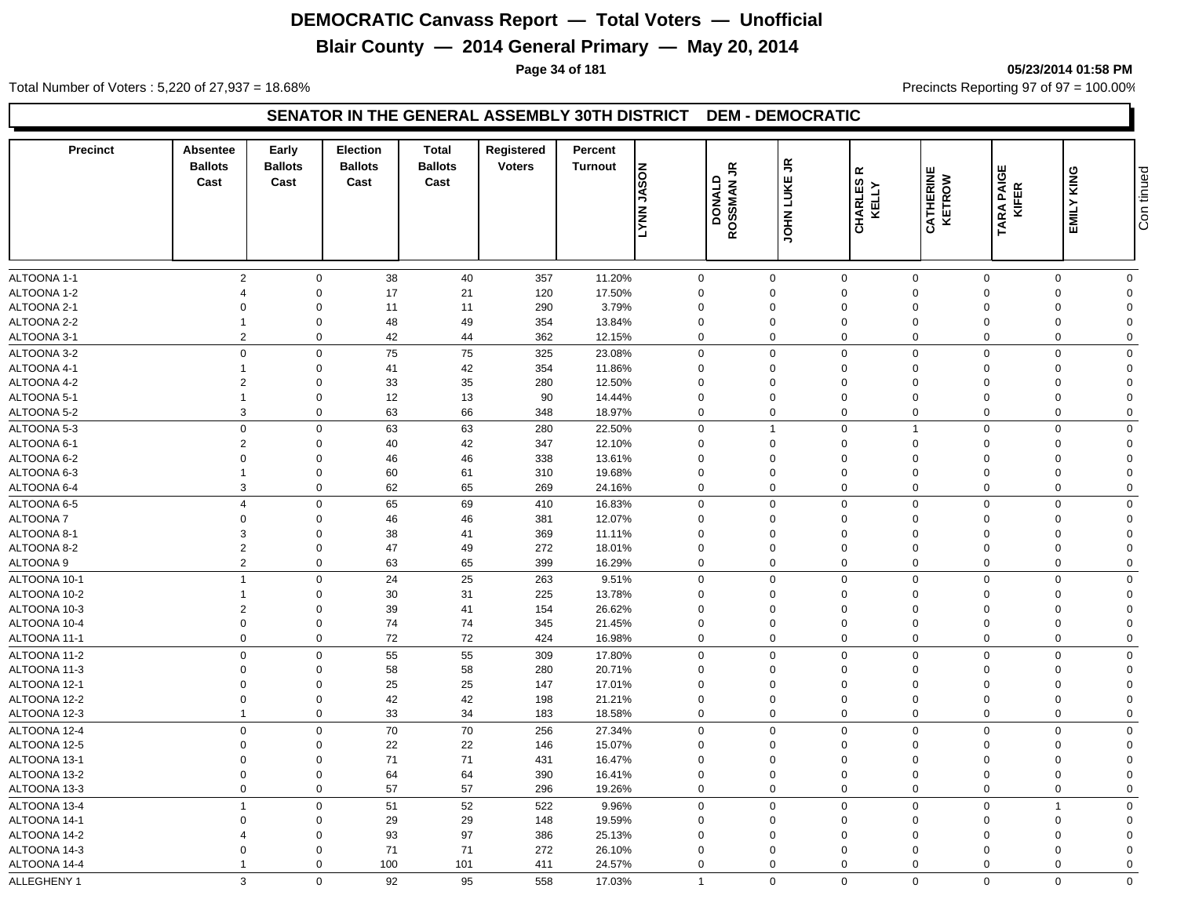# DEMOCRATIC Canvass Report — Total Voters — Unofficial

## Blair County — 2014 General Primary — May 20, 2014

05/23/2014 01:58 PM

Total Number of Voters : 5,220 of 27,937 = 18.68%

Precincts Reporting 97 of 97 = 100.00%

### SENATOR IN THE GENERAL ASSEMBLY 30TH DISTRICT DEM - DEMOCRATIC

| Precinct | Absentee Ballots Cast | Early Ballots Cast | Election Ballots Cast | Total Ballots Cast | Registered Voters | Percent Turnout | LYNN JASON | DONALD ROSSMAN JR | JOHN LUKE JR | CHARLES R KELLY | CATHERINE KETROW | TARA PAIGE KIFER | EMILY KING |
|---|---|---|---|---|---|---|---|---|---|---|---|---|---|
| ALTOONA 1-1 | 2 | 0 | 38 | 40 | 357 | 11.20% | 0 | 0 | 0 | 0 | 0 | 0 | 0 |
| ALTOONA 1-2 | 4 | 0 | 17 | 21 | 120 | 17.50% | 0 | 0 | 0 | 0 | 0 | 0 | 0 |
| ALTOONA 2-1 | 0 | 0 | 11 | 11 | 290 | 3.79% | 0 | 0 | 0 | 0 | 0 | 0 | 0 |
| ALTOONA 2-2 | 1 | 0 | 48 | 49 | 354 | 13.84% | 0 | 0 | 0 | 0 | 0 | 0 | 0 |
| ALTOONA 3-1 | 2 | 0 | 42 | 44 | 362 | 12.15% | 0 | 0 | 0 | 0 | 0 | 0 | 0 |
| ALTOONA 3-2 | 0 | 0 | 75 | 75 | 325 | 23.08% | 0 | 0 | 0 | 0 | 0 | 0 | 0 |
| ALTOONA 4-1 | 1 | 0 | 41 | 42 | 354 | 11.86% | 0 | 0 | 0 | 0 | 0 | 0 | 0 |
| ALTOONA 4-2 | 2 | 0 | 33 | 35 | 280 | 12.50% | 0 | 0 | 0 | 0 | 0 | 0 | 0 |
| ALTOONA 5-1 | 1 | 0 | 12 | 13 | 90 | 14.44% | 0 | 0 | 0 | 0 | 0 | 0 | 0 |
| ALTOONA 5-2 | 3 | 0 | 63 | 66 | 348 | 18.97% | 0 | 0 | 0 | 0 | 0 | 0 | 0 |
| ALTOONA 5-3 | 0 | 0 | 63 | 63 | 280 | 22.50% | 0 | 1 | 0 | 1 | 0 | 0 | 0 |
| ALTOONA 6-1 | 2 | 0 | 40 | 42 | 347 | 12.10% | 0 | 0 | 0 | 0 | 0 | 0 | 0 |
| ALTOONA 6-2 | 0 | 0 | 46 | 46 | 338 | 13.61% | 0 | 0 | 0 | 0 | 0 | 0 | 0 |
| ALTOONA 6-3 | 1 | 0 | 60 | 61 | 310 | 19.68% | 0 | 0 | 0 | 0 | 0 | 0 | 0 |
| ALTOONA 6-4 | 3 | 0 | 62 | 65 | 269 | 24.16% | 0 | 0 | 0 | 0 | 0 | 0 | 0 |
| ALTOONA 6-5 | 4 | 0 | 65 | 69 | 410 | 16.83% | 0 | 0 | 0 | 0 | 0 | 0 | 0 |
| ALTOONA 7 | 0 | 0 | 46 | 46 | 381 | 12.07% | 0 | 0 | 0 | 0 | 0 | 0 | 0 |
| ALTOONA 8-1 | 3 | 0 | 38 | 41 | 369 | 11.11% | 0 | 0 | 0 | 0 | 0 | 0 | 0 |
| ALTOONA 8-2 | 2 | 0 | 47 | 49 | 272 | 18.01% | 0 | 0 | 0 | 0 | 0 | 0 | 0 |
| ALTOONA 9 | 2 | 0 | 63 | 65 | 399 | 16.29% | 0 | 0 | 0 | 0 | 0 | 0 | 0 |
| ALTOONA 10-1 | 1 | 0 | 24 | 25 | 263 | 9.51% | 0 | 0 | 0 | 0 | 0 | 0 | 0 |
| ALTOONA 10-2 | 1 | 0 | 30 | 31 | 225 | 13.78% | 0 | 0 | 0 | 0 | 0 | 0 | 0 |
| ALTOONA 10-3 | 2 | 0 | 39 | 41 | 154 | 26.62% | 0 | 0 | 0 | 0 | 0 | 0 | 0 |
| ALTOONA 10-4 | 0 | 0 | 74 | 74 | 345 | 21.45% | 0 | 0 | 0 | 0 | 0 | 0 | 0 |
| ALTOONA 11-1 | 0 | 0 | 72 | 72 | 424 | 16.98% | 0 | 0 | 0 | 0 | 0 | 0 | 0 |
| ALTOONA 11-2 | 0 | 0 | 55 | 55 | 309 | 17.80% | 0 | 0 | 0 | 0 | 0 | 0 | 0 |
| ALTOONA 11-3 | 0 | 0 | 58 | 58 | 280 | 20.71% | 0 | 0 | 0 | 0 | 0 | 0 | 0 |
| ALTOONA 12-1 | 0 | 0 | 25 | 25 | 147 | 17.01% | 0 | 0 | 0 | 0 | 0 | 0 | 0 |
| ALTOONA 12-2 | 0 | 0 | 42 | 42 | 198 | 21.21% | 0 | 0 | 0 | 0 | 0 | 0 | 0 |
| ALTOONA 12-3 | 1 | 0 | 33 | 34 | 183 | 18.58% | 0 | 0 | 0 | 0 | 0 | 0 | 0 |
| ALTOONA 12-4 | 0 | 0 | 70 | 70 | 256 | 27.34% | 0 | 0 | 0 | 0 | 0 | 0 | 0 |
| ALTOONA 12-5 | 0 | 0 | 22 | 22 | 146 | 15.07% | 0 | 0 | 0 | 0 | 0 | 0 | 0 |
| ALTOONA 13-1 | 0 | 0 | 71 | 71 | 431 | 16.47% | 0 | 0 | 0 | 0 | 0 | 0 | 0 |
| ALTOONA 13-2 | 0 | 0 | 64 | 64 | 390 | 16.41% | 0 | 0 | 0 | 0 | 0 | 0 | 0 |
| ALTOONA 13-3 | 0 | 0 | 57 | 57 | 296 | 19.26% | 0 | 0 | 0 | 0 | 0 | 0 | 0 |
| ALTOONA 13-4 | 1 | 0 | 51 | 52 | 522 | 9.96% | 0 | 0 | 0 | 0 | 0 | 1 | 0 |
| ALTOONA 14-1 | 0 | 0 | 29 | 29 | 148 | 19.59% | 0 | 0 | 0 | 0 | 0 | 0 | 0 |
| ALTOONA 14-2 | 4 | 0 | 93 | 97 | 386 | 25.13% | 0 | 0 | 0 | 0 | 0 | 0 | 0 |
| ALTOONA 14-3 | 0 | 0 | 71 | 71 | 272 | 26.10% | 0 | 0 | 0 | 0 | 0 | 0 | 0 |
| ALTOONA 14-4 | 1 | 0 | 100 | 101 | 411 | 24.57% | 0 | 0 | 0 | 0 | 0 | 0 | 0 |
| ALLEGHENY 1 | 3 | 0 | 92 | 95 | 558 | 17.03% | 1 | 0 | 0 | 0 | 0 | 0 | 0 |

Continued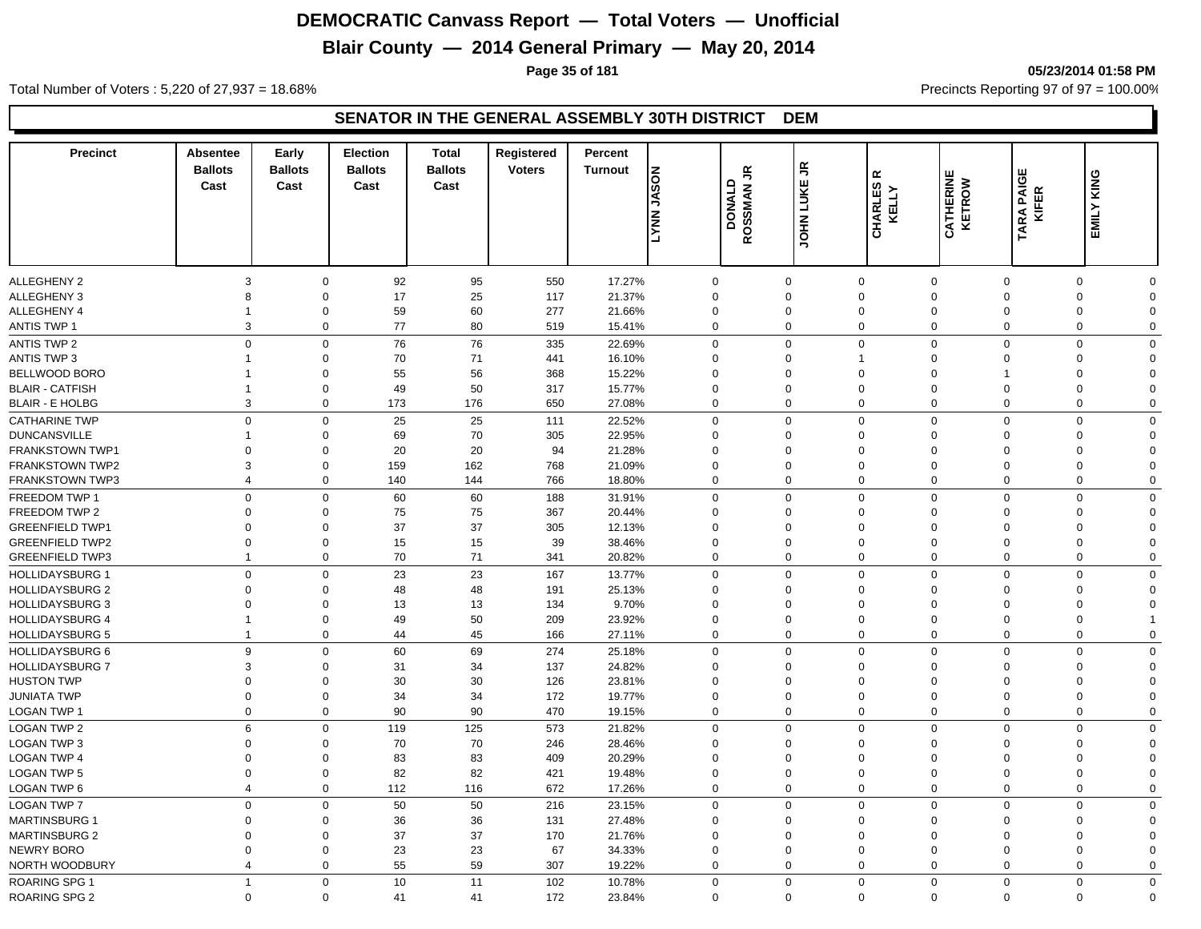# DEMOCRATIC Canvass Report — Total Voters — Unofficial

## Blair County — 2014 General Primary — May 20, 2014

05/23/2014 01:58 PM

Total Number of Voters : 5,220 of 27,937 = 18.68%

Precincts Reporting 97 of 97 = 100.00%

### SENATOR IN THE GENERAL ASSEMBLY 30TH DISTRICT DEM

| Precinct | Absentee Ballots Cast | Early Ballots Cast | Election Ballots Cast | Total Ballots Cast | Registered Voters | Percent Turnout | LYNN JASON | DONALD ROSSMAN JR | JOHN LUKE JR | CHARLES R KELLY | CATHERINE KETROW | TARA PAIGE KIFER | EMILY KING |
|---|---|---|---|---|---|---|---|---|---|---|---|---|---|
| ALLEGHENY 2 | 3 | 0 | 92 | 95 | 550 | 17.27% | 0 | 0 | 0 | 0 | 0 | 0 | 0 |
| ALLEGHENY 3 | 8 | 0 | 17 | 25 | 117 | 21.37% | 0 | 0 | 0 | 0 | 0 | 0 | 0 |
| ALLEGHENY 4 | 1 | 0 | 59 | 60 | 277 | 21.66% | 0 | 0 | 0 | 0 | 0 | 0 | 0 |
| ANTIS TWP 1 | 3 | 0 | 77 | 80 | 519 | 15.41% | 0 | 0 | 0 | 0 | 0 | 0 | 0 |
| ANTIS TWP 2 | 0 | 0 | 76 | 76 | 335 | 22.69% | 0 | 0 | 0 | 0 | 0 | 0 | 0 |
| ANTIS TWP 3 | 1 | 0 | 70 | 71 | 441 | 16.10% | 0 | 0 | 1 | 0 | 0 | 0 | 0 |
| BELLWOOD BORO | 1 | 0 | 55 | 56 | 368 | 15.22% | 0 | 0 | 0 | 0 | 1 | 0 | 0 |
| BLAIR - CATFISH | 1 | 0 | 49 | 50 | 317 | 15.77% | 0 | 0 | 0 | 0 | 0 | 0 | 0 |
| BLAIR - E HOLBG | 3 | 0 | 173 | 176 | 650 | 27.08% | 0 | 0 | 0 | 0 | 0 | 0 | 0 |
| CATHARINE TWP | 0 | 0 | 25 | 25 | 111 | 22.52% | 0 | 0 | 0 | 0 | 0 | 0 | 0 |
| DUNCANSVILLE | 1 | 0 | 69 | 70 | 305 | 22.95% | 0 | 0 | 0 | 0 | 0 | 0 | 0 |
| FRANKSTOWN TWP1 | 0 | 0 | 20 | 20 | 94 | 21.28% | 0 | 0 | 0 | 0 | 0 | 0 | 0 |
| FRANKSTOWN TWP2 | 3 | 0 | 159 | 162 | 768 | 21.09% | 0 | 0 | 0 | 0 | 0 | 0 | 0 |
| FRANKSTOWN TWP3 | 4 | 0 | 140 | 144 | 766 | 18.80% | 0 | 0 | 0 | 0 | 0 | 0 | 0 |
| FREEDOM TWP 1 | 0 | 0 | 60 | 60 | 188 | 31.91% | 0 | 0 | 0 | 0 | 0 | 0 | 0 |
| FREEDOM TWP 2 | 0 | 0 | 75 | 75 | 367 | 20.44% | 0 | 0 | 0 | 0 | 0 | 0 | 0 |
| GREENFIELD TWP1 | 0 | 0 | 37 | 37 | 305 | 12.13% | 0 | 0 | 0 | 0 | 0 | 0 | 0 |
| GREENFIELD TWP2 | 0 | 0 | 15 | 15 | 39 | 38.46% | 0 | 0 | 0 | 0 | 0 | 0 | 0 |
| GREENFIELD TWP3 | 1 | 0 | 70 | 71 | 341 | 20.82% | 0 | 0 | 0 | 0 | 0 | 0 | 0 |
| HOLLIDAYSBURG 1 | 0 | 0 | 23 | 23 | 167 | 13.77% | 0 | 0 | 0 | 0 | 0 | 0 | 0 |
| HOLLIDAYSBURG 2 | 0 | 0 | 48 | 48 | 191 | 25.13% | 0 | 0 | 0 | 0 | 0 | 0 | 0 |
| HOLLIDAYSBURG 3 | 0 | 0 | 13 | 13 | 134 | 9.70% | 0 | 0 | 0 | 0 | 0 | 0 | 0 |
| HOLLIDAYSBURG 4 | 1 | 0 | 49 | 50 | 209 | 23.92% | 0 | 0 | 0 | 0 | 0 | 0 | 1 |
| HOLLIDAYSBURG 5 | 1 | 0 | 44 | 45 | 166 | 27.11% | 0 | 0 | 0 | 0 | 0 | 0 | 0 |
| HOLLIDAYSBURG 6 | 9 | 0 | 60 | 69 | 274 | 25.18% | 0 | 0 | 0 | 0 | 0 | 0 | 0 |
| HOLLIDAYSBURG 7 | 3 | 0 | 31 | 34 | 137 | 24.82% | 0 | 0 | 0 | 0 | 0 | 0 | 0 |
| HUSTON TWP | 0 | 0 | 30 | 30 | 126 | 23.81% | 0 | 0 | 0 | 0 | 0 | 0 | 0 |
| JUNIATA TWP | 0 | 0 | 34 | 34 | 172 | 19.77% | 0 | 0 | 0 | 0 | 0 | 0 | 0 |
| LOGAN TWP 1 | 0 | 0 | 90 | 90 | 470 | 19.15% | 0 | 0 | 0 | 0 | 0 | 0 | 0 |
| LOGAN TWP 2 | 6 | 0 | 119 | 125 | 573 | 21.82% | 0 | 0 | 0 | 0 | 0 | 0 | 0 |
| LOGAN TWP 3 | 0 | 0 | 70 | 70 | 246 | 28.46% | 0 | 0 | 0 | 0 | 0 | 0 | 0 |
| LOGAN TWP 4 | 0 | 0 | 83 | 83 | 409 | 20.29% | 0 | 0 | 0 | 0 | 0 | 0 | 0 |
| LOGAN TWP 5 | 0 | 0 | 82 | 82 | 421 | 19.48% | 0 | 0 | 0 | 0 | 0 | 0 | 0 |
| LOGAN TWP 6 | 4 | 0 | 112 | 116 | 672 | 17.26% | 0 | 0 | 0 | 0 | 0 | 0 | 0 |
| LOGAN TWP 7 | 0 | 0 | 50 | 50 | 216 | 23.15% | 0 | 0 | 0 | 0 | 0 | 0 | 0 |
| MARTINSBURG 1 | 0 | 0 | 36 | 36 | 131 | 27.48% | 0 | 0 | 0 | 0 | 0 | 0 | 0 |
| MARTINSBURG 2 | 0 | 0 | 37 | 37 | 170 | 21.76% | 0 | 0 | 0 | 0 | 0 | 0 | 0 |
| NEWRY BORO | 0 | 0 | 23 | 23 | 67 | 34.33% | 0 | 0 | 0 | 0 | 0 | 0 | 0 |
| NORTH WOODBURY | 4 | 0 | 55 | 59 | 307 | 19.22% | 0 | 0 | 0 | 0 | 0 | 0 | 0 |
| ROARING SPG 1 | 1 | 0 | 10 | 11 | 102 | 10.78% | 0 | 0 | 0 | 0 | 0 | 0 | 0 |
| ROARING SPG 2 | 0 | 0 | 41 | 41 | 172 | 23.84% | 0 | 0 | 0 | 0 | 0 | 0 | 0 |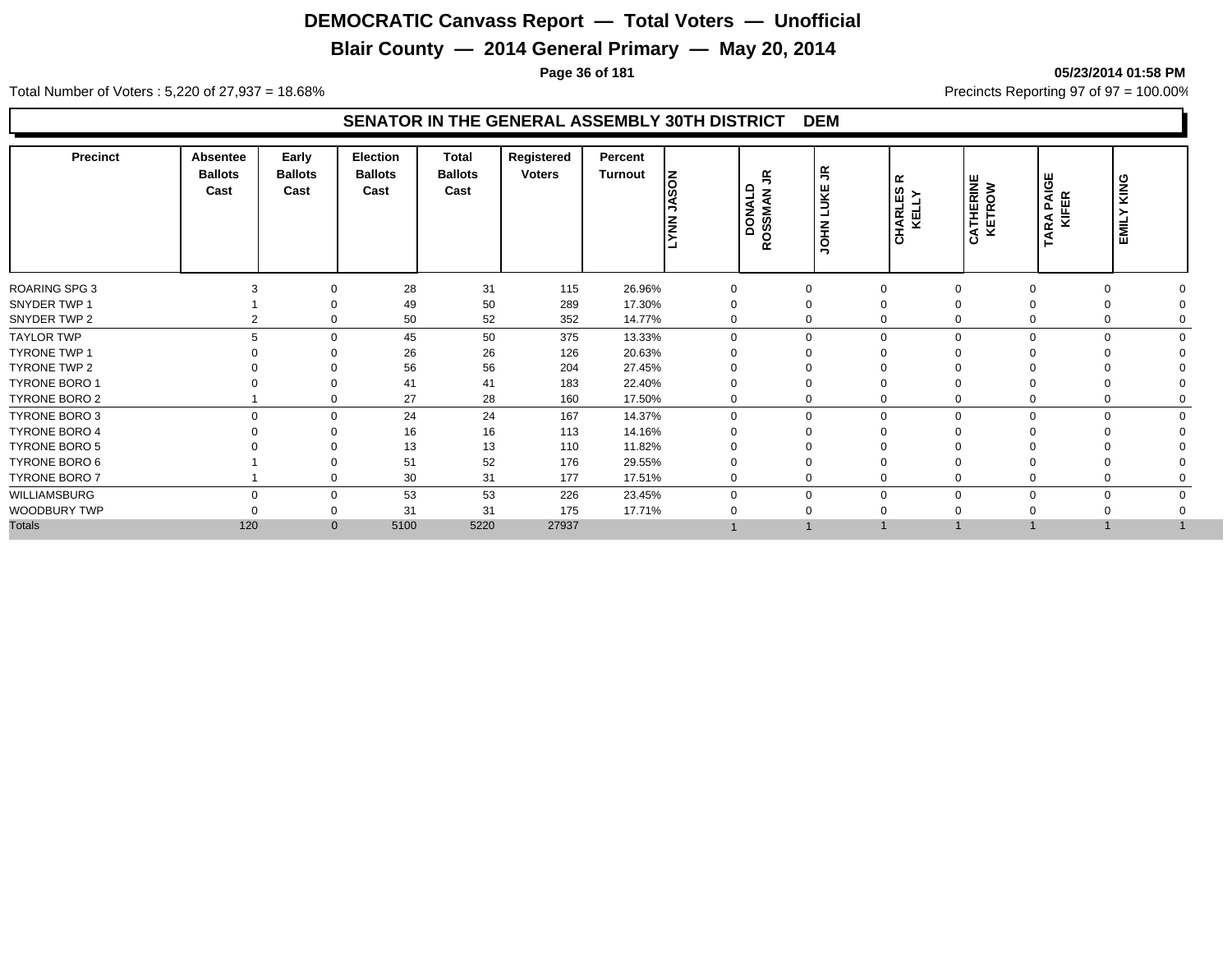# DEMOCRATIC Canvass Report — Total Voters — Unofficial

## Blair County — 2014 General Primary — May 20, 2014

05/23/2014 01:58 PM

Total Number of Voters : 5,220 of 27,937 = 18.68%

Precincts Reporting 97 of 97 = 100.00%

### SENATOR IN THE GENERAL ASSEMBLY 30TH DISTRICT DEM

| Precinct | Absentee Ballots Cast | Early Ballots Cast | Election Ballots Cast | Total Ballots Cast | Registered Voters | Percent Turnout | LYNN JASON | DONALD ROSSMAN JR | JOHN LUKE JR | CHARLES R KELLY | CATHERINE KETROW | TARA PAIGE KIFER | EMILY KING |
|---|---|---|---|---|---|---|---|---|---|---|---|---|---|
| ROARING SPG 3 | 3 | 0 | 28 | 31 | 115 | 26.96% | 0 | 0 | 0 | 0 | 0 | 0 | 0 |
| SNYDER TWP 1 | 1 | 0 | 49 | 50 | 289 | 17.30% | 0 | 0 | 0 | 0 | 0 | 0 | 0 |
| SNYDER TWP 2 | 2 | 0 | 50 | 52 | 352 | 14.77% | 0 | 0 | 0 | 0 | 0 | 0 | 0 |
| TAYLOR TWP | 5 | 0 | 45 | 50 | 375 | 13.33% | 0 | 0 | 0 | 0 | 0 | 0 | 0 |
| TYRONE TWP 1 | 0 | 0 | 26 | 26 | 126 | 20.63% | 0 | 0 | 0 | 0 | 0 | 0 | 0 |
| TYRONE TWP 2 | 0 | 0 | 56 | 56 | 204 | 27.45% | 0 | 0 | 0 | 0 | 0 | 0 | 0 |
| TYRONE BORO 1 | 0 | 0 | 41 | 41 | 183 | 22.40% | 0 | 0 | 0 | 0 | 0 | 0 | 0 |
| TYRONE BORO 2 | 1 | 0 | 27 | 28 | 160 | 17.50% | 0 | 0 | 0 | 0 | 0 | 0 | 0 |
| TYRONE BORO 3 | 0 | 0 | 24 | 24 | 167 | 14.37% | 0 | 0 | 0 | 0 | 0 | 0 | 0 |
| TYRONE BORO 4 | 0 | 0 | 16 | 16 | 113 | 14.16% | 0 | 0 | 0 | 0 | 0 | 0 | 0 |
| TYRONE BORO 5 | 0 | 0 | 13 | 13 | 110 | 11.82% | 0 | 0 | 0 | 0 | 0 | 0 | 0 |
| TYRONE BORO 6 | 1 | 0 | 51 | 52 | 176 | 29.55% | 0 | 0 | 0 | 0 | 0 | 0 | 0 |
| TYRONE BORO 7 | 1 | 0 | 30 | 31 | 177 | 17.51% | 0 | 0 | 0 | 0 | 0 | 0 | 0 |
| WILLIAMSBURG | 0 | 0 | 53 | 53 | 226 | 23.45% | 0 | 0 | 0 | 0 | 0 | 0 | 0 |
| WOODBURY TWP | 0 | 0 | 31 | 31 | 175 | 17.71% | 0 | 0 | 0 | 0 | 0 | 0 | 0 |
| Totals | 120 | 0 | 5100 | 5220 | 27937 | | 1 | 1 | 1 | 1 | 1 | 1 | 1 |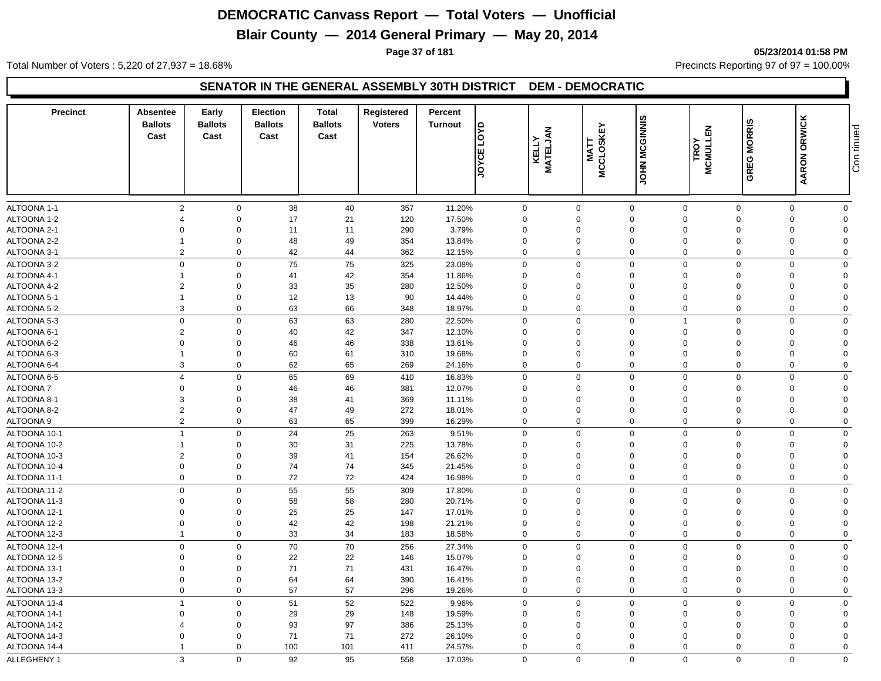# DEMOCRATIC Canvass Report — Total Voters — Unofficial

## Blair County — 2014 General Primary — May 20, 2014

05/23/2014 01:58 PM

Total Number of Voters : 5,220 of 27,937 = 18.68%

Precincts Reporting 97 of 97 = 100.00%

### SENATOR IN THE GENERAL ASSEMBLY 30TH DISTRICT DEM - DEMOCRATIC

| Precinct | Absentee Ballots Cast | Early Ballots Cast | Election Ballots Cast | Total Ballots Cast | Registered Voters | Percent Turnout | JOYCE LOYD | KELLY MATELJAN | MATT MCCLOSKEY | JOHN MCGINNIS | TROY MCMULLEN | GREG MORRIS | AARON ORWICK | Con tinued |
|---|---|---|---|---|---|---|---|---|---|---|---|---|---|---|
| ALTOONA 1-1 | 2 | 0 | 38 | 40 | 357 | 11.20% | 0 | 0 | 0 | 0 | 0 | 0 | 0 | |
| ALTOONA 1-2 | 4 | 0 | 17 | 21 | 120 | 17.50% | 0 | 0 | 0 | 0 | 0 | 0 | 0 | |
| ALTOONA 2-1 | 0 | 0 | 11 | 11 | 290 | 3.79% | 0 | 0 | 0 | 0 | 0 | 0 | 0 | |
| ALTOONA 2-2 | 1 | 0 | 48 | 49 | 354 | 13.84% | 0 | 0 | 0 | 0 | 0 | 0 | 0 | |
| ALTOONA 3-1 | 2 | 0 | 42 | 44 | 362 | 12.15% | 0 | 0 | 0 | 0 | 0 | 0 | 0 | |
| ALTOONA 3-2 | 0 | 0 | 75 | 75 | 325 | 23.08% | 0 | 0 | 0 | 0 | 0 | 0 | 0 | |
| ALTOONA 4-1 | 1 | 0 | 41 | 42 | 354 | 11.86% | 0 | 0 | 0 | 0 | 0 | 0 | 0 | |
| ALTOONA 4-2 | 2 | 0 | 33 | 35 | 280 | 12.50% | 0 | 0 | 0 | 0 | 0 | 0 | 0 | |
| ALTOONA 5-1 | 1 | 0 | 12 | 13 | 90 | 14.44% | 0 | 0 | 0 | 0 | 0 | 0 | 0 | |
| ALTOONA 5-2 | 3 | 0 | 63 | 66 | 348 | 18.97% | 0 | 0 | 0 | 0 | 0 | 0 | 0 | |
| ALTOONA 5-3 | 0 | 0 | 63 | 63 | 280 | 22.50% | 0 | 0 | 0 | 1 | 0 | 0 | 0 | |
| ALTOONA 6-1 | 2 | 0 | 40 | 42 | 347 | 12.10% | 0 | 0 | 0 | 0 | 0 | 0 | 0 | |
| ALTOONA 6-2 | 0 | 0 | 46 | 46 | 338 | 13.61% | 0 | 0 | 0 | 0 | 0 | 0 | 0 | |
| ALTOONA 6-3 | 1 | 0 | 60 | 61 | 310 | 19.68% | 0 | 0 | 0 | 0 | 0 | 0 | 0 | |
| ALTOONA 6-4 | 3 | 0 | 62 | 65 | 269 | 24.16% | 0 | 0 | 0 | 0 | 0 | 0 | 0 | |
| ALTOONA 6-5 | 4 | 0 | 65 | 69 | 410 | 16.83% | 0 | 0 | 0 | 0 | 0 | 0 | 0 | |
| ALTOONA 7 | 0 | 0 | 46 | 46 | 381 | 12.07% | 0 | 0 | 0 | 0 | 0 | 0 | 0 | |
| ALTOONA 8-1 | 3 | 0 | 38 | 41 | 369 | 11.11% | 0 | 0 | 0 | 0 | 0 | 0 | 0 | |
| ALTOONA 8-2 | 2 | 0 | 47 | 49 | 272 | 18.01% | 0 | 0 | 0 | 0 | 0 | 0 | 0 | |
| ALTOONA 9 | 2 | 0 | 63 | 65 | 399 | 16.29% | 0 | 0 | 0 | 0 | 0 | 0 | 0 | |
| ALTOONA 10-1 | 1 | 0 | 24 | 25 | 263 | 9.51% | 0 | 0 | 0 | 0 | 0 | 0 | 0 | |
| ALTOONA 10-2 | 1 | 0 | 30 | 31 | 225 | 13.78% | 0 | 0 | 0 | 0 | 0 | 0 | 0 | |
| ALTOONA 10-3 | 2 | 0 | 39 | 41 | 154 | 26.62% | 0 | 0 | 0 | 0 | 0 | 0 | 0 | |
| ALTOONA 10-4 | 0 | 0 | 74 | 74 | 345 | 21.45% | 0 | 0 | 0 | 0 | 0 | 0 | 0 | |
| ALTOONA 11-1 | 0 | 0 | 72 | 72 | 424 | 16.98% | 0 | 0 | 0 | 0 | 0 | 0 | 0 | |
| ALTOONA 11-2 | 0 | 0 | 55 | 55 | 309 | 17.80% | 0 | 0 | 0 | 0 | 0 | 0 | 0 | |
| ALTOONA 11-3 | 0 | 0 | 58 | 58 | 280 | 20.71% | 0 | 0 | 0 | 0 | 0 | 0 | 0 | |
| ALTOONA 12-1 | 0 | 0 | 25 | 25 | 147 | 17.01% | 0 | 0 | 0 | 0 | 0 | 0 | 0 | |
| ALTOONA 12-2 | 0 | 0 | 42 | 42 | 198 | 21.21% | 0 | 0 | 0 | 0 | 0 | 0 | 0 | |
| ALTOONA 12-3 | 1 | 0 | 33 | 34 | 183 | 18.58% | 0 | 0 | 0 | 0 | 0 | 0 | 0 | |
| ALTOONA 12-4 | 0 | 0 | 70 | 70 | 256 | 27.34% | 0 | 0 | 0 | 0 | 0 | 0 | 0 | |
| ALTOONA 12-5 | 0 | 0 | 22 | 22 | 146 | 15.07% | 0 | 0 | 0 | 0 | 0 | 0 | 0 | |
| ALTOONA 13-1 | 0 | 0 | 71 | 71 | 431 | 16.47% | 0 | 0 | 0 | 0 | 0 | 0 | 0 | |
| ALTOONA 13-2 | 0 | 0 | 64 | 64 | 390 | 16.41% | 0 | 0 | 0 | 0 | 0 | 0 | 0 | |
| ALTOONA 13-3 | 0 | 0 | 57 | 57 | 296 | 19.26% | 0 | 0 | 0 | 0 | 0 | 0 | 0 | |
| ALTOONA 13-4 | 1 | 0 | 51 | 52 | 522 | 9.96% | 0 | 0 | 0 | 0 | 0 | 0 | 0 | |
| ALTOONA 14-1 | 0 | 0 | 29 | 29 | 148 | 19.59% | 0 | 0 | 0 | 0 | 0 | 0 | 0 | |
| ALTOONA 14-2 | 4 | 0 | 93 | 97 | 386 | 25.13% | 0 | 0 | 0 | 0 | 0 | 0 | 0 | |
| ALTOONA 14-3 | 0 | 0 | 71 | 71 | 272 | 26.10% | 0 | 0 | 0 | 0 | 0 | 0 | 0 | |
| ALTOONA 14-4 | 1 | 0 | 100 | 101 | 411 | 24.57% | 0 | 0 | 0 | 0 | 0 | 0 | 0 | |
| ALLEGHENY 1 | 3 | 0 | 92 | 95 | 558 | 17.03% | 0 | 0 | 0 | 0 | 0 | 0 | 0 | |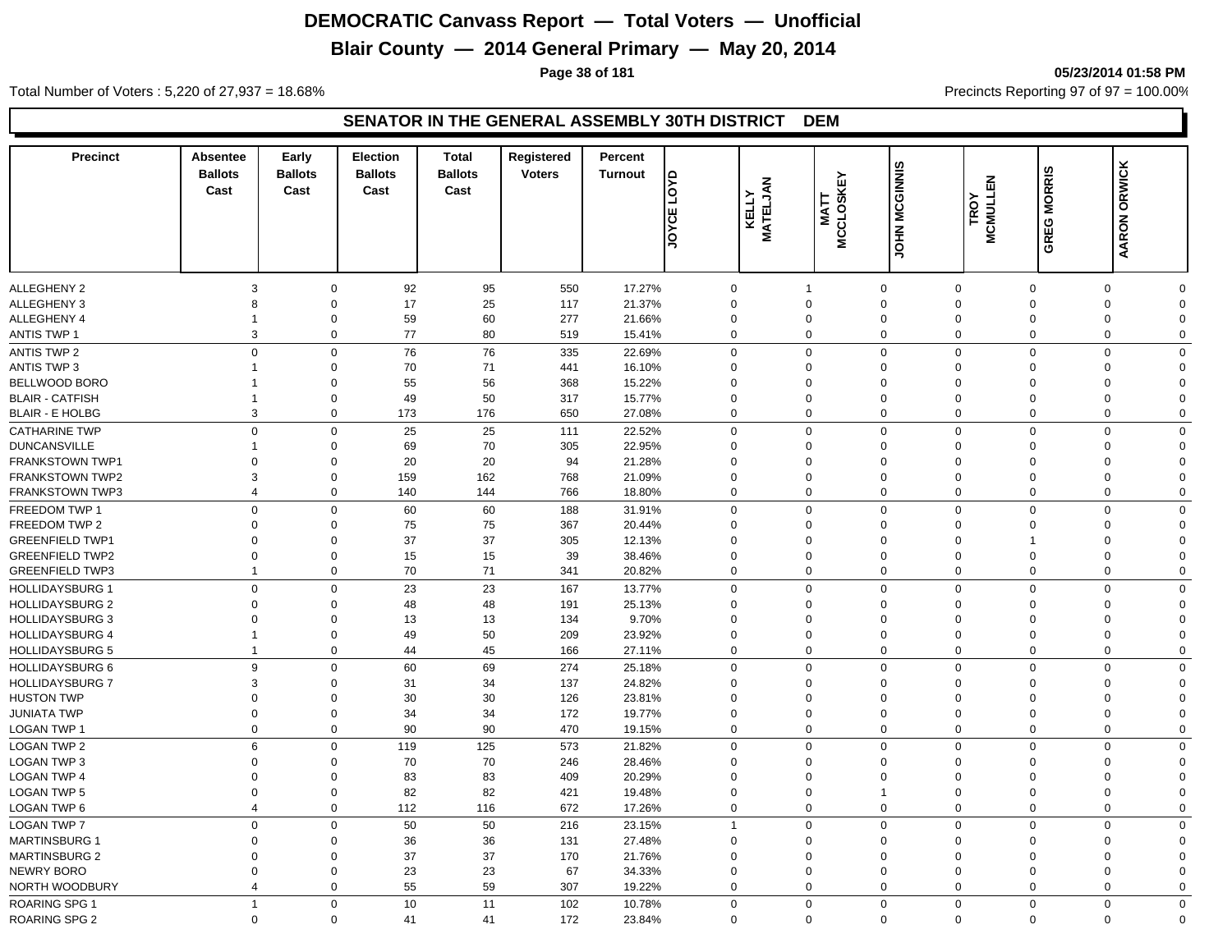# DEMOCRATIC Canvass Report — Total Voters — Unofficial

## Blair County — 2014 General Primary — May 20, 2014

05/23/2014 01:58 PM

Total Number of Voters : 5,220 of 27,937 = 18.68%

Precincts Reporting 97 of 97 = 100.00%

### SENATOR IN THE GENERAL ASSEMBLY 30TH DISTRICT DEM

| Precinct | Absentee Ballots Cast | Early Ballots Cast | Election Ballots Cast | Total Ballots Cast | Registered Voters | Percent Turnout | JOYCE LOYD | KELLY MATELJAN | MATT MCCLOSKEY | JOHN MCGINNIS | TROY MCMULLEN | GREG MORRIS | AARON ORWICK |
|---|---|---|---|---|---|---|---|---|---|---|---|---|---|
| ALLEGHENY 2 | 3 | 0 | 92 | 95 | 550 | 17.27% | 0 | 1 | 0 | 0 | 0 | 0 | 0 |
| ALLEGHENY 3 | 8 | 0 | 17 | 25 | 117 | 21.37% | 0 | 0 | 0 | 0 | 0 | 0 | 0 |
| ALLEGHENY 4 | 1 | 0 | 59 | 60 | 277 | 21.66% | 0 | 0 | 0 | 0 | 0 | 0 | 0 |
| ANTIS TWP 1 | 3 | 0 | 77 | 80 | 519 | 15.41% | 0 | 0 | 0 | 0 | 0 | 0 | 0 |
| ANTIS TWP 2 | 0 | 0 | 76 | 76 | 335 | 22.69% | 0 | 0 | 0 | 0 | 0 | 0 | 0 |
| ANTIS TWP 3 | 1 | 0 | 70 | 71 | 441 | 16.10% | 0 | 0 | 0 | 0 | 0 | 0 | 0 |
| BELLWOOD BORO | 1 | 0 | 55 | 56 | 368 | 15.22% | 0 | 0 | 0 | 0 | 0 | 0 | 0 |
| BLAIR - CATFISH | 1 | 0 | 49 | 50 | 317 | 15.77% | 0 | 0 | 0 | 0 | 0 | 0 | 0 |
| BLAIR - E HOLBG | 3 | 0 | 173 | 176 | 650 | 27.08% | 0 | 0 | 0 | 0 | 0 | 0 | 0 |
| CATHARINE TWP | 0 | 0 | 25 | 25 | 111 | 22.52% | 0 | 0 | 0 | 0 | 0 | 0 | 0 |
| DUNCANSVILLE | 1 | 0 | 69 | 70 | 305 | 22.95% | 0 | 0 | 0 | 0 | 0 | 0 | 0 |
| FRANKSTOWN TWP1 | 0 | 0 | 20 | 20 | 94 | 21.28% | 0 | 0 | 0 | 0 | 0 | 0 | 0 |
| FRANKSTOWN TWP2 | 3 | 0 | 159 | 162 | 768 | 21.09% | 0 | 0 | 0 | 0 | 0 | 0 | 0 |
| FRANKSTOWN TWP3 | 4 | 0 | 140 | 144 | 766 | 18.80% | 0 | 0 | 0 | 0 | 0 | 0 | 0 |
| FREEDOM TWP 1 | 0 | 0 | 60 | 60 | 188 | 31.91% | 0 | 0 | 0 | 0 | 0 | 0 | 0 |
| FREEDOM TWP 2 | 0 | 0 | 75 | 75 | 367 | 20.44% | 0 | 0 | 0 | 0 | 0 | 0 | 0 |
| GREENFIELD TWP1 | 0 | 0 | 37 | 37 | 305 | 12.13% | 0 | 0 | 0 | 0 | 1 | 0 | 0 |
| GREENFIELD TWP2 | 0 | 0 | 15 | 15 | 39 | 38.46% | 0 | 0 | 0 | 0 | 0 | 0 | 0 |
| GREENFIELD TWP3 | 1 | 0 | 70 | 71 | 341 | 20.82% | 0 | 0 | 0 | 0 | 0 | 0 | 0 |
| HOLLIDAYSBURG 1 | 0 | 0 | 23 | 23 | 167 | 13.77% | 0 | 0 | 0 | 0 | 0 | 0 | 0 |
| HOLLIDAYSBURG 2 | 0 | 0 | 48 | 48 | 191 | 25.13% | 0 | 0 | 0 | 0 | 0 | 0 | 0 |
| HOLLIDAYSBURG 3 | 0 | 0 | 13 | 13 | 134 | 9.70% | 0 | 0 | 0 | 0 | 0 | 0 | 0 |
| HOLLIDAYSBURG 4 | 1 | 0 | 49 | 50 | 209 | 23.92% | 0 | 0 | 0 | 0 | 0 | 0 | 0 |
| HOLLIDAYSBURG 5 | 1 | 0 | 44 | 45 | 166 | 27.11% | 0 | 0 | 0 | 0 | 0 | 0 | 0 |
| HOLLIDAYSBURG 6 | 9 | 0 | 60 | 69 | 274 | 25.18% | 0 | 0 | 0 | 0 | 0 | 0 | 0 |
| HOLLIDAYSBURG 7 | 3 | 0 | 31 | 34 | 137 | 24.82% | 0 | 0 | 0 | 0 | 0 | 0 | 0 |
| HUSTON TWP | 0 | 0 | 30 | 30 | 126 | 23.81% | 0 | 0 | 0 | 0 | 0 | 0 | 0 |
| JUNIATA TWP | 0 | 0 | 34 | 34 | 172 | 19.77% | 0 | 0 | 0 | 0 | 0 | 0 | 0 |
| LOGAN TWP 1 | 0 | 0 | 90 | 90 | 470 | 19.15% | 0 | 0 | 0 | 0 | 0 | 0 | 0 |
| LOGAN TWP 2 | 6 | 0 | 119 | 125 | 573 | 21.82% | 0 | 0 | 0 | 0 | 0 | 0 | 0 |
| LOGAN TWP 3 | 0 | 0 | 70 | 70 | 246 | 28.46% | 0 | 0 | 0 | 0 | 0 | 0 | 0 |
| LOGAN TWP 4 | 0 | 0 | 83 | 83 | 409 | 20.29% | 0 | 0 | 0 | 0 | 0 | 0 | 0 |
| LOGAN TWP 5 | 0 | 0 | 82 | 82 | 421 | 19.48% | 0 | 0 | 1 | 0 | 0 | 0 | 0 |
| LOGAN TWP 6 | 4 | 0 | 112 | 116 | 672 | 17.26% | 0 | 0 | 0 | 0 | 0 | 0 | 0 |
| LOGAN TWP 7 | 0 | 0 | 50 | 50 | 216 | 23.15% | 1 | 0 | 0 | 0 | 0 | 0 | 0 |
| MARTINSBURG 1 | 0 | 0 | 36 | 36 | 131 | 27.48% | 0 | 0 | 0 | 0 | 0 | 0 | 0 |
| MARTINSBURG 2 | 0 | 0 | 37 | 37 | 170 | 21.76% | 0 | 0 | 0 | 0 | 0 | 0 | 0 |
| NEWRY BORO | 0 | 0 | 23 | 23 | 67 | 34.33% | 0 | 0 | 0 | 0 | 0 | 0 | 0 |
| NORTH WOODBURY | 4 | 0 | 55 | 59 | 307 | 19.22% | 0 | 0 | 0 | 0 | 0 | 0 | 0 |
| ROARING SPG 1 | 1 | 0 | 10 | 11 | 102 | 10.78% | 0 | 0 | 0 | 0 | 0 | 0 | 0 |
| ROARING SPG 2 | 0 | 0 | 41 | 41 | 172 | 23.84% | 0 | 0 | 0 | 0 | 0 | 0 | 0 |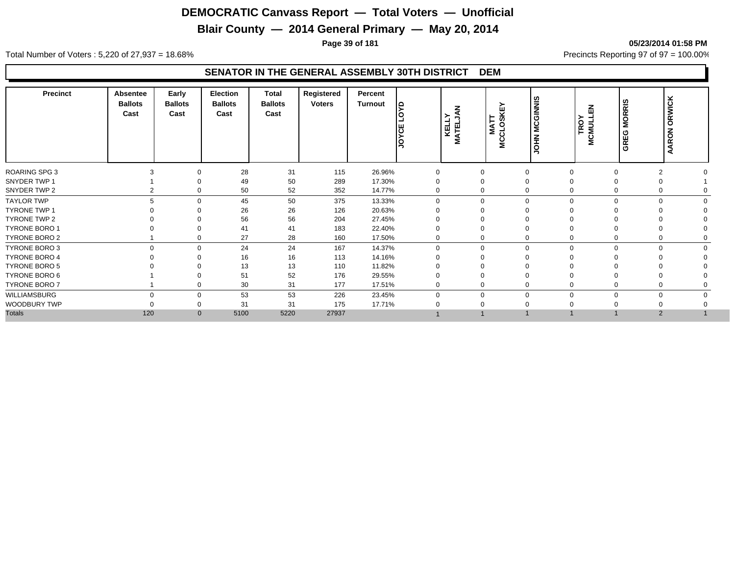# DEMOCRATIC Canvass Report — Total Voters — Unofficial

## Blair County — 2014 General Primary — May 20, 2014

**05/23/2014 01:58 PM**

Total Number of Voters : 5,220 of 27,937 = 18.68%

Precincts Reporting 97 of 97 = 100.00%

### SENATOR IN THE GENERAL ASSEMBLY 30TH DISTRICT DEM

| Precinct | Absentee Ballots Cast | Early Ballots Cast | Election Ballots Cast | Total Ballots Cast | Registered Voters | Percent Turnout | JOYCE LOYD | KELLY MATELJAN | MATT MCCLOSKEY | JOHN MCGINNIS | TROY MCMULLEN | GREG MORRIS | AARON ORWICK |
|---|---|---|---|---|---|---|---|---|---|---|---|---|---|
| ROARING SPG 3 | 3 | 0 | 28 | 31 | 115 | 26.96% | 0 | 0 | 0 | 0 | 0 | 2 | 0 |
| SNYDER TWP 1 | 1 | 0 | 49 | 50 | 289 | 17.30% | 0 | 0 | 0 | 0 | 0 | 0 | 1 |
| SNYDER TWP 2 | 2 | 0 | 50 | 52 | 352 | 14.77% | 0 | 0 | 0 | 0 | 0 | 0 | 0 |
| TAYLOR TWP | 5 | 0 | 45 | 50 | 375 | 13.33% | 0 | 0 | 0 | 0 | 0 | 0 | 0 |
| TYRONE TWP 1 | 0 | 0 | 26 | 26 | 126 | 20.63% | 0 | 0 | 0 | 0 | 0 | 0 | 0 |
| TYRONE TWP 2 | 0 | 0 | 56 | 56 | 204 | 27.45% | 0 | 0 | 0 | 0 | 0 | 0 | 0 |
| TYRONE BORO 1 | 0 | 0 | 41 | 41 | 183 | 22.40% | 0 | 0 | 0 | 0 | 0 | 0 | 0 |
| TYRONE BORO 2 | 1 | 0 | 27 | 28 | 160 | 17.50% | 0 | 0 | 0 | 0 | 0 | 0 | 0 |
| TYRONE BORO 3 | 0 | 0 | 24 | 24 | 167 | 14.37% | 0 | 0 | 0 | 0 | 0 | 0 | 0 |
| TYRONE BORO 4 | 0 | 0 | 16 | 16 | 113 | 14.16% | 0 | 0 | 0 | 0 | 0 | 0 | 0 |
| TYRONE BORO 5 | 0 | 0 | 13 | 13 | 110 | 11.82% | 0 | 0 | 0 | 0 | 0 | 0 | 0 |
| TYRONE BORO 6 | 1 | 0 | 51 | 52 | 176 | 29.55% | 0 | 0 | 0 | 0 | 0 | 0 | 0 |
| TYRONE BORO 7 | 1 | 0 | 30 | 31 | 177 | 17.51% | 0 | 0 | 0 | 0 | 0 | 0 | 0 |
| WILLIAMSBURG | 0 | 0 | 53 | 53 | 226 | 23.45% | 0 | 0 | 0 | 0 | 0 | 0 | 0 |
| WOODBURY TWP | 0 | 0 | 31 | 31 | 175 | 17.71% | 0 | 0 | 0 | 0 | 0 | 0 | 0 |
| Totals | 120 | 0 | 5100 | 5220 | 27937 | | 1 | 1 | 1 | 1 | 1 | 2 | 1 |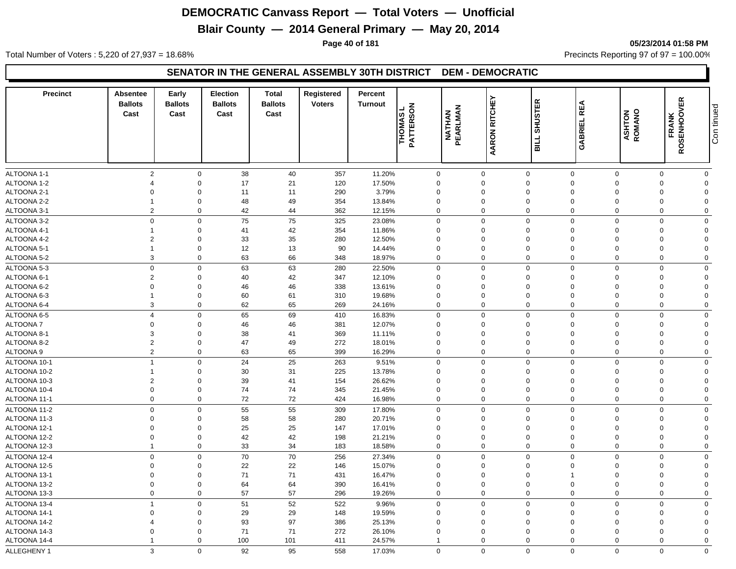# DEMOCRATIC Canvass Report — Total Voters — Unofficial

## Blair County — 2014 General Primary — May 20, 2014

05/23/2014 01:58 PM

Total Number of Voters : 5,220 of 27,937 = 18.68%

Precincts Reporting 97 of 97 = 100.00%

### SENATOR IN THE GENERAL ASSEMBLY 30TH DISTRICT DEM - DEMOCRATIC

| Precinct | Absentee Ballots Cast | Early Ballots Cast | Election Ballots Cast | Total Ballots Cast | Registered Voters | Percent Turnout | THOMAS L PATTERSON | NATHAN PEARLMAN | AARON RITCHEY | BILL SHUSTER | GABRIEL REA | ASHTON ROMANO | FRANK ROSENHOOVER |
|---|---|---|---|---|---|---|---|---|---|---|---|---|---|
| ALTOONA 1-1 | 2 | 0 | 38 | 40 | 357 | 11.20% | 0 | 0 | 0 | 0 | 0 | 0 | 0 |
| ALTOONA 1-2 | 4 | 0 | 17 | 21 | 120 | 17.50% | 0 | 0 | 0 | 0 | 0 | 0 | 0 |
| ALTOONA 2-1 | 0 | 0 | 11 | 11 | 290 | 3.79% | 0 | 0 | 0 | 0 | 0 | 0 | 0 |
| ALTOONA 2-2 | 1 | 0 | 48 | 49 | 354 | 13.84% | 0 | 0 | 0 | 0 | 0 | 0 | 0 |
| ALTOONA 3-1 | 2 | 0 | 42 | 44 | 362 | 12.15% | 0 | 0 | 0 | 0 | 0 | 0 | 0 |
| ALTOONA 3-2 | 0 | 0 | 75 | 75 | 325 | 23.08% | 0 | 0 | 0 | 0 | 0 | 0 | 0 |
| ALTOONA 4-1 | 1 | 0 | 41 | 42 | 354 | 11.86% | 0 | 0 | 0 | 0 | 0 | 0 | 0 |
| ALTOONA 4-2 | 2 | 0 | 33 | 35 | 280 | 12.50% | 0 | 0 | 0 | 0 | 0 | 0 | 0 |
| ALTOONA 5-1 | 1 | 0 | 12 | 13 | 90 | 14.44% | 0 | 0 | 0 | 0 | 0 | 0 | 0 |
| ALTOONA 5-2 | 3 | 0 | 63 | 66 | 348 | 18.97% | 0 | 0 | 0 | 0 | 0 | 0 | 0 |
| ALTOONA 5-3 | 0 | 0 | 63 | 63 | 280 | 22.50% | 0 | 0 | 0 | 0 | 0 | 0 | 0 |
| ALTOONA 6-1 | 2 | 0 | 40 | 42 | 347 | 12.10% | 0 | 0 | 0 | 0 | 0 | 0 | 0 |
| ALTOONA 6-2 | 0 | 0 | 46 | 46 | 338 | 13.61% | 0 | 0 | 0 | 0 | 0 | 0 | 0 |
| ALTOONA 6-3 | 1 | 0 | 60 | 61 | 310 | 19.68% | 0 | 0 | 0 | 0 | 0 | 0 | 0 |
| ALTOONA 6-4 | 3 | 0 | 62 | 65 | 269 | 24.16% | 0 | 0 | 0 | 0 | 0 | 0 | 0 |
| ALTOONA 6-5 | 4 | 0 | 65 | 69 | 410 | 16.83% | 0 | 0 | 0 | 0 | 0 | 0 | 0 |
| ALTOONA 7 | 0 | 0 | 46 | 46 | 381 | 12.07% | 0 | 0 | 0 | 0 | 0 | 0 | 0 |
| ALTOONA 8-1 | 3 | 0 | 38 | 41 | 369 | 11.11% | 0 | 0 | 0 | 0 | 0 | 0 | 0 |
| ALTOONA 8-2 | 2 | 0 | 47 | 49 | 272 | 18.01% | 0 | 0 | 0 | 0 | 0 | 0 | 0 |
| ALTOONA 9 | 2 | 0 | 63 | 65 | 399 | 16.29% | 0 | 0 | 0 | 0 | 0 | 0 | 0 |
| ALTOONA 10-1 | 1 | 0 | 24 | 25 | 263 | 9.51% | 0 | 0 | 0 | 0 | 0 | 0 | 0 |
| ALTOONA 10-2 | 1 | 0 | 30 | 31 | 225 | 13.78% | 0 | 0 | 0 | 0 | 0 | 0 | 0 |
| ALTOONA 10-3 | 2 | 0 | 39 | 41 | 154 | 26.62% | 0 | 0 | 0 | 0 | 0 | 0 | 0 |
| ALTOONA 10-4 | 0 | 0 | 74 | 74 | 345 | 21.45% | 0 | 0 | 0 | 0 | 0 | 0 | 0 |
| ALTOONA 11-1 | 0 | 0 | 72 | 72 | 424 | 16.98% | 0 | 0 | 0 | 0 | 0 | 0 | 0 |
| ALTOONA 11-2 | 0 | 0 | 55 | 55 | 309 | 17.80% | 0 | 0 | 0 | 0 | 0 | 0 | 0 |
| ALTOONA 11-3 | 0 | 0 | 58 | 58 | 280 | 20.71% | 0 | 0 | 0 | 0 | 0 | 0 | 0 |
| ALTOONA 12-1 | 0 | 0 | 25 | 25 | 147 | 17.01% | 0 | 0 | 0 | 0 | 0 | 0 | 0 |
| ALTOONA 12-2 | 0 | 0 | 42 | 42 | 198 | 21.21% | 0 | 0 | 0 | 0 | 0 | 0 | 0 |
| ALTOONA 12-3 | 1 | 0 | 33 | 34 | 183 | 18.58% | 0 | 0 | 0 | 0 | 0 | 0 | 0 |
| ALTOONA 12-4 | 0 | 0 | 70 | 70 | 256 | 27.34% | 0 | 0 | 0 | 0 | 0 | 0 | 0 |
| ALTOONA 12-5 | 0 | 0 | 22 | 22 | 146 | 15.07% | 0 | 0 | 0 | 0 | 0 | 0 | 0 |
| ALTOONA 13-1 | 0 | 0 | 71 | 71 | 431 | 16.47% | 0 | 0 | 0 | 1 | 0 | 0 | 0 |
| ALTOONA 13-2 | 0 | 0 | 64 | 64 | 390 | 16.41% | 0 | 0 | 0 | 0 | 0 | 0 | 0 |
| ALTOONA 13-3 | 0 | 0 | 57 | 57 | 296 | 19.26% | 0 | 0 | 0 | 0 | 0 | 0 | 0 |
| ALTOONA 13-4 | 1 | 0 | 51 | 52 | 522 | 9.96% | 0 | 0 | 0 | 0 | 0 | 0 | 0 |
| ALTOONA 14-1 | 0 | 0 | 29 | 29 | 148 | 19.59% | 0 | 0 | 0 | 0 | 0 | 0 | 0 |
| ALTOONA 14-2 | 4 | 0 | 93 | 97 | 386 | 25.13% | 0 | 0 | 0 | 0 | 0 | 0 | 0 |
| ALTOONA 14-3 | 0 | 0 | 71 | 71 | 272 | 26.10% | 0 | 0 | 0 | 0 | 0 | 0 | 0 |
| ALTOONA 14-4 | 1 | 0 | 100 | 101 | 411 | 24.57% | 1 | 0 | 0 | 0 | 0 | 0 | 0 |
| ALLEGHENY 1 | 3 | 0 | 92 | 95 | 558 | 17.03% | 0 | 0 | 0 | 0 | 0 | 0 | 0 |

Continued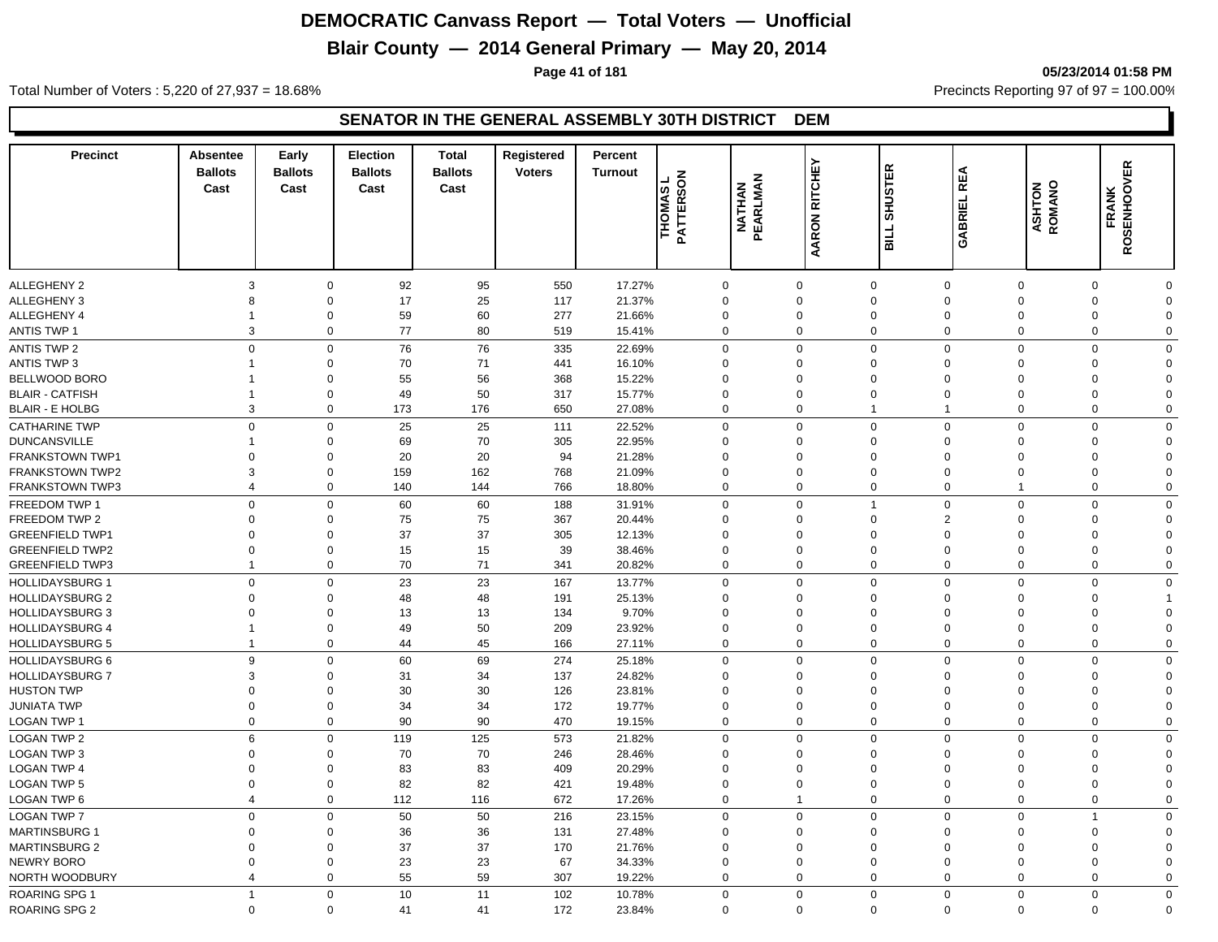# DEMOCRATIC Canvass Report — Total Voters — Unofficial

## Blair County — 2014 General Primary — May 20, 2014

Total Number of Voters : 5,220 of 27,937 = 18.68%

Precincts Reporting 97 of 97 = 100.00%

### SENATOR IN THE GENERAL ASSEMBLY 30TH DISTRICT DEM

| Precinct | Absentee Ballots Cast | Early Ballots Cast | Election Ballots Cast | Total Ballots Cast | Registered Voters | Percent Turnout | THOMAS L PATTERSON | NATHAN PEARLMAN | AARON RITCHEY | BILL SHUSTER | GABRIEL REA | ASHTON ROMANO | FRANK ROSENHOOVER |
|---|---|---|---|---|---|---|---|---|---|---|---|---|---|
| ALLEGHENY 2 | 3 | 0 | 92 | 95 | 550 | 17.27% | 0 | 0 | 0 | 0 | 0 | 0 | 0 |
| ALLEGHENY 3 | 8 | 0 | 17 | 25 | 117 | 21.37% | 0 | 0 | 0 | 0 | 0 | 0 | 0 |
| ALLEGHENY 4 | 1 | 0 | 59 | 60 | 277 | 21.66% | 0 | 0 | 0 | 0 | 0 | 0 | 0 |
| ANTIS TWP 1 | 3 | 0 | 77 | 80 | 519 | 15.41% | 0 | 0 | 0 | 0 | 0 | 0 | 0 |
| ANTIS TWP 2 | 0 | 0 | 76 | 76 | 335 | 22.69% | 0 | 0 | 0 | 0 | 0 | 0 | 0 |
| ANTIS TWP 3 | 1 | 0 | 70 | 71 | 441 | 16.10% | 0 | 0 | 0 | 0 | 0 | 0 | 0 |
| BELLWOOD BORO | 1 | 0 | 55 | 56 | 368 | 15.22% | 0 | 0 | 0 | 0 | 0 | 0 | 0 |
| BLAIR - CATFISH | 1 | 0 | 49 | 50 | 317 | 15.77% | 0 | 0 | 0 | 0 | 0 | 0 | 0 |
| BLAIR - E HOLBG | 3 | 0 | 173 | 176 | 650 | 27.08% | 0 | 0 | 1 | 1 | 0 | 0 | 0 |
| CATHARINE TWP | 0 | 0 | 25 | 25 | 111 | 22.52% | 0 | 0 | 0 | 0 | 0 | 0 | 0 |
| DUNCANSVILLE | 1 | 0 | 69 | 70 | 305 | 22.95% | 0 | 0 | 0 | 0 | 0 | 0 | 0 |
| FRANKSTOWN TWP1 | 0 | 0 | 20 | 20 | 94 | 21.28% | 0 | 0 | 0 | 0 | 0 | 0 | 0 |
| FRANKSTOWN TWP2 | 3 | 0 | 159 | 162 | 768 | 21.09% | 0 | 0 | 0 | 0 | 0 | 0 | 0 |
| FRANKSTOWN TWP3 | 4 | 0 | 140 | 144 | 766 | 18.80% | 0 | 0 | 0 | 0 | 1 | 0 | 0 |
| FREEDOM TWP 1 | 0 | 0 | 60 | 60 | 188 | 31.91% | 0 | 0 | 1 | 0 | 0 | 0 | 0 |
| FREEDOM TWP 2 | 0 | 0 | 75 | 75 | 367 | 20.44% | 0 | 0 | 0 | 2 | 0 | 0 | 0 |
| GREENFIELD TWP1 | 0 | 0 | 37 | 37 | 305 | 12.13% | 0 | 0 | 0 | 0 | 0 | 0 | 0 |
| GREENFIELD TWP2 | 0 | 0 | 15 | 15 | 39 | 38.46% | 0 | 0 | 0 | 0 | 0 | 0 | 0 |
| GREENFIELD TWP3 | 1 | 0 | 70 | 71 | 341 | 20.82% | 0 | 0 | 0 | 0 | 0 | 0 | 0 |
| HOLLIDAYSBURG 1 | 0 | 0 | 23 | 23 | 167 | 13.77% | 0 | 0 | 0 | 0 | 0 | 0 | 0 |
| HOLLIDAYSBURG 2 | 0 | 0 | 48 | 48 | 191 | 25.13% | 0 | 0 | 0 | 0 | 0 | 0 | 1 |
| HOLLIDAYSBURG 3 | 0 | 0 | 13 | 13 | 134 | 9.70% | 0 | 0 | 0 | 0 | 0 | 0 | 0 |
| HOLLIDAYSBURG 4 | 1 | 0 | 49 | 50 | 209 | 23.92% | 0 | 0 | 0 | 0 | 0 | 0 | 0 |
| HOLLIDAYSBURG 5 | 1 | 0 | 44 | 45 | 166 | 27.11% | 0 | 0 | 0 | 0 | 0 | 0 | 0 |
| HOLLIDAYSBURG 6 | 9 | 0 | 60 | 69 | 274 | 25.18% | 0 | 0 | 0 | 0 | 0 | 0 | 0 |
| HOLLIDAYSBURG 7 | 3 | 0 | 31 | 34 | 137 | 24.82% | 0 | 0 | 0 | 0 | 0 | 0 | 0 |
| HUSTON TWP | 0 | 0 | 30 | 30 | 126 | 23.81% | 0 | 0 | 0 | 0 | 0 | 0 | 0 |
| JUNIATA TWP | 0 | 0 | 34 | 34 | 172 | 19.77% | 0 | 0 | 0 | 0 | 0 | 0 | 0 |
| LOGAN TWP 1 | 0 | 0 | 90 | 90 | 470 | 19.15% | 0 | 0 | 0 | 0 | 0 | 0 | 0 |
| LOGAN TWP 2 | 6 | 0 | 119 | 125 | 573 | 21.82% | 0 | 0 | 0 | 0 | 0 | 0 | 0 |
| LOGAN TWP 3 | 0 | 0 | 70 | 70 | 246 | 28.46% | 0 | 0 | 0 | 0 | 0 | 0 | 0 |
| LOGAN TWP 4 | 0 | 0 | 83 | 83 | 409 | 20.29% | 0 | 0 | 0 | 0 | 0 | 0 | 0 |
| LOGAN TWP 5 | 0 | 0 | 82 | 82 | 421 | 19.48% | 0 | 0 | 0 | 0 | 0 | 0 | 0 |
| LOGAN TWP 6 | 4 | 0 | 112 | 116 | 672 | 17.26% | 0 | 1 | 0 | 0 | 0 | 0 | 0 |
| LOGAN TWP 7 | 0 | 0 | 50 | 50 | 216 | 23.15% | 0 | 0 | 0 | 0 | 0 | 1 | 0 |
| MARTINSBURG 1 | 0 | 0 | 36 | 36 | 131 | 27.48% | 0 | 0 | 0 | 0 | 0 | 0 | 0 |
| MARTINSBURG 2 | 0 | 0 | 37 | 37 | 170 | 21.76% | 0 | 0 | 0 | 0 | 0 | 0 | 0 |
| NEWRY BORO | 0 | 0 | 23 | 23 | 67 | 34.33% | 0 | 0 | 0 | 0 | 0 | 0 | 0 |
| NORTH WOODBURY | 4 | 0 | 55 | 59 | 307 | 19.22% | 0 | 0 | 0 | 0 | 0 | 0 | 0 |
| ROARING SPG 1 | 1 | 0 | 10 | 11 | 102 | 10.78% | 0 | 0 | 0 | 0 | 0 | 0 | 0 |
| ROARING SPG 2 | 0 | 0 | 41 | 41 | 172 | 23.84% | 0 | 0 | 0 | 0 | 0 | 0 | 0 |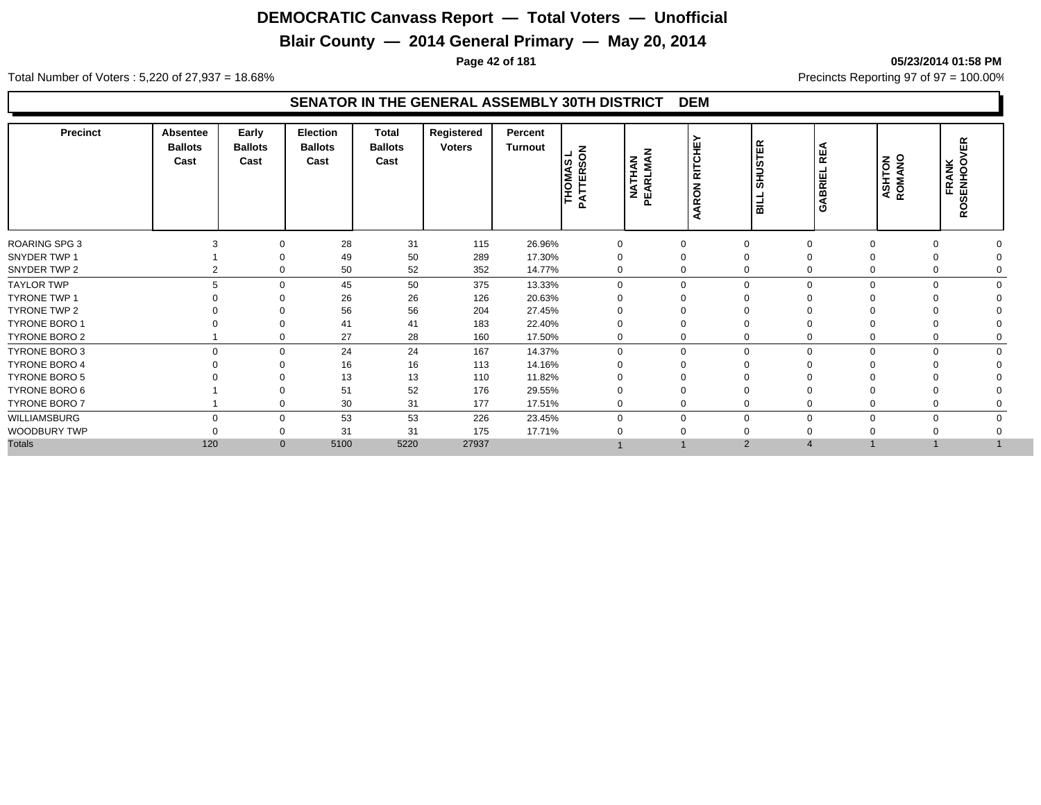# DEMOCRATIC Canvass Report — Total Voters — Unofficial

## Blair County — 2014 General Primary — May 20, 2014

05/23/2014 01:58 PM

Total Number of Voters : 5,220 of 27,937 = 18.68%

Precincts Reporting 97 of 97 = 100.00%

### SENATOR IN THE GENERAL ASSEMBLY 30TH DISTRICT DEM

| Precinct | Absentee Ballots Cast | Early Ballots Cast | Election Ballots Cast | Total Ballots Cast | Registered Voters | Percent Turnout | THOMAS L PATTERSON | NATHAN PEARLMAN | AARON RITCHEY | BILL SHUSTER | GABRIEL REA | ASHTON ROMANO | FRANK ROSENHOOVER |
|---|---|---|---|---|---|---|---|---|---|---|---|---|---|
| ROARING SPG 3 | 3 | 0 | 28 | 31 | 115 | 26.96% | 0 | 0 | 0 | 0 | 0 | 0 | 0 |
| SNYDER TWP 1 | 1 | 0 | 49 | 50 | 289 | 17.30% | 0 | 0 | 0 | 0 | 0 | 0 | 0 |
| SNYDER TWP 2 | 2 | 0 | 50 | 52 | 352 | 14.77% | 0 | 0 | 0 | 0 | 0 | 0 | 0 |
| TAYLOR TWP | 5 | 0 | 45 | 50 | 375 | 13.33% | 0 | 0 | 0 | 0 | 0 | 0 | 0 |
| TYRONE TWP 1 | 0 | 0 | 26 | 26 | 126 | 20.63% | 0 | 0 | 0 | 0 | 0 | 0 | 0 |
| TYRONE TWP 2 | 0 | 0 | 56 | 56 | 204 | 27.45% | 0 | 0 | 0 | 0 | 0 | 0 | 0 |
| TYRONE BORO 1 | 0 | 0 | 41 | 41 | 183 | 22.40% | 0 | 0 | 0 | 0 | 0 | 0 | 0 |
| TYRONE BORO 2 | 1 | 0 | 27 | 28 | 160 | 17.50% | 0 | 0 | 0 | 0 | 0 | 0 | 0 |
| TYRONE BORO 3 | 0 | 0 | 24 | 24 | 167 | 14.37% | 0 | 0 | 0 | 0 | 0 | 0 | 0 |
| TYRONE BORO 4 | 0 | 0 | 16 | 16 | 113 | 14.16% | 0 | 0 | 0 | 0 | 0 | 0 | 0 |
| TYRONE BORO 5 | 0 | 0 | 13 | 13 | 110 | 11.82% | 0 | 0 | 0 | 0 | 0 | 0 | 0 |
| TYRONE BORO 6 | 1 | 0 | 51 | 52 | 176 | 29.55% | 0 | 0 | 0 | 0 | 0 | 0 | 0 |
| TYRONE BORO 7 | 1 | 0 | 30 | 31 | 177 | 17.51% | 0 | 0 | 0 | 0 | 0 | 0 | 0 |
| WILLIAMSBURG | 0 | 0 | 53 | 53 | 226 | 23.45% | 0 | 0 | 0 | 0 | 0 | 0 | 0 |
| WOODBURY TWP | 0 | 0 | 31 | 31 | 175 | 17.71% | 0 | 0 | 0 | 0 | 0 | 0 | 0 |
| Totals | 120 | 0 | 5100 | 5220 | 27937 | | 1 | 1 | 2 | 4 | 1 | 1 | 1 |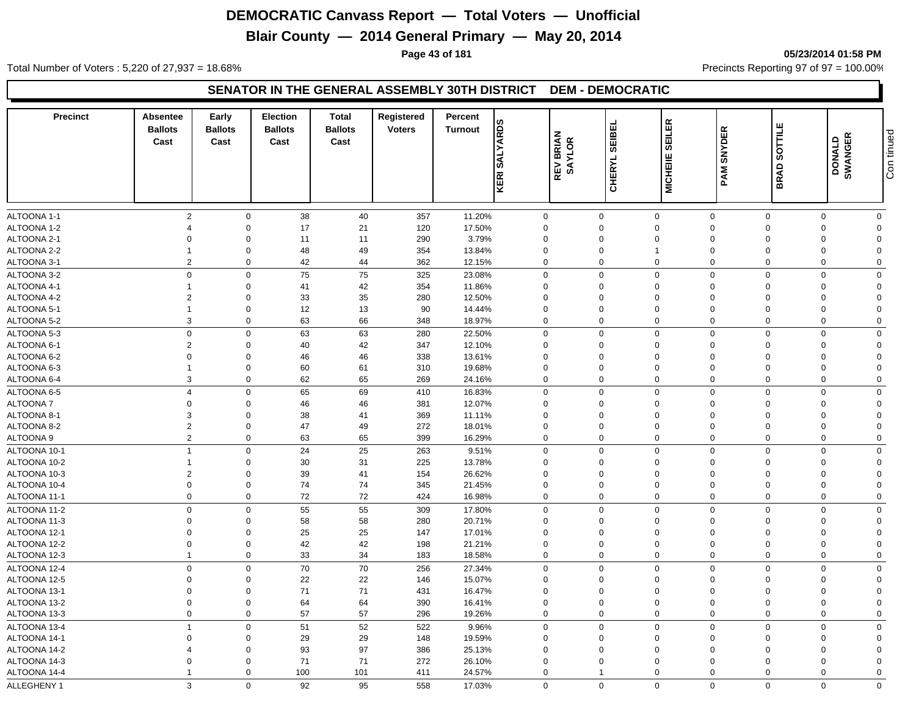# DEMOCRATIC Canvass Report — Total Voters — Unofficial

## Blair County — 2014 General Primary — May 20, 2014

05/23/2014 01:58 PM

Total Number of Voters : 5,220 of 27,937 = 18.68%

Precincts Reporting 97 of 97 = 100.00%

### SENATOR IN THE GENERAL ASSEMBLY 30TH DISTRICT DEM - DEMOCRATIC

| Precinct | Absentee Ballots Cast | Early Ballots Cast | Election Ballots Cast | Total Ballots Cast | Registered Voters | Percent Turnout | KERI SALYARDS | REV BRIAN SAYLOR | CHERYL SEIBEL | MICHEIE SEILER | PAM SNYDER | BRAD SOTTILE | DONALD SWANGER |
|---|---|---|---|---|---|---|---|---|---|---|---|---|---|
| ALTOONA 1-1 | 2 | 0 | 38 | 40 | 357 | 11.20% | 0 | 0 | 0 | 0 | 0 | 0 | 0 |
| ALTOONA 1-2 | 4 | 0 | 17 | 21 | 120 | 17.50% | 0 | 0 | 0 | 0 | 0 | 0 | 0 |
| ALTOONA 2-1 | 0 | 0 | 11 | 11 | 290 | 3.79% | 0 | 0 | 0 | 0 | 0 | 0 | 0 |
| ALTOONA 2-2 | 1 | 0 | 48 | 49 | 354 | 13.84% | 0 | 0 | 1 | 0 | 0 | 0 | 0 |
| ALTOONA 3-1 | 2 | 0 | 42 | 44 | 362 | 12.15% | 0 | 0 | 0 | 0 | 0 | 0 | 0 |
| ALTOONA 3-2 | 0 | 0 | 75 | 75 | 325 | 23.08% | 0 | 0 | 0 | 0 | 0 | 0 | 0 |
| ALTOONA 4-1 | 1 | 0 | 41 | 42 | 354 | 11.86% | 0 | 0 | 0 | 0 | 0 | 0 | 0 |
| ALTOONA 4-2 | 2 | 0 | 33 | 35 | 280 | 12.50% | 0 | 0 | 0 | 0 | 0 | 0 | 0 |
| ALTOONA 5-1 | 1 | 0 | 12 | 13 | 90 | 14.44% | 0 | 0 | 0 | 0 | 0 | 0 | 0 |
| ALTOONA 5-2 | 3 | 0 | 63 | 66 | 348 | 18.97% | 0 | 0 | 0 | 0 | 0 | 0 | 0 |
| ALTOONA 5-3 | 0 | 0 | 63 | 63 | 280 | 22.50% | 0 | 0 | 0 | 0 | 0 | 0 | 0 |
| ALTOONA 6-1 | 2 | 0 | 40 | 42 | 347 | 12.10% | 0 | 0 | 0 | 0 | 0 | 0 | 0 |
| ALTOONA 6-2 | 0 | 0 | 46 | 46 | 338 | 13.61% | 0 | 0 | 0 | 0 | 0 | 0 | 0 |
| ALTOONA 6-3 | 1 | 0 | 60 | 61 | 310 | 19.68% | 0 | 0 | 0 | 0 | 0 | 0 | 0 |
| ALTOONA 6-4 | 3 | 0 | 62 | 65 | 269 | 24.16% | 0 | 0 | 0 | 0 | 0 | 0 | 0 |
| ALTOONA 6-5 | 4 | 0 | 65 | 69 | 410 | 16.83% | 0 | 0 | 0 | 0 | 0 | 0 | 0 |
| ALTOONA 7 | 0 | 0 | 46 | 46 | 381 | 12.07% | 0 | 0 | 0 | 0 | 0 | 0 | 0 |
| ALTOONA 8-1 | 3 | 0 | 38 | 41 | 369 | 11.11% | 0 | 0 | 0 | 0 | 0 | 0 | 0 |
| ALTOONA 8-2 | 2 | 0 | 47 | 49 | 272 | 18.01% | 0 | 0 | 0 | 0 | 0 | 0 | 0 |
| ALTOONA 9 | 2 | 0 | 63 | 65 | 399 | 16.29% | 0 | 0 | 0 | 0 | 0 | 0 | 0 |
| ALTOONA 10-1 | 1 | 0 | 24 | 25 | 263 | 9.51% | 0 | 0 | 0 | 0 | 0 | 0 | 0 |
| ALTOONA 10-2 | 1 | 0 | 30 | 31 | 225 | 13.78% | 0 | 0 | 0 | 0 | 0 | 0 | 0 |
| ALTOONA 10-3 | 2 | 0 | 39 | 41 | 154 | 26.62% | 0 | 0 | 0 | 0 | 0 | 0 | 0 |
| ALTOONA 10-4 | 0 | 0 | 74 | 74 | 345 | 21.45% | 0 | 0 | 0 | 0 | 0 | 0 | 0 |
| ALTOONA 11-1 | 0 | 0 | 72 | 72 | 424 | 16.98% | 0 | 0 | 0 | 0 | 0 | 0 | 0 |
| ALTOONA 11-2 | 0 | 0 | 55 | 55 | 309 | 17.80% | 0 | 0 | 0 | 0 | 0 | 0 | 0 |
| ALTOONA 11-3 | 0 | 0 | 58 | 58 | 280 | 20.71% | 0 | 0 | 0 | 0 | 0 | 0 | 0 |
| ALTOONA 12-1 | 0 | 0 | 25 | 25 | 147 | 17.01% | 0 | 0 | 0 | 0 | 0 | 0 | 0 |
| ALTOONA 12-2 | 0 | 0 | 42 | 42 | 198 | 21.21% | 0 | 0 | 0 | 0 | 0 | 0 | 0 |
| ALTOONA 12-3 | 1 | 0 | 33 | 34 | 183 | 18.58% | 0 | 0 | 0 | 0 | 0 | 0 | 0 |
| ALTOONA 12-4 | 0 | 0 | 70 | 70 | 256 | 27.34% | 0 | 0 | 0 | 0 | 0 | 0 | 0 |
| ALTOONA 12-5 | 0 | 0 | 22 | 22 | 146 | 15.07% | 0 | 0 | 0 | 0 | 0 | 0 | 0 |
| ALTOONA 13-1 | 0 | 0 | 71 | 71 | 431 | 16.47% | 0 | 0 | 0 | 0 | 0 | 0 | 0 |
| ALTOONA 13-2 | 0 | 0 | 64 | 64 | 390 | 16.41% | 0 | 0 | 0 | 0 | 0 | 0 | 0 |
| ALTOONA 13-3 | 0 | 0 | 57 | 57 | 296 | 19.26% | 0 | 0 | 0 | 0 | 0 | 0 | 0 |
| ALTOONA 13-4 | 1 | 0 | 51 | 52 | 522 | 9.96% | 0 | 0 | 0 | 0 | 0 | 0 | 0 |
| ALTOONA 14-1 | 0 | 0 | 29 | 29 | 148 | 19.59% | 0 | 0 | 0 | 0 | 0 | 0 | 0 |
| ALTOONA 14-2 | 4 | 0 | 93 | 97 | 386 | 25.13% | 0 | 0 | 0 | 0 | 0 | 0 | 0 |
| ALTOONA 14-3 | 0 | 0 | 71 | 71 | 272 | 26.10% | 0 | 0 | 0 | 0 | 0 | 0 | 0 |
| ALTOONA 14-4 | 1 | 0 | 100 | 101 | 411 | 24.57% | 0 | 1 | 0 | 0 | 0 | 0 | 0 |
| ALLEGHENY 1 | 3 | 0 | 92 | 95 | 558 | 17.03% | 0 | 0 | 0 | 0 | 0 | 0 | 0 |

Continued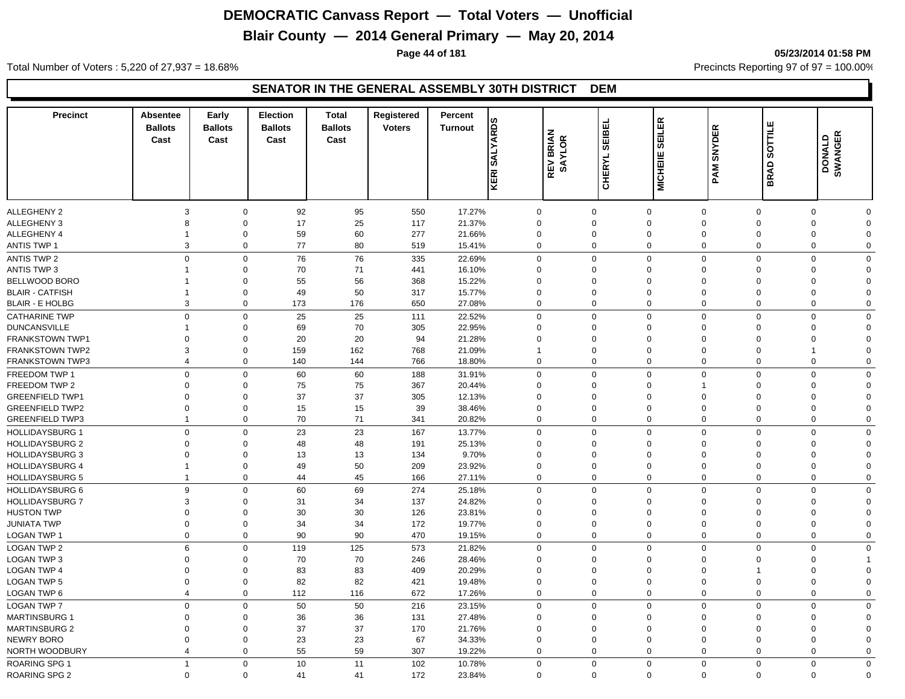# DEMOCRATIC Canvass Report — Total Voters — Unofficial

## Blair County — 2014 General Primary — May 20, 2014

05/23/2014 01:58 PM

Total Number of Voters : 5,220 of 27,937 = 18.68%

Precincts Reporting 97 of 97 = 100.00%

### SENATOR IN THE GENERAL ASSEMBLY 30TH DISTRICT DEM

| Precinct | Absentee Ballots Cast | Early Ballots Cast | Election Ballots Cast | Total Ballots Cast | Registered Voters | Percent Turnout | KERI SALYARDS | REV BRIAN SAYLOR | CHERYL SEIBEL | MICHEIE SEILER | PAM SNYDER | BRAD SOTTILE | DONALD SWANGER |
|---|---|---|---|---|---|---|---|---|---|---|---|---|---|
| ALLEGHENY 2 | 3 | 0 | 92 | 95 | 550 | 17.27% | 0 | 0 | 0 | 0 | 0 | 0 | 0 |
| ALLEGHENY 3 | 8 | 0 | 17 | 25 | 117 | 21.37% | 0 | 0 | 0 | 0 | 0 | 0 | 0 |
| ALLEGHENY 4 | 1 | 0 | 59 | 60 | 277 | 21.66% | 0 | 0 | 0 | 0 | 0 | 0 | 0 |
| ANTIS TWP 1 | 3 | 0 | 77 | 80 | 519 | 15.41% | 0 | 0 | 0 | 0 | 0 | 0 | 0 |
| ANTIS TWP 2 | 0 | 0 | 76 | 76 | 335 | 22.69% | 0 | 0 | 0 | 0 | 0 | 0 | 0 |
| ANTIS TWP 3 | 1 | 0 | 70 | 71 | 441 | 16.10% | 0 | 0 | 0 | 0 | 0 | 0 | 0 |
| BELLWOOD BORO | 1 | 0 | 55 | 56 | 368 | 15.22% | 0 | 0 | 0 | 0 | 0 | 0 | 0 |
| BLAIR - CATFISH | 1 | 0 | 49 | 50 | 317 | 15.77% | 0 | 0 | 0 | 0 | 0 | 0 | 0 |
| BLAIR - E HOLBG | 3 | 0 | 173 | 176 | 650 | 27.08% | 0 | 0 | 0 | 0 | 0 | 0 | 0 |
| CATHARINE TWP | 0 | 0 | 25 | 25 | 111 | 22.52% | 0 | 0 | 0 | 0 | 0 | 0 | 0 |
| DUNCANSVILLE | 1 | 0 | 69 | 70 | 305 | 22.95% | 0 | 0 | 0 | 0 | 0 | 0 | 0 |
| FRANKSTOWN TWP1 | 0 | 0 | 20 | 20 | 94 | 21.28% | 0 | 0 | 0 | 0 | 0 | 0 | 0 |
| FRANKSTOWN TWP2 | 3 | 0 | 159 | 162 | 768 | 21.09% | 1 | 0 | 0 | 0 | 0 | 1 | 0 |
| FRANKSTOWN TWP3 | 4 | 0 | 140 | 144 | 766 | 18.80% | 0 | 0 | 0 | 0 | 0 | 0 | 0 |
| FREEDOM TWP 1 | 0 | 0 | 60 | 60 | 188 | 31.91% | 0 | 0 | 0 | 0 | 0 | 0 | 0 |
| FREEDOM TWP 2 | 0 | 0 | 75 | 75 | 367 | 20.44% | 0 | 0 | 0 | 1 | 0 | 0 | 0 |
| GREENFIELD TWP1 | 0 | 0 | 37 | 37 | 305 | 12.13% | 0 | 0 | 0 | 0 | 0 | 0 | 0 |
| GREENFIELD TWP2 | 0 | 0 | 15 | 15 | 39 | 38.46% | 0 | 0 | 0 | 0 | 0 | 0 | 0 |
| GREENFIELD TWP3 | 1 | 0 | 70 | 71 | 341 | 20.82% | 0 | 0 | 0 | 0 | 0 | 0 | 0 |
| HOLLIDAYSBURG 1 | 0 | 0 | 23 | 23 | 167 | 13.77% | 0 | 0 | 0 | 0 | 0 | 0 | 0 |
| HOLLIDAYSBURG 2 | 0 | 0 | 48 | 48 | 191 | 25.13% | 0 | 0 | 0 | 0 | 0 | 0 | 0 |
| HOLLIDAYSBURG 3 | 0 | 0 | 13 | 13 | 134 | 9.70% | 0 | 0 | 0 | 0 | 0 | 0 | 0 |
| HOLLIDAYSBURG 4 | 1 | 0 | 49 | 50 | 209 | 23.92% | 0 | 0 | 0 | 0 | 0 | 0 | 0 |
| HOLLIDAYSBURG 5 | 1 | 0 | 44 | 45 | 166 | 27.11% | 0 | 0 | 0 | 0 | 0 | 0 | 0 |
| HOLLIDAYSBURG 6 | 9 | 0 | 60 | 69 | 274 | 25.18% | 0 | 0 | 0 | 0 | 0 | 0 | 0 |
| HOLLIDAYSBURG 7 | 3 | 0 | 31 | 34 | 137 | 24.82% | 0 | 0 | 0 | 0 | 0 | 0 | 0 |
| HUSTON TWP | 0 | 0 | 30 | 30 | 126 | 23.81% | 0 | 0 | 0 | 0 | 0 | 0 | 0 |
| JUNIATA TWP | 0 | 0 | 34 | 34 | 172 | 19.77% | 0 | 0 | 0 | 0 | 0 | 0 | 0 |
| LOGAN TWP 1 | 0 | 0 | 90 | 90 | 470 | 19.15% | 0 | 0 | 0 | 0 | 0 | 0 | 0 |
| LOGAN TWP 2 | 6 | 0 | 119 | 125 | 573 | 21.82% | 0 | 0 | 0 | 0 | 0 | 0 | 0 |
| LOGAN TWP 3 | 0 | 0 | 70 | 70 | 246 | 28.46% | 0 | 0 | 0 | 0 | 0 | 0 | 1 |
| LOGAN TWP 4 | 0 | 0 | 83 | 83 | 409 | 20.29% | 0 | 0 | 0 | 0 | 1 | 0 | 0 |
| LOGAN TWP 5 | 0 | 0 | 82 | 82 | 421 | 19.48% | 0 | 0 | 0 | 0 | 0 | 0 | 0 |
| LOGAN TWP 6 | 4 | 0 | 112 | 116 | 672 | 17.26% | 0 | 0 | 0 | 0 | 0 | 0 | 0 |
| LOGAN TWP 7 | 0 | 0 | 50 | 50 | 216 | 23.15% | 0 | 0 | 0 | 0 | 0 | 0 | 0 |
| MARTINSBURG 1 | 0 | 0 | 36 | 36 | 131 | 27.48% | 0 | 0 | 0 | 0 | 0 | 0 | 0 |
| MARTINSBURG 2 | 0 | 0 | 37 | 37 | 170 | 21.76% | 0 | 0 | 0 | 0 | 0 | 0 | 0 |
| NEWRY BORO | 0 | 0 | 23 | 23 | 67 | 34.33% | 0 | 0 | 0 | 0 | 0 | 0 | 0 |
| NORTH WOODBURY | 4 | 0 | 55 | 59 | 307 | 19.22% | 0 | 0 | 0 | 0 | 0 | 0 | 0 |
| ROARING SPG 1 | 1 | 0 | 10 | 11 | 102 | 10.78% | 0 | 0 | 0 | 0 | 0 | 0 | 0 |
| ROARING SPG 2 | 0 | 0 | 41 | 41 | 172 | 23.84% | 0 | 0 | 0 | 0 | 0 | 0 | 0 |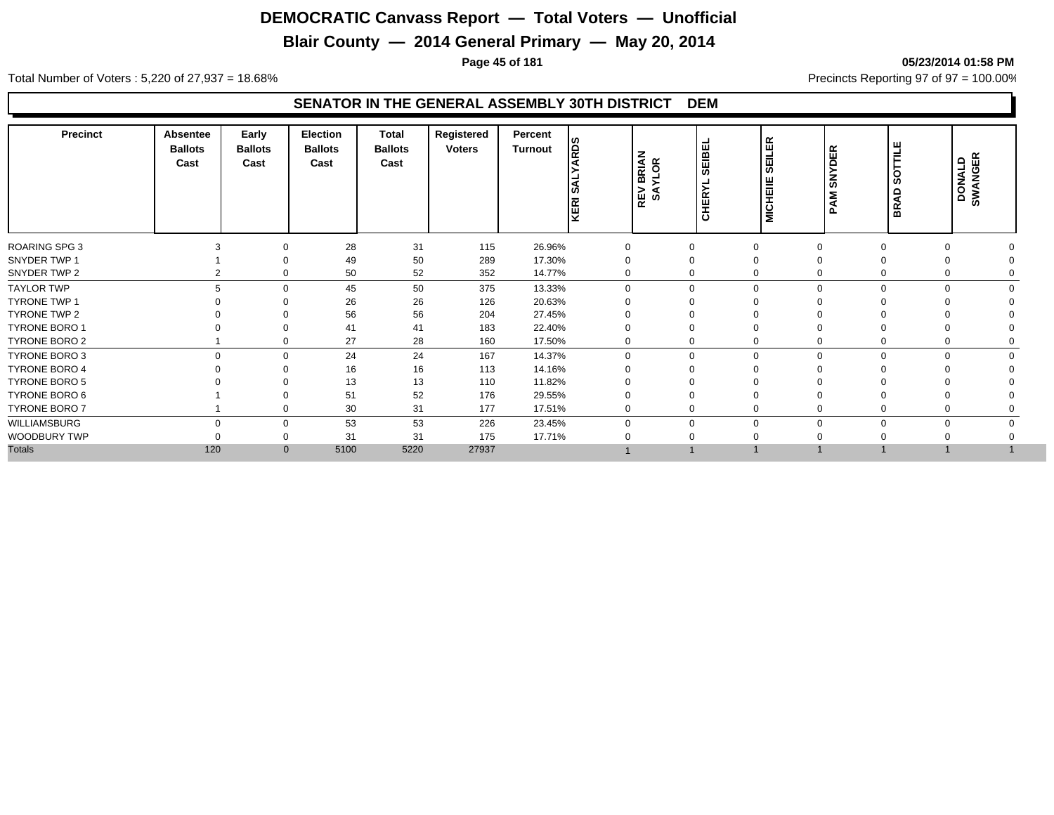# DEMOCRATIC Canvass Report — Total Voters — Unofficial

## Blair County — 2014 General Primary — May 20, 2014

05/23/2014 01:58 PM

Total Number of Voters : 5,220 of 27,937 = 18.68%

Precincts Reporting 97 of 97 = 100.00%

### SENATOR IN THE GENERAL ASSEMBLY 30TH DISTRICT DEM

| Precinct | Absentee Ballots Cast | Early Ballots Cast | Election Ballots Cast | Total Ballots Cast | Registered Voters | Percent Turnout | KERI SALYARDS | REV BRIAN SAYLOR | CHERYL SEIBEL | MICHEIE SEILER | PAM SNYDER | BRAD SOTTILE | DONALD SWANGER |
|---|---|---|---|---|---|---|---|---|---|---|---|---|---|
| ROARING SPG 3 | 3 | 0 | 28 | 31 | 115 | 26.96% | 0 | 0 | 0 | 0 | 0 | 0 | 0 |
| SNYDER TWP 1 | 1 | 0 | 49 | 50 | 289 | 17.30% | 0 | 0 | 0 | 0 | 0 | 0 | 0 |
| SNYDER TWP 2 | 2 | 0 | 50 | 52 | 352 | 14.77% | 0 | 0 | 0 | 0 | 0 | 0 | 0 |
| TAYLOR TWP | 5 | 0 | 45 | 50 | 375 | 13.33% | 0 | 0 | 0 | 0 | 0 | 0 | 0 |
| TYRONE TWP 1 | 0 | 0 | 26 | 26 | 126 | 20.63% | 0 | 0 | 0 | 0 | 0 | 0 | 0 |
| TYRONE TWP 2 | 0 | 0 | 56 | 56 | 204 | 27.45% | 0 | 0 | 0 | 0 | 0 | 0 | 0 |
| TYRONE BORO 1 | 0 | 0 | 41 | 41 | 183 | 22.40% | 0 | 0 | 0 | 0 | 0 | 0 | 0 |
| TYRONE BORO 2 | 1 | 0 | 27 | 28 | 160 | 17.50% | 0 | 0 | 0 | 0 | 0 | 0 | 0 |
| TYRONE BORO 3 | 0 | 0 | 24 | 24 | 167 | 14.37% | 0 | 0 | 0 | 0 | 0 | 0 | 0 |
| TYRONE BORO 4 | 0 | 0 | 16 | 16 | 113 | 14.16% | 0 | 0 | 0 | 0 | 0 | 0 | 0 |
| TYRONE BORO 5 | 0 | 0 | 13 | 13 | 110 | 11.82% | 0 | 0 | 0 | 0 | 0 | 0 | 0 |
| TYRONE BORO 6 | 1 | 0 | 51 | 52 | 176 | 29.55% | 0 | 0 | 0 | 0 | 0 | 0 | 0 |
| TYRONE BORO 7 | 1 | 0 | 30 | 31 | 177 | 17.51% | 0 | 0 | 0 | 0 | 0 | 0 | 0 |
| WILLIAMSBURG | 0 | 0 | 53 | 53 | 226 | 23.45% | 0 | 0 | 0 | 0 | 0 | 0 | 0 |
| WOODBURY TWP | 0 | 0 | 31 | 31 | 175 | 17.71% | 0 | 0 | 0 | 0 | 0 | 0 | 0 |
| Totals | 120 | 0 | 5100 | 5220 | 27937 | | 1 | 1 | 1 | 1 | 1 | 1 | 1 |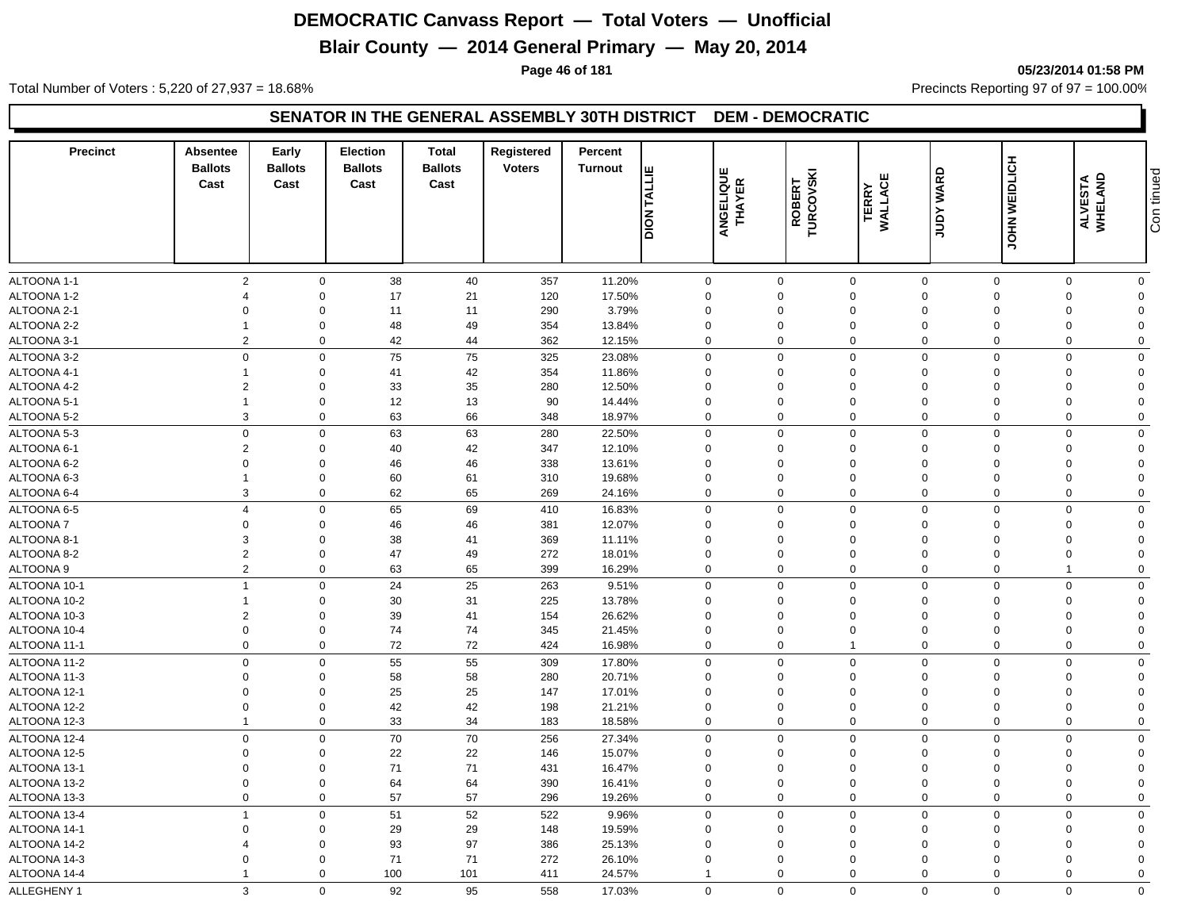# DEMOCRATIC Canvass Report — Total Voters — Unofficial

## Blair County — 2014 General Primary — May 20, 2014

05/23/2014 01:58 PM

Total Number of Voters : 5,220 of 27,937 = 18.68%

Precincts Reporting 97 of 97 = 100.00%

### SENATOR IN THE GENERAL ASSEMBLY 30TH DISTRICT DEM - DEMOCRATIC

| Precinct | Absentee Ballots Cast | Early Ballots Cast | Election Ballots Cast | Total Ballots Cast | Registered Voters | Percent Turnout | DION TALLIE | ANGELIQUE THAYER | ROBERT TURCOVSKI | TERRY WALLACE | JUDY WARD | JOHN WEIDLICH | ALVESTA WHELAND |
|---|---|---|---|---|---|---|---|---|---|---|---|---|---|
| ALTOONA 1-1 | 2 | 0 | 38 | 40 | 357 | 11.20% | 0 | 0 | 0 | 0 | 0 | 0 | 0 |
| ALTOONA 1-2 | 4 | 0 | 17 | 21 | 120 | 17.50% | 0 | 0 | 0 | 0 | 0 | 0 | 0 |
| ALTOONA 2-1 | 0 | 0 | 11 | 11 | 290 | 3.79% | 0 | 0 | 0 | 0 | 0 | 0 | 0 |
| ALTOONA 2-2 | 1 | 0 | 48 | 49 | 354 | 13.84% | 0 | 0 | 0 | 0 | 0 | 0 | 0 |
| ALTOONA 3-1 | 2 | 0 | 42 | 44 | 362 | 12.15% | 0 | 0 | 0 | 0 | 0 | 0 | 0 |
| ALTOONA 3-2 | 0 | 0 | 75 | 75 | 325 | 23.08% | 0 | 0 | 0 | 0 | 0 | 0 | 0 |
| ALTOONA 4-1 | 1 | 0 | 41 | 42 | 354 | 11.86% | 0 | 0 | 0 | 0 | 0 | 0 | 0 |
| ALTOONA 4-2 | 2 | 0 | 33 | 35 | 280 | 12.50% | 0 | 0 | 0 | 0 | 0 | 0 | 0 |
| ALTOONA 5-1 | 1 | 0 | 12 | 13 | 90 | 14.44% | 0 | 0 | 0 | 0 | 0 | 0 | 0 |
| ALTOONA 5-2 | 3 | 0 | 63 | 66 | 348 | 18.97% | 0 | 0 | 0 | 0 | 0 | 0 | 0 |
| ALTOONA 5-3 | 0 | 0 | 63 | 63 | 280 | 22.50% | 0 | 0 | 0 | 0 | 0 | 0 | 0 |
| ALTOONA 6-1 | 2 | 0 | 40 | 42 | 347 | 12.10% | 0 | 0 | 0 | 0 | 0 | 0 | 0 |
| ALTOONA 6-2 | 0 | 0 | 46 | 46 | 338 | 13.61% | 0 | 0 | 0 | 0 | 0 | 0 | 0 |
| ALTOONA 6-3 | 1 | 0 | 60 | 61 | 310 | 19.68% | 0 | 0 | 0 | 0 | 0 | 0 | 0 |
| ALTOONA 6-4 | 3 | 0 | 62 | 65 | 269 | 24.16% | 0 | 0 | 0 | 0 | 0 | 0 | 0 |
| ALTOONA 6-5 | 4 | 0 | 65 | 69 | 410 | 16.83% | 0 | 0 | 0 | 0 | 0 | 0 | 0 |
| ALTOONA 7 | 0 | 0 | 46 | 46 | 381 | 12.07% | 0 | 0 | 0 | 0 | 0 | 0 | 0 |
| ALTOONA 8-1 | 3 | 0 | 38 | 41 | 369 | 11.11% | 0 | 0 | 0 | 0 | 0 | 0 | 0 |
| ALTOONA 8-2 | 2 | 0 | 47 | 49 | 272 | 18.01% | 0 | 0 | 0 | 0 | 0 | 0 | 0 |
| ALTOONA 9 | 2 | 0 | 63 | 65 | 399 | 16.29% | 0 | 0 | 0 | 0 | 0 | 1 | 0 |
| ALTOONA 10-1 | 1 | 0 | 24 | 25 | 263 | 9.51% | 0 | 0 | 0 | 0 | 0 | 0 | 0 |
| ALTOONA 10-2 | 1 | 0 | 30 | 31 | 225 | 13.78% | 0 | 0 | 0 | 0 | 0 | 0 | 0 |
| ALTOONA 10-3 | 2 | 0 | 39 | 41 | 154 | 26.62% | 0 | 0 | 0 | 0 | 0 | 0 | 0 |
| ALTOONA 10-4 | 0 | 0 | 74 | 74 | 345 | 21.45% | 0 | 0 | 0 | 0 | 0 | 0 | 0 |
| ALTOONA 11-1 | 0 | 0 | 72 | 72 | 424 | 16.98% | 0 | 0 | 1 | 0 | 0 | 0 | 0 |
| ALTOONA 11-2 | 0 | 0 | 55 | 55 | 309 | 17.80% | 0 | 0 | 0 | 0 | 0 | 0 | 0 |
| ALTOONA 11-3 | 0 | 0 | 58 | 58 | 280 | 20.71% | 0 | 0 | 0 | 0 | 0 | 0 | 0 |
| ALTOONA 12-1 | 0 | 0 | 25 | 25 | 147 | 17.01% | 0 | 0 | 0 | 0 | 0 | 0 | 0 |
| ALTOONA 12-2 | 0 | 0 | 42 | 42 | 198 | 21.21% | 0 | 0 | 0 | 0 | 0 | 0 | 0 |
| ALTOONA 12-3 | 1 | 0 | 33 | 34 | 183 | 18.58% | 0 | 0 | 0 | 0 | 0 | 0 | 0 |
| ALTOONA 12-4 | 0 | 0 | 70 | 70 | 256 | 27.34% | 0 | 0 | 0 | 0 | 0 | 0 | 0 |
| ALTOONA 12-5 | 0 | 0 | 22 | 22 | 146 | 15.07% | 0 | 0 | 0 | 0 | 0 | 0 | 0 |
| ALTOONA 13-1 | 0 | 0 | 71 | 71 | 431 | 16.47% | 0 | 0 | 0 | 0 | 0 | 0 | 0 |
| ALTOONA 13-2 | 0 | 0 | 64 | 64 | 390 | 16.41% | 0 | 0 | 0 | 0 | 0 | 0 | 0 |
| ALTOONA 13-3 | 0 | 0 | 57 | 57 | 296 | 19.26% | 0 | 0 | 0 | 0 | 0 | 0 | 0 |
| ALTOONA 13-4 | 1 | 0 | 51 | 52 | 522 | 9.96% | 0 | 0 | 0 | 0 | 0 | 0 | 0 |
| ALTOONA 14-1 | 0 | 0 | 29 | 29 | 148 | 19.59% | 0 | 0 | 0 | 0 | 0 | 0 | 0 |
| ALTOONA 14-2 | 4 | 0 | 93 | 97 | 386 | 25.13% | 0 | 0 | 0 | 0 | 0 | 0 | 0 |
| ALTOONA 14-3 | 0 | 0 | 71 | 71 | 272 | 26.10% | 0 | 0 | 0 | 0 | 0 | 0 | 0 |
| ALTOONA 14-4 | 1 | 0 | 100 | 101 | 411 | 24.57% | 1 | 0 | 0 | 0 | 0 | 0 | 0 |
| ALLEGHENY 1 | 3 | 0 | 92 | 95 | 558 | 17.03% | 0 | 0 | 0 | 0 | 0 | 0 | 0 |

Continued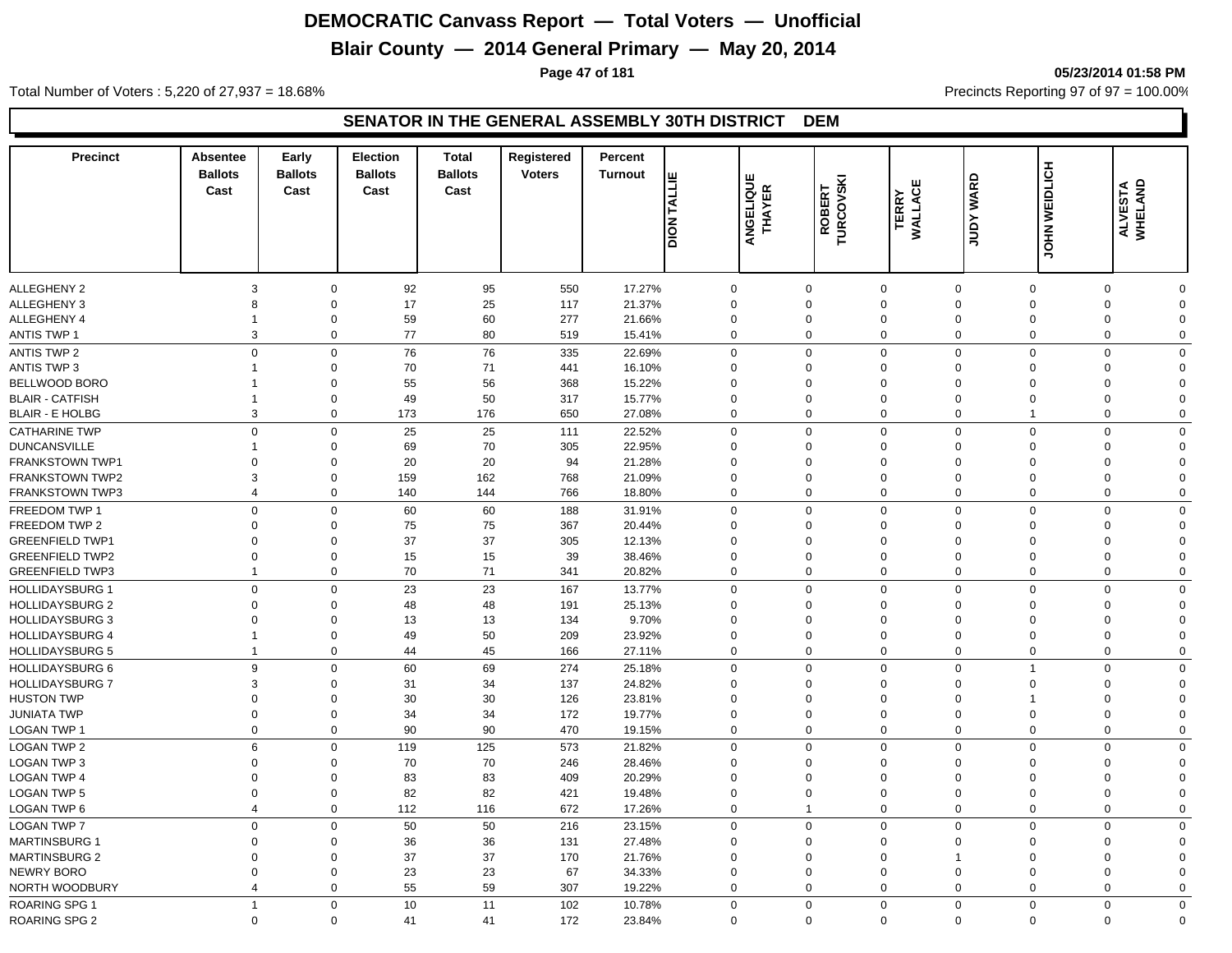# DEMOCRATIC Canvass Report — Total Voters — Unofficial

## Blair County — 2014 General Primary — May 20, 2014

05/23/2014 01:58 PM

Total Number of Voters : 5,220 of 27,937 = 18.68%

Precincts Reporting 97 of 97 = 100.00%

### SENATOR IN THE GENERAL ASSEMBLY 30TH DISTRICT DEM

| Precinct | Absentee Ballots Cast | Early Ballots Cast | Election Ballots Cast | Total Ballots Cast | Registered Voters | Percent Turnout | DION TALLIE | ANGELIQUE THAYER | ROBERT TURCOVSKI | TERRY WALLACE | JUDY WARD | JOHN WEIDLICH | ALVESTA WHELAND |
|---|---|---|---|---|---|---|---|---|---|---|---|---|---|
| ALLEGHENY 2 | 3 | 0 | 92 | 95 | 550 | 17.27% | 0 | 0 | 0 | 0 | 0 | 0 | 0 |
| ALLEGHENY 3 | 8 | 0 | 17 | 25 | 117 | 21.37% | 0 | 0 | 0 | 0 | 0 | 0 | 0 |
| ALLEGHENY 4 | 1 | 0 | 59 | 60 | 277 | 21.66% | 0 | 0 | 0 | 0 | 0 | 0 | 0 |
| ANTIS TWP 1 | 3 | 0 | 77 | 80 | 519 | 15.41% | 0 | 0 | 0 | 0 | 0 | 0 | 0 |
| ANTIS TWP 2 | 0 | 0 | 76 | 76 | 335 | 22.69% | 0 | 0 | 0 | 0 | 0 | 0 | 0 |
| ANTIS TWP 3 | 1 | 0 | 70 | 71 | 441 | 16.10% | 0 | 0 | 0 | 0 | 0 | 0 | 0 |
| BELLWOOD BORO | 1 | 0 | 55 | 56 | 368 | 15.22% | 0 | 0 | 0 | 0 | 0 | 0 | 0 |
| BLAIR - CATFISH | 1 | 0 | 49 | 50 | 317 | 15.77% | 0 | 0 | 0 | 0 | 0 | 0 | 0 |
| BLAIR - E HOLBG | 3 | 0 | 173 | 176 | 650 | 27.08% | 0 | 0 | 0 | 0 | 1 | 0 | 0 |
| CATHARINE TWP | 0 | 0 | 25 | 25 | 111 | 22.52% | 0 | 0 | 0 | 0 | 0 | 0 | 0 |
| DUNCANSVILLE | 1 | 0 | 69 | 70 | 305 | 22.95% | 0 | 0 | 0 | 0 | 0 | 0 | 0 |
| FRANKSTOWN TWP1 | 0 | 0 | 20 | 20 | 94 | 21.28% | 0 | 0 | 0 | 0 | 0 | 0 | 0 |
| FRANKSTOWN TWP2 | 3 | 0 | 159 | 162 | 768 | 21.09% | 0 | 0 | 0 | 0 | 0 | 0 | 0 |
| FRANKSTOWN TWP3 | 4 | 0 | 140 | 144 | 766 | 18.80% | 0 | 0 | 0 | 0 | 0 | 0 | 0 |
| FREEDOM TWP 1 | 0 | 0 | 60 | 60 | 188 | 31.91% | 0 | 0 | 0 | 0 | 0 | 0 | 0 |
| FREEDOM TWP 2 | 0 | 0 | 75 | 75 | 367 | 20.44% | 0 | 0 | 0 | 0 | 0 | 0 | 0 |
| GREENFIELD TWP1 | 0 | 0 | 37 | 37 | 305 | 12.13% | 0 | 0 | 0 | 0 | 0 | 0 | 0 |
| GREENFIELD TWP2 | 0 | 0 | 15 | 15 | 39 | 38.46% | 0 | 0 | 0 | 0 | 0 | 0 | 0 |
| GREENFIELD TWP3 | 1 | 0 | 70 | 71 | 341 | 20.82% | 0 | 0 | 0 | 0 | 0 | 0 | 0 |
| HOLLIDAYSBURG 1 | 0 | 0 | 23 | 23 | 167 | 13.77% | 0 | 0 | 0 | 0 | 0 | 0 | 0 |
| HOLLIDAYSBURG 2 | 0 | 0 | 48 | 48 | 191 | 25.13% | 0 | 0 | 0 | 0 | 0 | 0 | 0 |
| HOLLIDAYSBURG 3 | 0 | 0 | 13 | 13 | 134 | 9.70% | 0 | 0 | 0 | 0 | 0 | 0 | 0 |
| HOLLIDAYSBURG 4 | 1 | 0 | 49 | 50 | 209 | 23.92% | 0 | 0 | 0 | 0 | 0 | 0 | 0 |
| HOLLIDAYSBURG 5 | 1 | 0 | 44 | 45 | 166 | 27.11% | 0 | 0 | 0 | 0 | 0 | 0 | 0 |
| HOLLIDAYSBURG 6 | 9 | 0 | 60 | 69 | 274 | 25.18% | 0 | 0 | 0 | 0 | 1 | 0 | 0 |
| HOLLIDAYSBURG 7 | 3 | 0 | 31 | 34 | 137 | 24.82% | 0 | 0 | 0 | 0 | 0 | 0 | 0 |
| HUSTON TWP | 0 | 0 | 30 | 30 | 126 | 23.81% | 0 | 0 | 0 | 0 | 1 | 0 | 0 |
| JUNIATA TWP | 0 | 0 | 34 | 34 | 172 | 19.77% | 0 | 0 | 0 | 0 | 0 | 0 | 0 |
| LOGAN TWP 1 | 0 | 0 | 90 | 90 | 470 | 19.15% | 0 | 0 | 0 | 0 | 0 | 0 | 0 |
| LOGAN TWP 2 | 6 | 0 | 119 | 125 | 573 | 21.82% | 0 | 0 | 0 | 0 | 0 | 0 | 0 |
| LOGAN TWP 3 | 0 | 0 | 70 | 70 | 246 | 28.46% | 0 | 0 | 0 | 0 | 0 | 0 | 0 |
| LOGAN TWP 4 | 0 | 0 | 83 | 83 | 409 | 20.29% | 0 | 0 | 0 | 0 | 0 | 0 | 0 |
| LOGAN TWP 5 | 0 | 0 | 82 | 82 | 421 | 19.48% | 0 | 0 | 0 | 0 | 0 | 0 | 0 |
| LOGAN TWP 6 | 4 | 0 | 112 | 116 | 672 | 17.26% | 0 | 1 | 0 | 0 | 0 | 0 | 0 |
| LOGAN TWP 7 | 0 | 0 | 50 | 50 | 216 | 23.15% | 0 | 0 | 0 | 0 | 0 | 0 | 0 |
| MARTINSBURG 1 | 0 | 0 | 36 | 36 | 131 | 27.48% | 0 | 0 | 0 | 0 | 0 | 0 | 0 |
| MARTINSBURG 2 | 0 | 0 | 37 | 37 | 170 | 21.76% | 0 | 0 | 0 | 1 | 0 | 0 | 0 |
| NEWRY BORO | 0 | 0 | 23 | 23 | 67 | 34.33% | 0 | 0 | 0 | 0 | 0 | 0 | 0 |
| NORTH WOODBURY | 4 | 0 | 55 | 59 | 307 | 19.22% | 0 | 0 | 0 | 0 | 0 | 0 | 0 |
| ROARING SPG 1 | 1 | 0 | 10 | 11 | 102 | 10.78% | 0 | 0 | 0 | 0 | 0 | 0 | 0 |
| ROARING SPG 2 | 0 | 0 | 41 | 41 | 172 | 23.84% | 0 | 0 | 0 | 0 | 0 | 0 | 0 |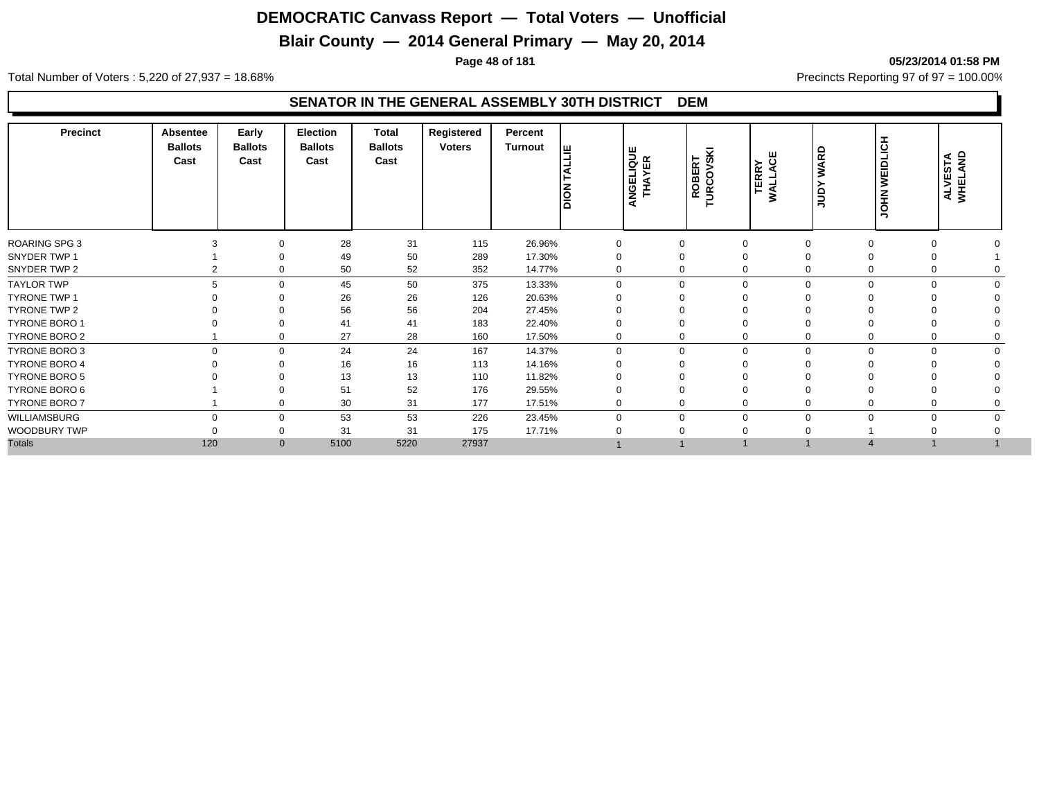# DEMOCRATIC Canvass Report — Total Voters — Unofficial

## Blair County — 2014 General Primary — May 20, 2014

**05/23/2014 01:58 PM**

Total Number of Voters : 5,220 of 27,937 = 18.68%

Precincts Reporting 97 of 97 = 100.00%

### SENATOR IN THE GENERAL ASSEMBLY 30TH DISTRICT DEM

| Precinct | Absentee Ballots Cast | Early Ballots Cast | Election Ballots Cast | Total Ballots Cast | Registered Voters | Percent Turnout | DION TALLIE | ANGELIQUE THAYER | ROBERT TURCOVSKI | TERRY WALLACE | JUDY WARD | JOHN WEIDLICH | ALVESTA WHELAND |
|---|---|---|---|---|---|---|---|---|---|---|---|---|---|
| ROARING SPG 3 | 3 | 0 | 28 | 31 | 115 | 26.96% | 0 | 0 | 0 | 0 | 0 | 0 | 0 |
| SNYDER TWP 1 | 1 | 0 | 49 | 50 | 289 | 17.30% | 0 | 0 | 0 | 0 | 0 | 0 | 1 |
| SNYDER TWP 2 | 2 | 0 | 50 | 52 | 352 | 14.77% | 0 | 0 | 0 | 0 | 0 | 0 | 0 |
| TAYLOR TWP | 5 | 0 | 45 | 50 | 375 | 13.33% | 0 | 0 | 0 | 0 | 0 | 0 | 0 |
| TYRONE TWP 1 | 0 | 0 | 26 | 26 | 126 | 20.63% | 0 | 0 | 0 | 0 | 0 | 0 | 0 |
| TYRONE TWP 2 | 0 | 0 | 56 | 56 | 204 | 27.45% | 0 | 0 | 0 | 0 | 0 | 0 | 0 |
| TYRONE BORO 1 | 0 | 0 | 41 | 41 | 183 | 22.40% | 0 | 0 | 0 | 0 | 0 | 0 | 0 |
| TYRONE BORO 2 | 1 | 0 | 27 | 28 | 160 | 17.50% | 0 | 0 | 0 | 0 | 0 | 0 | 0 |
| TYRONE BORO 3 | 0 | 0 | 24 | 24 | 167 | 14.37% | 0 | 0 | 0 | 0 | 0 | 0 | 0 |
| TYRONE BORO 4 | 0 | 0 | 16 | 16 | 113 | 14.16% | 0 | 0 | 0 | 0 | 0 | 0 | 0 |
| TYRONE BORO 5 | 0 | 0 | 13 | 13 | 110 | 11.82% | 0 | 0 | 0 | 0 | 0 | 0 | 0 |
| TYRONE BORO 6 | 1 | 0 | 51 | 52 | 176 | 29.55% | 0 | 0 | 0 | 0 | 0 | 0 | 0 |
| TYRONE BORO 7 | 1 | 0 | 30 | 31 | 177 | 17.51% | 0 | 0 | 0 | 0 | 0 | 0 | 0 |
| WILLIAMSBURG | 0 | 0 | 53 | 53 | 226 | 23.45% | 0 | 0 | 0 | 0 | 0 | 0 | 0 |
| WOODBURY TWP | 0 | 0 | 31 | 31 | 175 | 17.71% | 0 | 0 | 0 | 0 | 1 | 0 | 0 |
| Totals | 120 | 0 | 5100 | 5220 | 27937 | | 1 | 1 | 1 | 1 | 4 | 1 | 1 |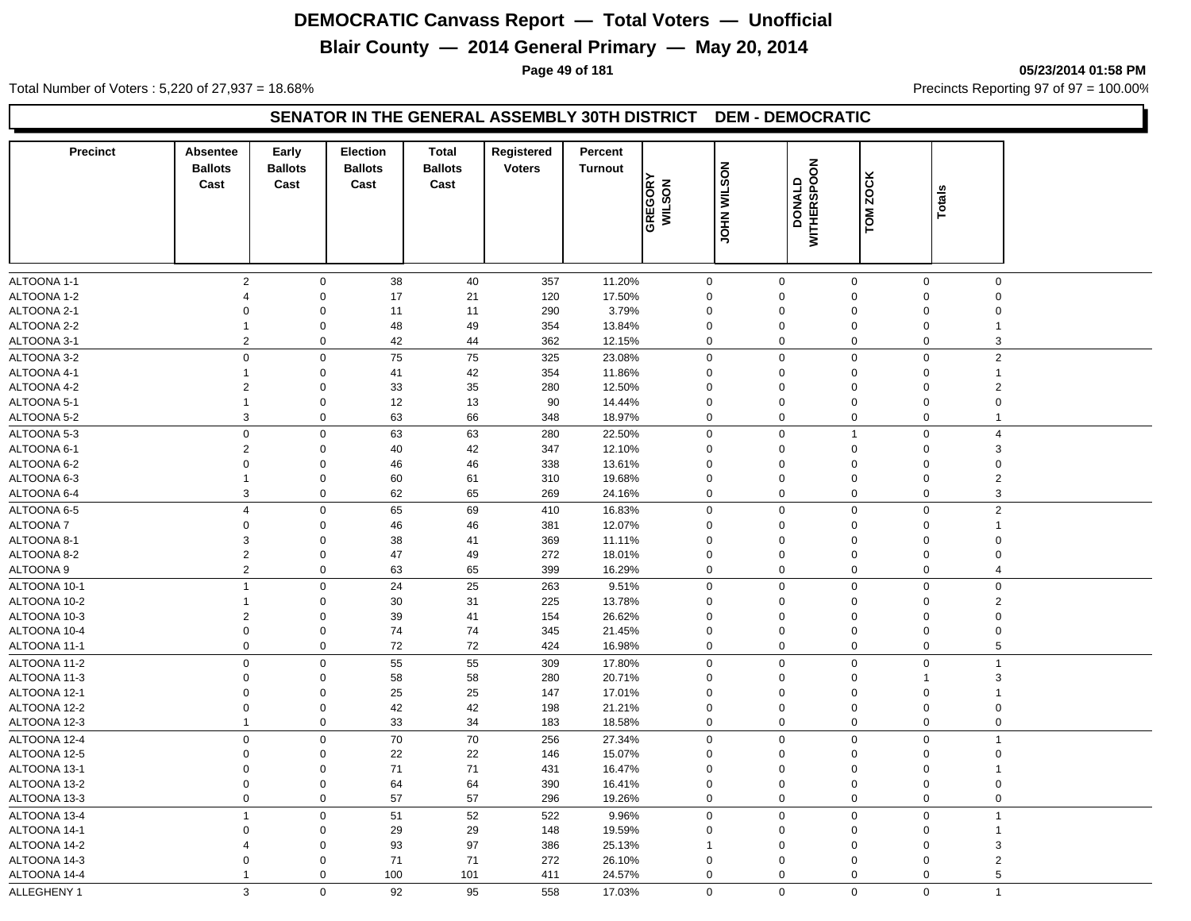# DEMOCRATIC Canvass Report — Total Voters — Unofficial

## Blair County — 2014 General Primary — May 20, 2014

05/23/2014 01:58 PM

Total Number of Voters : 5,220 of 27,937 = 18.68%

Precincts Reporting 97 of 97 = 100.00%

### SENATOR IN THE GENERAL ASSEMBLY 30TH DISTRICT DEM - DEMOCRATIC

| Precinct | Absentee Ballots Cast | Early Ballots Cast | Election Ballots Cast | Total Ballots Cast | Registered Voters | Percent Turnout | GREGORY WILSON | JOHN WILSON | DONALD WITHERSPOON | TOM ZOCK | Totals |
|---|---|---|---|---|---|---|---|---|---|---|---|
| ALTOONA 1-1 | 2 | 0 | 38 | 40 | 357 | 11.20% | 0 | 0 | 0 | 0 | 0 |
| ALTOONA 1-2 | 4 | 0 | 17 | 21 | 120 | 17.50% | 0 | 0 | 0 | 0 | 0 |
| ALTOONA 2-1 | 0 | 0 | 11 | 11 | 290 | 3.79% | 0 | 0 | 0 | 0 | 0 |
| ALTOONA 2-2 | 1 | 0 | 48 | 49 | 354 | 13.84% | 0 | 0 | 0 | 0 | 1 |
| ALTOONA 3-1 | 2 | 0 | 42 | 44 | 362 | 12.15% | 0 | 0 | 0 | 0 | 3 |
| ALTOONA 3-2 | 0 | 0 | 75 | 75 | 325 | 23.08% | 0 | 0 | 0 | 0 | 2 |
| ALTOONA 4-1 | 1 | 0 | 41 | 42 | 354 | 11.86% | 0 | 0 | 0 | 0 | 1 |
| ALTOONA 4-2 | 2 | 0 | 33 | 35 | 280 | 12.50% | 0 | 0 | 0 | 0 | 2 |
| ALTOONA 5-1 | 1 | 0 | 12 | 13 | 90 | 14.44% | 0 | 0 | 0 | 0 | 0 |
| ALTOONA 5-2 | 3 | 0 | 63 | 66 | 348 | 18.97% | 0 | 0 | 0 | 0 | 1 |
| ALTOONA 5-3 | 0 | 0 | 63 | 63 | 280 | 22.50% | 0 | 0 | 1 | 0 | 4 |
| ALTOONA 6-1 | 2 | 0 | 40 | 42 | 347 | 12.10% | 0 | 0 | 0 | 0 | 3 |
| ALTOONA 6-2 | 0 | 0 | 46 | 46 | 338 | 13.61% | 0 | 0 | 0 | 0 | 0 |
| ALTOONA 6-3 | 1 | 0 | 60 | 61 | 310 | 19.68% | 0 | 0 | 0 | 0 | 2 |
| ALTOONA 6-4 | 3 | 0 | 62 | 65 | 269 | 24.16% | 0 | 0 | 0 | 0 | 3 |
| ALTOONA 6-5 | 4 | 0 | 65 | 69 | 410 | 16.83% | 0 | 0 | 0 | 0 | 2 |
| ALTOONA 7 | 0 | 0 | 46 | 46 | 381 | 12.07% | 0 | 0 | 0 | 0 | 1 |
| ALTOONA 8-1 | 3 | 0 | 38 | 41 | 369 | 11.11% | 0 | 0 | 0 | 0 | 0 |
| ALTOONA 8-2 | 2 | 0 | 47 | 49 | 272 | 18.01% | 0 | 0 | 0 | 0 | 0 |
| ALTOONA 9 | 2 | 0 | 63 | 65 | 399 | 16.29% | 0 | 0 | 0 | 0 | 4 |
| ALTOONA 10-1 | 1 | 0 | 24 | 25 | 263 | 9.51% | 0 | 0 | 0 | 0 | 0 |
| ALTOONA 10-2 | 1 | 0 | 30 | 31 | 225 | 13.78% | 0 | 0 | 0 | 0 | 2 |
| ALTOONA 10-3 | 2 | 0 | 39 | 41 | 154 | 26.62% | 0 | 0 | 0 | 0 | 0 |
| ALTOONA 10-4 | 0 | 0 | 74 | 74 | 345 | 21.45% | 0 | 0 | 0 | 0 | 0 |
| ALTOONA 11-1 | 0 | 0 | 72 | 72 | 424 | 16.98% | 0 | 0 | 0 | 0 | 5 |
| ALTOONA 11-2 | 0 | 0 | 55 | 55 | 309 | 17.80% | 0 | 0 | 0 | 0 | 1 |
| ALTOONA 11-3 | 0 | 0 | 58 | 58 | 280 | 20.71% | 0 | 0 | 0 | 1 | 3 |
| ALTOONA 12-1 | 0 | 0 | 25 | 25 | 147 | 17.01% | 0 | 0 | 0 | 0 | 1 |
| ALTOONA 12-2 | 0 | 0 | 42 | 42 | 198 | 21.21% | 0 | 0 | 0 | 0 | 0 |
| ALTOONA 12-3 | 1 | 0 | 33 | 34 | 183 | 18.58% | 0 | 0 | 0 | 0 | 0 |
| ALTOONA 12-4 | 0 | 0 | 70 | 70 | 256 | 27.34% | 0 | 0 | 0 | 0 | 1 |
| ALTOONA 12-5 | 0 | 0 | 22 | 22 | 146 | 15.07% | 0 | 0 | 0 | 0 | 0 |
| ALTOONA 13-1 | 0 | 0 | 71 | 71 | 431 | 16.47% | 0 | 0 | 0 | 0 | 1 |
| ALTOONA 13-2 | 0 | 0 | 64 | 64 | 390 | 16.41% | 0 | 0 | 0 | 0 | 0 |
| ALTOONA 13-3 | 0 | 0 | 57 | 57 | 296 | 19.26% | 0 | 0 | 0 | 0 | 0 |
| ALTOONA 13-4 | 1 | 0 | 51 | 52 | 522 | 9.96% | 0 | 0 | 0 | 0 | 1 |
| ALTOONA 14-1 | 0 | 0 | 29 | 29 | 148 | 19.59% | 0 | 0 | 0 | 0 | 1 |
| ALTOONA 14-2 | 4 | 0 | 93 | 97 | 386 | 25.13% | 1 | 0 | 0 | 0 | 3 |
| ALTOONA 14-3 | 0 | 0 | 71 | 71 | 272 | 26.10% | 0 | 0 | 0 | 0 | 2 |
| ALTOONA 14-4 | 1 | 0 | 100 | 101 | 411 | 24.57% | 0 | 0 | 0 | 0 | 5 |
| ALLEGHENY 1 | 3 | 0 | 92 | 95 | 558 | 17.03% | 0 | 0 | 0 | 0 | 1 |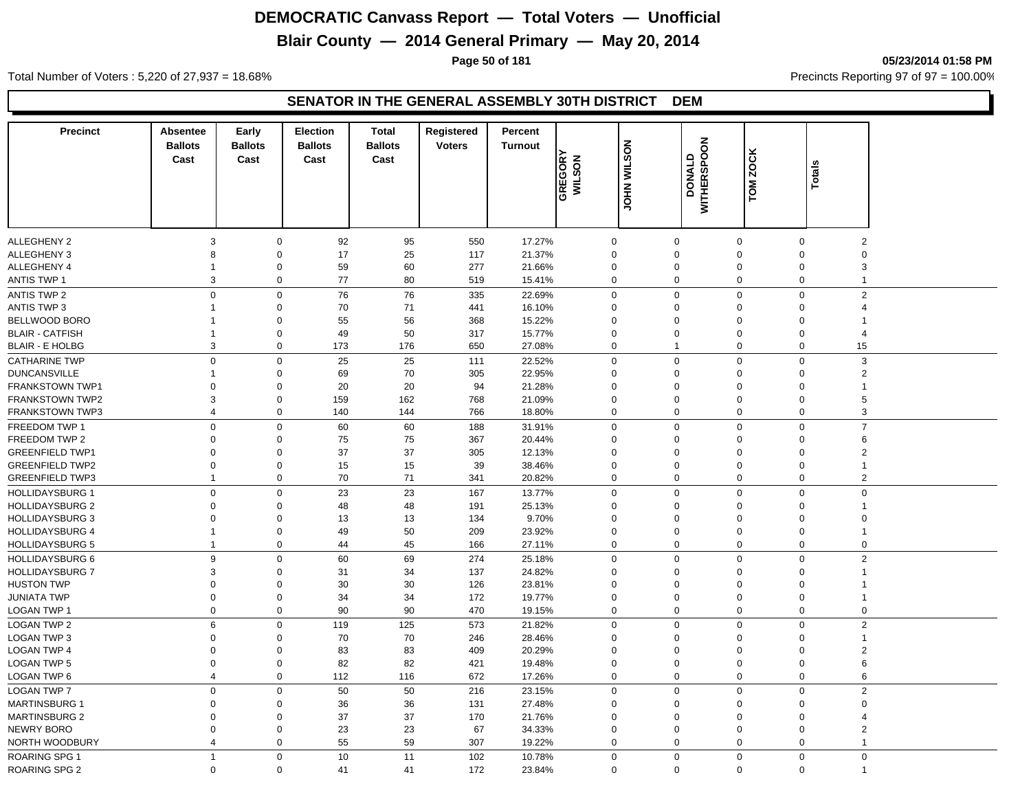# DEMOCRATIC Canvass Report — Total Voters — Unofficial

## Blair County — 2014 General Primary — May 20, 2014

05/23/2014 01:58 PM

Total Number of Voters : 5,220 of 27,937 = 18.68%

Precincts Reporting 97 of 97 = 100.00%

### SENATOR IN THE GENERAL ASSEMBLY 30TH DISTRICT DEM

| Precinct | Absentee Ballots Cast | Early Ballots Cast | Election Ballots Cast | Total Ballots Cast | Registered Voters | Percent Turnout | GREGORY WILSON | JOHN WILSON | DONALD WITHERSPOON | TOM ZOCK | Totals |
|---|---|---|---|---|---|---|---|---|---|---|---|
| ALLEGHENY 2 | 3 | 0 | 92 | 95 | 550 | 17.27% | 0 | 0 | 0 | 0 | 2 |
| ALLEGHENY 3 | 8 | 0 | 17 | 25 | 117 | 21.37% | 0 | 0 | 0 | 0 | 0 |
| ALLEGHENY 4 | 1 | 0 | 59 | 60 | 277 | 21.66% | 0 | 0 | 0 | 0 | 3 |
| ANTIS TWP 1 | 3 | 0 | 77 | 80 | 519 | 15.41% | 0 | 0 | 0 | 0 | 1 |
| ANTIS TWP 2 | 0 | 0 | 76 | 76 | 335 | 22.69% | 0 | 0 | 0 | 0 | 2 |
| ANTIS TWP 3 | 1 | 0 | 70 | 71 | 441 | 16.10% | 0 | 0 | 0 | 0 | 4 |
| BELLWOOD BORO | 1 | 0 | 55 | 56 | 368 | 15.22% | 0 | 0 | 0 | 0 | 1 |
| BLAIR - CATFISH | 1 | 0 | 49 | 50 | 317 | 15.77% | 0 | 0 | 0 | 0 | 4 |
| BLAIR - E HOLBG | 3 | 0 | 173 | 176 | 650 | 27.08% | 0 | 1 | 0 | 0 | 15 |
| CATHARINE TWP | 0 | 0 | 25 | 25 | 111 | 22.52% | 0 | 0 | 0 | 0 | 3 |
| DUNCANSVILLE | 1 | 0 | 69 | 70 | 305 | 22.95% | 0 | 0 | 0 | 0 | 2 |
| FRANKSTOWN TWP1 | 0 | 0 | 20 | 20 | 94 | 21.28% | 0 | 0 | 0 | 0 | 1 |
| FRANKSTOWN TWP2 | 3 | 0 | 159 | 162 | 768 | 21.09% | 0 | 0 | 0 | 0 | 5 |
| FRANKSTOWN TWP3 | 4 | 0 | 140 | 144 | 766 | 18.80% | 0 | 0 | 0 | 0 | 3 |
| FREEDOM TWP 1 | 0 | 0 | 60 | 60 | 188 | 31.91% | 0 | 0 | 0 | 0 | 7 |
| FREEDOM TWP 2 | 0 | 0 | 75 | 75 | 367 | 20.44% | 0 | 0 | 0 | 0 | 6 |
| GREENFIELD TWP1 | 0 | 0 | 37 | 37 | 305 | 12.13% | 0 | 0 | 0 | 0 | 2 |
| GREENFIELD TWP2 | 0 | 0 | 15 | 15 | 39 | 38.46% | 0 | 0 | 0 | 0 | 1 |
| GREENFIELD TWP3 | 1 | 0 | 70 | 71 | 341 | 20.82% | 0 | 0 | 0 | 0 | 2 |
| HOLLIDAYSBURG 1 | 0 | 0 | 23 | 23 | 167 | 13.77% | 0 | 0 | 0 | 0 | 0 |
| HOLLIDAYSBURG 2 | 0 | 0 | 48 | 48 | 191 | 25.13% | 0 | 0 | 0 | 0 | 1 |
| HOLLIDAYSBURG 3 | 0 | 0 | 13 | 13 | 134 | 9.70% | 0 | 0 | 0 | 0 | 0 |
| HOLLIDAYSBURG 4 | 1 | 0 | 49 | 50 | 209 | 23.92% | 0 | 0 | 0 | 0 | 1 |
| HOLLIDAYSBURG 5 | 1 | 0 | 44 | 45 | 166 | 27.11% | 0 | 0 | 0 | 0 | 0 |
| HOLLIDAYSBURG 6 | 9 | 0 | 60 | 69 | 274 | 25.18% | 0 | 0 | 0 | 0 | 2 |
| HOLLIDAYSBURG 7 | 3 | 0 | 31 | 34 | 137 | 24.82% | 0 | 0 | 0 | 0 | 1 |
| HUSTON TWP | 0 | 0 | 30 | 30 | 126 | 23.81% | 0 | 0 | 0 | 0 | 1 |
| JUNIATA TWP | 0 | 0 | 34 | 34 | 172 | 19.77% | 0 | 0 | 0 | 0 | 1 |
| LOGAN TWP 1 | 0 | 0 | 90 | 90 | 470 | 19.15% | 0 | 0 | 0 | 0 | 0 |
| LOGAN TWP 2 | 6 | 0 | 119 | 125 | 573 | 21.82% | 0 | 0 | 0 | 0 | 2 |
| LOGAN TWP 3 | 0 | 0 | 70 | 70 | 246 | 28.46% | 0 | 0 | 0 | 0 | 1 |
| LOGAN TWP 4 | 0 | 0 | 83 | 83 | 409 | 20.29% | 0 | 0 | 0 | 0 | 2 |
| LOGAN TWP 5 | 0 | 0 | 82 | 82 | 421 | 19.48% | 0 | 0 | 0 | 0 | 6 |
| LOGAN TWP 6 | 4 | 0 | 112 | 116 | 672 | 17.26% | 0 | 0 | 0 | 0 | 6 |
| LOGAN TWP 7 | 0 | 0 | 50 | 50 | 216 | 23.15% | 0 | 0 | 0 | 0 | 2 |
| MARTINSBURG 1 | 0 | 0 | 36 | 36 | 131 | 27.48% | 0 | 0 | 0 | 0 | 0 |
| MARTINSBURG 2 | 0 | 0 | 37 | 37 | 170 | 21.76% | 0 | 0 | 0 | 0 | 4 |
| NEWRY BORO | 0 | 0 | 23 | 23 | 67 | 34.33% | 0 | 0 | 0 | 0 | 2 |
| NORTH WOODBURY | 4 | 0 | 55 | 59 | 307 | 19.22% | 0 | 0 | 0 | 0 | 1 |
| ROARING SPG 1 | 1 | 0 | 10 | 11 | 102 | 10.78% | 0 | 0 | 0 | 0 | 0 |
| ROARING SPG 2 | 0 | 0 | 41 | 41 | 172 | 23.84% | 0 | 0 | 0 | 0 | 1 |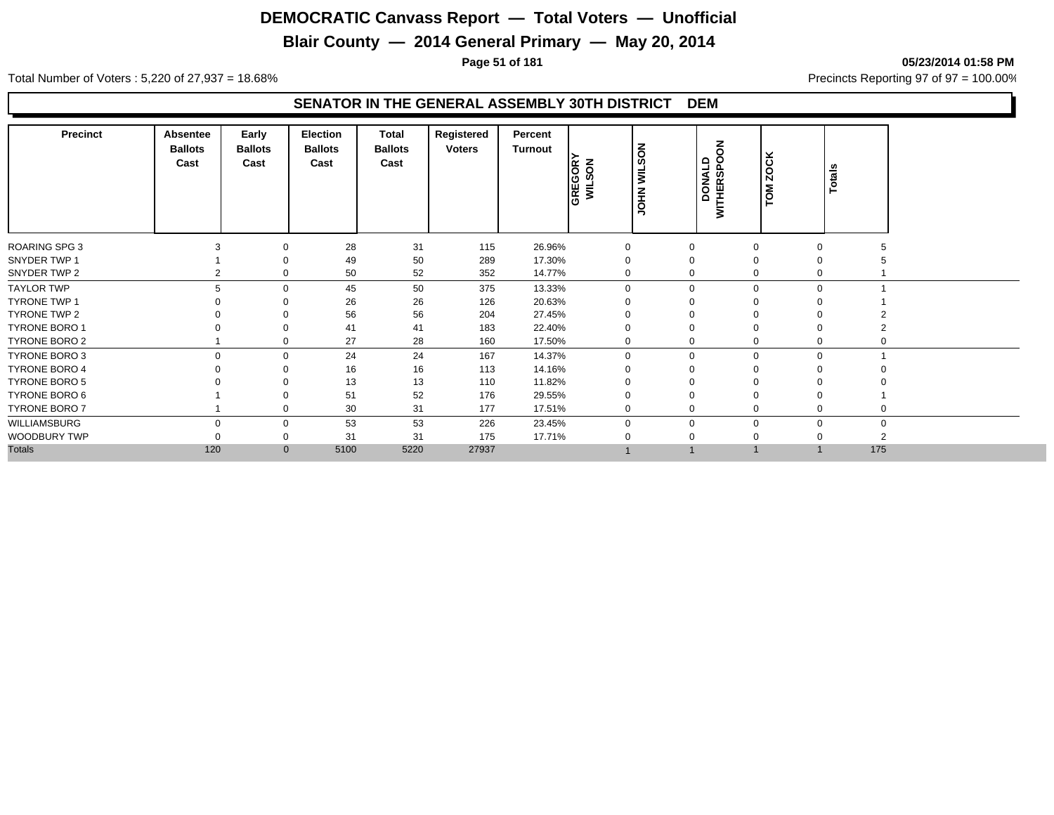# DEMOCRATIC Canvass Report — Total Voters — Unofficial

## Blair County — 2014 General Primary — May 20, 2014

05/23/2014 01:58 PM

Total Number of Voters : 5,220 of 27,937 = 18.68%

Precincts Reporting 97 of 97 = 100.00%

### SENATOR IN THE GENERAL ASSEMBLY 30TH DISTRICT DEM

| Precinct | Absentee Ballots Cast | Early Ballots Cast | Election Ballots Cast | Total Ballots Cast | Registered Voters | Percent Turnout | GREGORY WILSON | JOHN WILSON | DONALD WITHERSPOON | TOM ZOCK | Totals |
|---|---|---|---|---|---|---|---|---|---|---|---|
| ROARING SPG 3 | 3 | 0 | 28 | 31 | 115 | 26.96% | 0 | 0 | 0 | 0 | 5 |
| SNYDER TWP 1 | 1 | 0 | 49 | 50 | 289 | 17.30% | 0 | 0 | 0 | 0 | 5 |
| SNYDER TWP 2 | 2 | 0 | 50 | 52 | 352 | 14.77% | 0 | 0 | 0 | 0 | 1 |
| TAYLOR TWP | 5 | 0 | 45 | 50 | 375 | 13.33% | 0 | 0 | 0 | 0 | 1 |
| TYRONE TWP 1 | 0 | 0 | 26 | 26 | 126 | 20.63% | 0 | 0 | 0 | 0 | 1 |
| TYRONE TWP 2 | 0 | 0 | 56 | 56 | 204 | 27.45% | 0 | 0 | 0 | 0 | 2 |
| TYRONE BORO 1 | 0 | 0 | 41 | 41 | 183 | 22.40% | 0 | 0 | 0 | 0 | 2 |
| TYRONE BORO 2 | 1 | 0 | 27 | 28 | 160 | 17.50% | 0 | 0 | 0 | 0 | 0 |
| TYRONE BORO 3 | 0 | 0 | 24 | 24 | 167 | 14.37% | 0 | 0 | 0 | 0 | 1 |
| TYRONE BORO 4 | 0 | 0 | 16 | 16 | 113 | 14.16% | 0 | 0 | 0 | 0 | 0 |
| TYRONE BORO 5 | 0 | 0 | 13 | 13 | 110 | 11.82% | 0 | 0 | 0 | 0 | 0 |
| TYRONE BORO 6 | 1 | 0 | 51 | 52 | 176 | 29.55% | 0 | 0 | 0 | 0 | 1 |
| TYRONE BORO 7 | 1 | 0 | 30 | 31 | 177 | 17.51% | 0 | 0 | 0 | 0 | 0 |
| WILLIAMSBURG | 0 | 0 | 53 | 53 | 226 | 23.45% | 0 | 0 | 0 | 0 | 0 |
| WOODBURY TWP | 0 | 0 | 31 | 31 | 175 | 17.71% | 0 | 0 | 0 | 0 | 2 |
| Totals | 120 | 0 | 5100 | 5220 | 27937 | | 1 | 1 | 1 | 1 | 175 |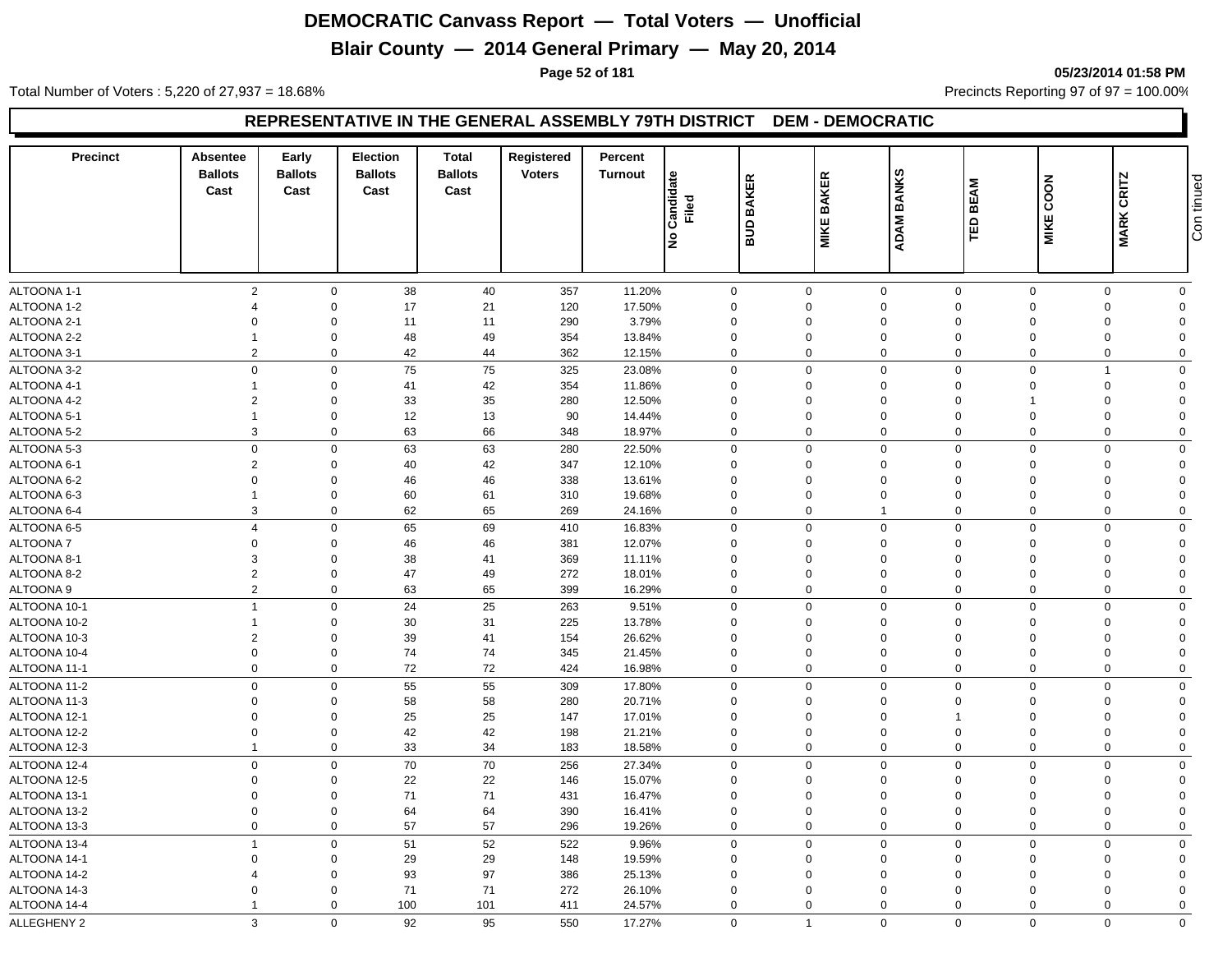# DEMOCRATIC Canvass Report — Total Voters — Unofficial

## Blair County — 2014 General Primary — May 20, 2014

05/23/2014 01:58 PM

Total Number of Voters : 5,220 of 27,937 = 18.68%

Precincts Reporting 97 of 97 = 100.00%

### REPRESENTATIVE IN THE GENERAL ASSEMBLY 79TH DISTRICT DEM - DEMOCRATIC

| Precinct | Absentee Ballots Cast | Early Ballots Cast | Election Ballots Cast | Total Ballots Cast | Registered Voters | Percent Turnout | No Candidate Filed | BUD BAKER | MIKE BAKER | ADAM BANKS | TED BEAM | MIKE COON | MARK CRITZ | Continued |
|---|---|---|---|---|---|---|---|---|---|---|---|---|---|---|
| ALTOONA 1-1 | 2 | 0 | 38 | 40 | 357 | 11.20% | 0 | 0 | 0 | 0 | 0 | 0 | 0 | |
| ALTOONA 1-2 | 4 | 0 | 17 | 21 | 120 | 17.50% | 0 | 0 | 0 | 0 | 0 | 0 | 0 | |
| ALTOONA 2-1 | 0 | 0 | 11 | 11 | 290 | 3.79% | 0 | 0 | 0 | 0 | 0 | 0 | 0 | |
| ALTOONA 2-2 | 1 | 0 | 48 | 49 | 354 | 13.84% | 0 | 0 | 0 | 0 | 0 | 0 | 0 | |
| ALTOONA 3-1 | 2 | 0 | 42 | 44 | 362 | 12.15% | 0 | 0 | 0 | 0 | 0 | 0 | 0 | |
| ALTOONA 3-2 | 0 | 0 | 75 | 75 | 325 | 23.08% | 0 | 0 | 0 | 0 | 0 | 1 | 0 | |
| ALTOONA 4-1 | 1 | 0 | 41 | 42 | 354 | 11.86% | 0 | 0 | 0 | 0 | 0 | 0 | 0 | |
| ALTOONA 4-2 | 2 | 0 | 33 | 35 | 280 | 12.50% | 0 | 0 | 0 | 0 | 1 | 0 | 0 | |
| ALTOONA 5-1 | 1 | 0 | 12 | 13 | 90 | 14.44% | 0 | 0 | 0 | 0 | 0 | 0 | 0 | |
| ALTOONA 5-2 | 3 | 0 | 63 | 66 | 348 | 18.97% | 0 | 0 | 0 | 0 | 0 | 0 | 0 | |
| ALTOONA 5-3 | 0 | 0 | 63 | 63 | 280 | 22.50% | 0 | 0 | 0 | 0 | 0 | 0 | 0 | |
| ALTOONA 6-1 | 2 | 0 | 40 | 42 | 347 | 12.10% | 0 | 0 | 0 | 0 | 0 | 0 | 0 | |
| ALTOONA 6-2 | 0 | 0 | 46 | 46 | 338 | 13.61% | 0 | 0 | 0 | 0 | 0 | 0 | 0 | |
| ALTOONA 6-3 | 1 | 0 | 60 | 61 | 310 | 19.68% | 0 | 0 | 0 | 0 | 0 | 0 | 0 | |
| ALTOONA 6-4 | 3 | 0 | 62 | 65 | 269 | 24.16% | 0 | 0 | 1 | 0 | 0 | 0 | 0 | |
| ALTOONA 6-5 | 4 | 0 | 65 | 69 | 410 | 16.83% | 0 | 0 | 0 | 0 | 0 | 0 | 0 | |
| ALTOONA 7 | 0 | 0 | 46 | 46 | 381 | 12.07% | 0 | 0 | 0 | 0 | 0 | 0 | 0 | |
| ALTOONA 8-1 | 3 | 0 | 38 | 41 | 369 | 11.11% | 0 | 0 | 0 | 0 | 0 | 0 | 0 | |
| ALTOONA 8-2 | 2 | 0 | 47 | 49 | 272 | 18.01% | 0 | 0 | 0 | 0 | 0 | 0 | 0 | |
| ALTOONA 9 | 2 | 0 | 63 | 65 | 399 | 16.29% | 0 | 0 | 0 | 0 | 0 | 0 | 0 | |
| ALTOONA 10-1 | 1 | 0 | 24 | 25 | 263 | 9.51% | 0 | 0 | 0 | 0 | 0 | 0 | 0 | |
| ALTOONA 10-2 | 1 | 0 | 30 | 31 | 225 | 13.78% | 0 | 0 | 0 | 0 | 0 | 0 | 0 | |
| ALTOONA 10-3 | 2 | 0 | 39 | 41 | 154 | 26.62% | 0 | 0 | 0 | 0 | 0 | 0 | 0 | |
| ALTOONA 10-4 | 0 | 0 | 74 | 74 | 345 | 21.45% | 0 | 0 | 0 | 0 | 0 | 0 | 0 | |
| ALTOONA 11-1 | 0 | 0 | 72 | 72 | 424 | 16.98% | 0 | 0 | 0 | 0 | 0 | 0 | 0 | |
| ALTOONA 11-2 | 0 | 0 | 55 | 55 | 309 | 17.80% | 0 | 0 | 0 | 0 | 0 | 0 | 0 | |
| ALTOONA 11-3 | 0 | 0 | 58 | 58 | 280 | 20.71% | 0 | 0 | 0 | 0 | 0 | 0 | 0 | |
| ALTOONA 12-1 | 0 | 0 | 25 | 25 | 147 | 17.01% | 0 | 0 | 0 | 1 | 0 | 0 | 0 | |
| ALTOONA 12-2 | 0 | 0 | 42 | 42 | 198 | 21.21% | 0 | 0 | 0 | 0 | 0 | 0 | 0 | |
| ALTOONA 12-3 | 1 | 0 | 33 | 34 | 183 | 18.58% | 0 | 0 | 0 | 0 | 0 | 0 | 0 | |
| ALTOONA 12-4 | 0 | 0 | 70 | 70 | 256 | 27.34% | 0 | 0 | 0 | 0 | 0 | 0 | 0 | |
| ALTOONA 12-5 | 0 | 0 | 22 | 22 | 146 | 15.07% | 0 | 0 | 0 | 0 | 0 | 0 | 0 | |
| ALTOONA 13-1 | 0 | 0 | 71 | 71 | 431 | 16.47% | 0 | 0 | 0 | 0 | 0 | 0 | 0 | |
| ALTOONA 13-2 | 0 | 0 | 64 | 64 | 390 | 16.41% | 0 | 0 | 0 | 0 | 0 | 0 | 0 | |
| ALTOONA 13-3 | 0 | 0 | 57 | 57 | 296 | 19.26% | 0 | 0 | 0 | 0 | 0 | 0 | 0 | |
| ALTOONA 13-4 | 1 | 0 | 51 | 52 | 522 | 9.96% | 0 | 0 | 0 | 0 | 0 | 0 | 0 | |
| ALTOONA 14-1 | 0 | 0 | 29 | 29 | 148 | 19.59% | 0 | 0 | 0 | 0 | 0 | 0 | 0 | |
| ALTOONA 14-2 | 4 | 0 | 93 | 97 | 386 | 25.13% | 0 | 0 | 0 | 0 | 0 | 0 | 0 | |
| ALTOONA 14-3 | 0 | 0 | 71 | 71 | 272 | 26.10% | 0 | 0 | 0 | 0 | 0 | 0 | 0 | |
| ALTOONA 14-4 | 1 | 0 | 100 | 101 | 411 | 24.57% | 0 | 0 | 0 | 0 | 0 | 0 | 0 | |
| ALLEGHENY 2 | 3 | 0 | 92 | 95 | 550 | 17.27% | 0 | 1 | 0 | 0 | 0 | 0 | 0 | |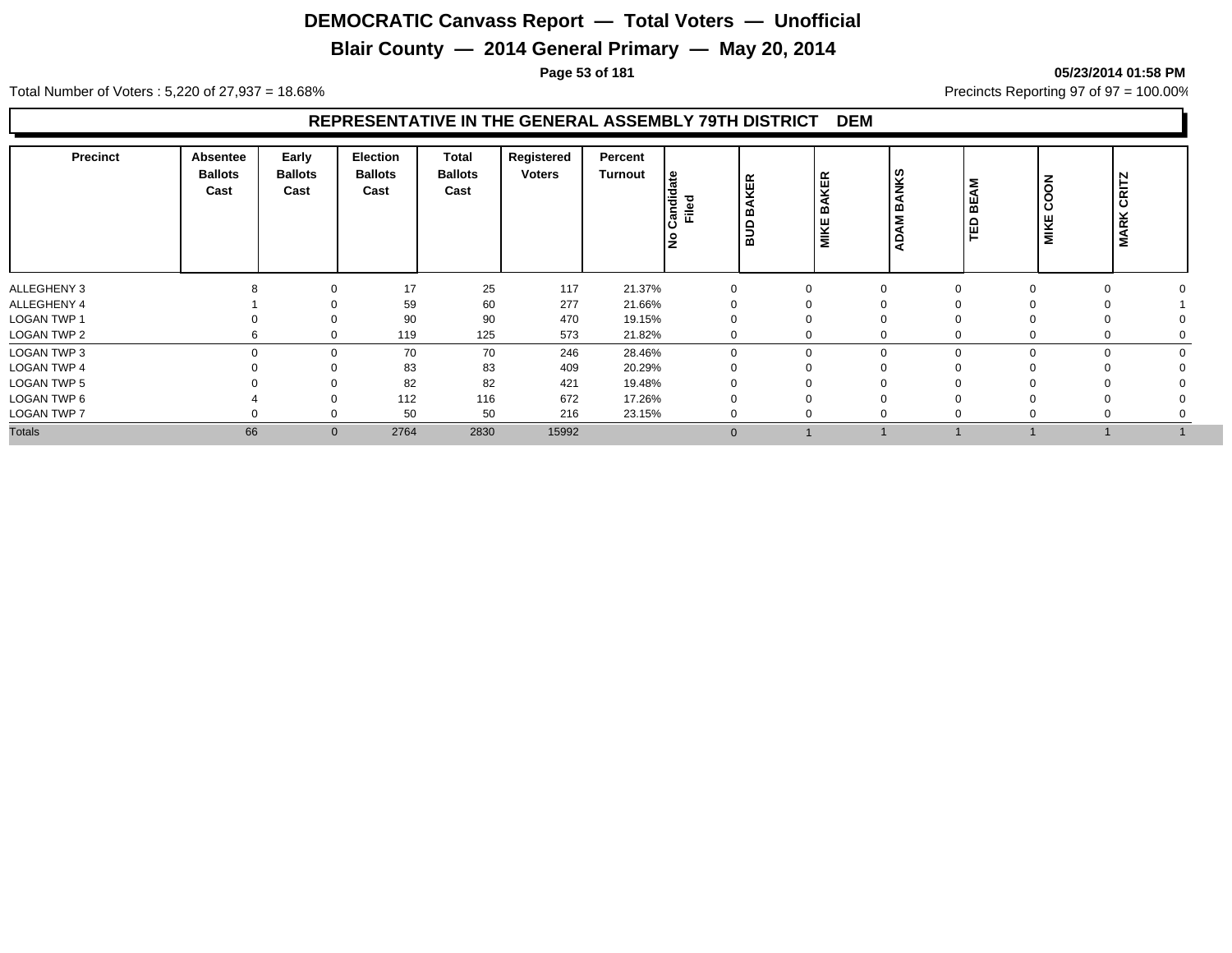# DEMOCRATIC Canvass Report — Total Voters — Unofficial

## Blair County — 2014 General Primary — May 20, 2014

05/23/2014 01:58 PM

Total Number of Voters : 5,220 of 27,937 = 18.68%

Precincts Reporting 97 of 97 = 100.00%

### REPRESENTATIVE IN THE GENERAL ASSEMBLY 79TH DISTRICT DEM

| Precinct | Absentee Ballots Cast | Early Ballots Cast | Election Ballots Cast | Total Ballots Cast | Registered Voters | Percent Turnout | No Candidate Filed | BUD BAKER | MIKE BAKER | ADAM BANKS | TED BEAM | MIKE COON | MARK CRITZ |
|---|---|---|---|---|---|---|---|---|---|---|---|---|---|
| ALLEGHENY 3 | 8 | 0 | 17 | 25 | 117 | 21.37% | 0 | 0 | 0 | 0 | 0 | 0 | 0 |
| ALLEGHENY 4 | 1 | 0 | 59 | 60 | 277 | 21.66% | 0 | 0 | 0 | 0 | 0 | 0 | 1 |
| LOGAN TWP 1 | 0 | 0 | 90 | 90 | 470 | 19.15% | 0 | 0 | 0 | 0 | 0 | 0 | 0 |
| LOGAN TWP 2 | 6 | 0 | 119 | 125 | 573 | 21.82% | 0 | 0 | 0 | 0 | 0 | 0 | 0 |
| LOGAN TWP 3 | 0 | 0 | 70 | 70 | 246 | 28.46% | 0 | 0 | 0 | 0 | 0 | 0 | 0 |
| LOGAN TWP 4 | 0 | 0 | 83 | 83 | 409 | 20.29% | 0 | 0 | 0 | 0 | 0 | 0 | 0 |
| LOGAN TWP 5 | 0 | 0 | 82 | 82 | 421 | 19.48% | 0 | 0 | 0 | 0 | 0 | 0 | 0 |
| LOGAN TWP 6 | 4 | 0 | 112 | 116 | 672 | 17.26% | 0 | 0 | 0 | 0 | 0 | 0 | 0 |
| LOGAN TWP 7 | 0 | 0 | 50 | 50 | 216 | 23.15% | 0 | 0 | 0 | 0 | 0 | 0 | 0 |
| Totals | 66 | 0 | 2764 | 2830 | 15992 | | 0 | 1 | 1 | 1 | 1 | 1 | 1 |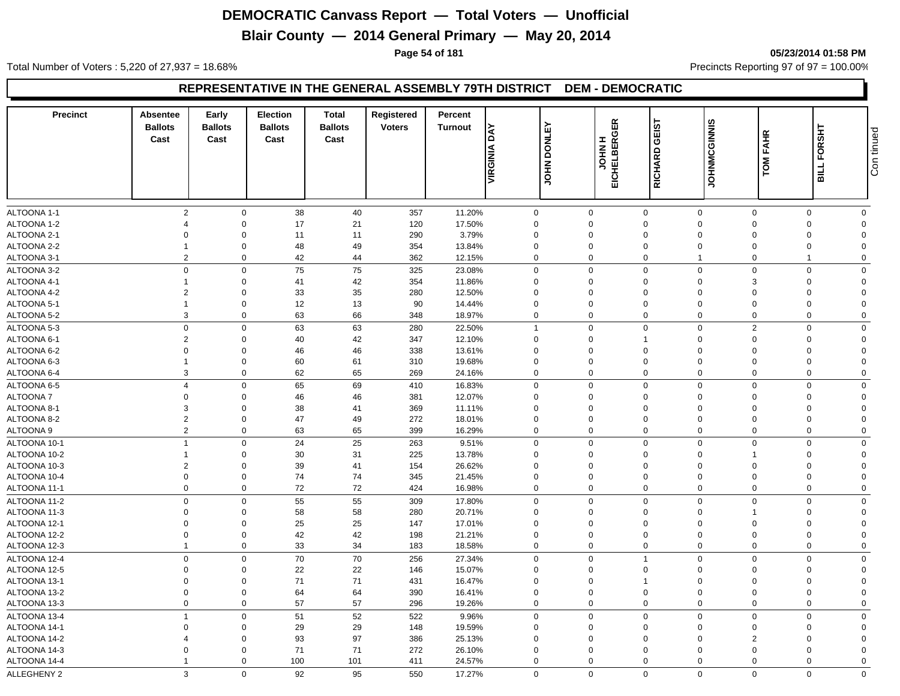# DEMOCRATIC Canvass Report — Total Voters — Unofficial

## Blair County — 2014 General Primary — May 20, 2014

05/23/2014 01:58 PM

Total Number of Voters : 5,220 of 27,937 = 18.68%

Precincts Reporting 97 of 97 = 100.00%

### REPRESENTATIVE IN THE GENERAL ASSEMBLY 79TH DISTRICT DEM - DEMOCRATIC

| Precinct | Absentee Ballots Cast | Early Ballots Cast | Election Ballots Cast | Total Ballots Cast | Registered Voters | Percent Turnout | VIRGINIA DAY | JOHN DONLEY | JOHN H EICHELBERGER | RICHARD GEIST | JOHNMCGINNIS | TOM FAHR | BILL FORSHT |
|---|---|---|---|---|---|---|---|---|---|---|---|---|---|
| ALTOONA 1-1 | 2 | 0 | 38 | 40 | 357 | 11.20% | 0 | 0 | 0 | 0 | 0 | 0 | 0 |
| ALTOONA 1-2 | 4 | 0 | 17 | 21 | 120 | 17.50% | 0 | 0 | 0 | 0 | 0 | 0 | 0 |
| ALTOONA 2-1 | 0 | 0 | 11 | 11 | 290 | 3.79% | 0 | 0 | 0 | 0 | 0 | 0 | 0 |
| ALTOONA 2-2 | 1 | 0 | 48 | 49 | 354 | 13.84% | 0 | 0 | 0 | 0 | 0 | 0 | 0 |
| ALTOONA 3-1 | 2 | 0 | 42 | 44 | 362 | 12.15% | 0 | 0 | 0 | 1 | 0 | 1 | 0 |
| ALTOONA 3-2 | 0 | 0 | 75 | 75 | 325 | 23.08% | 0 | 0 | 0 | 0 | 0 | 0 | 0 |
| ALTOONA 4-1 | 1 | 0 | 41 | 42 | 354 | 11.86% | 0 | 0 | 0 | 0 | 3 | 0 | 0 |
| ALTOONA 4-2 | 2 | 0 | 33 | 35 | 280 | 12.50% | 0 | 0 | 0 | 0 | 0 | 0 | 0 |
| ALTOONA 5-1 | 1 | 0 | 12 | 13 | 90 | 14.44% | 0 | 0 | 0 | 0 | 0 | 0 | 0 |
| ALTOONA 5-2 | 3 | 0 | 63 | 66 | 348 | 18.97% | 0 | 0 | 0 | 0 | 0 | 0 | 0 |
| ALTOONA 5-3 | 0 | 0 | 63 | 63 | 280 | 22.50% | 1 | 0 | 0 | 0 | 2 | 0 | 0 |
| ALTOONA 6-1 | 2 | 0 | 40 | 42 | 347 | 12.10% | 0 | 0 | 1 | 0 | 0 | 0 | 0 |
| ALTOONA 6-2 | 0 | 0 | 46 | 46 | 338 | 13.61% | 0 | 0 | 0 | 0 | 0 | 0 | 0 |
| ALTOONA 6-3 | 1 | 0 | 60 | 61 | 310 | 19.68% | 0 | 0 | 0 | 0 | 0 | 0 | 0 |
| ALTOONA 6-4 | 3 | 0 | 62 | 65 | 269 | 24.16% | 0 | 0 | 0 | 0 | 0 | 0 | 0 |
| ALTOONA 6-5 | 4 | 0 | 65 | 69 | 410 | 16.83% | 0 | 0 | 0 | 0 | 0 | 0 | 0 |
| ALTOONA 7 | 0 | 0 | 46 | 46 | 381 | 12.07% | 0 | 0 | 0 | 0 | 0 | 0 | 0 |
| ALTOONA 8-1 | 3 | 0 | 38 | 41 | 369 | 11.11% | 0 | 0 | 0 | 0 | 0 | 0 | 0 |
| ALTOONA 8-2 | 2 | 0 | 47 | 49 | 272 | 18.01% | 0 | 0 | 0 | 0 | 0 | 0 | 0 |
| ALTOONA 9 | 2 | 0 | 63 | 65 | 399 | 16.29% | 0 | 0 | 0 | 0 | 0 | 0 | 0 |
| ALTOONA 10-1 | 1 | 0 | 24 | 25 | 263 | 9.51% | 0 | 0 | 0 | 0 | 0 | 0 | 0 |
| ALTOONA 10-2 | 1 | 0 | 30 | 31 | 225 | 13.78% | 0 | 0 | 0 | 0 | 1 | 0 | 0 |
| ALTOONA 10-3 | 2 | 0 | 39 | 41 | 154 | 26.62% | 0 | 0 | 0 | 0 | 0 | 0 | 0 |
| ALTOONA 10-4 | 0 | 0 | 74 | 74 | 345 | 21.45% | 0 | 0 | 0 | 0 | 0 | 0 | 0 |
| ALTOONA 11-1 | 0 | 0 | 72 | 72 | 424 | 16.98% | 0 | 0 | 0 | 0 | 0 | 0 | 0 |
| ALTOONA 11-2 | 0 | 0 | 55 | 55 | 309 | 17.80% | 0 | 0 | 0 | 0 | 0 | 0 | 0 |
| ALTOONA 11-3 | 0 | 0 | 58 | 58 | 280 | 20.71% | 0 | 0 | 0 | 0 | 1 | 0 | 0 |
| ALTOONA 12-1 | 0 | 0 | 25 | 25 | 147 | 17.01% | 0 | 0 | 0 | 0 | 0 | 0 | 0 |
| ALTOONA 12-2 | 0 | 0 | 42 | 42 | 198 | 21.21% | 0 | 0 | 0 | 0 | 0 | 0 | 0 |
| ALTOONA 12-3 | 1 | 0 | 33 | 34 | 183 | 18.58% | 0 | 0 | 0 | 0 | 0 | 0 | 0 |
| ALTOONA 12-4 | 0 | 0 | 70 | 70 | 256 | 27.34% | 0 | 0 | 1 | 0 | 0 | 0 | 0 |
| ALTOONA 12-5 | 0 | 0 | 22 | 22 | 146 | 15.07% | 0 | 0 | 0 | 0 | 0 | 0 | 0 |
| ALTOONA 13-1 | 0 | 0 | 71 | 71 | 431 | 16.47% | 0 | 0 | 1 | 0 | 0 | 0 | 0 |
| ALTOONA 13-2 | 0 | 0 | 64 | 64 | 390 | 16.41% | 0 | 0 | 0 | 0 | 0 | 0 | 0 |
| ALTOONA 13-3 | 0 | 0 | 57 | 57 | 296 | 19.26% | 0 | 0 | 0 | 0 | 0 | 0 | 0 |
| ALTOONA 13-4 | 1 | 0 | 51 | 52 | 522 | 9.96% | 0 | 0 | 0 | 0 | 0 | 0 | 0 |
| ALTOONA 14-1 | 0 | 0 | 29 | 29 | 148 | 19.59% | 0 | 0 | 0 | 0 | 0 | 0 | 0 |
| ALTOONA 14-2 | 4 | 0 | 93 | 97 | 386 | 25.13% | 0 | 0 | 0 | 0 | 2 | 0 | 0 |
| ALTOONA 14-3 | 0 | 0 | 71 | 71 | 272 | 26.10% | 0 | 0 | 0 | 0 | 0 | 0 | 0 |
| ALTOONA 14-4 | 1 | 0 | 100 | 101 | 411 | 24.57% | 0 | 0 | 0 | 0 | 0 | 0 | 0 |
| ALLEGHENY 2 | 3 | 0 | 92 | 95 | 550 | 17.27% | 0 | 0 | 0 | 0 | 0 | 0 | 0 |

Continued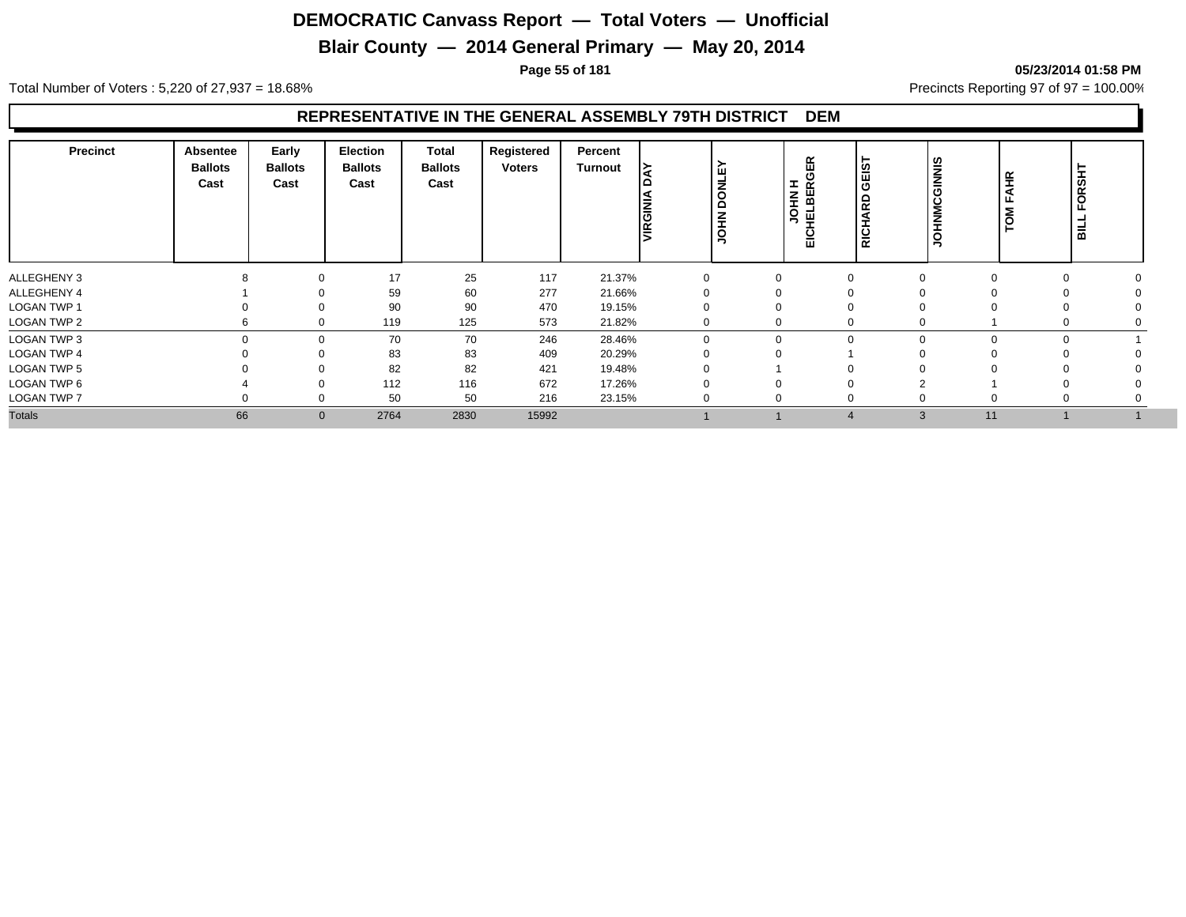# DEMOCRATIC Canvass Report — Total Voters — Unofficial

## Blair County — 2014 General Primary — May 20, 2014

05/23/2014 01:58 PM

Total Number of Voters : 5,220 of 27,937 = 18.68%

Precincts Reporting 97 of 97 = 100.00%

### REPRESENTATIVE IN THE GENERAL ASSEMBLY 79TH DISTRICT DEM

| Precinct | Absentee Ballots Cast | Early Ballots Cast | Election Ballots Cast | Total Ballots Cast | Registered Voters | Percent Turnout | VIRGINIA DAY | JOHN DONLEY | JOHN H EICHELBERGER | RICHARD GEIST | JOHNMCGINNIS | TOM FAHR | BILL FORSHT |
|---|---|---|---|---|---|---|---|---|---|---|---|---|---|
| ALLEGHENY 3 | 8 | 0 | 17 | 25 | 117 | 21.37% | 0 | 0 | 0 | 0 | 0 | 0 | 0 |
| ALLEGHENY 4 | 1 | 0 | 59 | 60 | 277 | 21.66% | 0 | 0 | 0 | 0 | 0 | 0 | 0 |
| LOGAN TWP 1 | 0 | 0 | 90 | 90 | 470 | 19.15% | 0 | 0 | 0 | 0 | 0 | 0 | 0 |
| LOGAN TWP 2 | 6 | 0 | 119 | 125 | 573 | 21.82% | 0 | 0 | 0 | 0 | 1 | 0 | 0 |
| LOGAN TWP 3 | 0 | 0 | 70 | 70 | 246 | 28.46% | 0 | 0 | 0 | 0 | 0 | 0 | 1 |
| LOGAN TWP 4 | 0 | 0 | 83 | 83 | 409 | 20.29% | 0 | 0 | 1 | 0 | 0 | 0 | 0 |
| LOGAN TWP 5 | 0 | 0 | 82 | 82 | 421 | 19.48% | 0 | 1 | 0 | 0 | 0 | 0 | 0 |
| LOGAN TWP 6 | 4 | 0 | 112 | 116 | 672 | 17.26% | 0 | 0 | 0 | 2 | 1 | 0 | 0 |
| LOGAN TWP 7 | 0 | 0 | 50 | 50 | 216 | 23.15% | 0 | 0 | 0 | 0 | 0 | 0 | 0 |
| Totals | 66 | 0 | 2764 | 2830 | 15992 | | 1 | 1 | 4 | 3 | 11 | 1 | 1 |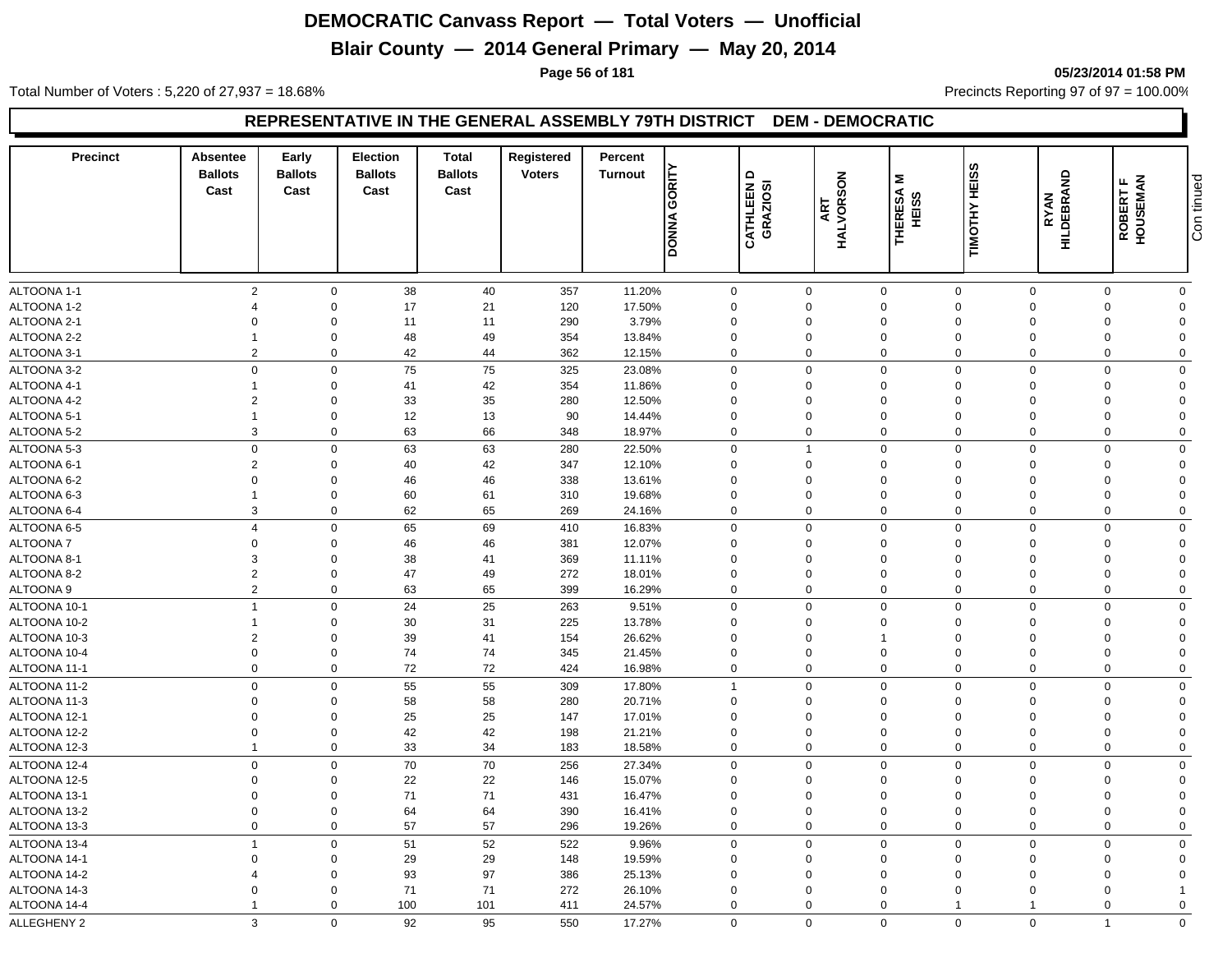# DEMOCRATIC Canvass Report — Total Voters — Unofficial

## Blair County — 2014 General Primary — May 20, 2014

05/23/2014 01:58 PM

Total Number of Voters : 5,220 of 27,937 = 18.68%

Precincts Reporting 97 of 97 = 100.00%

### REPRESENTATIVE IN THE GENERAL ASSEMBLY 79TH DISTRICT DEM - DEMOCRATIC

| Precinct | Absentee Ballots Cast | Early Ballots Cast | Election Ballots Cast | Total Ballots Cast | Registered Voters | Percent Turnout | DONNA GORITY | CATHLEEN D GRAZIOSI | ART HALVORSON | THERESA M HEISS | TIMOTHY HEISS | RYAN HILDEBRAND | ROBERT F HOUSEMAN |
|---|---|---|---|---|---|---|---|---|---|---|---|---|---|
| ALTOONA 1-1 | 2 | 0 | 38 | 40 | 357 | 11.20% | 0 | 0 | 0 | 0 | 0 | 0 | 0 |
| ALTOONA 1-2 | 4 | 0 | 17 | 21 | 120 | 17.50% | 0 | 0 | 0 | 0 | 0 | 0 | 0 |
| ALTOONA 2-1 | 0 | 0 | 11 | 11 | 290 | 3.79% | 0 | 0 | 0 | 0 | 0 | 0 | 0 |
| ALTOONA 2-2 | 1 | 0 | 48 | 49 | 354 | 13.84% | 0 | 0 | 0 | 0 | 0 | 0 | 0 |
| ALTOONA 3-1 | 2 | 0 | 42 | 44 | 362 | 12.15% | 0 | 0 | 0 | 0 | 0 | 0 | 0 |
| ALTOONA 3-2 | 0 | 0 | 75 | 75 | 325 | 23.08% | 0 | 0 | 0 | 0 | 0 | 0 | 0 |
| ALTOONA 4-1 | 1 | 0 | 41 | 42 | 354 | 11.86% | 0 | 0 | 0 | 0 | 0 | 0 | 0 |
| ALTOONA 4-2 | 2 | 0 | 33 | 35 | 280 | 12.50% | 0 | 0 | 0 | 0 | 0 | 0 | 0 |
| ALTOONA 5-1 | 1 | 0 | 12 | 13 | 90 | 14.44% | 0 | 0 | 0 | 0 | 0 | 0 | 0 |
| ALTOONA 5-2 | 3 | 0 | 63 | 66 | 348 | 18.97% | 0 | 0 | 0 | 0 | 0 | 0 | 0 |
| ALTOONA 5-3 | 0 | 0 | 63 | 63 | 280 | 22.50% | 0 | 1 | 0 | 0 | 0 | 0 | 0 |
| ALTOONA 6-1 | 2 | 0 | 40 | 42 | 347 | 12.10% | 0 | 0 | 0 | 0 | 0 | 0 | 0 |
| ALTOONA 6-2 | 0 | 0 | 46 | 46 | 338 | 13.61% | 0 | 0 | 0 | 0 | 0 | 0 | 0 |
| ALTOONA 6-3 | 1 | 0 | 60 | 61 | 310 | 19.68% | 0 | 0 | 0 | 0 | 0 | 0 | 0 |
| ALTOONA 6-4 | 3 | 0 | 62 | 65 | 269 | 24.16% | 0 | 0 | 0 | 0 | 0 | 0 | 0 |
| ALTOONA 6-5 | 4 | 0 | 65 | 69 | 410 | 16.83% | 0 | 0 | 0 | 0 | 0 | 0 | 0 |
| ALTOONA 7 | 0 | 0 | 46 | 46 | 381 | 12.07% | 0 | 0 | 0 | 0 | 0 | 0 | 0 |
| ALTOONA 8-1 | 3 | 0 | 38 | 41 | 369 | 11.11% | 0 | 0 | 0 | 0 | 0 | 0 | 0 |
| ALTOONA 8-2 | 2 | 0 | 47 | 49 | 272 | 18.01% | 0 | 0 | 0 | 0 | 0 | 0 | 0 |
| ALTOONA 9 | 2 | 0 | 63 | 65 | 399 | 16.29% | 0 | 0 | 0 | 0 | 0 | 0 | 0 |
| ALTOONA 10-1 | 1 | 0 | 24 | 25 | 263 | 9.51% | 0 | 0 | 0 | 0 | 0 | 0 | 0 |
| ALTOONA 10-2 | 1 | 0 | 30 | 31 | 225 | 13.78% | 0 | 0 | 0 | 0 | 0 | 0 | 0 |
| ALTOONA 10-3 | 2 | 0 | 39 | 41 | 154 | 26.62% | 0 | 0 | 1 | 0 | 0 | 0 | 0 |
| ALTOONA 10-4 | 0 | 0 | 74 | 74 | 345 | 21.45% | 0 | 0 | 0 | 0 | 0 | 0 | 0 |
| ALTOONA 11-1 | 0 | 0 | 72 | 72 | 424 | 16.98% | 0 | 0 | 0 | 0 | 0 | 0 | 0 |
| ALTOONA 11-2 | 0 | 0 | 55 | 55 | 309 | 17.80% | 1 | 0 | 0 | 0 | 0 | 0 | 0 |
| ALTOONA 11-3 | 0 | 0 | 58 | 58 | 280 | 20.71% | 0 | 0 | 0 | 0 | 0 | 0 | 0 |
| ALTOONA 12-1 | 0 | 0 | 25 | 25 | 147 | 17.01% | 0 | 0 | 0 | 0 | 0 | 0 | 0 |
| ALTOONA 12-2 | 0 | 0 | 42 | 42 | 198 | 21.21% | 0 | 0 | 0 | 0 | 0 | 0 | 0 |
| ALTOONA 12-3 | 1 | 0 | 33 | 34 | 183 | 18.58% | 0 | 0 | 0 | 0 | 0 | 0 | 0 |
| ALTOONA 12-4 | 0 | 0 | 70 | 70 | 256 | 27.34% | 0 | 0 | 0 | 0 | 0 | 0 | 0 |
| ALTOONA 12-5 | 0 | 0 | 22 | 22 | 146 | 15.07% | 0 | 0 | 0 | 0 | 0 | 0 | 0 |
| ALTOONA 13-1 | 0 | 0 | 71 | 71 | 431 | 16.47% | 0 | 0 | 0 | 0 | 0 | 0 | 0 |
| ALTOONA 13-2 | 0 | 0 | 64 | 64 | 390 | 16.41% | 0 | 0 | 0 | 0 | 0 | 0 | 0 |
| ALTOONA 13-3 | 0 | 0 | 57 | 57 | 296 | 19.26% | 0 | 0 | 0 | 0 | 0 | 0 | 0 |
| ALTOONA 13-4 | 1 | 0 | 51 | 52 | 522 | 9.96% | 0 | 0 | 0 | 0 | 0 | 0 | 0 |
| ALTOONA 14-1 | 0 | 0 | 29 | 29 | 148 | 19.59% | 0 | 0 | 0 | 0 | 0 | 0 | 0 |
| ALTOONA 14-2 | 4 | 0 | 93 | 97 | 386 | 25.13% | 0 | 0 | 0 | 0 | 0 | 0 | 0 |
| ALTOONA 14-3 | 0 | 0 | 71 | 71 | 272 | 26.10% | 0 | 0 | 0 | 0 | 0 | 0 | 1 |
| ALTOONA 14-4 | 1 | 0 | 100 | 101 | 411 | 24.57% | 0 | 0 | 0 | 1 | 1 | 0 | 0 |
| ALLEGHENY 2 | 3 | 0 | 92 | 95 | 550 | 17.27% | 0 | 0 | 0 | 0 | 0 | 1 | 0 |

Continued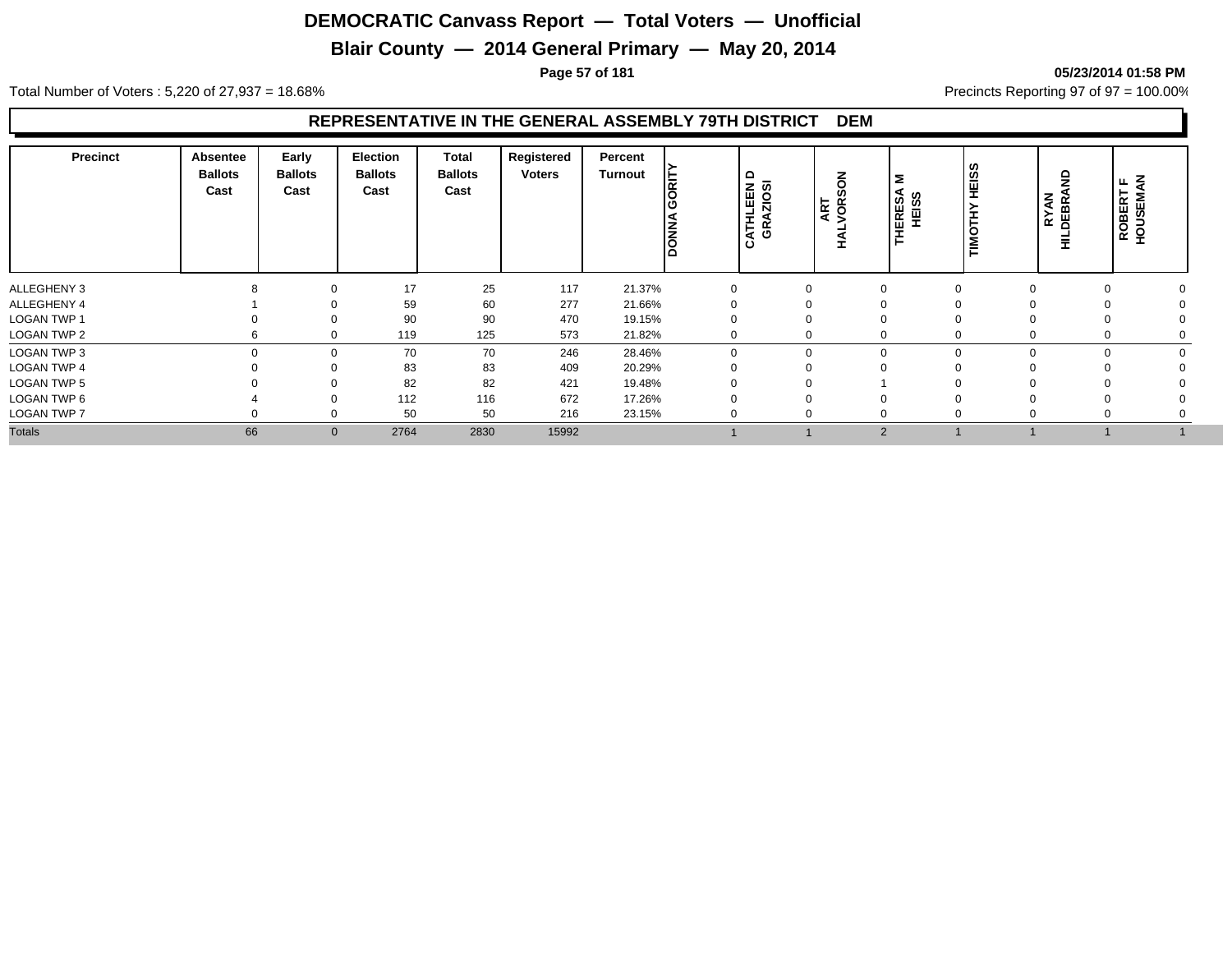# DEMOCRATIC Canvass Report — Total Voters — Unofficial

## Blair County — 2014 General Primary — May 20, 2014

05/23/2014 01:58 PM

Total Number of Voters : 5,220 of 27,937 = 18.68%

Precincts Reporting 97 of 97 = 100.00%

### REPRESENTATIVE IN THE GENERAL ASSEMBLY 79TH DISTRICT DEM

| Precinct | Absentee Ballots Cast | Early Ballots Cast | Election Ballots Cast | Total Ballots Cast | Registered Voters | Percent Turnout | DONNA GORITY | CATHLEEN D GRAZIOSI | ART HALVORSON | THERESA M HEISS | TIMOTHY HEISS | RYAN HILDEBRAND | ROBERT F HOUSEMAN |
|---|---|---|---|---|---|---|---|---|---|---|---|---|---|
| ALLEGHENY 3 | 8 | 0 | 17 | 25 | 117 | 21.37% | 0 | 0 | 0 | 0 | 0 | 0 | 0 |
| ALLEGHENY 4 | 1 | 0 | 59 | 60 | 277 | 21.66% | 0 | 0 | 0 | 0 | 0 | 0 | 0 |
| LOGAN TWP 1 | 0 | 0 | 90 | 90 | 470 | 19.15% | 0 | 0 | 0 | 0 | 0 | 0 | 0 |
| LOGAN TWP 2 | 6 | 0 | 119 | 125 | 573 | 21.82% | 0 | 0 | 0 | 0 | 0 | 0 | 0 |
| LOGAN TWP 3 | 0 | 0 | 70 | 70 | 246 | 28.46% | 0 | 0 | 0 | 0 | 0 | 0 | 0 |
| LOGAN TWP 4 | 0 | 0 | 83 | 83 | 409 | 20.29% | 0 | 0 | 0 | 0 | 0 | 0 | 0 |
| LOGAN TWP 5 | 0 | 0 | 82 | 82 | 421 | 19.48% | 0 | 0 | 1 | 0 | 0 | 0 | 0 |
| LOGAN TWP 6 | 4 | 0 | 112 | 116 | 672 | 17.26% | 0 | 0 | 0 | 0 | 0 | 0 | 0 |
| LOGAN TWP 7 | 0 | 0 | 50 | 50 | 216 | 23.15% | 0 | 0 | 0 | 0 | 0 | 0 | 0 |
| Totals | 66 | 0 | 2764 | 2830 | 15992 | | 1 | 1 | 2 | 1 | 1 | 1 | 1 |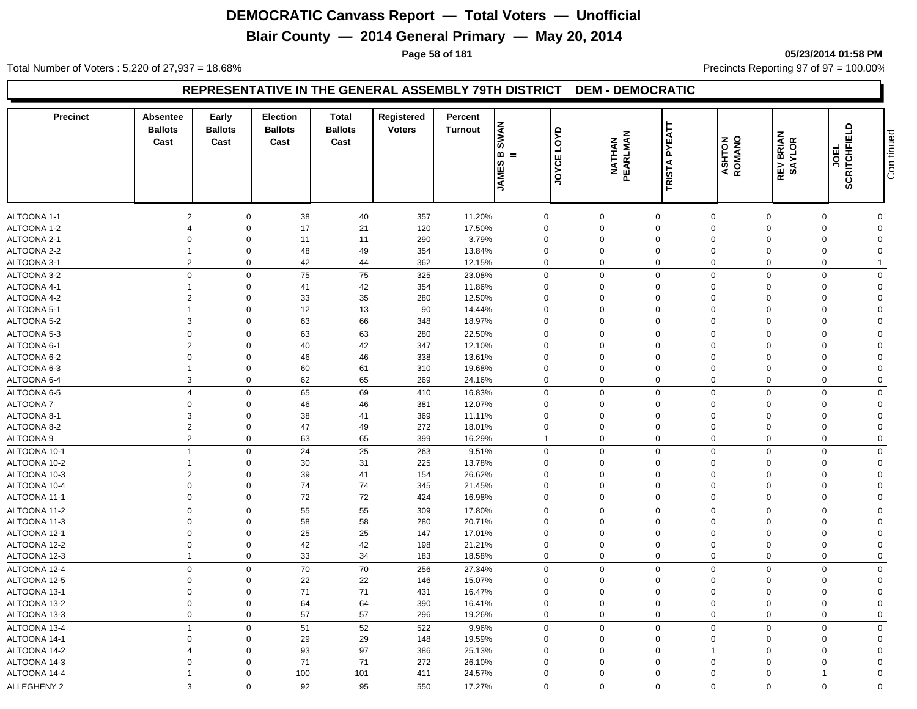# DEMOCRATIC Canvass Report — Total Voters — Unofficial

## Blair County — 2014 General Primary — May 20, 2014

05/23/2014 01:58 PM

Total Number of Voters : 5,220 of 27,937 = 18.68%

Precincts Reporting 97 of 97 = 100.00%

### REPRESENTATIVE IN THE GENERAL ASSEMBLY 79TH DISTRICT DEM - DEMOCRATIC

| Precinct | Absentee Ballots Cast | Early Ballots Cast | Election Ballots Cast | Total Ballots Cast | Registered Voters | Percent Turnout | JAMES B SWAN II | JOYCE LOYD | NATHAN PEARLMAN | TRISTA PYEATT | ASHTON ROMANO | REV BRIAN SAYLOR | JOEL SCRITCHFIELD | Con tinued |
|---|---|---|---|---|---|---|---|---|---|---|---|---|---|---|
| ALTOONA 1-1 | 2 | 0 | 38 | 40 | 357 | 11.20% | 0 | 0 | 0 | 0 | 0 | 0 | 0 | |
| ALTOONA 1-2 | 4 | 0 | 17 | 21 | 120 | 17.50% | 0 | 0 | 0 | 0 | 0 | 0 | 0 | |
| ALTOONA 2-1 | 0 | 0 | 11 | 11 | 290 | 3.79% | 0 | 0 | 0 | 0 | 0 | 0 | 0 | |
| ALTOONA 2-2 | 1 | 0 | 48 | 49 | 354 | 13.84% | 0 | 0 | 0 | 0 | 0 | 0 | 0 | |
| ALTOONA 3-1 | 2 | 0 | 42 | 44 | 362 | 12.15% | 0 | 0 | 0 | 0 | 0 | 0 | 1 | |
| ALTOONA 3-2 | 0 | 0 | 75 | 75 | 325 | 23.08% | 0 | 0 | 0 | 0 | 0 | 0 | 0 | |
| ALTOONA 4-1 | 1 | 0 | 41 | 42 | 354 | 11.86% | 0 | 0 | 0 | 0 | 0 | 0 | 0 | |
| ALTOONA 4-2 | 2 | 0 | 33 | 35 | 280 | 12.50% | 0 | 0 | 0 | 0 | 0 | 0 | 0 | |
| ALTOONA 5-1 | 1 | 0 | 12 | 13 | 90 | 14.44% | 0 | 0 | 0 | 0 | 0 | 0 | 0 | |
| ALTOONA 5-2 | 3 | 0 | 63 | 66 | 348 | 18.97% | 0 | 0 | 0 | 0 | 0 | 0 | 0 | |
| ALTOONA 5-3 | 0 | 0 | 63 | 63 | 280 | 22.50% | 0 | 0 | 0 | 0 | 0 | 0 | 0 | |
| ALTOONA 6-1 | 2 | 0 | 40 | 42 | 347 | 12.10% | 0 | 0 | 0 | 0 | 0 | 0 | 0 | |
| ALTOONA 6-2 | 0 | 0 | 46 | 46 | 338 | 13.61% | 0 | 0 | 0 | 0 | 0 | 0 | 0 | |
| ALTOONA 6-3 | 1 | 0 | 60 | 61 | 310 | 19.68% | 0 | 0 | 0 | 0 | 0 | 0 | 0 | |
| ALTOONA 6-4 | 3 | 0 | 62 | 65 | 269 | 24.16% | 0 | 0 | 0 | 0 | 0 | 0 | 0 | |
| ALTOONA 6-5 | 4 | 0 | 65 | 69 | 410 | 16.83% | 0 | 0 | 0 | 0 | 0 | 0 | 0 | |
| ALTOONA 7 | 0 | 0 | 46 | 46 | 381 | 12.07% | 0 | 0 | 0 | 0 | 0 | 0 | 0 | |
| ALTOONA 8-1 | 3 | 0 | 38 | 41 | 369 | 11.11% | 0 | 0 | 0 | 0 | 0 | 0 | 0 | |
| ALTOONA 8-2 | 2 | 0 | 47 | 49 | 272 | 18.01% | 0 | 0 | 0 | 0 | 0 | 0 | 0 | |
| ALTOONA 9 | 2 | 0 | 63 | 65 | 399 | 16.29% | 1 | 0 | 0 | 0 | 0 | 0 | 0 | |
| ALTOONA 10-1 | 1 | 0 | 24 | 25 | 263 | 9.51% | 0 | 0 | 0 | 0 | 0 | 0 | 0 | |
| ALTOONA 10-2 | 1 | 0 | 30 | 31 | 225 | 13.78% | 0 | 0 | 0 | 0 | 0 | 0 | 0 | |
| ALTOONA 10-3 | 2 | 0 | 39 | 41 | 154 | 26.62% | 0 | 0 | 0 | 0 | 0 | 0 | 0 | |
| ALTOONA 10-4 | 0 | 0 | 74 | 74 | 345 | 21.45% | 0 | 0 | 0 | 0 | 0 | 0 | 0 | |
| ALTOONA 11-1 | 0 | 0 | 72 | 72 | 424 | 16.98% | 0 | 0 | 0 | 0 | 0 | 0 | 0 | |
| ALTOONA 11-2 | 0 | 0 | 55 | 55 | 309 | 17.80% | 0 | 0 | 0 | 0 | 0 | 0 | 0 | |
| ALTOONA 11-3 | 0 | 0 | 58 | 58 | 280 | 20.71% | 0 | 0 | 0 | 0 | 0 | 0 | 0 | |
| ALTOONA 12-1 | 0 | 0 | 25 | 25 | 147 | 17.01% | 0 | 0 | 0 | 0 | 0 | 0 | 0 | |
| ALTOONA 12-2 | 0 | 0 | 42 | 42 | 198 | 21.21% | 0 | 0 | 0 | 0 | 0 | 0 | 0 | |
| ALTOONA 12-3 | 1 | 0 | 33 | 34 | 183 | 18.58% | 0 | 0 | 0 | 0 | 0 | 0 | 0 | |
| ALTOONA 12-4 | 0 | 0 | 70 | 70 | 256 | 27.34% | 0 | 0 | 0 | 0 | 0 | 0 | 0 | |
| ALTOONA 12-5 | 0 | 0 | 22 | 22 | 146 | 15.07% | 0 | 0 | 0 | 0 | 0 | 0 | 0 | |
| ALTOONA 13-1 | 0 | 0 | 71 | 71 | 431 | 16.47% | 0 | 0 | 0 | 0 | 0 | 0 | 0 | |
| ALTOONA 13-2 | 0 | 0 | 64 | 64 | 390 | 16.41% | 0 | 0 | 0 | 0 | 0 | 0 | 0 | |
| ALTOONA 13-3 | 0 | 0 | 57 | 57 | 296 | 19.26% | 0 | 0 | 0 | 0 | 0 | 0 | 0 | |
| ALTOONA 13-4 | 1 | 0 | 51 | 52 | 522 | 9.96% | 0 | 0 | 0 | 0 | 0 | 0 | 0 | |
| ALTOONA 14-1 | 0 | 0 | 29 | 29 | 148 | 19.59% | 0 | 0 | 0 | 0 | 0 | 0 | 0 | |
| ALTOONA 14-2 | 4 | 0 | 93 | 97 | 386 | 25.13% | 0 | 0 | 0 | 1 | 0 | 0 | 0 | |
| ALTOONA 14-3 | 0 | 0 | 71 | 71 | 272 | 26.10% | 0 | 0 | 0 | 0 | 0 | 0 | 0 | |
| ALTOONA 14-4 | 1 | 0 | 100 | 101 | 411 | 24.57% | 0 | 0 | 0 | 0 | 0 | 1 | 0 | |
| ALLEGHENY 2 | 3 | 0 | 92 | 95 | 550 | 17.27% | 0 | 0 | 0 | 0 | 0 | 0 | 0 | |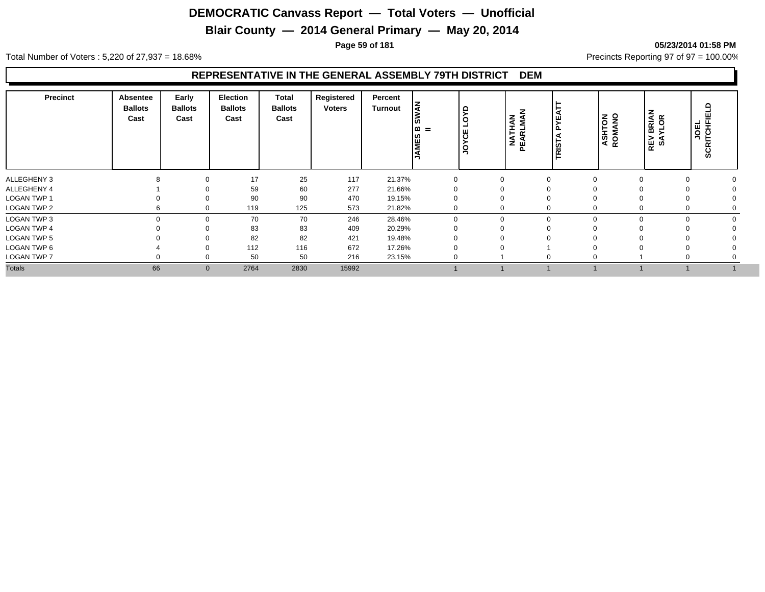# DEMOCRATIC Canvass Report — Total Voters — Unofficial

## Blair County — 2014 General Primary — May 20, 2014

05/23/2014 01:58 PM

Total Number of Voters : 5,220 of 27,937 = 18.68%

Precincts Reporting 97 of 97 = 100.00%

### REPRESENTATIVE IN THE GENERAL ASSEMBLY 79TH DISTRICT DEM

| Precinct | Absentee Ballots Cast | Early Ballots Cast | Election Ballots Cast | Total Ballots Cast | Registered Voters | Percent Turnout | JAMES B SWAN II | JOYCE LOYD | NATHAN PEARLMAN | TRISTA PYEATT | ASHTON ROMANO | REV BRIAN SAYLOR | JOEL SCRITCHFIELD |
|---|---|---|---|---|---|---|---|---|---|---|---|---|---|
| ALLEGHENY 3 | 8 | 0 | 17 | 25 | 117 | 21.37% | 0 | 0 | 0 | 0 | 0 | 0 | 0 |
| ALLEGHENY 4 | 1 | 0 | 59 | 60 | 277 | 21.66% | 0 | 0 | 0 | 0 | 0 | 0 | 0 |
| LOGAN TWP 1 | 0 | 0 | 90 | 90 | 470 | 19.15% | 0 | 0 | 0 | 0 | 0 | 0 | 0 |
| LOGAN TWP 2 | 6 | 0 | 119 | 125 | 573 | 21.82% | 0 | 0 | 0 | 0 | 0 | 0 | 0 |
| LOGAN TWP 3 | 0 | 0 | 70 | 70 | 246 | 28.46% | 0 | 0 | 0 | 0 | 0 | 0 | 0 |
| LOGAN TWP 4 | 0 | 0 | 83 | 83 | 409 | 20.29% | 0 | 0 | 0 | 0 | 0 | 0 | 0 |
| LOGAN TWP 5 | 0 | 0 | 82 | 82 | 421 | 19.48% | 0 | 0 | 0 | 0 | 0 | 0 | 0 |
| LOGAN TWP 6 | 4 | 0 | 112 | 116 | 672 | 17.26% | 0 | 0 | 1 | 0 | 0 | 0 | 0 |
| LOGAN TWP 7 | 0 | 0 | 50 | 50 | 216 | 23.15% | 0 | 1 | 0 | 0 | 1 | 0 | 0 |
| Totals | 66 | 0 | 2764 | 2830 | 15992 | | 1 | 1 | 1 | 1 | 1 | 1 | 1 |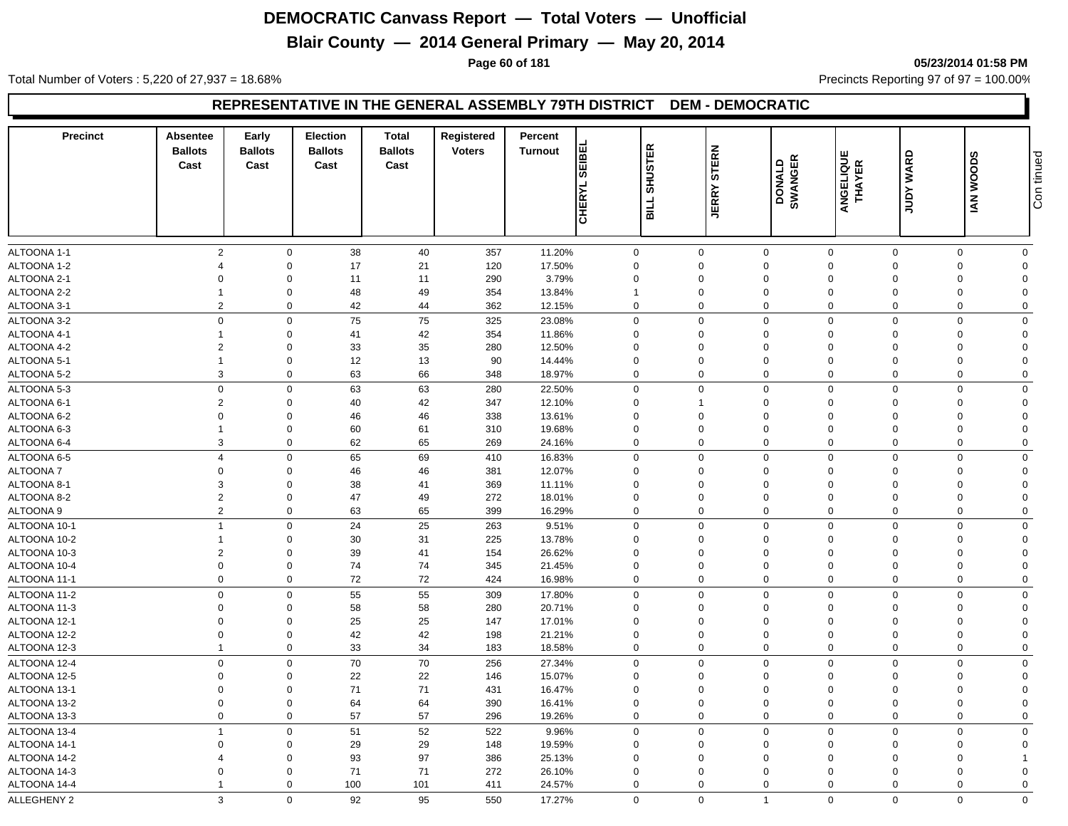# DEMOCRATIC Canvass Report — Total Voters — Unofficial

## Blair County — 2014 General Primary — May 20, 2014

05/23/2014 01:58 PM

Total Number of Voters : 5,220 of 27,937 = 18.68%

Precincts Reporting 97 of 97 = 100.00%

### REPRESENTATIVE IN THE GENERAL ASSEMBLY 79TH DISTRICT DEM - DEMOCRATIC

| Precinct | Absentee Ballots Cast | Early Ballots Cast | Election Ballots Cast | Total Ballots Cast | Registered Voters | Percent Turnout | CHERYL SEIBEL | BILL SHUSTER | JERRY STERN | DONALD SWANGER | ANGELIQUE THAYER | JUDY WARD | IAN WOODS |
|---|---|---|---|---|---|---|---|---|---|---|---|---|---|
| ALTOONA 1-1 | 2 | 0 | 38 | 40 | 357 | 11.20% | 0 | 0 | 0 | 0 | 0 | 0 | 0 |
| ALTOONA 1-2 | 4 | 0 | 17 | 21 | 120 | 17.50% | 0 | 0 | 0 | 0 | 0 | 0 | 0 |
| ALTOONA 2-1 | 0 | 0 | 11 | 11 | 290 | 3.79% | 0 | 0 | 0 | 0 | 0 | 0 | 0 |
| ALTOONA 2-2 | 1 | 0 | 48 | 49 | 354 | 13.84% | 1 | 0 | 0 | 0 | 0 | 0 | 0 |
| ALTOONA 3-1 | 2 | 0 | 42 | 44 | 362 | 12.15% | 0 | 0 | 0 | 0 | 0 | 0 | 0 |
| ALTOONA 3-2 | 0 | 0 | 75 | 75 | 325 | 23.08% | 0 | 0 | 0 | 0 | 0 | 0 | 0 |
| ALTOONA 4-1 | 1 | 0 | 41 | 42 | 354 | 11.86% | 0 | 0 | 0 | 0 | 0 | 0 | 0 |
| ALTOONA 4-2 | 2 | 0 | 33 | 35 | 280 | 12.50% | 0 | 0 | 0 | 0 | 0 | 0 | 0 |
| ALTOONA 5-1 | 1 | 0 | 12 | 13 | 90 | 14.44% | 0 | 0 | 0 | 0 | 0 | 0 | 0 |
| ALTOONA 5-2 | 3 | 0 | 63 | 66 | 348 | 18.97% | 0 | 0 | 0 | 0 | 0 | 0 | 0 |
| ALTOONA 5-3 | 0 | 0 | 63 | 63 | 280 | 22.50% | 0 | 0 | 0 | 0 | 0 | 0 | 0 |
| ALTOONA 6-1 | 2 | 0 | 40 | 42 | 347 | 12.10% | 0 | 1 | 0 | 0 | 0 | 0 | 0 |
| ALTOONA 6-2 | 0 | 0 | 46 | 46 | 338 | 13.61% | 0 | 0 | 0 | 0 | 0 | 0 | 0 |
| ALTOONA 6-3 | 1 | 0 | 60 | 61 | 310 | 19.68% | 0 | 0 | 0 | 0 | 0 | 0 | 0 |
| ALTOONA 6-4 | 3 | 0 | 62 | 65 | 269 | 24.16% | 0 | 0 | 0 | 0 | 0 | 0 | 0 |
| ALTOONA 6-5 | 4 | 0 | 65 | 69 | 410 | 16.83% | 0 | 0 | 0 | 0 | 0 | 0 | 0 |
| ALTOONA 7 | 0 | 0 | 46 | 46 | 381 | 12.07% | 0 | 0 | 0 | 0 | 0 | 0 | 0 |
| ALTOONA 8-1 | 3 | 0 | 38 | 41 | 369 | 11.11% | 0 | 0 | 0 | 0 | 0 | 0 | 0 |
| ALTOONA 8-2 | 2 | 0 | 47 | 49 | 272 | 18.01% | 0 | 0 | 0 | 0 | 0 | 0 | 0 |
| ALTOONA 9 | 2 | 0 | 63 | 65 | 399 | 16.29% | 0 | 0 | 0 | 0 | 0 | 0 | 0 |
| ALTOONA 10-1 | 1 | 0 | 24 | 25 | 263 | 9.51% | 0 | 0 | 0 | 0 | 0 | 0 | 0 |
| ALTOONA 10-2 | 1 | 0 | 30 | 31 | 225 | 13.78% | 0 | 0 | 0 | 0 | 0 | 0 | 0 |
| ALTOONA 10-3 | 2 | 0 | 39 | 41 | 154 | 26.62% | 0 | 0 | 0 | 0 | 0 | 0 | 0 |
| ALTOONA 10-4 | 0 | 0 | 74 | 74 | 345 | 21.45% | 0 | 0 | 0 | 0 | 0 | 0 | 0 |
| ALTOONA 11-1 | 0 | 0 | 72 | 72 | 424 | 16.98% | 0 | 0 | 0 | 0 | 0 | 0 | 0 |
| ALTOONA 11-2 | 0 | 0 | 55 | 55 | 309 | 17.80% | 0 | 0 | 0 | 0 | 0 | 0 | 0 |
| ALTOONA 11-3 | 0 | 0 | 58 | 58 | 280 | 20.71% | 0 | 0 | 0 | 0 | 0 | 0 | 0 |
| ALTOONA 12-1 | 0 | 0 | 25 | 25 | 147 | 17.01% | 0 | 0 | 0 | 0 | 0 | 0 | 0 |
| ALTOONA 12-2 | 0 | 0 | 42 | 42 | 198 | 21.21% | 0 | 0 | 0 | 0 | 0 | 0 | 0 |
| ALTOONA 12-3 | 1 | 0 | 33 | 34 | 183 | 18.58% | 0 | 0 | 0 | 0 | 0 | 0 | 0 |
| ALTOONA 12-4 | 0 | 0 | 70 | 70 | 256 | 27.34% | 0 | 0 | 0 | 0 | 0 | 0 | 0 |
| ALTOONA 12-5 | 0 | 0 | 22 | 22 | 146 | 15.07% | 0 | 0 | 0 | 0 | 0 | 0 | 0 |
| ALTOONA 13-1 | 0 | 0 | 71 | 71 | 431 | 16.47% | 0 | 0 | 0 | 0 | 0 | 0 | 0 |
| ALTOONA 13-2 | 0 | 0 | 64 | 64 | 390 | 16.41% | 0 | 0 | 0 | 0 | 0 | 0 | 0 |
| ALTOONA 13-3 | 0 | 0 | 57 | 57 | 296 | 19.26% | 0 | 0 | 0 | 0 | 0 | 0 | 0 |
| ALTOONA 13-4 | 1 | 0 | 51 | 52 | 522 | 9.96% | 0 | 0 | 0 | 0 | 0 | 0 | 0 |
| ALTOONA 14-1 | 0 | 0 | 29 | 29 | 148 | 19.59% | 0 | 0 | 0 | 0 | 0 | 0 | 0 |
| ALTOONA 14-2 | 4 | 0 | 93 | 97 | 386 | 25.13% | 0 | 0 | 0 | 0 | 0 | 0 | 1 |
| ALTOONA 14-3 | 0 | 0 | 71 | 71 | 272 | 26.10% | 0 | 0 | 0 | 0 | 0 | 0 | 0 |
| ALTOONA 14-4 | 1 | 0 | 100 | 101 | 411 | 24.57% | 0 | 0 | 0 | 0 | 0 | 0 | 0 |
| ALLEGHENY 2 | 3 | 0 | 92 | 95 | 550 | 17.27% | 0 | 0 | 1 | 0 | 0 | 0 | 0 |

Continued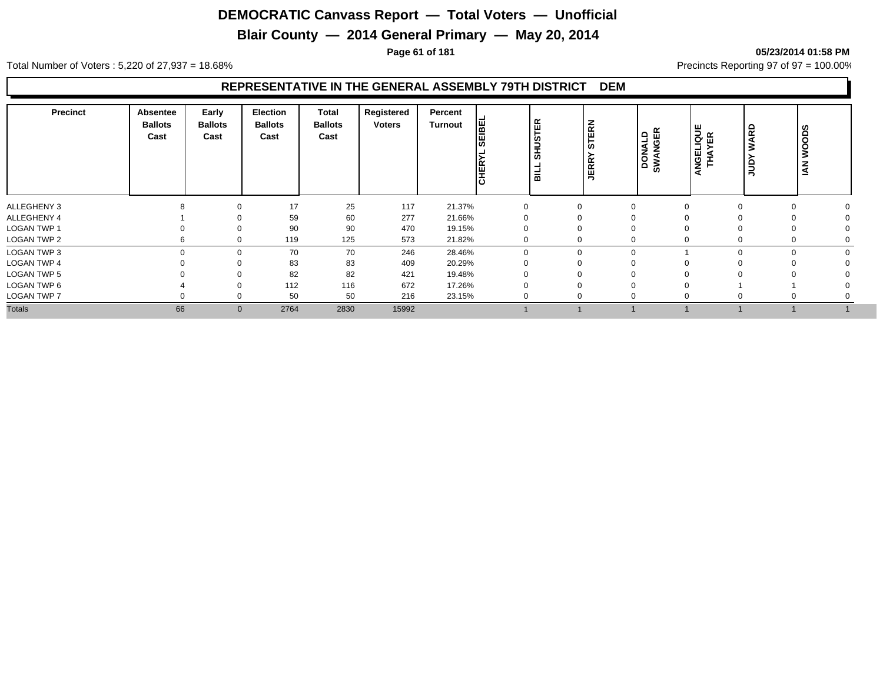# DEMOCRATIC Canvass Report — Total Voters — Unofficial

## Blair County — 2014 General Primary — May 20, 2014

05/23/2014 01:58 PM

Total Number of Voters : 5,220 of 27,937 = 18.68%

Precincts Reporting 97 of 97 = 100.00%

### REPRESENTATIVE IN THE GENERAL ASSEMBLY 79TH DISTRICT DEM

| Precinct | Absentee Ballots Cast | Early Ballots Cast | Election Ballots Cast | Total Ballots Cast | Registered Voters | Percent Turnout | CHERYL SEIBEL | BILL SHUSTER | JERRY STERN | DONALD SWANGER | ANGELIQUE THAYER | JUDY WARD | IAN WOODS |
|---|---|---|---|---|---|---|---|---|---|---|---|---|---|
| ALLEGHENY 3 | 8 | 0 | 17 | 25 | 117 | 21.37% | 0 | 0 | 0 | 0 | 0 | 0 | 0 |
| ALLEGHENY 4 | 1 | 0 | 59 | 60 | 277 | 21.66% | 0 | 0 | 0 | 0 | 0 | 0 | 0 |
| LOGAN TWP 1 | 0 | 0 | 90 | 90 | 470 | 19.15% | 0 | 0 | 0 | 0 | 0 | 0 | 0 |
| LOGAN TWP 2 | 6 | 0 | 119 | 125 | 573 | 21.82% | 0 | 0 | 0 | 0 | 0 | 0 | 0 |
| LOGAN TWP 3 | 0 | 0 | 70 | 70 | 246 | 28.46% | 0 | 0 | 0 | 1 | 0 | 0 | 0 |
| LOGAN TWP 4 | 0 | 0 | 83 | 83 | 409 | 20.29% | 0 | 0 | 0 | 0 | 0 | 0 | 0 |
| LOGAN TWP 5 | 0 | 0 | 82 | 82 | 421 | 19.48% | 0 | 0 | 0 | 0 | 0 | 0 | 0 |
| LOGAN TWP 6 | 4 | 0 | 112 | 116 | 672 | 17.26% | 0 | 0 | 0 | 0 | 1 | 1 | 0 |
| LOGAN TWP 7 | 0 | 0 | 50 | 50 | 216 | 23.15% | 0 | 0 | 0 | 0 | 0 | 0 | 0 |
| Totals | 66 | 0 | 2764 | 2830 | 15992 | | 1 | 1 | 1 | 1 | 1 | 1 | 1 |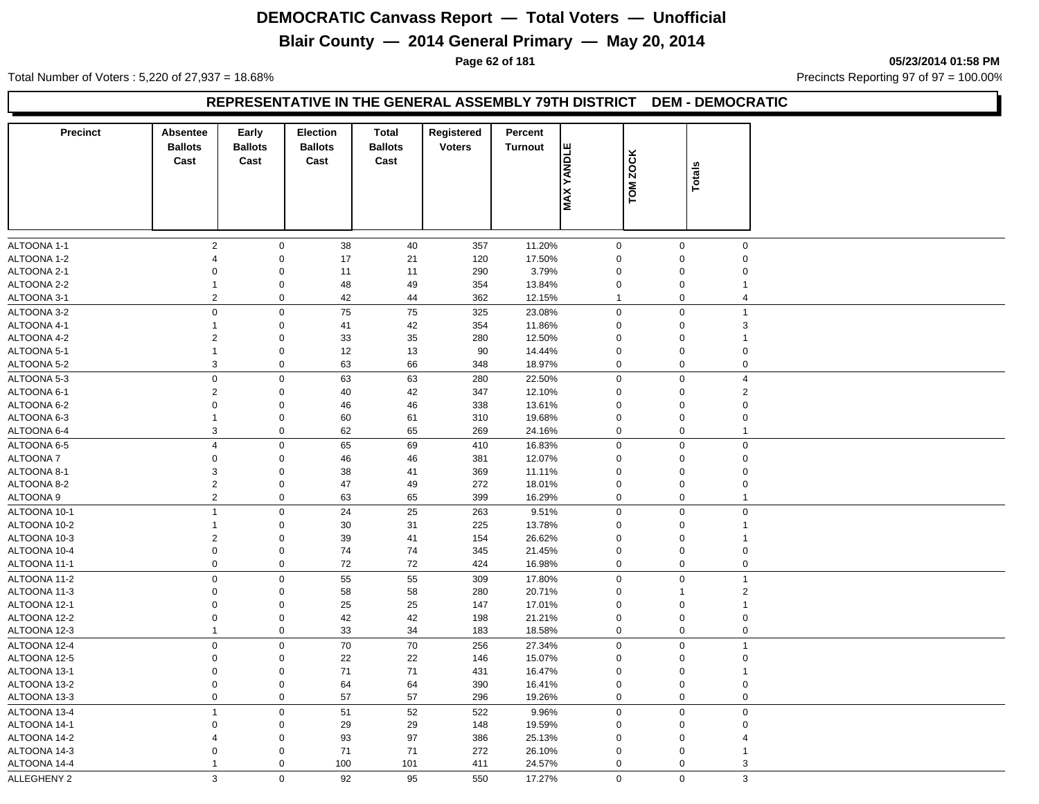# DEMOCRATIC Canvass Report — Total Voters — Unofficial

## Blair County — 2014 General Primary — May 20, 2014

05/23/2014 01:58 PM

Total Number of Voters : 5,220 of 27,937 = 18.68%

Precincts Reporting 97 of 97 = 100.00%

### REPRESENTATIVE IN THE GENERAL ASSEMBLY 79TH DISTRICT DEM - DEMOCRATIC

| Precinct | Absentee Ballots Cast | Early Ballots Cast | Election Ballots Cast | Total Ballots Cast | Registered Voters | Percent Turnout | MAX YANDLE | TOM ZOCK | Totals |
|---|---|---|---|---|---|---|---|---|---|
| ALTOONA 1-1 | 2 | 0 | 38 | 40 | 357 | 11.20% | 0 | 0 | 0 |
| ALTOONA 1-2 | 4 | 0 | 17 | 21 | 120 | 17.50% | 0 | 0 | 0 |
| ALTOONA 2-1 | 0 | 0 | 11 | 11 | 290 | 3.79% | 0 | 0 | 0 |
| ALTOONA 2-2 | 1 | 0 | 48 | 49 | 354 | 13.84% | 0 | 0 | 1 |
| ALTOONA 3-1 | 2 | 0 | 42 | 44 | 362 | 12.15% | 1 | 0 | 4 |
| ALTOONA 3-2 | 0 | 0 | 75 | 75 | 325 | 23.08% | 0 | 0 | 1 |
| ALTOONA 4-1 | 1 | 0 | 41 | 42 | 354 | 11.86% | 0 | 0 | 3 |
| ALTOONA 4-2 | 2 | 0 | 33 | 35 | 280 | 12.50% | 0 | 0 | 1 |
| ALTOONA 5-1 | 1 | 0 | 12 | 13 | 90 | 14.44% | 0 | 0 | 0 |
| ALTOONA 5-2 | 3 | 0 | 63 | 66 | 348 | 18.97% | 0 | 0 | 0 |
| ALTOONA 5-3 | 0 | 0 | 63 | 63 | 280 | 22.50% | 0 | 0 | 4 |
| ALTOONA 6-1 | 2 | 0 | 40 | 42 | 347 | 12.10% | 0 | 0 | 2 |
| ALTOONA 6-2 | 0 | 0 | 46 | 46 | 338 | 13.61% | 0 | 0 | 0 |
| ALTOONA 6-3 | 1 | 0 | 60 | 61 | 310 | 19.68% | 0 | 0 | 0 |
| ALTOONA 6-4 | 3 | 0 | 62 | 65 | 269 | 24.16% | 0 | 0 | 1 |
| ALTOONA 6-5 | 4 | 0 | 65 | 69 | 410 | 16.83% | 0 | 0 | 0 |
| ALTOONA 7 | 0 | 0 | 46 | 46 | 381 | 12.07% | 0 | 0 | 0 |
| ALTOONA 8-1 | 3 | 0 | 38 | 41 | 369 | 11.11% | 0 | 0 | 0 |
| ALTOONA 8-2 | 2 | 0 | 47 | 49 | 272 | 18.01% | 0 | 0 | 0 |
| ALTOONA 9 | 2 | 0 | 63 | 65 | 399 | 16.29% | 0 | 0 | 1 |
| ALTOONA 10-1 | 1 | 0 | 24 | 25 | 263 | 9.51% | 0 | 0 | 0 |
| ALTOONA 10-2 | 1 | 0 | 30 | 31 | 225 | 13.78% | 0 | 0 | 1 |
| ALTOONA 10-3 | 2 | 0 | 39 | 41 | 154 | 26.62% | 0 | 0 | 1 |
| ALTOONA 10-4 | 0 | 0 | 74 | 74 | 345 | 21.45% | 0 | 0 | 0 |
| ALTOONA 11-1 | 0 | 0 | 72 | 72 | 424 | 16.98% | 0 | 0 | 0 |
| ALTOONA 11-2 | 0 | 0 | 55 | 55 | 309 | 17.80% | 0 | 0 | 1 |
| ALTOONA 11-3 | 0 | 0 | 58 | 58 | 280 | 20.71% | 0 | 1 | 2 |
| ALTOONA 12-1 | 0 | 0 | 25 | 25 | 147 | 17.01% | 0 | 0 | 1 |
| ALTOONA 12-2 | 0 | 0 | 42 | 42 | 198 | 21.21% | 0 | 0 | 0 |
| ALTOONA 12-3 | 1 | 0 | 33 | 34 | 183 | 18.58% | 0 | 0 | 0 |
| ALTOONA 12-4 | 0 | 0 | 70 | 70 | 256 | 27.34% | 0 | 0 | 1 |
| ALTOONA 12-5 | 0 | 0 | 22 | 22 | 146 | 15.07% | 0 | 0 | 0 |
| ALTOONA 13-1 | 0 | 0 | 71 | 71 | 431 | 16.47% | 0 | 0 | 1 |
| ALTOONA 13-2 | 0 | 0 | 64 | 64 | 390 | 16.41% | 0 | 0 | 0 |
| ALTOONA 13-3 | 0 | 0 | 57 | 57 | 296 | 19.26% | 0 | 0 | 0 |
| ALTOONA 13-4 | 1 | 0 | 51 | 52 | 522 | 9.96% | 0 | 0 | 0 |
| ALTOONA 14-1 | 0 | 0 | 29 | 29 | 148 | 19.59% | 0 | 0 | 0 |
| ALTOONA 14-2 | 4 | 0 | 93 | 97 | 386 | 25.13% | 0 | 0 | 4 |
| ALTOONA 14-3 | 0 | 0 | 71 | 71 | 272 | 26.10% | 0 | 0 | 1 |
| ALTOONA 14-4 | 1 | 0 | 100 | 101 | 411 | 24.57% | 0 | 0 | 3 |
| ALLEGHENY 2 | 3 | 0 | 92 | 95 | 550 | 17.27% | 0 | 0 | 3 |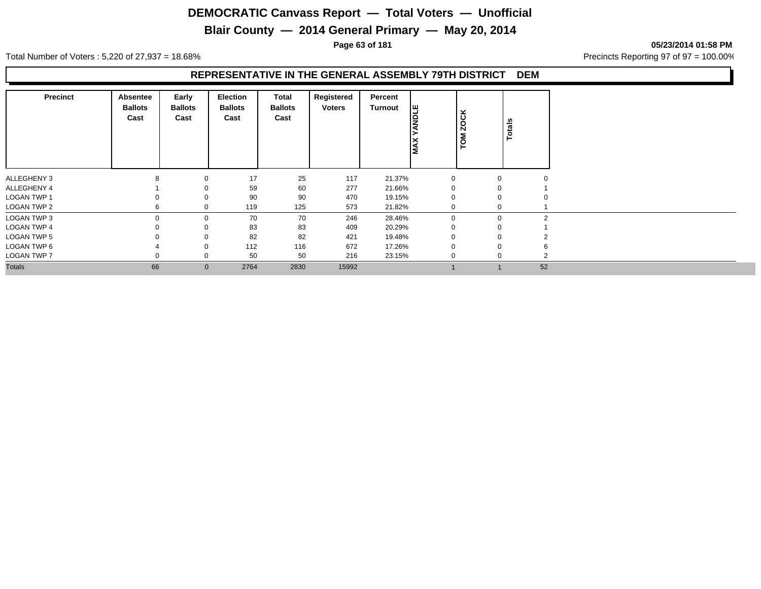# DEMOCRATIC Canvass Report — Total Voters — Unofficial

## Blair County — 2014 General Primary — May 20, 2014

05/23/2014 01:58 PM

Total Number of Voters : 5,220 of 27,937 = 18.68%

Precincts Reporting 97 of 97 = 100.00%

### REPRESENTATIVE IN THE GENERAL ASSEMBLY 79TH DISTRICT DEM

| Precinct | Absentee Ballots Cast | Early Ballots Cast | Election Ballots Cast | Total Ballots Cast | Registered Voters | Percent Turnout | MAX YANDLE | TOM ZOCK | Totals |
|---|---|---|---|---|---|---|---|---|---|
| ALLEGHENY 3 | 8 | 0 | 17 | 25 | 117 | 21.37% | 0 | 0 | 0 |
| ALLEGHENY 4 | 1 | 0 | 59 | 60 | 277 | 21.66% | 0 | 0 | 1 |
| LOGAN TWP 1 | 0 | 0 | 90 | 90 | 470 | 19.15% | 0 | 0 | 0 |
| LOGAN TWP 2 | 6 | 0 | 119 | 125 | 573 | 21.82% | 0 | 0 | 1 |
| LOGAN TWP 3 | 0 | 0 | 70 | 70 | 246 | 28.46% | 0 | 0 | 2 |
| LOGAN TWP 4 | 0 | 0 | 83 | 83 | 409 | 20.29% | 0 | 0 | 1 |
| LOGAN TWP 5 | 0 | 0 | 82 | 82 | 421 | 19.48% | 0 | 0 | 2 |
| LOGAN TWP 6 | 4 | 0 | 112 | 116 | 672 | 17.26% | 0 | 0 | 6 |
| LOGAN TWP 7 | 0 | 0 | 50 | 50 | 216 | 23.15% | 0 | 0 | 2 |
| Totals | 66 | 0 | 2764 | 2830 | 15992 | | 1 | 1 | 52 |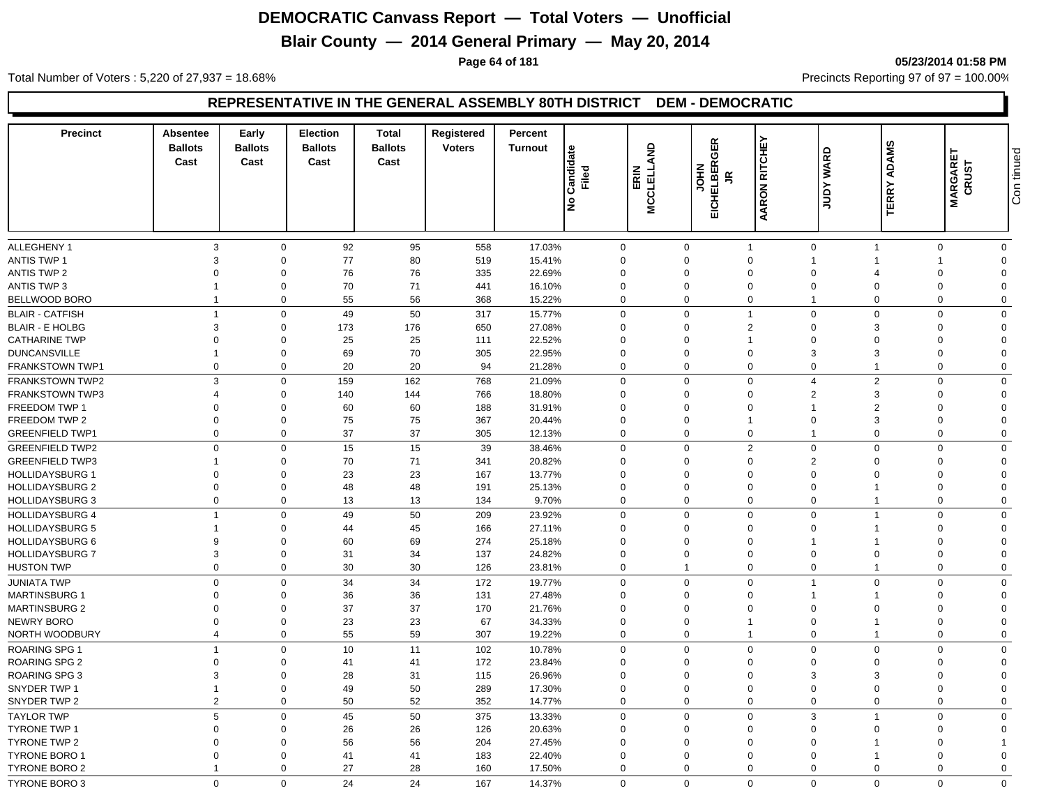# DEMOCRATIC Canvass Report — Total Voters — Unofficial

## Blair County — 2014 General Primary — May 20, 2014

05/23/2014 01:58 PM

Total Number of Voters : 5,220 of 27,937 = 18.68%

Precincts Reporting 97 of 97 = 100.00%

### REPRESENTATIVE IN THE GENERAL ASSEMBLY 80TH DISTRICT DEM - DEMOCRATIC

| Precinct | Absentee Ballots Cast | Early Ballots Cast | Election Ballots Cast | Total Ballots Cast | Registered Voters | Percent Turnout | No Candidate Filed | ERIN MCCLELLAND | JOHN EICHELBERGER JR | AARON RITCHEY | JUDY WARD | TERRY ADAMS | MARGARET CRUST | Continued |
|---|---|---|---|---|---|---|---|---|---|---|---|---|---|---|
| ALLEGHENY 1 | 3 | 0 | 92 | 95 | 558 | 17.03% | 0 | 0 | 1 | 0 | 1 | 0 | 0 | |
| ANTIS TWP 1 | 3 | 0 | 77 | 80 | 519 | 15.41% | 0 | 0 | 0 | 1 | 1 | 1 | 0 | |
| ANTIS TWP 2 | 0 | 0 | 76 | 76 | 335 | 22.69% | 0 | 0 | 0 | 0 | 4 | 0 | 0 | |
| ANTIS TWP 3 | 1 | 0 | 70 | 71 | 441 | 16.10% | 0 | 0 | 0 | 0 | 0 | 0 | 0 | |
| BELLWOOD BORO | 1 | 0 | 55 | 56 | 368 | 15.22% | 0 | 0 | 0 | 1 | 0 | 0 | 0 | |
| BLAIR - CATFISH | 1 | 0 | 49 | 50 | 317 | 15.77% | 0 | 0 | 1 | 0 | 0 | 0 | 0 | |
| BLAIR - E HOLBG | 3 | 0 | 173 | 176 | 650 | 27.08% | 0 | 0 | 2 | 0 | 3 | 0 | 0 | |
| CATHARINE TWP | 0 | 0 | 25 | 25 | 111 | 22.52% | 0 | 0 | 1 | 0 | 0 | 0 | 0 | |
| DUNCANSVILLE | 1 | 0 | 69 | 70 | 305 | 22.95% | 0 | 0 | 0 | 3 | 3 | 0 | 0 | |
| FRANKSTOWN TWP1 | 0 | 0 | 20 | 20 | 94 | 21.28% | 0 | 0 | 0 | 0 | 1 | 0 | 0 | |
| FRANKSTOWN TWP2 | 3 | 0 | 159 | 162 | 768 | 21.09% | 0 | 0 | 0 | 4 | 2 | 0 | 0 | |
| FRANKSTOWN TWP3 | 4 | 0 | 140 | 144 | 766 | 18.80% | 0 | 0 | 0 | 2 | 3 | 0 | 0 | |
| FREEDOM TWP 1 | 0 | 0 | 60 | 60 | 188 | 31.91% | 0 | 0 | 0 | 1 | 2 | 0 | 0 | |
| FREEDOM TWP 2 | 0 | 0 | 75 | 75 | 367 | 20.44% | 0 | 0 | 1 | 0 | 3 | 0 | 0 | |
| GREENFIELD TWP1 | 0 | 0 | 37 | 37 | 305 | 12.13% | 0 | 0 | 0 | 1 | 0 | 0 | 0 | |
| GREENFIELD TWP2 | 0 | 0 | 15 | 15 | 39 | 38.46% | 0 | 0 | 2 | 0 | 0 | 0 | 0 | |
| GREENFIELD TWP3 | 1 | 0 | 70 | 71 | 341 | 20.82% | 0 | 0 | 0 | 2 | 0 | 0 | 0 | |
| HOLLIDAYSBURG 1 | 0 | 0 | 23 | 23 | 167 | 13.77% | 0 | 0 | 0 | 0 | 0 | 0 | 0 | |
| HOLLIDAYSBURG 2 | 0 | 0 | 48 | 48 | 191 | 25.13% | 0 | 0 | 0 | 0 | 1 | 0 | 0 | |
| HOLLIDAYSBURG 3 | 0 | 0 | 13 | 13 | 134 | 9.70% | 0 | 0 | 0 | 0 | 1 | 0 | 0 | |
| HOLLIDAYSBURG 4 | 1 | 0 | 49 | 50 | 209 | 23.92% | 0 | 0 | 0 | 0 | 1 | 0 | 0 | |
| HOLLIDAYSBURG 5 | 1 | 0 | 44 | 45 | 166 | 27.11% | 0 | 0 | 0 | 0 | 1 | 0 | 0 | |
| HOLLIDAYSBURG 6 | 9 | 0 | 60 | 69 | 274 | 25.18% | 0 | 0 | 0 | 1 | 1 | 0 | 0 | |
| HOLLIDAYSBURG 7 | 3 | 0 | 31 | 34 | 137 | 24.82% | 0 | 0 | 0 | 0 | 0 | 0 | 0 | |
| HUSTON TWP | 0 | 0 | 30 | 30 | 126 | 23.81% | 0 | 1 | 0 | 0 | 1 | 0 | 0 | |
| JUNIATA TWP | 0 | 0 | 34 | 34 | 172 | 19.77% | 0 | 0 | 0 | 1 | 0 | 0 | 0 | |
| MARTINSBURG 1 | 0 | 0 | 36 | 36 | 131 | 27.48% | 0 | 0 | 0 | 1 | 1 | 0 | 0 | |
| MARTINSBURG 2 | 0 | 0 | 37 | 37 | 170 | 21.76% | 0 | 0 | 0 | 0 | 0 | 0 | 0 | |
| NEWRY BORO | 0 | 0 | 23 | 23 | 67 | 34.33% | 0 | 0 | 1 | 0 | 1 | 0 | 0 | |
| NORTH WOODBURY | 4 | 0 | 55 | 59 | 307 | 19.22% | 0 | 0 | 1 | 0 | 1 | 0 | 0 | |
| ROARING SPG 1 | 1 | 0 | 10 | 11 | 102 | 10.78% | 0 | 0 | 0 | 0 | 0 | 0 | 0 | |
| ROARING SPG 2 | 0 | 0 | 41 | 41 | 172 | 23.84% | 0 | 0 | 0 | 0 | 0 | 0 | 0 | |
| ROARING SPG 3 | 3 | 0 | 28 | 31 | 115 | 26.96% | 0 | 0 | 0 | 3 | 3 | 0 | 0 | |
| SNYDER TWP 1 | 1 | 0 | 49 | 50 | 289 | 17.30% | 0 | 0 | 0 | 0 | 0 | 0 | 0 | |
| SNYDER TWP 2 | 2 | 0 | 50 | 52 | 352 | 14.77% | 0 | 0 | 0 | 0 | 0 | 0 | 0 | |
| TAYLOR TWP | 5 | 0 | 45 | 50 | 375 | 13.33% | 0 | 0 | 0 | 3 | 1 | 0 | 0 | |
| TYRONE TWP 1 | 0 | 0 | 26 | 26 | 126 | 20.63% | 0 | 0 | 0 | 0 | 0 | 0 | 0 | |
| TYRONE TWP 2 | 0 | 0 | 56 | 56 | 204 | 27.45% | 0 | 0 | 0 | 0 | 1 | 0 | 1 | |
| TYRONE BORO 1 | 0 | 0 | 41 | 41 | 183 | 22.40% | 0 | 0 | 0 | 0 | 1 | 0 | 0 | |
| TYRONE BORO 2 | 1 | 0 | 27 | 28 | 160 | 17.50% | 0 | 0 | 0 | 0 | 0 | 0 | 0 | |
| TYRONE BORO 3 | 0 | 0 | 24 | 24 | 167 | 14.37% | 0 | 0 | 0 | 0 | 0 | 0 | 0 | |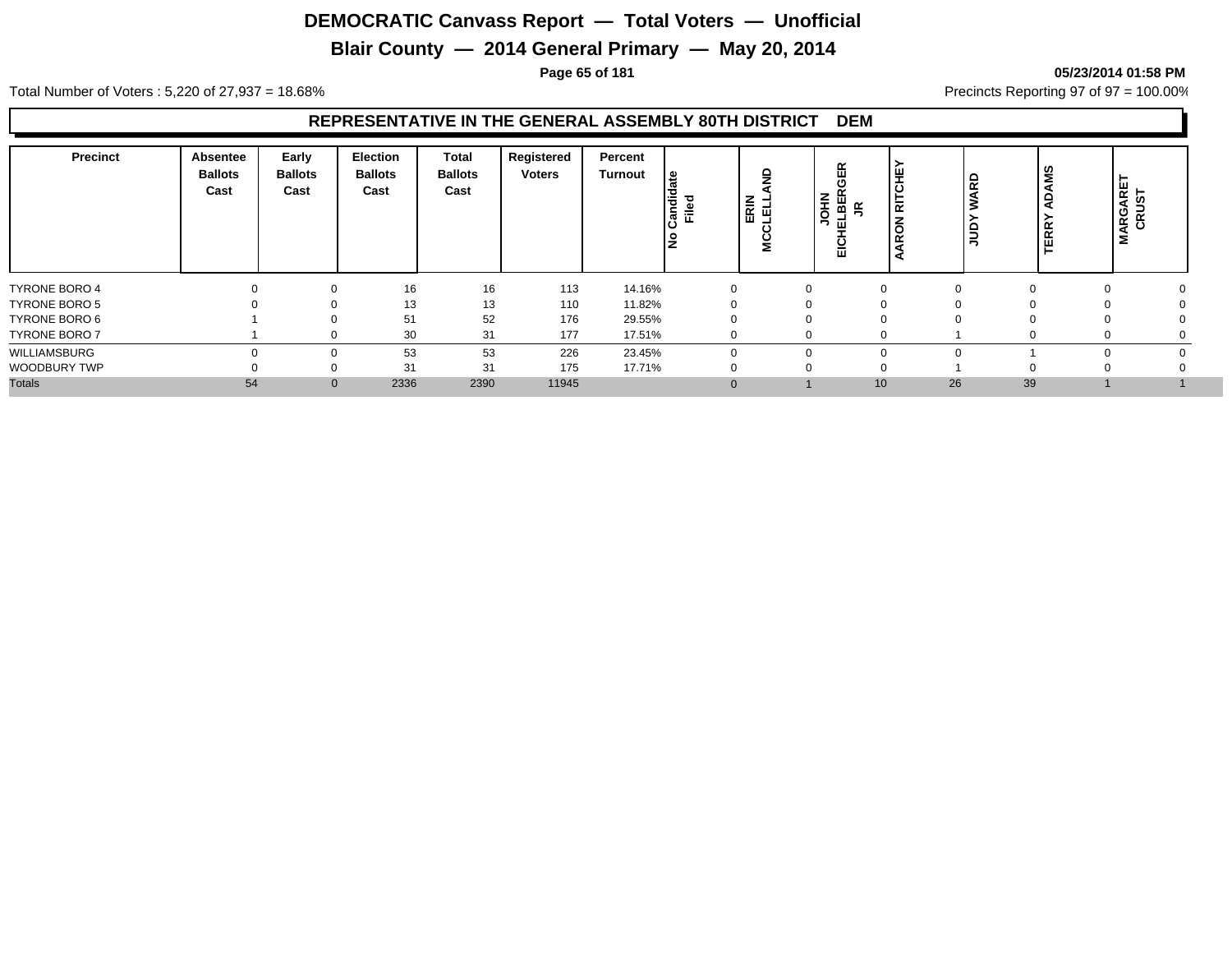# DEMOCRATIC Canvass Report — Total Voters — Unofficial

## Blair County — 2014 General Primary — May 20, 2014

05/23/2014 01:58 PM

Total Number of Voters : 5,220 of 27,937 = 18.68%

Precincts Reporting 97 of 97 = 100.00%

### REPRESENTATIVE IN THE GENERAL ASSEMBLY 80TH DISTRICT DEM

| Precinct | Absentee Ballots Cast | Early Ballots Cast | Election Ballots Cast | Total Ballots Cast | Registered Voters | Percent Turnout | No Candidate Filed | ERIN MCCLELLAND | JOHN EICHELBERGER JR | AARON RITCHEY | JUDY WARD | TERRY ADAMS | MARGARET CRUST |
|---|---|---|---|---|---|---|---|---|---|---|---|---|---|
| TYRONE BORO 4 | 0 | 0 | 16 | 16 | 113 | 14.16% | 0 | 0 | 0 | 0 | 0 | 0 | 0 |
| TYRONE BORO 5 | 0 | 0 | 13 | 13 | 110 | 11.82% | 0 | 0 | 0 | 0 | 0 | 0 | 0 |
| TYRONE BORO 6 | 1 | 0 | 51 | 52 | 176 | 29.55% | 0 | 0 | 0 | 0 | 0 | 0 | 0 |
| TYRONE BORO 7 | 1 | 0 | 30 | 31 | 177 | 17.51% | 0 | 0 | 0 | 1 | 0 | 0 | 0 |
| WILLIAMSBURG | 0 | 0 | 53 | 53 | 226 | 23.45% | 0 | 0 | 0 | 0 | 1 | 0 | 0 |
| WOODBURY TWP | 0 | 0 | 31 | 31 | 175 | 17.71% | 0 | 0 | 0 | 1 | 0 | 0 | 0 |
| Totals | 54 | 0 | 2336 | 2390 | 11945 | | 0 | 1 | 10 | 26 | 39 | 1 | 1 |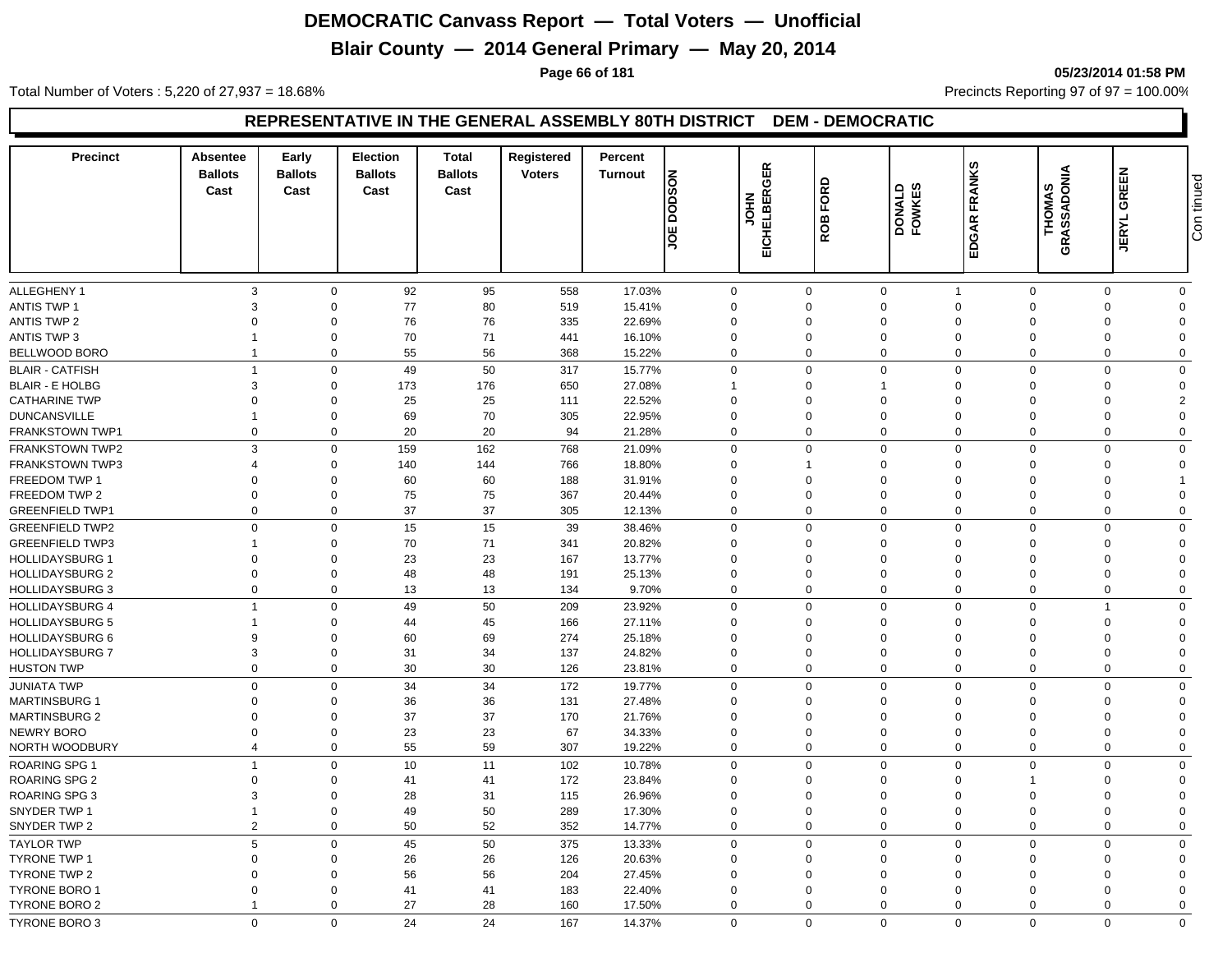# DEMOCRATIC Canvass Report — Total Voters — Unofficial

## Blair County — 2014 General Primary — May 20, 2014

05/23/2014 01:58 PM

Total Number of Voters : 5,220 of 27,937 = 18.68%

Precincts Reporting 97 of 97 = 100.00%

### REPRESENTATIVE IN THE GENERAL ASSEMBLY 80TH DISTRICT DEM - DEMOCRATIC

| Precinct | Absentee Ballots Cast | Early Ballots Cast | Election Ballots Cast | Total Ballots Cast | Registered Voters | Percent Turnout | JOE DODSON | JOHN EICHELBERGER | ROB FORD | DONALD FOWKES | EDGAR FRANKS | THOMAS GRASSADONIA | JERYL GREEN | Con tinued |
|---|---|---|---|---|---|---|---|---|---|---|---|---|---|---|
| ALLEGHENY 1 | 3 | 0 | 92 | 95 | 558 | 17.03% | 0 | 0 | 0 | 1 | 0 | 0 | 0 | |
| ANTIS TWP 1 | 3 | 0 | 77 | 80 | 519 | 15.41% | 0 | 0 | 0 | 0 | 0 | 0 | 0 | |
| ANTIS TWP 2 | 0 | 0 | 76 | 76 | 335 | 22.69% | 0 | 0 | 0 | 0 | 0 | 0 | 0 | |
| ANTIS TWP 3 | 1 | 0 | 70 | 71 | 441 | 16.10% | 0 | 0 | 0 | 0 | 0 | 0 | 0 | |
| BELLWOOD BORO | 1 | 0 | 55 | 56 | 368 | 15.22% | 0 | 0 | 0 | 0 | 0 | 0 | 0 | |
| BLAIR - CATFISH | 1 | 0 | 49 | 50 | 317 | 15.77% | 0 | 0 | 0 | 0 | 0 | 0 | 0 | |
| BLAIR - E HOLBG | 3 | 0 | 173 | 176 | 650 | 27.08% | 1 | 0 | 1 | 0 | 0 | 0 | 0 | |
| CATHARINE TWP | 0 | 0 | 25 | 25 | 111 | 22.52% | 0 | 0 | 0 | 0 | 0 | 0 | 2 | |
| DUNCANSVILLE | 1 | 0 | 69 | 70 | 305 | 22.95% | 0 | 0 | 0 | 0 | 0 | 0 | 0 | |
| FRANKSTOWN TWP1 | 0 | 0 | 20 | 20 | 94 | 21.28% | 0 | 0 | 0 | 0 | 0 | 0 | 0 | |
| FRANKSTOWN TWP2 | 3 | 0 | 159 | 162 | 768 | 21.09% | 0 | 0 | 0 | 0 | 0 | 0 | 0 | |
| FRANKSTOWN TWP3 | 4 | 0 | 140 | 144 | 766 | 18.80% | 0 | 1 | 0 | 0 | 0 | 0 | 0 | |
| FREEDOM TWP 1 | 0 | 0 | 60 | 60 | 188 | 31.91% | 0 | 0 | 0 | 0 | 0 | 0 | 1 | |
| FREEDOM TWP 2 | 0 | 0 | 75 | 75 | 367 | 20.44% | 0 | 0 | 0 | 0 | 0 | 0 | 0 | |
| GREENFIELD TWP1 | 0 | 0 | 37 | 37 | 305 | 12.13% | 0 | 0 | 0 | 0 | 0 | 0 | 0 | |
| GREENFIELD TWP2 | 0 | 0 | 15 | 15 | 39 | 38.46% | 0 | 0 | 0 | 0 | 0 | 0 | 0 | |
| GREENFIELD TWP3 | 1 | 0 | 70 | 71 | 341 | 20.82% | 0 | 0 | 0 | 0 | 0 | 0 | 0 | |
| HOLLIDAYSBURG 1 | 0 | 0 | 23 | 23 | 167 | 13.77% | 0 | 0 | 0 | 0 | 0 | 0 | 0 | |
| HOLLIDAYSBURG 2 | 0 | 0 | 48 | 48 | 191 | 25.13% | 0 | 0 | 0 | 0 | 0 | 0 | 0 | |
| HOLLIDAYSBURG 3 | 0 | 0 | 13 | 13 | 134 | 9.70% | 0 | 0 | 0 | 0 | 0 | 0 | 0 | |
| HOLLIDAYSBURG 4 | 1 | 0 | 49 | 50 | 209 | 23.92% | 0 | 0 | 0 | 0 | 0 | 1 | 0 | |
| HOLLIDAYSBURG 5 | 1 | 0 | 44 | 45 | 166 | 27.11% | 0 | 0 | 0 | 0 | 0 | 0 | 0 | |
| HOLLIDAYSBURG 6 | 9 | 0 | 60 | 69 | 274 | 25.18% | 0 | 0 | 0 | 0 | 0 | 0 | 0 | |
| HOLLIDAYSBURG 7 | 3 | 0 | 31 | 34 | 137 | 24.82% | 0 | 0 | 0 | 0 | 0 | 0 | 0 | |
| HUSTON TWP | 0 | 0 | 30 | 30 | 126 | 23.81% | 0 | 0 | 0 | 0 | 0 | 0 | 0 | |
| JUNIATA TWP | 0 | 0 | 34 | 34 | 172 | 19.77% | 0 | 0 | 0 | 0 | 0 | 0 | 0 | |
| MARTINSBURG 1 | 0 | 0 | 36 | 36 | 131 | 27.48% | 0 | 0 | 0 | 0 | 0 | 0 | 0 | |
| MARTINSBURG 2 | 0 | 0 | 37 | 37 | 170 | 21.76% | 0 | 0 | 0 | 0 | 0 | 0 | 0 | |
| NEWRY BORO | 0 | 0 | 23 | 23 | 67 | 34.33% | 0 | 0 | 0 | 0 | 0 | 0 | 0 | |
| NORTH WOODBURY | 4 | 0 | 55 | 59 | 307 | 19.22% | 0 | 0 | 0 | 0 | 0 | 0 | 0 | |
| ROARING SPG 1 | 1 | 0 | 10 | 11 | 102 | 10.78% | 0 | 0 | 0 | 0 | 0 | 0 | 0 | |
| ROARING SPG 2 | 0 | 0 | 41 | 41 | 172 | 23.84% | 0 | 0 | 0 | 0 | 1 | 0 | 0 | |
| ROARING SPG 3 | 3 | 0 | 28 | 31 | 115 | 26.96% | 0 | 0 | 0 | 0 | 0 | 0 | 0 | |
| SNYDER TWP 1 | 1 | 0 | 49 | 50 | 289 | 17.30% | 0 | 0 | 0 | 0 | 0 | 0 | 0 | |
| SNYDER TWP 2 | 2 | 0 | 50 | 52 | 352 | 14.77% | 0 | 0 | 0 | 0 | 0 | 0 | 0 | |
| TAYLOR TWP | 5 | 0 | 45 | 50 | 375 | 13.33% | 0 | 0 | 0 | 0 | 0 | 0 | 0 | |
| TYRONE TWP 1 | 0 | 0 | 26 | 26 | 126 | 20.63% | 0 | 0 | 0 | 0 | 0 | 0 | 0 | |
| TYRONE TWP 2 | 0 | 0 | 56 | 56 | 204 | 27.45% | 0 | 0 | 0 | 0 | 0 | 0 | 0 | |
| TYRONE BORO 1 | 0 | 0 | 41 | 41 | 183 | 22.40% | 0 | 0 | 0 | 0 | 0 | 0 | 0 | |
| TYRONE BORO 2 | 1 | 0 | 27 | 28 | 160 | 17.50% | 0 | 0 | 0 | 0 | 0 | 0 | 0 | |
| TYRONE BORO 3 | 0 | 0 | 24 | 24 | 167 | 14.37% | 0 | 0 | 0 | 0 | 0 | 0 | 0 | |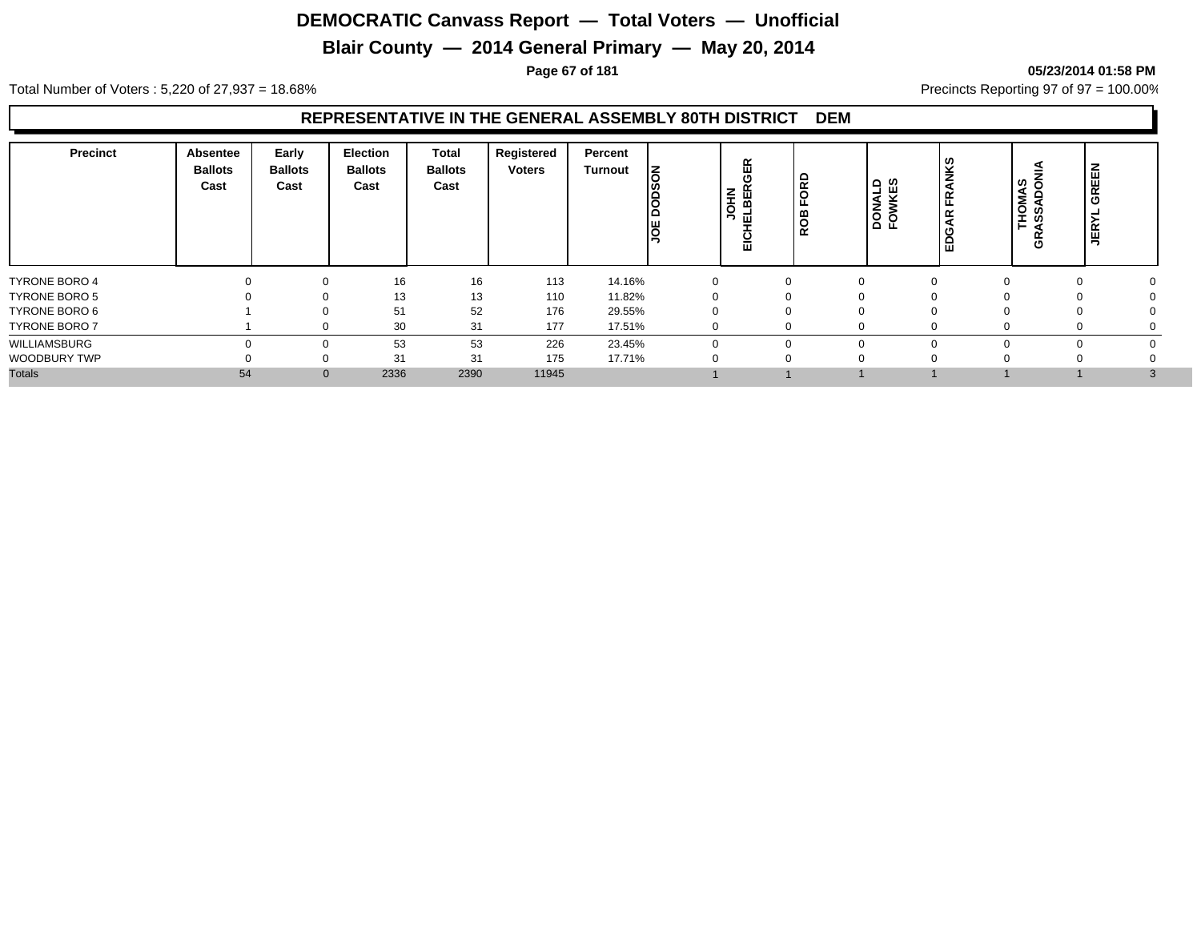# DEMOCRATIC Canvass Report — Total Voters — Unofficial

## Blair County — 2014 General Primary — May 20, 2014

05/23/2014 01:58 PM

Total Number of Voters : 5,220 of 27,937 = 18.68%

Precincts Reporting 97 of 97 = 100.00%

### REPRESENTATIVE IN THE GENERAL ASSEMBLY 80TH DISTRICT DEM

| Precinct | Absentee Ballots Cast | Early Ballots Cast | Election Ballots Cast | Total Ballots Cast | Registered Voters | Percent Turnout | JOE DODSON | JOHN EICHELBERGER | ROB FORD | DONALD FOWKES | EDGAR FRANKS | THOMAS GRASSADONIA | JERYL GREEN |
|---|---|---|---|---|---|---|---|---|---|---|---|---|---|
| TYRONE BORO 4 | 0 | 0 | 16 | 16 | 113 | 14.16% | 0 | 0 | 0 | 0 | 0 | 0 | 0 |
| TYRONE BORO 5 | 0 | 0 | 13 | 13 | 110 | 11.82% | 0 | 0 | 0 | 0 | 0 | 0 | 0 |
| TYRONE BORO 6 | 1 | 0 | 51 | 52 | 176 | 29.55% | 0 | 0 | 0 | 0 | 0 | 0 | 0 |
| TYRONE BORO 7 | 1 | 0 | 30 | 31 | 177 | 17.51% | 0 | 0 | 0 | 0 | 0 | 0 | 0 |
| WILLIAMSBURG | 0 | 0 | 53 | 53 | 226 | 23.45% | 0 | 0 | 0 | 0 | 0 | 0 | 0 |
| WOODBURY TWP | 0 | 0 | 31 | 31 | 175 | 17.71% | 0 | 0 | 0 | 0 | 0 | 0 | 0 |
| Totals | 54 | 0 | 2336 | 2390 | 11945 | | 1 | 1 | 1 | 1 | 1 | 1 | 3 |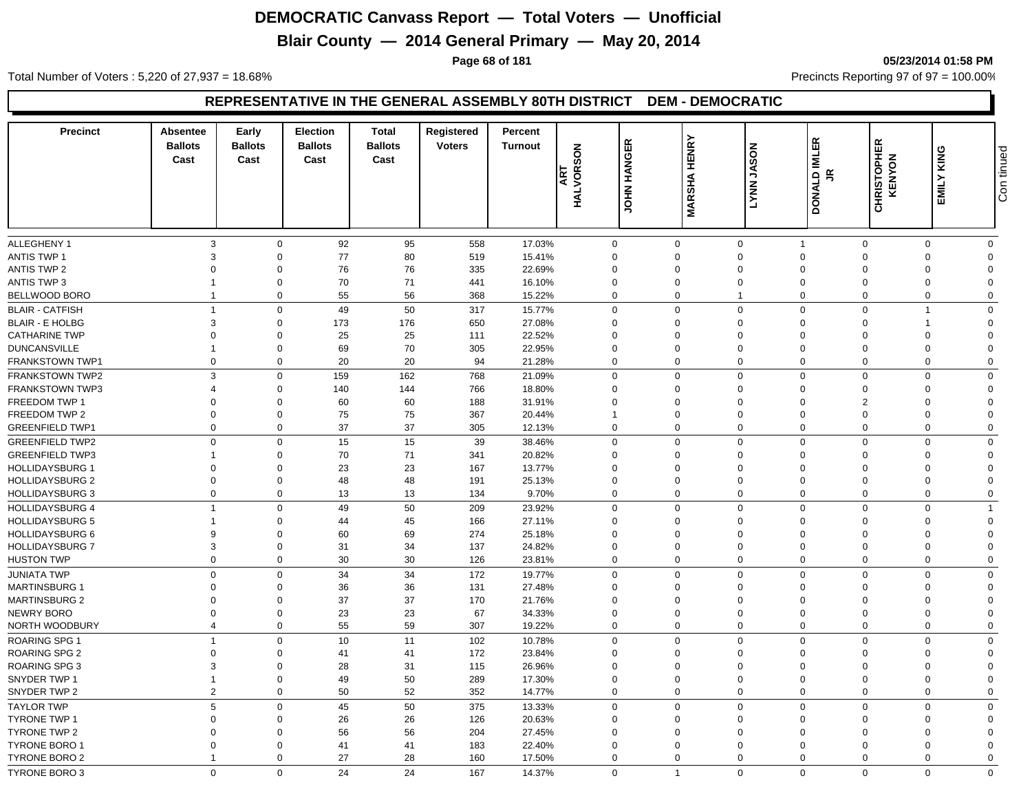# DEMOCRATIC Canvass Report — Total Voters — Unofficial

## Blair County — 2014 General Primary — May 20, 2014

05/23/2014 01:58 PM

Total Number of Voters : 5,220 of 27,937 = 18.68%

Precincts Reporting 97 of 97 = 100.00%

### REPRESENTATIVE IN THE GENERAL ASSEMBLY 80TH DISTRICT DEM - DEMOCRATIC

| Precinct | Absentee Ballots Cast | Early Ballots Cast | Election Ballots Cast | Total Ballots Cast | Registered Voters | Percent Turnout | ART HALVORSON | JOHN HANGER | MARSHA HENRY | LYNN JASON | DONALD IMLER JR | CHRISTOPHER KENYON | EMILY KING | Continued |
|---|---|---|---|---|---|---|---|---|---|---|---|---|---|---|
| ALLEGHENY 1 | 3 | 0 | 92 | 95 | 558 | 17.03% | 0 | 0 | 0 | 1 | 0 | 0 | 0 | |
| ANTIS TWP 1 | 3 | 0 | 77 | 80 | 519 | 15.41% | 0 | 0 | 0 | 0 | 0 | 0 | 0 | |
| ANTIS TWP 2 | 0 | 0 | 76 | 76 | 335 | 22.69% | 0 | 0 | 0 | 0 | 0 | 0 | 0 | |
| ANTIS TWP 3 | 1 | 0 | 70 | 71 | 441 | 16.10% | 0 | 0 | 0 | 0 | 0 | 0 | 0 | |
| BELLWOOD BORO | 1 | 0 | 55 | 56 | 368 | 15.22% | 0 | 0 | 1 | 0 | 0 | 0 | 0 | |
| BLAIR - CATFISH | 1 | 0 | 49 | 50 | 317 | 15.77% | 0 | 0 | 0 | 0 | 0 | 1 | 0 | |
| BLAIR - E HOLBG | 3 | 0 | 173 | 176 | 650 | 27.08% | 0 | 0 | 0 | 0 | 0 | 1 | 0 | |
| CATHARINE TWP | 0 | 0 | 25 | 25 | 111 | 22.52% | 0 | 0 | 0 | 0 | 0 | 0 | 0 | |
| DUNCANSVILLE | 1 | 0 | 69 | 70 | 305 | 22.95% | 0 | 0 | 0 | 0 | 0 | 0 | 0 | |
| FRANKSTOWN TWP1 | 0 | 0 | 20 | 20 | 94 | 21.28% | 0 | 0 | 0 | 0 | 0 | 0 | 0 | |
| FRANKSTOWN TWP2 | 3 | 0 | 159 | 162 | 768 | 21.09% | 0 | 0 | 0 | 0 | 0 | 0 | 0 | |
| FRANKSTOWN TWP3 | 4 | 0 | 140 | 144 | 766 | 18.80% | 0 | 0 | 0 | 0 | 0 | 0 | 0 | |
| FREEDOM TWP 1 | 0 | 0 | 60 | 60 | 188 | 31.91% | 0 | 0 | 0 | 0 | 2 | 0 | 0 | |
| FREEDOM TWP 2 | 0 | 0 | 75 | 75 | 367 | 20.44% | 1 | 0 | 0 | 0 | 0 | 0 | 0 | |
| GREENFIELD TWP1 | 0 | 0 | 37 | 37 | 305 | 12.13% | 0 | 0 | 0 | 0 | 0 | 0 | 0 | |
| GREENFIELD TWP2 | 0 | 0 | 15 | 15 | 39 | 38.46% | 0 | 0 | 0 | 0 | 0 | 0 | 0 | |
| GREENFIELD TWP3 | 1 | 0 | 70 | 71 | 341 | 20.82% | 0 | 0 | 0 | 0 | 0 | 0 | 0 | |
| HOLLIDAYSBURG 1 | 0 | 0 | 23 | 23 | 167 | 13.77% | 0 | 0 | 0 | 0 | 0 | 0 | 0 | |
| HOLLIDAYSBURG 2 | 0 | 0 | 48 | 48 | 191 | 25.13% | 0 | 0 | 0 | 0 | 0 | 0 | 0 | |
| HOLLIDAYSBURG 3 | 0 | 0 | 13 | 13 | 134 | 9.70% | 0 | 0 | 0 | 0 | 0 | 0 | 0 | |
| HOLLIDAYSBURG 4 | 1 | 0 | 49 | 50 | 209 | 23.92% | 0 | 0 | 0 | 0 | 0 | 0 | 1 | |
| HOLLIDAYSBURG 5 | 1 | 0 | 44 | 45 | 166 | 27.11% | 0 | 0 | 0 | 0 | 0 | 0 | 0 | |
| HOLLIDAYSBURG 6 | 9 | 0 | 60 | 69 | 274 | 25.18% | 0 | 0 | 0 | 0 | 0 | 0 | 0 | |
| HOLLIDAYSBURG 7 | 3 | 0 | 31 | 34 | 137 | 24.82% | 0 | 0 | 0 | 0 | 0 | 0 | 0 | |
| HUSTON TWP | 0 | 0 | 30 | 30 | 126 | 23.81% | 0 | 0 | 0 | 0 | 0 | 0 | 0 | |
| JUNIATA TWP | 0 | 0 | 34 | 34 | 172 | 19.77% | 0 | 0 | 0 | 0 | 0 | 0 | 0 | |
| MARTINSBURG 1 | 0 | 0 | 36 | 36 | 131 | 27.48% | 0 | 0 | 0 | 0 | 0 | 0 | 0 | |
| MARTINSBURG 2 | 0 | 0 | 37 | 37 | 170 | 21.76% | 0 | 0 | 0 | 0 | 0 | 0 | 0 | |
| NEWRY BORO | 0 | 0 | 23 | 23 | 67 | 34.33% | 0 | 0 | 0 | 0 | 0 | 0 | 0 | |
| NORTH WOODBURY | 4 | 0 | 55 | 59 | 307 | 19.22% | 0 | 0 | 0 | 0 | 0 | 0 | 0 | |
| ROARING SPG 1 | 1 | 0 | 10 | 11 | 102 | 10.78% | 0 | 0 | 0 | 0 | 0 | 0 | 0 | |
| ROARING SPG 2 | 0 | 0 | 41 | 41 | 172 | 23.84% | 0 | 0 | 0 | 0 | 0 | 0 | 0 | |
| ROARING SPG 3 | 3 | 0 | 28 | 31 | 115 | 26.96% | 0 | 0 | 0 | 0 | 0 | 0 | 0 | |
| SNYDER TWP 1 | 1 | 0 | 49 | 50 | 289 | 17.30% | 0 | 0 | 0 | 0 | 0 | 0 | 0 | |
| SNYDER TWP 2 | 2 | 0 | 50 | 52 | 352 | 14.77% | 0 | 0 | 0 | 0 | 0 | 0 | 0 | |
| TAYLOR TWP | 5 | 0 | 45 | 50 | 375 | 13.33% | 0 | 0 | 0 | 0 | 0 | 0 | 0 | |
| TYRONE TWP 1 | 0 | 0 | 26 | 26 | 126 | 20.63% | 0 | 0 | 0 | 0 | 0 | 0 | 0 | |
| TYRONE TWP 2 | 0 | 0 | 56 | 56 | 204 | 27.45% | 0 | 0 | 0 | 0 | 0 | 0 | 0 | |
| TYRONE BORO 1 | 0 | 0 | 41 | 41 | 183 | 22.40% | 0 | 0 | 0 | 0 | 0 | 0 | 0 | |
| TYRONE BORO 2 | 1 | 0 | 27 | 28 | 160 | 17.50% | 0 | 0 | 0 | 0 | 0 | 0 | 0 | |
| TYRONE BORO 3 | 0 | 0 | 24 | 24 | 167 | 14.37% | 0 | 1 | 0 | 0 | 0 | 0 | 0 | |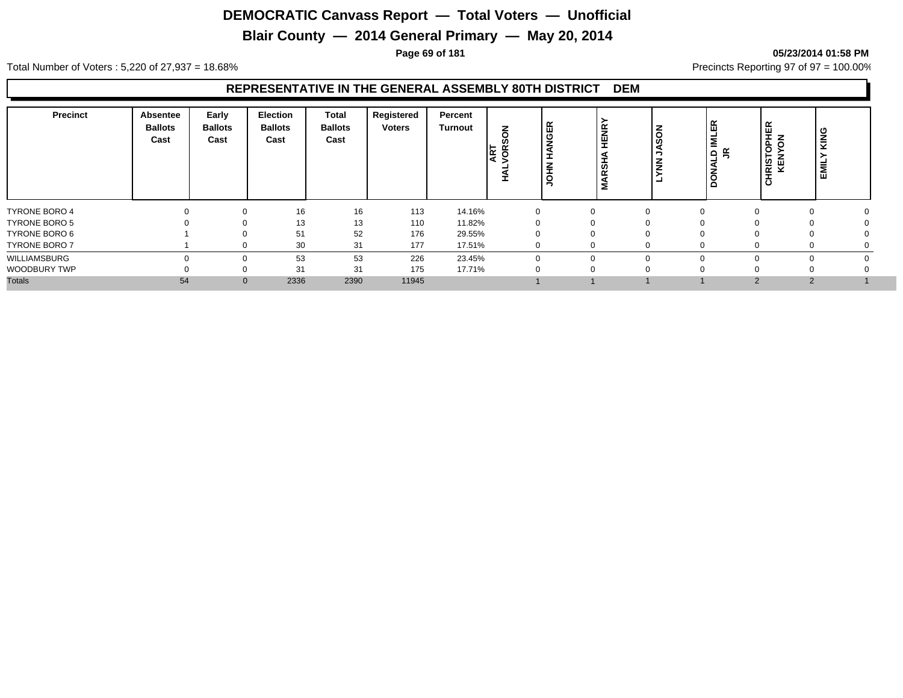# DEMOCRATIC Canvass Report — Total Voters — Unofficial

## Blair County — 2014 General Primary — May 20, 2014

05/23/2014 01:58 PM

Total Number of Voters : 5,220 of 27,937 = 18.68%

Precincts Reporting 97 of 97 = 100.00%

### REPRESENTATIVE IN THE GENERAL ASSEMBLY 80TH DISTRICT DEM

| Precinct | Absentee Ballots Cast | Early Ballots Cast | Election Ballots Cast | Total Ballots Cast | Registered Voters | Percent Turnout | ART HALVORSON | JOHN HANGER | MARSHA HENRY | LYNN JASON | DONALD IMLER JR | CHRISTOPHER KENYON | EMILY KING |
|---|---|---|---|---|---|---|---|---|---|---|---|---|---|
| TYRONE BORO 4 | 0 | 0 | 16 | 16 | 113 | 14.16% | 0 | 0 | 0 | 0 | 0 | 0 | 0 |
| TYRONE BORO 5 | 0 | 0 | 13 | 13 | 110 | 11.82% | 0 | 0 | 0 | 0 | 0 | 0 | 0 |
| TYRONE BORO 6 | 1 | 0 | 51 | 52 | 176 | 29.55% | 0 | 0 | 0 | 0 | 0 | 0 | 0 |
| TYRONE BORO 7 | 1 | 0 | 30 | 31 | 177 | 17.51% | 0 | 0 | 0 | 0 | 0 | 0 | 0 |
| WILLIAMSBURG | 0 | 0 | 53 | 53 | 226 | 23.45% | 0 | 0 | 0 | 0 | 0 | 0 | 0 |
| WOODBURY TWP | 0 | 0 | 31 | 31 | 175 | 17.71% | 0 | 0 | 0 | 0 | 0 | 0 | 0 |
| Totals | 54 | 0 | 2336 | 2390 | 11945 | | 1 | 1 | 1 | 1 | 2 | 2 | 1 |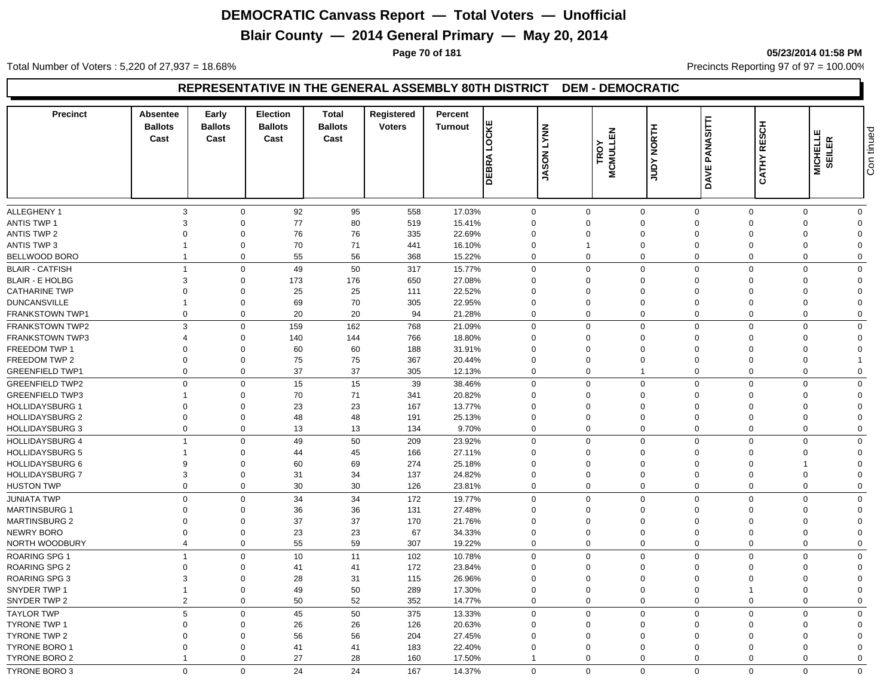# DEMOCRATIC Canvass Report — Total Voters — Unofficial

## Blair County — 2014 General Primary — May 20, 2014

05/23/2014 01:58 PM

Total Number of Voters : 5,220 of 27,937 = 18.68%

Precincts Reporting 97 of 97 = 100.00%

### REPRESENTATIVE IN THE GENERAL ASSEMBLY 80TH DISTRICT DEM - DEMOCRATIC

| Precinct | Absentee Ballots Cast | Early Ballots Cast | Election Ballots Cast | Total Ballots Cast | Registered Voters | Percent Turnout | DEBRA LOCKE | JASON LYNN | TROY MCMULLEN | JUDY NORTH | DAVE PANASITTI | CATHY RESCH | MICHELLE SEILER |
|---|---|---|---|---|---|---|---|---|---|---|---|---|---|
| ALLEGHENY 1 | 3 | 0 | 92 | 95 | 558 | 17.03% | 0 | 0 | 0 | 0 | 0 | 0 | 0 |
| ANTIS TWP 1 | 3 | 0 | 77 | 80 | 519 | 15.41% | 0 | 0 | 0 | 0 | 0 | 0 | 0 |
| ANTIS TWP 2 | 0 | 0 | 76 | 76 | 335 | 22.69% | 0 | 0 | 0 | 0 | 0 | 0 | 0 |
| ANTIS TWP 3 | 1 | 0 | 70 | 71 | 441 | 16.10% | 0 | 1 | 0 | 0 | 0 | 0 | 0 |
| BELLWOOD BORO | 1 | 0 | 55 | 56 | 368 | 15.22% | 0 | 0 | 0 | 0 | 0 | 0 | 0 |
| BLAIR - CATFISH | 1 | 0 | 49 | 50 | 317 | 15.77% | 0 | 0 | 0 | 0 | 0 | 0 | 0 |
| BLAIR - E HOLBG | 3 | 0 | 173 | 176 | 650 | 27.08% | 0 | 0 | 0 | 0 | 0 | 0 | 0 |
| CATHARINE TWP | 0 | 0 | 25 | 25 | 111 | 22.52% | 0 | 0 | 0 | 0 | 0 | 0 | 0 |
| DUNCANSVILLE | 1 | 0 | 69 | 70 | 305 | 22.95% | 0 | 0 | 0 | 0 | 0 | 0 | 0 |
| FRANKSTOWN TWP1 | 0 | 0 | 20 | 20 | 94 | 21.28% | 0 | 0 | 0 | 0 | 0 | 0 | 0 |
| FRANKSTOWN TWP2 | 3 | 0 | 159 | 162 | 768 | 21.09% | 0 | 0 | 0 | 0 | 0 | 0 | 0 |
| FRANKSTOWN TWP3 | 4 | 0 | 140 | 144 | 766 | 18.80% | 0 | 0 | 0 | 0 | 0 | 0 | 0 |
| FREEDOM TWP 1 | 0 | 0 | 60 | 60 | 188 | 31.91% | 0 | 0 | 0 | 0 | 0 | 0 | 0 |
| FREEDOM TWP 2 | 0 | 0 | 75 | 75 | 367 | 20.44% | 0 | 0 | 0 | 0 | 0 | 0 | 1 |
| GREENFIELD TWP1 | 0 | 0 | 37 | 37 | 305 | 12.13% | 0 | 0 | 1 | 0 | 0 | 0 | 0 |
| GREENFIELD TWP2 | 0 | 0 | 15 | 15 | 39 | 38.46% | 0 | 0 | 0 | 0 | 0 | 0 | 0 |
| GREENFIELD TWP3 | 1 | 0 | 70 | 71 | 341 | 20.82% | 0 | 0 | 0 | 0 | 0 | 0 | 0 |
| HOLLIDAYSBURG 1 | 0 | 0 | 23 | 23 | 167 | 13.77% | 0 | 0 | 0 | 0 | 0 | 0 | 0 |
| HOLLIDAYSBURG 2 | 0 | 0 | 48 | 48 | 191 | 25.13% | 0 | 0 | 0 | 0 | 0 | 0 | 0 |
| HOLLIDAYSBURG 3 | 0 | 0 | 13 | 13 | 134 | 9.70% | 0 | 0 | 0 | 0 | 0 | 0 | 0 |
| HOLLIDAYSBURG 4 | 1 | 0 | 49 | 50 | 209 | 23.92% | 0 | 0 | 0 | 0 | 0 | 0 | 0 |
| HOLLIDAYSBURG 5 | 1 | 0 | 44 | 45 | 166 | 27.11% | 0 | 0 | 0 | 0 | 0 | 0 | 0 |
| HOLLIDAYSBURG 6 | 9 | 0 | 60 | 69 | 274 | 25.18% | 0 | 0 | 0 | 0 | 0 | 1 | 0 |
| HOLLIDAYSBURG 7 | 3 | 0 | 31 | 34 | 137 | 24.82% | 0 | 0 | 0 | 0 | 0 | 0 | 0 |
| HUSTON TWP | 0 | 0 | 30 | 30 | 126 | 23.81% | 0 | 0 | 0 | 0 | 0 | 0 | 0 |
| JUNIATA TWP | 0 | 0 | 34 | 34 | 172 | 19.77% | 0 | 0 | 0 | 0 | 0 | 0 | 0 |
| MARTINSBURG 1 | 0 | 0 | 36 | 36 | 131 | 27.48% | 0 | 0 | 0 | 0 | 0 | 0 | 0 |
| MARTINSBURG 2 | 0 | 0 | 37 | 37 | 170 | 21.76% | 0 | 0 | 0 | 0 | 0 | 0 | 0 |
| NEWRY BORO | 0 | 0 | 23 | 23 | 67 | 34.33% | 0 | 0 | 0 | 0 | 0 | 0 | 0 |
| NORTH WOODBURY | 4 | 0 | 55 | 59 | 307 | 19.22% | 0 | 0 | 0 | 0 | 0 | 0 | 0 |
| ROARING SPG 1 | 1 | 0 | 10 | 11 | 102 | 10.78% | 0 | 0 | 0 | 0 | 0 | 0 | 0 |
| ROARING SPG 2 | 0 | 0 | 41 | 41 | 172 | 23.84% | 0 | 0 | 0 | 0 | 0 | 0 | 0 |
| ROARING SPG 3 | 3 | 0 | 28 | 31 | 115 | 26.96% | 0 | 0 | 0 | 0 | 0 | 0 | 0 |
| SNYDER TWP 1 | 1 | 0 | 49 | 50 | 289 | 17.30% | 0 | 0 | 0 | 0 | 1 | 0 | 0 |
| SNYDER TWP 2 | 2 | 0 | 50 | 52 | 352 | 14.77% | 0 | 0 | 0 | 0 | 0 | 0 | 0 |
| TAYLOR TWP | 5 | 0 | 45 | 50 | 375 | 13.33% | 0 | 0 | 0 | 0 | 0 | 0 | 0 |
| TYRONE TWP 1 | 0 | 0 | 26 | 26 | 126 | 20.63% | 0 | 0 | 0 | 0 | 0 | 0 | 0 |
| TYRONE TWP 2 | 0 | 0 | 56 | 56 | 204 | 27.45% | 0 | 0 | 0 | 0 | 0 | 0 | 0 |
| TYRONE BORO 1 | 0 | 0 | 41 | 41 | 183 | 22.40% | 0 | 0 | 0 | 0 | 0 | 0 | 0 |
| TYRONE BORO 2 | 1 | 0 | 27 | 28 | 160 | 17.50% | 1 | 0 | 0 | 0 | 0 | 0 | 0 |
| TYRONE BORO 3 | 0 | 0 | 24 | 24 | 167 | 14.37% | 0 | 0 | 0 | 0 | 0 | 0 | 0 |

Continued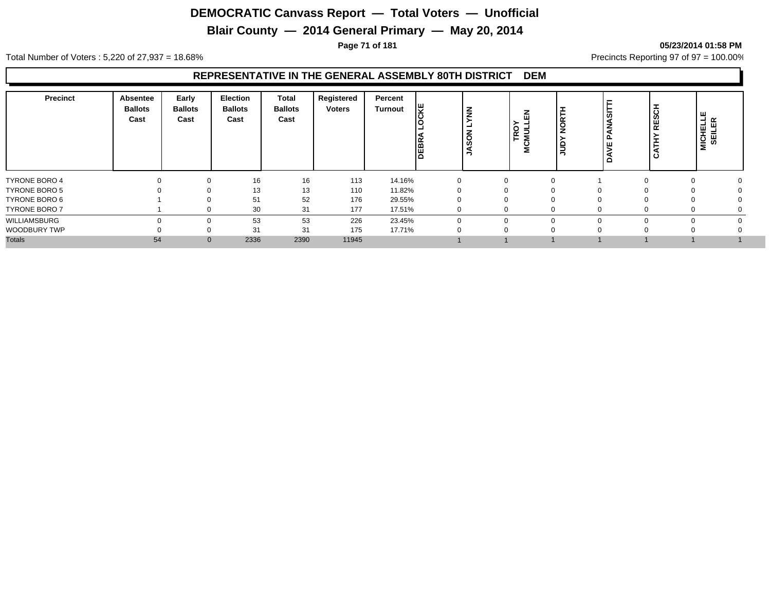# DEMOCRATIC Canvass Report — Total Voters — Unofficial

## Blair County — 2014 General Primary — May 20, 2014

05/23/2014 01:58 PM

Total Number of Voters : 5,220 of 27,937 = 18.68%

Precincts Reporting 97 of 97 = 100.00%

### REPRESENTATIVE IN THE GENERAL ASSEMBLY 80TH DISTRICT DEM

| Precinct | Absentee Ballots Cast | Early Ballots Cast | Election Ballots Cast | Total Ballots Cast | Registered Voters | Percent Turnout | DEBRA LOCKE | JASON LYNN | TROY MCMULLEN | JUDY NORTH | DAVE PANASITTI | CATHY RESCH | MICHELLE SEILER |
|---|---|---|---|---|---|---|---|---|---|---|---|---|---|
| TYRONE BORO 4 | 0 | 0 | 16 | 16 | 113 | 14.16% | 0 | 0 | 0 | 1 | 0 | 0 | 0 |
| TYRONE BORO 5 | 0 | 0 | 13 | 13 | 110 | 11.82% | 0 | 0 | 0 | 0 | 0 | 0 | 0 |
| TYRONE BORO 6 | 1 | 0 | 51 | 52 | 176 | 29.55% | 0 | 0 | 0 | 0 | 0 | 0 | 0 |
| TYRONE BORO 7 | 1 | 0 | 30 | 31 | 177 | 17.51% | 0 | 0 | 0 | 0 | 0 | 0 | 0 |
| WILLIAMSBURG | 0 | 0 | 53 | 53 | 226 | 23.45% | 0 | 0 | 0 | 0 | 0 | 0 | 0 |
| WOODBURY TWP | 0 | 0 | 31 | 31 | 175 | 17.71% | 0 | 0 | 0 | 0 | 0 | 0 | 0 |
| Totals | 54 | 0 | 2336 | 2390 | 11945 | | 1 | 1 | 1 | 1 | 1 | 1 | 1 |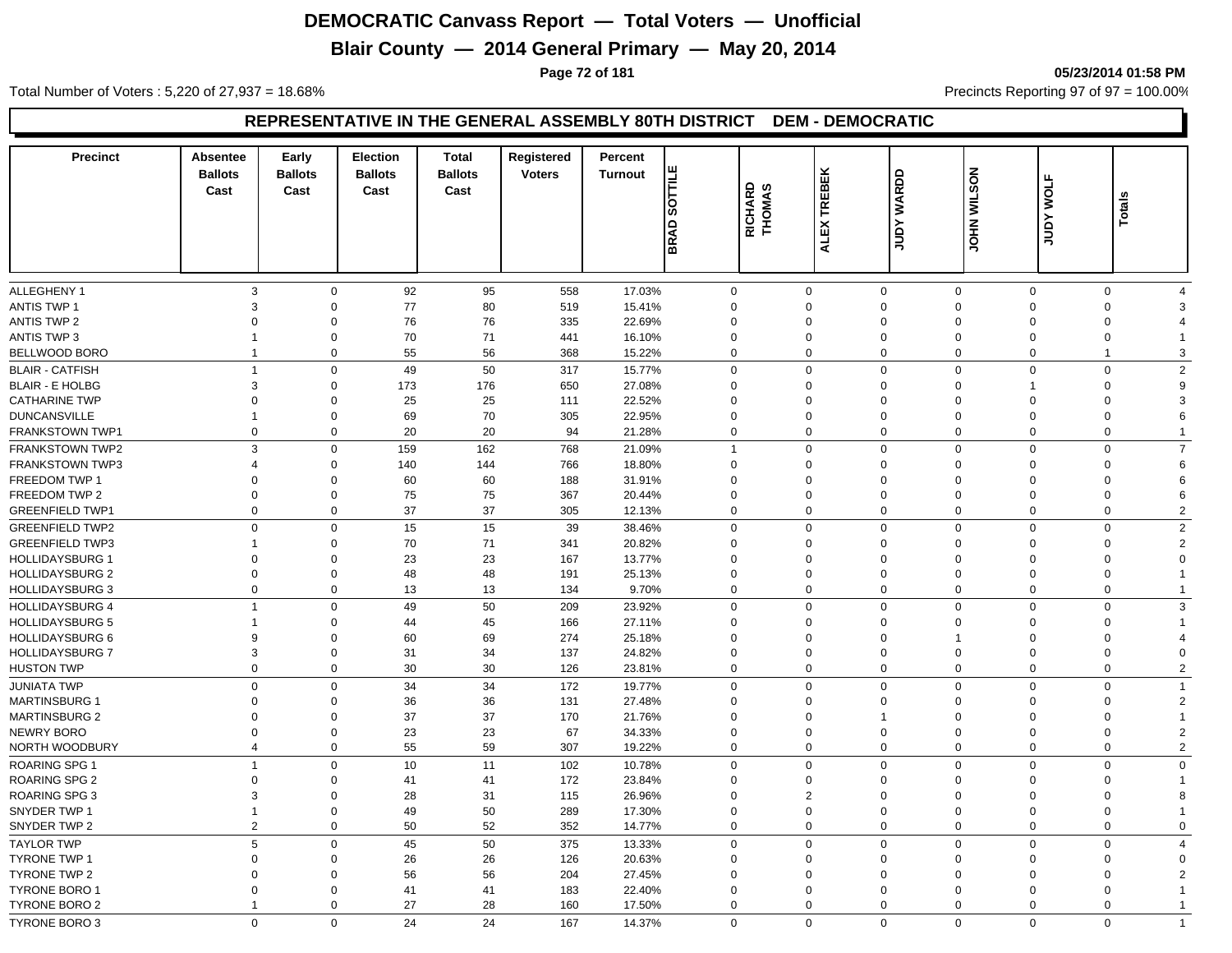# DEMOCRATIC Canvass Report — Total Voters — Unofficial

## Blair County — 2014 General Primary — May 20, 2014

05/23/2014 01:58 PM

Total Number of Voters : 5,220 of 27,937 = 18.68%

Precincts Reporting 97 of 97 = 100.00%

### REPRESENTATIVE IN THE GENERAL ASSEMBLY 80TH DISTRICT DEM - DEMOCRATIC

| Precinct | Absentee Ballots Cast | Early Ballots Cast | Election Ballots Cast | Total Ballots Cast | Registered Voters | Percent Turnout | BRAD SOTTILE | RICHARD THOMAS | ALEX TREBEK | JUDY WARDD | JOHN WILSON | JUDY WOLF | Totals |
|---|---|---|---|---|---|---|---|---|---|---|---|---|---|
| ALLEGHENY 1 | 3 | 0 | 92 | 95 | 558 | 17.03% | 0 | 0 | 0 | 0 | 0 | 0 | 4 |
| ANTIS TWP 1 | 3 | 0 | 77 | 80 | 519 | 15.41% | 0 | 0 | 0 | 0 | 0 | 0 | 3 |
| ANTIS TWP 2 | 0 | 0 | 76 | 76 | 335 | 22.69% | 0 | 0 | 0 | 0 | 0 | 0 | 4 |
| ANTIS TWP 3 | 1 | 0 | 70 | 71 | 441 | 16.10% | 0 | 0 | 0 | 0 | 0 | 0 | 1 |
| BELLWOOD BORO | 1 | 0 | 55 | 56 | 368 | 15.22% | 0 | 0 | 0 | 0 | 0 | 1 | 3 |
| BLAIR - CATFISH | 1 | 0 | 49 | 50 | 317 | 15.77% | 0 | 0 | 0 | 0 | 0 | 0 | 2 |
| BLAIR - E HOLBG | 3 | 0 | 173 | 176 | 650 | 27.08% | 0 | 0 | 0 | 0 | 1 | 0 | 9 |
| CATHARINE TWP | 0 | 0 | 25 | 25 | 111 | 22.52% | 0 | 0 | 0 | 0 | 0 | 0 | 3 |
| DUNCANSVILLE | 1 | 0 | 69 | 70 | 305 | 22.95% | 0 | 0 | 0 | 0 | 0 | 0 | 6 |
| FRANKSTOWN TWP1 | 0 | 0 | 20 | 20 | 94 | 21.28% | 0 | 0 | 0 | 0 | 0 | 0 | 1 |
| FRANKSTOWN TWP2 | 3 | 0 | 159 | 162 | 768 | 21.09% | 1 | 0 | 0 | 0 | 0 | 0 | 7 |
| FRANKSTOWN TWP3 | 4 | 0 | 140 | 144 | 766 | 18.80% | 0 | 0 | 0 | 0 | 0 | 0 | 6 |
| FREEDOM TWP 1 | 0 | 0 | 60 | 60 | 188 | 31.91% | 0 | 0 | 0 | 0 | 0 | 0 | 6 |
| FREEDOM TWP 2 | 0 | 0 | 75 | 75 | 367 | 20.44% | 0 | 0 | 0 | 0 | 0 | 0 | 6 |
| GREENFIELD TWP1 | 0 | 0 | 37 | 37 | 305 | 12.13% | 0 | 0 | 0 | 0 | 0 | 0 | 2 |
| GREENFIELD TWP2 | 0 | 0 | 15 | 15 | 39 | 38.46% | 0 | 0 | 0 | 0 | 0 | 0 | 2 |
| GREENFIELD TWP3 | 1 | 0 | 70 | 71 | 341 | 20.82% | 0 | 0 | 0 | 0 | 0 | 0 | 2 |
| HOLLIDAYSBURG 1 | 0 | 0 | 23 | 23 | 167 | 13.77% | 0 | 0 | 0 | 0 | 0 | 0 | 0 |
| HOLLIDAYSBURG 2 | 0 | 0 | 48 | 48 | 191 | 25.13% | 0 | 0 | 0 | 0 | 0 | 0 | 1 |
| HOLLIDAYSBURG 3 | 0 | 0 | 13 | 13 | 134 | 9.70% | 0 | 0 | 0 | 0 | 0 | 0 | 1 |
| HOLLIDAYSBURG 4 | 1 | 0 | 49 | 50 | 209 | 23.92% | 0 | 0 | 0 | 0 | 0 | 0 | 3 |
| HOLLIDAYSBURG 5 | 1 | 0 | 44 | 45 | 166 | 27.11% | 0 | 0 | 0 | 0 | 0 | 0 | 1 |
| HOLLIDAYSBURG 6 | 9 | 0 | 60 | 69 | 274 | 25.18% | 0 | 0 | 0 | 1 | 0 | 0 | 4 |
| HOLLIDAYSBURG 7 | 3 | 0 | 31 | 34 | 137 | 24.82% | 0 | 0 | 0 | 0 | 0 | 0 | 0 |
| HUSTON TWP | 0 | 0 | 30 | 30 | 126 | 23.81% | 0 | 0 | 0 | 0 | 0 | 0 | 2 |
| JUNIATA TWP | 0 | 0 | 34 | 34 | 172 | 19.77% | 0 | 0 | 0 | 0 | 0 | 0 | 1 |
| MARTINSBURG 1 | 0 | 0 | 36 | 36 | 131 | 27.48% | 0 | 0 | 0 | 0 | 0 | 0 | 2 |
| MARTINSBURG 2 | 0 | 0 | 37 | 37 | 170 | 21.76% | 0 | 0 | 1 | 0 | 0 | 0 | 1 |
| NEWRY BORO | 0 | 0 | 23 | 23 | 67 | 34.33% | 0 | 0 | 0 | 0 | 0 | 0 | 2 |
| NORTH WOODBURY | 4 | 0 | 55 | 59 | 307 | 19.22% | 0 | 0 | 0 | 0 | 0 | 0 | 2 |
| ROARING SPG 1 | 1 | 0 | 10 | 11 | 102 | 10.78% | 0 | 0 | 0 | 0 | 0 | 0 | 0 |
| ROARING SPG 2 | 0 | 0 | 41 | 41 | 172 | 23.84% | 0 | 0 | 0 | 0 | 0 | 0 | 1 |
| ROARING SPG 3 | 3 | 0 | 28 | 31 | 115 | 26.96% | 0 | 2 | 0 | 0 | 0 | 0 | 8 |
| SNYDER TWP 1 | 1 | 0 | 49 | 50 | 289 | 17.30% | 0 | 0 | 0 | 0 | 0 | 0 | 1 |
| SNYDER TWP 2 | 2 | 0 | 50 | 52 | 352 | 14.77% | 0 | 0 | 0 | 0 | 0 | 0 | 0 |
| TAYLOR TWP | 5 | 0 | 45 | 50 | 375 | 13.33% | 0 | 0 | 0 | 0 | 0 | 0 | 4 |
| TYRONE TWP 1 | 0 | 0 | 26 | 26 | 126 | 20.63% | 0 | 0 | 0 | 0 | 0 | 0 | 0 |
| TYRONE TWP 2 | 0 | 0 | 56 | 56 | 204 | 27.45% | 0 | 0 | 0 | 0 | 0 | 0 | 2 |
| TYRONE BORO 1 | 0 | 0 | 41 | 41 | 183 | 22.40% | 0 | 0 | 0 | 0 | 0 | 0 | 1 |
| TYRONE BORO 2 | 1 | 0 | 27 | 28 | 160 | 17.50% | 0 | 0 | 0 | 0 | 0 | 0 | 1 |
| TYRONE BORO 3 | 0 | 0 | 24 | 24 | 167 | 14.37% | 0 | 0 | 0 | 0 | 0 | 0 | 1 |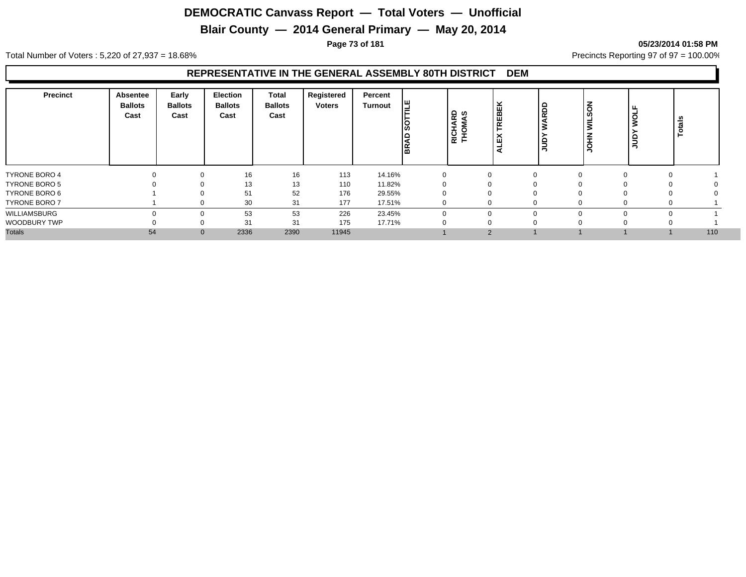# DEMOCRATIC Canvass Report — Total Voters — Unofficial

## Blair County — 2014 General Primary — May 20, 2014

05/23/2014 01:58 PM

Total Number of Voters : 5,220 of 27,937 = 18.68%

Precincts Reporting 97 of 97 = 100.00%

### REPRESENTATIVE IN THE GENERAL ASSEMBLY 80TH DISTRICT DEM

| Precinct | Absentee Ballots Cast | Early Ballots Cast | Election Ballots Cast | Total Ballots Cast | Registered Voters | Percent Turnout | BRAD SOTTILE | RICHARD THOMAS | ALEX TREBEK | JUDY WARDD | JOHN WILSON | JUDY WOLF | Totals |
|---|---|---|---|---|---|---|---|---|---|---|---|---|---|
| TYRONE BORO 4 | 0 | 0 | 16 | 16 | 113 | 14.16% | 0 | 0 | 0 | 0 | 0 | 0 | 1 |
| TYRONE BORO 5 | 0 | 0 | 13 | 13 | 110 | 11.82% | 0 | 0 | 0 | 0 | 0 | 0 | 0 |
| TYRONE BORO 6 | 1 | 0 | 51 | 52 | 176 | 29.55% | 0 | 0 | 0 | 0 | 0 | 0 | 0 |
| TYRONE BORO 7 | 1 | 0 | 30 | 31 | 177 | 17.51% | 0 | 0 | 0 | 0 | 0 | 0 | 1 |
| WILLIAMSBURG | 0 | 0 | 53 | 53 | 226 | 23.45% | 0 | 0 | 0 | 0 | 0 | 0 | 1 |
| WOODBURY TWP | 0 | 0 | 31 | 31 | 175 | 17.71% | 0 | 0 | 0 | 0 | 0 | 0 | 1 |
| Totals | 54 | 0 | 2336 | 2390 | 11945 | | 1 | 2 | 1 | 1 | 1 | 1 | 110 |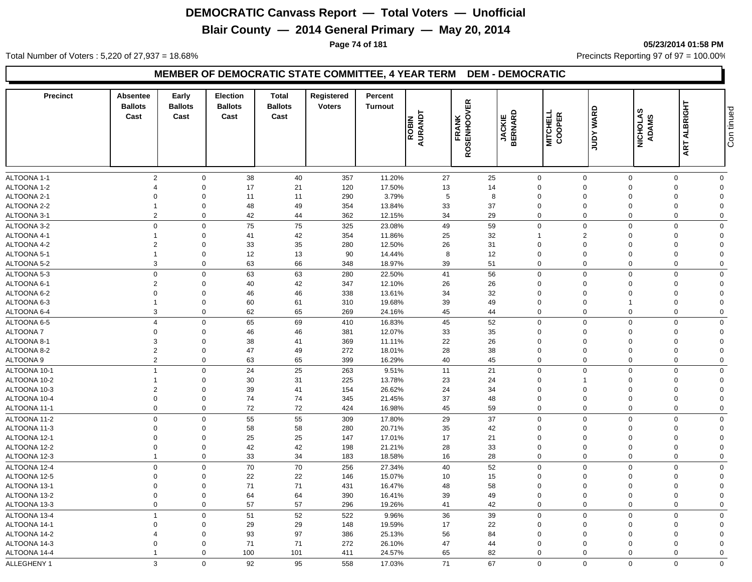# DEMOCRATIC Canvass Report — Total Voters — Unofficial

## Blair County — 2014 General Primary — May 20, 2014

05/23/2014 01:58 PM

Total Number of Voters : 5,220 of 27,937 = 18.68%

Precincts Reporting 97 of 97 = 100.00%

### MEMBER OF DEMOCRATIC STATE COMMITTEE, 4 YEAR TERM DEM - DEMOCRATIC

| Precinct | Absentee Ballots Cast | Early Ballots Cast | Election Ballots Cast | Total Ballots Cast | Registered Voters | Percent Turnout | ROBIN AURANDT | FRANK ROSENHOOVER | JACKIE BERNARD | MITCHELL COOPER | JUDY WARD | NICHOLAS ADAMS | ART ALBRIGHT |
|---|---|---|---|---|---|---|---|---|---|---|---|---|---|
| ALTOONA 1-1 | 2 | 0 | 38 | 40 | 357 | 11.20% | 27 | 25 | 0 | 0 | 0 | 0 | 0 |
| ALTOONA 1-2 | 4 | 0 | 17 | 21 | 120 | 17.50% | 13 | 14 | 0 | 0 | 0 | 0 | 0 |
| ALTOONA 2-1 | 0 | 0 | 11 | 11 | 290 | 3.79% | 5 | 8 | 0 | 0 | 0 | 0 | 0 |
| ALTOONA 2-2 | 1 | 0 | 48 | 49 | 354 | 13.84% | 33 | 37 | 0 | 0 | 0 | 0 | 0 |
| ALTOONA 3-1 | 2 | 0 | 42 | 44 | 362 | 12.15% | 34 | 29 | 0 | 0 | 0 | 0 | 0 |
| ALTOONA 3-2 | 0 | 0 | 75 | 75 | 325 | 23.08% | 49 | 59 | 0 | 0 | 0 | 0 | 0 |
| ALTOONA 4-1 | 1 | 0 | 41 | 42 | 354 | 11.86% | 25 | 32 | 1 | 2 | 0 | 0 | 0 |
| ALTOONA 4-2 | 2 | 0 | 33 | 35 | 280 | 12.50% | 26 | 31 | 0 | 0 | 0 | 0 | 0 |
| ALTOONA 5-1 | 1 | 0 | 12 | 13 | 90 | 14.44% | 8 | 12 | 0 | 0 | 0 | 0 | 0 |
| ALTOONA 5-2 | 3 | 0 | 63 | 66 | 348 | 18.97% | 39 | 51 | 0 | 0 | 0 | 0 | 0 |
| ALTOONA 5-3 | 0 | 0 | 63 | 63 | 280 | 22.50% | 41 | 56 | 0 | 0 | 0 | 0 | 0 |
| ALTOONA 6-1 | 2 | 0 | 40 | 42 | 347 | 12.10% | 26 | 26 | 0 | 0 | 0 | 0 | 0 |
| ALTOONA 6-2 | 0 | 0 | 46 | 46 | 338 | 13.61% | 34 | 32 | 0 | 0 | 0 | 0 | 0 |
| ALTOONA 6-3 | 1 | 0 | 60 | 61 | 310 | 19.68% | 39 | 49 | 0 | 0 | 1 | 0 | 0 |
| ALTOONA 6-4 | 3 | 0 | 62 | 65 | 269 | 24.16% | 45 | 44 | 0 | 0 | 0 | 0 | 0 |
| ALTOONA 6-5 | 4 | 0 | 65 | 69 | 410 | 16.83% | 45 | 52 | 0 | 0 | 0 | 0 | 0 |
| ALTOONA 7 | 0 | 0 | 46 | 46 | 381 | 12.07% | 33 | 35 | 0 | 0 | 0 | 0 | 0 |
| ALTOONA 8-1 | 3 | 0 | 38 | 41 | 369 | 11.11% | 22 | 26 | 0 | 0 | 0 | 0 | 0 |
| ALTOONA 8-2 | 2 | 0 | 47 | 49 | 272 | 18.01% | 28 | 38 | 0 | 0 | 0 | 0 | 0 |
| ALTOONA 9 | 2 | 0 | 63 | 65 | 399 | 16.29% | 40 | 45 | 0 | 0 | 0 | 0 | 0 |
| ALTOONA 10-1 | 1 | 0 | 24 | 25 | 263 | 9.51% | 11 | 21 | 0 | 0 | 0 | 0 | 0 |
| ALTOONA 10-2 | 1 | 0 | 30 | 31 | 225 | 13.78% | 23 | 24 | 0 | 1 | 0 | 0 | 0 |
| ALTOONA 10-3 | 2 | 0 | 39 | 41 | 154 | 26.62% | 24 | 34 | 0 | 0 | 0 | 0 | 0 |
| ALTOONA 10-4 | 0 | 0 | 74 | 74 | 345 | 21.45% | 37 | 48 | 0 | 0 | 0 | 0 | 0 |
| ALTOONA 11-1 | 0 | 0 | 72 | 72 | 424 | 16.98% | 45 | 59 | 0 | 0 | 0 | 0 | 0 |
| ALTOONA 11-2 | 0 | 0 | 55 | 55 | 309 | 17.80% | 29 | 37 | 0 | 0 | 0 | 0 | 0 |
| ALTOONA 11-3 | 0 | 0 | 58 | 58 | 280 | 20.71% | 35 | 42 | 0 | 0 | 0 | 0 | 0 |
| ALTOONA 12-1 | 0 | 0 | 25 | 25 | 147 | 17.01% | 17 | 21 | 0 | 0 | 0 | 0 | 0 |
| ALTOONA 12-2 | 0 | 0 | 42 | 42 | 198 | 21.21% | 28 | 33 | 0 | 0 | 0 | 0 | 0 |
| ALTOONA 12-3 | 1 | 0 | 33 | 34 | 183 | 18.58% | 16 | 28 | 0 | 0 | 0 | 0 | 0 |
| ALTOONA 12-4 | 0 | 0 | 70 | 70 | 256 | 27.34% | 40 | 52 | 0 | 0 | 0 | 0 | 0 |
| ALTOONA 12-5 | 0 | 0 | 22 | 22 | 146 | 15.07% | 10 | 15 | 0 | 0 | 0 | 0 | 0 |
| ALTOONA 13-1 | 0 | 0 | 71 | 71 | 431 | 16.47% | 48 | 58 | 0 | 0 | 0 | 0 | 0 |
| ALTOONA 13-2 | 0 | 0 | 64 | 64 | 390 | 16.41% | 39 | 49 | 0 | 0 | 0 | 0 | 0 |
| ALTOONA 13-3 | 0 | 0 | 57 | 57 | 296 | 19.26% | 41 | 42 | 0 | 0 | 0 | 0 | 0 |
| ALTOONA 13-4 | 1 | 0 | 51 | 52 | 522 | 9.96% | 36 | 39 | 0 | 0 | 0 | 0 | 0 |
| ALTOONA 14-1 | 0 | 0 | 29 | 29 | 148 | 19.59% | 17 | 22 | 0 | 0 | 0 | 0 | 0 |
| ALTOONA 14-2 | 4 | 0 | 93 | 97 | 386 | 25.13% | 56 | 84 | 0 | 0 | 0 | 0 | 0 |
| ALTOONA 14-3 | 0 | 0 | 71 | 71 | 272 | 26.10% | 47 | 44 | 0 | 0 | 0 | 0 | 0 |
| ALTOONA 14-4 | 1 | 0 | 100 | 101 | 411 | 24.57% | 65 | 82 | 0 | 0 | 0 | 0 | 0 |
| ALLEGHENY 1 | 3 | 0 | 92 | 95 | 558 | 17.03% | 71 | 67 | 0 | 0 | 0 | 0 | 0 |

Continued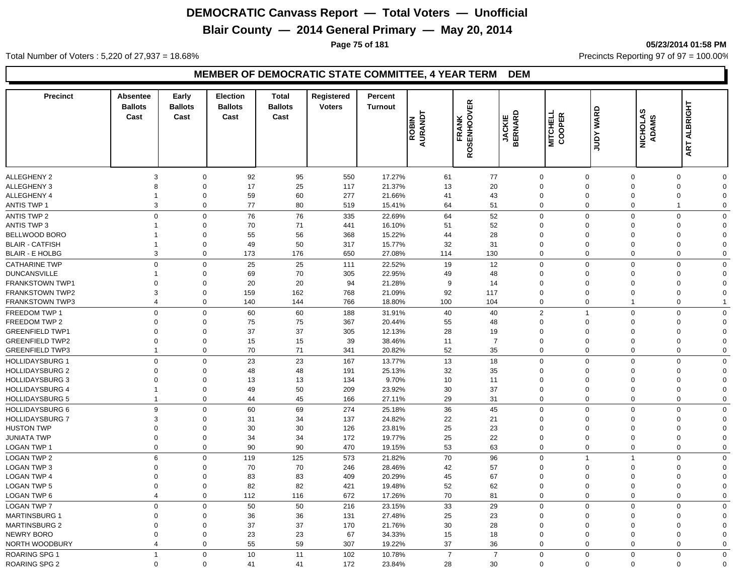# DEMOCRATIC Canvass Report — Total Voters — Unofficial

## Blair County — 2014 General Primary — May 20, 2014

05/23/2014 01:58 PM

Total Number of Voters : 5,220 of 27,937 = 18.68%

Precincts Reporting 97 of 97 = 100.00%

### MEMBER OF DEMOCRATIC STATE COMMITTEE, 4 YEAR TERM DEM

| Precinct | Absentee Ballots Cast | Early Ballots Cast | Election Ballots Cast | Total Ballots Cast | Registered Voters | Percent Turnout | ROBIN AURANDT | FRANK ROSENHOOVER | JACKIE BERNARD | MITCHELL COOPER | JUDY WARD | NICHOLAS ADAMS | ART ALBRIGHT |
|---|---|---|---|---|---|---|---|---|---|---|---|---|---|
| ALLEGHENY 2 | 3 | 0 | 92 | 95 | 550 | 17.27% | 61 | 77 | 0 | 0 | 0 | 0 | 0 |
| ALLEGHENY 3 | 8 | 0 | 17 | 25 | 117 | 21.37% | 13 | 20 | 0 | 0 | 0 | 0 | 0 |
| ALLEGHENY 4 | 1 | 0 | 59 | 60 | 277 | 21.66% | 41 | 43 | 0 | 0 | 0 | 0 | 0 |
| ANTIS TWP 1 | 3 | 0 | 77 | 80 | 519 | 15.41% | 64 | 51 | 0 | 0 | 0 | 1 | 0 |
| ANTIS TWP 2 | 0 | 0 | 76 | 76 | 335 | 22.69% | 64 | 52 | 0 | 0 | 0 | 0 | 0 |
| ANTIS TWP 3 | 1 | 0 | 70 | 71 | 441 | 16.10% | 51 | 52 | 0 | 0 | 0 | 0 | 0 |
| BELLWOOD BORO | 1 | 0 | 55 | 56 | 368 | 15.22% | 44 | 28 | 0 | 0 | 0 | 0 | 0 |
| BLAIR - CATFISH | 1 | 0 | 49 | 50 | 317 | 15.77% | 32 | 31 | 0 | 0 | 0 | 0 | 0 |
| BLAIR - E HOLBG | 3 | 0 | 173 | 176 | 650 | 27.08% | 114 | 130 | 0 | 0 | 0 | 0 | 0 |
| CATHARINE TWP | 0 | 0 | 25 | 25 | 111 | 22.52% | 19 | 12 | 0 | 0 | 0 | 0 | 0 |
| DUNCANSVILLE | 1 | 0 | 69 | 70 | 305 | 22.95% | 49 | 48 | 0 | 0 | 0 | 0 | 0 |
| FRANKSTOWN TWP1 | 0 | 0 | 20 | 20 | 94 | 21.28% | 9 | 14 | 0 | 0 | 0 | 0 | 0 |
| FRANKSTOWN TWP2 | 3 | 0 | 159 | 162 | 768 | 21.09% | 92 | 117 | 0 | 0 | 0 | 0 | 0 |
| FRANKSTOWN TWP3 | 4 | 0 | 140 | 144 | 766 | 18.80% | 100 | 104 | 0 | 0 | 1 | 0 | 1 |
| FREEDOM TWP 1 | 0 | 0 | 60 | 60 | 188 | 31.91% | 40 | 40 | 2 | 1 | 0 | 0 | 0 |
| FREEDOM TWP 2 | 0 | 0 | 75 | 75 | 367 | 20.44% | 55 | 48 | 0 | 0 | 0 | 0 | 0 |
| GREENFIELD TWP1 | 0 | 0 | 37 | 37 | 305 | 12.13% | 28 | 19 | 0 | 0 | 0 | 0 | 0 |
| GREENFIELD TWP2 | 0 | 0 | 15 | 15 | 39 | 38.46% | 11 | 7 | 0 | 0 | 0 | 0 | 0 |
| GREENFIELD TWP3 | 1 | 0 | 70 | 71 | 341 | 20.82% | 52 | 35 | 0 | 0 | 0 | 0 | 0 |
| HOLLIDAYSBURG 1 | 0 | 0 | 23 | 23 | 167 | 13.77% | 13 | 18 | 0 | 0 | 0 | 0 | 0 |
| HOLLIDAYSBURG 2 | 0 | 0 | 48 | 48 | 191 | 25.13% | 32 | 35 | 0 | 0 | 0 | 0 | 0 |
| HOLLIDAYSBURG 3 | 0 | 0 | 13 | 13 | 134 | 9.70% | 10 | 11 | 0 | 0 | 0 | 0 | 0 |
| HOLLIDAYSBURG 4 | 1 | 0 | 49 | 50 | 209 | 23.92% | 30 | 37 | 0 | 0 | 0 | 0 | 0 |
| HOLLIDAYSBURG 5 | 1 | 0 | 44 | 45 | 166 | 27.11% | 29 | 31 | 0 | 0 | 0 | 0 | 0 |
| HOLLIDAYSBURG 6 | 9 | 0 | 60 | 69 | 274 | 25.18% | 36 | 45 | 0 | 0 | 0 | 0 | 0 |
| HOLLIDAYSBURG 7 | 3 | 0 | 31 | 34 | 137 | 24.82% | 22 | 21 | 0 | 0 | 0 | 0 | 0 |
| HUSTON TWP | 0 | 0 | 30 | 30 | 126 | 23.81% | 25 | 23 | 0 | 0 | 0 | 0 | 0 |
| JUNIATA TWP | 0 | 0 | 34 | 34 | 172 | 19.77% | 25 | 22 | 0 | 0 | 0 | 0 | 0 |
| LOGAN TWP 1 | 0 | 0 | 90 | 90 | 470 | 19.15% | 53 | 63 | 0 | 0 | 0 | 0 | 0 |
| LOGAN TWP 2 | 6 | 0 | 119 | 125 | 573 | 21.82% | 70 | 96 | 0 | 1 | 1 | 0 | 0 |
| LOGAN TWP 3 | 0 | 0 | 70 | 70 | 246 | 28.46% | 42 | 57 | 0 | 0 | 0 | 0 | 0 |
| LOGAN TWP 4 | 0 | 0 | 83 | 83 | 409 | 20.29% | 45 | 67 | 0 | 0 | 0 | 0 | 0 |
| LOGAN TWP 5 | 0 | 0 | 82 | 82 | 421 | 19.48% | 52 | 62 | 0 | 0 | 0 | 0 | 0 |
| LOGAN TWP 6 | 4 | 0 | 112 | 116 | 672 | 17.26% | 70 | 81 | 0 | 0 | 0 | 0 | 0 |
| LOGAN TWP 7 | 0 | 0 | 50 | 50 | 216 | 23.15% | 33 | 29 | 0 | 0 | 0 | 0 | 0 |
| MARTINSBURG 1 | 0 | 0 | 36 | 36 | 131 | 27.48% | 25 | 23 | 0 | 0 | 0 | 0 | 0 |
| MARTINSBURG 2 | 0 | 0 | 37 | 37 | 170 | 21.76% | 30 | 28 | 0 | 0 | 0 | 0 | 0 |
| NEWRY BORO | 0 | 0 | 23 | 23 | 67 | 34.33% | 15 | 18 | 0 | 0 | 0 | 0 | 0 |
| NORTH WOODBURY | 4 | 0 | 55 | 59 | 307 | 19.22% | 37 | 36 | 0 | 0 | 0 | 0 | 0 |
| ROARING SPG 1 | 1 | 0 | 10 | 11 | 102 | 10.78% | 7 | 7 | 0 | 0 | 0 | 0 | 0 |
| ROARING SPG 2 | 0 | 0 | 41 | 41 | 172 | 23.84% | 28 | 30 | 0 | 0 | 0 | 0 | 0 |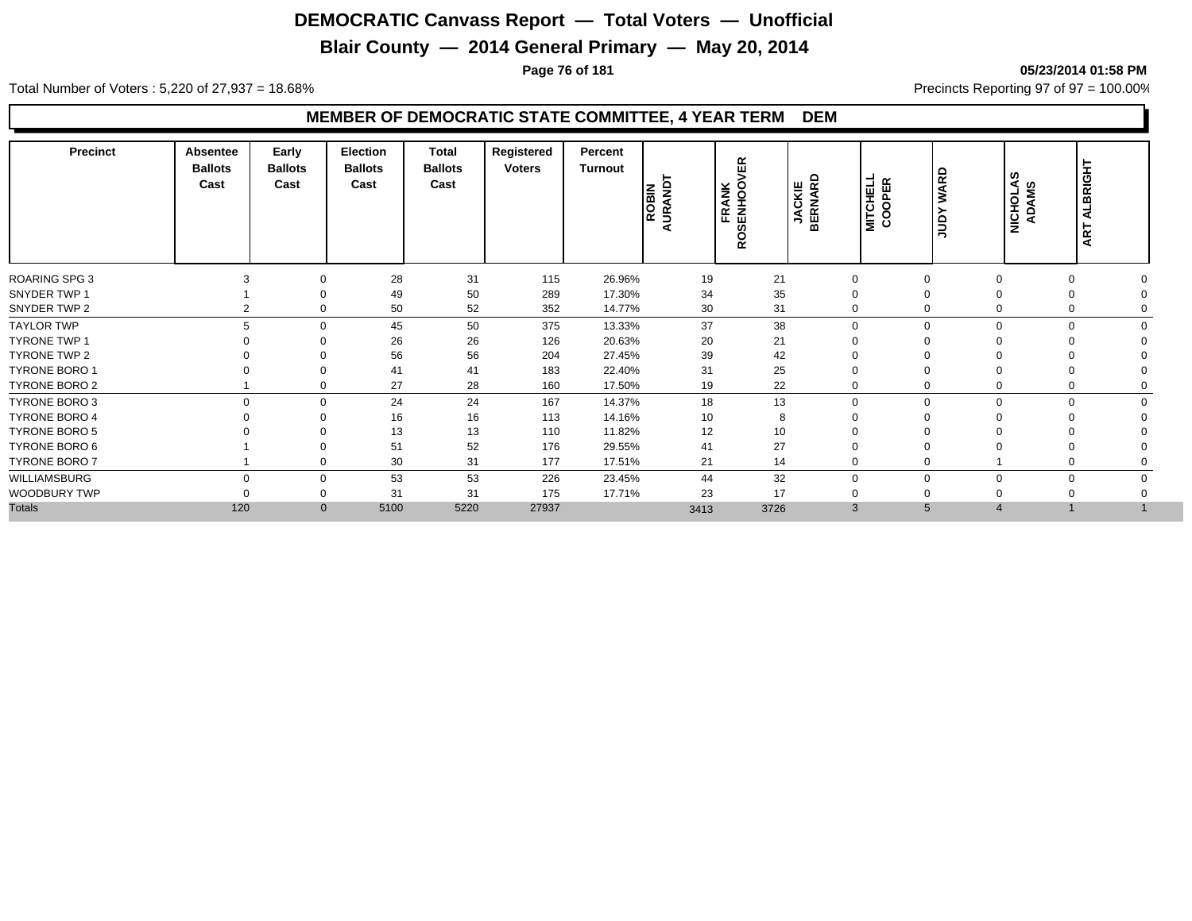# DEMOCRATIC Canvass Report — Total Voters — Unofficial

## Blair County — 2014 General Primary — May 20, 2014

05/23/2014 01:58 PM

Total Number of Voters : 5,220 of 27,937 = 18.68%

Precincts Reporting 97 of 97 = 100.00%

### MEMBER OF DEMOCRATIC STATE COMMITTEE, 4 YEAR TERM DEM

| Precinct | Absentee Ballots Cast | Early Ballots Cast | Election Ballots Cast | Total Ballots Cast | Registered Voters | Percent Turnout | ROBIN AURANDT | FRANK ROSENHOOVER | JACKIE BERNARD | MITCHELL COOPER | JUDY WARD | NICHOLAS ADAMS | ART ALBRIGHT |
|---|---|---|---|---|---|---|---|---|---|---|---|---|---|
| ROARING SPG 3 | 3 | 0 | 28 | 31 | 115 | 26.96% | 19 | 21 | 0 | 0 | 0 | 0 | 0 |
| SNYDER TWP 1 | 1 | 0 | 49 | 50 | 289 | 17.30% | 34 | 35 | 0 | 0 | 0 | 0 | 0 |
| SNYDER TWP 2 | 2 | 0 | 50 | 52 | 352 | 14.77% | 30 | 31 | 0 | 0 | 0 | 0 | 0 |
| TAYLOR TWP | 5 | 0 | 45 | 50 | 375 | 13.33% | 37 | 38 | 0 | 0 | 0 | 0 | 0 |
| TYRONE TWP 1 | 0 | 0 | 26 | 26 | 126 | 20.63% | 20 | 21 | 0 | 0 | 0 | 0 | 0 |
| TYRONE TWP 2 | 0 | 0 | 56 | 56 | 204 | 27.45% | 39 | 42 | 0 | 0 | 0 | 0 | 0 |
| TYRONE BORO 1 | 0 | 0 | 41 | 41 | 183 | 22.40% | 31 | 25 | 0 | 0 | 0 | 0 | 0 |
| TYRONE BORO 2 | 1 | 0 | 27 | 28 | 160 | 17.50% | 19 | 22 | 0 | 0 | 0 | 0 | 0 |
| TYRONE BORO 3 | 0 | 0 | 24 | 24 | 167 | 14.37% | 18 | 13 | 0 | 0 | 0 | 0 | 0 |
| TYRONE BORO 4 | 0 | 0 | 16 | 16 | 113 | 14.16% | 10 | 8 | 0 | 0 | 0 | 0 | 0 |
| TYRONE BORO 5 | 0 | 0 | 13 | 13 | 110 | 11.82% | 12 | 10 | 0 | 0 | 0 | 0 | 0 |
| TYRONE BORO 6 | 1 | 0 | 51 | 52 | 176 | 29.55% | 41 | 27 | 0 | 0 | 0 | 0 | 0 |
| TYRONE BORO 7 | 1 | 0 | 30 | 31 | 177 | 17.51% | 21 | 14 | 0 | 0 | 1 | 0 | 0 |
| WILLIAMSBURG | 0 | 0 | 53 | 53 | 226 | 23.45% | 44 | 32 | 0 | 0 | 0 | 0 | 0 |
| WOODBURY TWP | 0 | 0 | 31 | 31 | 175 | 17.71% | 23 | 17 | 0 | 0 | 0 | 0 | 0 |
| Totals | 120 | 0 | 5100 | 5220 | 27937 | | 3413 | 3726 | 3 | 5 | 4 | 1 | 1 |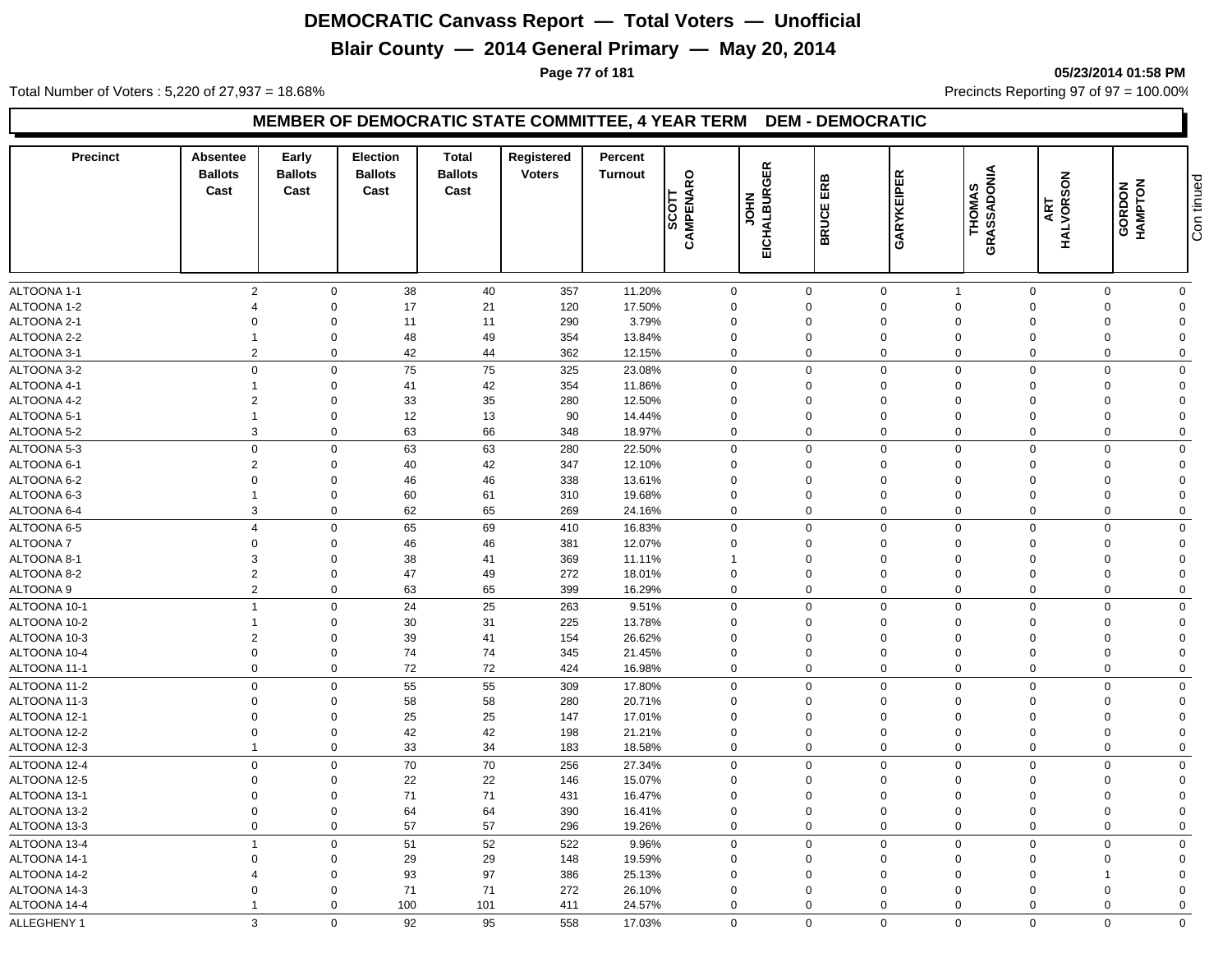# DEMOCRATIC Canvass Report — Total Voters — Unofficial

## Blair County — 2014 General Primary — May 20, 2014

05/23/2014 01:58 PM

Total Number of Voters : 5,220 of 27,937 = 18.68%

Precincts Reporting 97 of 97 = 100.00%

### MEMBER OF DEMOCRATIC STATE COMMITTEE, 4 YEAR TERM DEM - DEMOCRATIC

| Precinct | Absentee Ballots Cast | Early Ballots Cast | Election Ballots Cast | Total Ballots Cast | Registered Voters | Percent Turnout | SCOTT CAMPENARO | JOHN EICHALBURGER | BRUCE ERB | GARYKEIPER | THOMAS GRASSADONIA | ART HALVORSON | GORDON HAMPTON | Con tinued |
|---|---|---|---|---|---|---|---|---|---|---|---|---|---|---|
| ALTOONA 1-1 | 2 | 0 | 38 | 40 | 357 | 11.20% | 0 | 0 | 0 | 1 | 0 | 0 | 0 | |
| ALTOONA 1-2 | 4 | 0 | 17 | 21 | 120 | 17.50% | 0 | 0 | 0 | 0 | 0 | 0 | 0 | |
| ALTOONA 2-1 | 0 | 0 | 11 | 11 | 290 | 3.79% | 0 | 0 | 0 | 0 | 0 | 0 | 0 | |
| ALTOONA 2-2 | 1 | 0 | 48 | 49 | 354 | 13.84% | 0 | 0 | 0 | 0 | 0 | 0 | 0 | |
| ALTOONA 3-1 | 2 | 0 | 42 | 44 | 362 | 12.15% | 0 | 0 | 0 | 0 | 0 | 0 | 0 | |
| ALTOONA 3-2 | 0 | 0 | 75 | 75 | 325 | 23.08% | 0 | 0 | 0 | 0 | 0 | 0 | 0 | |
| ALTOONA 4-1 | 1 | 0 | 41 | 42 | 354 | 11.86% | 0 | 0 | 0 | 0 | 0 | 0 | 0 | |
| ALTOONA 4-2 | 2 | 0 | 33 | 35 | 280 | 12.50% | 0 | 0 | 0 | 0 | 0 | 0 | 0 | |
| ALTOONA 5-1 | 1 | 0 | 12 | 13 | 90 | 14.44% | 0 | 0 | 0 | 0 | 0 | 0 | 0 | |
| ALTOONA 5-2 | 3 | 0 | 63 | 66 | 348 | 18.97% | 0 | 0 | 0 | 0 | 0 | 0 | 0 | |
| ALTOONA 5-3 | 0 | 0 | 63 | 63 | 280 | 22.50% | 0 | 0 | 0 | 0 | 0 | 0 | 0 | |
| ALTOONA 6-1 | 2 | 0 | 40 | 42 | 347 | 12.10% | 0 | 0 | 0 | 0 | 0 | 0 | 0 | |
| ALTOONA 6-2 | 0 | 0 | 46 | 46 | 338 | 13.61% | 0 | 0 | 0 | 0 | 0 | 0 | 0 | |
| ALTOONA 6-3 | 1 | 0 | 60 | 61 | 310 | 19.68% | 0 | 0 | 0 | 0 | 0 | 0 | 0 | |
| ALTOONA 6-4 | 3 | 0 | 62 | 65 | 269 | 24.16% | 0 | 0 | 0 | 0 | 0 | 0 | 0 | |
| ALTOONA 6-5 | 4 | 0 | 65 | 69 | 410 | 16.83% | 0 | 0 | 0 | 0 | 0 | 0 | 0 | |
| ALTOONA 7 | 0 | 0 | 46 | 46 | 381 | 12.07% | 0 | 0 | 0 | 0 | 0 | 0 | 0 | |
| ALTOONA 8-1 | 3 | 0 | 38 | 41 | 369 | 11.11% | 1 | 0 | 0 | 0 | 0 | 0 | 0 | |
| ALTOONA 8-2 | 2 | 0 | 47 | 49 | 272 | 18.01% | 0 | 0 | 0 | 0 | 0 | 0 | 0 | |
| ALTOONA 9 | 2 | 0 | 63 | 65 | 399 | 16.29% | 0 | 0 | 0 | 0 | 0 | 0 | 0 | |
| ALTOONA 10-1 | 1 | 0 | 24 | 25 | 263 | 9.51% | 0 | 0 | 0 | 0 | 0 | 0 | 0 | |
| ALTOONA 10-2 | 1 | 0 | 30 | 31 | 225 | 13.78% | 0 | 0 | 0 | 0 | 0 | 0 | 0 | |
| ALTOONA 10-3 | 2 | 0 | 39 | 41 | 154 | 26.62% | 0 | 0 | 0 | 0 | 0 | 0 | 0 | |
| ALTOONA 10-4 | 0 | 0 | 74 | 74 | 345 | 21.45% | 0 | 0 | 0 | 0 | 0 | 0 | 0 | |
| ALTOONA 11-1 | 0 | 0 | 72 | 72 | 424 | 16.98% | 0 | 0 | 0 | 0 | 0 | 0 | 0 | |
| ALTOONA 11-2 | 0 | 0 | 55 | 55 | 309 | 17.80% | 0 | 0 | 0 | 0 | 0 | 0 | 0 | |
| ALTOONA 11-3 | 0 | 0 | 58 | 58 | 280 | 20.71% | 0 | 0 | 0 | 0 | 0 | 0 | 0 | |
| ALTOONA 12-1 | 0 | 0 | 25 | 25 | 147 | 17.01% | 0 | 0 | 0 | 0 | 0 | 0 | 0 | |
| ALTOONA 12-2 | 0 | 0 | 42 | 42 | 198 | 21.21% | 0 | 0 | 0 | 0 | 0 | 0 | 0 | |
| ALTOONA 12-3 | 1 | 0 | 33 | 34 | 183 | 18.58% | 0 | 0 | 0 | 0 | 0 | 0 | 0 | |
| ALTOONA 12-4 | 0 | 0 | 70 | 70 | 256 | 27.34% | 0 | 0 | 0 | 0 | 0 | 0 | 0 | |
| ALTOONA 12-5 | 0 | 0 | 22 | 22 | 146 | 15.07% | 0 | 0 | 0 | 0 | 0 | 0 | 0 | |
| ALTOONA 13-1 | 0 | 0 | 71 | 71 | 431 | 16.47% | 0 | 0 | 0 | 0 | 0 | 0 | 0 | |
| ALTOONA 13-2 | 0 | 0 | 64 | 64 | 390 | 16.41% | 0 | 0 | 0 | 0 | 0 | 0 | 0 | |
| ALTOONA 13-3 | 0 | 0 | 57 | 57 | 296 | 19.26% | 0 | 0 | 0 | 0 | 0 | 0 | 0 | |
| ALTOONA 13-4 | 1 | 0 | 51 | 52 | 522 | 9.96% | 0 | 0 | 0 | 0 | 0 | 0 | 0 | |
| ALTOONA 14-1 | 0 | 0 | 29 | 29 | 148 | 19.59% | 0 | 0 | 0 | 0 | 0 | 0 | 0 | |
| ALTOONA 14-2 | 4 | 0 | 93 | 97 | 386 | 25.13% | 0 | 0 | 0 | 0 | 0 | 1 | 0 | |
| ALTOONA 14-3 | 0 | 0 | 71 | 71 | 272 | 26.10% | 0 | 0 | 0 | 0 | 0 | 0 | 0 | |
| ALTOONA 14-4 | 1 | 0 | 100 | 101 | 411 | 24.57% | 0 | 0 | 0 | 0 | 0 | 0 | 0 | |
| ALLEGHENY 1 | 3 | 0 | 92 | 95 | 558 | 17.03% | 0 | 0 | 0 | 0 | 0 | 0 | 0 | |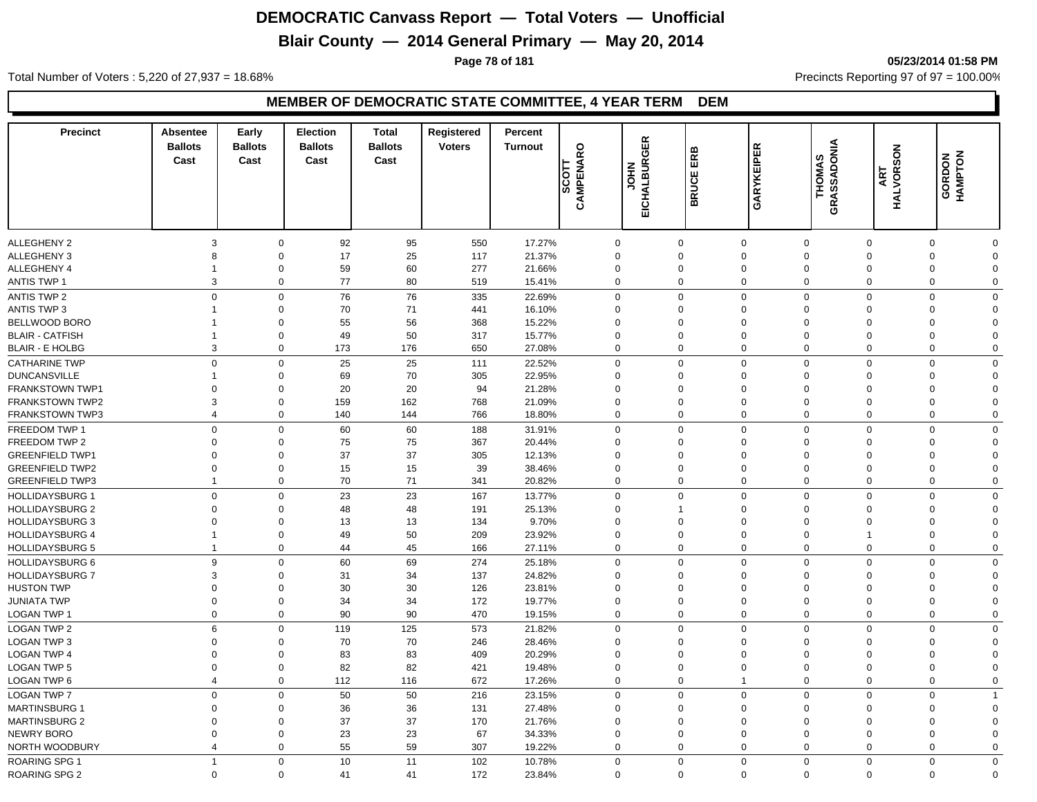# DEMOCRATIC Canvass Report — Total Voters — Unofficial

## Blair County — 2014 General Primary — May 20, 2014

05/23/2014 01:58 PM

Total Number of Voters : 5,220 of 27,937 = 18.68%

Precincts Reporting 97 of 97 = 100.00%

### MEMBER OF DEMOCRATIC STATE COMMITTEE, 4 YEAR TERM DEM

| Precinct | Absentee Ballots Cast | Early Ballots Cast | Election Ballots Cast | Total Ballots Cast | Registered Voters | Percent Turnout | SCOTT CAMPENARO | JOHN EICHALBURGER | BRUCE ERB | GARYKEIPER | THOMAS GRASSADONIA | ART HALVORSON | GORDON HAMPTON |
|---|---|---|---|---|---|---|---|---|---|---|---|---|---|
| ALLEGHENY 2 | 3 | 0 | 92 | 95 | 550 | 17.27% | 0 | 0 | 0 | 0 | 0 | 0 | 0 |
| ALLEGHENY 3 | 8 | 0 | 17 | 25 | 117 | 21.37% | 0 | 0 | 0 | 0 | 0 | 0 | 0 |
| ALLEGHENY 4 | 1 | 0 | 59 | 60 | 277 | 21.66% | 0 | 0 | 0 | 0 | 0 | 0 | 0 |
| ANTIS TWP 1 | 3 | 0 | 77 | 80 | 519 | 15.41% | 0 | 0 | 0 | 0 | 0 | 0 | 0 |
| ANTIS TWP 2 | 0 | 0 | 76 | 76 | 335 | 22.69% | 0 | 0 | 0 | 0 | 0 | 0 | 0 |
| ANTIS TWP 3 | 1 | 0 | 70 | 71 | 441 | 16.10% | 0 | 0 | 0 | 0 | 0 | 0 | 0 |
| BELLWOOD BORO | 1 | 0 | 55 | 56 | 368 | 15.22% | 0 | 0 | 0 | 0 | 0 | 0 | 0 |
| BLAIR - CATFISH | 1 | 0 | 49 | 50 | 317 | 15.77% | 0 | 0 | 0 | 0 | 0 | 0 | 0 |
| BLAIR - E HOLBG | 3 | 0 | 173 | 176 | 650 | 27.08% | 0 | 0 | 0 | 0 | 0 | 0 | 0 |
| CATHARINE TWP | 0 | 0 | 25 | 25 | 111 | 22.52% | 0 | 0 | 0 | 0 | 0 | 0 | 0 |
| DUNCANSVILLE | 1 | 0 | 69 | 70 | 305 | 22.95% | 0 | 0 | 0 | 0 | 0 | 0 | 0 |
| FRANKSTOWN TWP1 | 0 | 0 | 20 | 20 | 94 | 21.28% | 0 | 0 | 0 | 0 | 0 | 0 | 0 |
| FRANKSTOWN TWP2 | 3 | 0 | 159 | 162 | 768 | 21.09% | 0 | 0 | 0 | 0 | 0 | 0 | 0 |
| FRANKSTOWN TWP3 | 4 | 0 | 140 | 144 | 766 | 18.80% | 0 | 0 | 0 | 0 | 0 | 0 | 0 |
| FREEDOM TWP 1 | 0 | 0 | 60 | 60 | 188 | 31.91% | 0 | 0 | 0 | 0 | 0 | 0 | 0 |
| FREEDOM TWP 2 | 0 | 0 | 75 | 75 | 367 | 20.44% | 0 | 0 | 0 | 0 | 0 | 0 | 0 |
| GREENFIELD TWP1 | 0 | 0 | 37 | 37 | 305 | 12.13% | 0 | 0 | 0 | 0 | 0 | 0 | 0 |
| GREENFIELD TWP2 | 0 | 0 | 15 | 15 | 39 | 38.46% | 0 | 0 | 0 | 0 | 0 | 0 | 0 |
| GREENFIELD TWP3 | 1 | 0 | 70 | 71 | 341 | 20.82% | 0 | 0 | 0 | 0 | 0 | 0 | 0 |
| HOLLIDAYSBURG 1 | 0 | 0 | 23 | 23 | 167 | 13.77% | 0 | 0 | 0 | 0 | 0 | 0 | 0 |
| HOLLIDAYSBURG 2 | 0 | 0 | 48 | 48 | 191 | 25.13% | 0 | 1 | 0 | 0 | 0 | 0 | 0 |
| HOLLIDAYSBURG 3 | 0 | 0 | 13 | 13 | 134 | 9.70% | 0 | 0 | 0 | 0 | 0 | 0 | 0 |
| HOLLIDAYSBURG 4 | 1 | 0 | 49 | 50 | 209 | 23.92% | 0 | 0 | 0 | 0 | 1 | 0 | 0 |
| HOLLIDAYSBURG 5 | 1 | 0 | 44 | 45 | 166 | 27.11% | 0 | 0 | 0 | 0 | 0 | 0 | 0 |
| HOLLIDAYSBURG 6 | 9 | 0 | 60 | 69 | 274 | 25.18% | 0 | 0 | 0 | 0 | 0 | 0 | 0 |
| HOLLIDAYSBURG 7 | 3 | 0 | 31 | 34 | 137 | 24.82% | 0 | 0 | 0 | 0 | 0 | 0 | 0 |
| HUSTON TWP | 0 | 0 | 30 | 30 | 126 | 23.81% | 0 | 0 | 0 | 0 | 0 | 0 | 0 |
| JUNIATA TWP | 0 | 0 | 34 | 34 | 172 | 19.77% | 0 | 0 | 0 | 0 | 0 | 0 | 0 |
| LOGAN TWP 1 | 0 | 0 | 90 | 90 | 470 | 19.15% | 0 | 0 | 0 | 0 | 0 | 0 | 0 |
| LOGAN TWP 2 | 6 | 0 | 119 | 125 | 573 | 21.82% | 0 | 0 | 0 | 0 | 0 | 0 | 0 |
| LOGAN TWP 3 | 0 | 0 | 70 | 70 | 246 | 28.46% | 0 | 0 | 0 | 0 | 0 | 0 | 0 |
| LOGAN TWP 4 | 0 | 0 | 83 | 83 | 409 | 20.29% | 0 | 0 | 0 | 0 | 0 | 0 | 0 |
| LOGAN TWP 5 | 0 | 0 | 82 | 82 | 421 | 19.48% | 0 | 0 | 0 | 0 | 0 | 0 | 0 |
| LOGAN TWP 6 | 4 | 0 | 112 | 116 | 672 | 17.26% | 0 | 0 | 1 | 0 | 0 | 0 | 0 |
| LOGAN TWP 7 | 0 | 0 | 50 | 50 | 216 | 23.15% | 0 | 0 | 0 | 0 | 0 | 0 | 1 |
| MARTINSBURG 1 | 0 | 0 | 36 | 36 | 131 | 27.48% | 0 | 0 | 0 | 0 | 0 | 0 | 0 |
| MARTINSBURG 2 | 0 | 0 | 37 | 37 | 170 | 21.76% | 0 | 0 | 0 | 0 | 0 | 0 | 0 |
| NEWRY BORO | 0 | 0 | 23 | 23 | 67 | 34.33% | 0 | 0 | 0 | 0 | 0 | 0 | 0 |
| NORTH WOODBURY | 4 | 0 | 55 | 59 | 307 | 19.22% | 0 | 0 | 0 | 0 | 0 | 0 | 0 |
| ROARING SPG 1 | 1 | 0 | 10 | 11 | 102 | 10.78% | 0 | 0 | 0 | 0 | 0 | 0 | 0 |
| ROARING SPG 2 | 0 | 0 | 41 | 41 | 172 | 23.84% | 0 | 0 | 0 | 0 | 0 | 0 | 0 |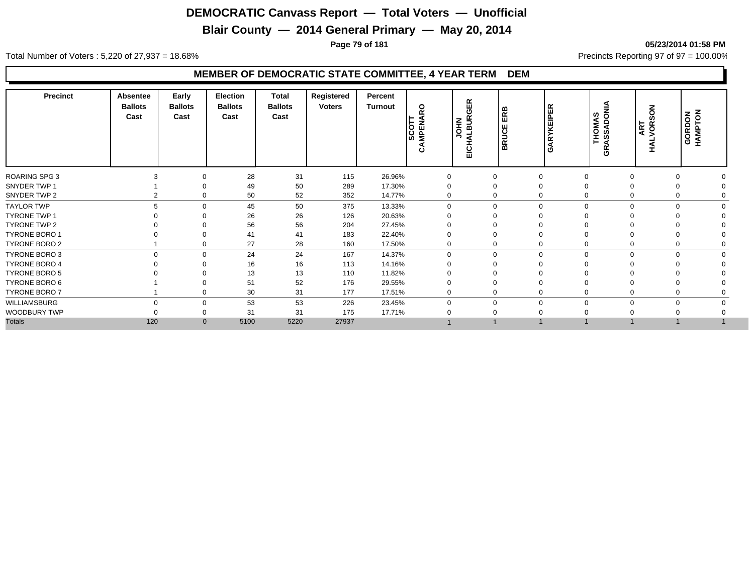# DEMOCRATIC Canvass Report — Total Voters — Unofficial

## Blair County — 2014 General Primary — May 20, 2014

**05/23/2014 01:58 PM**

Total Number of Voters : 5,220 of 27,937 = 18.68%

Precincts Reporting 97 of 97 = 100.00%

### MEMBER OF DEMOCRATIC STATE COMMITTEE, 4 YEAR TERM DEM

| Precinct | Absentee Ballots Cast | Early Ballots Cast | Election Ballots Cast | Total Ballots Cast | Registered Voters | Percent Turnout | SCOTT CAMPENARO | JOHN EICHALBURGER | BRUCE ERB | GARYKEIPER | THOMAS GRASSADONIA | ART HALVORSON | GORDON HAMPTON |
|---|---|---|---|---|---|---|---|---|---|---|---|---|---|
| ROARING SPG 3 | 3 | 0 | 28 | 31 | 115 | 26.96% | 0 | 0 | 0 | 0 | 0 | 0 | 0 |
| SNYDER TWP 1 | 1 | 0 | 49 | 50 | 289 | 17.30% | 0 | 0 | 0 | 0 | 0 | 0 | 0 |
| SNYDER TWP 2 | 2 | 0 | 50 | 52 | 352 | 14.77% | 0 | 0 | 0 | 0 | 0 | 0 | 0 |
| TAYLOR TWP | 5 | 0 | 45 | 50 | 375 | 13.33% | 0 | 0 | 0 | 0 | 0 | 0 | 0 |
| TYRONE TWP 1 | 0 | 0 | 26 | 26 | 126 | 20.63% | 0 | 0 | 0 | 0 | 0 | 0 | 0 |
| TYRONE TWP 2 | 0 | 0 | 56 | 56 | 204 | 27.45% | 0 | 0 | 0 | 0 | 0 | 0 | 0 |
| TYRONE BORO 1 | 0 | 0 | 41 | 41 | 183 | 22.40% | 0 | 0 | 0 | 0 | 0 | 0 | 0 |
| TYRONE BORO 2 | 1 | 0 | 27 | 28 | 160 | 17.50% | 0 | 0 | 0 | 0 | 0 | 0 | 0 |
| TYRONE BORO 3 | 0 | 0 | 24 | 24 | 167 | 14.37% | 0 | 0 | 0 | 0 | 0 | 0 | 0 |
| TYRONE BORO 4 | 0 | 0 | 16 | 16 | 113 | 14.16% | 0 | 0 | 0 | 0 | 0 | 0 | 0 |
| TYRONE BORO 5 | 0 | 0 | 13 | 13 | 110 | 11.82% | 0 | 0 | 0 | 0 | 0 | 0 | 0 |
| TYRONE BORO 6 | 1 | 0 | 51 | 52 | 176 | 29.55% | 0 | 0 | 0 | 0 | 0 | 0 | 0 |
| TYRONE BORO 7 | 1 | 0 | 30 | 31 | 177 | 17.51% | 0 | 0 | 0 | 0 | 0 | 0 | 0 |
| WILLIAMSBURG | 0 | 0 | 53 | 53 | 226 | 23.45% | 0 | 0 | 0 | 0 | 0 | 0 | 0 |
| WOODBURY TWP | 0 | 0 | 31 | 31 | 175 | 17.71% | 0 | 0 | 0 | 0 | 0 | 0 | 0 |
| Totals | 120 | 0 | 5100 | 5220 | 27937 | | 1 | 1 | 1 | 1 | 1 | 1 | 1 |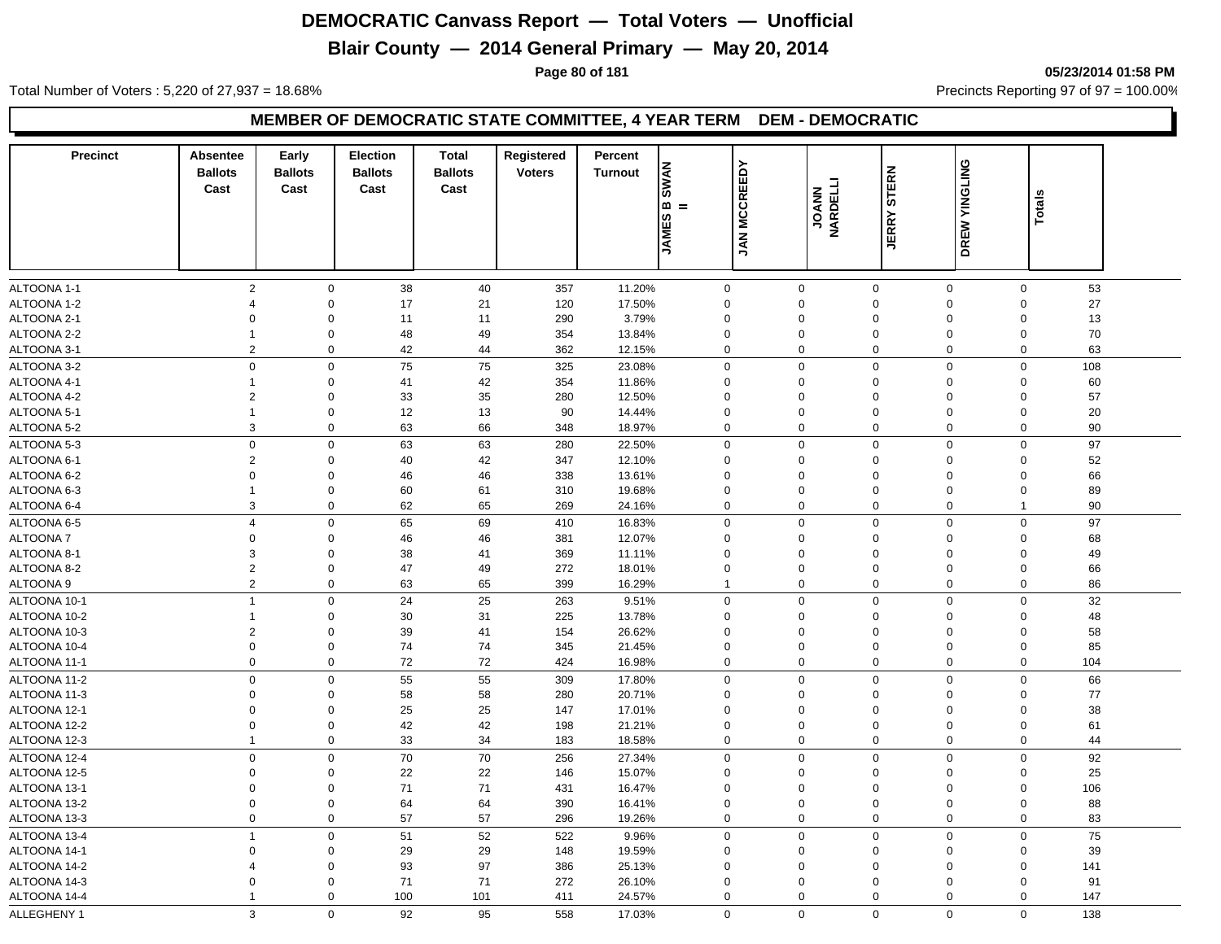# DEMOCRATIC Canvass Report — Total Voters — Unofficial

## Blair County — 2014 General Primary — May 20, 2014

05/23/2014 01:58 PM

Total Number of Voters : 5,220 of 27,937 = 18.68%

Precincts Reporting 97 of 97 = 100.00%

### MEMBER OF DEMOCRATIC STATE COMMITTEE, 4 YEAR TERM DEM - DEMOCRATIC

| Precinct | Absentee Ballots Cast | Early Ballots Cast | Election Ballots Cast | Total Ballots Cast | Registered Voters | Percent Turnout | JAMES B SWAN II | JAN MCCREEDY | JOANN NARDELLI | JERRY STERN | DREW YINGLING | Totals |
|---|---|---|---|---|---|---|---|---|---|---|---|---|
| ALTOONA 1-1 | 2 | 0 | 38 | 40 | 357 | 11.20% | 0 | 0 | 0 | 0 | 0 | 53 |
| ALTOONA 1-2 | 4 | 0 | 17 | 21 | 120 | 17.50% | 0 | 0 | 0 | 0 | 0 | 27 |
| ALTOONA 2-1 | 0 | 0 | 11 | 11 | 290 | 3.79% | 0 | 0 | 0 | 0 | 0 | 13 |
| ALTOONA 2-2 | 1 | 0 | 48 | 49 | 354 | 13.84% | 0 | 0 | 0 | 0 | 0 | 70 |
| ALTOONA 3-1 | 2 | 0 | 42 | 44 | 362 | 12.15% | 0 | 0 | 0 | 0 | 0 | 63 |
| ALTOONA 3-2 | 0 | 0 | 75 | 75 | 325 | 23.08% | 0 | 0 | 0 | 0 | 0 | 108 |
| ALTOONA 4-1 | 1 | 0 | 41 | 42 | 354 | 11.86% | 0 | 0 | 0 | 0 | 0 | 60 |
| ALTOONA 4-2 | 2 | 0 | 33 | 35 | 280 | 12.50% | 0 | 0 | 0 | 0 | 0 | 57 |
| ALTOONA 5-1 | 1 | 0 | 12 | 13 | 90 | 14.44% | 0 | 0 | 0 | 0 | 0 | 20 |
| ALTOONA 5-2 | 3 | 0 | 63 | 66 | 348 | 18.97% | 0 | 0 | 0 | 0 | 0 | 90 |
| ALTOONA 5-3 | 0 | 0 | 63 | 63 | 280 | 22.50% | 0 | 0 | 0 | 0 | 0 | 97 |
| ALTOONA 6-1 | 2 | 0 | 40 | 42 | 347 | 12.10% | 0 | 0 | 0 | 0 | 0 | 52 |
| ALTOONA 6-2 | 0 | 0 | 46 | 46 | 338 | 13.61% | 0 | 0 | 0 | 0 | 0 | 66 |
| ALTOONA 6-3 | 1 | 0 | 60 | 61 | 310 | 19.68% | 0 | 0 | 0 | 0 | 0 | 89 |
| ALTOONA 6-4 | 3 | 0 | 62 | 65 | 269 | 24.16% | 0 | 0 | 0 | 0 | 1 | 90 |
| ALTOONA 6-5 | 4 | 0 | 65 | 69 | 410 | 16.83% | 0 | 0 | 0 | 0 | 0 | 97 |
| ALTOONA 7 | 0 | 0 | 46 | 46 | 381 | 12.07% | 0 | 0 | 0 | 0 | 0 | 68 |
| ALTOONA 8-1 | 3 | 0 | 38 | 41 | 369 | 11.11% | 0 | 0 | 0 | 0 | 0 | 49 |
| ALTOONA 8-2 | 2 | 0 | 47 | 49 | 272 | 18.01% | 0 | 0 | 0 | 0 | 0 | 66 |
| ALTOONA 9 | 2 | 0 | 63 | 65 | 399 | 16.29% | 1 | 0 | 0 | 0 | 0 | 86 |
| ALTOONA 10-1 | 1 | 0 | 24 | 25 | 263 | 9.51% | 0 | 0 | 0 | 0 | 0 | 32 |
| ALTOONA 10-2 | 1 | 0 | 30 | 31 | 225 | 13.78% | 0 | 0 | 0 | 0 | 0 | 48 |
| ALTOONA 10-3 | 2 | 0 | 39 | 41 | 154 | 26.62% | 0 | 0 | 0 | 0 | 0 | 58 |
| ALTOONA 10-4 | 0 | 0 | 74 | 74 | 345 | 21.45% | 0 | 0 | 0 | 0 | 0 | 85 |
| ALTOONA 11-1 | 0 | 0 | 72 | 72 | 424 | 16.98% | 0 | 0 | 0 | 0 | 0 | 104 |
| ALTOONA 11-2 | 0 | 0 | 55 | 55 | 309 | 17.80% | 0 | 0 | 0 | 0 | 0 | 66 |
| ALTOONA 11-3 | 0 | 0 | 58 | 58 | 280 | 20.71% | 0 | 0 | 0 | 0 | 0 | 77 |
| ALTOONA 12-1 | 0 | 0 | 25 | 25 | 147 | 17.01% | 0 | 0 | 0 | 0 | 0 | 38 |
| ALTOONA 12-2 | 0 | 0 | 42 | 42 | 198 | 21.21% | 0 | 0 | 0 | 0 | 0 | 61 |
| ALTOONA 12-3 | 1 | 0 | 33 | 34 | 183 | 18.58% | 0 | 0 | 0 | 0 | 0 | 44 |
| ALTOONA 12-4 | 0 | 0 | 70 | 70 | 256 | 27.34% | 0 | 0 | 0 | 0 | 0 | 92 |
| ALTOONA 12-5 | 0 | 0 | 22 | 22 | 146 | 15.07% | 0 | 0 | 0 | 0 | 0 | 25 |
| ALTOONA 13-1 | 0 | 0 | 71 | 71 | 431 | 16.47% | 0 | 0 | 0 | 0 | 0 | 106 |
| ALTOONA 13-2 | 0 | 0 | 64 | 64 | 390 | 16.41% | 0 | 0 | 0 | 0 | 0 | 88 |
| ALTOONA 13-3 | 0 | 0 | 57 | 57 | 296 | 19.26% | 0 | 0 | 0 | 0 | 0 | 83 |
| ALTOONA 13-4 | 1 | 0 | 51 | 52 | 522 | 9.96% | 0 | 0 | 0 | 0 | 0 | 75 |
| ALTOONA 14-1 | 0 | 0 | 29 | 29 | 148 | 19.59% | 0 | 0 | 0 | 0 | 0 | 39 |
| ALTOONA 14-2 | 4 | 0 | 93 | 97 | 386 | 25.13% | 0 | 0 | 0 | 0 | 0 | 141 |
| ALTOONA 14-3 | 0 | 0 | 71 | 71 | 272 | 26.10% | 0 | 0 | 0 | 0 | 0 | 91 |
| ALTOONA 14-4 | 1 | 0 | 100 | 101 | 411 | 24.57% | 0 | 0 | 0 | 0 | 0 | 147 |
| ALLEGHENY 1 | 3 | 0 | 92 | 95 | 558 | 17.03% | 0 | 0 | 0 | 0 | 0 | 138 |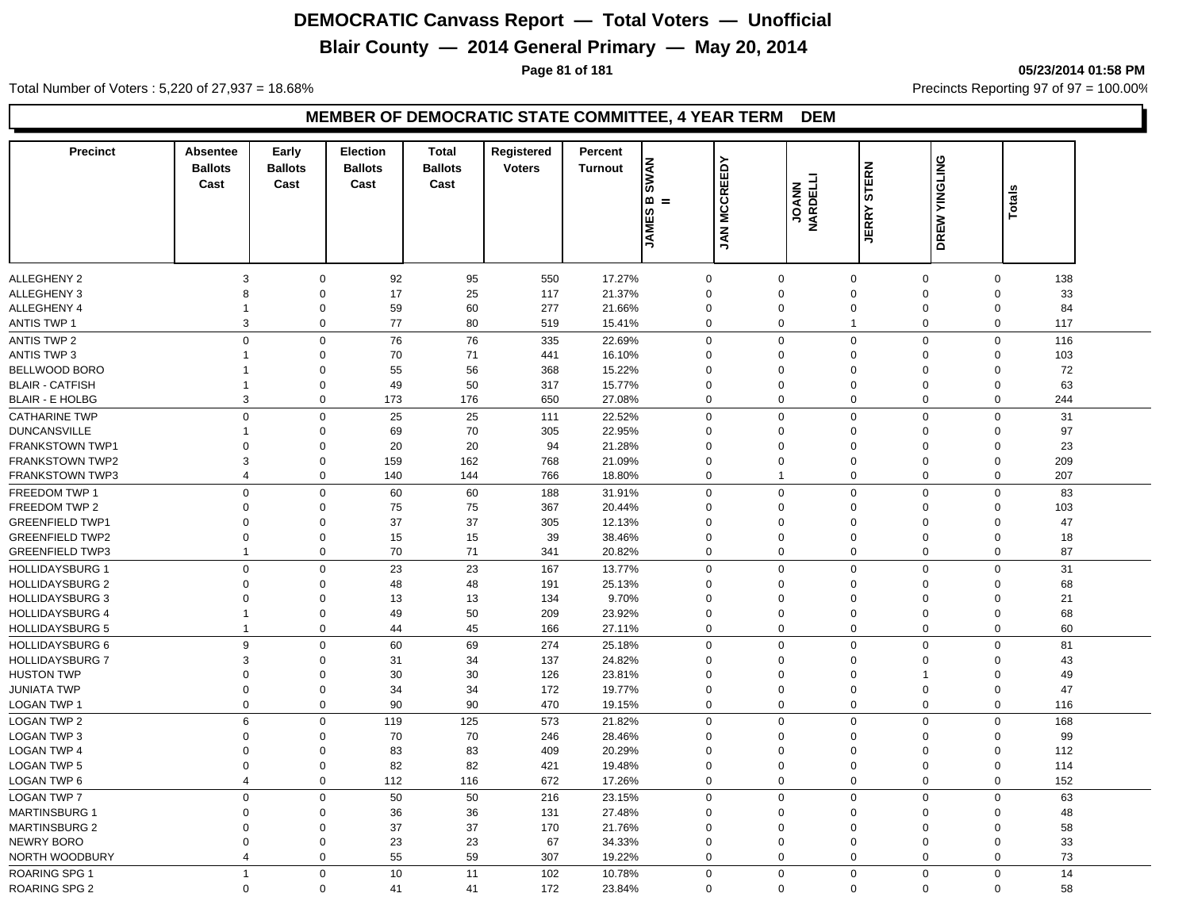# DEMOCRATIC Canvass Report — Total Voters — Unofficial

## Blair County — 2014 General Primary — May 20, 2014

05/23/2014 01:58 PM

Total Number of Voters : 5,220 of 27,937 = 18.68%

Precincts Reporting 97 of 97 = 100.00%

### MEMBER OF DEMOCRATIC STATE COMMITTEE, 4 YEAR TERM DEM

| Precinct | Absentee Ballots Cast | Early Ballots Cast | Election Ballots Cast | Total Ballots Cast | Registered Voters | Percent Turnout | JAMES B SWAN II | JAN MCCREEDY | JOANN NARDELLI | JERRY STERN | DREW YINGLING | Totals |
|---|---|---|---|---|---|---|---|---|---|---|---|---|
| ALLEGHENY 2 | 3 | 0 | 92 | 95 | 550 | 17.27% | 0 | 0 | 0 | 0 | 0 | 138 |
| ALLEGHENY 3 | 8 | 0 | 17 | 25 | 117 | 21.37% | 0 | 0 | 0 | 0 | 0 | 33 |
| ALLEGHENY 4 | 1 | 0 | 59 | 60 | 277 | 21.66% | 0 | 0 | 0 | 0 | 0 | 84 |
| ANTIS TWP 1 | 3 | 0 | 77 | 80 | 519 | 15.41% | 0 | 0 | 1 | 0 | 0 | 117 |
| ANTIS TWP 2 | 0 | 0 | 76 | 76 | 335 | 22.69% | 0 | 0 | 0 | 0 | 0 | 116 |
| ANTIS TWP 3 | 1 | 0 | 70 | 71 | 441 | 16.10% | 0 | 0 | 0 | 0 | 0 | 103 |
| BELLWOOD BORO | 1 | 0 | 55 | 56 | 368 | 15.22% | 0 | 0 | 0 | 0 | 0 | 72 |
| BLAIR - CATFISH | 1 | 0 | 49 | 50 | 317 | 15.77% | 0 | 0 | 0 | 0 | 0 | 63 |
| BLAIR - E HOLBG | 3 | 0 | 173 | 176 | 650 | 27.08% | 0 | 0 | 0 | 0 | 0 | 244 |
| CATHARINE TWP | 0 | 0 | 25 | 25 | 111 | 22.52% | 0 | 0 | 0 | 0 | 0 | 31 |
| DUNCANSVILLE | 1 | 0 | 69 | 70 | 305 | 22.95% | 0 | 0 | 0 | 0 | 0 | 97 |
| FRANKSTOWN TWP1 | 0 | 0 | 20 | 20 | 94 | 21.28% | 0 | 0 | 0 | 0 | 0 | 23 |
| FRANKSTOWN TWP2 | 3 | 0 | 159 | 162 | 768 | 21.09% | 0 | 0 | 0 | 0 | 0 | 209 |
| FRANKSTOWN TWP3 | 4 | 0 | 140 | 144 | 766 | 18.80% | 0 | 1 | 0 | 0 | 0 | 207 |
| FREEDOM TWP 1 | 0 | 0 | 60 | 60 | 188 | 31.91% | 0 | 0 | 0 | 0 | 0 | 83 |
| FREEDOM TWP 2 | 0 | 0 | 75 | 75 | 367 | 20.44% | 0 | 0 | 0 | 0 | 0 | 103 |
| GREENFIELD TWP1 | 0 | 0 | 37 | 37 | 305 | 12.13% | 0 | 0 | 0 | 0 | 0 | 47 |
| GREENFIELD TWP2 | 0 | 0 | 15 | 15 | 39 | 38.46% | 0 | 0 | 0 | 0 | 0 | 18 |
| GREENFIELD TWP3 | 1 | 0 | 70 | 71 | 341 | 20.82% | 0 | 0 | 0 | 0 | 0 | 87 |
| HOLLIDAYSBURG 1 | 0 | 0 | 23 | 23 | 167 | 13.77% | 0 | 0 | 0 | 0 | 0 | 31 |
| HOLLIDAYSBURG 2 | 0 | 0 | 48 | 48 | 191 | 25.13% | 0 | 0 | 0 | 0 | 0 | 68 |
| HOLLIDAYSBURG 3 | 0 | 0 | 13 | 13 | 134 | 9.70% | 0 | 0 | 0 | 0 | 0 | 21 |
| HOLLIDAYSBURG 4 | 1 | 0 | 49 | 50 | 209 | 23.92% | 0 | 0 | 0 | 0 | 0 | 68 |
| HOLLIDAYSBURG 5 | 1 | 0 | 44 | 45 | 166 | 27.11% | 0 | 0 | 0 | 0 | 0 | 60 |
| HOLLIDAYSBURG 6 | 9 | 0 | 60 | 69 | 274 | 25.18% | 0 | 0 | 0 | 0 | 0 | 81 |
| HOLLIDAYSBURG 7 | 3 | 0 | 31 | 34 | 137 | 24.82% | 0 | 0 | 0 | 0 | 0 | 43 |
| HUSTON TWP | 0 | 0 | 30 | 30 | 126 | 23.81% | 0 | 0 | 0 | 1 | 0 | 49 |
| JUNIATA TWP | 0 | 0 | 34 | 34 | 172 | 19.77% | 0 | 0 | 0 | 0 | 0 | 47 |
| LOGAN TWP 1 | 0 | 0 | 90 | 90 | 470 | 19.15% | 0 | 0 | 0 | 0 | 0 | 116 |
| LOGAN TWP 2 | 6 | 0 | 119 | 125 | 573 | 21.82% | 0 | 0 | 0 | 0 | 0 | 168 |
| LOGAN TWP 3 | 0 | 0 | 70 | 70 | 246 | 28.46% | 0 | 0 | 0 | 0 | 0 | 99 |
| LOGAN TWP 4 | 0 | 0 | 83 | 83 | 409 | 20.29% | 0 | 0 | 0 | 0 | 0 | 112 |
| LOGAN TWP 5 | 0 | 0 | 82 | 82 | 421 | 19.48% | 0 | 0 | 0 | 0 | 0 | 114 |
| LOGAN TWP 6 | 4 | 0 | 112 | 116 | 672 | 17.26% | 0 | 0 | 0 | 0 | 0 | 152 |
| LOGAN TWP 7 | 0 | 0 | 50 | 50 | 216 | 23.15% | 0 | 0 | 0 | 0 | 0 | 63 |
| MARTINSBURG 1 | 0 | 0 | 36 | 36 | 131 | 27.48% | 0 | 0 | 0 | 0 | 0 | 48 |
| MARTINSBURG 2 | 0 | 0 | 37 | 37 | 170 | 21.76% | 0 | 0 | 0 | 0 | 0 | 58 |
| NEWRY BORO | 0 | 0 | 23 | 23 | 67 | 34.33% | 0 | 0 | 0 | 0 | 0 | 33 |
| NORTH WOODBURY | 4 | 0 | 55 | 59 | 307 | 19.22% | 0 | 0 | 0 | 0 | 0 | 73 |
| ROARING SPG 1 | 1 | 0 | 10 | 11 | 102 | 10.78% | 0 | 0 | 0 | 0 | 0 | 14 |
| ROARING SPG 2 | 0 | 0 | 41 | 41 | 172 | 23.84% | 0 | 0 | 0 | 0 | 0 | 58 |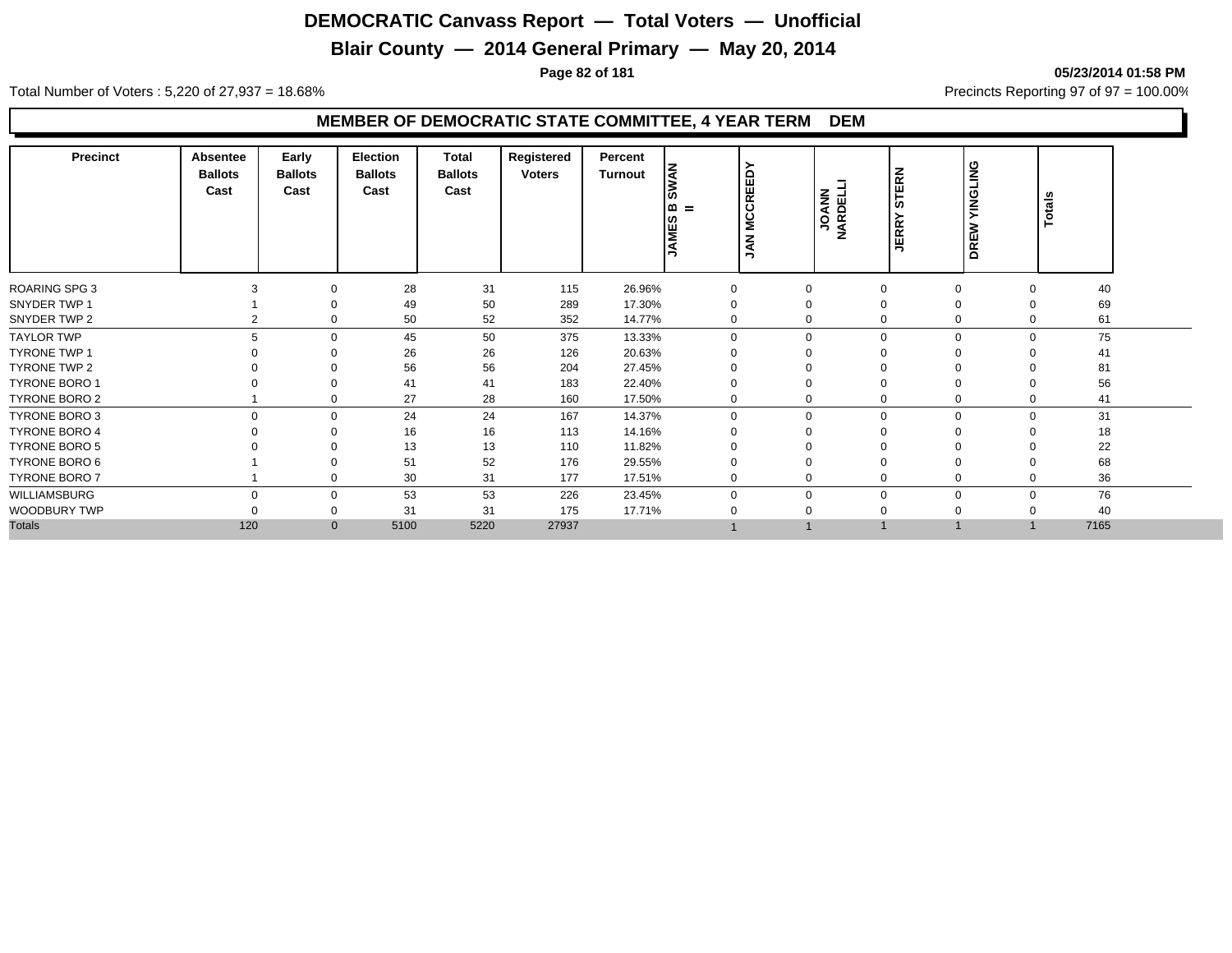# DEMOCRATIC Canvass Report — Total Voters — Unofficial

## Blair County — 2014 General Primary — May 20, 2014

05/23/2014 01:58 PM

Total Number of Voters : 5,220 of 27,937 = 18.68%

Precincts Reporting 97 of 97 = 100.00%

### MEMBER OF DEMOCRATIC STATE COMMITTEE, 4 YEAR TERM DEM

| Precinct | Absentee Ballots Cast | Early Ballots Cast | Election Ballots Cast | Total Ballots Cast | Registered Voters | Percent Turnout | JAMES B SWAN II | JAN MCCREEDY | JOANN NARDELLI | JERRY STERN | DREW YINGLING | Totals |
|---|---|---|---|---|---|---|---|---|---|---|---|---|
| ROARING SPG 3 | 3 | 0 | 28 | 31 | 115 | 26.96% | 0 | 0 | 0 | 0 | 0 | 40 |
| SNYDER TWP 1 | 1 | 0 | 49 | 50 | 289 | 17.30% | 0 | 0 | 0 | 0 | 0 | 69 |
| SNYDER TWP 2 | 2 | 0 | 50 | 52 | 352 | 14.77% | 0 | 0 | 0 | 0 | 0 | 61 |
| TAYLOR TWP | 5 | 0 | 45 | 50 | 375 | 13.33% | 0 | 0 | 0 | 0 | 0 | 75 |
| TYRONE TWP 1 | 0 | 0 | 26 | 26 | 126 | 20.63% | 0 | 0 | 0 | 0 | 0 | 41 |
| TYRONE TWP 2 | 0 | 0 | 56 | 56 | 204 | 27.45% | 0 | 0 | 0 | 0 | 0 | 81 |
| TYRONE BORO 1 | 0 | 0 | 41 | 41 | 183 | 22.40% | 0 | 0 | 0 | 0 | 0 | 56 |
| TYRONE BORO 2 | 1 | 0 | 27 | 28 | 160 | 17.50% | 0 | 0 | 0 | 0 | 0 | 41 |
| TYRONE BORO 3 | 0 | 0 | 24 | 24 | 167 | 14.37% | 0 | 0 | 0 | 0 | 0 | 31 |
| TYRONE BORO 4 | 0 | 0 | 16 | 16 | 113 | 14.16% | 0 | 0 | 0 | 0 | 0 | 18 |
| TYRONE BORO 5 | 0 | 0 | 13 | 13 | 110 | 11.82% | 0 | 0 | 0 | 0 | 0 | 22 |
| TYRONE BORO 6 | 1 | 0 | 51 | 52 | 176 | 29.55% | 0 | 0 | 0 | 0 | 0 | 68 |
| TYRONE BORO 7 | 1 | 0 | 30 | 31 | 177 | 17.51% | 0 | 0 | 0 | 0 | 0 | 36 |
| WILLIAMSBURG | 0 | 0 | 53 | 53 | 226 | 23.45% | 0 | 0 | 0 | 0 | 0 | 76 |
| WOODBURY TWP | 0 | 0 | 31 | 31 | 175 | 17.71% | 0 | 0 | 0 | 0 | 0 | 40 |
| Totals | 120 | 0 | 5100 | 5220 | 27937 | | 1 | 1 | 1 | 1 | 1 | 7165 |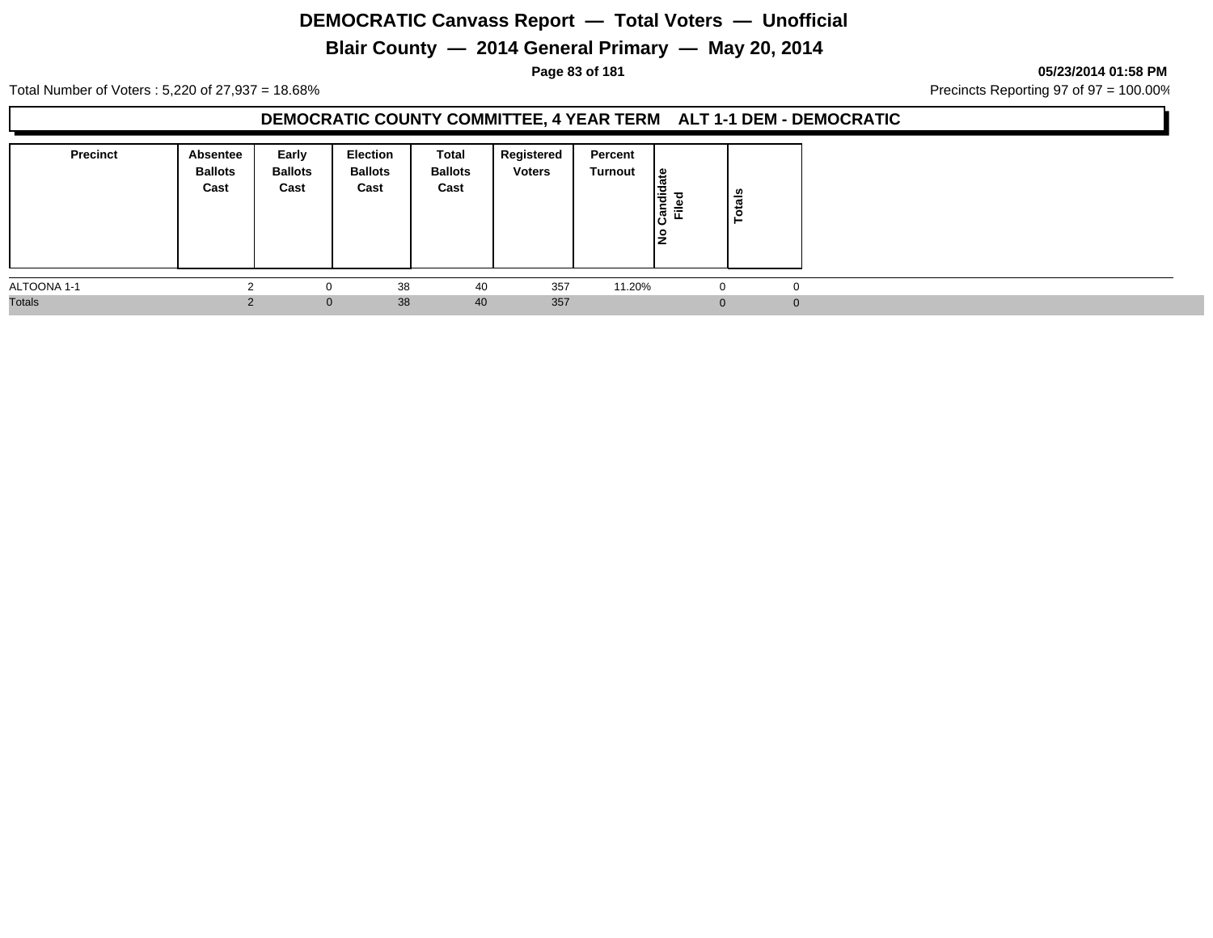# DEMOCRATIC Canvass Report — Total Voters — Unofficial

## Blair County — 2014 General Primary — May 20, 2014

**05/23/2014 01:58 PM**

Total Number of Voters : 5,220 of 27,937 = 18.68%

Precincts Reporting 97 of 97 = 100.00%

### DEMOCRATIC COUNTY COMMITTEE, 4 YEAR TERM ALT 1-1 DEM - DEMOCRATIC

| Precinct | Absentee Ballots Cast | Early Ballots Cast | Election Ballots Cast | Total Ballots Cast | Registered Voters | Percent Turnout | No Candidate Filed | Totals |
|---|---|---|---|---|---|---|---|---|
| ALTOONA 1-1 | 2 | 0 | 38 | 40 | 357 | 11.20% | 0 | 0 |
| Totals | 2 | 0 | 38 | 40 | 357 | | 0 | 0 |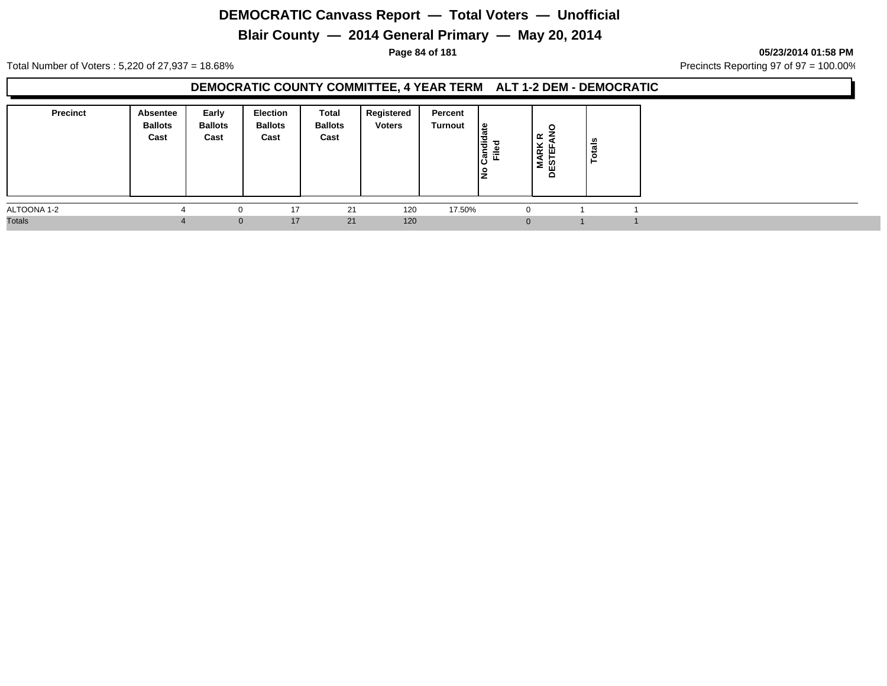# DEMOCRATIC Canvass Report — Total Voters — Unofficial

## Blair County — 2014 General Primary — May 20, 2014

05/23/2014 01:58 PM

Total Number of Voters : 5,220 of 27,937 = 18.68%

Precincts Reporting 97 of 97 = 100.00%

### DEMOCRATIC COUNTY COMMITTEE, 4 YEAR TERM ALT 1-2 DEM - DEMOCRATIC

| Precinct | Absentee Ballots Cast | Early Ballots Cast | Election Ballots Cast | Total Ballots Cast | Registered Voters | Percent Turnout | No Candidate Filed | MARK R DESTEFANO | Totals |
|---|---|---|---|---|---|---|---|---|---|
| ALTOONA 1-2 | 4 | 0 | 17 | 21 | 120 | 17.50% | 0 | 1 | 1 |
| Totals | 4 | 0 | 17 | 21 | 120 | | 0 | 1 | 1 |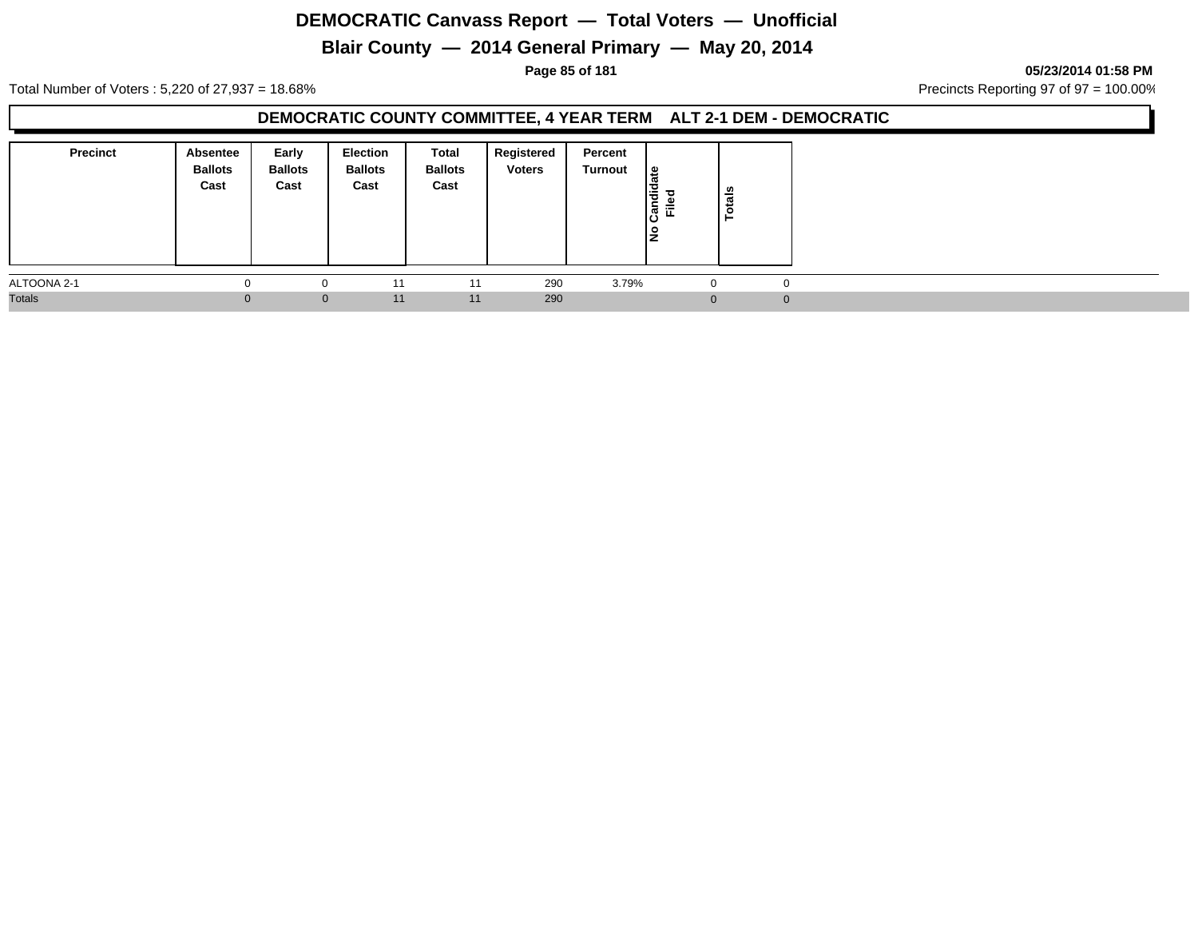# DEMOCRATIC Canvass Report — Total Voters — Unofficial

## Blair County — 2014 General Primary — May 20, 2014

05/23/2014 01:58 PM

Total Number of Voters : 5,220 of 27,937 = 18.68%

Precincts Reporting 97 of 97 = 100.00%

### DEMOCRATIC COUNTY COMMITTEE, 4 YEAR TERM ALT 2-1 DEM - DEMOCRATIC

| Precinct | Absentee Ballots Cast | Early Ballots Cast | Election Ballots Cast | Total Ballots Cast | Registered Voters | Percent Turnout | No Candidate Filed | Totals |
|---|---|---|---|---|---|---|---|---|
| ALTOONA 2-1 | 0 | 0 | 11 | 11 | 290 | 3.79% | 0 | 0 |
| Totals | 0 | 0 | 11 | 11 | 290 | | 0 | 0 |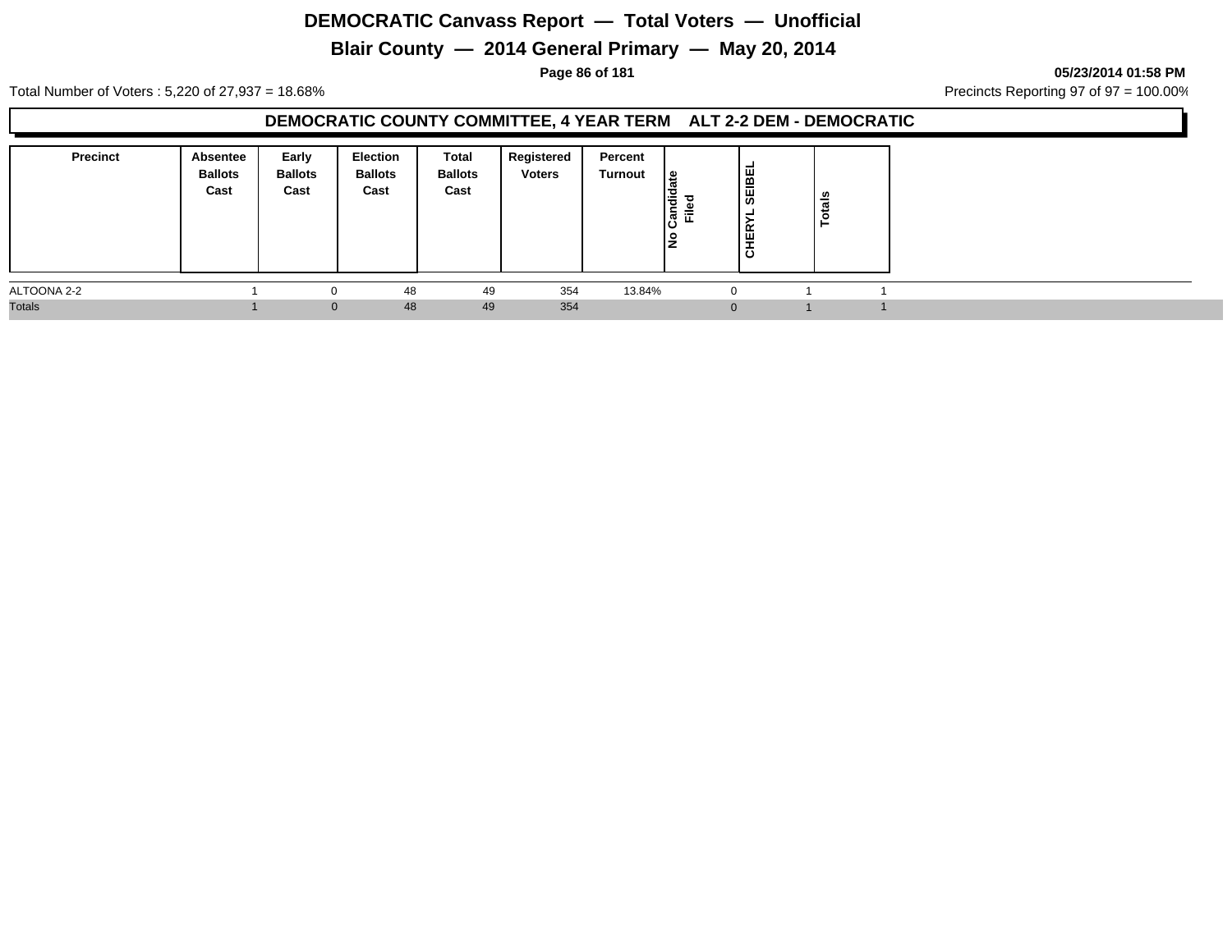# DEMOCRATIC Canvass Report — Total Voters — Unofficial

## Blair County — 2014 General Primary — May 20, 2014

05/23/2014 01:58 PM

Total Number of Voters : 5,220 of 27,937 = 18.68%

Precincts Reporting 97 of 97 = 100.00%

### DEMOCRATIC COUNTY COMMITTEE, 4 YEAR TERM ALT 2-2 DEM - DEMOCRATIC

| Precinct | Absentee Ballots Cast | Early Ballots Cast | Election Ballots Cast | Total Ballots Cast | Registered Voters | Percent Turnout | No Candidate Filed | CHERYL SEIBEL | Totals |
|---|---|---|---|---|---|---|---|---|---|
| ALTOONA 2-2 | 1 | 0 | 48 | 49 | 354 | 13.84% | 0 | 1 | 1 |
| Totals | 1 | 0 | 48 | 49 | 354 | | 0 | 1 | 1 |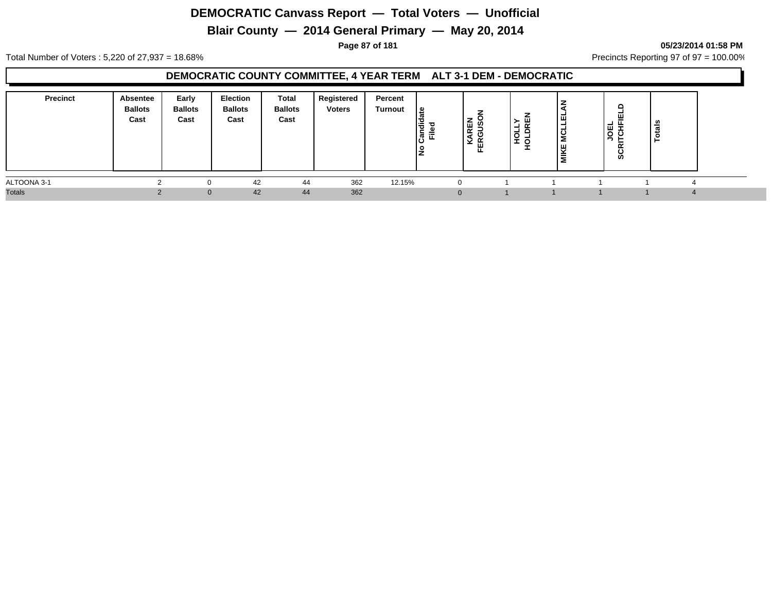# DEMOCRATIC Canvass Report — Total Voters — Unofficial

## Blair County — 2014 General Primary — May 20, 2014

05/23/2014 01:58 PM

Total Number of Voters : 5,220 of 27,937 = 18.68%

Precincts Reporting 97 of 97 = 100.00%

### DEMOCRATIC COUNTY COMMITTEE, 4 YEAR TERM ALT 3-1 DEM - DEMOCRATIC

| Precinct | Absentee Ballots Cast | Early Ballots Cast | Election Ballots Cast | Total Ballots Cast | Registered Voters | Percent Turnout | No Candidate Filed | KAREN FERGUSON | HOLLY HOLDREN | MIKE MCLLELAN | JOEL SCRITCHFIELD | Totals |
|---|---|---|---|---|---|---|---|---|---|---|---|---|
| ALTOONA 3-1 | 2 | 0 | 42 | 44 | 362 | 12.15% | 0 | 1 | 1 | 1 | 1 | 4 |
| Totals | 2 | 0 | 42 | 44 | 362 | | 0 | 1 | 1 | 1 | 1 | 4 |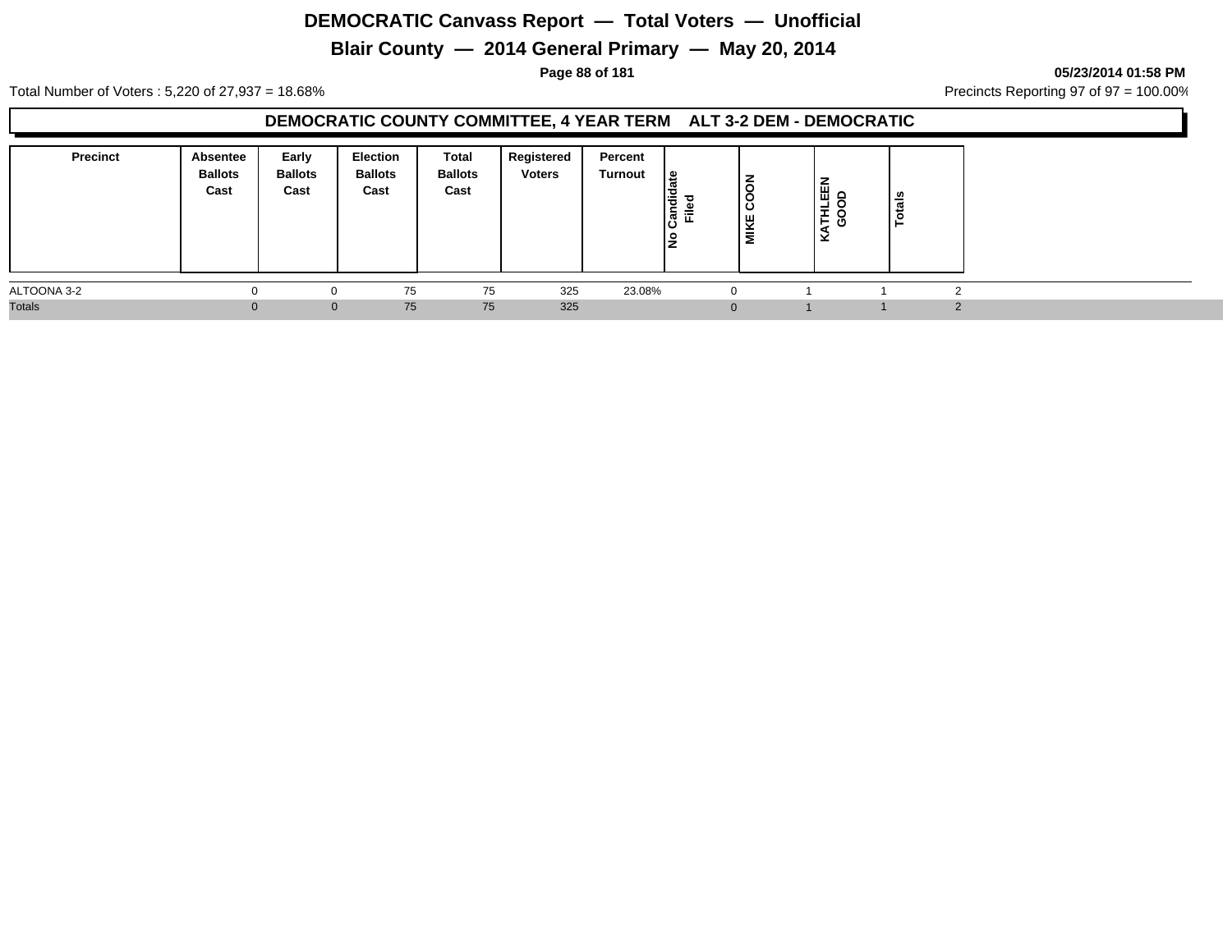# DEMOCRATIC Canvass Report — Total Voters — Unofficial

## Blair County — 2014 General Primary — May 20, 2014

05/23/2014 01:58 PM

Total Number of Voters : 5,220 of 27,937 = 18.68%

Precincts Reporting 97 of 97 = 100.00%

### DEMOCRATIC COUNTY COMMITTEE, 4 YEAR TERM ALT 3-2 DEM - DEMOCRATIC

| Precinct | Absentee Ballots Cast | Early Ballots Cast | Election Ballots Cast | Total Ballots Cast | Registered Voters | Percent Turnout | No Candidate Filed | MIKE COON | KATHLEEN GOOD | Totals |
|---|---|---|---|---|---|---|---|---|---|---|
| ALTOONA 3-2 | 0 | 0 | 75 | 75 | 325 | 23.08% | 0 | 1 | 1 | 2 |
| Totals | 0 | 0 | 75 | 75 | 325 | | 0 | 1 | 1 | 2 |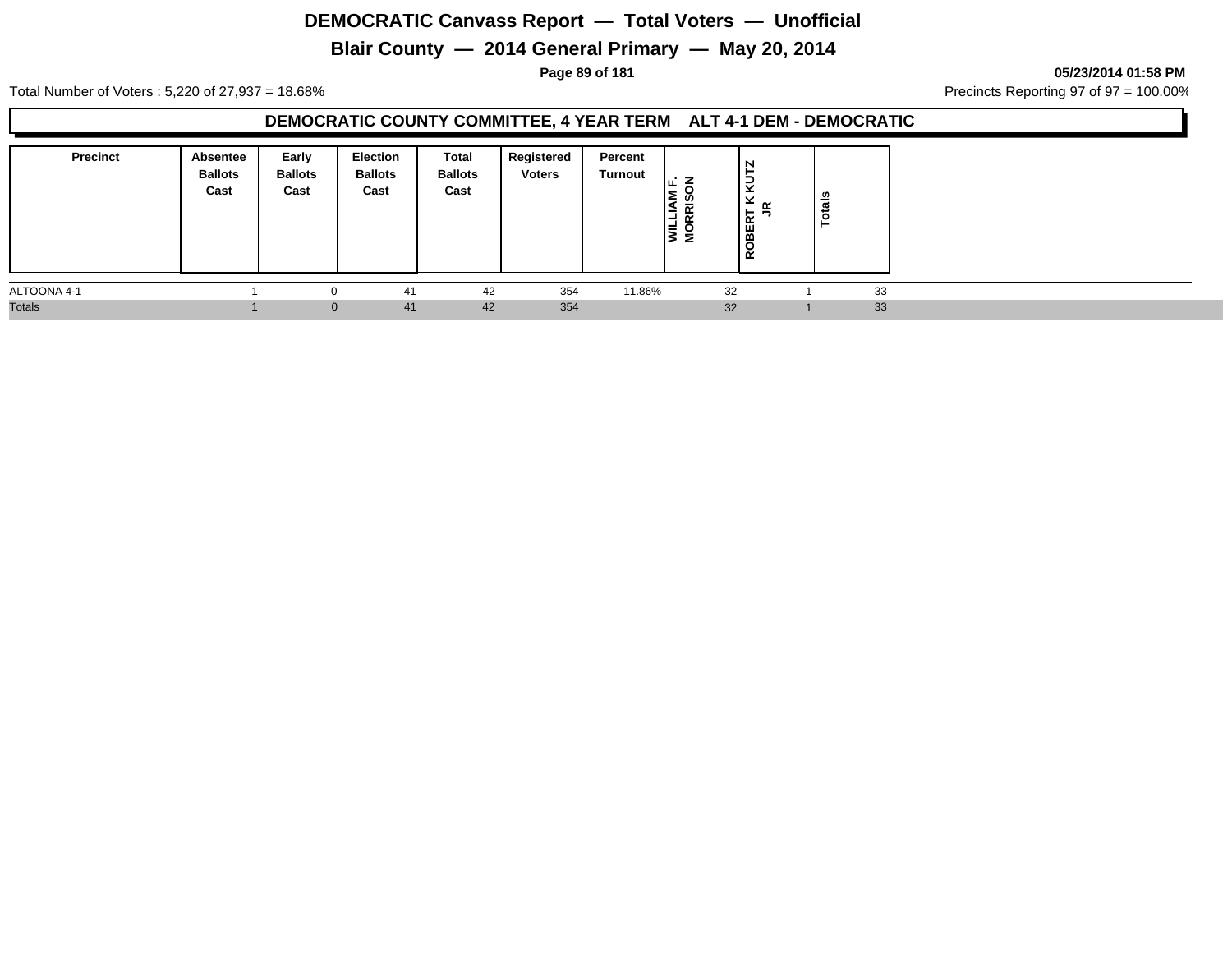# DEMOCRATIC Canvass Report — Total Voters — Unofficial

## Blair County — 2014 General Primary — May 20, 2014

05/23/2014 01:58 PM

Total Number of Voters : 5,220 of 27,937 = 18.68%

Precincts Reporting 97 of 97 = 100.00%

### DEMOCRATIC COUNTY COMMITTEE, 4 YEAR TERM ALT 4-1 DEM - DEMOCRATIC

| Precinct | Absentee Ballots Cast | Early Ballots Cast | Election Ballots Cast | Total Ballots Cast | Registered Voters | Percent Turnout | WILLIAM F. MORRISON | ROBERT K KUTZ JR | Totals |
|---|---|---|---|---|---|---|---|---|---|
| ALTOONA 4-1 | 1 | 0 | 41 | 42 | 354 | 11.86% | 32 | 1 | 33 |
| Totals | 1 | 0 | 41 | 42 | 354 | | 32 | 1 | 33 |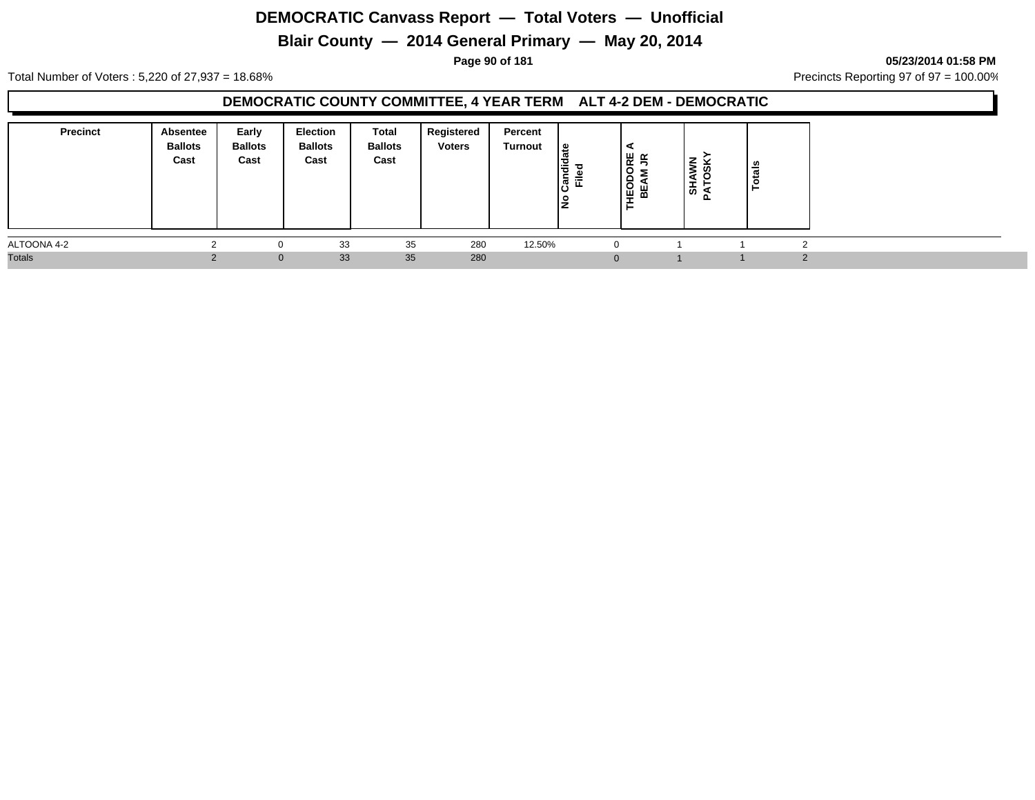# DEMOCRATIC Canvass Report — Total Voters — Unofficial

## Blair County — 2014 General Primary — May 20, 2014

05/23/2014 01:58 PM

Total Number of Voters : 5,220 of 27,937 = 18.68%

Precincts Reporting 97 of 97 = 100.00%

### DEMOCRATIC COUNTY COMMITTEE, 4 YEAR TERM ALT 4-2 DEM - DEMOCRATIC

| Precinct | Absentee Ballots Cast | Early Ballots Cast | Election Ballots Cast | Total Ballots Cast | Registered Voters | Percent Turnout | No Candidate Filed | THEODORE A BEAM JR | SHAWN PATOSKY | Totals |
|---|---|---|---|---|---|---|---|---|---|---|
| ALTOONA 4-2 | 2 | 0 | 33 | 35 | 280 | 12.50% | 0 | 1 | 1 | 2 |
| Totals | 2 | 0 | 33 | 35 | 280 | | 0 | 1 | 1 | 2 |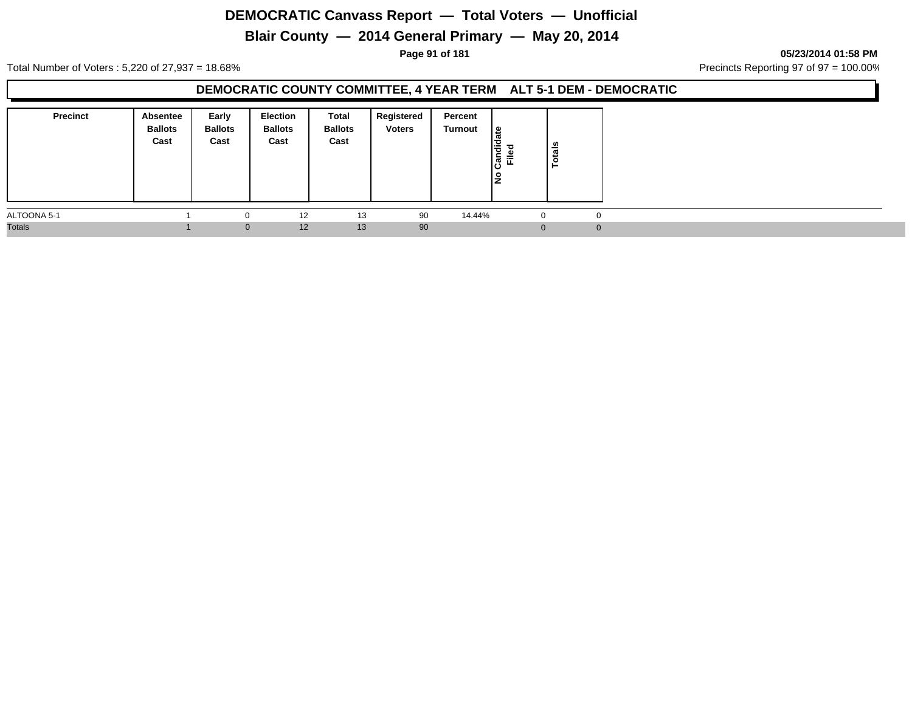# DEMOCRATIC Canvass Report — Total Voters — Unofficial

## Blair County — 2014 General Primary — May 20, 2014

05/23/2014 01:58 PM

Total Number of Voters : 5,220 of 27,937 = 18.68%

Precincts Reporting 97 of 97 = 100.00%

### DEMOCRATIC COUNTY COMMITTEE, 4 YEAR TERM ALT 5-1 DEM - DEMOCRATIC

| Precinct | Absentee Ballots Cast | Early Ballots Cast | Election Ballots Cast | Total Ballots Cast | Registered Voters | Percent Turnout | No Candidate Filed | Totals |
|---|---|---|---|---|---|---|---|---|
| ALTOONA 5-1 | 1 | 0 | 12 | 13 | 90 | 14.44% | 0 | 0 |
| Totals | 1 | 0 | 12 | 13 | 90 | | 0 | 0 |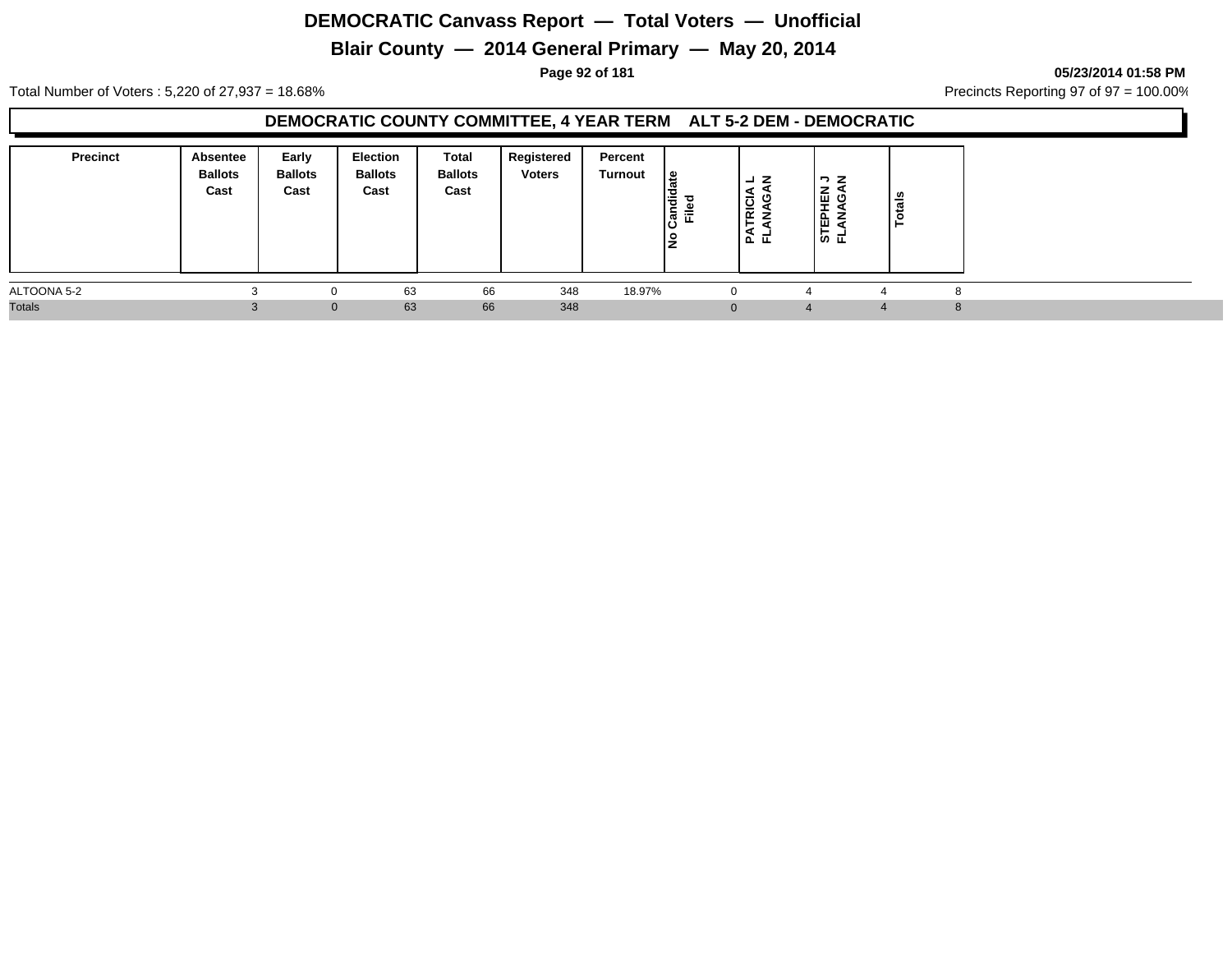# DEMOCRATIC Canvass Report — Total Voters — Unofficial

## Blair County — 2014 General Primary — May 20, 2014

05/23/2014 01:58 PM

Total Number of Voters : 5,220 of 27,937 = 18.68%

Precincts Reporting 97 of 97 = 100.00%

### DEMOCRATIC COUNTY COMMITTEE, 4 YEAR TERM ALT 5-2 DEM - DEMOCRATIC

| Precinct | Absentee Ballots Cast | Early Ballots Cast | Election Ballots Cast | Total Ballots Cast | Registered Voters | Percent Turnout | No Candidate Filed | PATRICIA L FLANAGAN | STEPHEN J FLANAGAN | Totals |
|---|---|---|---|---|---|---|---|---|---|---|
| ALTOONA 5-2 | 3 | 0 | 63 | 66 | 348 | 18.97% | 0 | 4 | 4 | 8 |
| Totals | 3 | 0 | 63 | 66 | 348 | | 0 | 4 | 4 | 8 |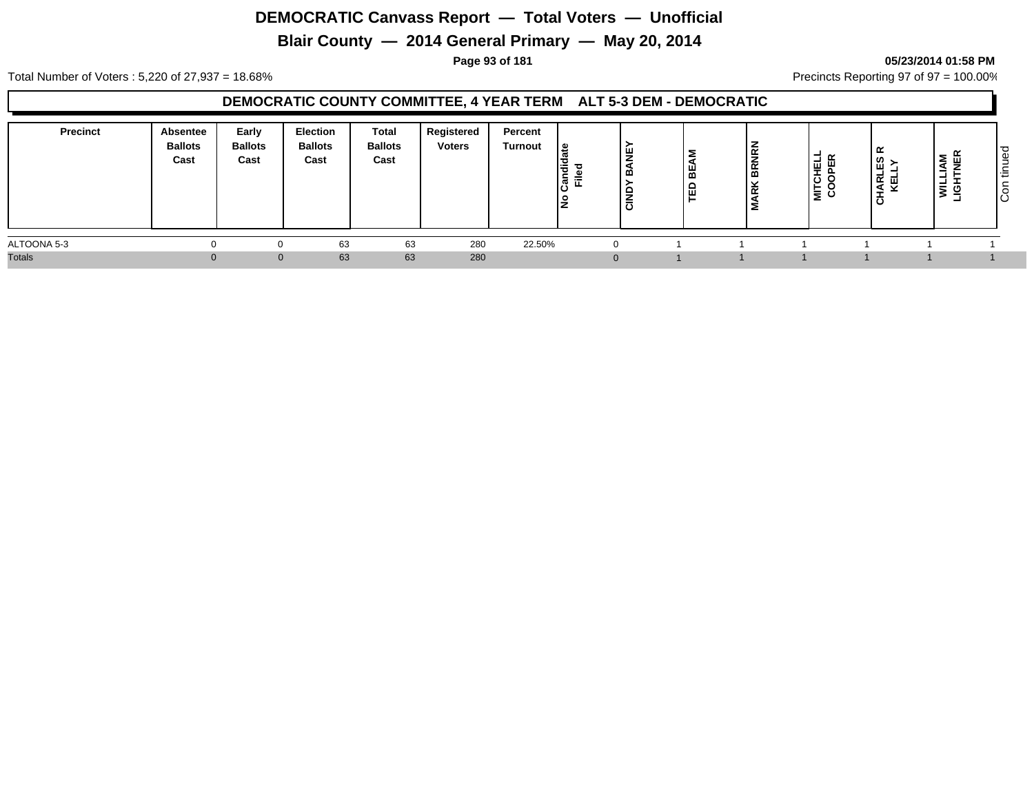# DEMOCRATIC Canvass Report — Total Voters — Unofficial

## Blair County — 2014 General Primary — May 20, 2014

05/23/2014 01:58 PM

Total Number of Voters : 5,220 of 27,937 = 18.68%

Precincts Reporting 97 of 97 = 100.00%

### DEMOCRATIC COUNTY COMMITTEE, 4 YEAR TERM ALT 5-3 DEM - DEMOCRATIC

| Precinct | Absentee Ballots Cast | Early Ballots Cast | Election Ballots Cast | Total Ballots Cast | Registered Voters | Percent Turnout | No Candidate Filed | CINDY BANEY | TED BEAM | MARK BRNRN | MITCHELL COOPER | CHARLES R KELLY | WILLIAM LIGHTNER | Con tinued |
|---|---|---|---|---|---|---|---|---|---|---|---|---|---|---|
| ALTOONA 5-3 | 0 | 0 | 63 | 63 | 280 | 22.50% | 0 | 1 | 1 | 1 | 1 | 1 | 1 | |
| Totals | 0 | 0 | 63 | 63 | 280 | | 0 | 1 | 1 | 1 | 1 | 1 | 1 | |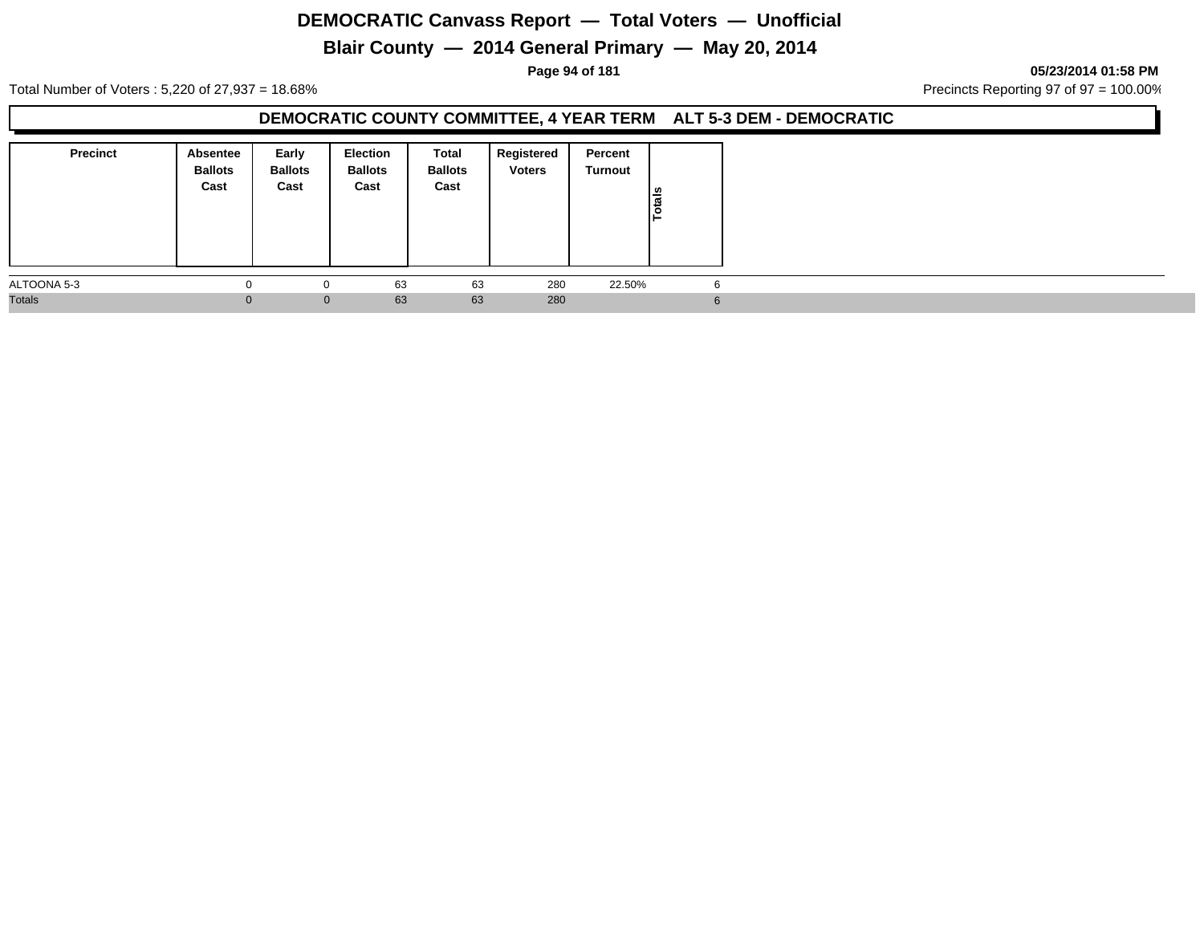# DEMOCRATIC Canvass Report — Total Voters — Unofficial

## Blair County — 2014 General Primary — May 20, 2014

**05/23/2014 01:58 PM**

Total Number of Voters : 5,220 of 27,937 = 18.68%

Precincts Reporting 97 of 97 = 100.00%

### DEMOCRATIC COUNTY COMMITTEE, 4 YEAR TERM ALT 5-3 DEM - DEMOCRATIC

| Precinct | Absentee Ballots Cast | Early Ballots Cast | Election Ballots Cast | Total Ballots Cast | Registered Voters | Percent Turnout | Totals |
|---|---|---|---|---|---|---|---|
| ALTOONA 5-3 | 0 | 0 | 63 | 63 | 280 | 22.50% | 6 |
| Totals | 0 | 0 | 63 | 63 | 280 | | 6 |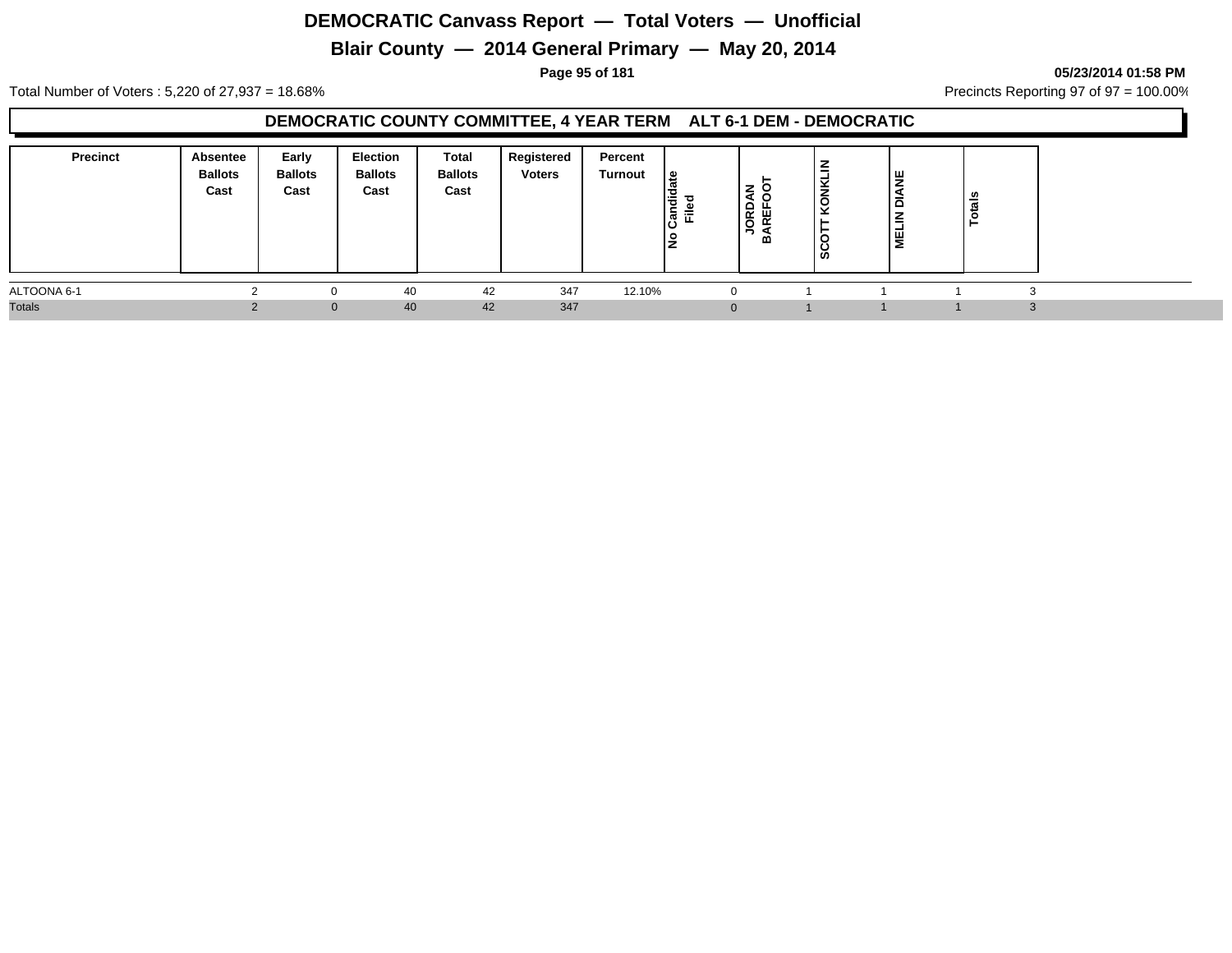# DEMOCRATIC Canvass Report — Total Voters — Unofficial

## Blair County — 2014 General Primary — May 20, 2014

05/23/2014 01:58 PM

Total Number of Voters : 5,220 of 27,937 = 18.68%

Precincts Reporting 97 of 97 = 100.00%

### DEMOCRATIC COUNTY COMMITTEE, 4 YEAR TERM ALT 6-1 DEM - DEMOCRATIC

| Precinct | Absentee Ballots Cast | Early Ballots Cast | Election Ballots Cast | Total Ballots Cast | Registered Voters | Percent Turnout | No Candidate Filed | JORDAN BAREFOOT | SCOTT KONKLIN | MELIN DIANE | Totals |
|---|---|---|---|---|---|---|---|---|---|---|---|
| ALTOONA 6-1 | 2 | 0 | 40 | 42 | 347 | 12.10% | 0 | 1 | 1 | 1 | 3 |
| Totals | 2 | 0 | 40 | 42 | 347 | | 0 | 1 | 1 | 1 | 3 |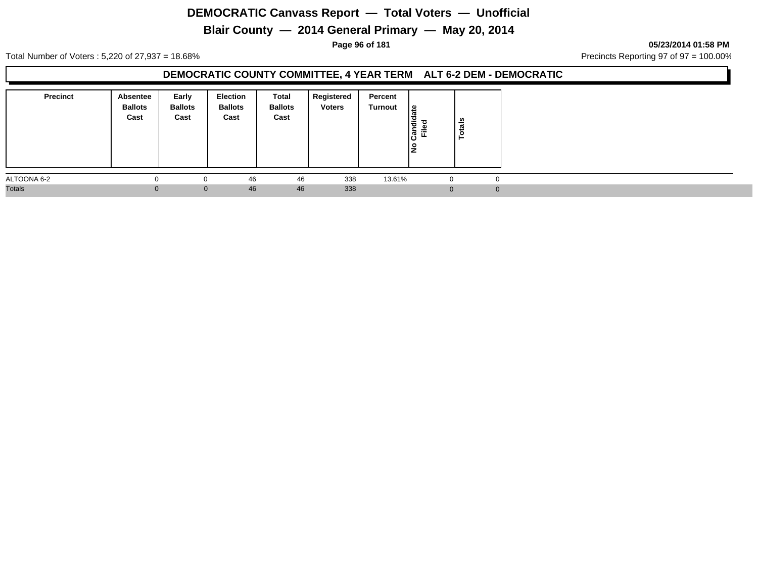# DEMOCRATIC Canvass Report — Total Voters — Unofficial

## Blair County — 2014 General Primary — May 20, 2014

05/23/2014 01:58 PM

Total Number of Voters : 5,220 of 27,937 = 18.68%

Precincts Reporting 97 of 97 = 100.00%

### DEMOCRATIC COUNTY COMMITTEE, 4 YEAR TERM ALT 6-2 DEM - DEMOCRATIC

| Precinct | Absentee Ballots Cast | Early Ballots Cast | Election Ballots Cast | Total Ballots Cast | Registered Voters | Percent Turnout | No Candidate Filed | Totals |
|---|---|---|---|---|---|---|---|---|
| ALTOONA 6-2 | 0 | 0 | 46 | 46 | 338 | 13.61% | 0 | 0 |
| Totals | 0 | 0 | 46 | 46 | 338 | | 0 | 0 |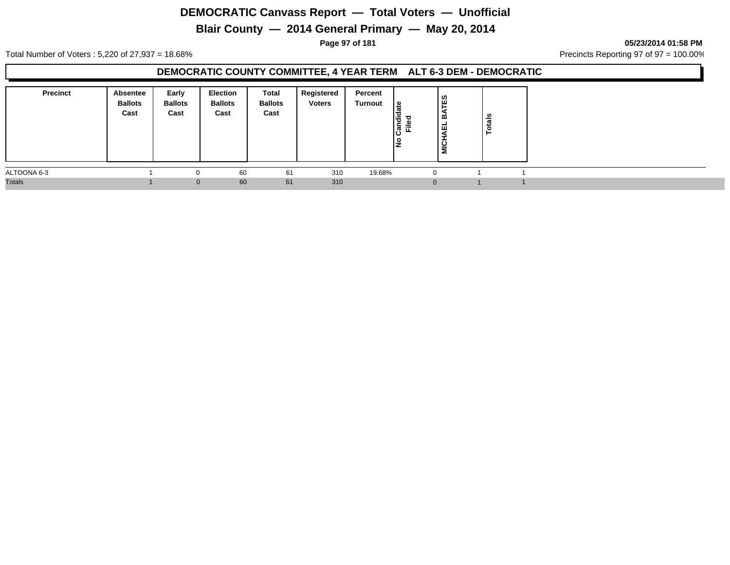# DEMOCRATIC Canvass Report — Total Voters — Unofficial

## Blair County — 2014 General Primary — May 20, 2014

05/23/2014 01:58 PM

Total Number of Voters : 5,220 of 27,937 = 18.68%

Precincts Reporting 97 of 97 = 100.00%

### DEMOCRATIC COUNTY COMMITTEE, 4 YEAR TERM ALT 6-3 DEM - DEMOCRATIC

| Precinct | Absentee Ballots Cast | Early Ballots Cast | Election Ballots Cast | Total Ballots Cast | Registered Voters | Percent Turnout | No Candidate Filed | MICHAEL BATES | Totals |
|---|---|---|---|---|---|---|---|---|---|
| ALTOONA 6-3 | 1 | 0 | 60 | 61 | 310 | 19.68% | 0 | 1 | 1 |
| Totals | 1 | 0 | 60 | 61 | 310 | | 0 | 1 | 1 |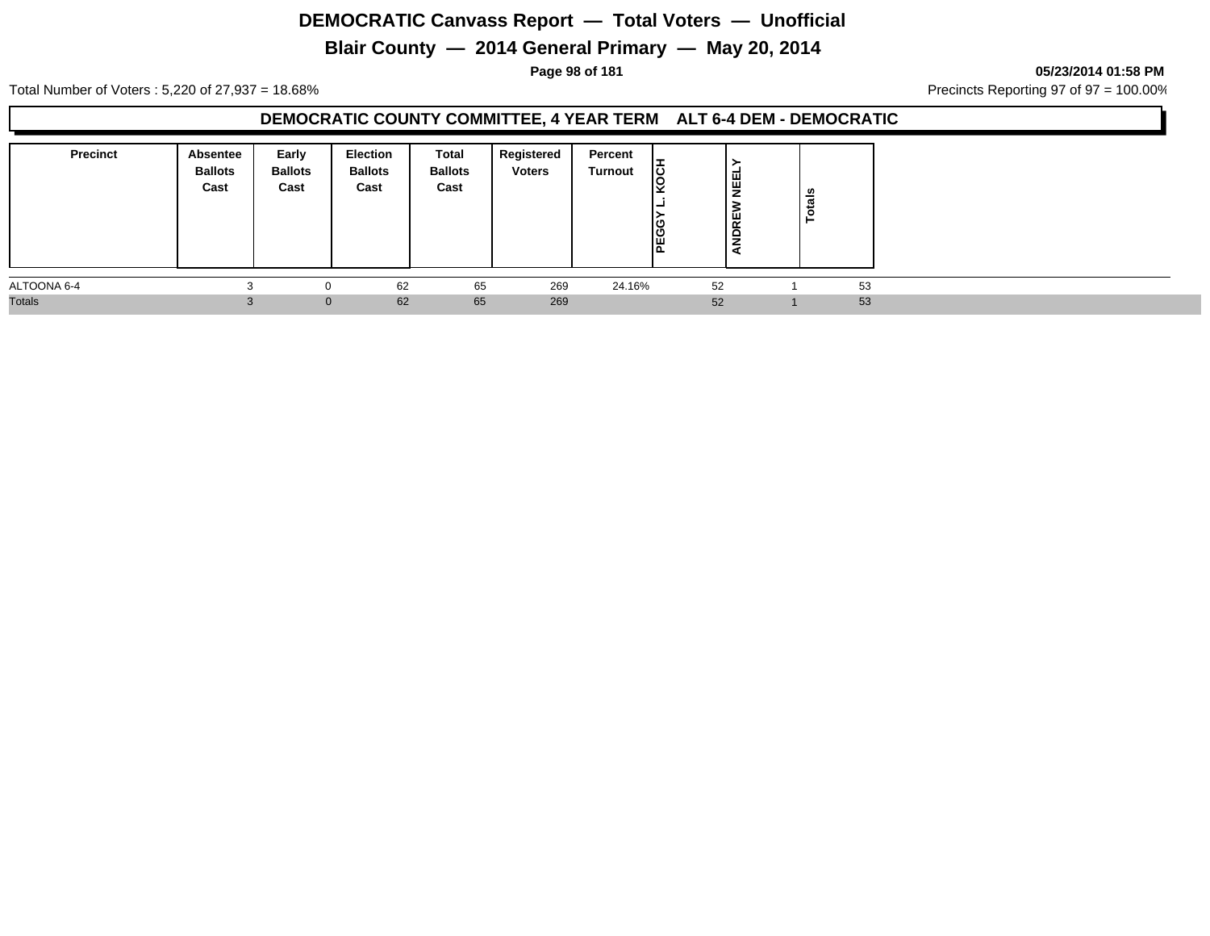# DEMOCRATIC Canvass Report — Total Voters — Unofficial

## Blair County — 2014 General Primary — May 20, 2014

05/23/2014 01:58 PM

Total Number of Voters : 5,220 of 27,937 = 18.68%

Precincts Reporting 97 of 97 = 100.00%

### DEMOCRATIC COUNTY COMMITTEE, 4 YEAR TERM ALT 6-4 DEM - DEMOCRATIC

| Precinct | Absentee Ballots Cast | Early Ballots Cast | Election Ballots Cast | Total Ballots Cast | Registered Voters | Percent Turnout | PEGGY L. KOCH | ANDREW NEELY | Totals |
|---|---|---|---|---|---|---|---|---|---|
| ALTOONA 6-4 | 3 | 0 | 62 | 65 | 269 | 24.16% | 52 | 1 | 53 |
| Totals | 3 | 0 | 62 | 65 | 269 | | 52 | 1 | 53 |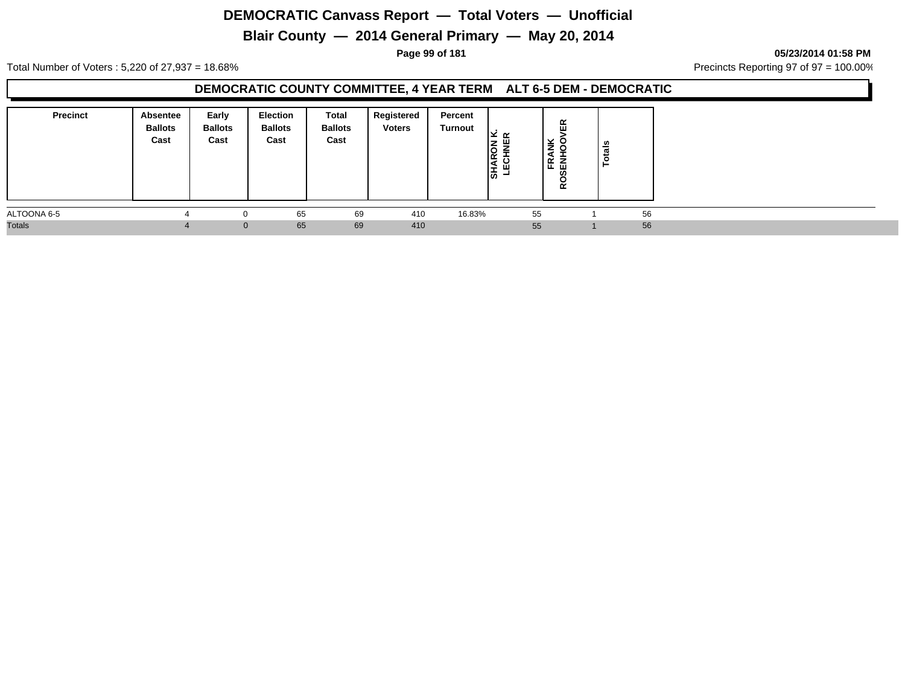# DEMOCRATIC Canvass Report — Total Voters — Unofficial

## Blair County — 2014 General Primary — May 20, 2014

05/23/2014 01:58 PM

Total Number of Voters : 5,220 of 27,937 = 18.68%

Precincts Reporting 97 of 97 = 100.00%

### DEMOCRATIC COUNTY COMMITTEE, 4 YEAR TERM ALT 6-5 DEM - DEMOCRATIC

| Precinct | Absentee Ballots Cast | Early Ballots Cast | Election Ballots Cast | Total Ballots Cast | Registered Voters | Percent Turnout | SHARON K. LECHNER | FRANK ROSENHOOVER | Totals |
|---|---|---|---|---|---|---|---|---|---|
| ALTOONA 6-5 | 4 | 0 | 65 | 69 | 410 | 16.83% | 55 | 1 | 56 |
| Totals | 4 | 0 | 65 | 69 | 410 | | 55 | 1 | 56 |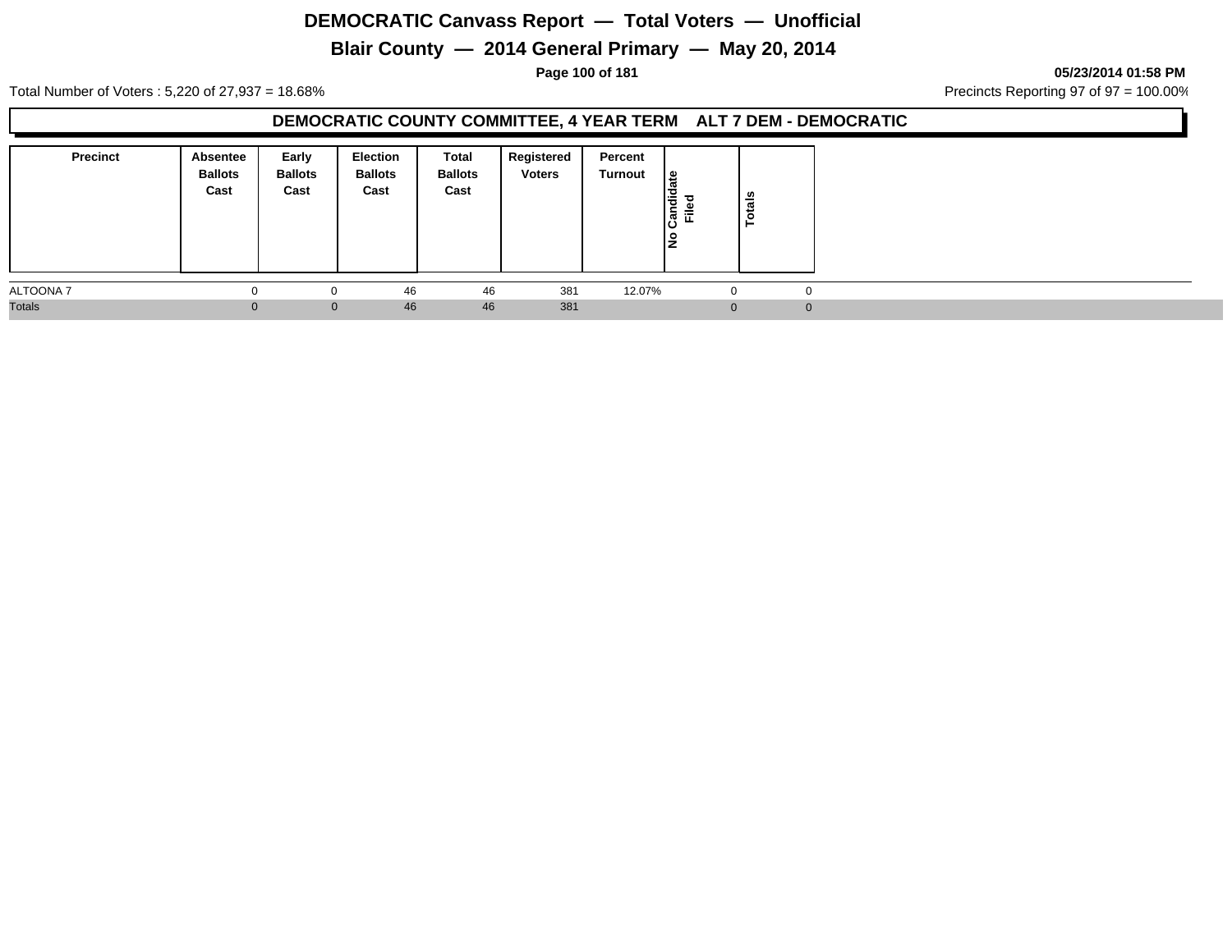# DEMOCRATIC Canvass Report — Total Voters — Unofficial

## Blair County — 2014 General Primary — May 20, 2014

05/23/2014 01:58 PM

Total Number of Voters : 5,220 of 27,937 = 18.68%

Precincts Reporting 97 of 97 = 100.00%

### DEMOCRATIC COUNTY COMMITTEE, 4 YEAR TERM ALT 7 DEM - DEMOCRATIC

| Precinct | Absentee Ballots Cast | Early Ballots Cast | Election Ballots Cast | Total Ballots Cast | Registered Voters | Percent Turnout | No Candidate Filed | Totals |
|---|---|---|---|---|---|---|---|---|
| ALTOONA 7 | 0 | 0 | 46 | 46 | 381 | 12.07% | 0 | 0 |
| Totals | 0 | 0 | 46 | 46 | 381 | | 0 | 0 |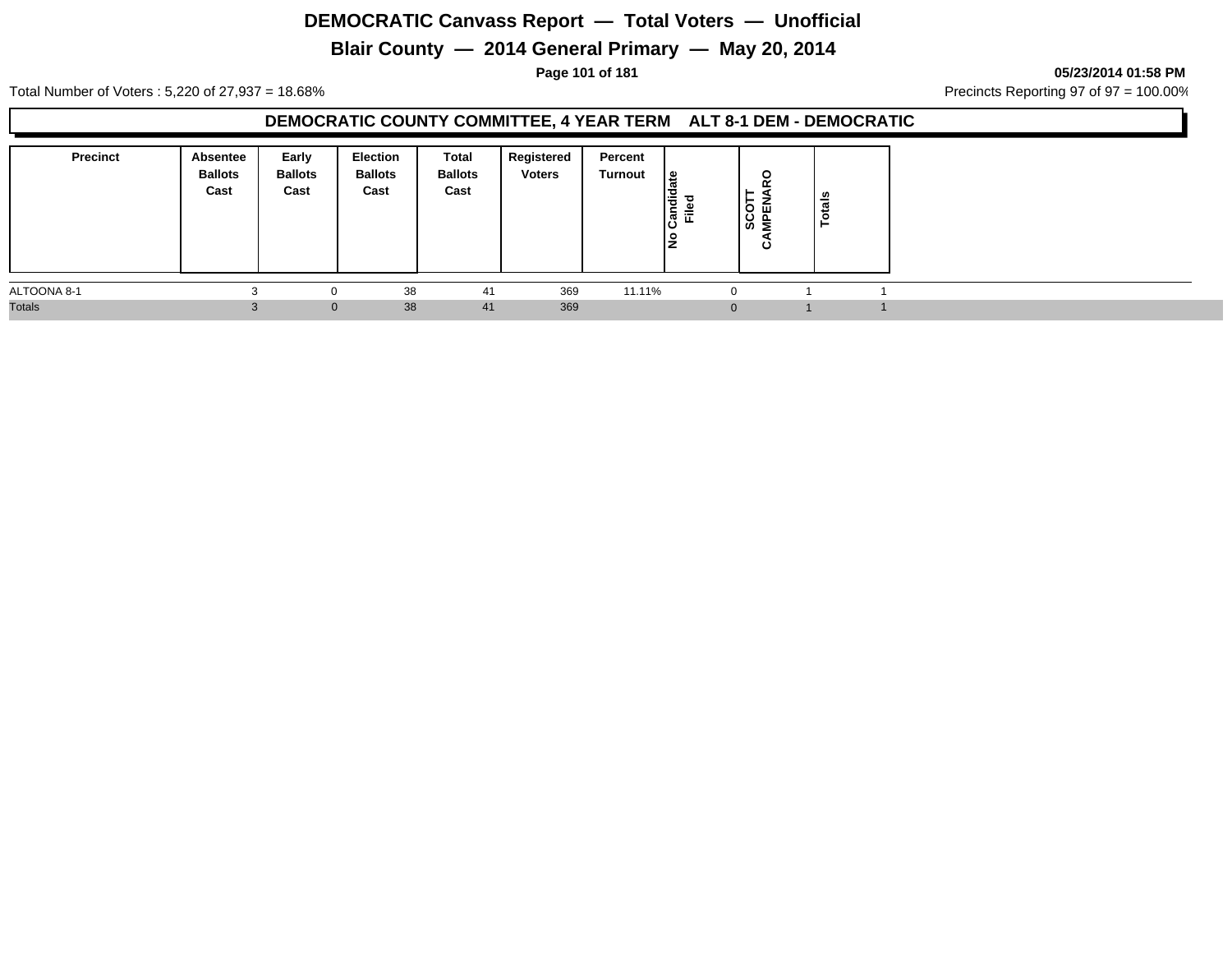# DEMOCRATIC Canvass Report — Total Voters — Unofficial

## Blair County — 2014 General Primary — May 20, 2014

**05/23/2014 01:58 PM**

Total Number of Voters : 5,220 of 27,937 = 18.68%

Precincts Reporting 97 of 97 = 100.00%

### DEMOCRATIC COUNTY COMMITTEE, 4 YEAR TERM ALT 8-1 DEM - DEMOCRATIC

| Precinct | Absentee Ballots Cast | Early Ballots Cast | Election Ballots Cast | Total Ballots Cast | Registered Voters | Percent Turnout | No Candidate Filed | SCOTT CAMPENARO | Totals |
|---|---|---|---|---|---|---|---|---|---|
| ALTOONA 8-1 | 3 | 0 | 38 | 41 | 369 | 11.11% | 0 | 1 | 1 |
| Totals | 3 | 0 | 38 | 41 | 369 | | 0 | 1 | 1 |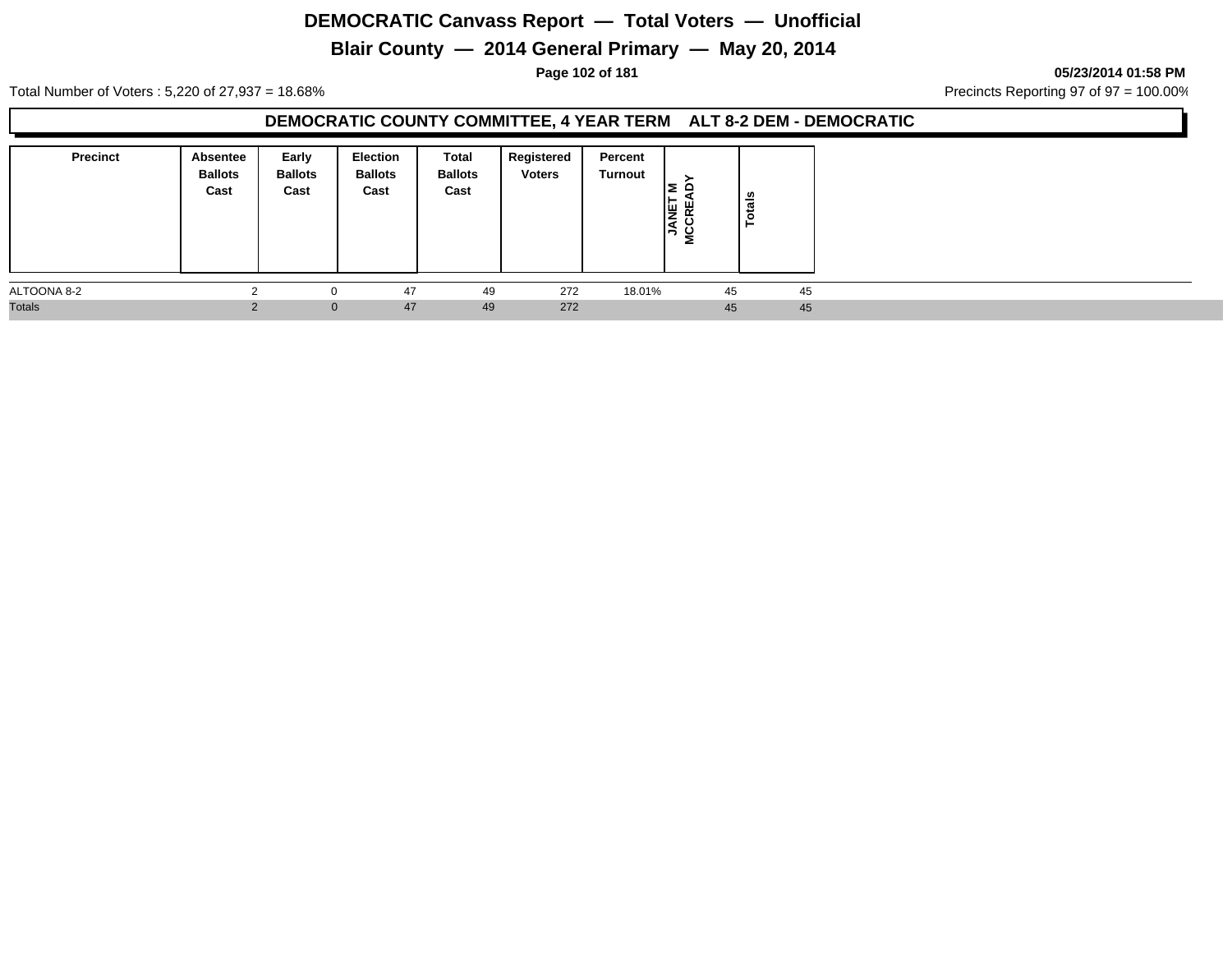# DEMOCRATIC Canvass Report — Total Voters — Unofficial

## Blair County — 2014 General Primary — May 20, 2014

05/23/2014 01:58 PM

Total Number of Voters : 5,220 of 27,937 = 18.68%

Precincts Reporting 97 of 97 = 100.00%

### DEMOCRATIC COUNTY COMMITTEE, 4 YEAR TERM ALT 8-2 DEM - DEMOCRATIC

| Precinct | Absentee Ballots Cast | Early Ballots Cast | Election Ballots Cast | Total Ballots Cast | Registered Voters | Percent Turnout | JANET M MCCREADY | Totals |
|---|---|---|---|---|---|---|---|---|
| ALTOONA 8-2 | 2 | 0 | 47 | 49 | 272 | 18.01% | 45 | 45 |
| Totals | 2 | 0 | 47 | 49 | 272 | | 45 | 45 |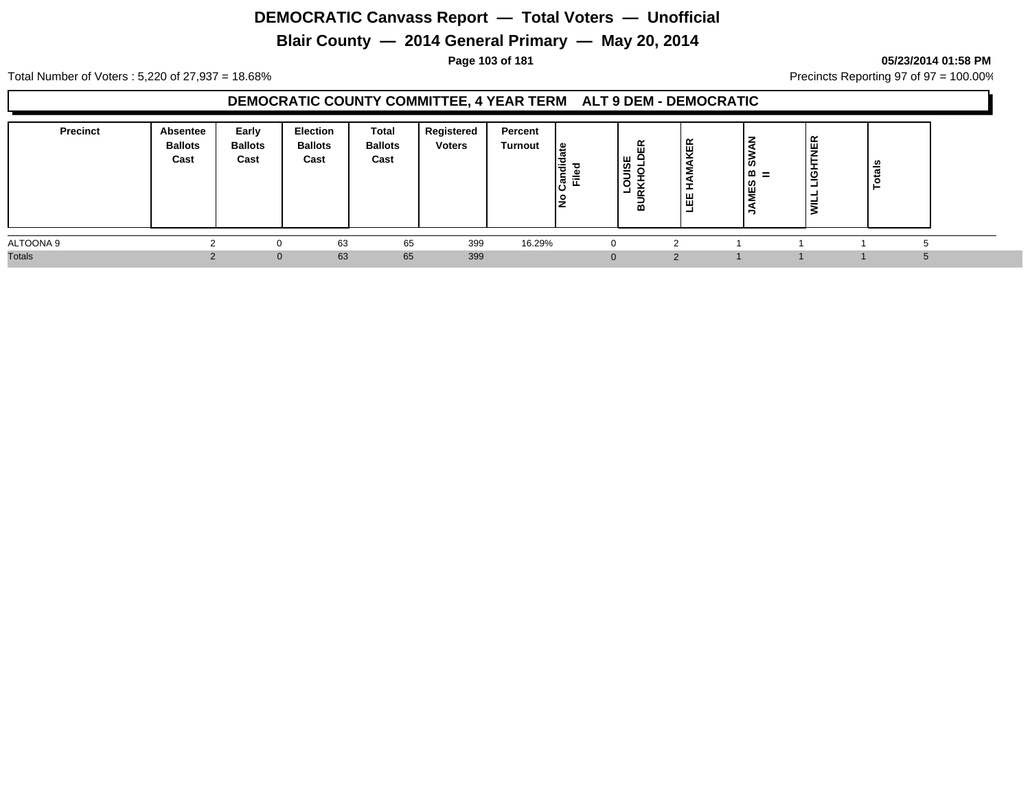# DEMOCRATIC Canvass Report — Total Voters — Unofficial

## Blair County — 2014 General Primary — May 20, 2014

05/23/2014 01:58 PM

Total Number of Voters : 5,220 of 27,937 = 18.68%

Precincts Reporting 97 of 97 = 100.00%

### DEMOCRATIC COUNTY COMMITTEE, 4 YEAR TERM ALT 9 DEM - DEMOCRATIC

| Precinct | Absentee Ballots Cast | Early Ballots Cast | Election Ballots Cast | Total Ballots Cast | Registered Voters | Percent Turnout | No Candidate Filed | LOUISE BURKHOLDER | LEE HAMAKER | JAMES B SWAN II | WILL LIGHTNER | Totals |
|---|---|---|---|---|---|---|---|---|---|---|---|---|
| ALTOONA 9 | 2 | 0 | 63 | 65 | 399 | 16.29% | 0 | 2 | 1 | 1 | 1 | 5 |
| Totals | 2 | 0 | 63 | 65 | 399 | | 0 | 2 | 1 | 1 | 1 | 5 |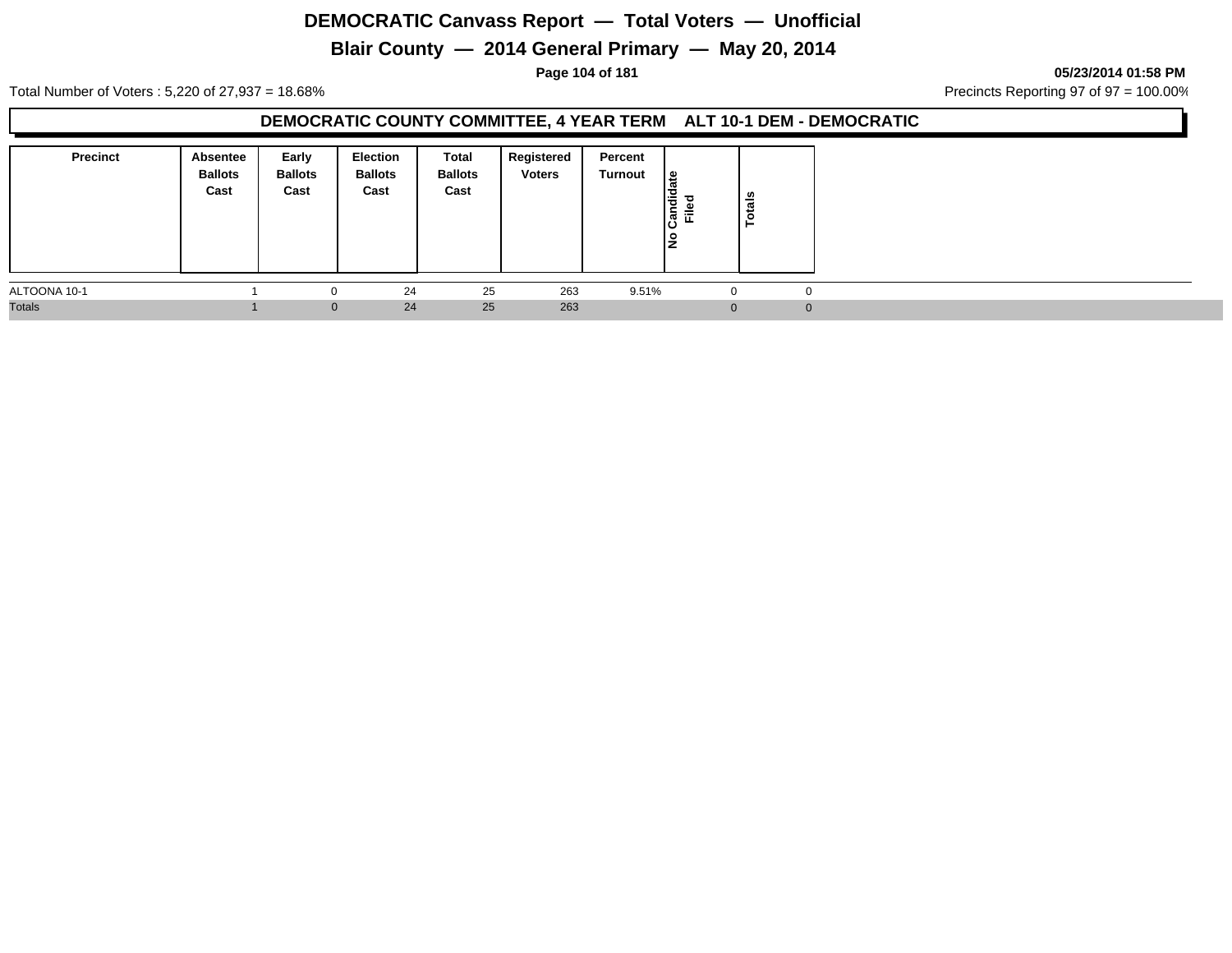# DEMOCRATIC Canvass Report — Total Voters — Unofficial

## Blair County — 2014 General Primary — May 20, 2014

05/23/2014 01:58 PM

Total Number of Voters : 5,220 of 27,937 = 18.68%

Precincts Reporting 97 of 97 = 100.00%

### DEMOCRATIC COUNTY COMMITTEE, 4 YEAR TERM ALT 10-1 DEM - DEMOCRATIC

| Precinct | Absentee Ballots Cast | Early Ballots Cast | Election Ballots Cast | Total Ballots Cast | Registered Voters | Percent Turnout | No Candidate Filed | Totals |
|---|---|---|---|---|---|---|---|---|
| ALTOONA 10-1 | 1 | 0 | 24 | 25 | 263 | 9.51% | 0 | 0 |
| Totals | 1 | 0 | 24 | 25 | 263 | | 0 | 0 |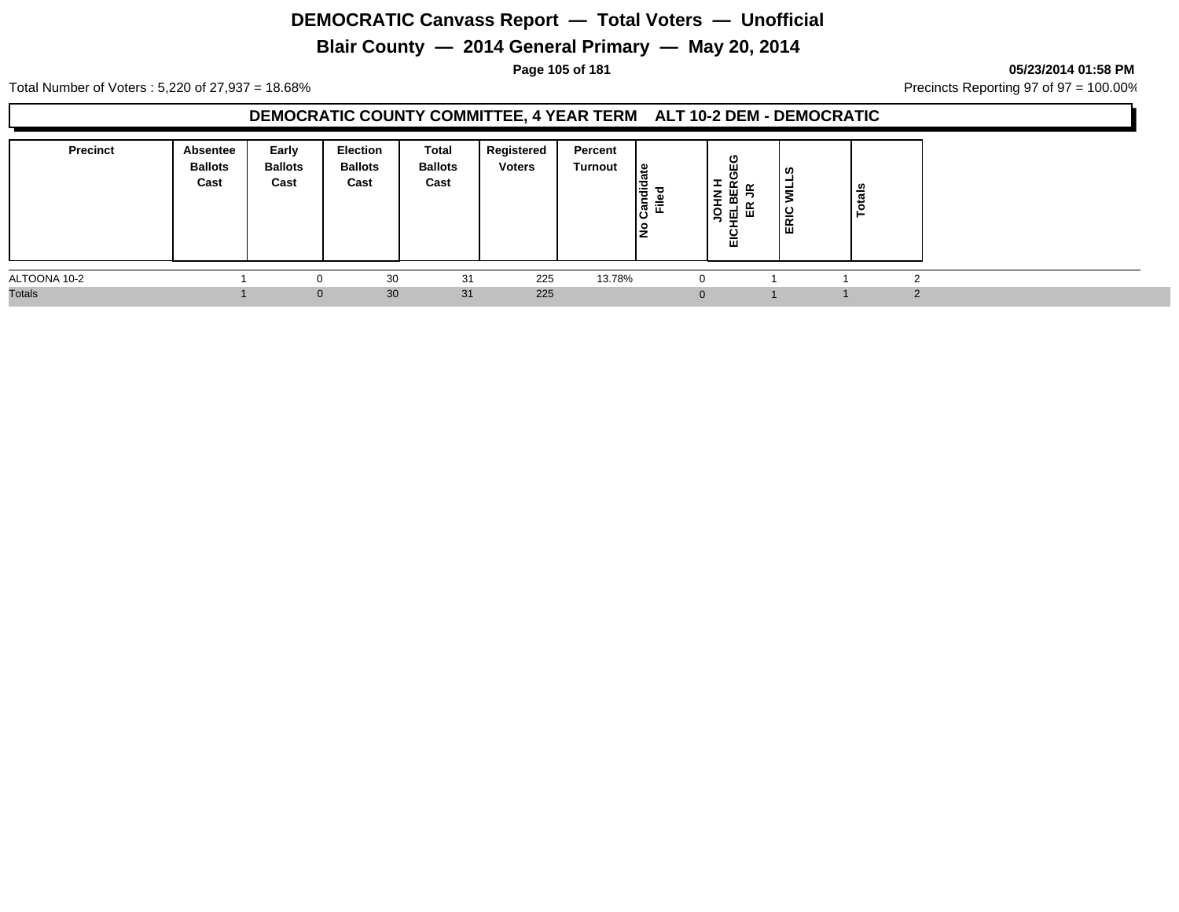# DEMOCRATIC Canvass Report — Total Voters — Unofficial

## Blair County — 2014 General Primary — May 20, 2014

05/23/2014 01:58 PM

Total Number of Voters : 5,220 of 27,937 = 18.68%

Precincts Reporting 97 of 97 = 100.00%

### DEMOCRATIC COUNTY COMMITTEE, 4 YEAR TERM ALT 10-2 DEM - DEMOCRATIC

| Precinct | Absentee Ballots Cast | Early Ballots Cast | Election Ballots Cast | Total Ballots Cast | Registered Voters | Percent Turnout | No Candidate Filed | JOHN H EICHELBERGEGER JR | ERIC WILLS | Totals |
|---|---|---|---|---|---|---|---|---|---|---|
| ALTOONA 10-2 | 1 | 0 | 30 | 31 | 225 | 13.78% | 0 | 1 | 1 | 2 |
| Totals | 1 | 0 | 30 | 31 | 225 | | 0 | 1 | 1 | 2 |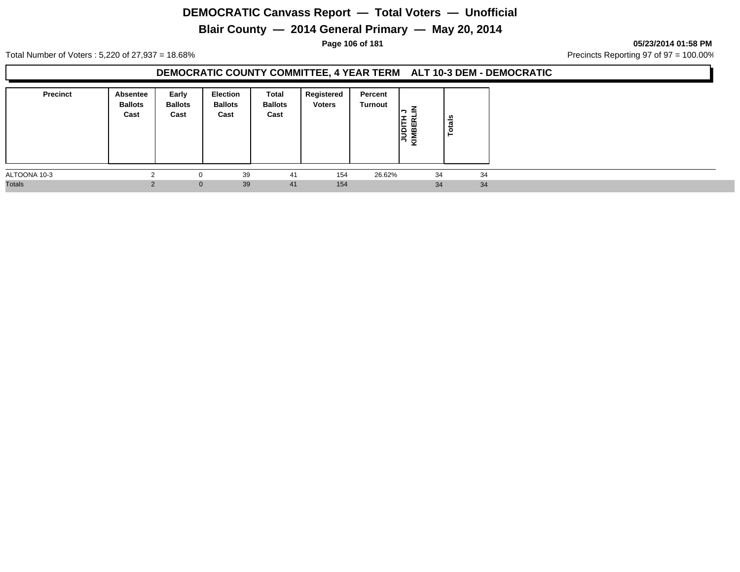# DEMOCRATIC Canvass Report — Total Voters — Unofficial

## Blair County — 2014 General Primary — May 20, 2014

05/23/2014 01:58 PM

Total Number of Voters : 5,220 of 27,937 = 18.68%

Precincts Reporting 97 of 97 = 100.00%

### DEMOCRATIC COUNTY COMMITTEE, 4 YEAR TERM ALT 10-3 DEM - DEMOCRATIC

| Precinct | Absentee Ballots Cast | Early Ballots Cast | Election Ballots Cast | Total Ballots Cast | Registered Voters | Percent Turnout | JUDITH J KIMBERLIN | Totals |
|---|---|---|---|---|---|---|---|---|
| ALTOONA 10-3 | 2 | 0 | 39 | 41 | 154 | 26.62% | 34 | 34 |
| Totals | 2 | 0 | 39 | 41 | 154 | | 34 | 34 |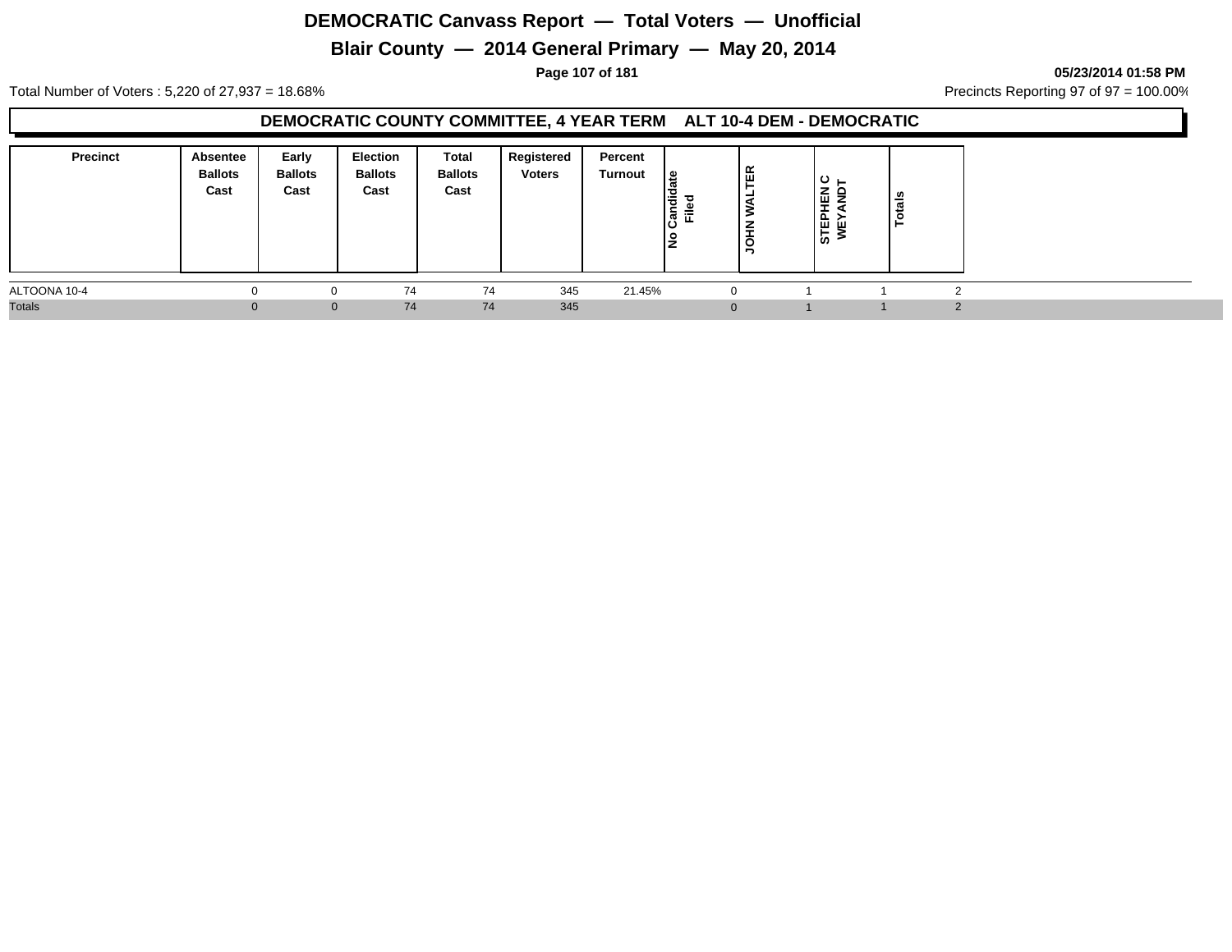# DEMOCRATIC Canvass Report — Total Voters — Unofficial

## Blair County — 2014 General Primary — May 20, 2014

05/23/2014 01:58 PM

Total Number of Voters : 5,220 of 27,937 = 18.68%

Precincts Reporting 97 of 97 = 100.00%

### DEMOCRATIC COUNTY COMMITTEE, 4 YEAR TERM ALT 10-4 DEM - DEMOCRATIC

| Precinct | Absentee Ballots Cast | Early Ballots Cast | Election Ballots Cast | Total Ballots Cast | Registered Voters | Percent Turnout | No Candidate Filed | JOHN WALTER | STEPHEN C WEYANDT | Totals |
|---|---|---|---|---|---|---|---|---|---|---|
| ALTOONA 10-4 | 0 | 0 | 74 | 74 | 345 | 21.45% | 0 | 1 | 1 | 2 |
| Totals | 0 | 0 | 74 | 74 | 345 | | 0 | 1 | 1 | 2 |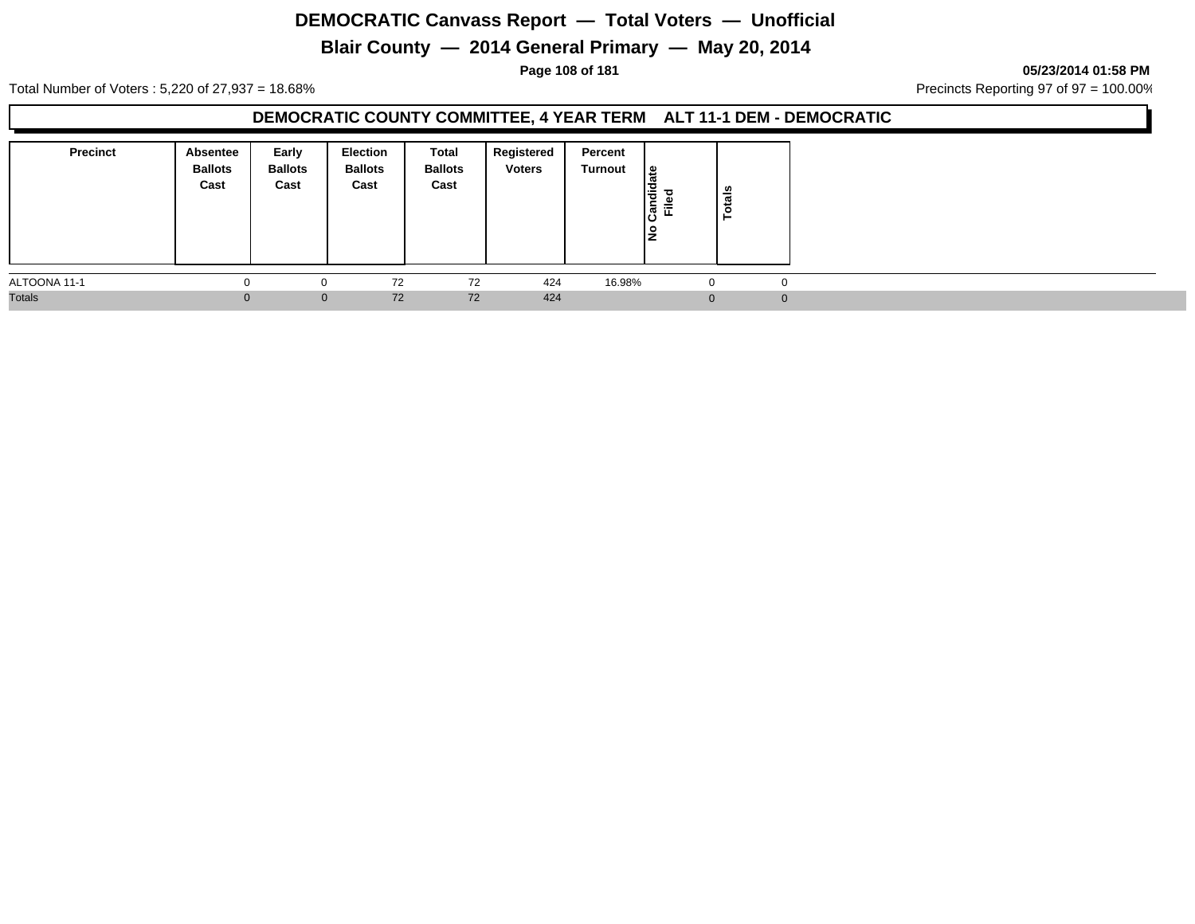# DEMOCRATIC Canvass Report — Total Voters — Unofficial

## Blair County — 2014 General Primary — May 20, 2014

05/23/2014 01:58 PM

Total Number of Voters : 5,220 of 27,937 = 18.68%

Precincts Reporting 97 of 97 = 100.00%

### DEMOCRATIC COUNTY COMMITTEE, 4 YEAR TERM ALT 11-1 DEM - DEMOCRATIC

| Precinct | Absentee Ballots Cast | Early Ballots Cast | Election Ballots Cast | Total Ballots Cast | Registered Voters | Percent Turnout | No Candidate Filed | Totals |
|---|---|---|---|---|---|---|---|---|
| ALTOONA 11-1 | 0 | 0 | 72 | 72 | 424 | 16.98% | 0 | 0 |
| Totals | 0 | 0 | 72 | 72 | 424 | | 0 | 0 |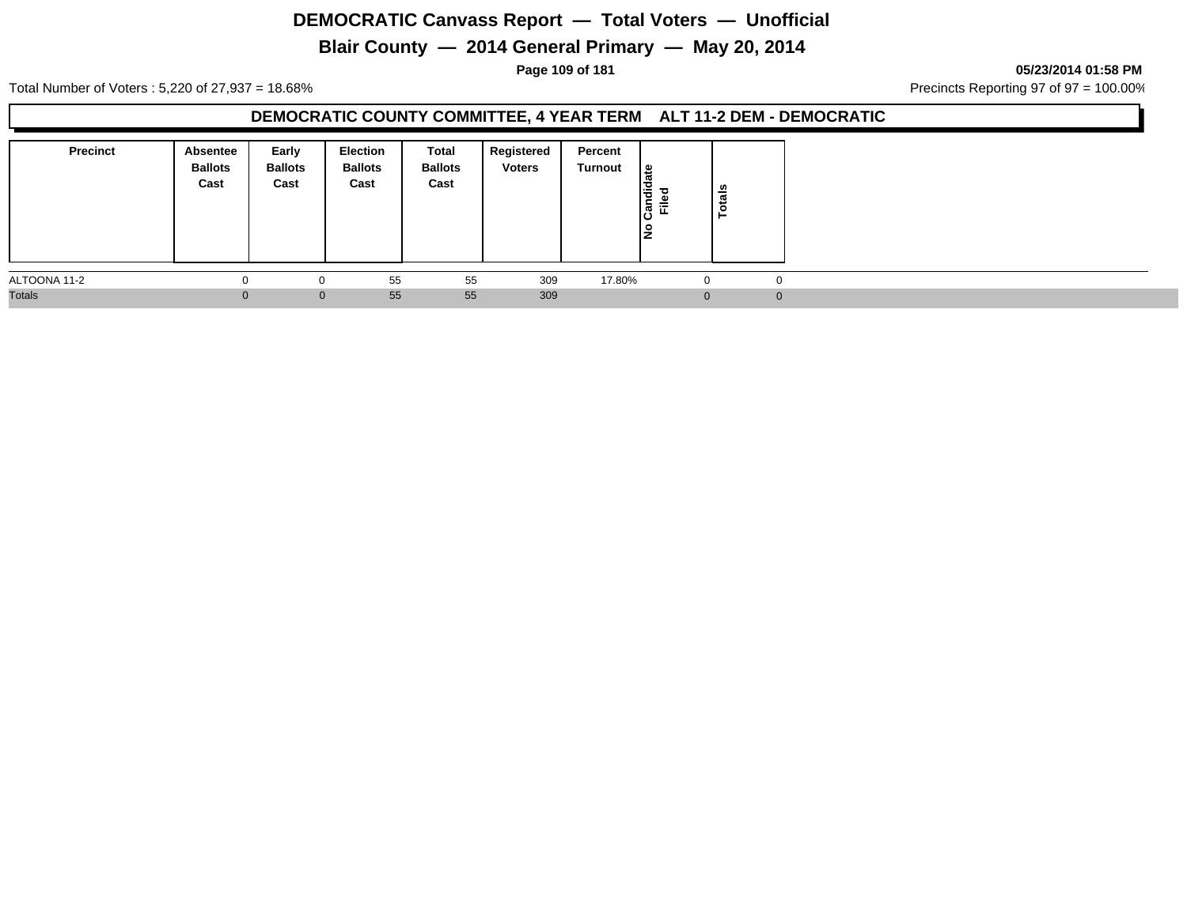# DEMOCRATIC Canvass Report — Total Voters — Unofficial

## Blair County — 2014 General Primary — May 20, 2014

05/23/2014 01:58 PM

Total Number of Voters : 5,220 of 27,937 = 18.68%

Precincts Reporting 97 of 97 = 100.00%

### DEMOCRATIC COUNTY COMMITTEE, 4 YEAR TERM ALT 11-2 DEM - DEMOCRATIC

| Precinct | Absentee Ballots Cast | Early Ballots Cast | Election Ballots Cast | Total Ballots Cast | Registered Voters | Percent Turnout | No Candidate Filed | Totals |
|---|---|---|---|---|---|---|---|---|
| ALTOONA 11-2 | 0 | 0 | 55 | 55 | 309 | 17.80% | 0 | 0 |
| Totals | 0 | 0 | 55 | 55 | 309 | | 0 | 0 |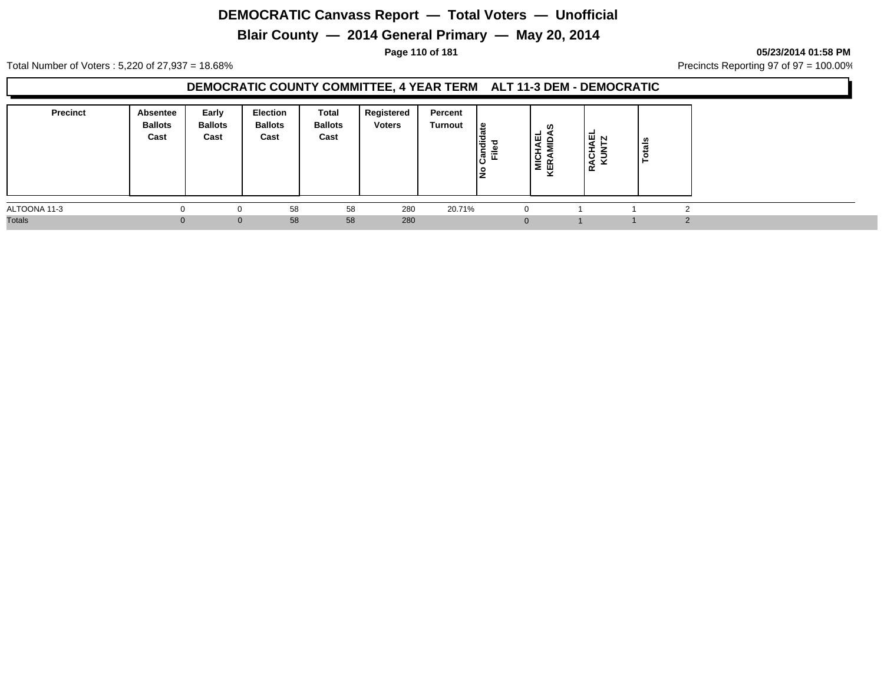# DEMOCRATIC Canvass Report — Total Voters — Unofficial

## Blair County — 2014 General Primary — May 20, 2014

05/23/2014 01:58 PM

Total Number of Voters : 5,220 of 27,937 = 18.68%

Precincts Reporting 97 of 97 = 100.00%

### DEMOCRATIC COUNTY COMMITTEE, 4 YEAR TERM ALT 11-3 DEM - DEMOCRATIC

| Precinct | Absentee Ballots Cast | Early Ballots Cast | Election Ballots Cast | Total Ballots Cast | Registered Voters | Percent Turnout | No Candidate Filed | MICHAEL KERAMIDAS | RACHAEL KUNTZ | Totals |
|---|---|---|---|---|---|---|---|---|---|---|
| ALTOONA 11-3 | 0 | 0 | 58 | 58 | 280 | 20.71% | 0 | 1 | 1 | 2 |
| Totals | 0 | 0 | 58 | 58 | 280 | | 0 | 1 | 1 | 2 |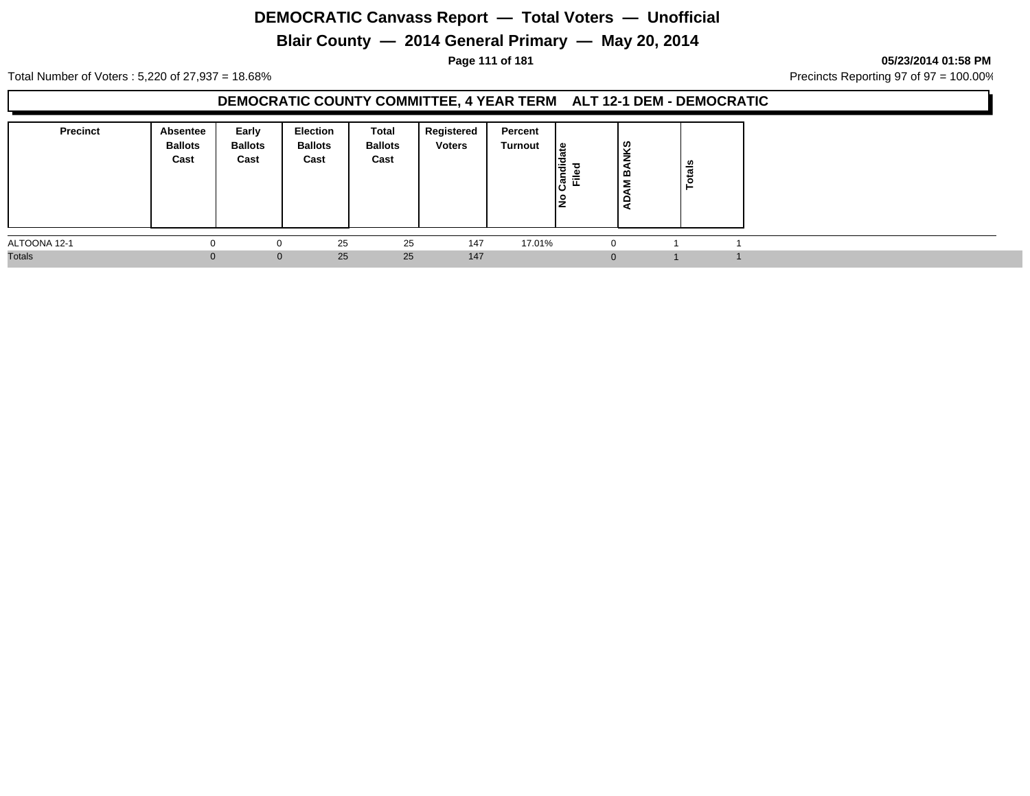# DEMOCRATIC Canvass Report — Total Voters — Unofficial

## Blair County — 2014 General Primary — May 20, 2014

**05/23/2014 01:58 PM**

Total Number of Voters : 5,220 of 27,937 = 18.68%

Precincts Reporting 97 of 97 = 100.00%

### DEMOCRATIC COUNTY COMMITTEE, 4 YEAR TERM ALT 12-1 DEM - DEMOCRATIC

| Precinct | Absentee Ballots Cast | Early Ballots Cast | Election Ballots Cast | Total Ballots Cast | Registered Voters | Percent Turnout | No Candidate Filed | ADAM BANKS | Totals |
|---|---|---|---|---|---|---|---|---|---|
| ALTOONA 12-1 | 0 | 0 | 25 | 25 | 147 | 17.01% | 0 | 1 | 1 |
| Totals | 0 | 0 | 25 | 25 | 147 | | 0 | 1 | 1 |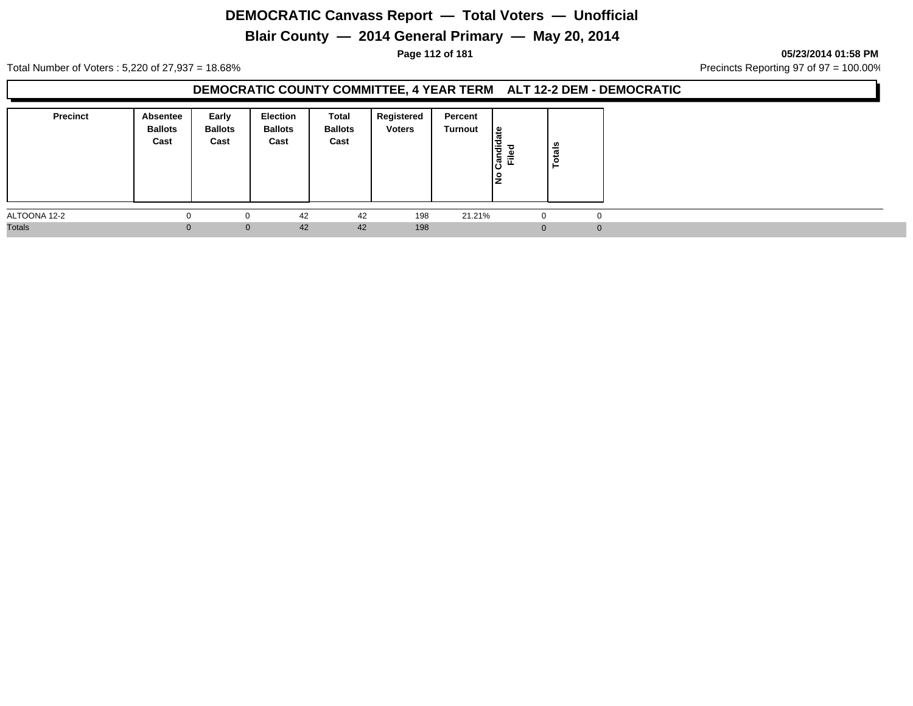# DEMOCRATIC Canvass Report — Total Voters — Unofficial

## Blair County — 2014 General Primary — May 20, 2014

05/23/2014 01:58 PM

Total Number of Voters : 5,220 of 27,937 = 18.68%

Precincts Reporting 97 of 97 = 100.00%

### DEMOCRATIC COUNTY COMMITTEE, 4 YEAR TERM ALT 12-2 DEM - DEMOCRATIC

| Precinct | Absentee Ballots Cast | Early Ballots Cast | Election Ballots Cast | Total Ballots Cast | Registered Voters | Percent Turnout | No Candidate Filed | Totals |
|---|---|---|---|---|---|---|---|---|
| ALTOONA 12-2 | 0 | 0 | 42 | 42 | 198 | 21.21% | 0 | 0 |
| Totals | 0 | 0 | 42 | 42 | 198 | | 0 | 0 |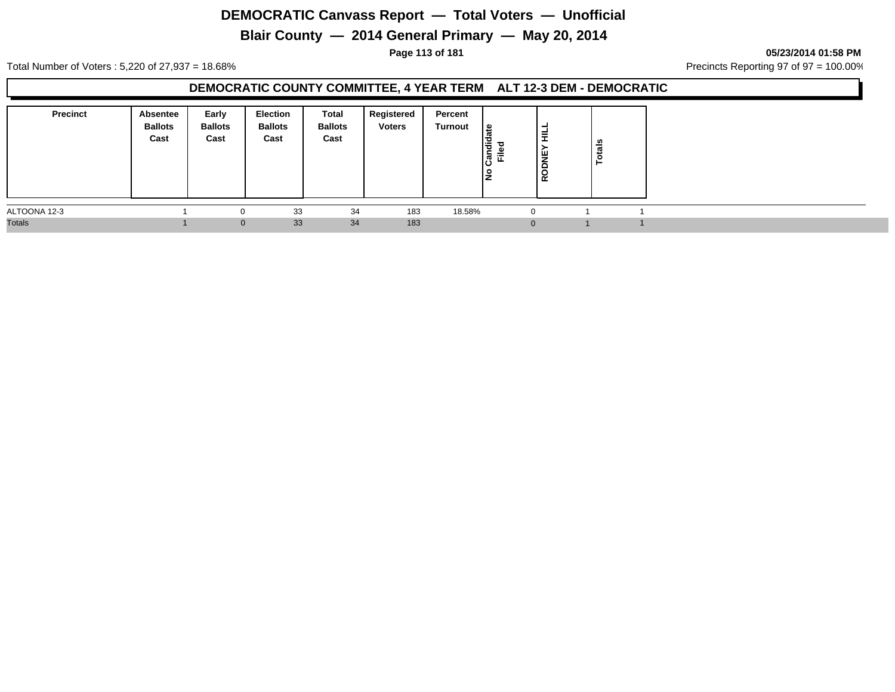# DEMOCRATIC Canvass Report — Total Voters — Unofficial

## Blair County — 2014 General Primary — May 20, 2014

05/23/2014 01:58 PM

Total Number of Voters : 5,220 of 27,937 = 18.68%

Precincts Reporting 97 of 97 = 100.00%

### DEMOCRATIC COUNTY COMMITTEE, 4 YEAR TERM ALT 12-3 DEM - DEMOCRATIC

| Precinct | Absentee Ballots Cast | Early Ballots Cast | Election Ballots Cast | Total Ballots Cast | Registered Voters | Percent Turnout | No Candidate Filed | RODNEY HILL | Totals |
|---|---|---|---|---|---|---|---|---|---|
| ALTOONA 12-3 | 1 | 0 | 33 | 34 | 183 | 18.58% | 0 | 1 | 1 |
| Totals | 1 | 0 | 33 | 34 | 183 | | 0 | 1 | 1 |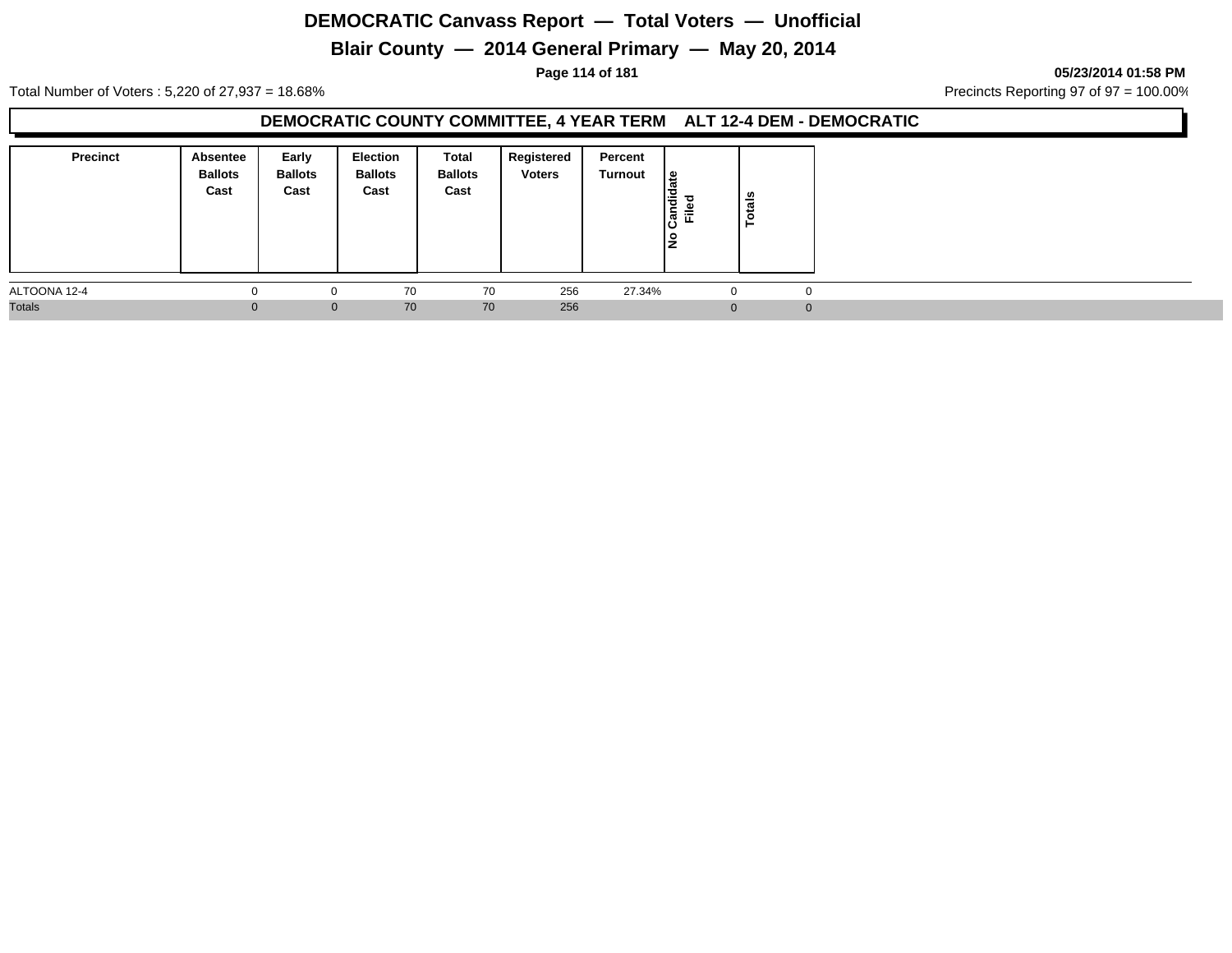# DEMOCRATIC Canvass Report — Total Voters — Unofficial

## Blair County — 2014 General Primary — May 20, 2014

05/23/2014 01:58 PM

Total Number of Voters : 5,220 of 27,937 = 18.68%

Precincts Reporting 97 of 97 = 100.00%

### DEMOCRATIC COUNTY COMMITTEE, 4 YEAR TERM ALT 12-4 DEM - DEMOCRATIC

| Precinct | Absentee Ballots Cast | Early Ballots Cast | Election Ballots Cast | Total Ballots Cast | Registered Voters | Percent Turnout | No Candidate Filed | Totals |
|---|---|---|---|---|---|---|---|---|
| ALTOONA 12-4 | 0 | 0 | 70 | 70 | 256 | 27.34% | 0 | 0 |
| Totals | 0 | 0 | 70 | 70 | 256 | | 0 | 0 |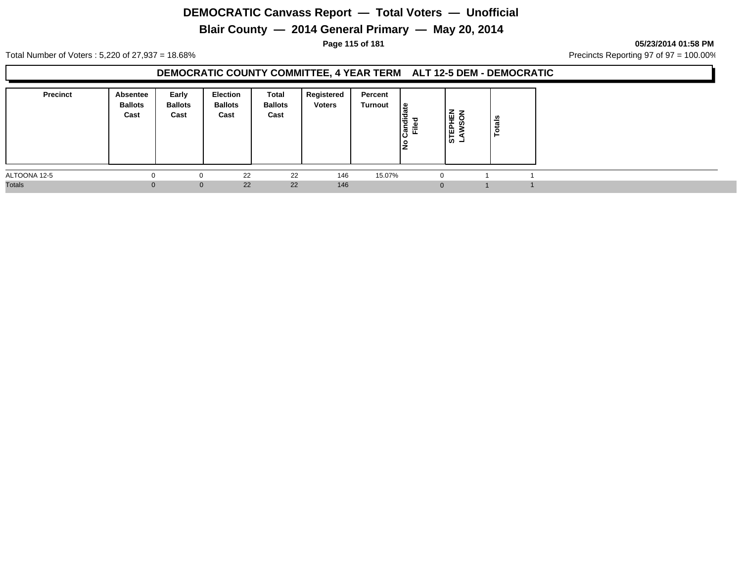# DEMOCRATIC Canvass Report — Total Voters — Unofficial

## Blair County — 2014 General Primary — May 20, 2014

05/23/2014 01:58 PM

Total Number of Voters : 5,220 of 27,937 = 18.68%

Precincts Reporting 97 of 97 = 100.00%

### DEMOCRATIC COUNTY COMMITTEE, 4 YEAR TERM ALT 12-5 DEM - DEMOCRATIC

| Precinct | Absentee Ballots Cast | Early Ballots Cast | Election Ballots Cast | Total Ballots Cast | Registered Voters | Percent Turnout | No Candidate Filed | STEPHEN LAWSON | Totals |
|---|---|---|---|---|---|---|---|---|---|
| ALTOONA 12-5 | 0 | 0 | 22 | 22 | 146 | 15.07% | 0 | 1 | 1 |
| Totals | 0 | 0 | 22 | 22 | 146 | | 0 | 1 | 1 |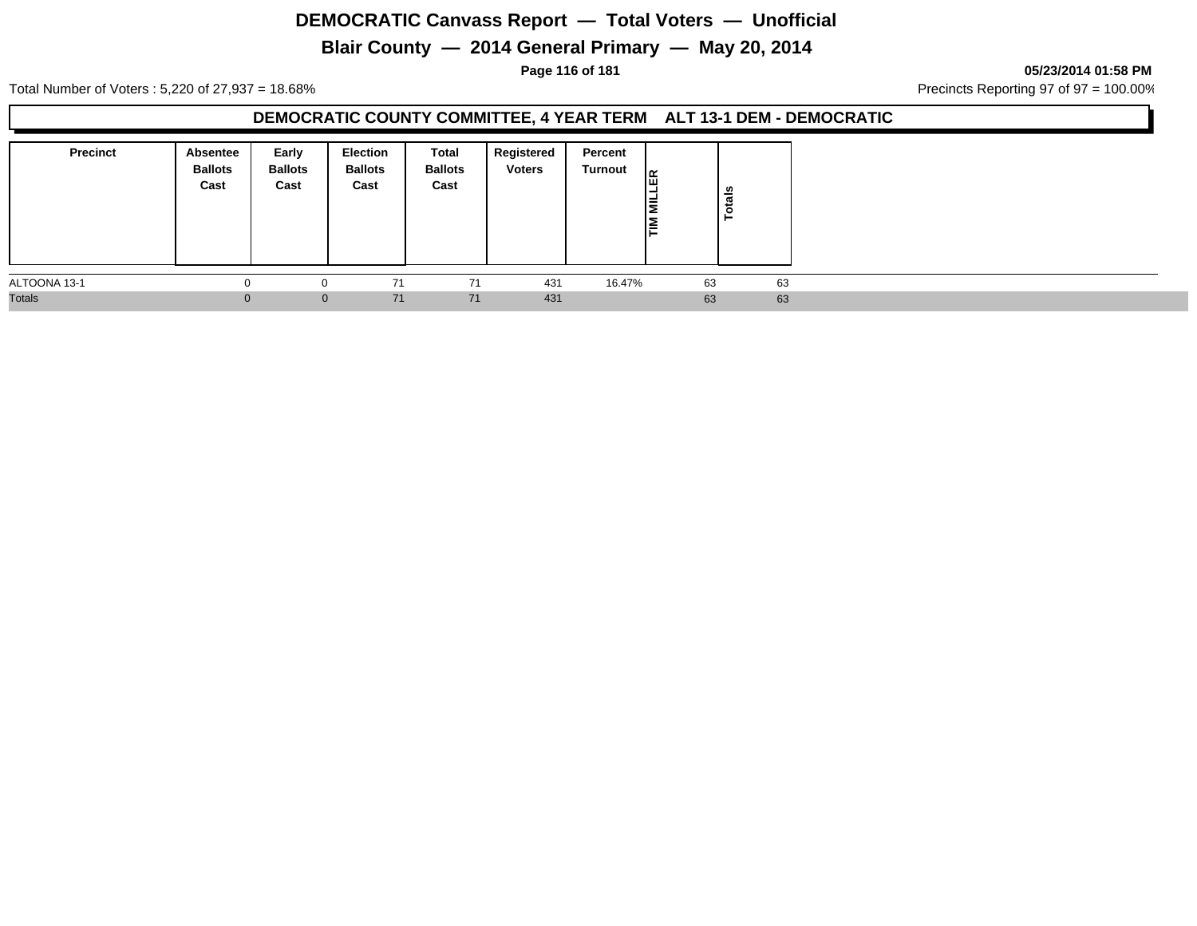# DEMOCRATIC Canvass Report — Total Voters — Unofficial

## Blair County — 2014 General Primary — May 20, 2014

05/23/2014 01:58 PM

Total Number of Voters : 5,220 of 27,937 = 18.68%

Precincts Reporting 97 of 97 = 100.00%

### DEMOCRATIC COUNTY COMMITTEE, 4 YEAR TERM ALT 13-1 DEM - DEMOCRATIC

| Precinct | Absentee Ballots Cast | Early Ballots Cast | Election Ballots Cast | Total Ballots Cast | Registered Voters | Percent Turnout | TIM MILLER | Totals |
|---|---|---|---|---|---|---|---|---|
| ALTOONA 13-1 | 0 | 0 | 71 | 71 | 431 | 16.47% | 63 | 63 |
| Totals | 0 | 0 | 71 | 71 | 431 | | 63 | 63 |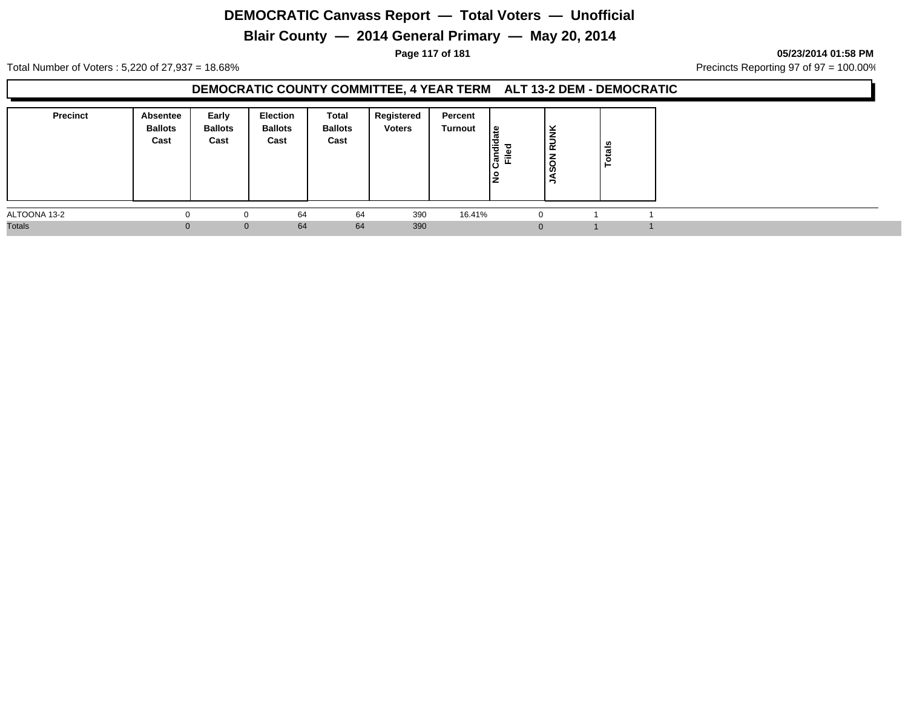# DEMOCRATIC Canvass Report — Total Voters — Unofficial

## Blair County — 2014 General Primary — May 20, 2014

05/23/2014 01:58 PM

Total Number of Voters : 5,220 of 27,937 = 18.68%

Precincts Reporting 97 of 97 = 100.00%

### DEMOCRATIC COUNTY COMMITTEE, 4 YEAR TERM ALT 13-2 DEM - DEMOCRATIC

| Precinct | Absentee Ballots Cast | Early Ballots Cast | Election Ballots Cast | Total Ballots Cast | Registered Voters | Percent Turnout | No Candidate Filed | JASON RUNK | Totals |
|---|---|---|---|---|---|---|---|---|---|
| ALTOONA 13-2 | 0 | 0 | 64 | 64 | 390 | 16.41% | 0 | 1 | 1 |
| Totals | 0 | 0 | 64 | 64 | 390 | | 0 | 1 | 1 |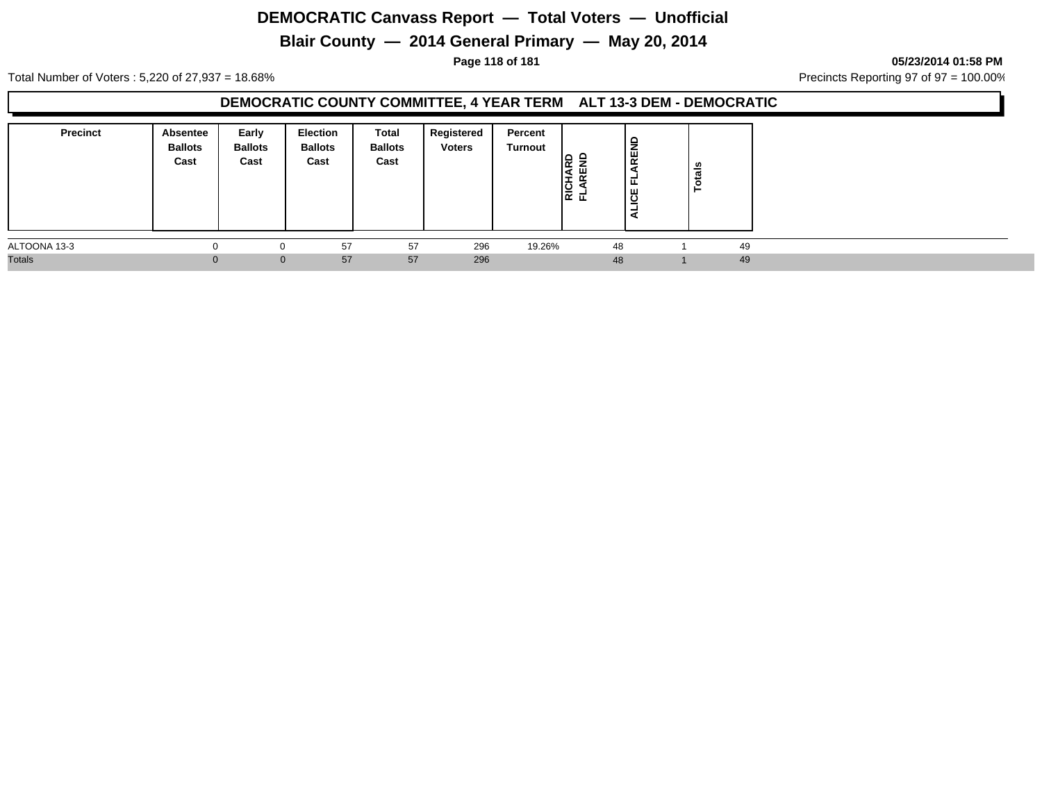# DEMOCRATIC Canvass Report — Total Voters — Unofficial

## Blair County — 2014 General Primary — May 20, 2014

05/23/2014 01:58 PM

Total Number of Voters : 5,220 of 27,937 = 18.68%

Precincts Reporting 97 of 97 = 100.00%

### DEMOCRATIC COUNTY COMMITTEE, 4 YEAR TERM ALT 13-3 DEM - DEMOCRATIC

| Precinct | Absentee Ballots Cast | Early Ballots Cast | Election Ballots Cast | Total Ballots Cast | Registered Voters | Percent Turnout | RICHARD FLAREND | ALICE FLAREND | Totals |
|---|---|---|---|---|---|---|---|---|---|
| ALTOONA 13-3 | 0 | 0 | 57 | 57 | 296 | 19.26% | 48 | 1 | 49 |
| Totals | 0 | 0 | 57 | 57 | 296 | | 48 | 1 | 49 |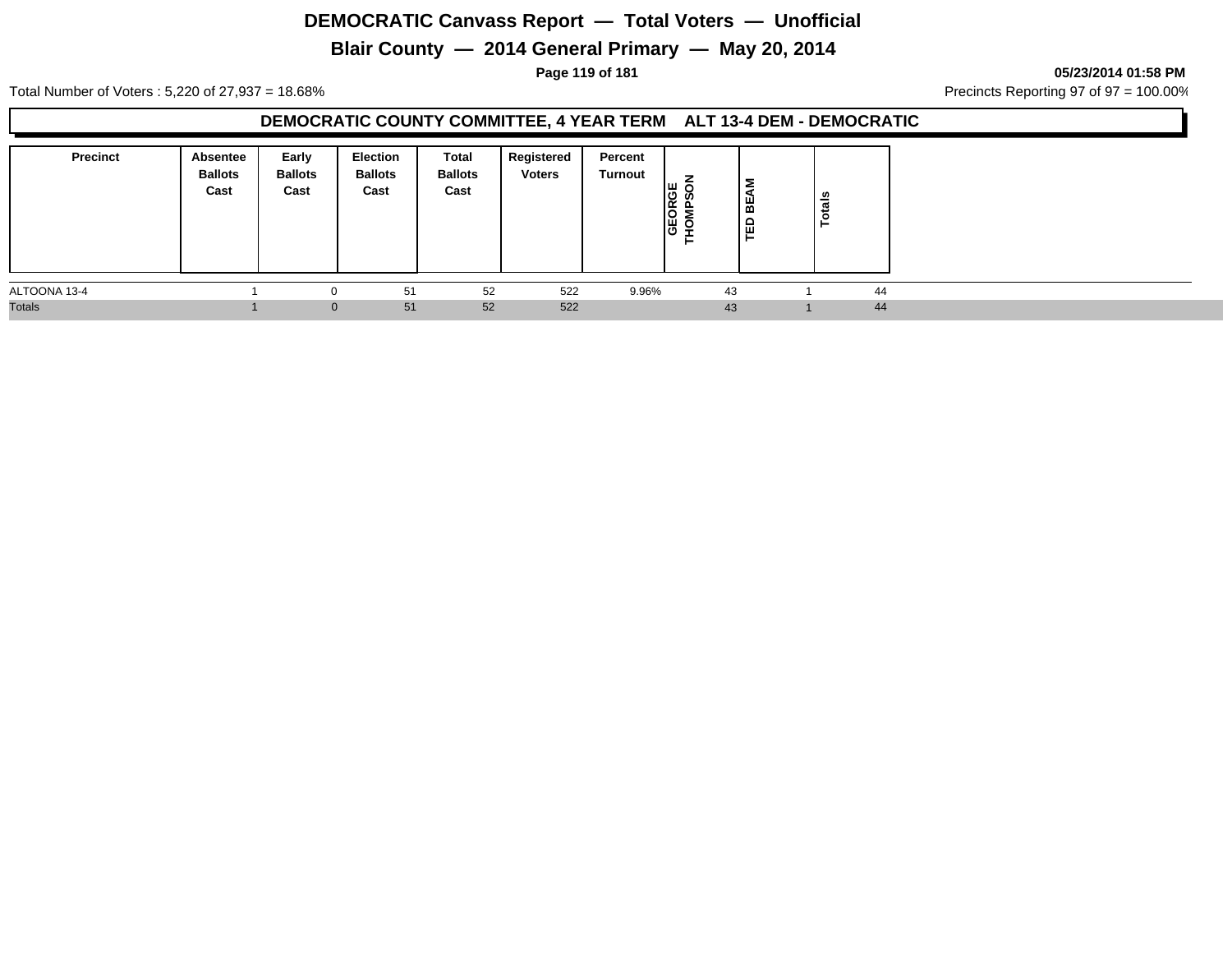# DEMOCRATIC Canvass Report — Total Voters — Unofficial

## Blair County — 2014 General Primary — May 20, 2014

05/23/2014 01:58 PM

Total Number of Voters : 5,220 of 27,937 = 18.68%

Precincts Reporting 97 of 97 = 100.00%

### DEMOCRATIC COUNTY COMMITTEE, 4 YEAR TERM ALT 13-4 DEM - DEMOCRATIC

| Precinct | Absentee Ballots Cast | Early Ballots Cast | Election Ballots Cast | Total Ballots Cast | Registered Voters | Percent Turnout | GEORGE THOMPSON | TED BEAM | Totals |
|---|---|---|---|---|---|---|---|---|---|
| ALTOONA 13-4 | 1 | 0 | 51 | 52 | 522 | 9.96% | 43 | 1 | 44 |
| Totals | 1 | 0 | 51 | 52 | 522 | | 43 | 1 | 44 |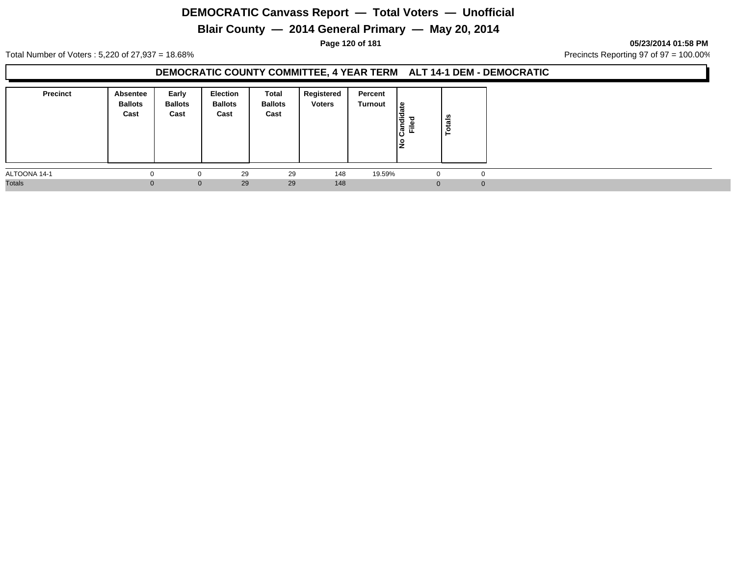# DEMOCRATIC Canvass Report — Total Voters — Unofficial

## Blair County — 2014 General Primary — May 20, 2014

05/23/2014 01:58 PM

Total Number of Voters : 5,220 of 27,937 = 18.68%

Precincts Reporting 97 of 97 = 100.00%

### DEMOCRATIC COUNTY COMMITTEE, 4 YEAR TERM ALT 14-1 DEM - DEMOCRATIC

| Precinct | Absentee Ballots Cast | Early Ballots Cast | Election Ballots Cast | Total Ballots Cast | Registered Voters | Percent Turnout | No Candidate Filed | Totals |
|---|---|---|---|---|---|---|---|---|
| ALTOONA 14-1 | 0 | 0 | 29 | 29 | 148 | 19.59% | 0 | 0 |
| Totals | 0 | 0 | 29 | 29 | 148 | | 0 | 0 |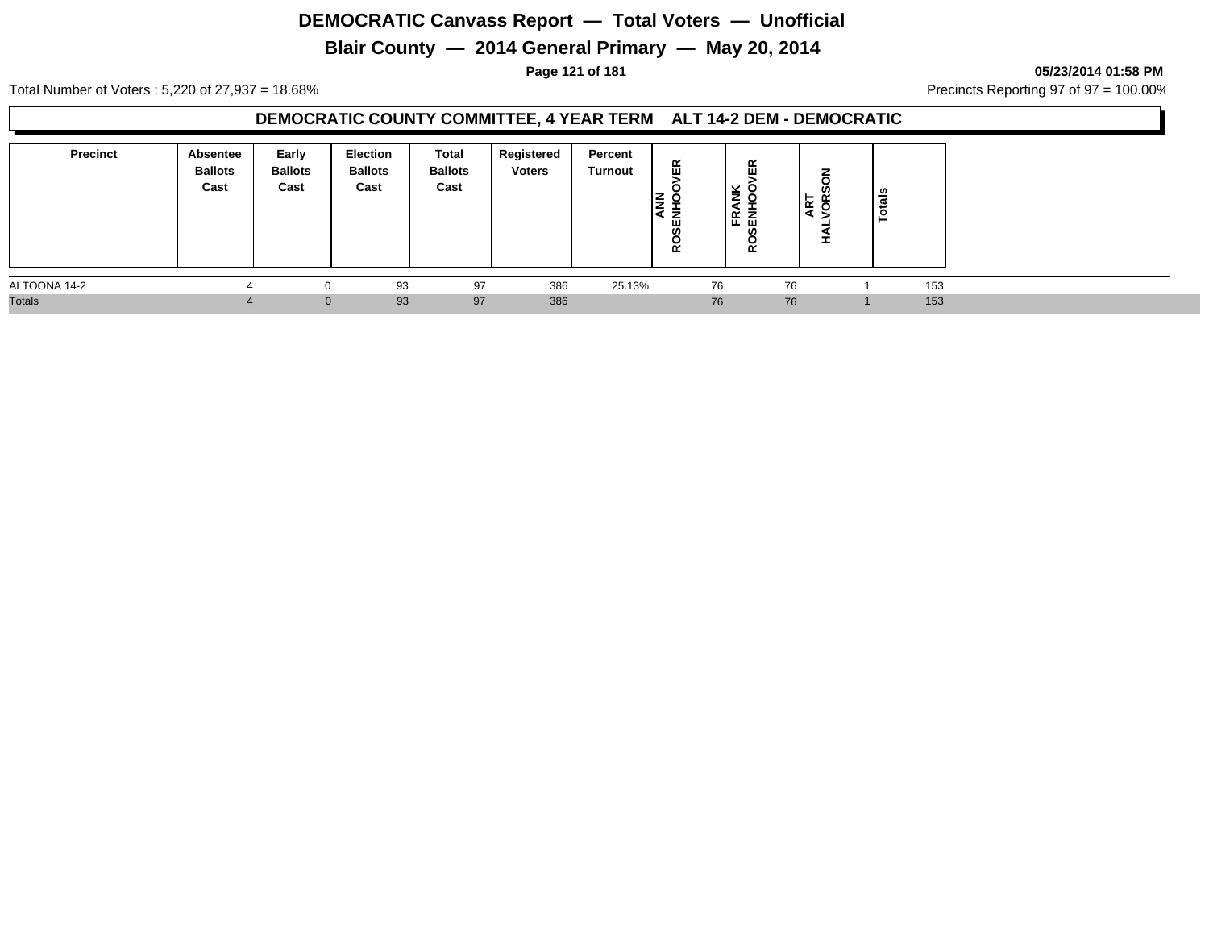# DEMOCRATIC Canvass Report — Total Voters — Unofficial

## Blair County — 2014 General Primary — May 20, 2014

05/23/2014 01:58 PM

Total Number of Voters : 5,220 of 27,937 = 18.68%

Precincts Reporting 97 of 97 = 100.00%

### DEMOCRATIC COUNTY COMMITTEE, 4 YEAR TERM ALT 14-2 DEM - DEMOCRATIC

| Precinct | Absentee Ballots Cast | Early Ballots Cast | Election Ballots Cast | Total Ballots Cast | Registered Voters | Percent Turnout | ANN ROSENHOOVER | FRANK ROSENHOOVER | ART HALVORSON | Totals |
|---|---|---|---|---|---|---|---|---|---|---|
| ALTOONA 14-2 | 4 | 0 | 93 | 97 | 386 | 25.13% | 76 | 76 | 1 | 153 |
| Totals | 4 | 0 | 93 | 97 | 386 | | 76 | 76 | 1 | 153 |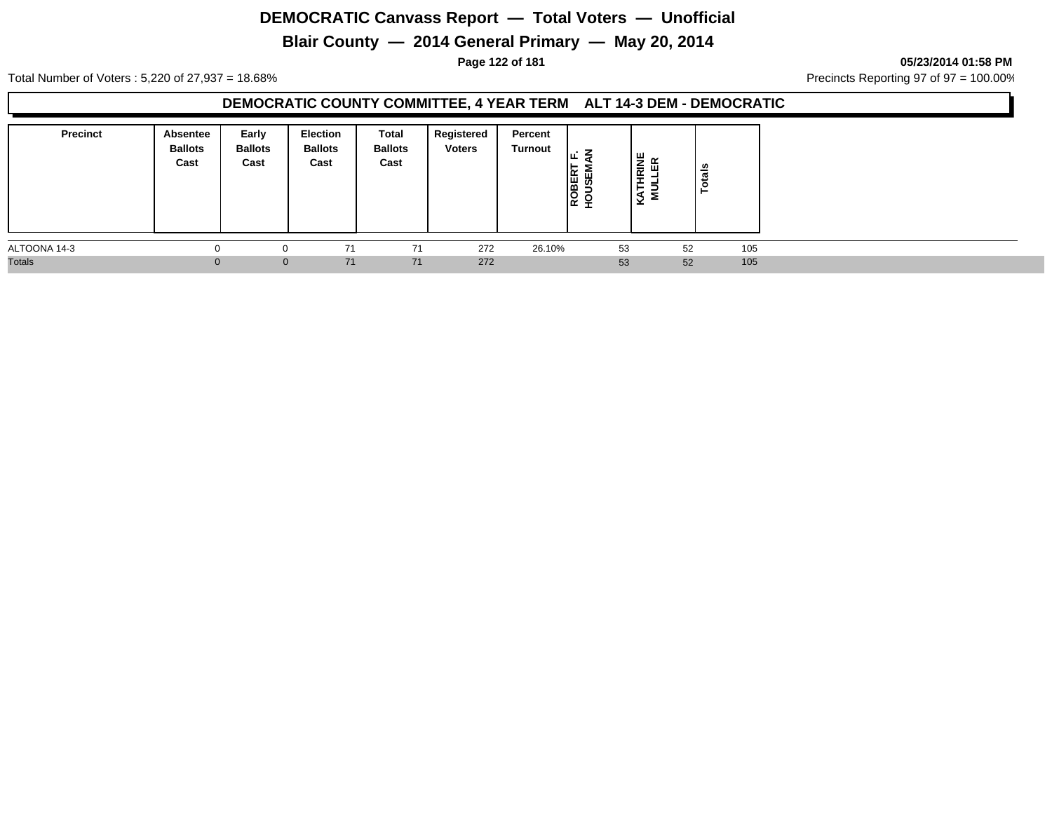# DEMOCRATIC Canvass Report — Total Voters — Unofficial

## Blair County — 2014 General Primary — May 20, 2014

**05/23/2014 01:58 PM**

Total Number of Voters : 5,220 of 27,937 = 18.68%

Precincts Reporting 97 of 97 = 100.00%

### DEMOCRATIC COUNTY COMMITTEE, 4 YEAR TERM ALT 14-3 DEM - DEMOCRATIC

| Precinct | Absentee Ballots Cast | Early Ballots Cast | Election Ballots Cast | Total Ballots Cast | Registered Voters | Percent Turnout | ROBERT F. HOUSEMAN | KATHRINE MULLER | Totals |
|---|---|---|---|---|---|---|---|---|---|
| ALTOONA 14-3 | 0 | 0 | 71 | 71 | 272 | 26.10% | 53 | 52 | 105 |
| Totals | 0 | 0 | 71 | 71 | 272 | | 53 | 52 | 105 |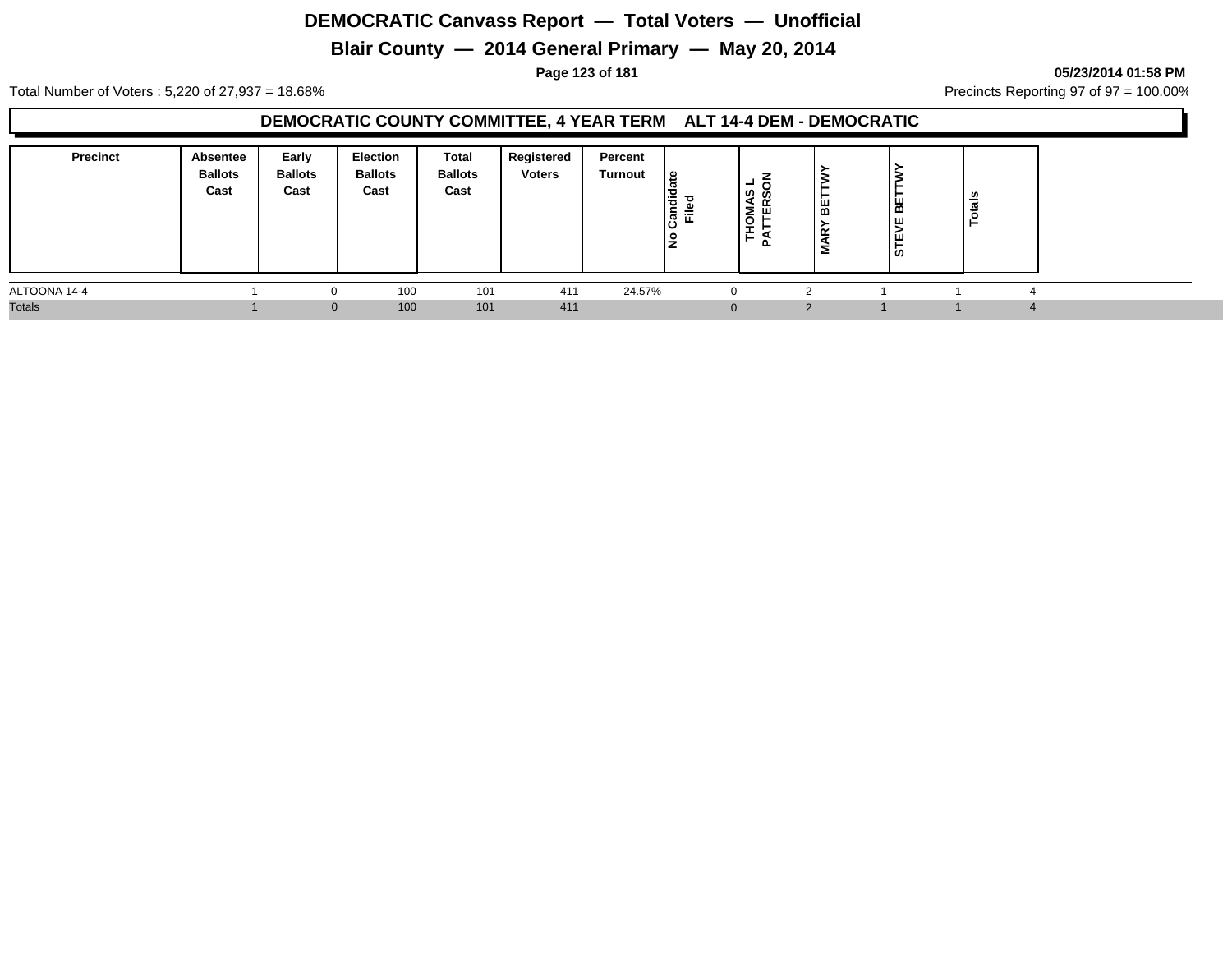# DEMOCRATIC Canvass Report — Total Voters — Unofficial

## Blair County — 2014 General Primary — May 20, 2014

05/23/2014 01:58 PM

Total Number of Voters : 5,220 of 27,937 = 18.68%

Precincts Reporting 97 of 97 = 100.00%

### DEMOCRATIC COUNTY COMMITTEE, 4 YEAR TERM ALT 14-4 DEM - DEMOCRATIC

| Precinct | Absentee Ballots Cast | Early Ballots Cast | Election Ballots Cast | Total Ballots Cast | Registered Voters | Percent Turnout | No Candidate Filed | THOMAS L PATTERSON | MARY BETTWY | STEVE BETTWY | Totals |
|---|---|---|---|---|---|---|---|---|---|---|---|
| ALTOONA 14-4 | 1 | 0 | 100 | 101 | 411 | 24.57% | 0 | 2 | 1 | 1 | 4 |
| Totals | 1 | 0 | 100 | 101 | 411 | | 0 | 2 | 1 | 1 | 4 |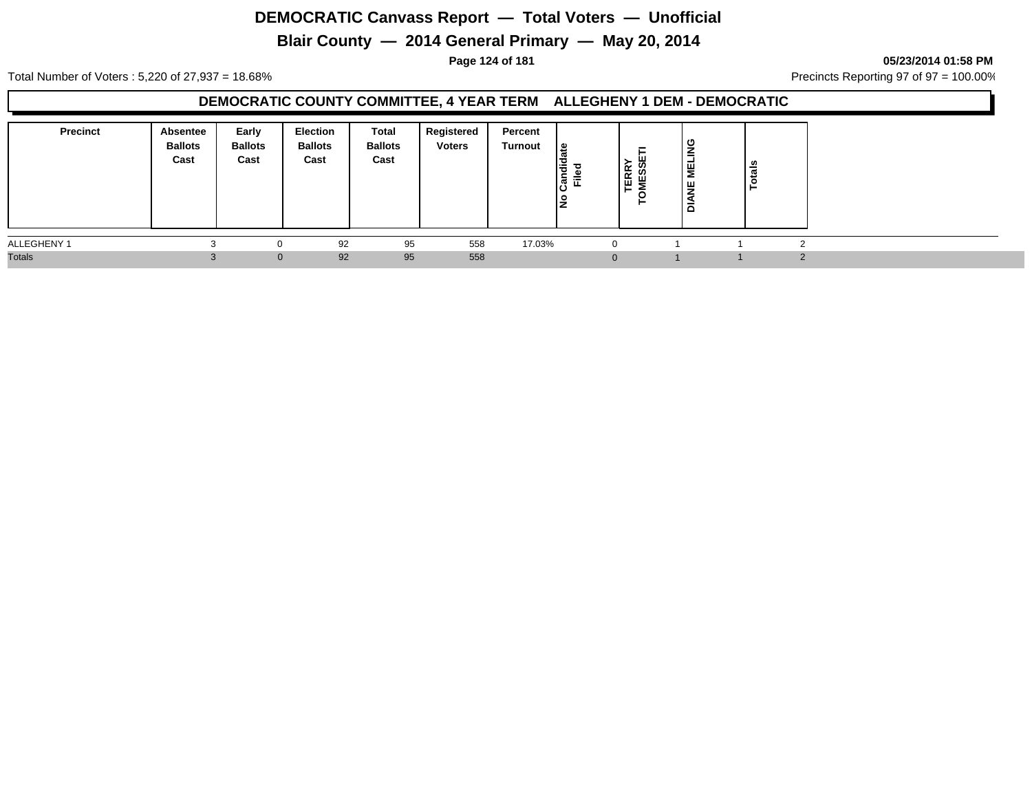# DEMOCRATIC Canvass Report — Total Voters — Unofficial

## Blair County — 2014 General Primary — May 20, 2014

05/23/2014 01:58 PM

Total Number of Voters : 5,220 of 27,937 = 18.68%

Precincts Reporting 97 of 97 = 100.00%

### DEMOCRATIC COUNTY COMMITTEE, 4 YEAR TERM ALLEGHENY 1 DEM - DEMOCRATIC

| Precinct | Absentee Ballots Cast | Early Ballots Cast | Election Ballots Cast | Total Ballots Cast | Registered Voters | Percent Turnout | No Candidate Filed | TERRY TOMESSETI | DIANE MELING | Totals |
|---|---|---|---|---|---|---|---|---|---|---|
| ALLEGHENY 1 | 3 | 0 | 92 | 95 | 558 | 17.03% | 0 | 1 | 1 | 2 |
| Totals | 3 | 0 | 92 | 95 | 558 | | 0 | 1 | 1 | 2 |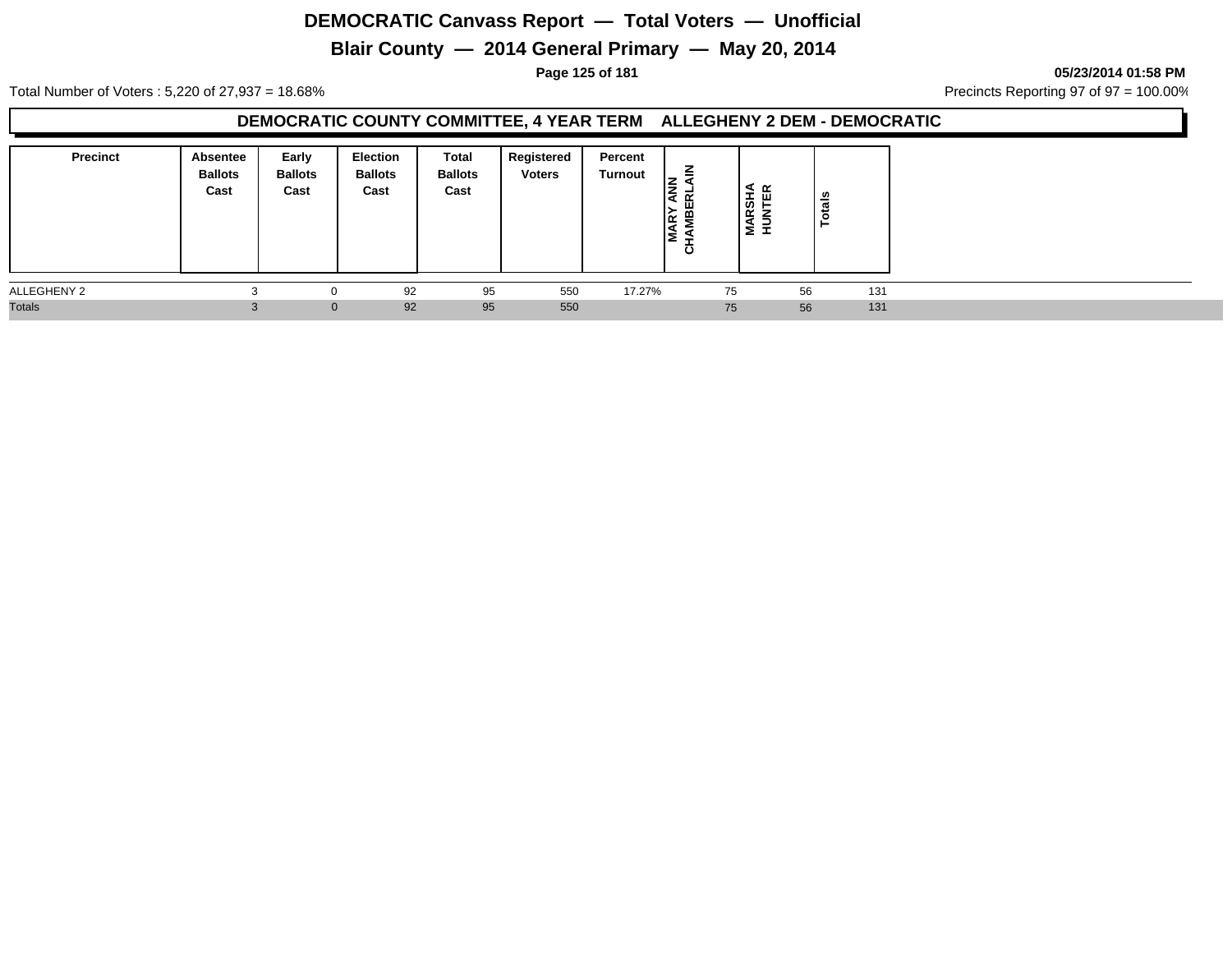# DEMOCRATIC Canvass Report — Total Voters — Unofficial

## Blair County — 2014 General Primary — May 20, 2014

**05/23/2014 01:58 PM**

Total Number of Voters : 5,220 of 27,937 = 18.68%

Precincts Reporting 97 of 97 = 100.00%

### DEMOCRATIC COUNTY COMMITTEE, 4 YEAR TERM ALLEGHENY 2 DEM - DEMOCRATIC

| Precinct | Absentee Ballots Cast | Early Ballots Cast | Election Ballots Cast | Total Ballots Cast | Registered Voters | Percent Turnout | MARY ANN CHAMBERLAIN | MARSHA HUNTER | Totals |
|---|---|---|---|---|---|---|---|---|---|
| ALLEGHENY 2 | 3 | 0 | 92 | 95 | 550 | 17.27% | 75 | 56 | 131 |
| Totals | 3 | 0 | 92 | 95 | 550 | | 75 | 56 | 131 |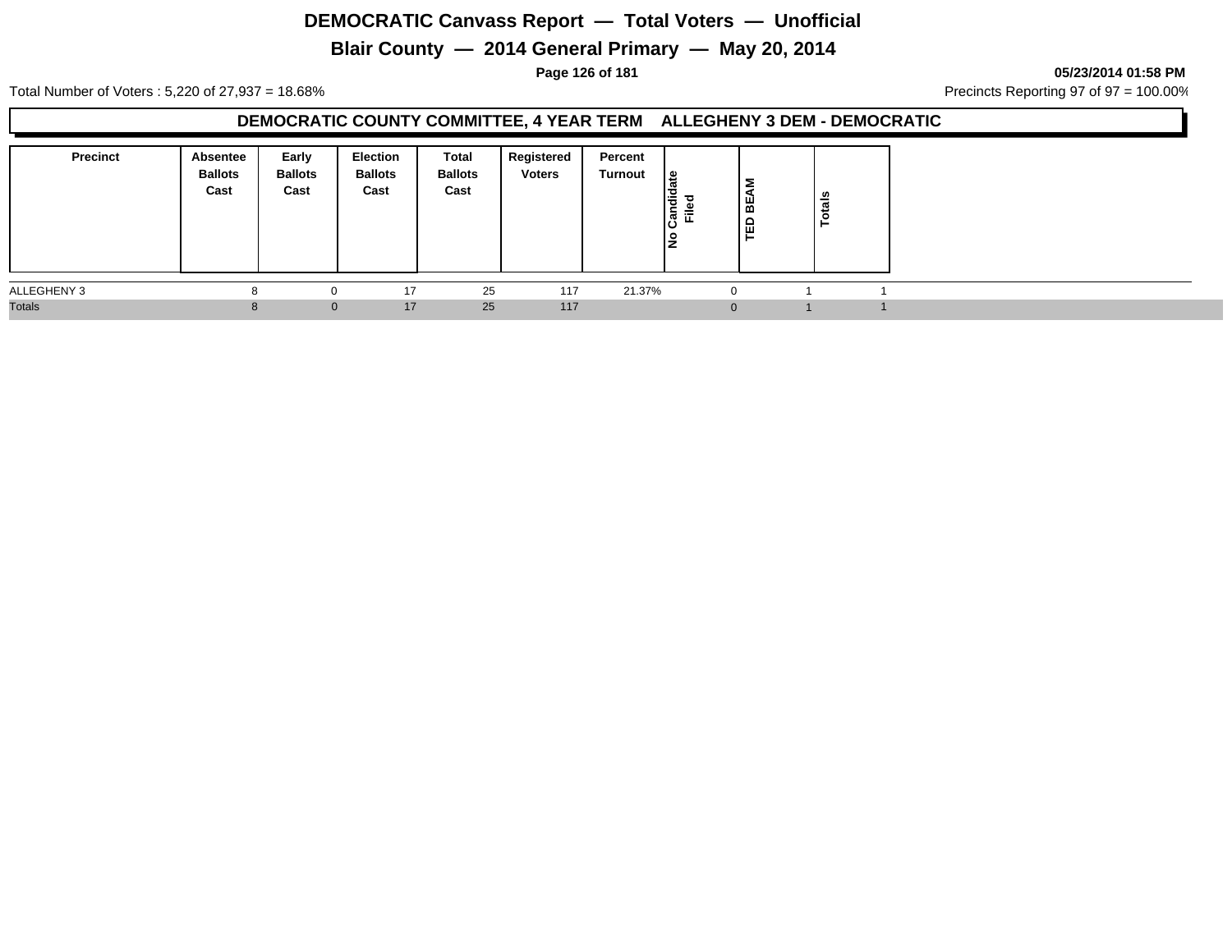# DEMOCRATIC Canvass Report — Total Voters — Unofficial

## Blair County — 2014 General Primary — May 20, 2014

05/23/2014 01:58 PM

Total Number of Voters : 5,220 of 27,937 = 18.68%

Precincts Reporting 97 of 97 = 100.00%

### DEMOCRATIC COUNTY COMMITTEE, 4 YEAR TERM ALLEGHENY 3 DEM - DEMOCRATIC

| Precinct | Absentee Ballots Cast | Early Ballots Cast | Election Ballots Cast | Total Ballots Cast | Registered Voters | Percent Turnout | No Candidate Filed | TED BEAM | Totals |
|---|---|---|---|---|---|---|---|---|---|
| ALLEGHENY 3 | 8 | 0 | 17 | 25 | 117 | 21.37% | 0 | 1 | 1 |
| Totals | 8 | 0 | 17 | 25 | 117 | | 0 | 1 | 1 |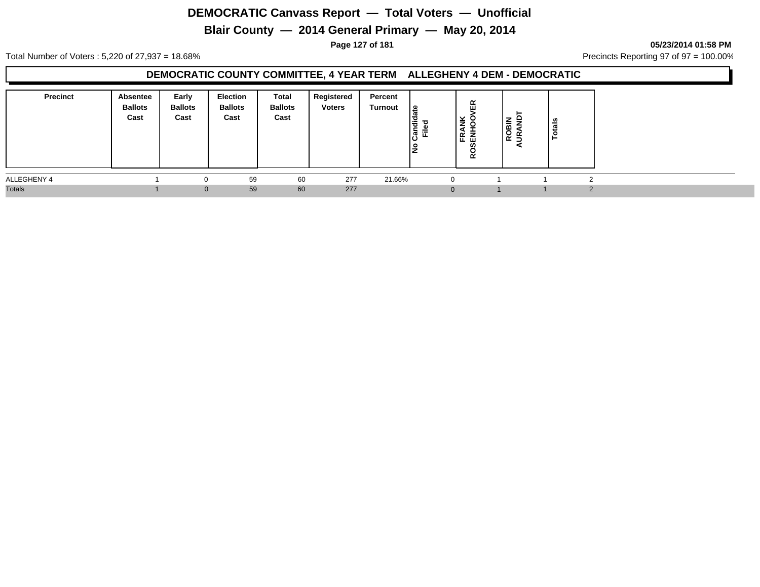# DEMOCRATIC Canvass Report — Total Voters — Unofficial

## Blair County — 2014 General Primary — May 20, 2014

05/23/2014 01:58 PM

Total Number of Voters : 5,220 of 27,937 = 18.68%

Precincts Reporting 97 of 97 = 100.00%

### DEMOCRATIC COUNTY COMMITTEE, 4 YEAR TERM ALLEGHENY 4 DEM - DEMOCRATIC

| Precinct | Absentee Ballots Cast | Early Ballots Cast | Election Ballots Cast | Total Ballots Cast | Registered Voters | Percent Turnout | No Candidate Filed | FRANK ROSENHOOVER | ROBIN AURANDT | Totals |
|---|---|---|---|---|---|---|---|---|---|---|
| ALLEGHENY 4 | 1 | 0 | 59 | 60 | 277 | 21.66% | 0 | 1 | 1 | 2 |
| Totals | 1 | 0 | 59 | 60 | 277 | | 0 | 1 | 1 | 2 |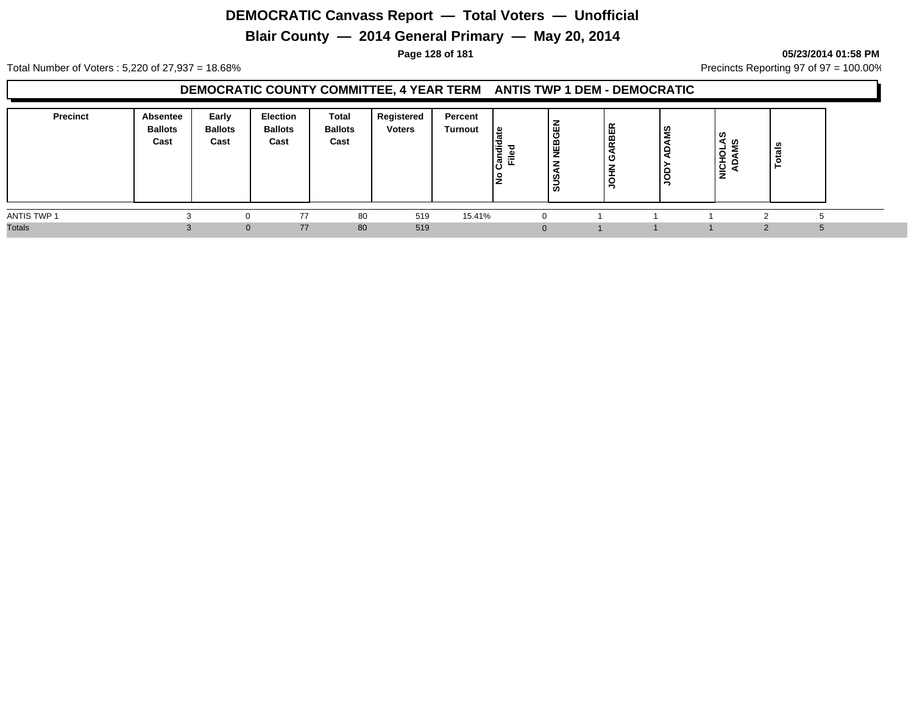# DEMOCRATIC Canvass Report — Total Voters — Unofficial

## Blair County — 2014 General Primary — May 20, 2014

05/23/2014 01:58 PM

Total Number of Voters : 5,220 of 27,937 = 18.68%

Precincts Reporting 97 of 97 = 100.00%

### DEMOCRATIC COUNTY COMMITTEE, 4 YEAR TERM ANTIS TWP 1 DEM - DEMOCRATIC

| Precinct | Absentee Ballots Cast | Early Ballots Cast | Election Ballots Cast | Total Ballots Cast | Registered Voters | Percent Turnout | No Candidate Filed | SUSAN NEBGEN | JOHN GARBER | JODY ADAMS | NICHOLAS ADAMS | Totals |
|---|---|---|---|---|---|---|---|---|---|---|---|---|
| ANTIS TWP 1 | 3 | 0 | 77 | 80 | 519 | 15.41% | 0 | 1 | 1 | 1 | 2 | 5 |
| Totals | 3 | 0 | 77 | 80 | 519 | | 0 | 1 | 1 | 1 | 2 | 5 |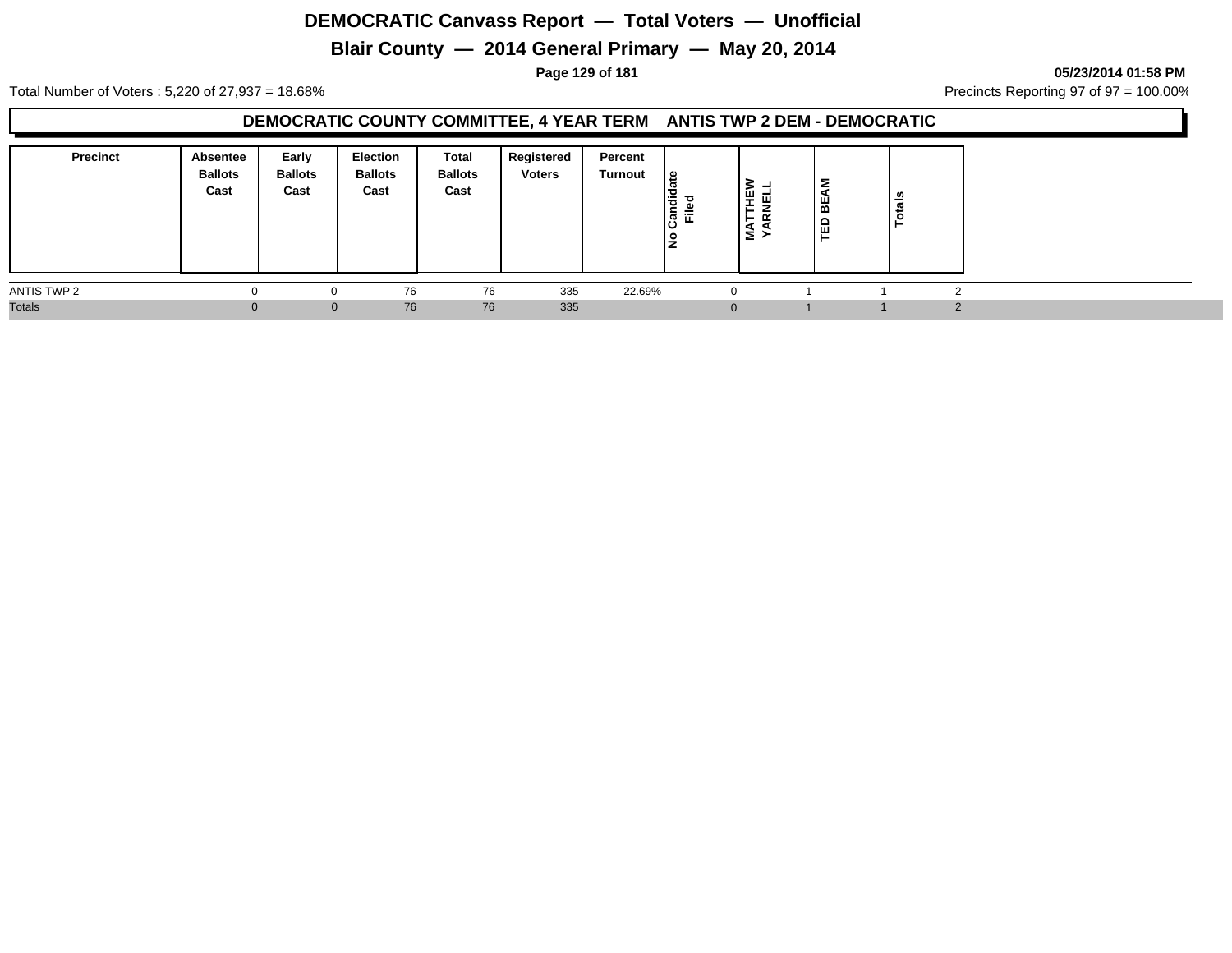# DEMOCRATIC Canvass Report — Total Voters — Unofficial

## Blair County — 2014 General Primary — May 20, 2014

05/23/2014 01:58 PM

Total Number of Voters : 5,220 of 27,937 = 18.68%

Precincts Reporting 97 of 97 = 100.00%

### DEMOCRATIC COUNTY COMMITTEE, 4 YEAR TERM ANTIS TWP 2 DEM - DEMOCRATIC

| Precinct | Absentee Ballots Cast | Early Ballots Cast | Election Ballots Cast | Total Ballots Cast | Registered Voters | Percent Turnout | No Candidate Filed | MATTHEW YARNELL | TED BEAM | Totals |
|---|---|---|---|---|---|---|---|---|---|---|
| ANTIS TWP 2 | 0 | 0 | 76 | 76 | 335 | 22.69% | 0 | 1 | 1 | 2 |
| Totals | 0 | 0 | 76 | 76 | 335 | | 0 | 1 | 1 | 2 |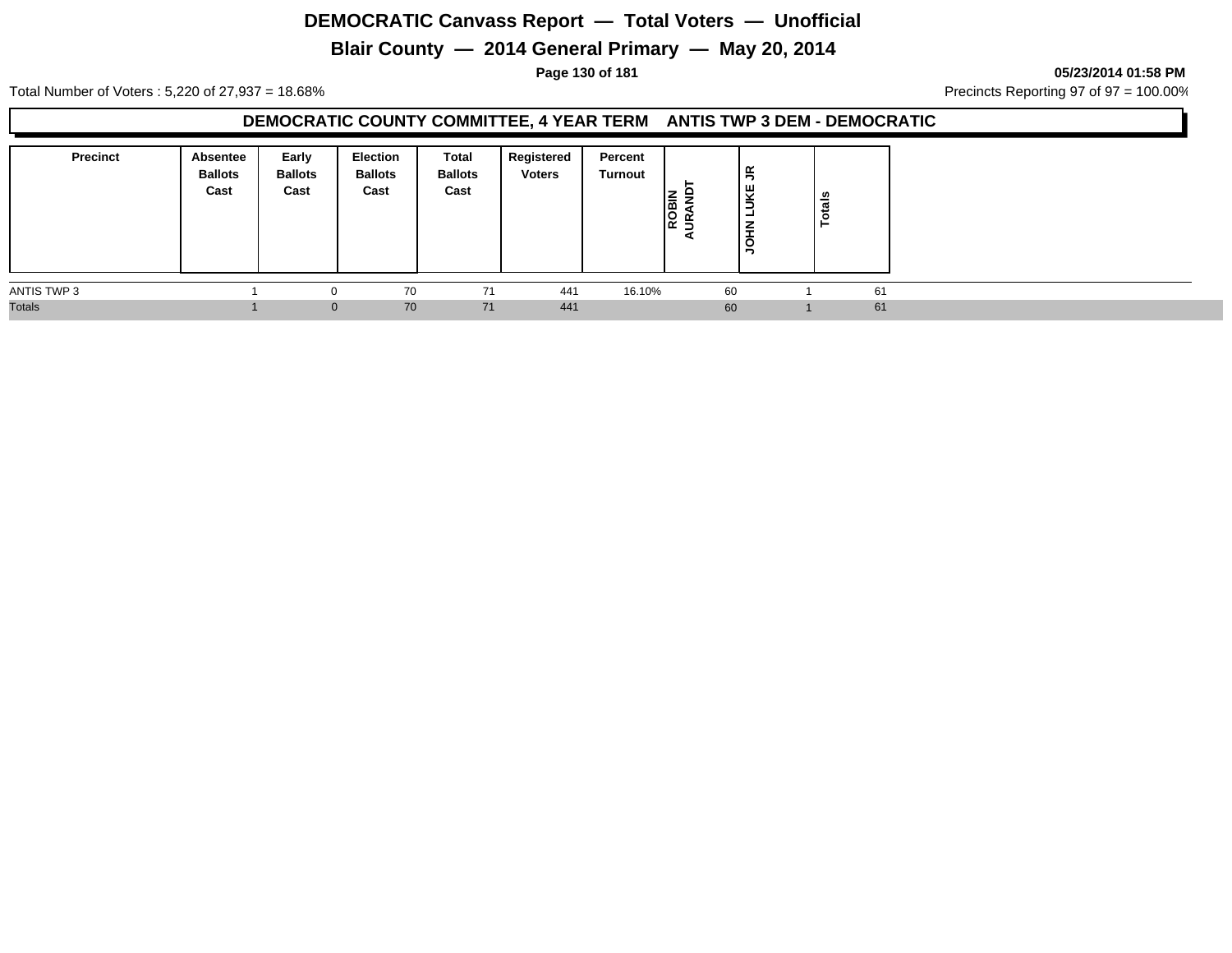# DEMOCRATIC Canvass Report — Total Voters — Unofficial

## Blair County — 2014 General Primary — May 20, 2014

05/23/2014 01:58 PM

Total Number of Voters : 5,220 of 27,937 = 18.68%

Precincts Reporting 97 of 97 = 100.00%

### DEMOCRATIC COUNTY COMMITTEE, 4 YEAR TERM ANTIS TWP 3 DEM - DEMOCRATIC

| Precinct | Absentee Ballots Cast | Early Ballots Cast | Election Ballots Cast | Total Ballots Cast | Registered Voters | Percent Turnout | ROBIN AURANDT | JOHN LUKE JR | Totals |
|---|---|---|---|---|---|---|---|---|---|
| ANTIS TWP 3 | 1 | 0 | 70 | 71 | 441 | 16.10% | 60 | 1 | 61 |
| Totals | 1 | 0 | 70 | 71 | 441 | | 60 | 1 | 61 |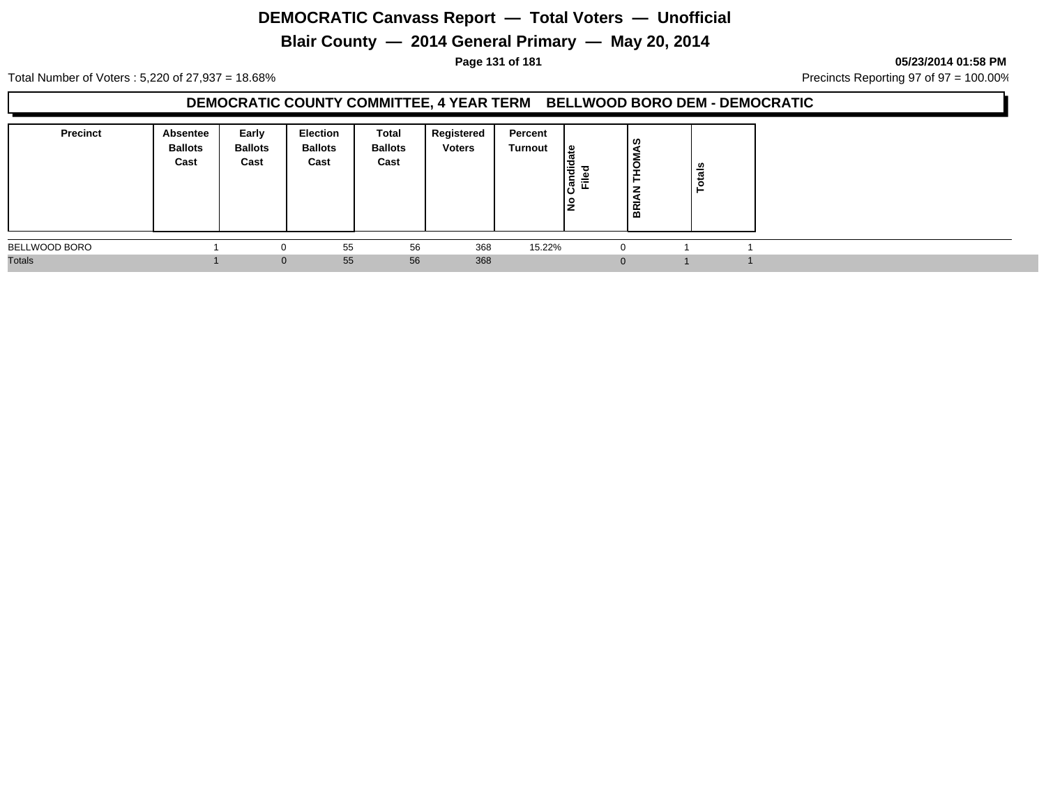# DEMOCRATIC Canvass Report — Total Voters — Unofficial

## Blair County — 2014 General Primary — May 20, 2014

05/23/2014 01:58 PM

Total Number of Voters : 5,220 of 27,937 = 18.68%

Precincts Reporting 97 of 97 = 100.00%

### DEMOCRATIC COUNTY COMMITTEE, 4 YEAR TERM BELLWOOD BORO DEM - DEMOCRATIC

| Precinct | Absentee Ballots Cast | Early Ballots Cast | Election Ballots Cast | Total Ballots Cast | Registered Voters | Percent Turnout | No Candidate Filed | BRIAN THOMAS | Totals |
|---|---|---|---|---|---|---|---|---|---|
| BELLWOOD BORO | 1 | 0 | 55 | 56 | 368 | 15.22% | 0 | 1 | 1 |
| Totals | 1 | 0 | 55 | 56 | 368 | | 0 | 1 | 1 |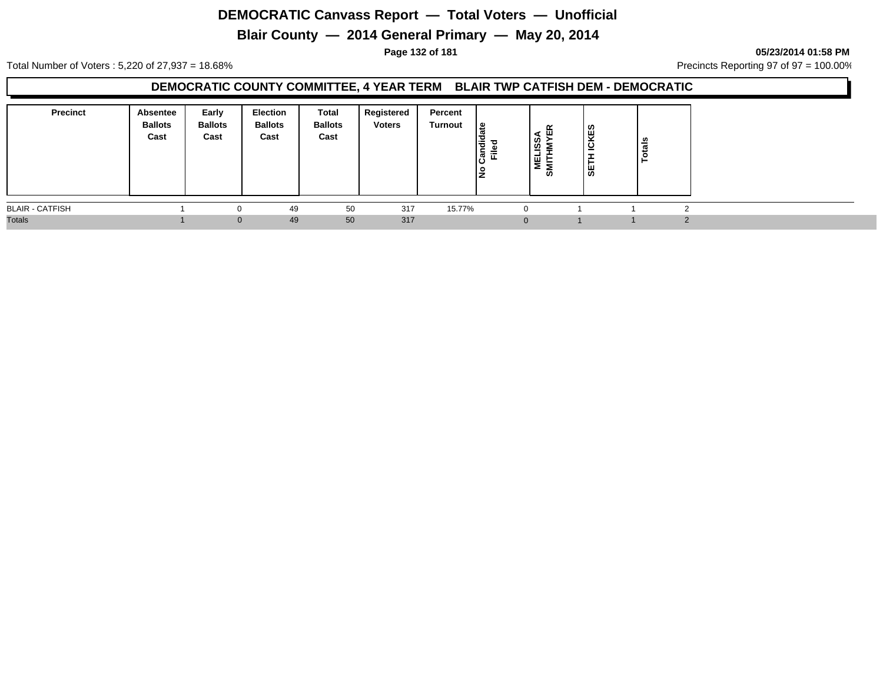# DEMOCRATIC Canvass Report — Total Voters — Unofficial

## Blair County — 2014 General Primary — May 20, 2014

05/23/2014 01:58 PM

Total Number of Voters : 5,220 of 27,937 = 18.68%

Precincts Reporting 97 of 97 = 100.00%

### DEMOCRATIC COUNTY COMMITTEE, 4 YEAR TERM BLAIR TWP CATFISH DEM - DEMOCRATIC

| Precinct | Absentee Ballots Cast | Early Ballots Cast | Election Ballots Cast | Total Ballots Cast | Registered Voters | Percent Turnout | No Candidate Filed | MELISSA SMITHMYER | SETH ICKES | Totals |
|---|---|---|---|---|---|---|---|---|---|---|
| BLAIR - CATFISH | 1 | 0 | 49 | 50 | 317 | 15.77% | 0 | 1 | 1 | 2 |
| Totals | 1 | 0 | 49 | 50 | 317 | | 0 | 1 | 1 | 2 |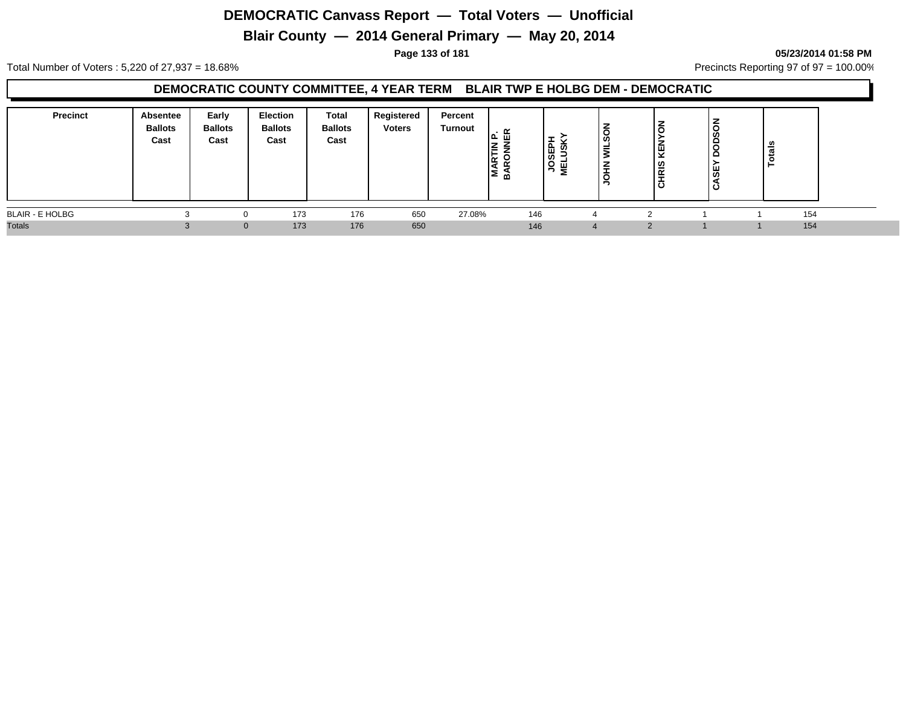# DEMOCRATIC Canvass Report — Total Voters — Unofficial

## Blair County — 2014 General Primary — May 20, 2014

05/23/2014 01:58 PM

Total Number of Voters : 5,220 of 27,937 = 18.68%

Precincts Reporting 97 of 97 = 100.00%

### DEMOCRATIC COUNTY COMMITTEE, 4 YEAR TERM BLAIR TWP E HOLBG DEM - DEMOCRATIC

| Precinct | Absentee Ballots Cast | Early Ballots Cast | Election Ballots Cast | Total Ballots Cast | Registered Voters | Percent Turnout | MARTIN P. BARONNER | JOSEPH MELUSKY | JOHN WILSON | CHRIS KENYON | CASEY DODSON | Totals |
|---|---|---|---|---|---|---|---|---|---|---|---|---|
| BLAIR - E HOLBG | 3 | 0 | 173 | 176 | 650 | 27.08% | 146 | 4 | 2 | 1 | 1 | 154 |
| Totals | 3 | 0 | 173 | 176 | 650 | | 146 | 4 | 2 | 1 | 1 | 154 |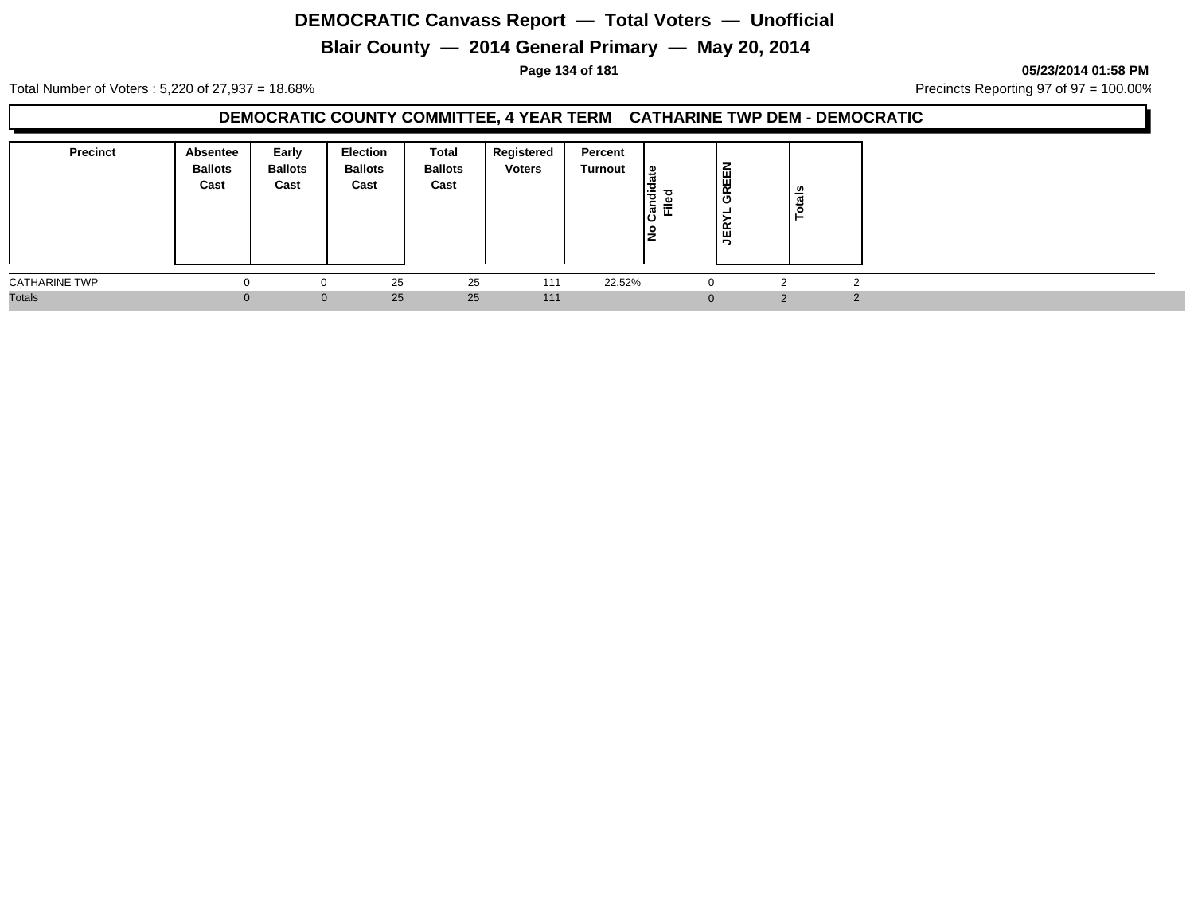# DEMOCRATIC Canvass Report — Total Voters — Unofficial

## Blair County — 2014 General Primary — May 20, 2014

05/23/2014 01:58 PM

Total Number of Voters : 5,220 of 27,937 = 18.68%

Precincts Reporting 97 of 97 = 100.00%

### DEMOCRATIC COUNTY COMMITTEE, 4 YEAR TERM CATHARINE TWP DEM - DEMOCRATIC

| Precinct | Absentee Ballots Cast | Early Ballots Cast | Election Ballots Cast | Total Ballots Cast | Registered Voters | Percent Turnout | No Candidate Filed | JERYL GREEN | Totals |
|---|---|---|---|---|---|---|---|---|---|
| CATHARINE TWP | 0 | 0 | 25 | 25 | 111 | 22.52% | 0 | 2 | 2 |
| Totals | 0 | 0 | 25 | 25 | 111 | | 0 | 2 | 2 |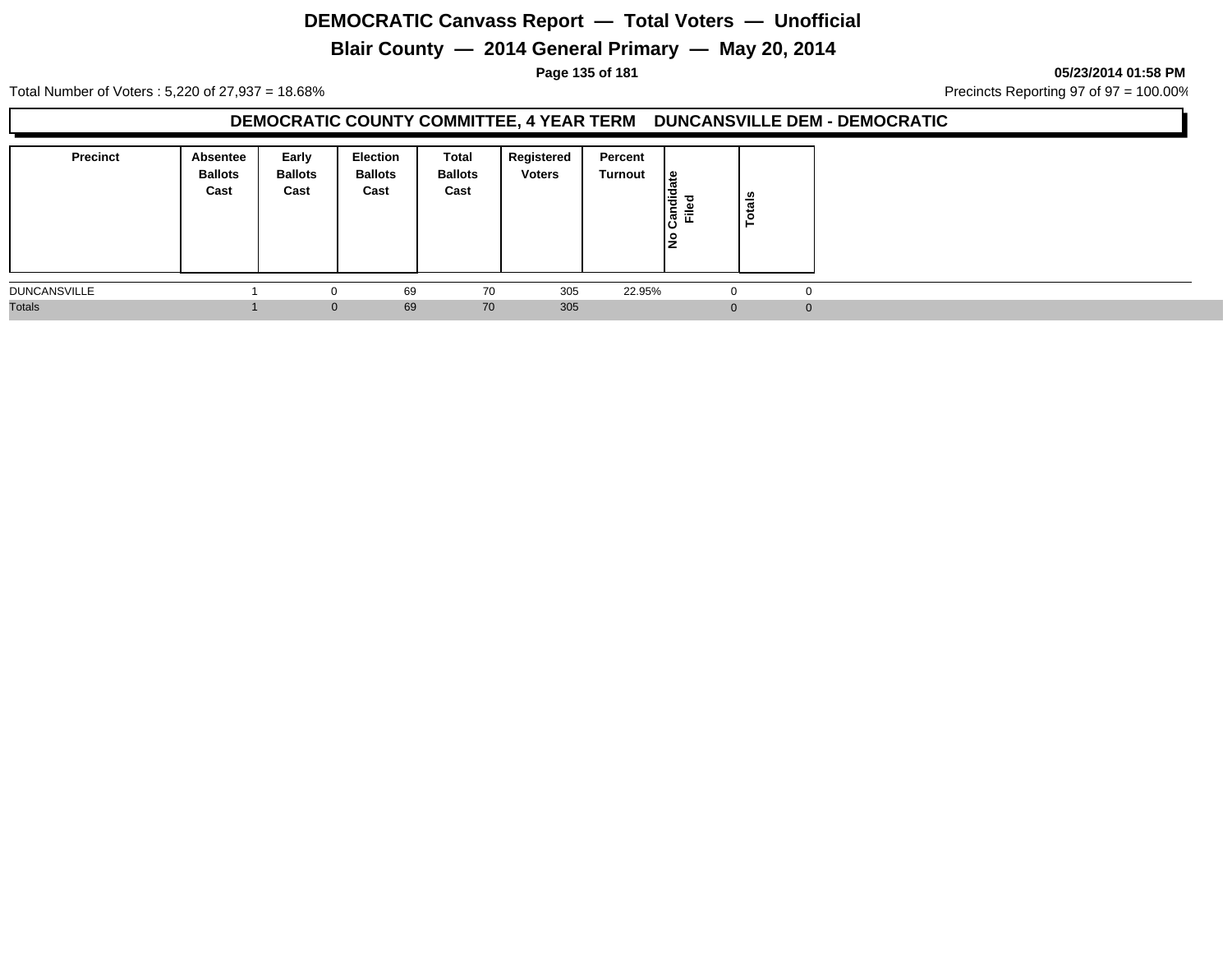# DEMOCRATIC Canvass Report — Total Voters — Unofficial

## Blair County — 2014 General Primary — May 20, 2014

05/23/2014 01:58 PM

Total Number of Voters : 5,220 of 27,937 = 18.68%

Precincts Reporting 97 of 97 = 100.00%

### DEMOCRATIC COUNTY COMMITTEE, 4 YEAR TERM DUNCANSVILLE DEM - DEMOCRATIC

| Precinct | Absentee Ballots Cast | Early Ballots Cast | Election Ballots Cast | Total Ballots Cast | Registered Voters | Percent Turnout | No Candidate Filed | Totals |
|---|---|---|---|---|---|---|---|---|
| DUNCANSVILLE | 1 | 0 | 69 | 70 | 305 | 22.95% | 0 | 0 |
| Totals | 1 | 0 | 69 | 70 | 305 | | 0 | 0 |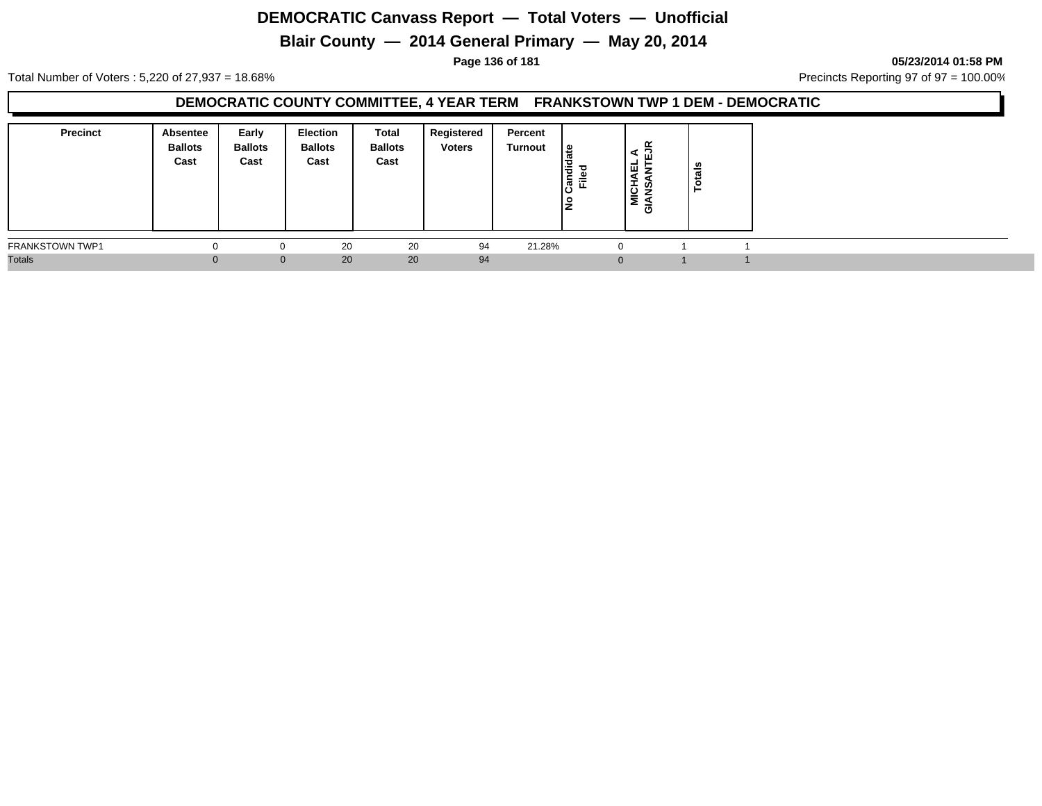# DEMOCRATIC Canvass Report — Total Voters — Unofficial

## Blair County — 2014 General Primary — May 20, 2014

05/23/2014 01:58 PM

Total Number of Voters : 5,220 of 27,937 = 18.68%

Precincts Reporting 97 of 97 = 100.00%

### DEMOCRATIC COUNTY COMMITTEE, 4 YEAR TERM FRANKSTOWN TWP 1 DEM - DEMOCRATIC

| Precinct | Absentee Ballots Cast | Early Ballots Cast | Election Ballots Cast | Total Ballots Cast | Registered Voters | Percent Turnout | No Candidate Filed | MICHAEL A GIANSANTEJR | Totals |
|---|---|---|---|---|---|---|---|---|---|
| FRANKSTOWN TWP1 | 0 | 0 | 20 | 20 | 94 | 21.28% | 0 | 1 | 1 |
| Totals | 0 | 0 | 20 | 20 | 94 | | 0 | 1 | 1 |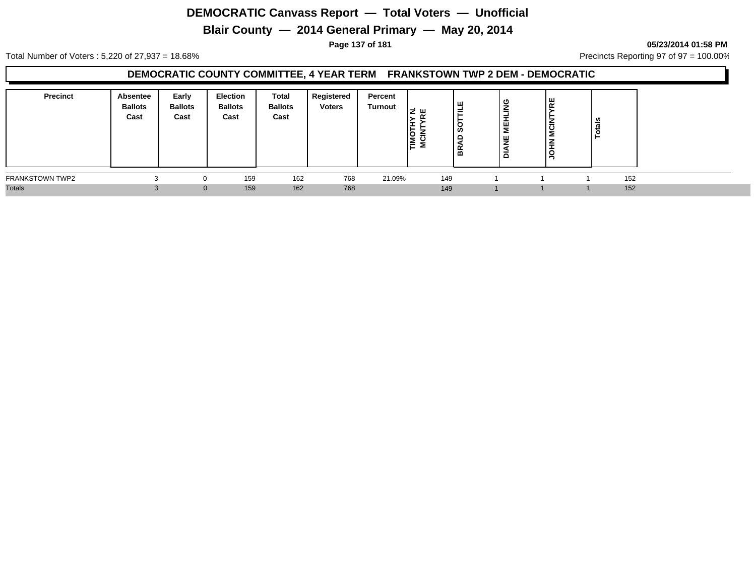# DEMOCRATIC Canvass Report — Total Voters — Unofficial

## Blair County — 2014 General Primary — May 20, 2014

05/23/2014 01:58 PM

Total Number of Voters : 5,220 of 27,937 = 18.68%

Precincts Reporting 97 of 97 = 100.00%

### DEMOCRATIC COUNTY COMMITTEE, 4 YEAR TERM FRANKSTOWN TWP 2 DEM - DEMOCRATIC

| Precinct | Absentee Ballots Cast | Early Ballots Cast | Election Ballots Cast | Total Ballots Cast | Registered Voters | Percent Turnout | TIMOTHY N. MCINTYRE | BRAD SOTTILE | DIANE MEHLING | JOHN MCINTYRE | Totals |
|---|---|---|---|---|---|---|---|---|---|---|---|
| FRANKSTOWN TWP2 | 3 | 0 | 159 | 162 | 768 | 21.09% | 149 | 1 | 1 | 1 | 152 |
| Totals | 3 | 0 | 159 | 162 | 768 | | 149 | 1 | 1 | 1 | 152 |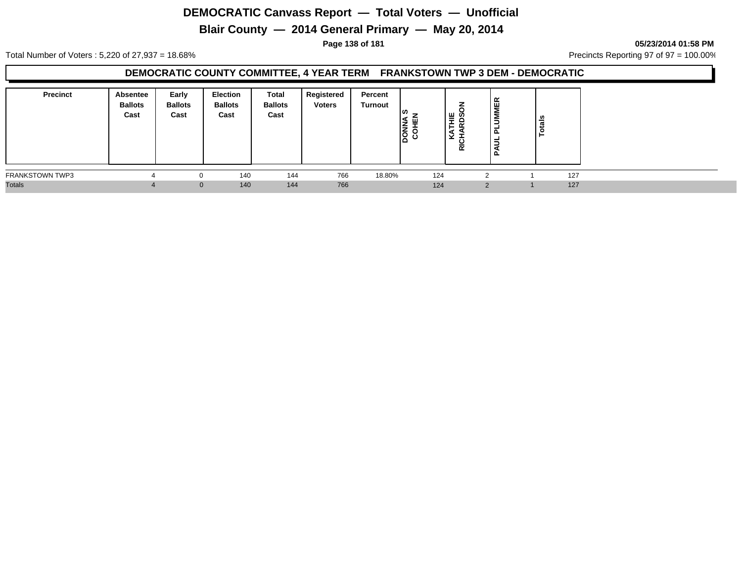# DEMOCRATIC Canvass Report — Total Voters — Unofficial

## Blair County — 2014 General Primary — May 20, 2014

**05/23/2014 01:58 PM**

Total Number of Voters : 5,220 of 27,937 = 18.68%

Precincts Reporting 97 of 97 = 100.00%

### DEMOCRATIC COUNTY COMMITTEE, 4 YEAR TERM FRANKSTOWN TWP 3 DEM - DEMOCRATIC

| Precinct | Absentee Ballots Cast | Early Ballots Cast | Election Ballots Cast | Total Ballots Cast | Registered Voters | Percent Turnout | DONNA S COHEN | KATHIE RICHARDSON | PAUL PLUMMER | Totals |
|---|---|---|---|---|---|---|---|---|---|---|
| FRANKSTOWN TWP3 | 4 | 0 | 140 | 144 | 766 | 18.80% | 124 | 2 | 1 | 127 |
| Totals | 4 | 0 | 140 | 144 | 766 | | 124 | 2 | 1 | 127 |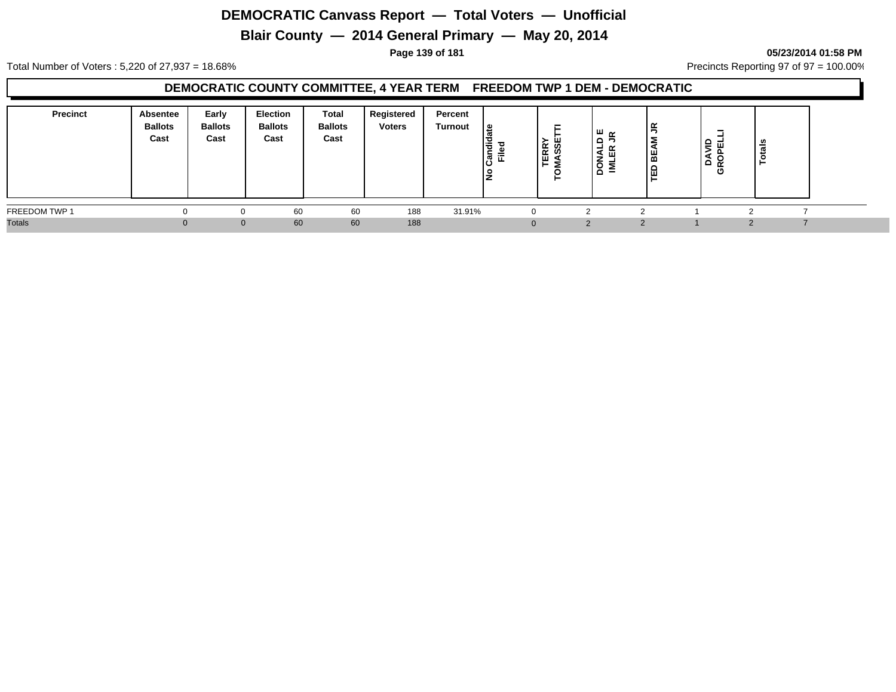# DEMOCRATIC Canvass Report — Total Voters — Unofficial

## Blair County — 2014 General Primary — May 20, 2014

05/23/2014 01:58 PM

Total Number of Voters : 5,220 of 27,937 = 18.68%

Precincts Reporting 97 of 97 = 100.00%

### DEMOCRATIC COUNTY COMMITTEE, 4 YEAR TERM FREEDOM TWP 1 DEM - DEMOCRATIC

| Precinct | Absentee Ballots Cast | Early Ballots Cast | Election Ballots Cast | Total Ballots Cast | Registered Voters | Percent Turnout | No Candidate Filed | TERRY TOMASSETTI | DONALD E IMLER JR | TED BEAM JR | DAVID GROPELLI | Totals |
|---|---|---|---|---|---|---|---|---|---|---|---|---|
| FREEDOM TWP 1 | 0 | 0 | 60 | 60 | 188 | 31.91% | 0 | 2 | 2 | 1 | 2 | 7 |
| Totals | 0 | 0 | 60 | 60 | 188 | | 0 | 2 | 2 | 1 | 2 | 7 |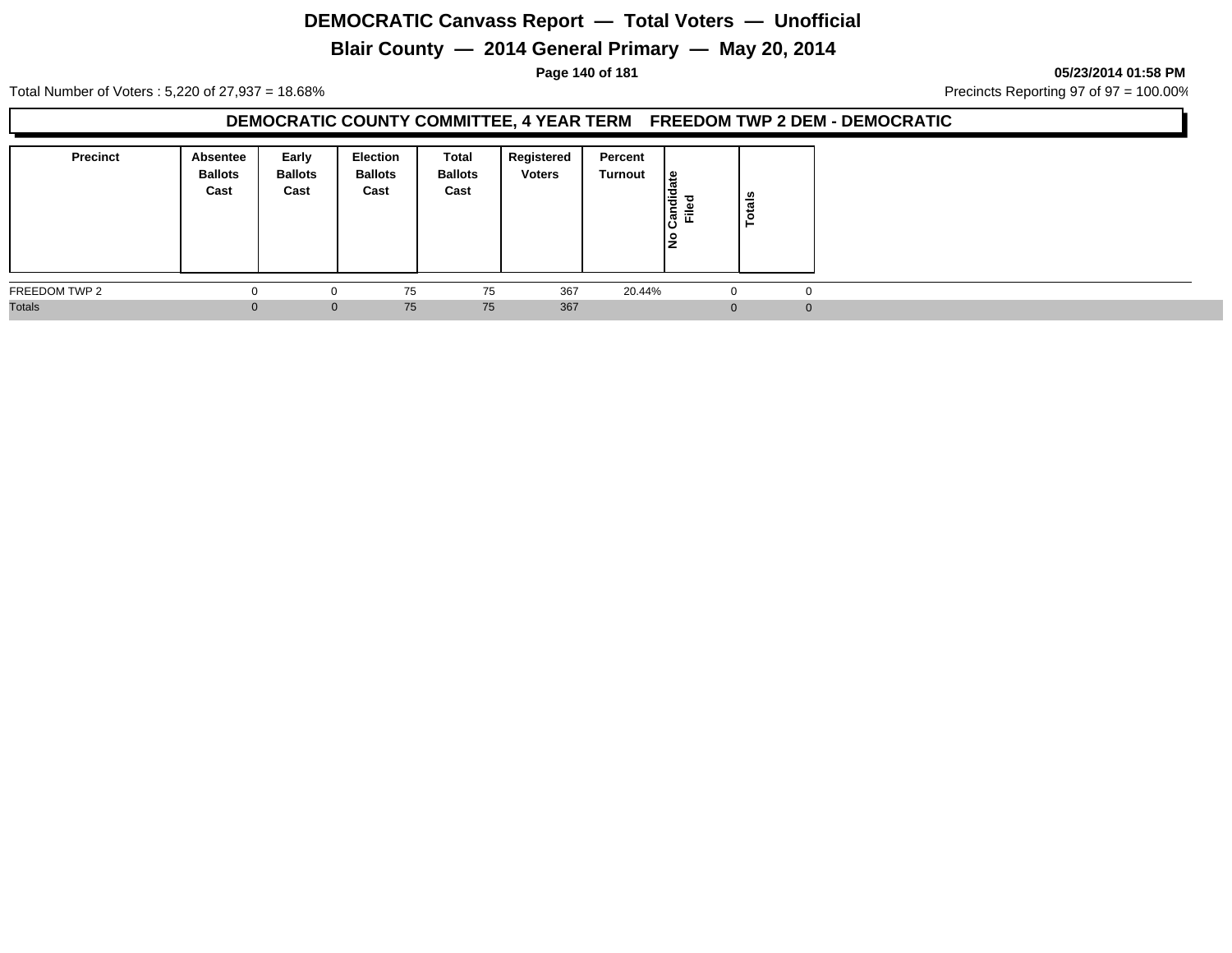# DEMOCRATIC Canvass Report — Total Voters — Unofficial

## Blair County — 2014 General Primary — May 20, 2014

05/23/2014 01:58 PM

Total Number of Voters : 5,220 of 27,937 = 18.68%

Precincts Reporting 97 of 97 = 100.00%

### DEMOCRATIC COUNTY COMMITTEE, 4 YEAR TERM FREEDOM TWP 2 DEM - DEMOCRATIC

| Precinct | Absentee Ballots Cast | Early Ballots Cast | Election Ballots Cast | Total Ballots Cast | Registered Voters | Percent Turnout | No Candidate Filed | Totals |
|---|---|---|---|---|---|---|---|---|
| FREEDOM TWP 2 | 0 | 0 | 75 | 75 | 367 | 20.44% | 0 | 0 |
| Totals | 0 | 0 | 75 | 75 | 367 | | 0 | 0 |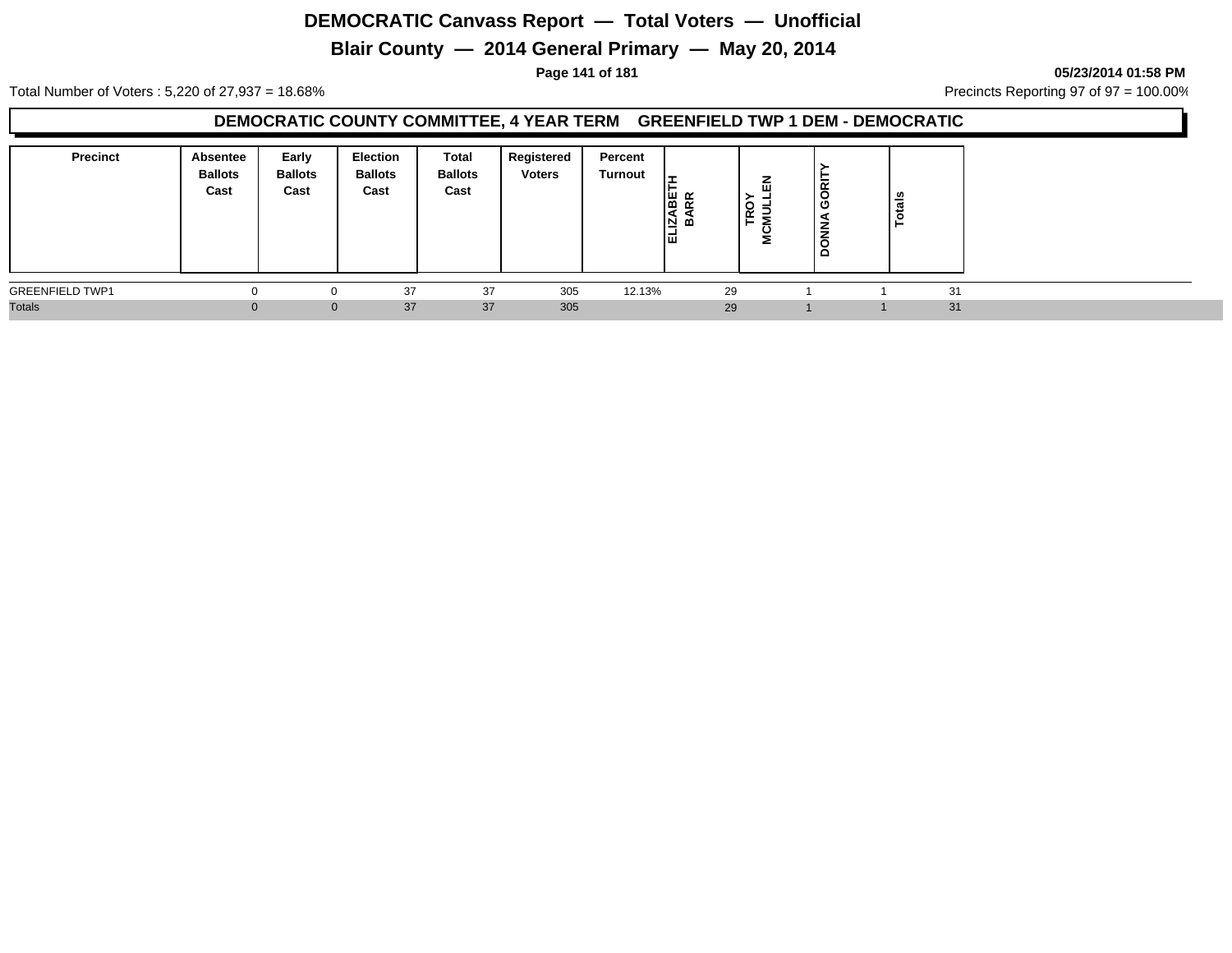# DEMOCRATIC Canvass Report — Total Voters — Unofficial

## Blair County — 2014 General Primary — May 20, 2014

05/23/2014 01:58 PM

Total Number of Voters : 5,220 of 27,937 = 18.68%

Precincts Reporting 97 of 97 = 100.00%

### DEMOCRATIC COUNTY COMMITTEE, 4 YEAR TERM GREENFIELD TWP 1 DEM - DEMOCRATIC

| Precinct | Absentee Ballots Cast | Early Ballots Cast | Election Ballots Cast | Total Ballots Cast | Registered Voters | Percent Turnout | ELIZABETH BARR | TROY MCMULLEN | DONNA GORITY | Totals |
|---|---|---|---|---|---|---|---|---|---|---|
| GREENFIELD TWP1 | 0 | 0 | 37 | 37 | 305 | 12.13% | 29 | 1 | 1 | 31 |
| Totals | 0 | 0 | 37 | 37 | 305 | | 29 | 1 | 1 | 31 |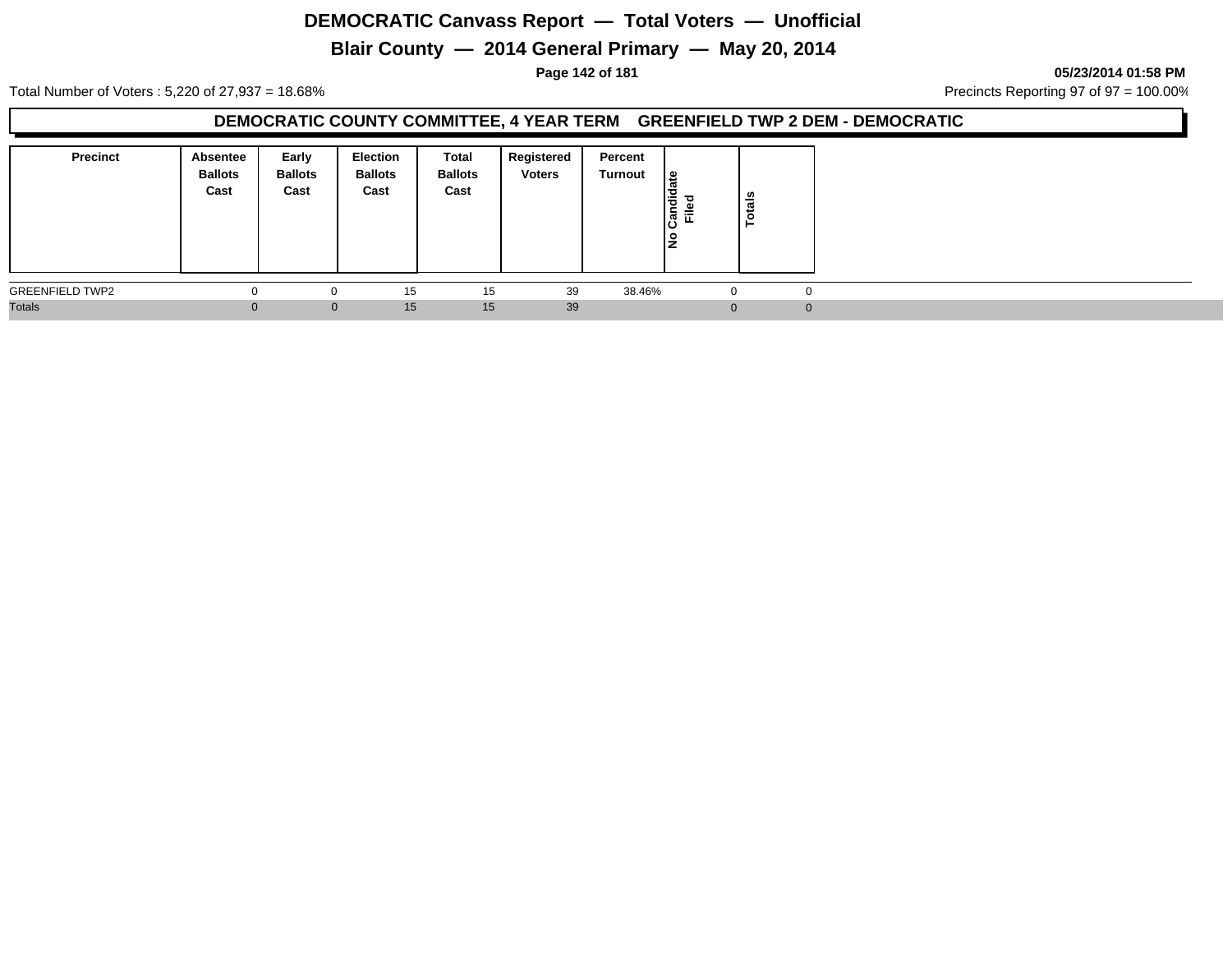# DEMOCRATIC Canvass Report — Total Voters — Unofficial

## Blair County — 2014 General Primary — May 20, 2014

05/23/2014 01:58 PM

Total Number of Voters : 5,220 of 27,937 = 18.68%

Precincts Reporting 97 of 97 = 100.00%

### DEMOCRATIC COUNTY COMMITTEE, 4 YEAR TERM GREENFIELD TWP 2 DEM - DEMOCRATIC

| Precinct | Absentee Ballots Cast | Early Ballots Cast | Election Ballots Cast | Total Ballots Cast | Registered Voters | Percent Turnout | No Candidate Filed | Totals |
|---|---|---|---|---|---|---|---|---|
| GREENFIELD TWP2 | 0 | 0 | 15 | 15 | 39 | 38.46% | 0 | 0 |
| Totals | 0 | 0 | 15 | 15 | 39 | | 0 | 0 |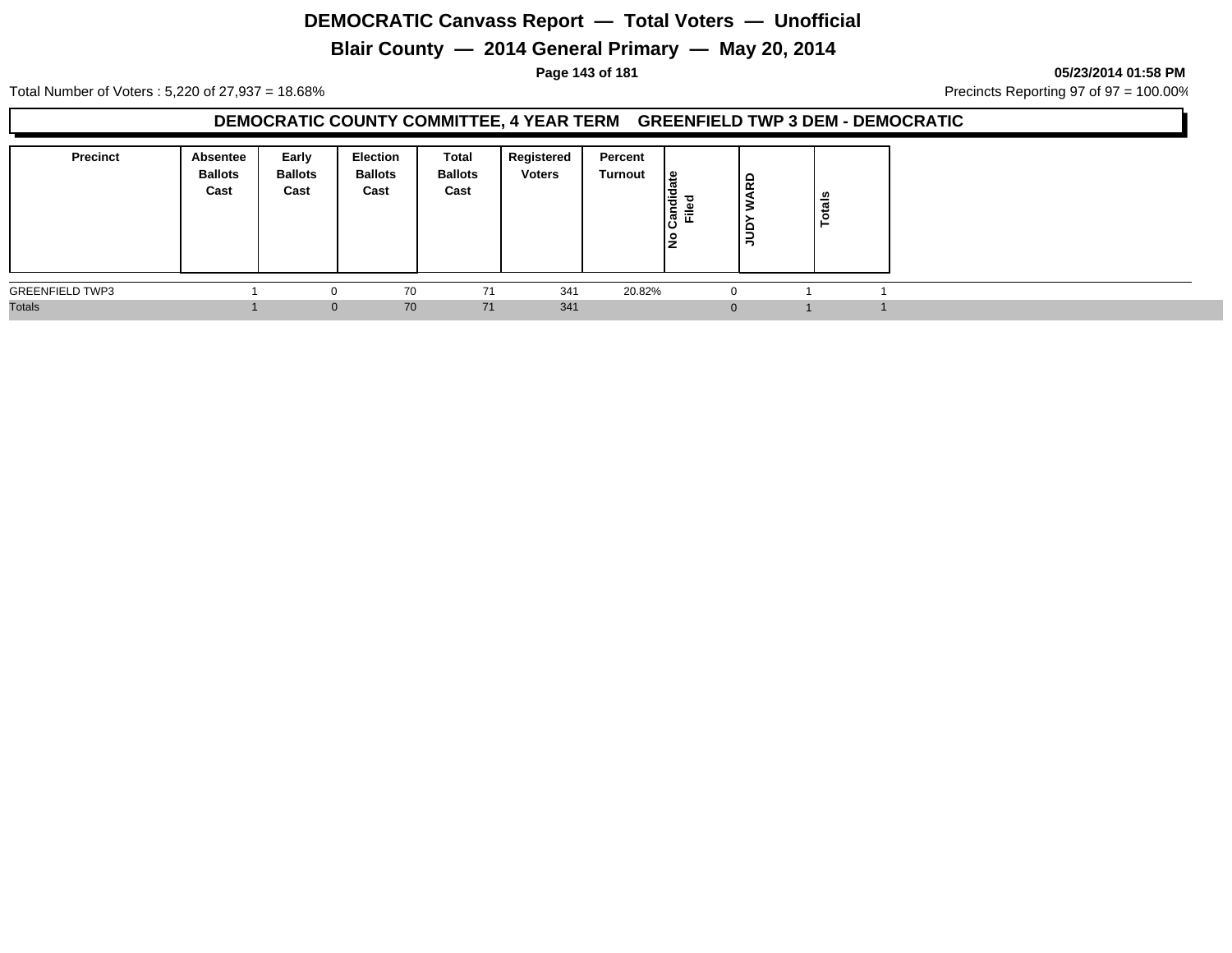# DEMOCRATIC Canvass Report — Total Voters — Unofficial

## Blair County — 2014 General Primary — May 20, 2014

05/23/2014 01:58 PM

Total Number of Voters : 5,220 of 27,937 = 18.68%

Precincts Reporting 97 of 97 = 100.00%

### DEMOCRATIC COUNTY COMMITTEE, 4 YEAR TERM GREENFIELD TWP 3 DEM - DEMOCRATIC

| Precinct | Absentee Ballots Cast | Early Ballots Cast | Election Ballots Cast | Total Ballots Cast | Registered Voters | Percent Turnout | No Candidate Filed | JUDY WARD | Totals |
|---|---|---|---|---|---|---|---|---|---|
| GREENFIELD TWP3 | 1 | 0 | 70 | 71 | 341 | 20.82% | 0 | 1 | 1 |
| Totals | 1 | 0 | 70 | 71 | 341 | | 0 | 1 | 1 |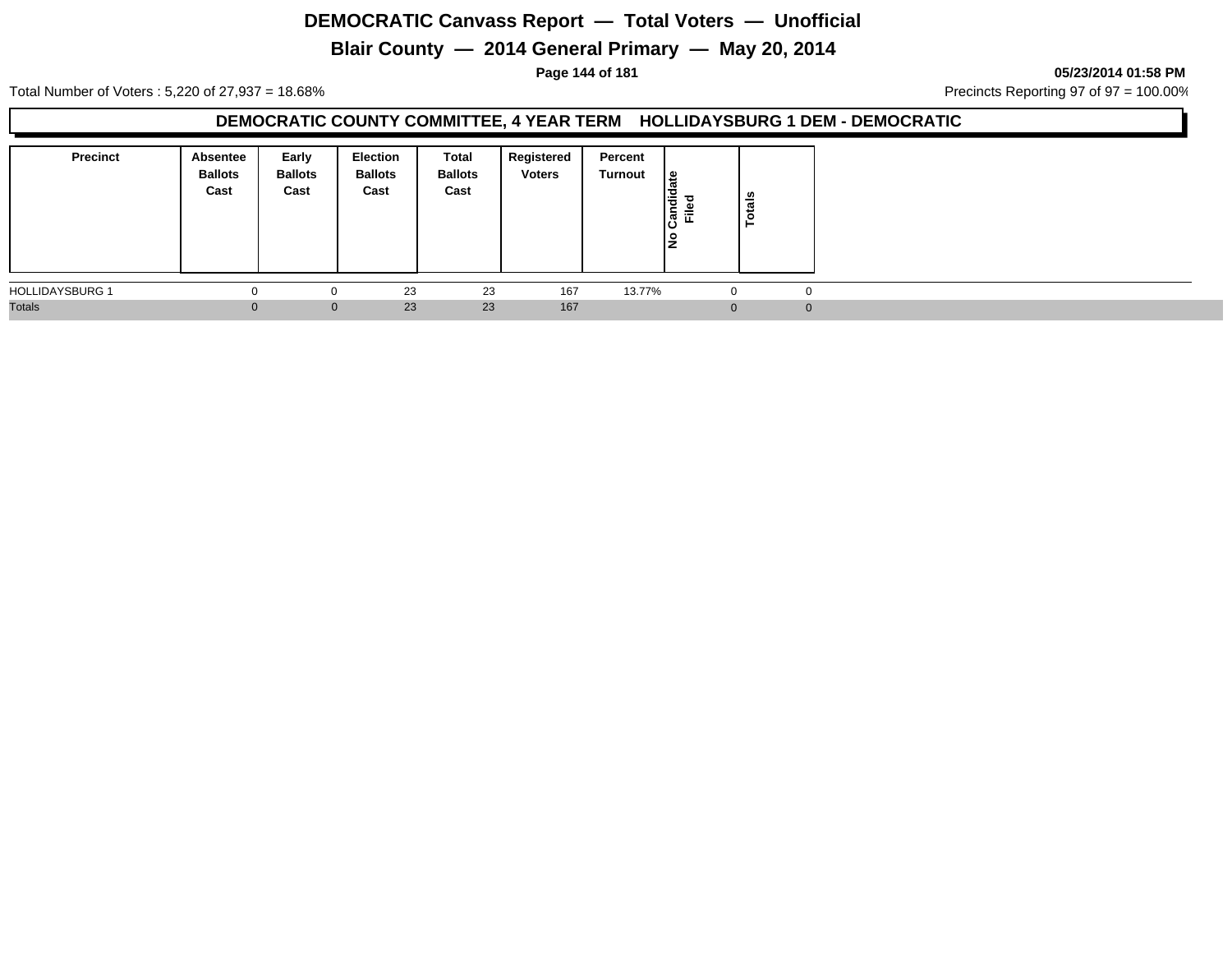# DEMOCRATIC Canvass Report — Total Voters — Unofficial

## Blair County — 2014 General Primary — May 20, 2014

**05/23/2014 01:58 PM**

Total Number of Voters : 5,220 of 27,937 = 18.68%

Precincts Reporting 97 of 97 = 100.00%

### DEMOCRATIC COUNTY COMMITTEE, 4 YEAR TERM HOLLIDAYSBURG 1 DEM - DEMOCRATIC

| Precinct | Absentee Ballots Cast | Early Ballots Cast | Election Ballots Cast | Total Ballots Cast | Registered Voters | Percent Turnout | No Candidate Filed | Totals |
|---|---|---|---|---|---|---|---|---|
| HOLLIDAYSBURG 1 | 0 | 0 | 23 | 23 | 167 | 13.77% | 0 | 0 |
| Totals | 0 | 0 | 23 | 23 | 167 | | 0 | 0 |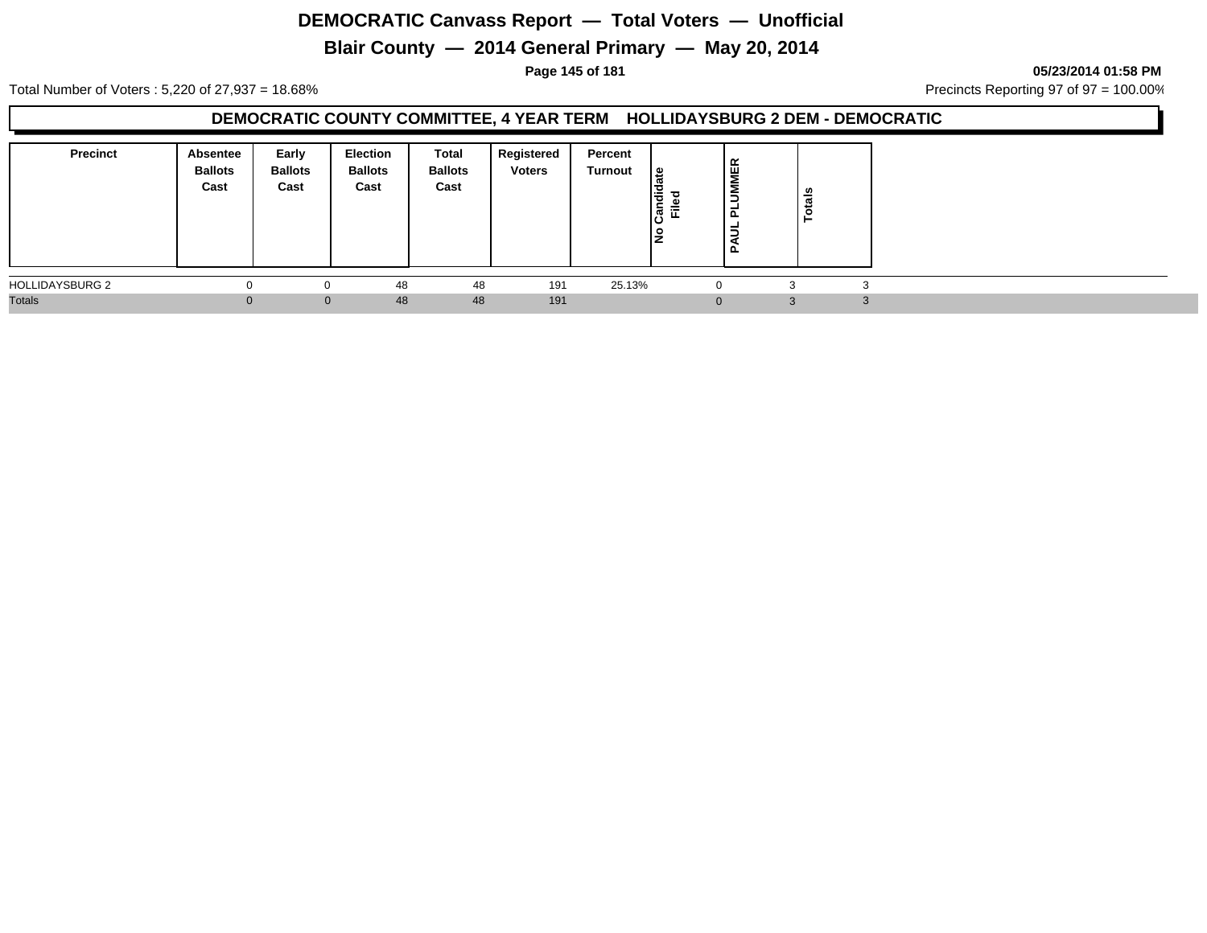# DEMOCRATIC Canvass Report — Total Voters — Unofficial

## Blair County — 2014 General Primary — May 20, 2014

**05/23/2014 01:58 PM**

Total Number of Voters : 5,220 of 27,937 = 18.68%

Precincts Reporting 97 of 97 = 100.00%

### DEMOCRATIC COUNTY COMMITTEE, 4 YEAR TERM HOLLIDAYSBURG 2 DEM - DEMOCRATIC

| Precinct | Absentee Ballots Cast | Early Ballots Cast | Election Ballots Cast | Total Ballots Cast | Registered Voters | Percent Turnout | No Candidate Filed | PAUL PLUMMER | Totals |
|---|---|---|---|---|---|---|---|---|---|
| HOLLIDAYSBURG 2 | 0 | 0 | 48 | 48 | 191 | 25.13% | 0 | 3 | 3 |
| Totals | 0 | 0 | 48 | 48 | 191 | | 0 | 3 | 3 |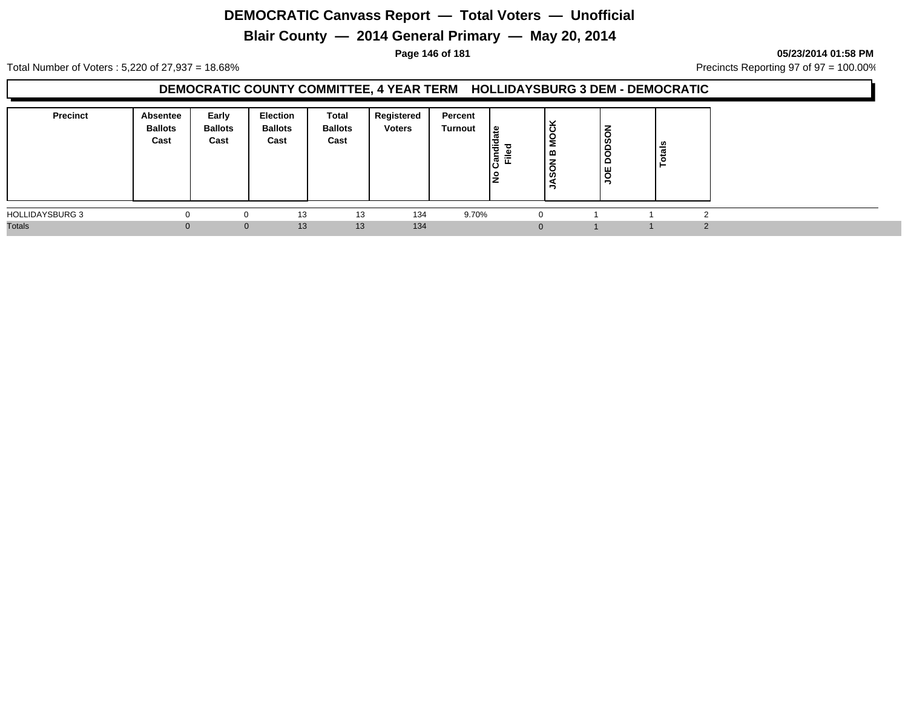# DEMOCRATIC Canvass Report — Total Voters — Unofficial

## Blair County — 2014 General Primary — May 20, 2014

05/23/2014 01:58 PM

Total Number of Voters : 5,220 of 27,937 = 18.68%

Precincts Reporting 97 of 97 = 100.00%

### DEMOCRATIC COUNTY COMMITTEE, 4 YEAR TERM HOLLIDAYSBURG 3 DEM - DEMOCRATIC

| Precinct | Absentee Ballots Cast | Early Ballots Cast | Election Ballots Cast | Total Ballots Cast | Registered Voters | Percent Turnout | No Candidate Filed | JASON B MOCK | JOE DODSON | Totals |
|---|---|---|---|---|---|---|---|---|---|---|
| HOLLIDAYSBURG 3 | 0 | 0 | 13 | 13 | 134 | 9.70% | 0 | 1 | 1 | 2 |
| Totals | 0 | 0 | 13 | 13 | 134 | | 0 | 1 | 1 | 2 |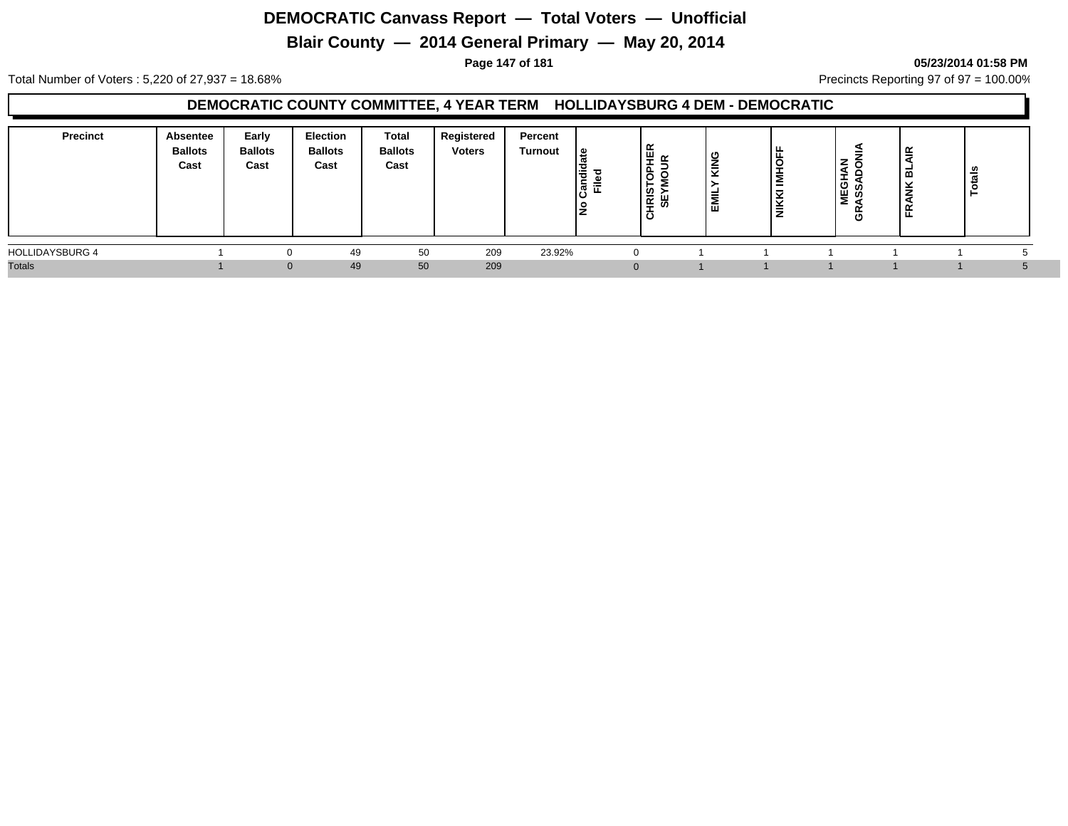# DEMOCRATIC Canvass Report — Total Voters — Unofficial

## Blair County — 2014 General Primary — May 20, 2014

05/23/2014 01:58 PM

Total Number of Voters : 5,220 of 27,937 = 18.68%

Precincts Reporting 97 of 97 = 100.00%

### DEMOCRATIC COUNTY COMMITTEE, 4 YEAR TERM HOLLIDAYSBURG 4 DEM - DEMOCRATIC

| Precinct | Absentee Ballots Cast | Early Ballots Cast | Election Ballots Cast | Total Ballots Cast | Registered Voters | Percent Turnout | No Candidate Filed | CHRISTOPHER SEYMOUR | EMILY KING | NIKKI IMHOFF | MEGHAN GRASSADONIA | FRANK BLAIR | Totals |
|---|---|---|---|---|---|---|---|---|---|---|---|---|---|
| HOLLIDAYSBURG 4 | 1 | 0 | 49 | 50 | 209 | 23.92% | 0 | 1 | 1 | 1 | 1 | 1 | 5 |
| Totals | 1 | 0 | 49 | 50 | 209 | | 0 | 1 | 1 | 1 | 1 | 1 | 5 |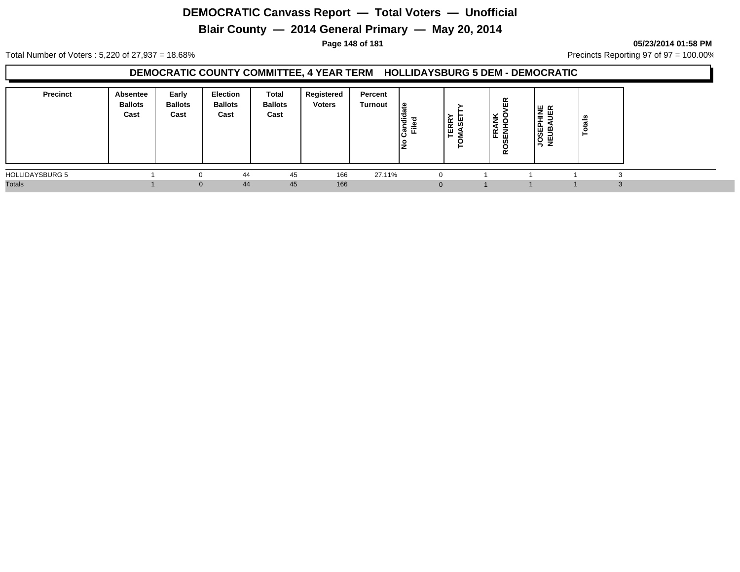# DEMOCRATIC Canvass Report — Total Voters — Unofficial

## Blair County — 2014 General Primary — May 20, 2014

05/23/2014 01:58 PM

Total Number of Voters : 5,220 of 27,937 = 18.68%

Precincts Reporting 97 of 97 = 100.00%

### DEMOCRATIC COUNTY COMMITTEE, 4 YEAR TERM HOLLIDAYSBURG 5 DEM - DEMOCRATIC

| Precinct | Absentee Ballots Cast | Early Ballots Cast | Election Ballots Cast | Total Ballots Cast | Registered Voters | Percent Turnout | No Candidate Filed | TERRY TOMASETTY | FRANK ROSENHOOVER | JOSEPHINE NEUBAUER | Totals |
|---|---|---|---|---|---|---|---|---|---|---|---|
| HOLLIDAYSBURG 5 | 1 | 0 | 44 | 45 | 166 | 27.11% | 0 | 1 | 1 | 1 | 3 |
| Totals | 1 | 0 | 44 | 45 | 166 | | 0 | 1 | 1 | 1 | 3 |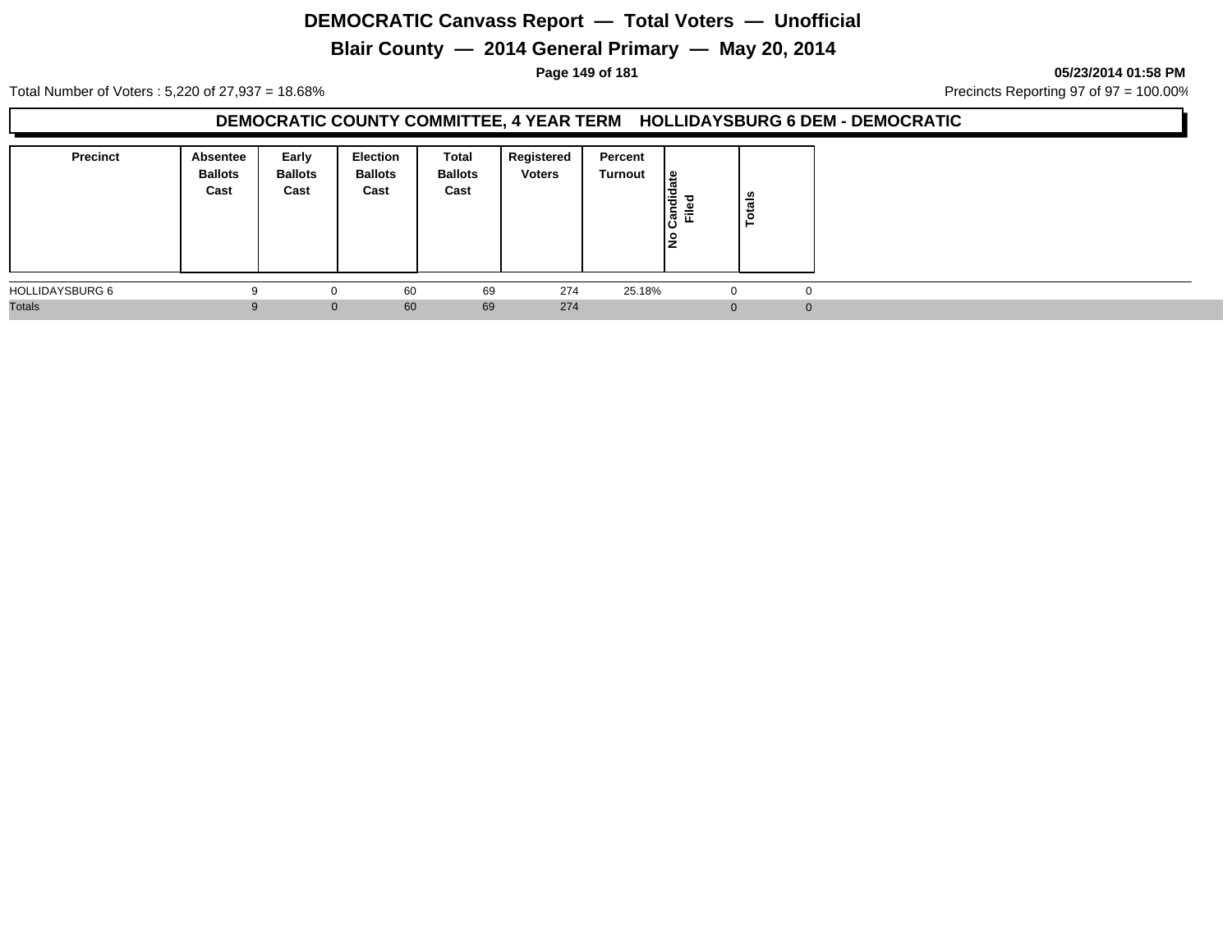# DEMOCRATIC Canvass Report — Total Voters — Unofficial

## Blair County — 2014 General Primary — May 20, 2014

05/23/2014 01:58 PM

Total Number of Voters : 5,220 of 27,937 = 18.68%

Precincts Reporting 97 of 97 = 100.00%

### DEMOCRATIC COUNTY COMMITTEE, 4 YEAR TERM HOLLIDAYSBURG 6 DEM - DEMOCRATIC

| Precinct | Absentee Ballots Cast | Early Ballots Cast | Election Ballots Cast | Total Ballots Cast | Registered Voters | Percent Turnout | No Candidate Filed | Totals |
|---|---|---|---|---|---|---|---|---|
| HOLLIDAYSBURG 6 | 9 | 0 | 60 | 69 | 274 | 25.18% | 0 | 0 |
| Totals | 9 | 0 | 60 | 69 | 274 | | 0 | 0 |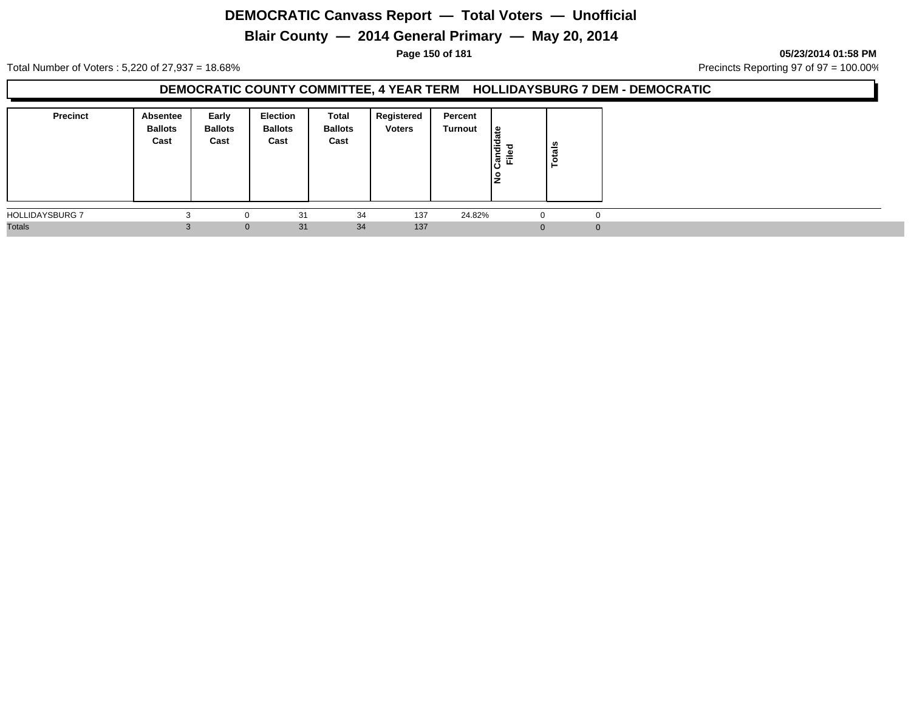# DEMOCRATIC Canvass Report — Total Voters — Unofficial

## Blair County — 2014 General Primary — May 20, 2014

05/23/2014 01:58 PM

Total Number of Voters : 5,220 of 27,937 = 18.68%

Precincts Reporting 97 of 97 = 100.00%

### DEMOCRATIC COUNTY COMMITTEE, 4 YEAR TERM HOLLIDAYSBURG 7 DEM - DEMOCRATIC

| Precinct | Absentee Ballots Cast | Early Ballots Cast | Election Ballots Cast | Total Ballots Cast | Registered Voters | Percent Turnout | No Candidate Filed | Totals |
|---|---|---|---|---|---|---|---|---|
| HOLLIDAYSBURG 7 | 3 | 0 | 31 | 34 | 137 | 24.82% | 0 | 0 |
| Totals | 3 | 0 | 31 | 34 | 137 | | 0 | 0 |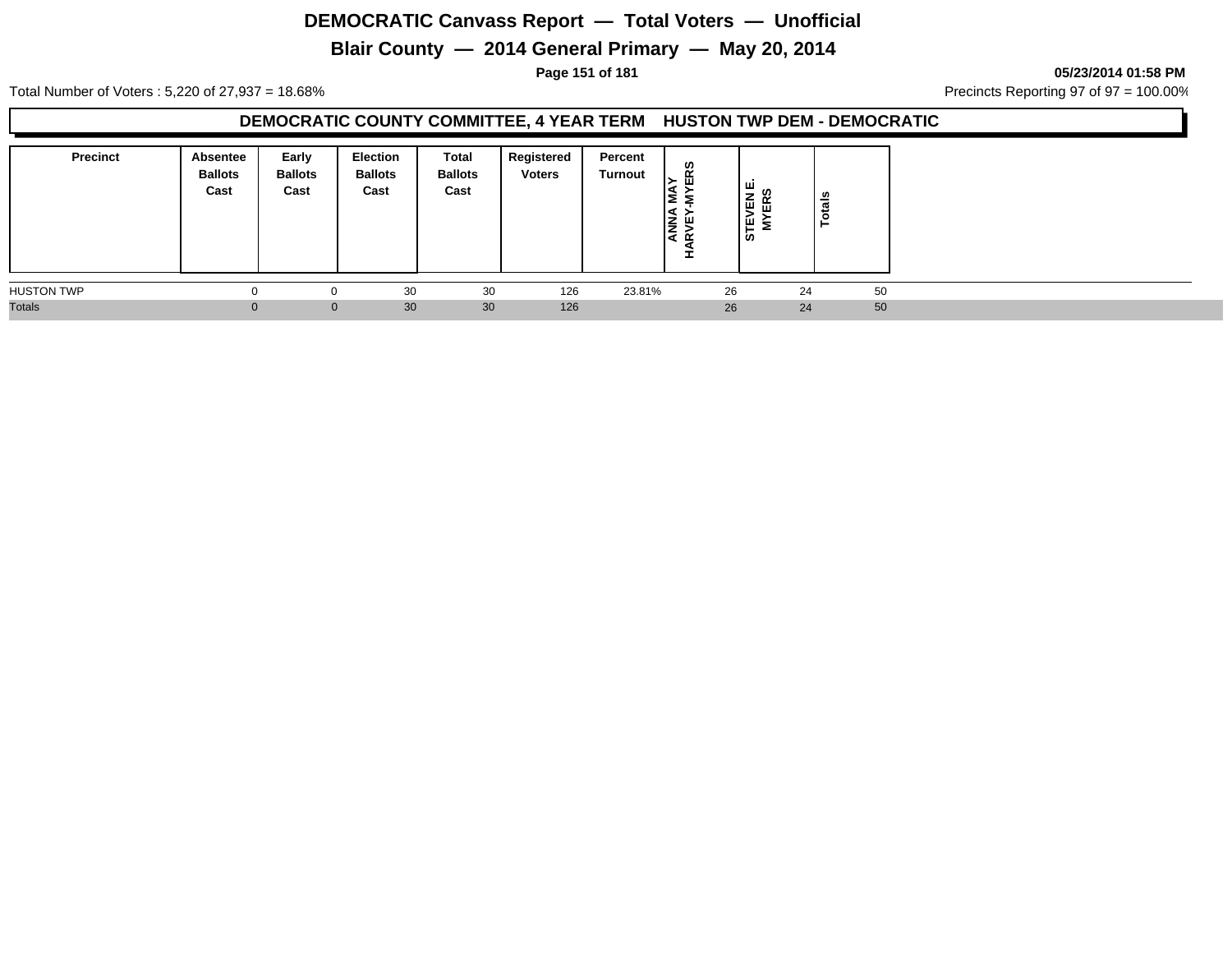# DEMOCRATIC Canvass Report — Total Voters — Unofficial

## Blair County — 2014 General Primary — May 20, 2014

05/23/2014 01:58 PM

Total Number of Voters : 5,220 of 27,937 = 18.68%

Precincts Reporting 97 of 97 = 100.00%

### DEMOCRATIC COUNTY COMMITTEE, 4 YEAR TERM HUSTON TWP DEM - DEMOCRATIC

| Precinct | Absentee Ballots Cast | Early Ballots Cast | Election Ballots Cast | Total Ballots Cast | Registered Voters | Percent Turnout | ANNA MAY HARVEY-MYERS | STEVEN E. MYERS | Totals |
|---|---|---|---|---|---|---|---|---|---|
| HUSTON TWP | 0 | 0 | 30 | 30 | 126 | 23.81% | 26 | 24 | 50 |
| Totals | 0 | 0 | 30 | 30 | 126 | | 26 | 24 | 50 |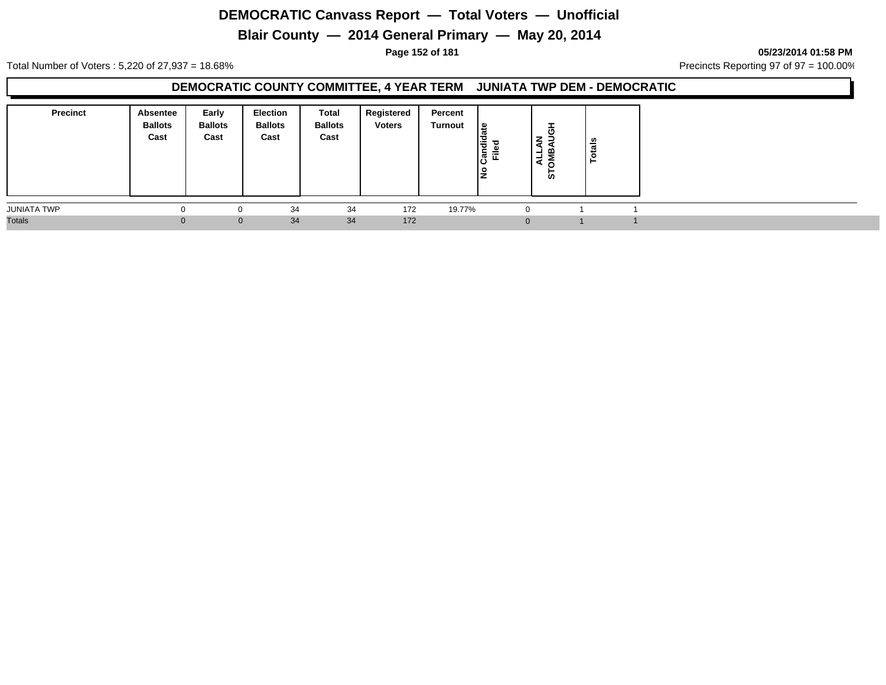# DEMOCRATIC Canvass Report — Total Voters — Unofficial

## Blair County — 2014 General Primary — May 20, 2014

05/23/2014 01:58 PM

Total Number of Voters : 5,220 of 27,937 = 18.68%

Precincts Reporting 97 of 97 = 100.00%

### DEMOCRATIC COUNTY COMMITTEE, 4 YEAR TERM JUNIATA TWP DEM - DEMOCRATIC

| Precinct | Absentee Ballots Cast | Early Ballots Cast | Election Ballots Cast | Total Ballots Cast | Registered Voters | Percent Turnout | No Candidate Filed | ALLAN STOMBAUGH | Totals |
|---|---|---|---|---|---|---|---|---|---|
| JUNIATA TWP | 0 | 0 | 34 | 34 | 172 | 19.77% | 0 | 1 | 1 |
| Totals | 0 | 0 | 34 | 34 | 172 | | 0 | 1 | 1 |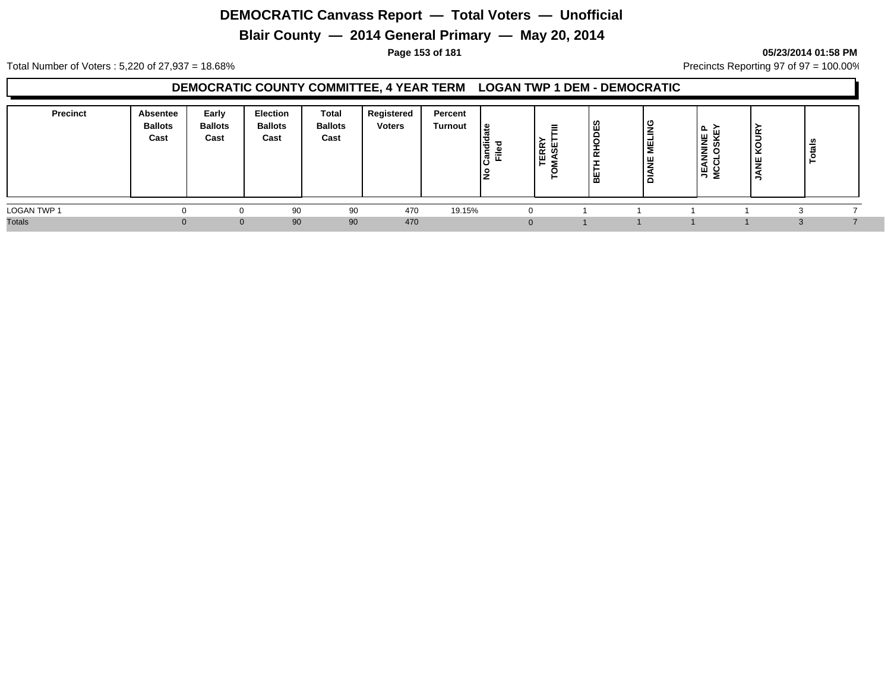# DEMOCRATIC Canvass Report — Total Voters — Unofficial

## Blair County — 2014 General Primary — May 20, 2014

05/23/2014 01:58 PM

Total Number of Voters : 5,220 of 27,937 = 18.68%

Precincts Reporting 97 of 97 = 100.00%

### DEMOCRATIC COUNTY COMMITTEE, 4 YEAR TERM LOGAN TWP 1 DEM - DEMOCRATIC

| Precinct | Absentee Ballots Cast | Early Ballots Cast | Election Ballots Cast | Total Ballots Cast | Registered Voters | Percent Turnout | No Candidate Filed | TERRY TOMASETTIII | BETH RHODES | DIANE MELING | JEANNINE P MCCLOSKEY | JANE KOURY | Totals |
|---|---|---|---|---|---|---|---|---|---|---|---|---|---|
| LOGAN TWP 1 | 0 | 0 | 90 | 90 | 470 | 19.15% | 0 | 1 | 1 | 1 | 1 | 3 | 7 |
| Totals | 0 | 0 | 90 | 90 | 470 | | 0 | 1 | 1 | 1 | 1 | 3 | 7 |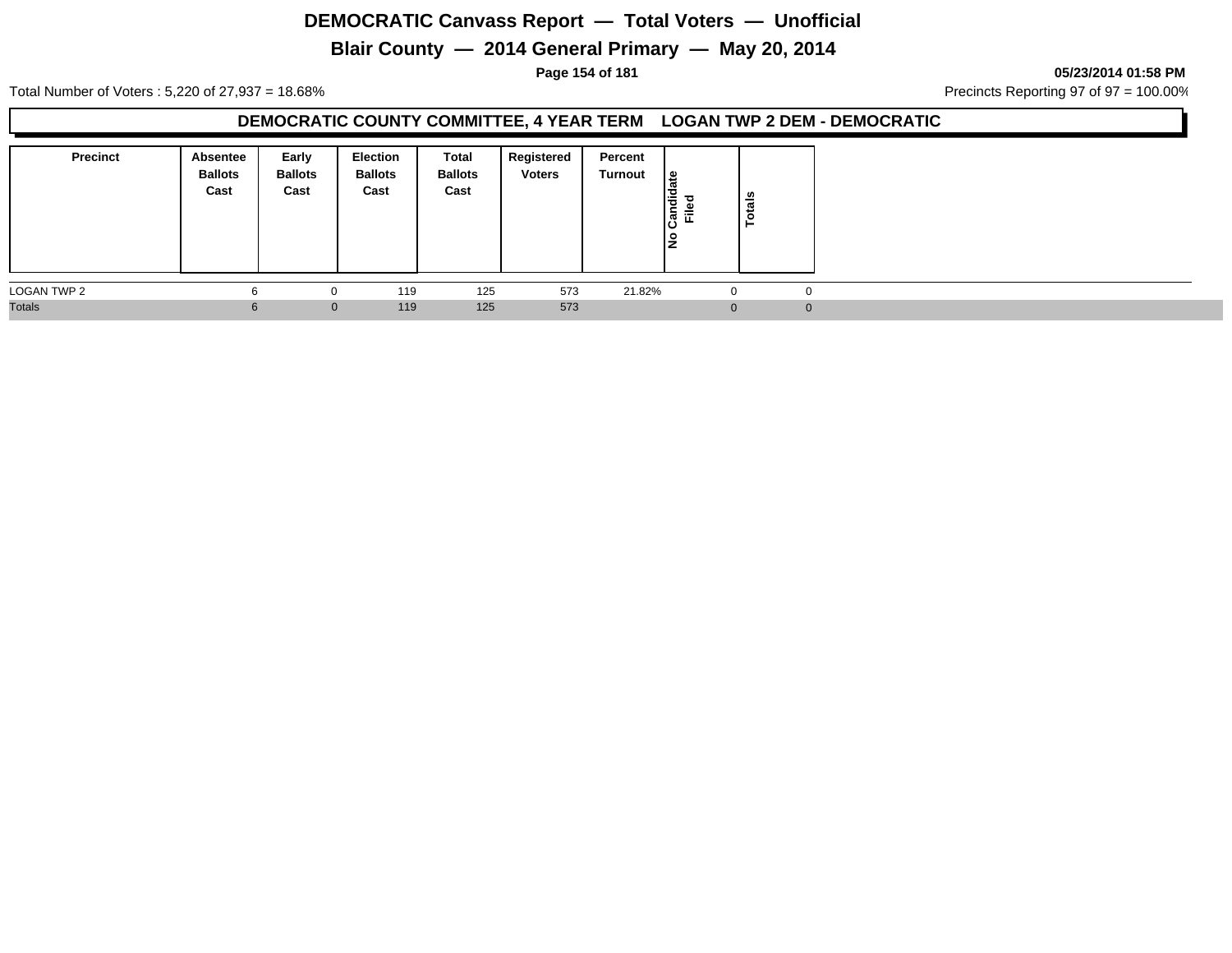# DEMOCRATIC Canvass Report — Total Voters — Unofficial

## Blair County — 2014 General Primary — May 20, 2014

05/23/2014 01:58 PM

Total Number of Voters : 5,220 of 27,937 = 18.68%

Precincts Reporting 97 of 97 = 100.00%

### DEMOCRATIC COUNTY COMMITTEE, 4 YEAR TERM LOGAN TWP 2 DEM - DEMOCRATIC

| Precinct | Absentee Ballots Cast | Early Ballots Cast | Election Ballots Cast | Total Ballots Cast | Registered Voters | Percent Turnout | No Candidate Filed | Totals |
|---|---|---|---|---|---|---|---|---|
| LOGAN TWP 2 | 6 | 0 | 119 | 125 | 573 | 21.82% | 0 | 0 |
| Totals | 6 | 0 | 119 | 125 | 573 | | 0 | 0 |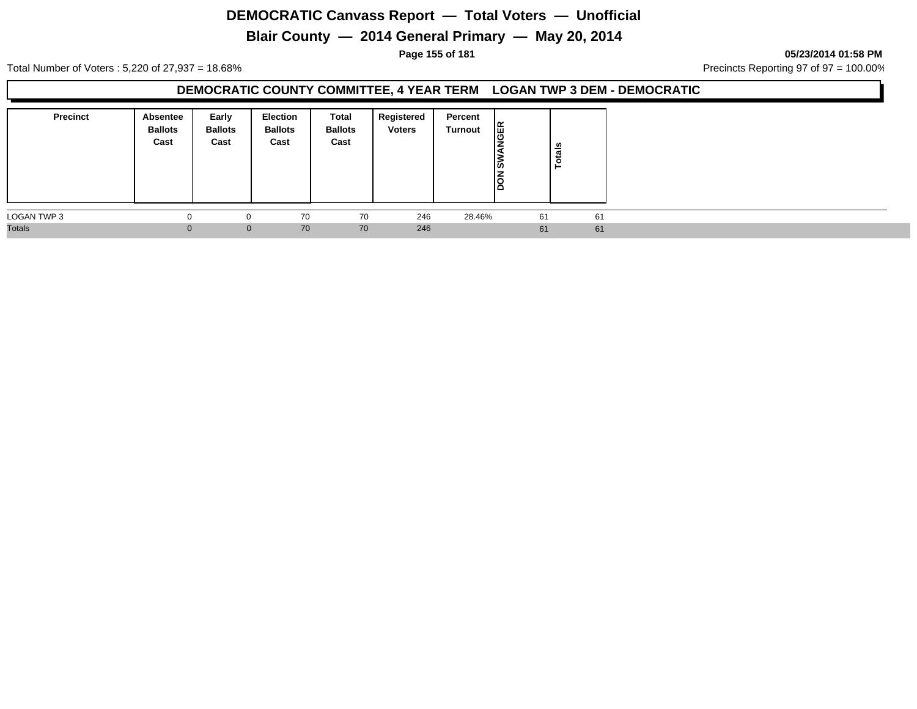# DEMOCRATIC Canvass Report — Total Voters — Unofficial

## Blair County — 2014 General Primary — May 20, 2014

05/23/2014 01:58 PM

Total Number of Voters : 5,220 of 27,937 = 18.68%

Precincts Reporting 97 of 97 = 100.00%

### DEMOCRATIC COUNTY COMMITTEE, 4 YEAR TERM LOGAN TWP 3 DEM - DEMOCRATIC

| Precinct | Absentee Ballots Cast | Early Ballots Cast | Election Ballots Cast | Total Ballots Cast | Registered Voters | Percent Turnout | DON SWANGER | Totals |
|---|---|---|---|---|---|---|---|---|
| LOGAN TWP 3 | 0 | 0 | 70 | 70 | 246 | 28.46% | 61 | 61 |
| Totals | 0 | 0 | 70 | 70 | 246 | | 61 | 61 |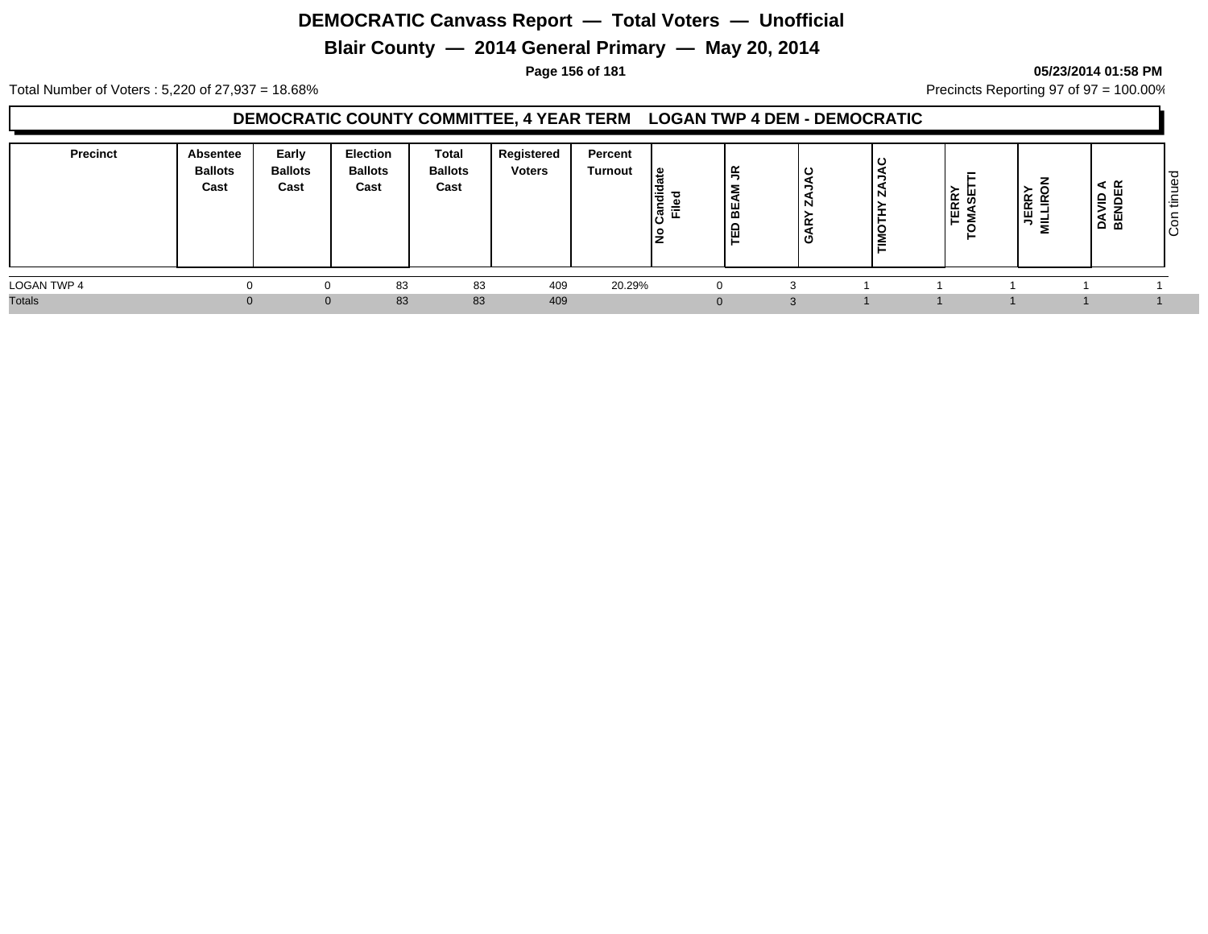# DEMOCRATIC Canvass Report — Total Voters — Unofficial

## Blair County — 2014 General Primary — May 20, 2014

05/23/2014 01:58 PM

Total Number of Voters : 5,220 of 27,937 = 18.68%

Precincts Reporting 97 of 97 = 100.00%

### DEMOCRATIC COUNTY COMMITTEE, 4 YEAR TERM LOGAN TWP 4 DEM - DEMOCRATIC

| Precinct | Absentee Ballots Cast | Early Ballots Cast | Election Ballots Cast | Total Ballots Cast | Registered Voters | Percent Turnout | No Candidate Filed | TED BEAM JR | GARY ZAJAC | TIMOTHY ZAJAC | TERRY TOMASETTI | JERRY MILLIRON | DAVID A BENDER |
|---|---|---|---|---|---|---|---|---|---|---|---|---|---|
| LOGAN TWP 4 | 0 | 0 | 83 | 83 | 409 | 20.29% | 0 | 3 | 1 | 1 | 1 | 1 | 1 |
| Totals | 0 | 0 | 83 | 83 | 409 | | 0 | 3 | 1 | 1 | 1 | 1 | 1 |

Continued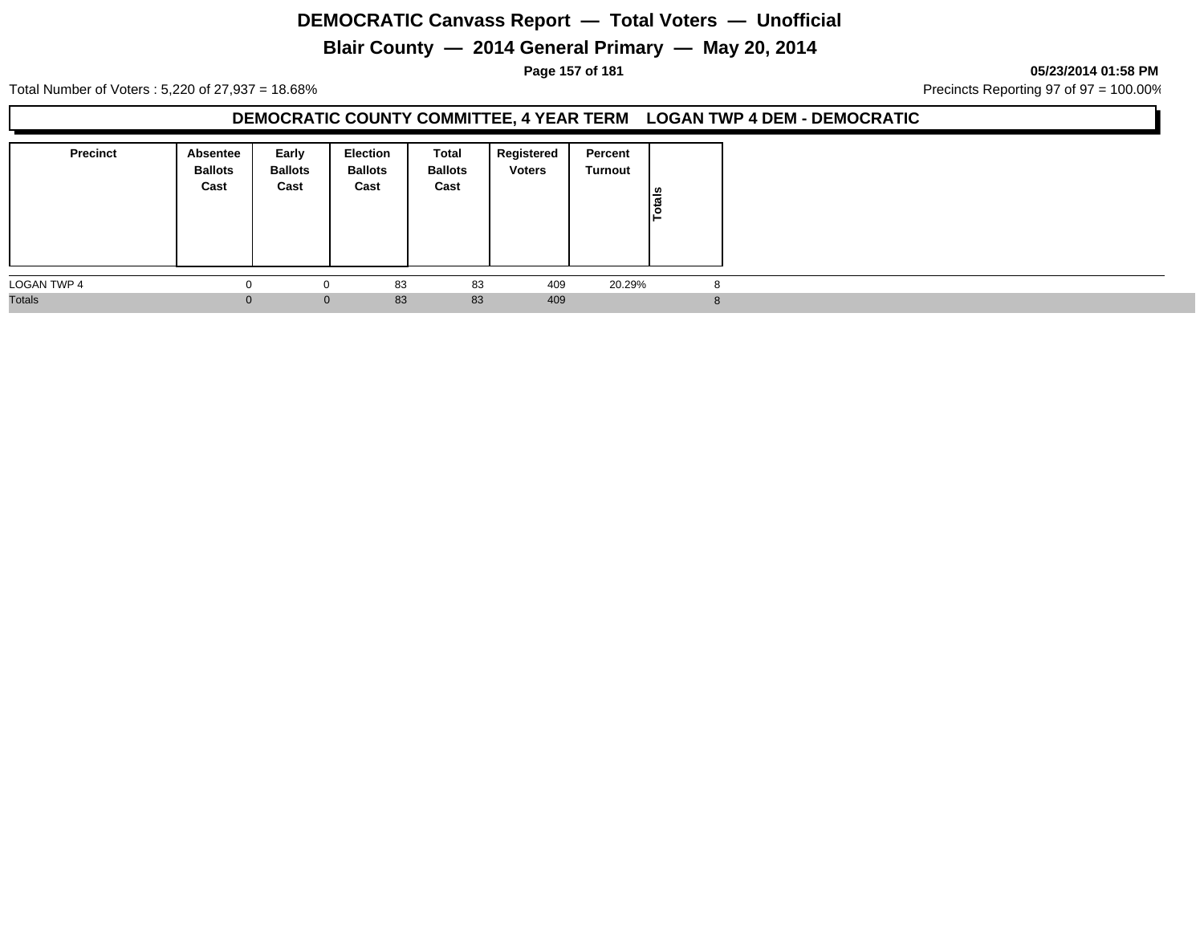# DEMOCRATIC Canvass Report — Total Voters — Unofficial

## Blair County — 2014 General Primary — May 20, 2014

05/23/2014 01:58 PM

Total Number of Voters : 5,220 of 27,937 = 18.68%

Precincts Reporting 97 of 97 = 100.00%

### DEMOCRATIC COUNTY COMMITTEE, 4 YEAR TERM LOGAN TWP 4 DEM - DEMOCRATIC

| Precinct | Absentee Ballots Cast | Early Ballots Cast | Election Ballots Cast | Total Ballots Cast | Registered Voters | Percent Turnout | Totals |
|---|---|---|---|---|---|---|---|
| LOGAN TWP 4 | 0 | 0 | 83 | 83 | 409 | 20.29% | 8 |
| Totals | 0 | 0 | 83 | 83 | 409 | | 8 |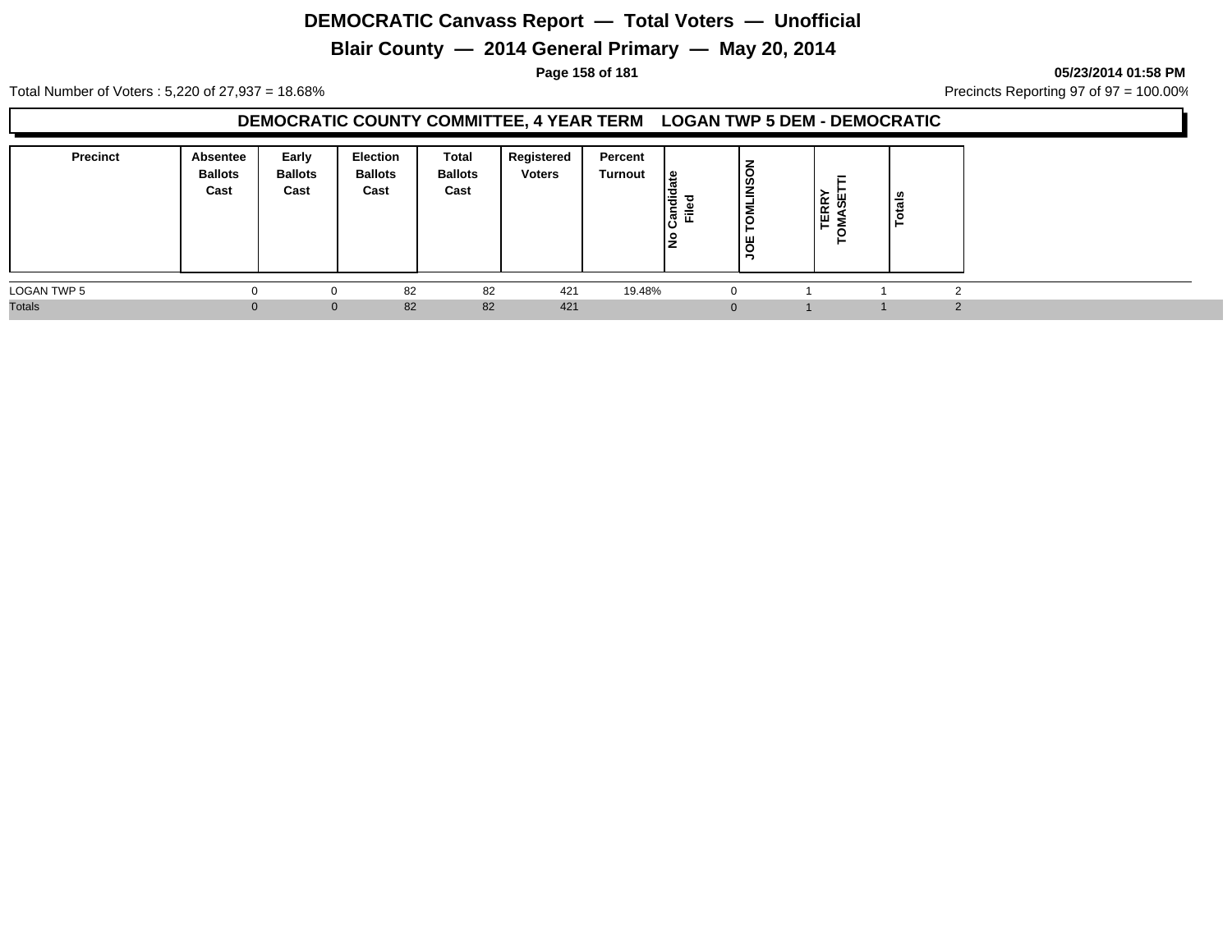# DEMOCRATIC Canvass Report — Total Voters — Unofficial

## Blair County — 2014 General Primary — May 20, 2014

**05/23/2014 01:58 PM**

Total Number of Voters : 5,220 of 27,937 = 18.68%

Precincts Reporting 97 of 97 = 100.00%

### DEMOCRATIC COUNTY COMMITTEE, 4 YEAR TERM LOGAN TWP 5 DEM - DEMOCRATIC

| Precinct | Absentee Ballots Cast | Early Ballots Cast | Election Ballots Cast | Total Ballots Cast | Registered Voters | Percent Turnout | No Candidate Filed | JOE TOMLINSON | TERRY TOMASETTI | Totals |
|---|---|---|---|---|---|---|---|---|---|---|
| LOGAN TWP 5 | 0 | 0 | 82 | 82 | 421 | 19.48% | 0 | 1 | 1 | 2 |
| Totals | 0 | 0 | 82 | 82 | 421 | | 0 | 1 | 1 | 2 |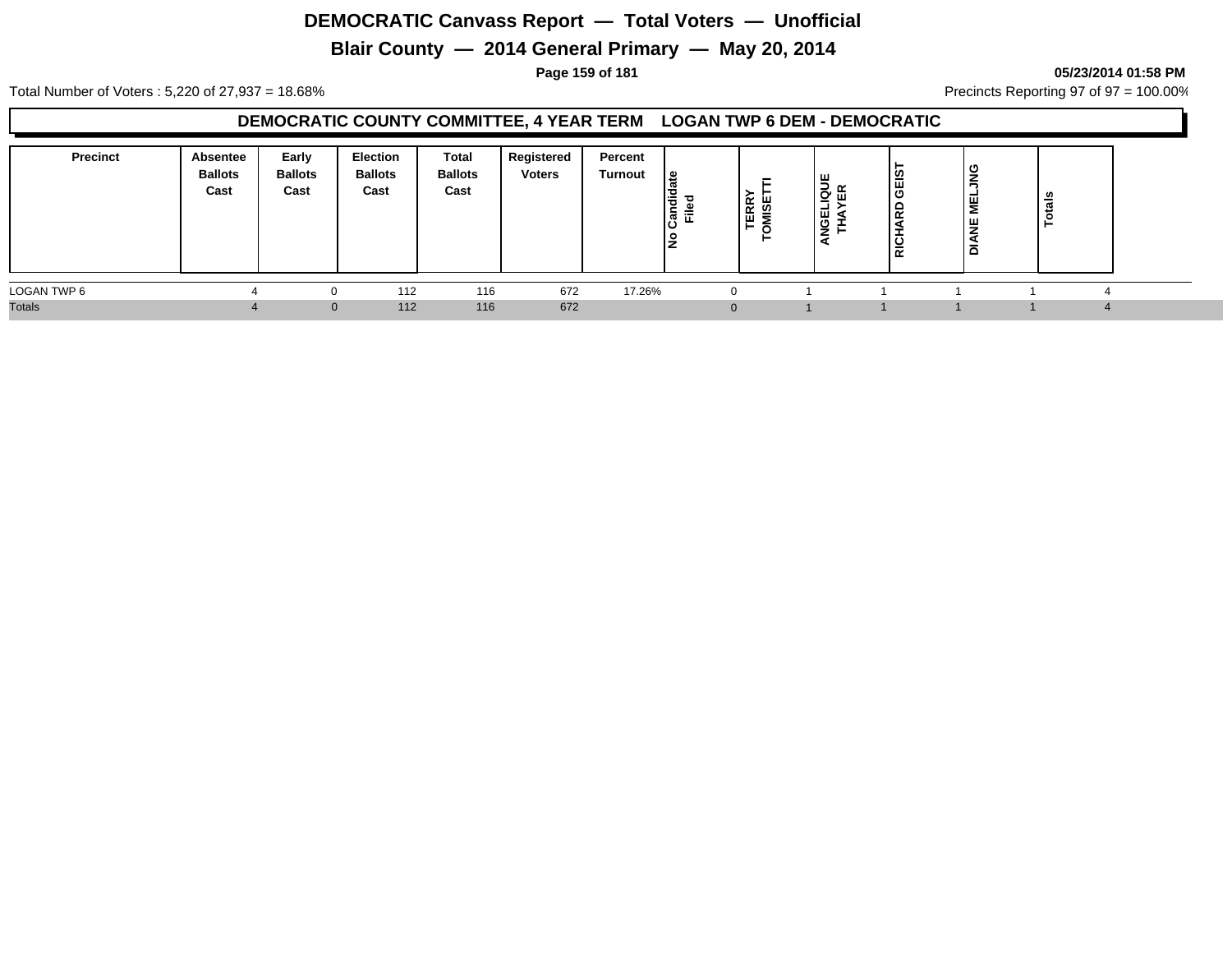# DEMOCRATIC Canvass Report — Total Voters — Unofficial

## Blair County — 2014 General Primary — May 20, 2014

**05/23/2014 01:58 PM**

Total Number of Voters : 5,220 of 27,937 = 18.68%

Precincts Reporting 97 of 97 = 100.00%

### DEMOCRATIC COUNTY COMMITTEE, 4 YEAR TERM    LOGAN TWP 6 DEM - DEMOCRATIC

| Precinct | Absentee Ballots Cast | Early Ballots Cast | Election Ballots Cast | Total Ballots Cast | Registered Voters | Percent Turnout | No Candidate Filed | TERRY TOMISETTI | ANGELIQUE THAYER | RICHARD GEIST | DIANE MELJNG | Totals |
|---|---|---|---|---|---|---|---|---|---|---|---|---|
| LOGAN TWP 6 | 4 | 0 | 112 | 116 | 672 | 17.26% | 0 | 1 | 1 | 1 | 1 | 4 |
| Totals | 4 | 0 | 112 | 116 | 672 | | 0 | 1 | 1 | 1 | 1 | 4 |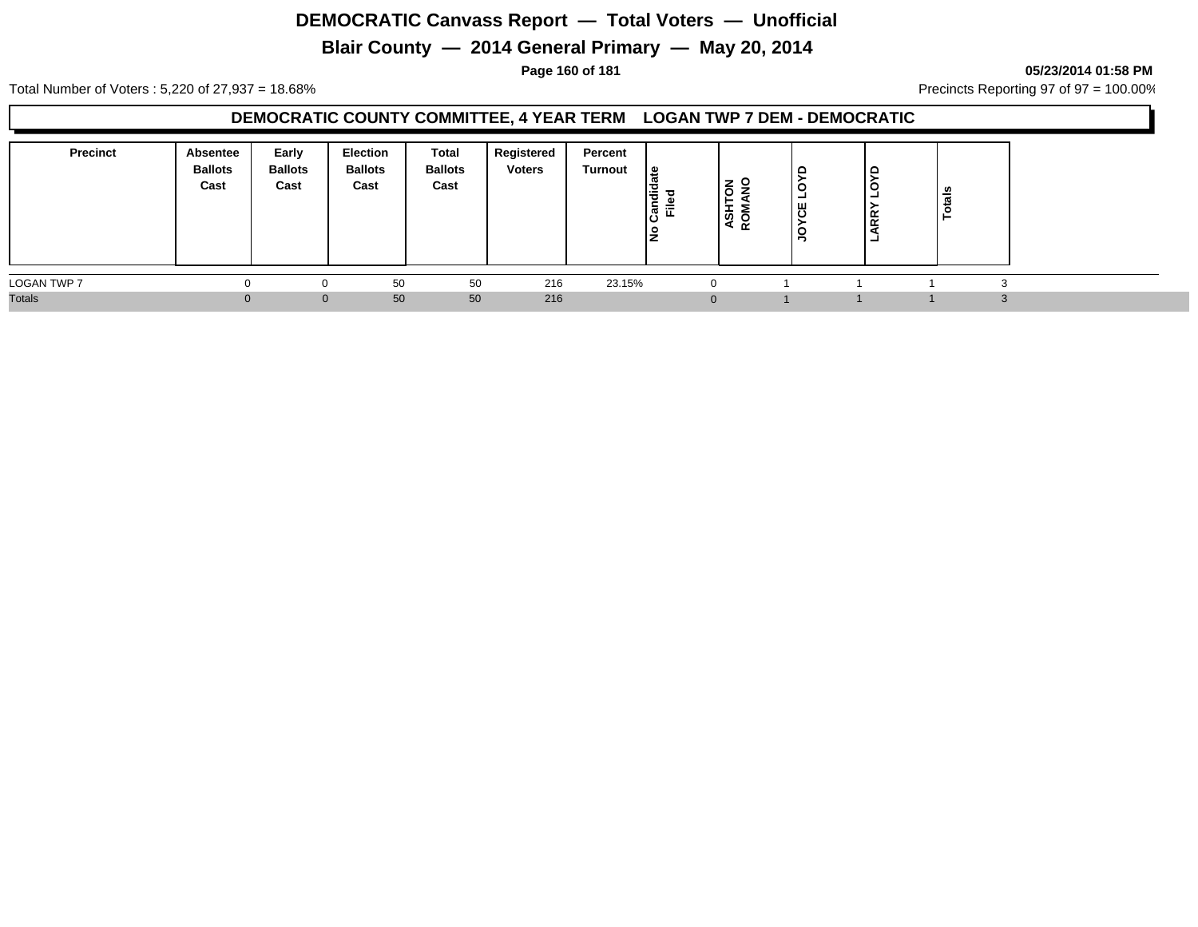# DEMOCRATIC Canvass Report — Total Voters — Unofficial

## Blair County — 2014 General Primary — May 20, 2014

05/23/2014 01:58 PM

Total Number of Voters : 5,220 of 27,937 = 18.68%

Precincts Reporting 97 of 97 = 100.00%

### DEMOCRATIC COUNTY COMMITTEE, 4 YEAR TERM LOGAN TWP 7 DEM - DEMOCRATIC

| Precinct | Absentee Ballots Cast | Early Ballots Cast | Election Ballots Cast | Total Ballots Cast | Registered Voters | Percent Turnout | No Candidate Filed | ASHTON ROMANO | JOYCE LOYD | LARRY LOYD | Totals |
|---|---|---|---|---|---|---|---|---|---|---|---|
| LOGAN TWP 7 | 0 | 0 | 50 | 50 | 216 | 23.15% | 0 | 1 | 1 | 1 | 3 |
| Totals | 0 | 0 | 50 | 50 | 216 | | 0 | 1 | 1 | 1 | 3 |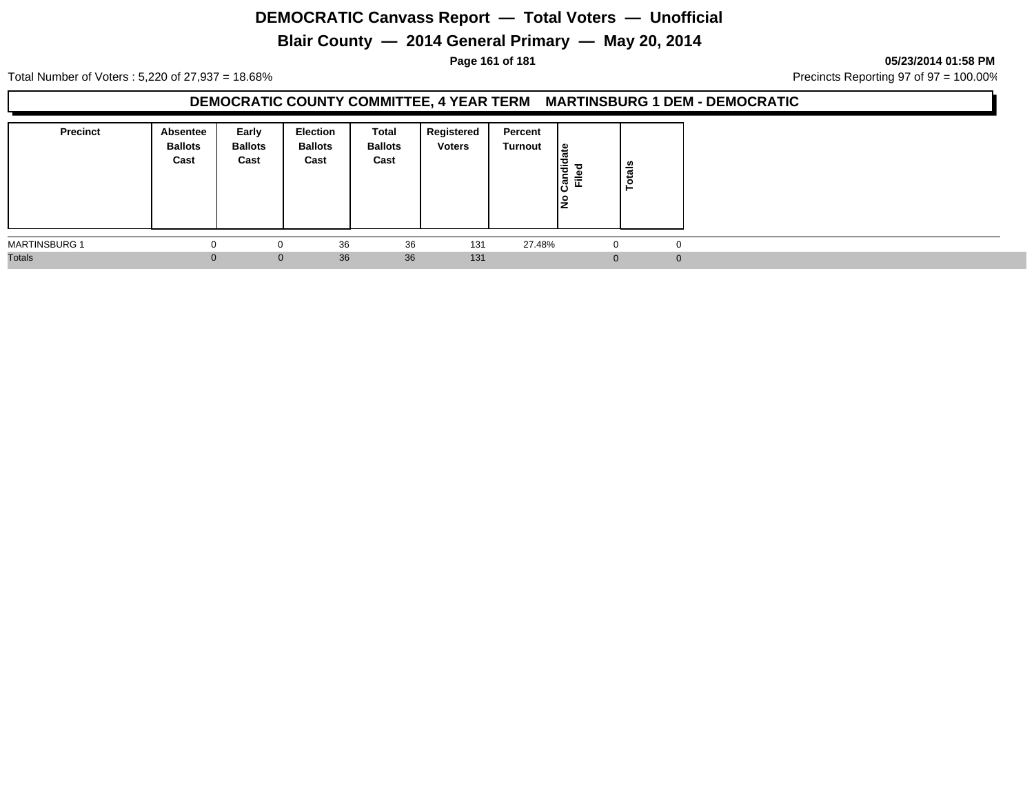# DEMOCRATIC Canvass Report — Total Voters — Unofficial

## Blair County — 2014 General Primary — May 20, 2014

**05/23/2014 01:58 PM**

Total Number of Voters : 5,220 of 27,937 = 18.68%

Precincts Reporting 97 of 97 = 100.00%

### DEMOCRATIC COUNTY COMMITTEE, 4 YEAR TERM MARTINSBURG 1 DEM - DEMOCRATIC

| Precinct | Absentee Ballots Cast | Early Ballots Cast | Election Ballots Cast | Total Ballots Cast | Registered Voters | Percent Turnout | No Candidate Filed | Totals |
|---|---|---|---|---|---|---|---|---|
| MARTINSBURG 1 | 0 | 0 | 36 | 36 | 131 | 27.48% | 0 | 0 |
| Totals | 0 | 0 | 36 | 36 | 131 | | 0 | 0 |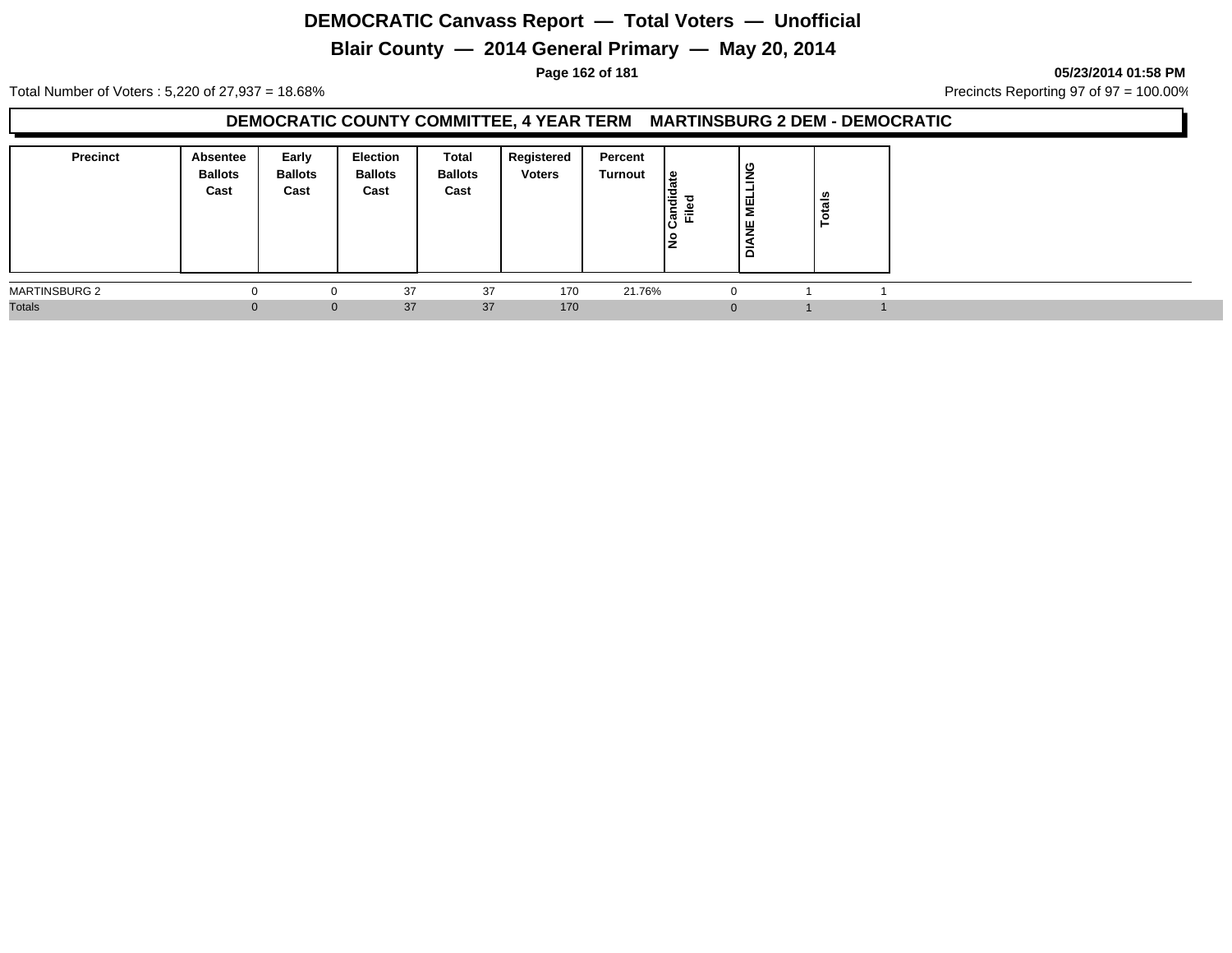# DEMOCRATIC Canvass Report — Total Voters — Unofficial

## Blair County — 2014 General Primary — May 20, 2014

05/23/2014 01:58 PM

Total Number of Voters : 5,220 of 27,937 = 18.68%

Precincts Reporting 97 of 97 = 100.00%

### DEMOCRATIC COUNTY COMMITTEE, 4 YEAR TERM MARTINSBURG 2 DEM - DEMOCRATIC

| Precinct | Absentee Ballots Cast | Early Ballots Cast | Election Ballots Cast | Total Ballots Cast | Registered Voters | Percent Turnout | No Candidate Filed | DIANE MELLING | Totals |
|---|---|---|---|---|---|---|---|---|---|
| MARTINSBURG 2 | 0 | 0 | 37 | 37 | 170 | 21.76% | 0 | 1 | 1 |
| Totals | 0 | 0 | 37 | 37 | 170 | | 0 | 1 | 1 |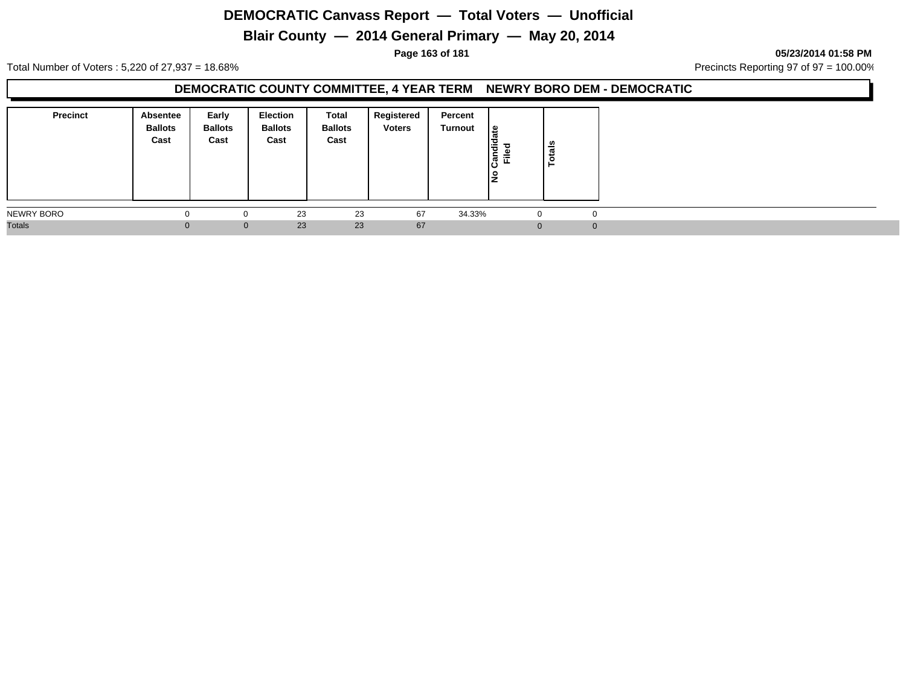# DEMOCRATIC Canvass Report — Total Voters — Unofficial

## Blair County — 2014 General Primary — May 20, 2014

05/23/2014 01:58 PM

Total Number of Voters : 5,220 of 27,937 = 18.68%

Precincts Reporting 97 of 97 = 100.00%

### DEMOCRATIC COUNTY COMMITTEE, 4 YEAR TERM NEWRY BORO DEM - DEMOCRATIC

| Precinct | Absentee Ballots Cast | Early Ballots Cast | Election Ballots Cast | Total Ballots Cast | Registered Voters | Percent Turnout | No Candidate Filed | Totals |
|---|---|---|---|---|---|---|---|---|
| NEWRY BORO | 0 | 0 | 23 | 23 | 67 | 34.33% | 0 | 0 |
| Totals | 0 | 0 | 23 | 23 | 67 | | 0 | 0 |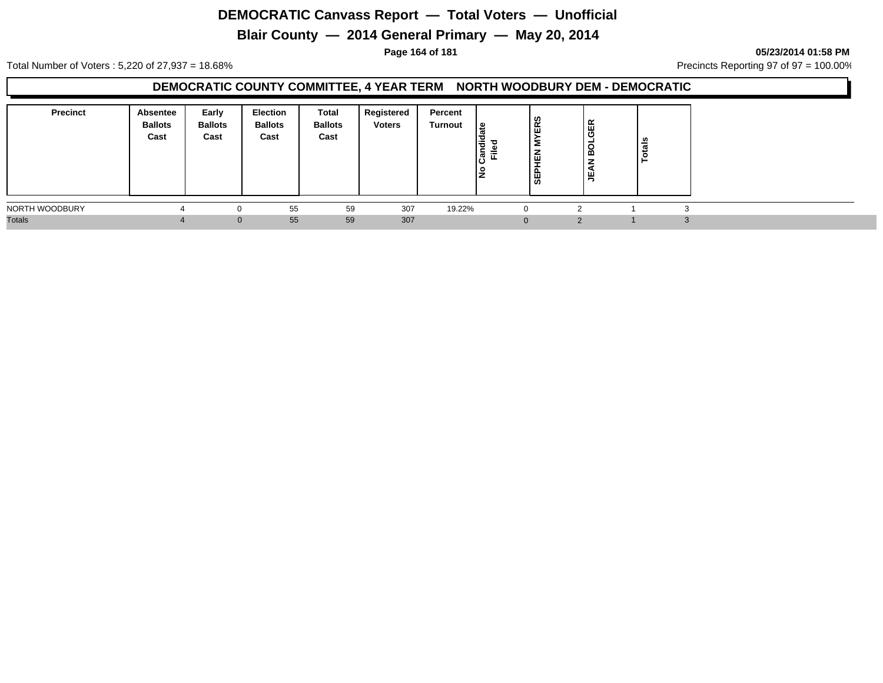# DEMOCRATIC Canvass Report — Total Voters — Unofficial

## Blair County — 2014 General Primary — May 20, 2014

05/23/2014 01:58 PM

Total Number of Voters : 5,220 of 27,937 = 18.68%

Precincts Reporting 97 of 97 = 100.00%

### DEMOCRATIC COUNTY COMMITTEE, 4 YEAR TERM NORTH WOODBURY DEM - DEMOCRATIC

| Precinct | Absentee Ballots Cast | Early Ballots Cast | Election Ballots Cast | Total Ballots Cast | Registered Voters | Percent Turnout | No Candidate Filed | SEPHEN MYERS | JEAN BOLGER | Totals |
|---|---|---|---|---|---|---|---|---|---|---|
| NORTH WOODBURY | 4 | 0 | 55 | 59 | 307 | 19.22% | 0 | 2 | 1 | 3 |
| Totals | 4 | 0 | 55 | 59 | 307 | | 0 | 2 | 1 | 3 |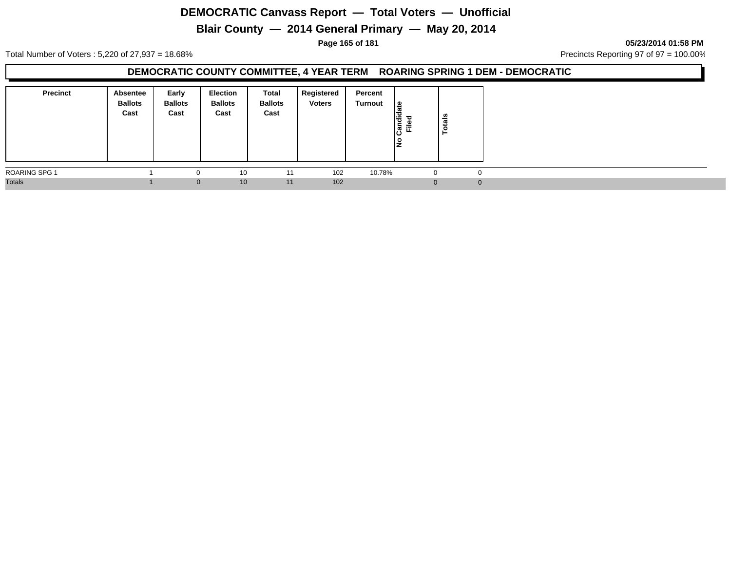# DEMOCRATIC Canvass Report — Total Voters — Unofficial

## Blair County — 2014 General Primary — May 20, 2014

05/23/2014 01:58 PM

Total Number of Voters : 5,220 of 27,937 = 18.68%

Precincts Reporting 97 of 97 = 100.00%

### DEMOCRATIC COUNTY COMMITTEE, 4 YEAR TERM ROARING SPRING 1 DEM - DEMOCRATIC

| Precinct | Absentee Ballots Cast | Early Ballots Cast | Election Ballots Cast | Total Ballots Cast | Registered Voters | Percent Turnout | No Candidate Filed | Totals |
|---|---|---|---|---|---|---|---|---|
| ROARING SPG 1 | 1 | 0 | 10 | 11 | 102 | 10.78% | 0 | 0 |
| Totals | 1 | 0 | 10 | 11 | 102 | | 0 | 0 |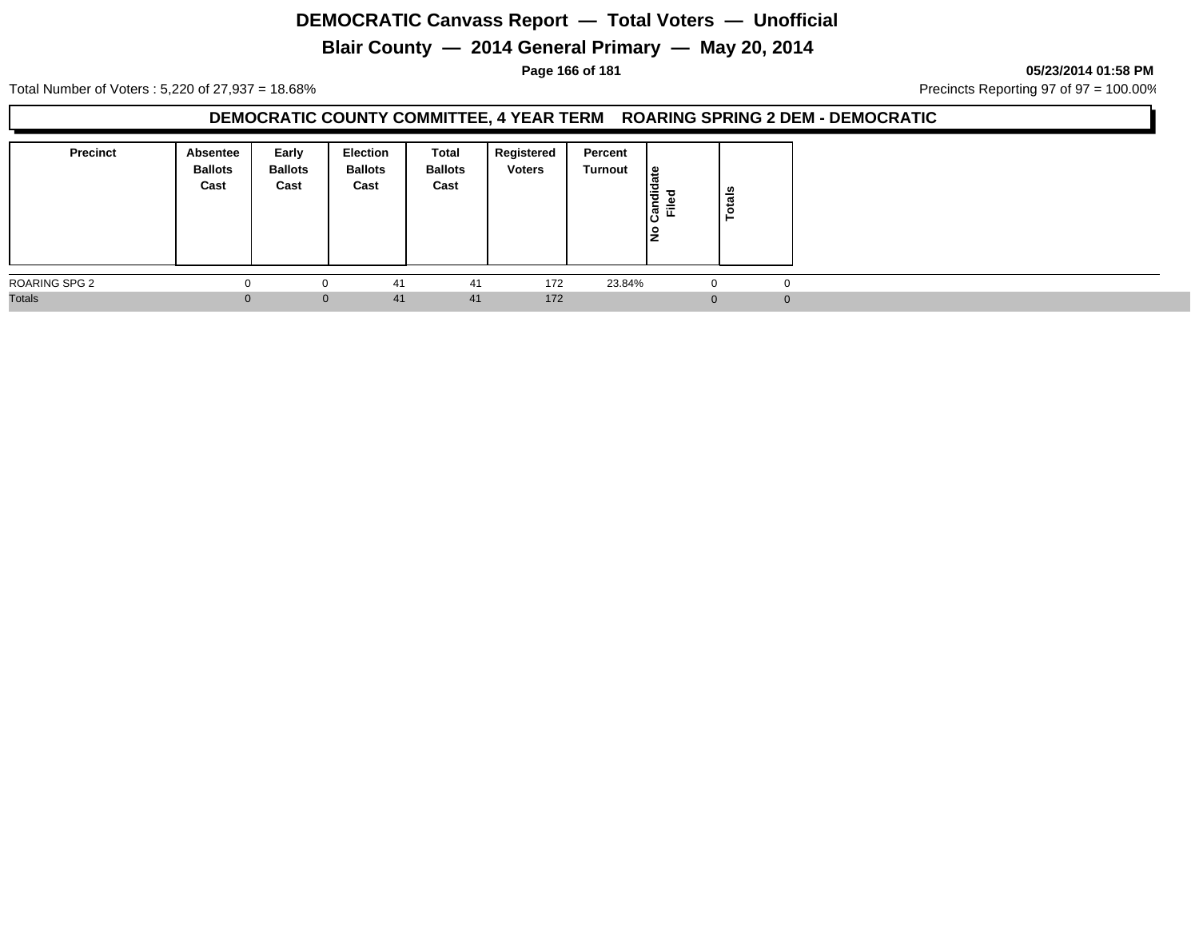# DEMOCRATIC Canvass Report — Total Voters — Unofficial

## Blair County — 2014 General Primary — May 20, 2014

05/23/2014 01:58 PM

Total Number of Voters : 5,220 of 27,937 = 18.68%

Precincts Reporting 97 of 97 = 100.00%

### DEMOCRATIC COUNTY COMMITTEE, 4 YEAR TERM ROARING SPRING 2 DEM - DEMOCRATIC

| Precinct | Absentee Ballots Cast | Early Ballots Cast | Election Ballots Cast | Total Ballots Cast | Registered Voters | Percent Turnout | No Candidate Filed | Totals |
|---|---|---|---|---|---|---|---|---|
| ROARING SPG 2 | 0 | 0 | 41 | 41 | 172 | 23.84% | 0 | 0 |
| Totals | 0 | 0 | 41 | 41 | 172 | | 0 | 0 |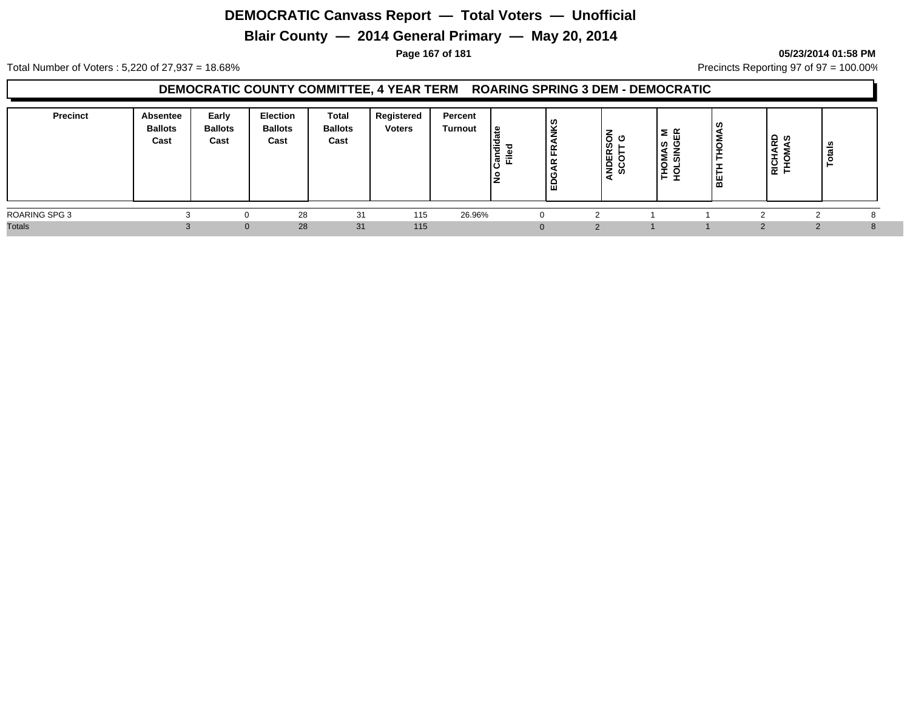# DEMOCRATIC Canvass Report — Total Voters — Unofficial

## Blair County — 2014 General Primary — May 20, 2014

**05/23/2014 01:58 PM**

Total Number of Voters : 5,220 of 27,937 = 18.68%

Precincts Reporting 97 of 97 = 100.00%

### DEMOCRATIC COUNTY COMMITTEE, 4 YEAR TERM ROARING SPRING 3 DEM - DEMOCRATIC

| Precinct | Absentee Ballots Cast | Early Ballots Cast | Election Ballots Cast | Total Ballots Cast | Registered Voters | Percent Turnout | No Candidate Filed | EDGAR FRANKS | ANDERSON SCOTT G | THOMAS M HOLSINGER | BETH THOMAS | RICHARD THOMAS | Totals |
|---|---|---|---|---|---|---|---|---|---|---|---|---|---|
| ROARING SPG 3 | 3 | 0 | 28 | 31 | 115 | 26.96% | 0 | 2 | 1 | 1 | 2 | 2 | 8 |
| Totals | 3 | 0 | 28 | 31 | 115 | | 0 | 2 | 1 | 1 | 2 | 2 | 8 |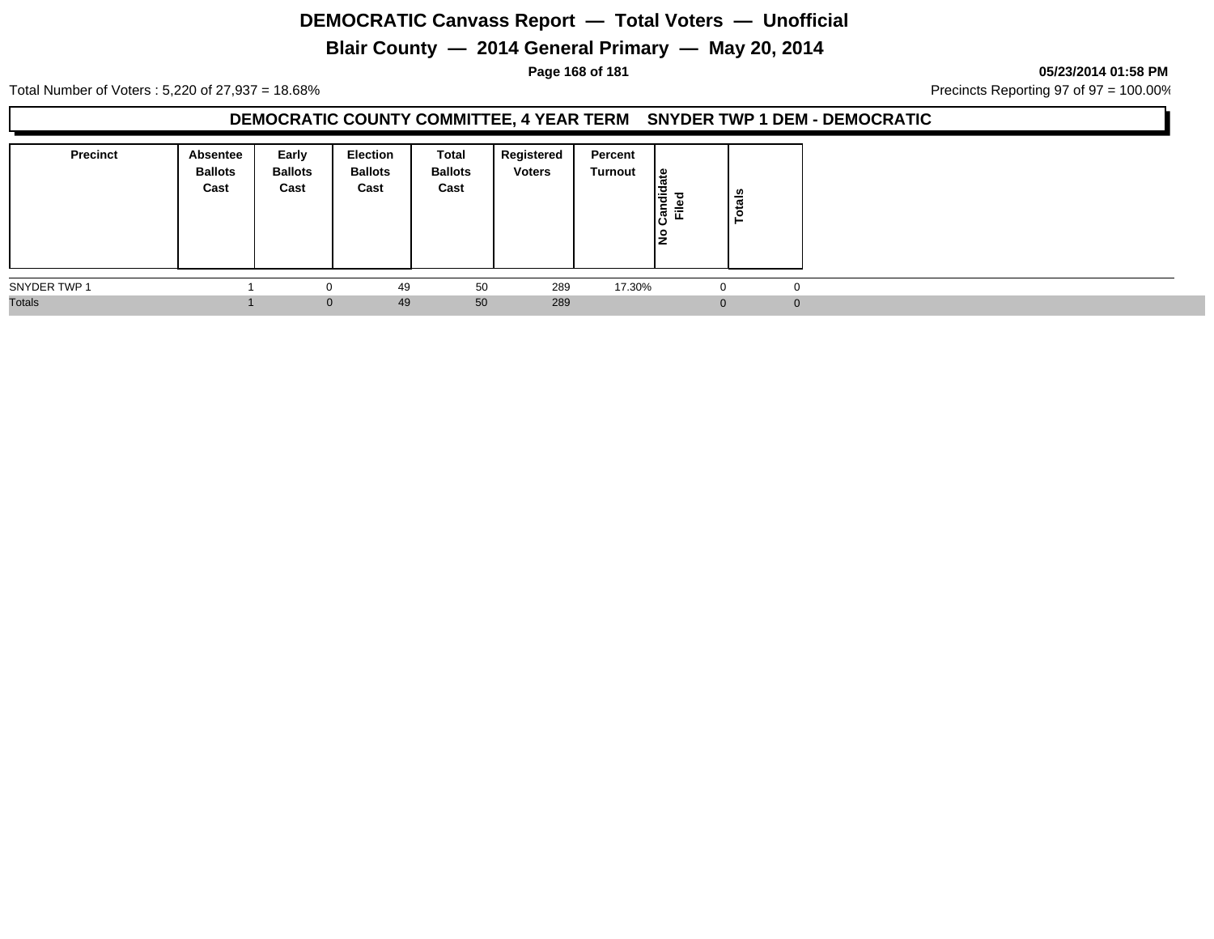# DEMOCRATIC Canvass Report — Total Voters — Unofficial

## Blair County — 2014 General Primary — May 20, 2014

05/23/2014 01:58 PM

Total Number of Voters : 5,220 of 27,937 = 18.68%

Precincts Reporting 97 of 97 = 100.00%

### DEMOCRATIC COUNTY COMMITTEE, 4 YEAR TERM SNYDER TWP 1 DEM - DEMOCRATIC

| Precinct | Absentee Ballots Cast | Early Ballots Cast | Election Ballots Cast | Total Ballots Cast | Registered Voters | Percent Turnout | No Candidate Filed | Totals |
|---|---|---|---|---|---|---|---|---|
| SNYDER TWP 1 | 1 | 0 | 49 | 50 | 289 | 17.30% | 0 | 0 |
| Totals | 1 | 0 | 49 | 50 | 289 | | 0 | 0 |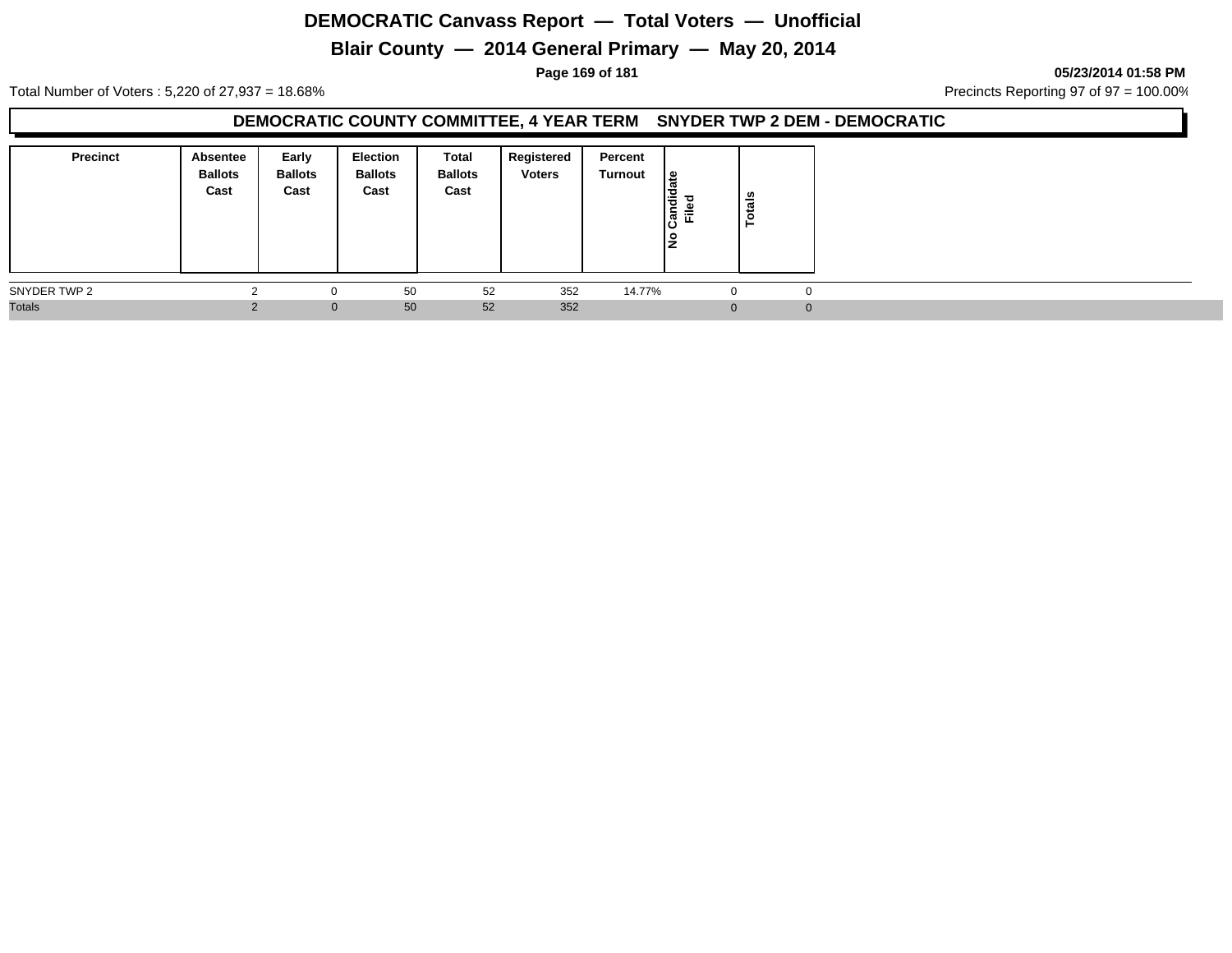# DEMOCRATIC Canvass Report — Total Voters — Unofficial

## Blair County — 2014 General Primary — May 20, 2014

05/23/2014 01:58 PM

Total Number of Voters : 5,220 of 27,937 = 18.68%

Precincts Reporting 97 of 97 = 100.00%

### DEMOCRATIC COUNTY COMMITTEE, 4 YEAR TERM SNYDER TWP 2 DEM - DEMOCRATIC

| Precinct | Absentee Ballots Cast | Early Ballots Cast | Election Ballots Cast | Total Ballots Cast | Registered Voters | Percent Turnout | No Candidate Filed | Totals |
|---|---|---|---|---|---|---|---|---|
| SNYDER TWP 2 | 2 | 0 | 50 | 52 | 352 | 14.77% | 0 | 0 |
| Totals | 2 | 0 | 50 | 52 | 352 | | 0 | 0 |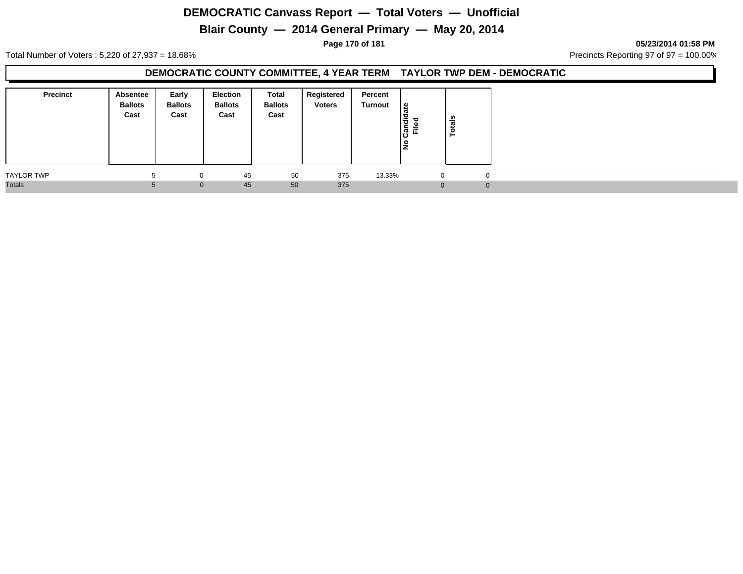# DEMOCRATIC Canvass Report — Total Voters — Unofficial

## Blair County — 2014 General Primary — May 20, 2014

05/23/2014 01:58 PM

Total Number of Voters : 5,220 of 27,937 = 18.68%

Precincts Reporting 97 of 97 = 100.00%

### DEMOCRATIC COUNTY COMMITTEE, 4 YEAR TERM TAYLOR TWP DEM - DEMOCRATIC

| Precinct | Absentee Ballots Cast | Early Ballots Cast | Election Ballots Cast | Total Ballots Cast | Registered Voters | Percent Turnout | No Candidate Filed | Totals |
|---|---|---|---|---|---|---|---|---|
| TAYLOR TWP | 5 | 0 | 45 | 50 | 375 | 13.33% | 0 | 0 |
| Totals | 5 | 0 | 45 | 50 | 375 | | 0 | 0 |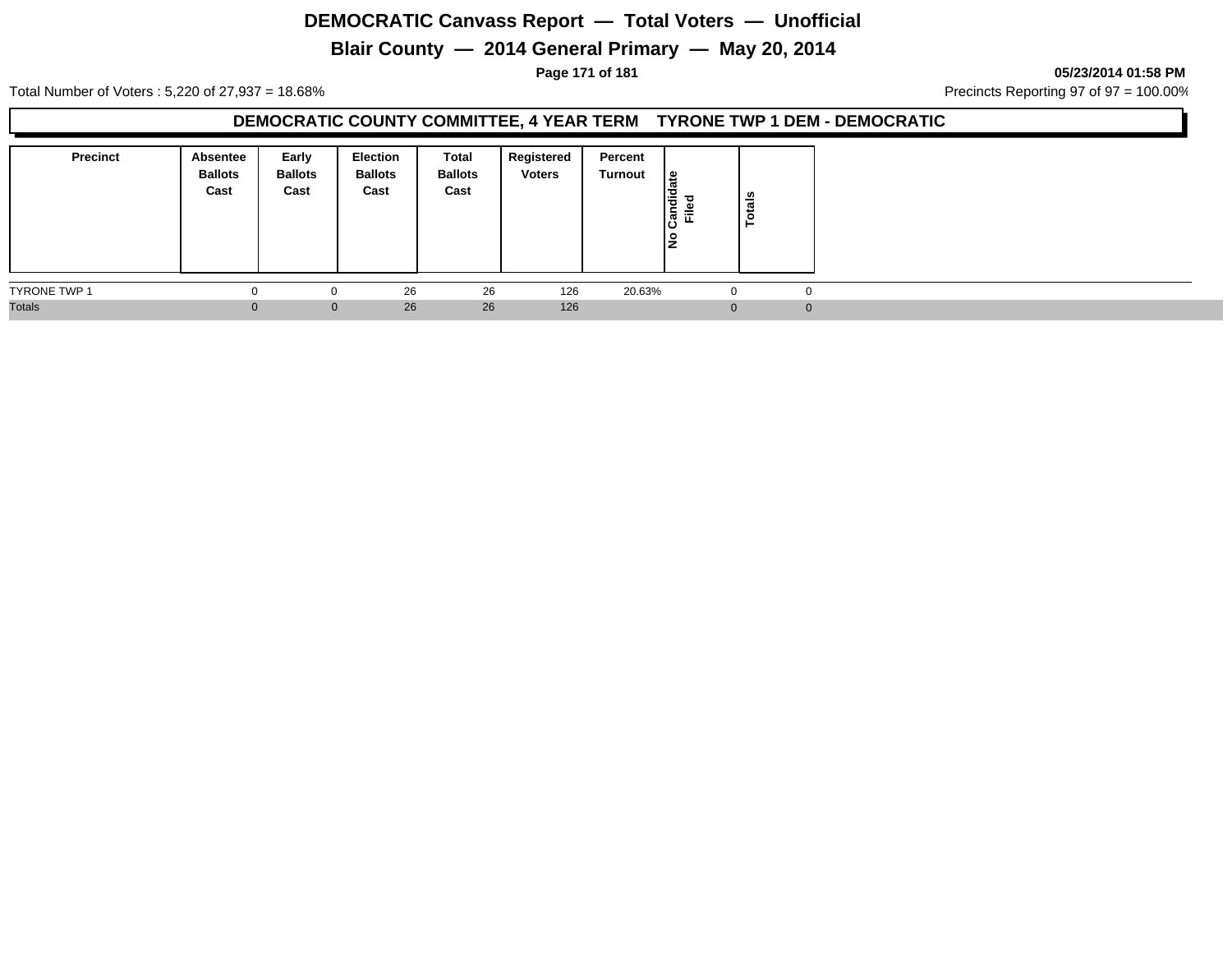# DEMOCRATIC Canvass Report — Total Voters — Unofficial

## Blair County — 2014 General Primary — May 20, 2014

05/23/2014 01:58 PM

Total Number of Voters : 5,220 of 27,937 = 18.68%

Precincts Reporting 97 of 97 = 100.00%

### DEMOCRATIC COUNTY COMMITTEE, 4 YEAR TERM TYRONE TWP 1 DEM - DEMOCRATIC

| Precinct | Absentee Ballots Cast | Early Ballots Cast | Election Ballots Cast | Total Ballots Cast | Registered Voters | Percent Turnout | No Candidate Filed | Totals |
|---|---|---|---|---|---|---|---|---|
| TYRONE TWP 1 | 0 | 0 | 26 | 26 | 126 | 20.63% | 0 | 0 |
| Totals | 0 | 0 | 26 | 26 | 126 | | 0 | 0 |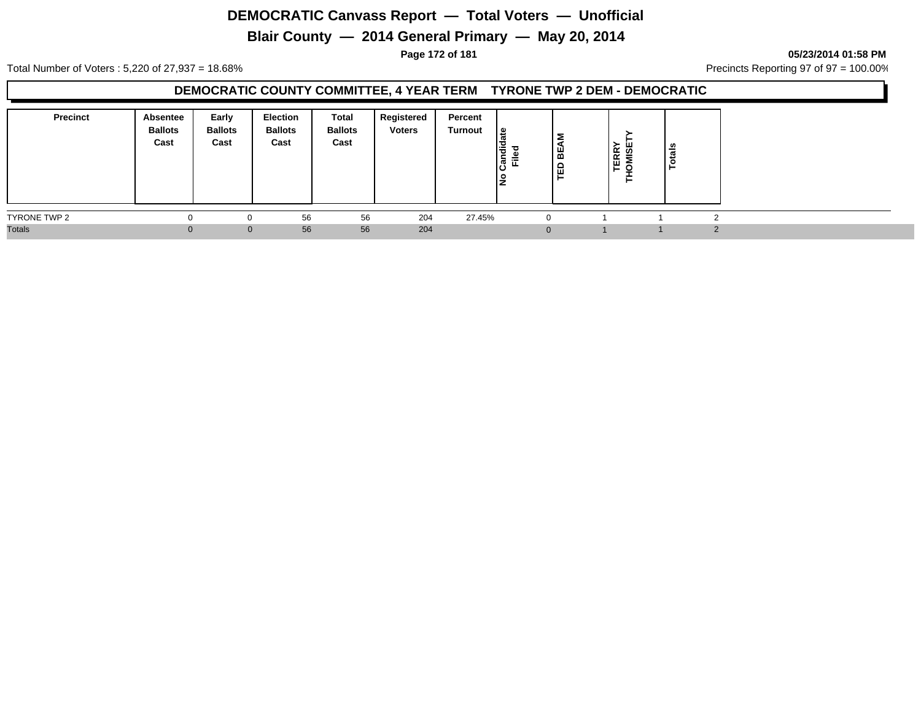# DEMOCRATIC Canvass Report — Total Voters — Unofficial

## Blair County — 2014 General Primary — May 20, 2014

05/23/2014 01:58 PM

Total Number of Voters : 5,220 of 27,937 = 18.68%

Precincts Reporting 97 of 97 = 100.00%

### DEMOCRATIC COUNTY COMMITTEE, 4 YEAR TERM TYRONE TWP 2 DEM - DEMOCRATIC

| Precinct | Absentee Ballots Cast | Early Ballots Cast | Election Ballots Cast | Total Ballots Cast | Registered Voters | Percent Turnout | No Candidate Filed | TED BEAM | TERRY THOMISETY | Totals |
|---|---|---|---|---|---|---|---|---|---|---|
| TYRONE TWP 2 | 0 | 0 | 56 | 56 | 204 | 27.45% | 0 | 1 | 1 | 2 |
| Totals | 0 | 0 | 56 | 56 | 204 | | 0 | 1 | 1 | 2 |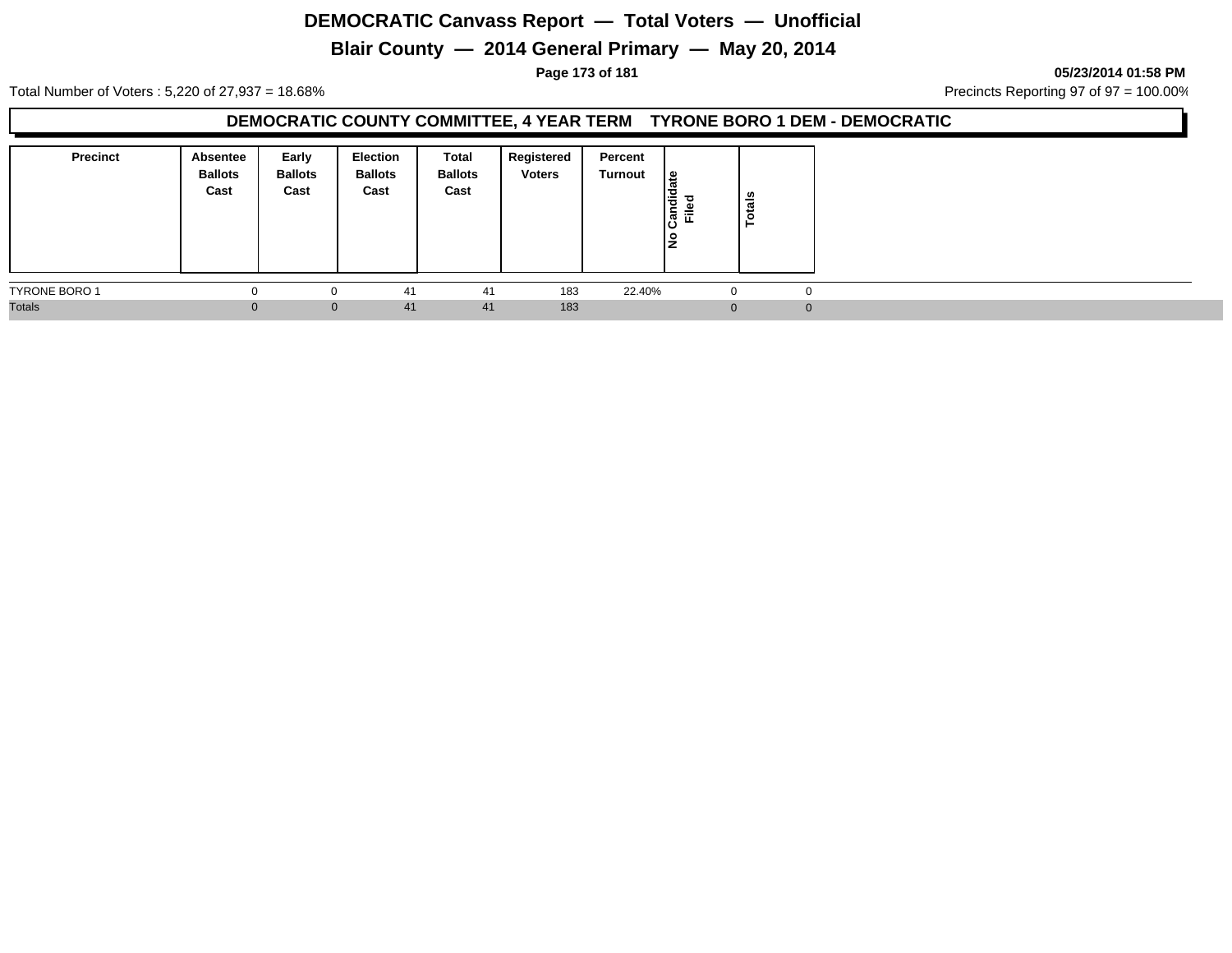# DEMOCRATIC Canvass Report — Total Voters — Unofficial

## Blair County — 2014 General Primary — May 20, 2014

05/23/2014 01:58 PM

Total Number of Voters : 5,220 of 27,937 = 18.68%

Precincts Reporting 97 of 97 = 100.00%

### DEMOCRATIC COUNTY COMMITTEE, 4 YEAR TERM TYRONE BORO 1 DEM - DEMOCRATIC

| Precinct | Absentee Ballots Cast | Early Ballots Cast | Election Ballots Cast | Total Ballots Cast | Registered Voters | Percent Turnout | No Candidate Filed | Totals |
|---|---|---|---|---|---|---|---|---|
| TYRONE BORO 1 | 0 | 0 | 41 | 41 | 183 | 22.40% | 0 | 0 |
| Totals | 0 | 0 | 41 | 41 | 183 | | 0 | 0 |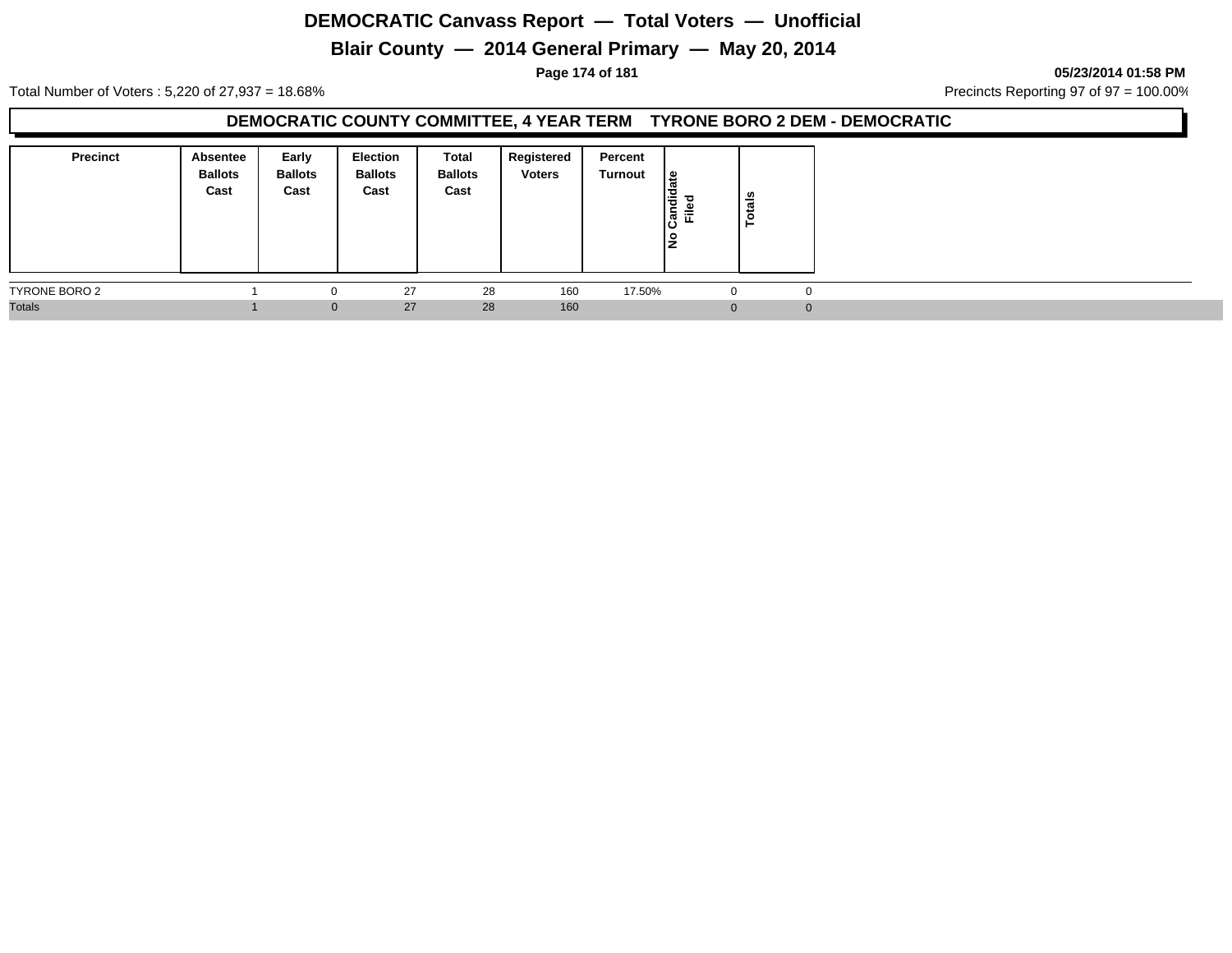# DEMOCRATIC Canvass Report — Total Voters — Unofficial

## Blair County — 2014 General Primary — May 20, 2014

**05/23/2014 01:58 PM**

Total Number of Voters : 5,220 of 27,937 = 18.68%

Precincts Reporting 97 of 97 = 100.00%

### DEMOCRATIC COUNTY COMMITTEE, 4 YEAR TERM TYRONE BORO 2 DEM - DEMOCRATIC

| Precinct | Absentee Ballots Cast | Early Ballots Cast | Election Ballots Cast | Total Ballots Cast | Registered Voters | Percent Turnout | No Candidate Filed | Totals |
|---|---|---|---|---|---|---|---|---|
| TYRONE BORO 2 | 1 | 0 | 27 | 28 | 160 | 17.50% | 0 | 0 |
| Totals | 1 | 0 | 27 | 28 | 160 | | 0 | 0 |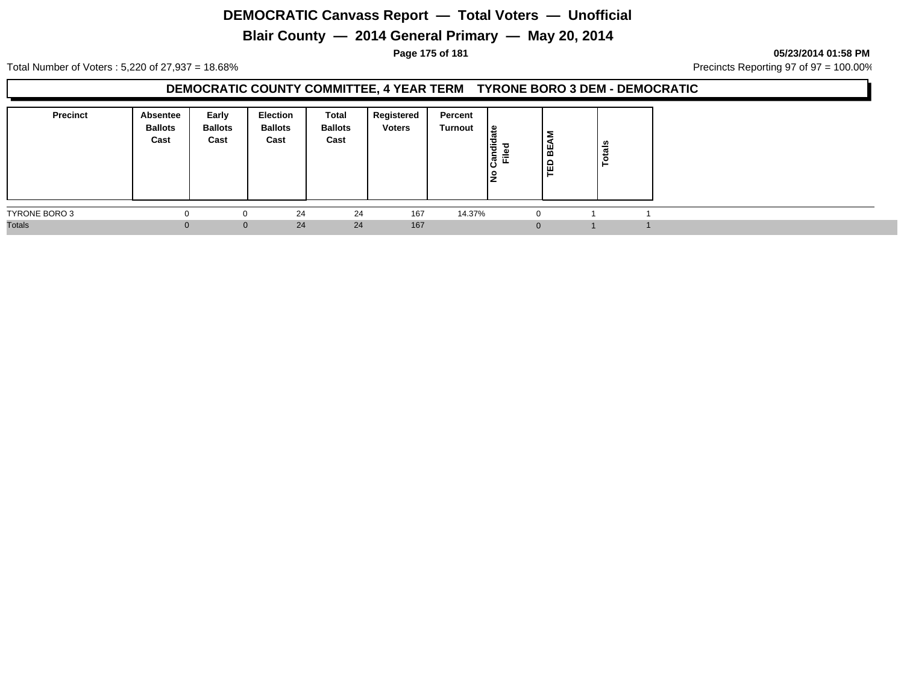# DEMOCRATIC Canvass Report — Total Voters — Unofficial

## Blair County — 2014 General Primary — May 20, 2014

05/23/2014 01:58 PM

Total Number of Voters : 5,220 of 27,937 = 18.68%

Precincts Reporting 97 of 97 = 100.00%

### DEMOCRATIC COUNTY COMMITTEE, 4 YEAR TERM TYRONE BORO 3 DEM - DEMOCRATIC

| Precinct | Absentee Ballots Cast | Early Ballots Cast | Election Ballots Cast | Total Ballots Cast | Registered Voters | Percent Turnout | No Candidate Filed | TED BEAM | Totals |
|---|---|---|---|---|---|---|---|---|---|
| TYRONE BORO 3 | 0 | 0 | 24 | 24 | 167 | 14.37% | 0 | 1 | 1 |
| Totals | 0 | 0 | 24 | 24 | 167 | | 0 | 1 | 1 |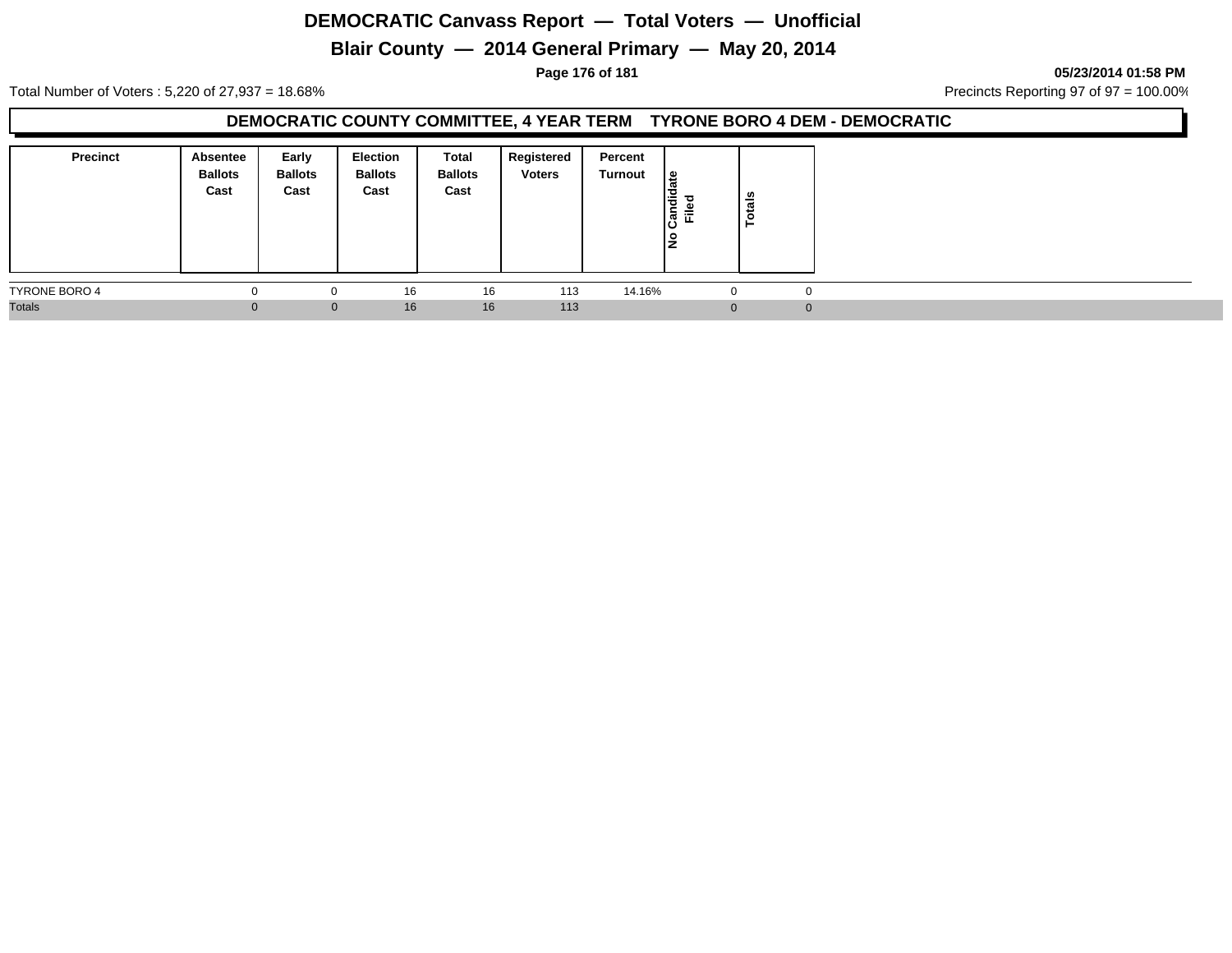# DEMOCRATIC Canvass Report — Total Voters — Unofficial

## Blair County — 2014 General Primary — May 20, 2014

05/23/2014 01:58 PM

Total Number of Voters : 5,220 of 27,937 = 18.68%

Precincts Reporting 97 of 97 = 100.00%

### DEMOCRATIC COUNTY COMMITTEE, 4 YEAR TERM TYRONE BORO 4 DEM - DEMOCRATIC

| Precinct | Absentee Ballots Cast | Early Ballots Cast | Election Ballots Cast | Total Ballots Cast | Registered Voters | Percent Turnout | No Candidate Filed | Totals |
|---|---|---|---|---|---|---|---|---|
| TYRONE BORO 4 | 0 | 0 | 16 | 16 | 113 | 14.16% | 0 | 0 |
| Totals | 0 | 0 | 16 | 16 | 113 | | 0 | 0 |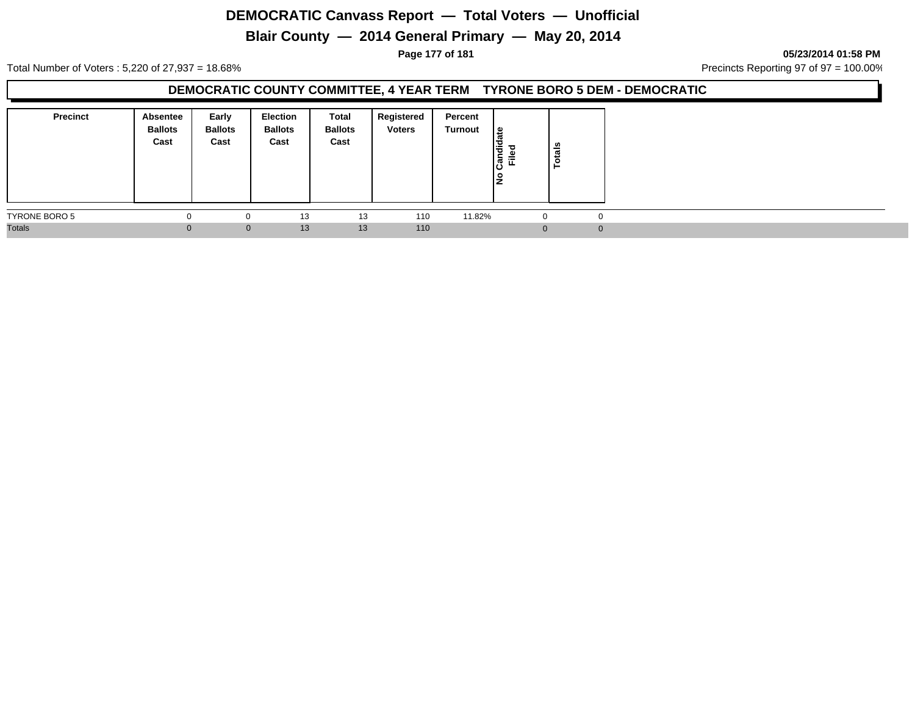# DEMOCRATIC Canvass Report — Total Voters — Unofficial

## Blair County — 2014 General Primary — May 20, 2014

05/23/2014 01:58 PM

Total Number of Voters : 5,220 of 27,937 = 18.68%

Precincts Reporting 97 of 97 = 100.00%

### DEMOCRATIC COUNTY COMMITTEE, 4 YEAR TERM TYRONE BORO 5 DEM - DEMOCRATIC

| Precinct | Absentee Ballots Cast | Early Ballots Cast | Election Ballots Cast | Total Ballots Cast | Registered Voters | Percent Turnout | No Candidate Filed | Totals |
|---|---|---|---|---|---|---|---|---|
| TYRONE BORO 5 | 0 | 0 | 13 | 13 | 110 | 11.82% | 0 | 0 |
| Totals | 0 | 0 | 13 | 13 | 110 | | 0 | 0 |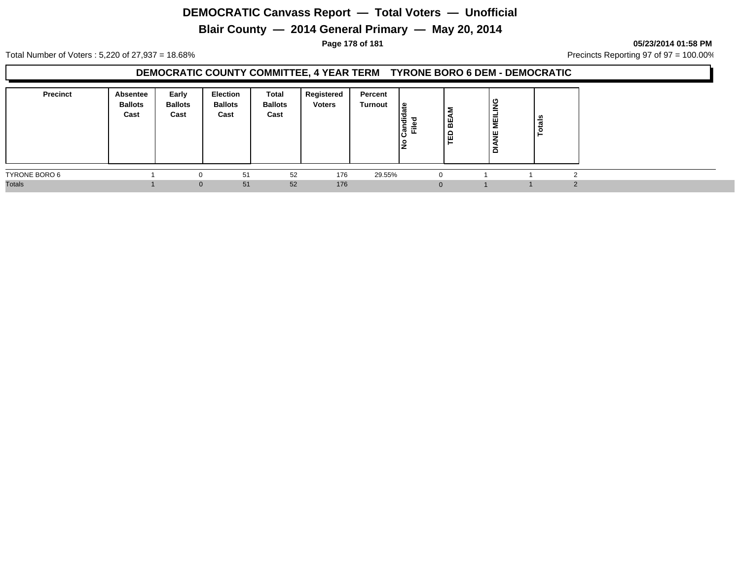# DEMOCRATIC Canvass Report — Total Voters — Unofficial

## Blair County — 2014 General Primary — May 20, 2014

05/23/2014 01:58 PM

Total Number of Voters : 5,220 of 27,937 = 18.68%

Precincts Reporting 97 of 97 = 100.00%

### DEMOCRATIC COUNTY COMMITTEE, 4 YEAR TERM TYRONE BORO 6 DEM - DEMOCRATIC

| Precinct | Absentee Ballots Cast | Early Ballots Cast | Election Ballots Cast | Total Ballots Cast | Registered Voters | Percent Turnout | No Candidate Filed | TED BEAM | DIANE MEILING | Totals |
|---|---|---|---|---|---|---|---|---|---|---|
| TYRONE BORO 6 | 1 | 0 | 51 | 52 | 176 | 29.55% | 0 | 1 | 1 | 2 |
| Totals | 1 | 0 | 51 | 52 | 176 | | 0 | 1 | 1 | 2 |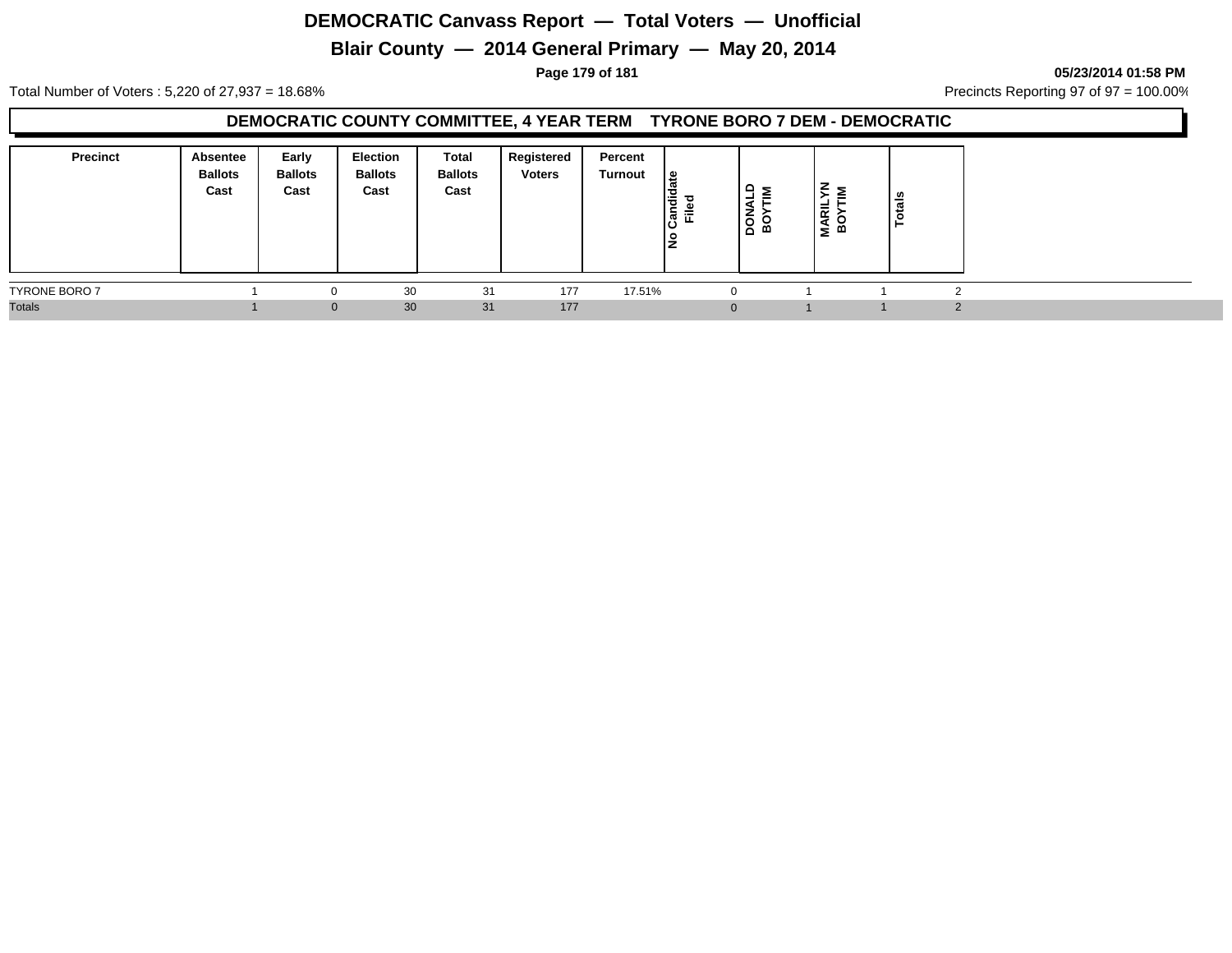# DEMOCRATIC Canvass Report — Total Voters — Unofficial

## Blair County — 2014 General Primary — May 20, 2014

05/23/2014 01:58 PM

Total Number of Voters : 5,220 of 27,937 = 18.68%

Precincts Reporting 97 of 97 = 100.00%

### DEMOCRATIC COUNTY COMMITTEE, 4 YEAR TERM TYRONE BORO 7 DEM - DEMOCRATIC

| Precinct | Absentee Ballots Cast | Early Ballots Cast | Election Ballots Cast | Total Ballots Cast | Registered Voters | Percent Turnout | No Candidate Filed | DONALD BOYTIM | MARILYN BOYTIM | Totals |
|---|---|---|---|---|---|---|---|---|---|---|
| TYRONE BORO 7 | 1 | 0 | 30 | 31 | 177 | 17.51% | 0 | 1 | 1 | 2 |
| Totals | 1 | 0 | 30 | 31 | 177 | | 0 | 1 | 1 | 2 |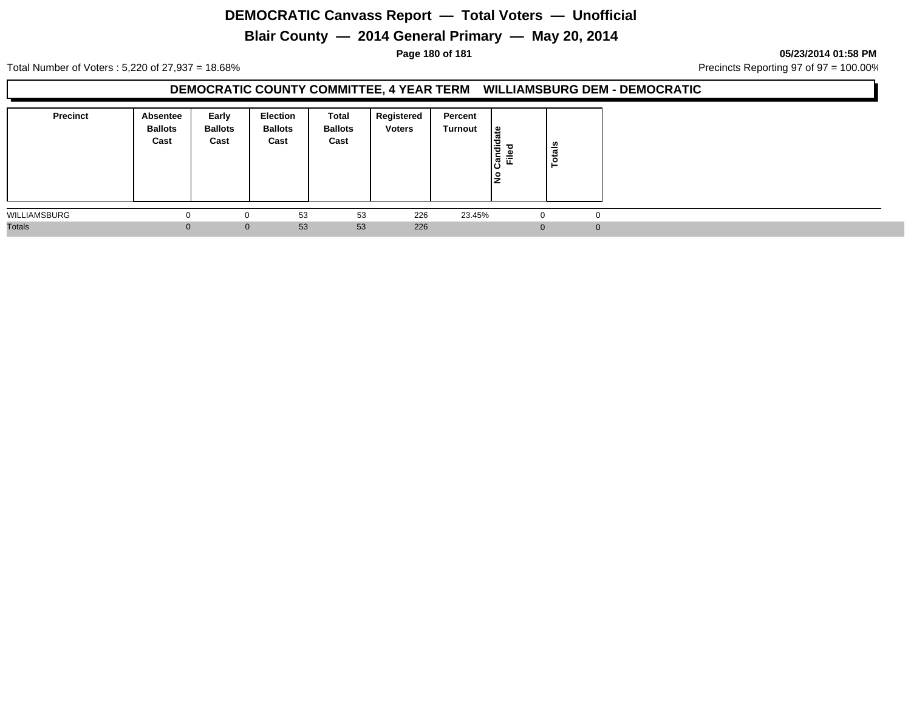# DEMOCRATIC Canvass Report — Total Voters — Unofficial

## Blair County — 2014 General Primary — May 20, 2014

05/23/2014 01:58 PM

Total Number of Voters : 5,220 of 27,937 = 18.68%

Precincts Reporting 97 of 97 = 100.00%

### DEMOCRATIC COUNTY COMMITTEE, 4 YEAR TERM WILLIAMSBURG DEM - DEMOCRATIC

| Precinct | Absentee Ballots Cast | Early Ballots Cast | Election Ballots Cast | Total Ballots Cast | Registered Voters | Percent Turnout | No Candidate Filed | Totals |
|---|---|---|---|---|---|---|---|---|
| WILLIAMSBURG | 0 | 0 | 53 | 53 | 226 | 23.45% | 0 | 0 |
| Totals | 0 | 0 | 53 | 53 | 226 | | 0 | 0 |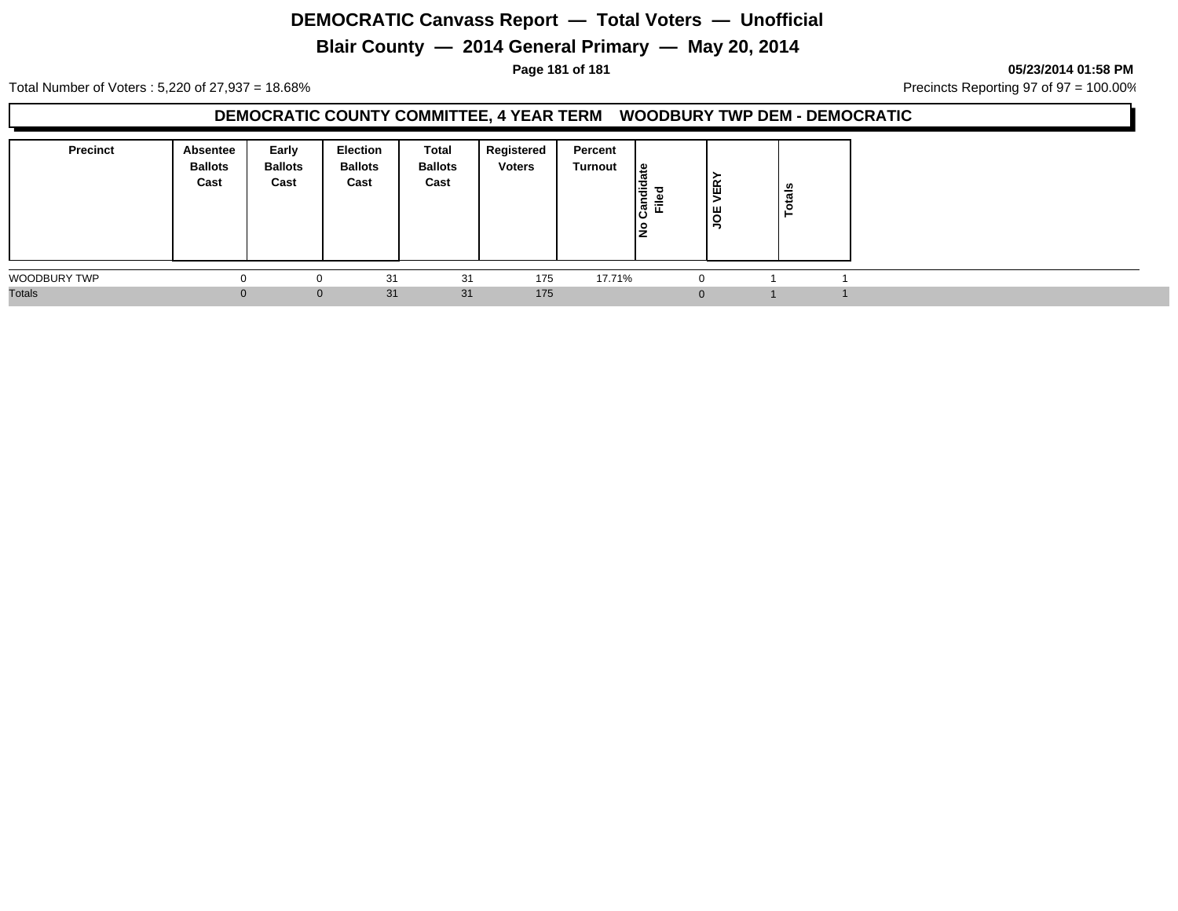# DEMOCRATIC Canvass Report — Total Voters — Unofficial

## Blair County — 2014 General Primary — May 20, 2014

**05/23/2014 01:58 PM**

Total Number of Voters : 5,220 of 27,937 = 18.68%

Precincts Reporting 97 of 97 = 100.00%

### DEMOCRATIC COUNTY COMMITTEE, 4 YEAR TERM WOODBURY TWP DEM - DEMOCRATIC

| Precinct | Absentee Ballots Cast | Early Ballots Cast | Election Ballots Cast | Total Ballots Cast | Registered Voters | Percent Turnout | No Candidate Filed | JOE VERY | Totals |
|---|---|---|---|---|---|---|---|---|---|
| WOODBURY TWP | 0 | 0 | 31 | 31 | 175 | 17.71% | 0 | 1 | 1 |
| Totals | 0 | 0 | 31 | 31 | 175 | | 0 | 1 | 1 |